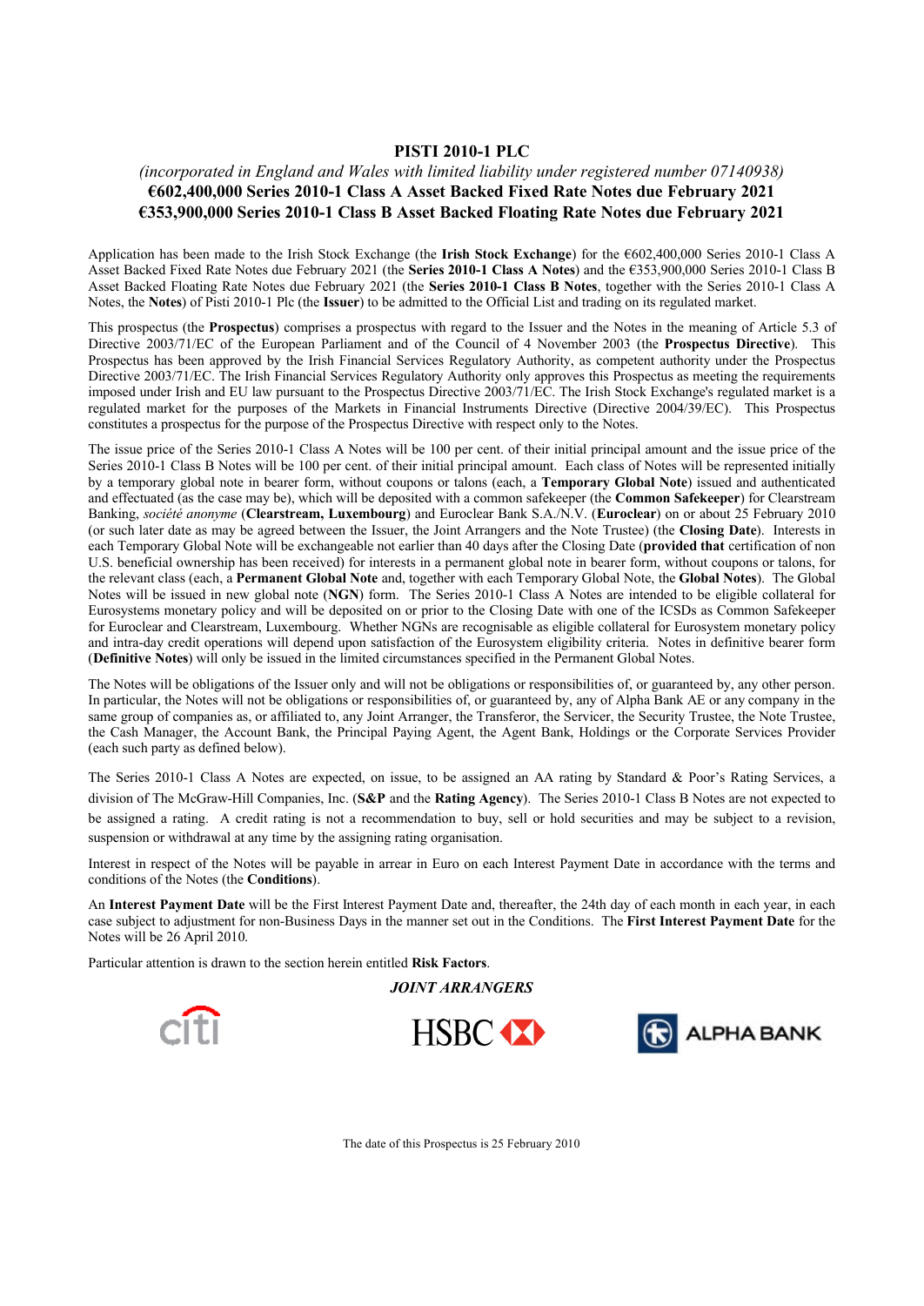# PISTI 2010-1 PLC

*(incorporated in England and Wales with limited liability under registered number 07140938)*

**€602,400,000 Series 2010-1 Class A Asset Backed Fixed Rate Notes due February 2021**

**€353,900,000 Series 2010-1 Class B Asset Backed Floating Rate Notes due February 2021**

Application has been made to the Irish Stock Exchange (the **Irish Stock Exchange**) for the €602,400,000 Series 2010-1 Class A Asset Backed Fixed Rate Notes due February 2021 (the **Series 2010-1 Class A Notes**) and the €353,900,000 Series 2010-1 Class B Asset Backed Floating Rate Notes due February 2021 (the **Series 2010-1 Class B Notes**, together with the Series 2010-1 Class A Notes, the **Notes**) of Pisti 2010-1 Plc (the **Issuer**) to be admitted to the Official List and trading on its regulated market.

This prospectus (the **Prospectus**) comprises a prospectus with regard to the Issuer and the Notes in the meaning of Article 5.3 of Directive 2003/71/EC of the European Parliament and of the Council of 4 November 2003 (the **Prospectus Directive**). This Prospectus has been approved by the Irish Financial Services Regulatory Authority, as competent authority under the Prospectus Directive 2003/71/EC. The Irish Financial Services Regulatory Authority only approves this Prospectus as meeting the requirements imposed under Irish and EU law pursuant to the Prospectus Directive 2003/71/EC. The Irish Stock Exchange's regulated market is a regulated market for the purposes of the Markets in Financial Instruments Directive (Directive 2004/39/EC). This Prospectus constitutes a prospectus for the purpose of the Prospectus Directive with respect only to the Notes.

The issue price of the Series 2010-1 Class A Notes will be 100 per cent. of their initial principal amount and the issue price of the Series 2010-1 Class B Notes will be 100 per cent. of their initial principal amount. Each class of Notes will be represented initially by a temporary global note in bearer form, without coupons or talons (each, a **Temporary Global Note**) issued and authenticated and effectuated (as the case may be), which will be deposited with a common safekeeper (the **Common Safekeeper**) for Clearstream Banking, *société anonyme* (**Clearstream, Luxembourg**) and Euroclear Bank S.A./N.V. (**Euroclear**) on or about 25 February 2010 (or such later date as may be agreed between the Issuer, the Joint Arrangers and the Note Trustee) (the **Closing Date**). Interests in each Temporary Global Note will be exchangeable not earlier than 40 days after the Closing Date (**provided that** certification of non U.S. beneficial ownership has been received) for interests in a permanent global note in bearer form, without coupons or talons, for the relevant class (each, a **Permanent Global Note** and, together with each Temporary Global Note, the **Global Notes**). The Global Notes will be issued in new global note (**NGN**) form. The Series 2010-1 Class A Notes are intended to be eligible collateral for Eurosystems monetary policy and will be deposited on or prior to the Closing Date with one of the ICSDs as Common Safekeeper for Euroclear and Clearstream, Luxembourg. Whether NGNs are recognisable as eligible collateral for Eurosystem monetary policy and intra-day credit operations will depend upon satisfaction of the Eurosystem eligibility criteria. Notes in definitive bearer form (**Definitive Notes**) will only be issued in the limited circumstances specified in the Permanent Global Notes.

The Notes will be obligations of the Issuer only and will not be obligations or responsibilities of, or guaranteed by, any other person. In particular, the Notes will not be obligations or responsibilities of, or guaranteed by, any of Alpha Bank AE or any company in the same group of companies as, or affiliated to, any Joint Arranger, the Transferor, the Servicer, the Security Trustee, the Note Trustee, the Cash Manager, the Account Bank, the Principal Paying Agent, the Agent Bank, Holdings or the Corporate Services Provider (each such party as defined below).

The Series 2010-1 Class A Notes are expected, on issue, to be assigned an AA rating by Standard & Poor's Rating Services, a division of The McGraw-Hill Companies, Inc. (**S&P** and the **Rating Agency**). The Series 2010-1 Class B Notes are not expected to be assigned a rating. A credit rating is not a recommendation to buy, sell or hold securities and may be subject to a revision, suspension or withdrawal at any time by the assigning rating organisation.

Interest in respect of the Notes will be payable in arrear in Euro on each Interest Payment Date in accordance with the terms and conditions of the Notes (the **Conditions**).

An **Interest Payment Date** will be the First Interest Payment Date and, thereafter, the 24th day of each month in each year, in each case subject to adjustment for non-Business Days in the manner set out in the Conditions. The **First Interest Payment Date** for the Notes will be 26 April 2010.

Particular attention is drawn to the section herein entitled **Risk Factors**.

***JOINT ARRANGERS***

citi HSBC ALPHA BANK

The date of this Prospectus is 25 February 2010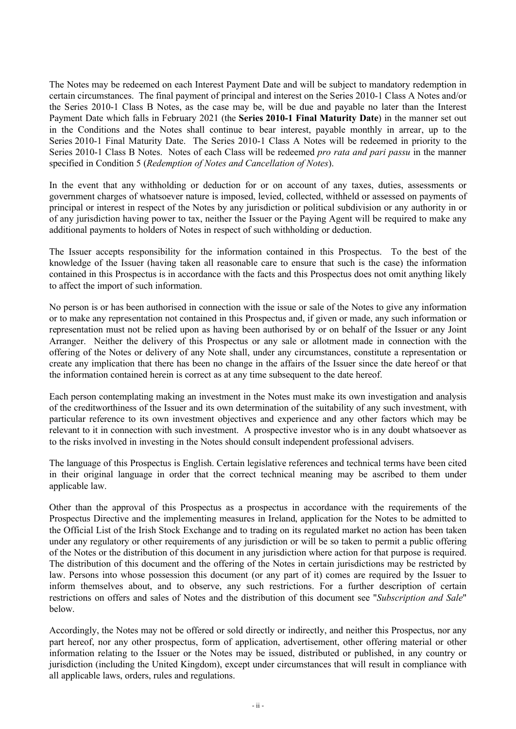The Notes may be redeemed on each Interest Payment Date and will be subject to mandatory redemption in certain circumstances. The final payment of principal and interest on the Series 2010-1 Class A Notes and/or the Series 2010-1 Class B Notes, as the case may be, will be due and payable no later than the Interest Payment Date which falls in February 2021 (the **Series 2010-1 Final Maturity Date**) in the manner set out in the Conditions and the Notes shall continue to bear interest, payable monthly in arrear, up to the Series 2010-1 Final Maturity Date. The Series 2010-1 Class A Notes will be redeemed in priority to the Series 2010-1 Class B Notes. Notes of each Class will be redeemed *pro rata and pari passu* in the manner specified in Condition 5 (*Redemption of Notes and Cancellation of Notes*).

In the event that any withholding or deduction for or on account of any taxes, duties, assessments or government charges of whatsoever nature is imposed, levied, collected, withheld or assessed on payments of principal or interest in respect of the Notes by any jurisdiction or political subdivision or any authority in or of any jurisdiction having power to tax, neither the Issuer or the Paying Agent will be required to make any additional payments to holders of Notes in respect of such withholding or deduction.

The Issuer accepts responsibility for the information contained in this Prospectus. To the best of the knowledge of the Issuer (having taken all reasonable care to ensure that such is the case) the information contained in this Prospectus is in accordance with the facts and this Prospectus does not omit anything likely to affect the import of such information.

No person is or has been authorised in connection with the issue or sale of the Notes to give any information or to make any representation not contained in this Prospectus and, if given or made, any such information or representation must not be relied upon as having been authorised by or on behalf of the Issuer or any Joint Arranger. Neither the delivery of this Prospectus or any sale or allotment made in connection with the offering of the Notes or delivery of any Note shall, under any circumstances, constitute a representation or create any implication that there has been no change in the affairs of the Issuer since the date hereof or that the information contained herein is correct as at any time subsequent to the date hereof.

Each person contemplating making an investment in the Notes must make its own investigation and analysis of the creditworthiness of the Issuer and its own determination of the suitability of any such investment, with particular reference to its own investment objectives and experience and any other factors which may be relevant to it in connection with such investment. A prospective investor who is in any doubt whatsoever as to the risks involved in investing in the Notes should consult independent professional advisers.

The language of this Prospectus is English. Certain legislative references and technical terms have been cited in their original language in order that the correct technical meaning may be ascribed to them under applicable law.

Other than the approval of this Prospectus as a prospectus in accordance with the requirements of the Prospectus Directive and the implementing measures in Ireland, application for the Notes to be admitted to the Official List of the Irish Stock Exchange and to trading on its regulated market no action has been taken under any regulatory or other requirements of any jurisdiction or will be so taken to permit a public offering of the Notes or the distribution of this document in any jurisdiction where action for that purpose is required. The distribution of this document and the offering of the Notes in certain jurisdictions may be restricted by law. Persons into whose possession this document (or any part of it) comes are required by the Issuer to inform themselves about, and to observe, any such restrictions. For a further description of certain restrictions on offers and sales of Notes and the distribution of this document see "*Subscription and Sale*" below.

Accordingly, the Notes may not be offered or sold directly or indirectly, and neither this Prospectus, nor any part hereof, nor any other prospectus, form of application, advertisement, other offering material or other information relating to the Issuer or the Notes may be issued, distributed or published, in any country or jurisdiction (including the United Kingdom), except under circumstances that will result in compliance with all applicable laws, orders, rules and regulations.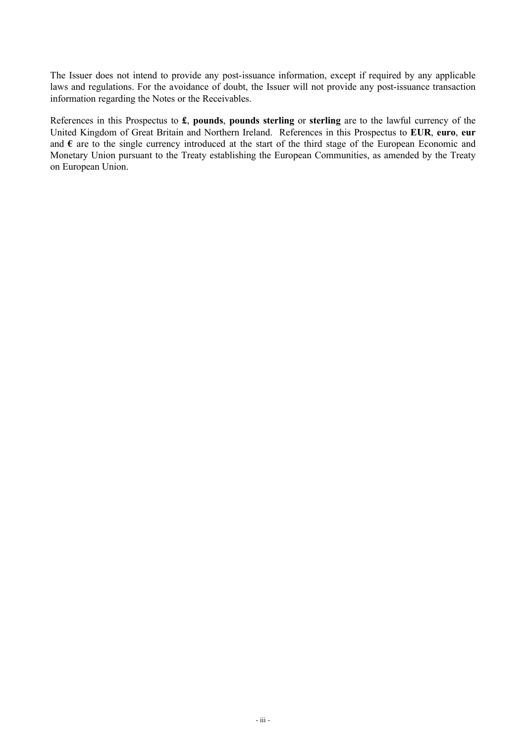The Issuer does not intend to provide any post-issuance information, except if required by any applicable laws and regulations. For the avoidance of doubt, the Issuer will not provide any post-issuance transaction information regarding the Notes or the Receivables.

References in this Prospectus to **£**, **pounds**, **pounds sterling** or **sterling** are to the lawful currency of the United Kingdom of Great Britain and Northern Ireland. References in this Prospectus to **EUR**, **euro**, **eur** and **€** are to the single currency introduced at the start of the third stage of the European Economic and Monetary Union pursuant to the Treaty establishing the European Communities, as amended by the Treaty on European Union.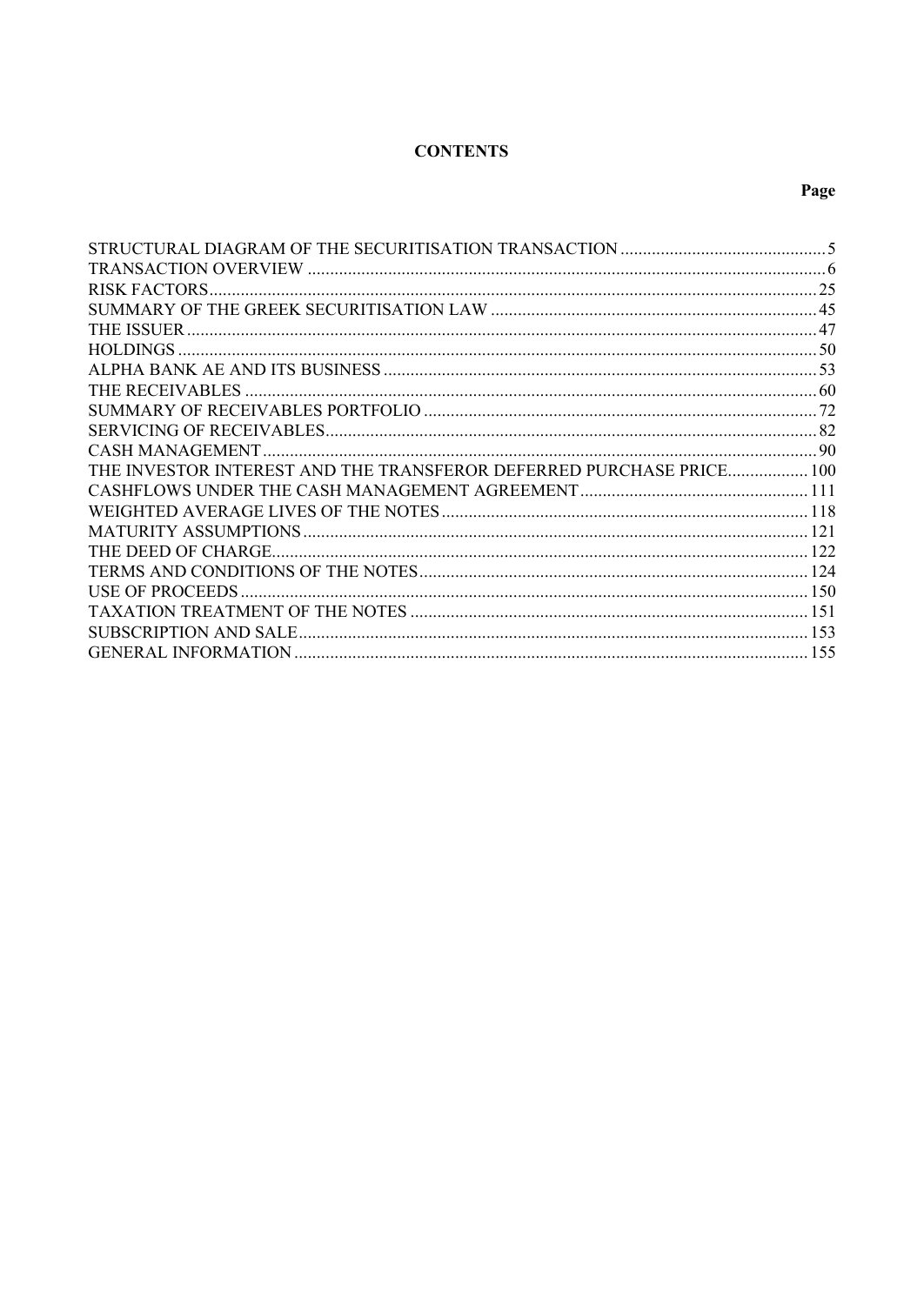**CONTENTS**

| | Page |
|---|---|
| STRUCTURAL DIAGRAM OF THE SECURITISATION TRANSACTION | 5 |
| TRANSACTION OVERVIEW | 6 |
| RISK FACTORS | 25 |
| SUMMARY OF THE GREEK SECURITISATION LAW | 45 |
| THE ISSUER | 47 |
| HOLDINGS | 50 |
| ALPHA BANK AE AND ITS BUSINESS | 53 |
| THE RECEIVABLES | 60 |
| SUMMARY OF RECEIVABLES PORTFOLIO | 72 |
| SERVICING OF RECEIVABLES | 82 |
| CASH MANAGEMENT | 90 |
| THE INVESTOR INTEREST AND THE TRANSFEROR DEFERRED PURCHASE PRICE | 100 |
| CASHFLOWS UNDER THE CASH MANAGEMENT AGREEMENT | 111 |
| WEIGHTED AVERAGE LIVES OF THE NOTES | 118 |
| MATURITY ASSUMPTIONS | 121 |
| THE DEED OF CHARGE | 122 |
| TERMS AND CONDITIONS OF THE NOTES | 124 |
| USE OF PROCEEDS | 150 |
| TAXATION TREATMENT OF THE NOTES | 151 |
| SUBSCRIPTION AND SALE | 153 |
| GENERAL INFORMATION | 155 |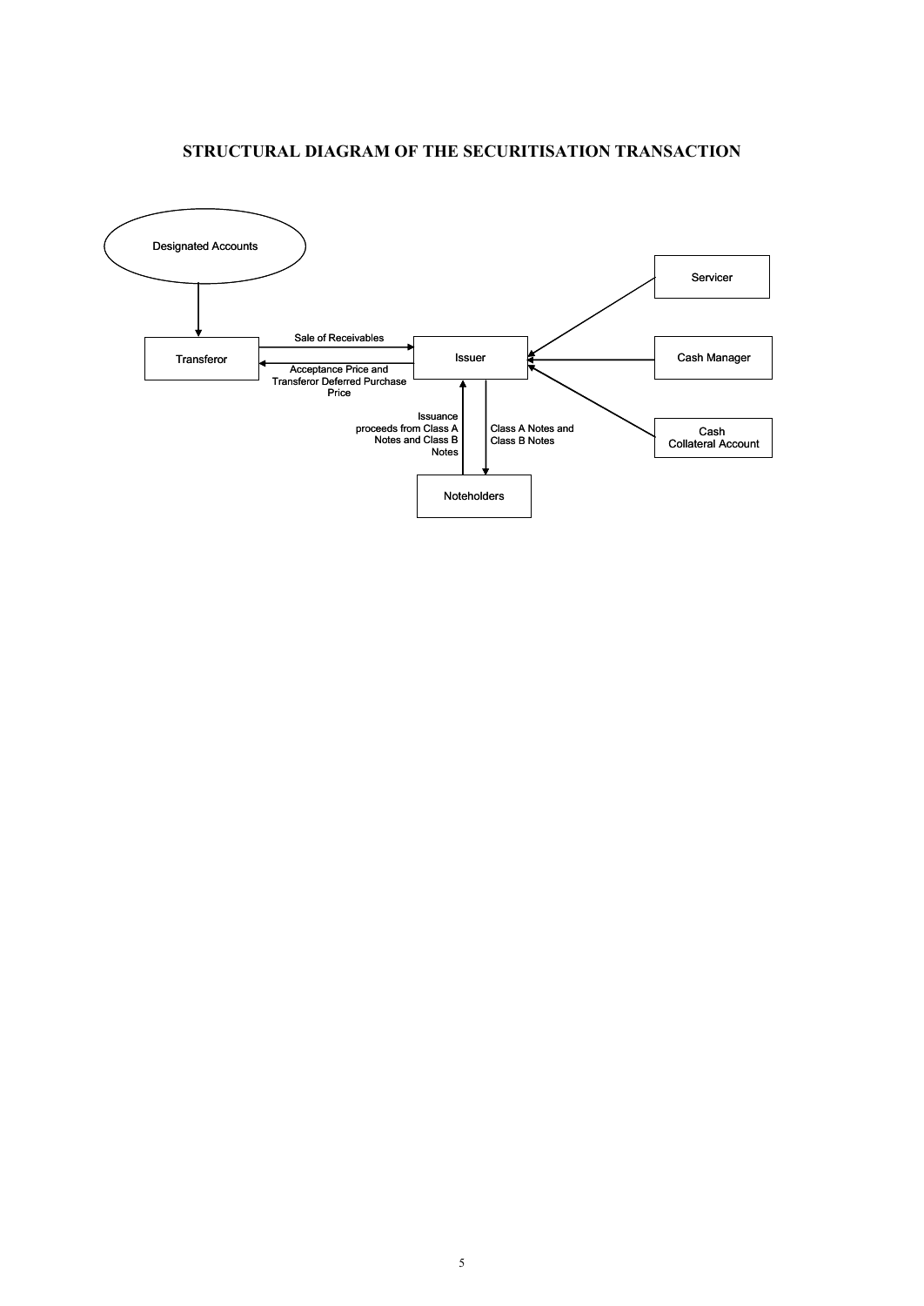# STRUCTURAL DIAGRAM OF THE SECURITISATION TRANSACTION

Designated Accounts

Transferor

Sale of Receivables

Acceptance Price and Transferor Deferred Purchase Price

Issuer

Servicer

Cash Manager

Cash Collateral Account

Issuance proceeds from Class A Notes and Class B Notes

Class A Notes and Class B Notes

Noteholders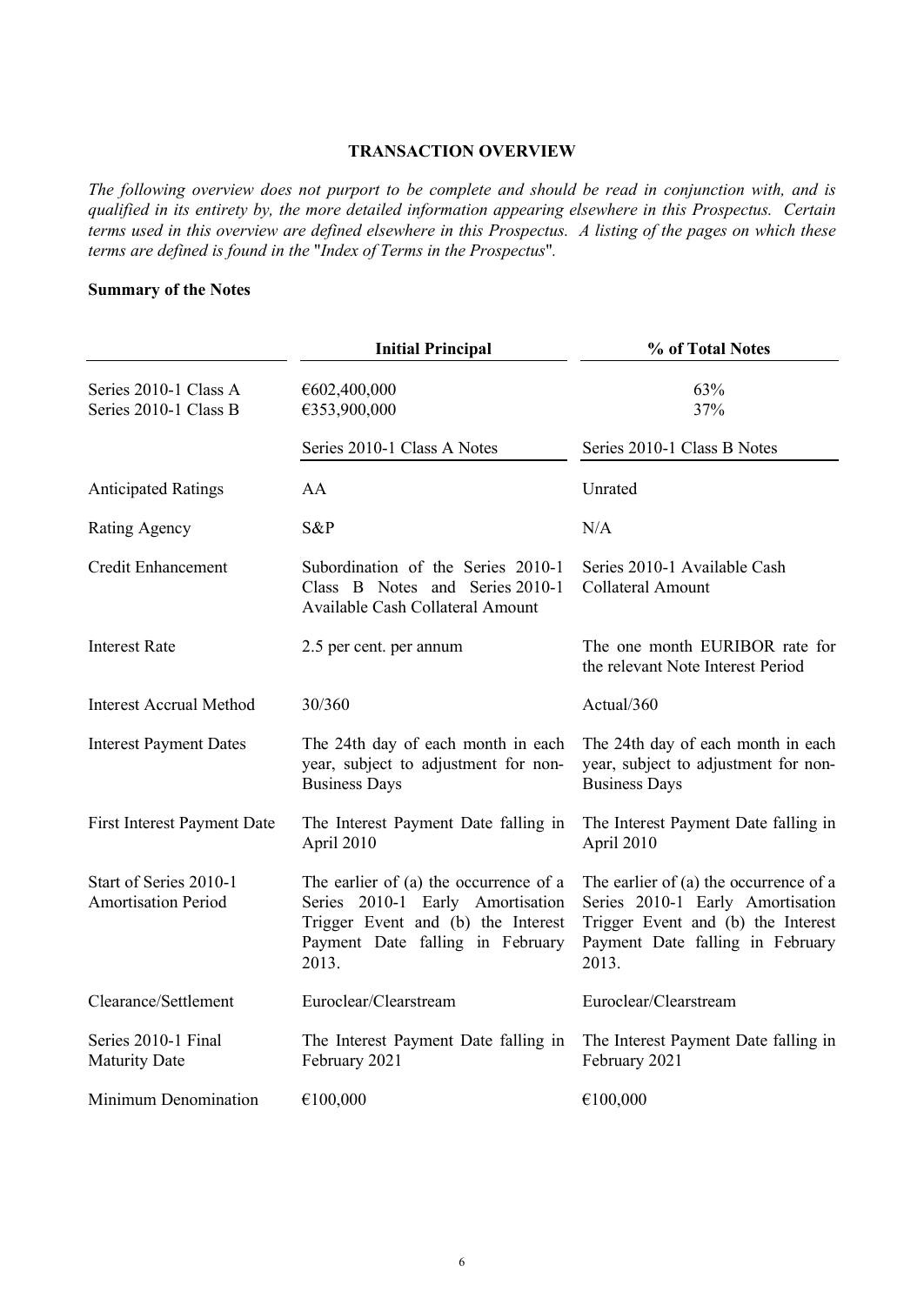## TRANSACTION OVERVIEW

*The following overview does not purport to be complete and should be read in conjunction with, and is qualified in its entirety by, the more detailed information appearing elsewhere in this Prospectus. Certain terms used in this overview are defined elsewhere in this Prospectus. A listing of the pages on which these terms are defined is found in the "Index of Terms in the Prospectus".*

### Summary of the Notes

| | Initial Principal | % of Total Notes |
|---|---|---|
| Series 2010-1 Class A | €602,400,000 | 63% |
| Series 2010-1 Class B | €353,900,000 | 37% |

| | Series 2010-1 Class A Notes | Series 2010-1 Class B Notes |
|---|---|---|
| Anticipated Ratings | AA | Unrated |
| Rating Agency | S&P | N/A |
| Credit Enhancement | Subordination of the Series 2010-1 Class B Notes and Series 2010-1 Available Cash Collateral Amount | Series 2010-1 Available Cash Collateral Amount |
| Interest Rate | 2.5 per cent. per annum | The one month EURIBOR rate for the relevant Note Interest Period |
| Interest Accrual Method | 30/360 | Actual/360 |
| Interest Payment Dates | The 24th day of each month in each year, subject to adjustment for non-Business Days | The 24th day of each month in each year, subject to adjustment for non-Business Days |
| First Interest Payment Date | The Interest Payment Date falling in April 2010 | The Interest Payment Date falling in April 2010 |
| Start of Series 2010-1 Amortisation Period | The earlier of (a) the occurrence of a Series 2010-1 Early Amortisation Trigger Event and (b) the Interest Payment Date falling in February 2013. | The earlier of (a) the occurrence of a Series 2010-1 Early Amortisation Trigger Event and (b) the Interest Payment Date falling in February 2013. |
| Clearance/Settlement | Euroclear/Clearstream | Euroclear/Clearstream |
| Series 2010-1 Final Maturity Date | The Interest Payment Date falling in February 2021 | The Interest Payment Date falling in February 2021 |
| Minimum Denomination | €100,000 | €100,000 |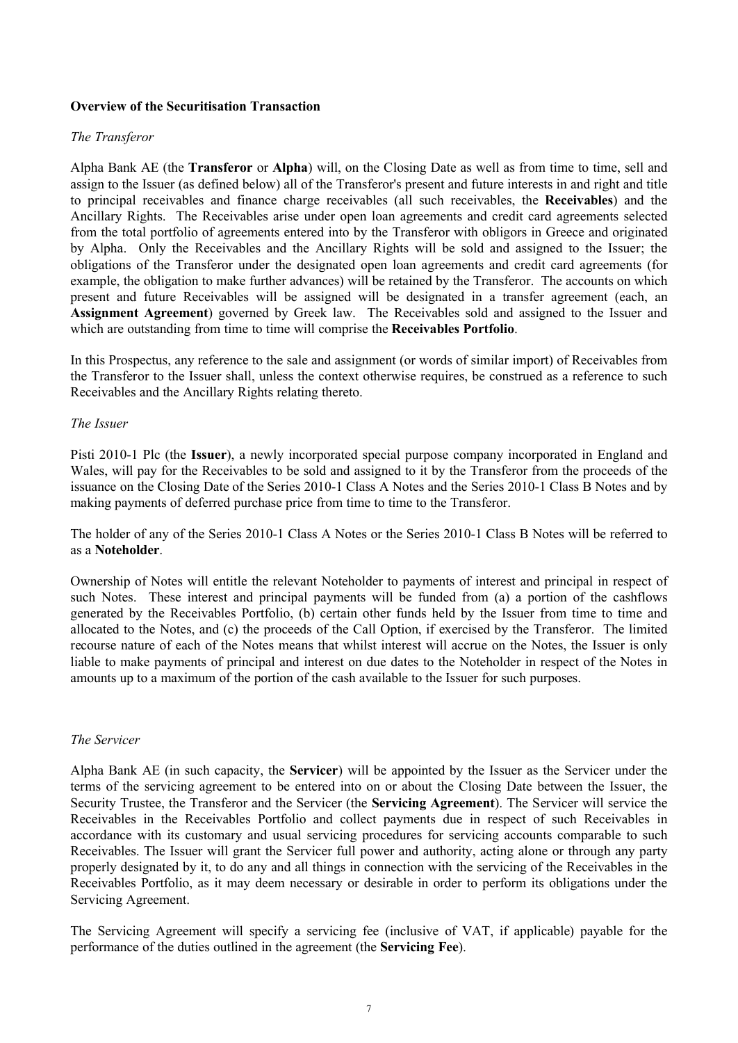**Overview of the Securitisation Transaction**

*The Transferor*

Alpha Bank AE (the **Transferor** or **Alpha**) will, on the Closing Date as well as from time to time, sell and assign to the Issuer (as defined below) all of the Transferor's present and future interests in and right and title to principal receivables and finance charge receivables (all such receivables, the **Receivables**) and the Ancillary Rights. The Receivables arise under open loan agreements and credit card agreements selected from the total portfolio of agreements entered into by the Transferor with obligors in Greece and originated by Alpha. Only the Receivables and the Ancillary Rights will be sold and assigned to the Issuer; the obligations of the Transferor under the designated open loan agreements and credit card agreements (for example, the obligation to make further advances) will be retained by the Transferor. The accounts on which present and future Receivables will be assigned will be designated in a transfer agreement (each, an **Assignment Agreement**) governed by Greek law. The Receivables sold and assigned to the Issuer and which are outstanding from time to time will comprise the **Receivables Portfolio**.

In this Prospectus, any reference to the sale and assignment (or words of similar import) of Receivables from the Transferor to the Issuer shall, unless the context otherwise requires, be construed as a reference to such Receivables and the Ancillary Rights relating thereto.

*The Issuer*

Pisti 2010-1 Plc (the **Issuer**), a newly incorporated special purpose company incorporated in England and Wales, will pay for the Receivables to be sold and assigned to it by the Transferor from the proceeds of the issuance on the Closing Date of the Series 2010-1 Class A Notes and the Series 2010-1 Class B Notes and by making payments of deferred purchase price from time to time to the Transferor.

The holder of any of the Series 2010-1 Class A Notes or the Series 2010-1 Class B Notes will be referred to as a **Noteholder**.

Ownership of Notes will entitle the relevant Noteholder to payments of interest and principal in respect of such Notes. These interest and principal payments will be funded from (a) a portion of the cashflows generated by the Receivables Portfolio, (b) certain other funds held by the Issuer from time to time and allocated to the Notes, and (c) the proceeds of the Call Option, if exercised by the Transferor. The limited recourse nature of each of the Notes means that whilst interest will accrue on the Notes, the Issuer is only liable to make payments of principal and interest on due dates to the Noteholder in respect of the Notes in amounts up to a maximum of the portion of the cash available to the Issuer for such purposes.

*The Servicer*

Alpha Bank AE (in such capacity, the **Servicer**) will be appointed by the Issuer as the Servicer under the terms of the servicing agreement to be entered into on or about the Closing Date between the Issuer, the Security Trustee, the Transferor and the Servicer (the **Servicing Agreement**). The Servicer will service the Receivables in the Receivables Portfolio and collect payments due in respect of such Receivables in accordance with its customary and usual servicing procedures for servicing accounts comparable to such Receivables. The Issuer will grant the Servicer full power and authority, acting alone or through any party properly designated by it, to do any and all things in connection with the servicing of the Receivables in the Receivables Portfolio, as it may deem necessary or desirable in order to perform its obligations under the Servicing Agreement.

The Servicing Agreement will specify a servicing fee (inclusive of VAT, if applicable) payable for the performance of the duties outlined in the agreement (the **Servicing Fee**).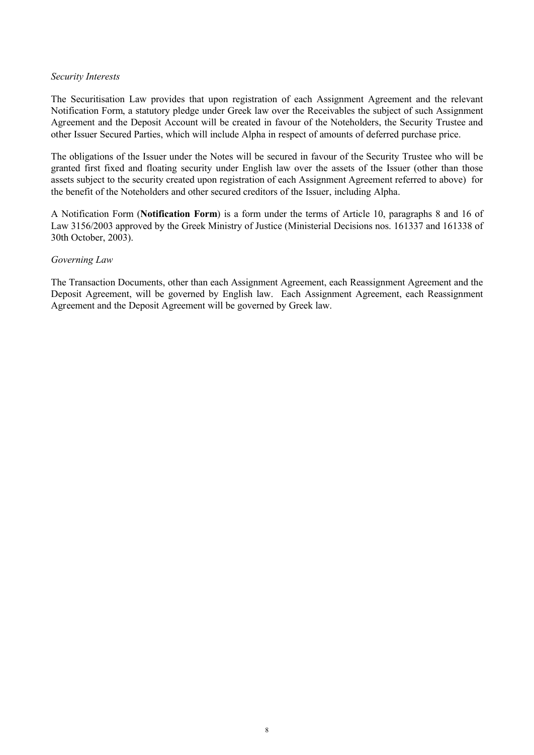*Security Interests*

The Securitisation Law provides that upon registration of each Assignment Agreement and the relevant Notification Form, a statutory pledge under Greek law over the Receivables the subject of such Assignment Agreement and the Deposit Account will be created in favour of the Noteholders, the Security Trustee and other Issuer Secured Parties, which will include Alpha in respect of amounts of deferred purchase price.

The obligations of the Issuer under the Notes will be secured in favour of the Security Trustee who will be granted first fixed and floating security under English law over the assets of the Issuer (other than those assets subject to the security created upon registration of each Assignment Agreement referred to above) for the benefit of the Noteholders and other secured creditors of the Issuer, including Alpha.

A Notification Form (**Notification Form**) is a form under the terms of Article 10, paragraphs 8 and 16 of Law 3156/2003 approved by the Greek Ministry of Justice (Ministerial Decisions nos. 161337 and 161338 of 30th October, 2003).

*Governing Law*

The Transaction Documents, other than each Assignment Agreement, each Reassignment Agreement and the Deposit Agreement, will be governed by English law. Each Assignment Agreement, each Reassignment Agreement and the Deposit Agreement will be governed by Greek law.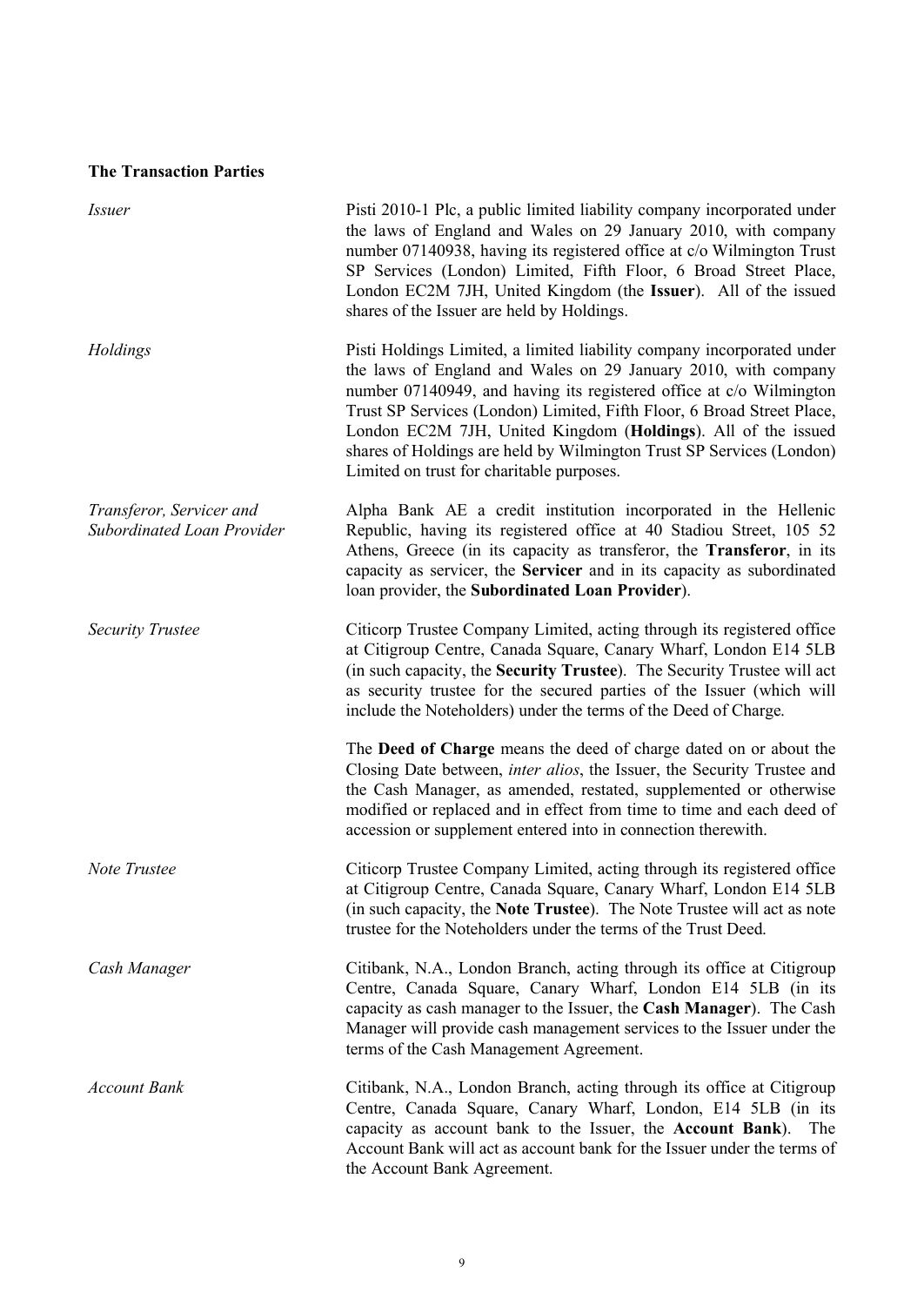**The Transaction Parties**

*Issuer*

Pisti 2010-1 Plc, a public limited liability company incorporated under the laws of England and Wales on 29 January 2010, with company number 07140938, having its registered office at c/o Wilmington Trust SP Services (London) Limited, Fifth Floor, 6 Broad Street Place, London EC2M 7JH, United Kingdom (the **Issuer**). All of the issued shares of the Issuer are held by Holdings.

*Holdings*

Pisti Holdings Limited, a limited liability company incorporated under the laws of England and Wales on 29 January 2010, with company number 07140949, and having its registered office at c/o Wilmington Trust SP Services (London) Limited, Fifth Floor, 6 Broad Street Place, London EC2M 7JH, United Kingdom (**Holdings**). All of the issued shares of Holdings are held by Wilmington Trust SP Services (London) Limited on trust for charitable purposes.

*Transferor, Servicer and Subordinated Loan Provider*

Alpha Bank AE a credit institution incorporated in the Hellenic Republic, having its registered office at 40 Stadiou Street, 105 52 Athens, Greece (in its capacity as transferor, the **Transferor**, in its capacity as servicer, the **Servicer** and in its capacity as subordinated loan provider, the **Subordinated Loan Provider**).

*Security Trustee*

Citicorp Trustee Company Limited, acting through its registered office at Citigroup Centre, Canada Square, Canary Wharf, London E14 5LB (in such capacity, the **Security Trustee**). The Security Trustee will act as security trustee for the secured parties of the Issuer (which will include the Noteholders) under the terms of the Deed of Charge.

The **Deed of Charge** means the deed of charge dated on or about the Closing Date between, *inter alios*, the Issuer, the Security Trustee and the Cash Manager, as amended, restated, supplemented or otherwise modified or replaced and in effect from time to time and each deed of accession or supplement entered into in connection therewith.

*Note Trustee*

Citicorp Trustee Company Limited, acting through its registered office at Citigroup Centre, Canada Square, Canary Wharf, London E14 5LB (in such capacity, the **Note Trustee**). The Note Trustee will act as note trustee for the Noteholders under the terms of the Trust Deed.

*Cash Manager*

Citibank, N.A., London Branch, acting through its office at Citigroup Centre, Canada Square, Canary Wharf, London E14 5LB (in its capacity as cash manager to the Issuer, the **Cash Manager**). The Cash Manager will provide cash management services to the Issuer under the terms of the Cash Management Agreement.

*Account Bank*

Citibank, N.A., London Branch, acting through its office at Citigroup Centre, Canada Square, Canary Wharf, London, E14 5LB (in its capacity as account bank to the Issuer, the **Account Bank**). The Account Bank will act as account bank for the Issuer under the terms of the Account Bank Agreement.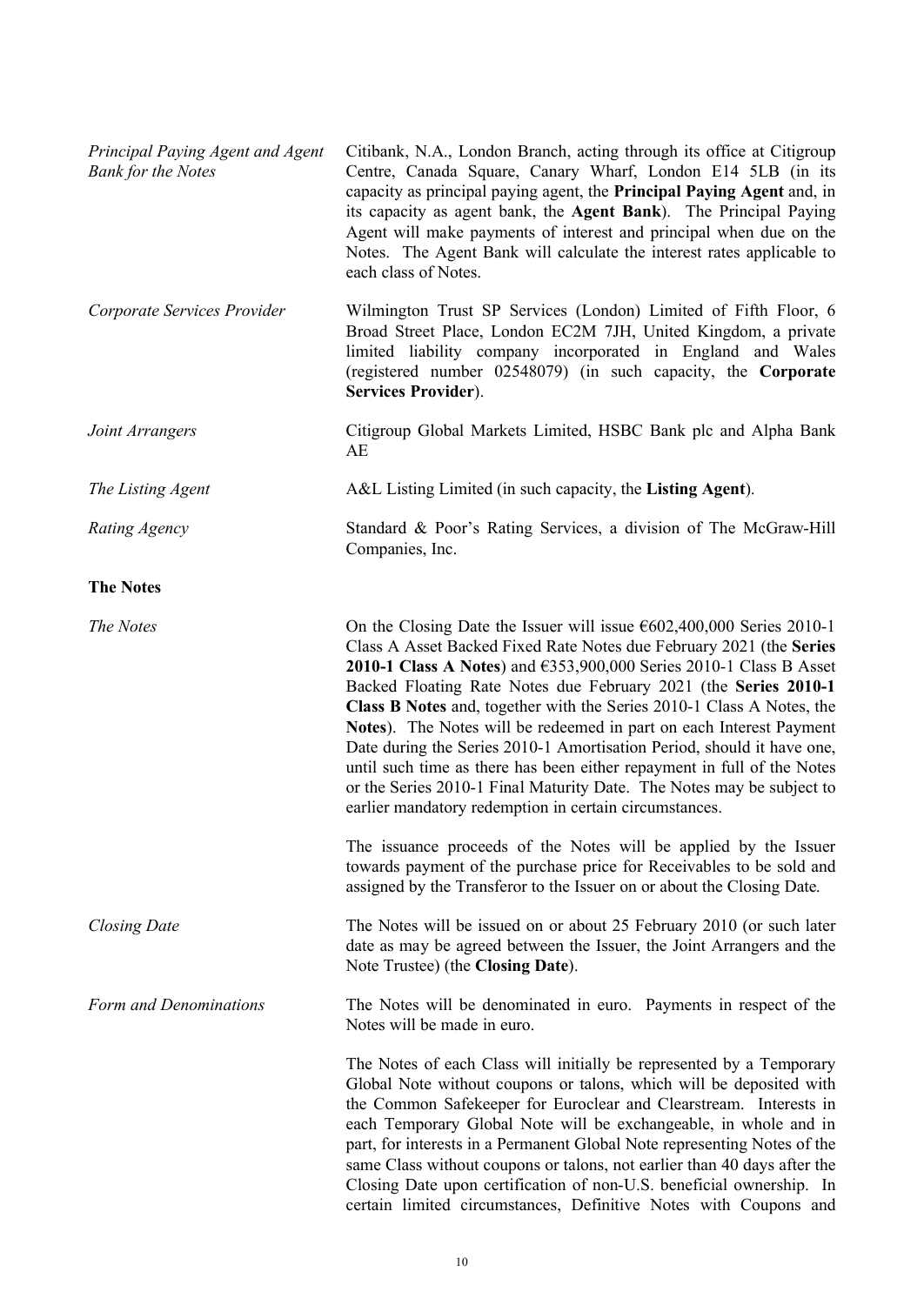| | |
|---|---|
| *Principal Paying Agent and Agent Bank for the Notes* | Citibank, N.A., London Branch, acting through its office at Citigroup Centre, Canada Square, Canary Wharf, London E14 5LB (in its capacity as principal paying agent, the **Principal Paying Agent** and, in its capacity as agent bank, the **Agent Bank**). The Principal Paying Agent will make payments of interest and principal when due on the Notes. The Agent Bank will calculate the interest rates applicable to each class of Notes. |
| *Corporate Services Provider* | Wilmington Trust SP Services (London) Limited of Fifth Floor, 6 Broad Street Place, London EC2M 7JH, United Kingdom, a private limited liability company incorporated in England and Wales (registered number 02548079) (in such capacity, the **Corporate Services Provider**). |
| *Joint Arrangers* | Citigroup Global Markets Limited, HSBC Bank plc and Alpha Bank AE |
| *The Listing Agent* | A&L Listing Limited (in such capacity, the **Listing Agent**). |
| *Rating Agency* | Standard & Poor's Rating Services, a division of The McGraw-Hill Companies, Inc. |

**The Notes**

| | |
|---|---|
| *The Notes* | On the Closing Date the Issuer will issue €602,400,000 Series 2010-1 Class A Asset Backed Fixed Rate Notes due February 2021 (the **Series 2010-1 Class A Notes**) and €353,900,000 Series 2010-1 Class B Asset Backed Floating Rate Notes due February 2021 (the **Series 2010-1 Class B Notes** and, together with the Series 2010-1 Class A Notes, the **Notes**). The Notes will be redeemed in part on each Interest Payment Date during the Series 2010-1 Amortisation Period, should it have one, until such time as there has been either repayment in full of the Notes or the Series 2010-1 Final Maturity Date. The Notes may be subject to earlier mandatory redemption in certain circumstances.<br><br>The issuance proceeds of the Notes will be applied by the Issuer towards payment of the purchase price for Receivables to be sold and assigned by the Transferor to the Issuer on or about the Closing Date. |
| *Closing Date* | The Notes will be issued on or about 25 February 2010 (or such later date as may be agreed between the Issuer, the Joint Arrangers and the Note Trustee) (the **Closing Date**). |
| *Form and Denominations* | The Notes will be denominated in euro. Payments in respect of the Notes will be made in euro.<br><br>The Notes of each Class will initially be represented by a Temporary Global Note without coupons or talons, which will be deposited with the Common Safekeeper for Euroclear and Clearstream. Interests in each Temporary Global Note will be exchangeable, in whole and in part, for interests in a Permanent Global Note representing Notes of the same Class without coupons or talons, not earlier than 40 days after the Closing Date upon certification of non-U.S. beneficial ownership. In certain limited circumstances, Definitive Notes with Coupons and |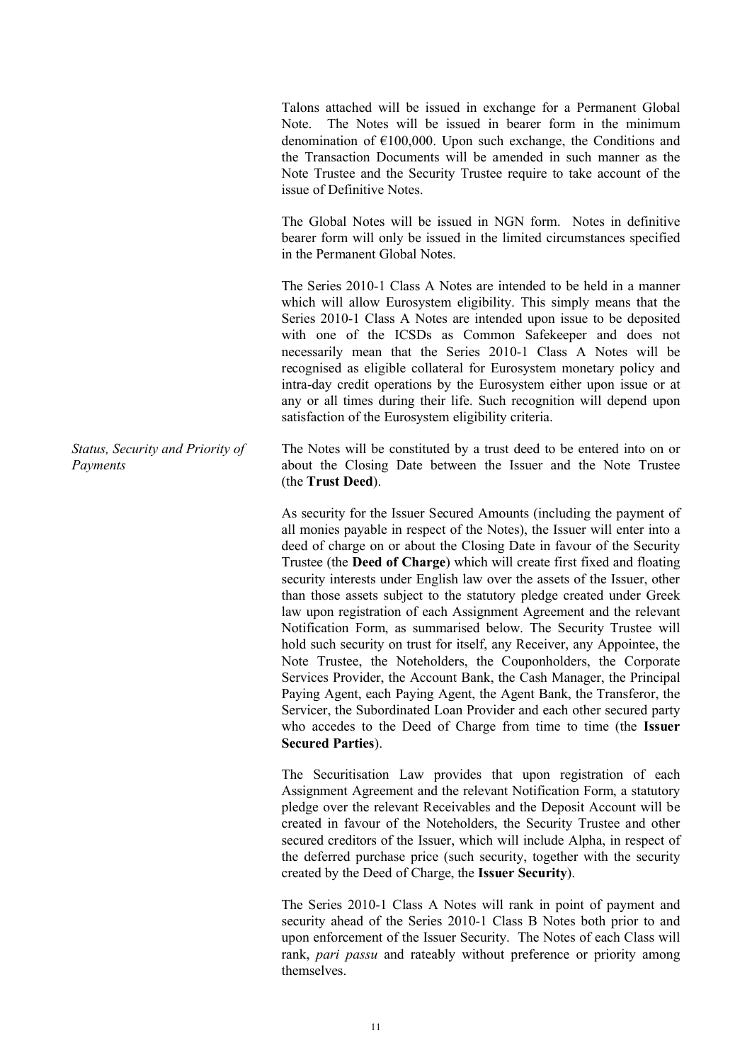Talons attached will be issued in exchange for a Permanent Global Note. The Notes will be issued in bearer form in the minimum denomination of €100,000. Upon such exchange, the Conditions and the Transaction Documents will be amended in such manner as the Note Trustee and the Security Trustee require to take account of the issue of Definitive Notes.

The Global Notes will be issued in NGN form. Notes in definitive bearer form will only be issued in the limited circumstances specified in the Permanent Global Notes.

The Series 2010-1 Class A Notes are intended to be held in a manner which will allow Eurosystem eligibility. This simply means that the Series 2010-1 Class A Notes are intended upon issue to be deposited with one of the ICSDs as Common Safekeeper and does not necessarily mean that the Series 2010-1 Class A Notes will be recognised as eligible collateral for Eurosystem monetary policy and intra-day credit operations by the Eurosystem either upon issue or at any or all times during their life. Such recognition will depend upon satisfaction of the Eurosystem eligibility criteria.

*Status, Security and Priority of Payments*

The Notes will be constituted by a trust deed to be entered into on or about the Closing Date between the Issuer and the Note Trustee (the **Trust Deed**).

As security for the Issuer Secured Amounts (including the payment of all monies payable in respect of the Notes), the Issuer will enter into a deed of charge on or about the Closing Date in favour of the Security Trustee (the **Deed of Charge**) which will create first fixed and floating security interests under English law over the assets of the Issuer, other than those assets subject to the statutory pledge created under Greek law upon registration of each Assignment Agreement and the relevant Notification Form, as summarised below. The Security Trustee will hold such security on trust for itself, any Receiver, any Appointee, the Note Trustee, the Noteholders, the Couponholders, the Corporate Services Provider, the Account Bank, the Cash Manager, the Principal Paying Agent, each Paying Agent, the Agent Bank, the Transferor, the Servicer, the Subordinated Loan Provider and each other secured party who accedes to the Deed of Charge from time to time (the **Issuer Secured Parties**).

The Securitisation Law provides that upon registration of each Assignment Agreement and the relevant Notification Form, a statutory pledge over the relevant Receivables and the Deposit Account will be created in favour of the Noteholders, the Security Trustee and other secured creditors of the Issuer, which will include Alpha, in respect of the deferred purchase price (such security, together with the security created by the Deed of Charge, the **Issuer Security**).

The Series 2010-1 Class A Notes will rank in point of payment and security ahead of the Series 2010-1 Class B Notes both prior to and upon enforcement of the Issuer Security. The Notes of each Class will rank, *pari passu* and rateably without preference or priority among themselves.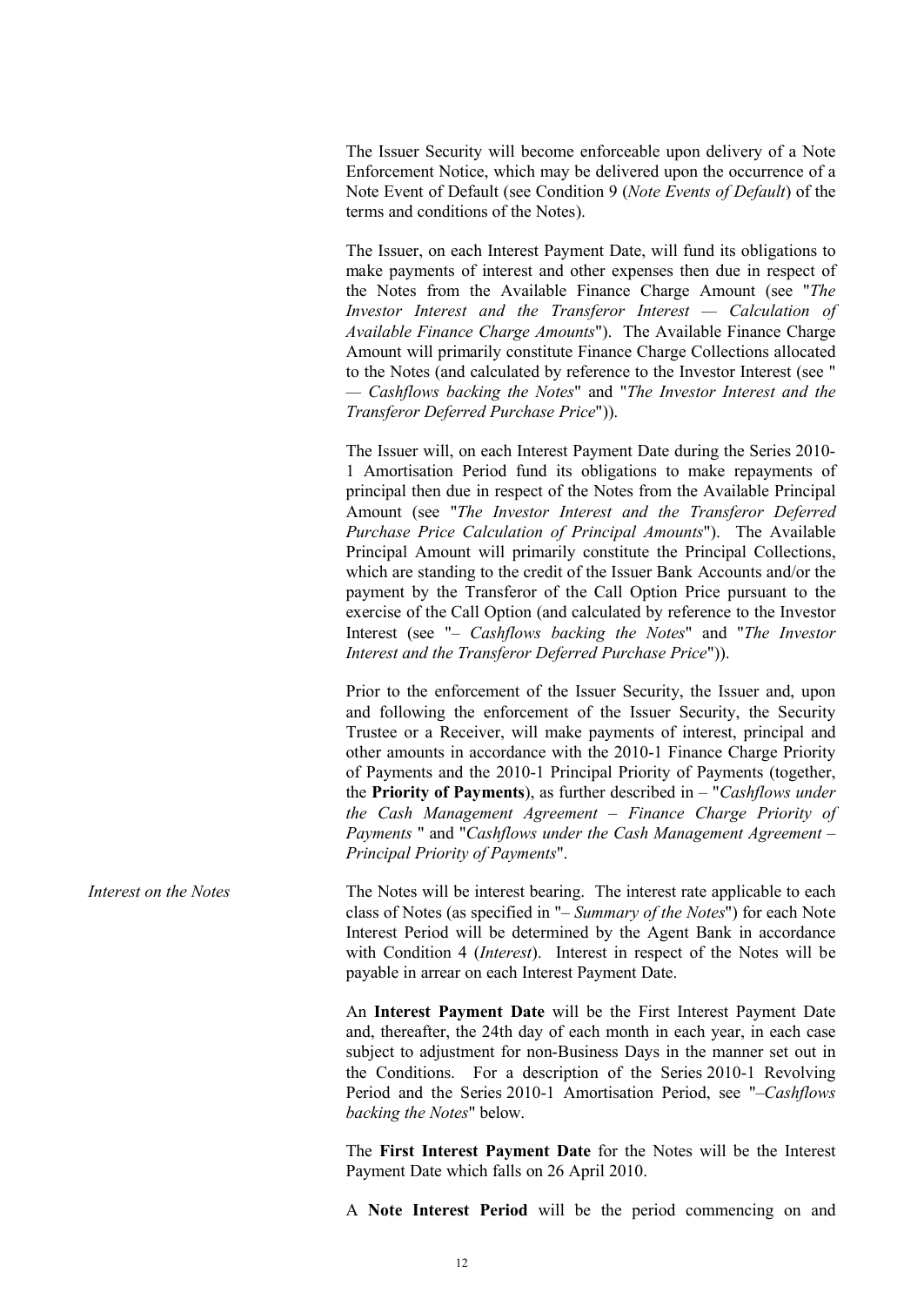The Issuer Security will become enforceable upon delivery of a Note Enforcement Notice, which may be delivered upon the occurrence of a Note Event of Default (see Condition 9 (*Note Events of Default*) of the terms and conditions of the Notes).

The Issuer, on each Interest Payment Date, will fund its obligations to make payments of interest and other expenses then due in respect of the Notes from the Available Finance Charge Amount (see "*The Investor Interest and the Transferor Interest — Calculation of Available Finance Charge Amounts*"). The Available Finance Charge Amount will primarily constitute Finance Charge Collections allocated to the Notes (and calculated by reference to the Investor Interest (see " — *Cashflows backing the Notes*" and "*The Investor Interest and the Transferor Deferred Purchase Price*")).

The Issuer will, on each Interest Payment Date during the Series 2010-1 Amortisation Period fund its obligations to make repayments of principal then due in respect of the Notes from the Available Principal Amount (see "*The Investor Interest and the Transferor Deferred Purchase Price Calculation of Principal Amounts*"). The Available Principal Amount will primarily constitute the Principal Collections, which are standing to the credit of the Issuer Bank Accounts and/or the payment by the Transferor of the Call Option Price pursuant to the exercise of the Call Option (and calculated by reference to the Investor Interest (see "– *Cashflows backing the Notes*" and "*The Investor Interest and the Transferor Deferred Purchase Price*")).

Prior to the enforcement of the Issuer Security, the Issuer and, upon and following the enforcement of the Issuer Security, the Security Trustee or a Receiver, will make payments of interest, principal and other amounts in accordance with the 2010-1 Finance Charge Priority of Payments and the 2010-1 Principal Priority of Payments (together, the **Priority of Payments**), as further described in – "*Cashflows under the Cash Management Agreement – Finance Charge Priority of Payments* " and "*Cashflows under the Cash Management Agreement – Principal Priority of Payments*".

*Interest on the Notes*

The Notes will be interest bearing. The interest rate applicable to each class of Notes (as specified in "– *Summary of the Notes*") for each Note Interest Period will be determined by the Agent Bank in accordance with Condition 4 (*Interest*). Interest in respect of the Notes will be payable in arrear on each Interest Payment Date.

An **Interest Payment Date** will be the First Interest Payment Date and, thereafter, the 24th day of each month in each year, in each case subject to adjustment for non-Business Days in the manner set out in the Conditions. For a description of the Series 2010-1 Revolving Period and the Series 2010-1 Amortisation Period, see "–*Cashflows backing the Notes*" below.

The **First Interest Payment Date** for the Notes will be the Interest Payment Date which falls on 26 April 2010.

A **Note Interest Period** will be the period commencing on and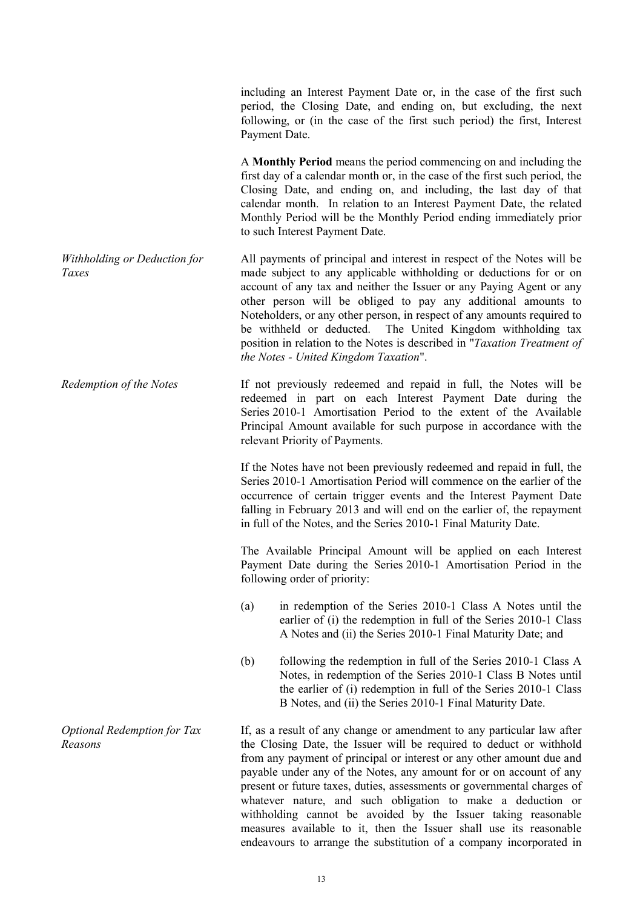including an Interest Payment Date or, in the case of the first such period, the Closing Date, and ending on, but excluding, the next following, or (in the case of the first such period) the first, Interest Payment Date.

A **Monthly Period** means the period commencing on and including the first day of a calendar month or, in the case of the first such period, the Closing Date, and ending on, and including, the last day of that calendar month. In relation to an Interest Payment Date, the related Monthly Period will be the Monthly Period ending immediately prior to such Interest Payment Date.

*Withholding or Deduction for Taxes*

All payments of principal and interest in respect of the Notes will be made subject to any applicable withholding or deductions for or on account of any tax and neither the Issuer or any Paying Agent or any other person will be obliged to pay any additional amounts to Noteholders, or any other person, in respect of any amounts required to be withheld or deducted. The United Kingdom withholding tax position in relation to the Notes is described in "*Taxation Treatment of the Notes - United Kingdom Taxation*".

*Redemption of the Notes*

If not previously redeemed and repaid in full, the Notes will be redeemed in part on each Interest Payment Date during the Series 2010-1 Amortisation Period to the extent of the Available Principal Amount available for such purpose in accordance with the relevant Priority of Payments.

If the Notes have not been previously redeemed and repaid in full, the Series 2010-1 Amortisation Period will commence on the earlier of the occurrence of certain trigger events and the Interest Payment Date falling in February 2013 and will end on the earlier of, the repayment in full of the Notes, and the Series 2010-1 Final Maturity Date.

The Available Principal Amount will be applied on each Interest Payment Date during the Series 2010-1 Amortisation Period in the following order of priority:

(a) in redemption of the Series 2010-1 Class A Notes until the earlier of (i) the redemption in full of the Series 2010-1 Class A Notes and (ii) the Series 2010-1 Final Maturity Date; and

(b) following the redemption in full of the Series 2010-1 Class A Notes, in redemption of the Series 2010-1 Class B Notes until the earlier of (i) redemption in full of the Series 2010-1 Class B Notes, and (ii) the Series 2010-1 Final Maturity Date.

*Optional Redemption for Tax Reasons*

If, as a result of any change or amendment to any particular law after the Closing Date, the Issuer will be required to deduct or withhold from any payment of principal or interest or any other amount due and payable under any of the Notes, any amount for or on account of any present or future taxes, duties, assessments or governmental charges of whatever nature, and such obligation to make a deduction or withholding cannot be avoided by the Issuer taking reasonable measures available to it, then the Issuer shall use its reasonable endeavours to arrange the substitution of a company incorporated in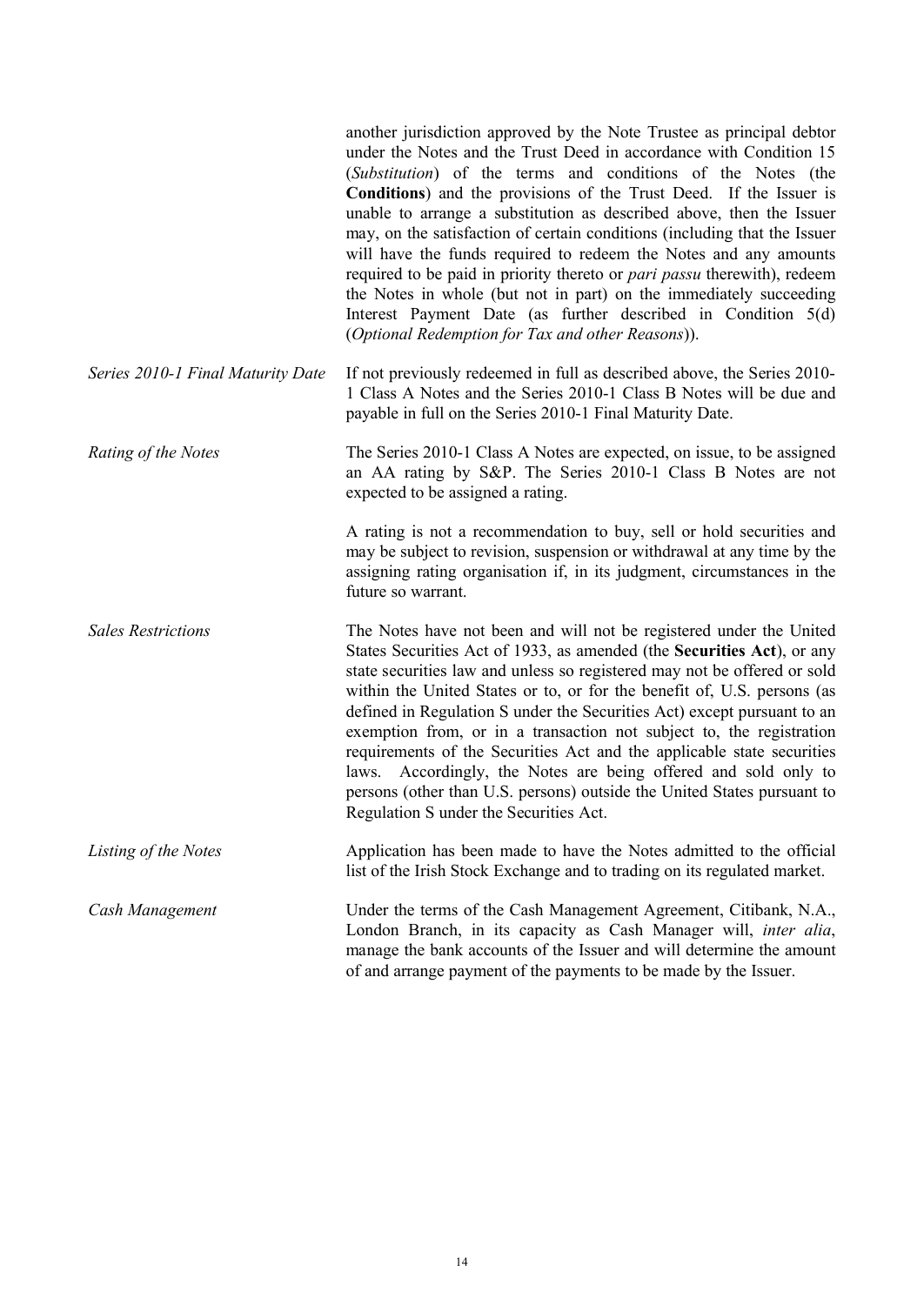another jurisdiction approved by the Note Trustee as principal debtor under the Notes and the Trust Deed in accordance with Condition 15 (*Substitution*) of the terms and conditions of the Notes (the **Conditions**) and the provisions of the Trust Deed. If the Issuer is unable to arrange a substitution as described above, then the Issuer may, on the satisfaction of certain conditions (including that the Issuer will have the funds required to redeem the Notes and any amounts required to be paid in priority thereto or *pari passu* therewith), redeem the Notes in whole (but not in part) on the immediately succeeding Interest Payment Date (as further described in Condition 5(d) (*Optional Redemption for Tax and other Reasons*)).

*Series 2010-1 Final Maturity Date*

If not previously redeemed in full as described above, the Series 2010-1 Class A Notes and the Series 2010-1 Class B Notes will be due and payable in full on the Series 2010-1 Final Maturity Date.

*Rating of the Notes*

The Series 2010-1 Class A Notes are expected, on issue, to be assigned an AA rating by S&P. The Series 2010-1 Class B Notes are not expected to be assigned a rating.

A rating is not a recommendation to buy, sell or hold securities and may be subject to revision, suspension or withdrawal at any time by the assigning rating organisation if, in its judgment, circumstances in the future so warrant.

*Sales Restrictions*

The Notes have not been and will not be registered under the United States Securities Act of 1933, as amended (the **Securities Act**), or any state securities law and unless so registered may not be offered or sold within the United States or to, or for the benefit of, U.S. persons (as defined in Regulation S under the Securities Act) except pursuant to an exemption from, or in a transaction not subject to, the registration requirements of the Securities Act and the applicable state securities laws. Accordingly, the Notes are being offered and sold only to persons (other than U.S. persons) outside the United States pursuant to Regulation S under the Securities Act.

*Listing of the Notes*

Application has been made to have the Notes admitted to the official list of the Irish Stock Exchange and to trading on its regulated market.

*Cash Management*

Under the terms of the Cash Management Agreement, Citibank, N.A., London Branch, in its capacity as Cash Manager will, *inter alia*, manage the bank accounts of the Issuer and will determine the amount of and arrange payment of the payments to be made by the Issuer.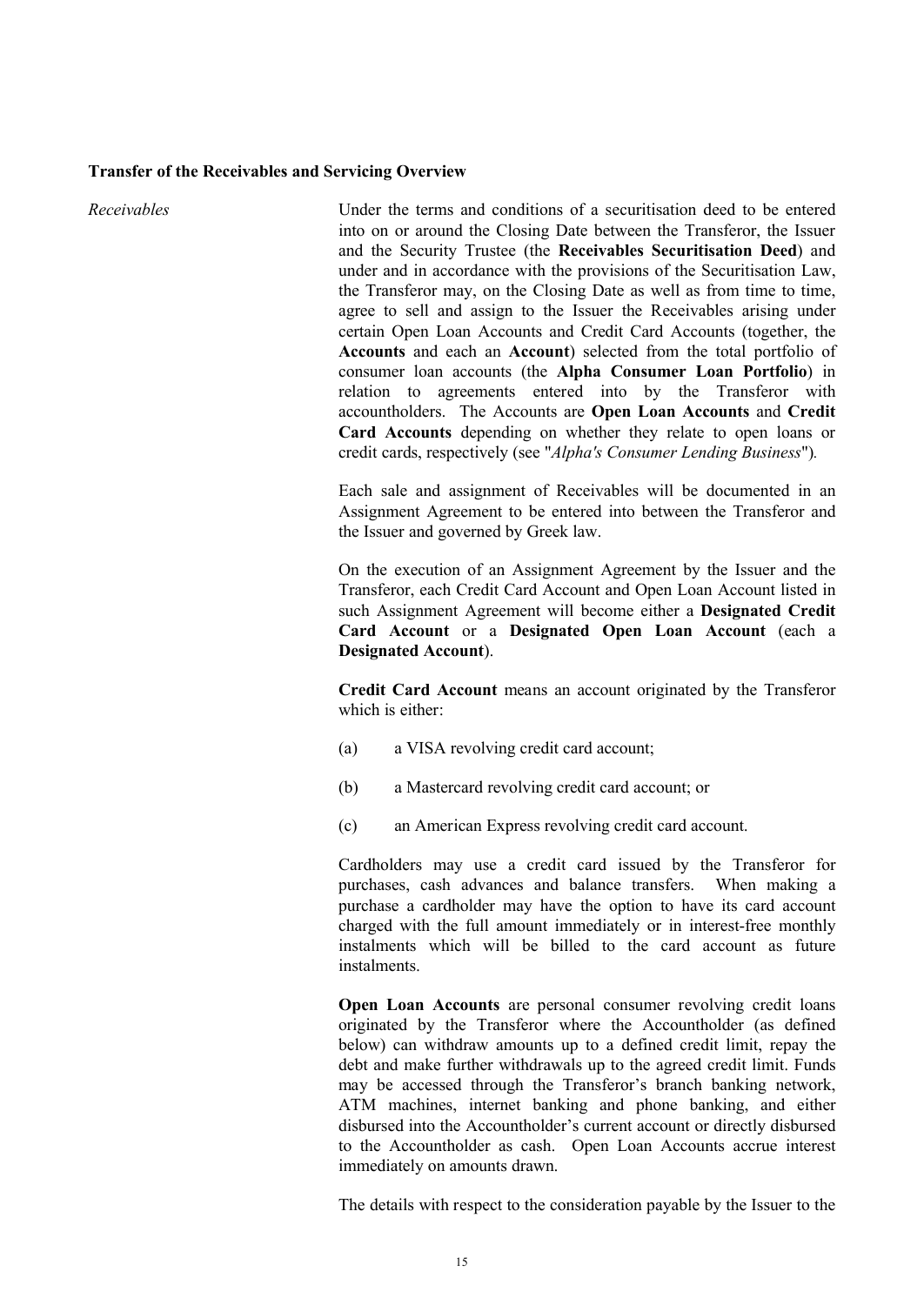**Transfer of the Receivables and Servicing Overview**

*Receivables*

Under the terms and conditions of a securitisation deed to be entered into on or around the Closing Date between the Transferor, the Issuer and the Security Trustee (the **Receivables Securitisation Deed**) and under and in accordance with the provisions of the Securitisation Law, the Transferor may, on the Closing Date as well as from time to time, agree to sell and assign to the Issuer the Receivables arising under certain Open Loan Accounts and Credit Card Accounts (together, the **Accounts** and each an **Account**) selected from the total portfolio of consumer loan accounts (the **Alpha Consumer Loan Portfolio**) in relation to agreements entered into by the Transferor with accountholders. The Accounts are **Open Loan Accounts** and **Credit Card Accounts** depending on whether they relate to open loans or credit cards, respectively (see "*Alpha's Consumer Lending Business*").

Each sale and assignment of Receivables will be documented in an Assignment Agreement to be entered into between the Transferor and the Issuer and governed by Greek law.

On the execution of an Assignment Agreement by the Issuer and the Transferor, each Credit Card Account and Open Loan Account listed in such Assignment Agreement will become either a **Designated Credit Card Account** or a **Designated Open Loan Account** (each a **Designated Account**).

**Credit Card Account** means an account originated by the Transferor which is either:

(a) a VISA revolving credit card account;

(b) a Mastercard revolving credit card account; or

(c) an American Express revolving credit card account.

Cardholders may use a credit card issued by the Transferor for purchases, cash advances and balance transfers. When making a purchase a cardholder may have the option to have its card account charged with the full amount immediately or in interest-free monthly instalments which will be billed to the card account as future instalments.

**Open Loan Accounts** are personal consumer revolving credit loans originated by the Transferor where the Accountholder (as defined below) can withdraw amounts up to a defined credit limit, repay the debt and make further withdrawals up to the agreed credit limit. Funds may be accessed through the Transferor's branch banking network, ATM machines, internet banking and phone banking, and either disbursed into the Accountholder's current account or directly disbursed to the Accountholder as cash. Open Loan Accounts accrue interest immediately on amounts drawn.

The details with respect to the consideration payable by the Issuer to the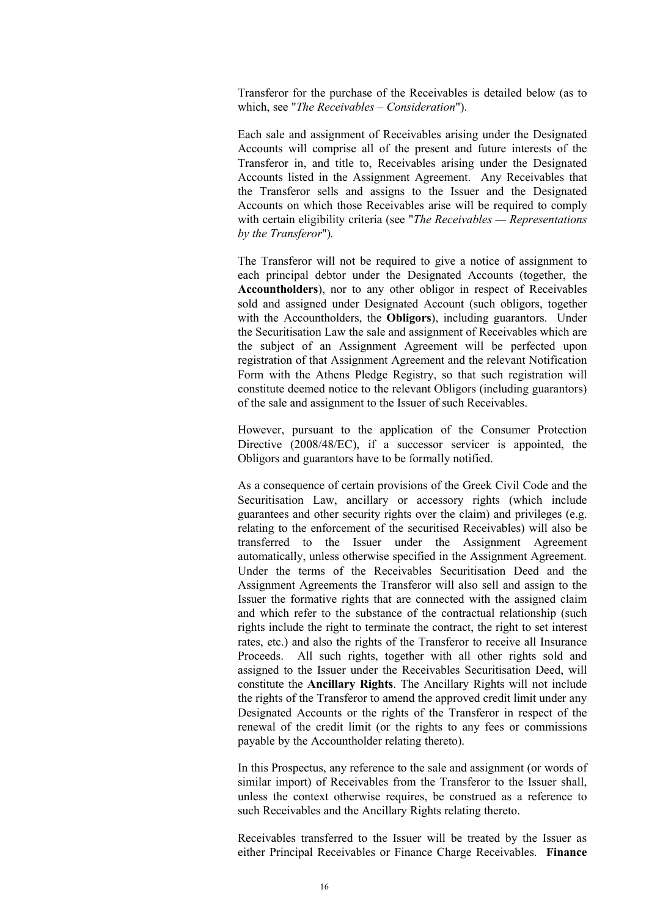Transferor for the purchase of the Receivables is detailed below (as to which, see "*The Receivables – Consideration*").

Each sale and assignment of Receivables arising under the Designated Accounts will comprise all of the present and future interests of the Transferor in, and title to, Receivables arising under the Designated Accounts listed in the Assignment Agreement. Any Receivables that the Transferor sells and assigns to the Issuer and the Designated Accounts on which those Receivables arise will be required to comply with certain eligibility criteria (see "*The Receivables — Representations by the Transferor*").

The Transferor will not be required to give a notice of assignment to each principal debtor under the Designated Accounts (together, the **Accountholders**), nor to any other obligor in respect of Receivables sold and assigned under Designated Account (such obligors, together with the Accountholders, the **Obligors**), including guarantors. Under the Securitisation Law the sale and assignment of Receivables which are the subject of an Assignment Agreement will be perfected upon registration of that Assignment Agreement and the relevant Notification Form with the Athens Pledge Registry, so that such registration will constitute deemed notice to the relevant Obligors (including guarantors) of the sale and assignment to the Issuer of such Receivables.

However, pursuant to the application of the Consumer Protection Directive (2008/48/EC), if a successor servicer is appointed, the Obligors and guarantors have to be formally notified.

As a consequence of certain provisions of the Greek Civil Code and the Securitisation Law, ancillary or accessory rights (which include guarantees and other security rights over the claim) and privileges (e.g. relating to the enforcement of the securitised Receivables) will also be transferred to the Issuer under the Assignment Agreement automatically, unless otherwise specified in the Assignment Agreement. Under the terms of the Receivables Securitisation Deed and the Assignment Agreements the Transferor will also sell and assign to the Issuer the formative rights that are connected with the assigned claim and which refer to the substance of the contractual relationship (such rights include the right to terminate the contract, the right to set interest rates, etc.) and also the rights of the Transferor to receive all Insurance Proceeds. All such rights, together with all other rights sold and assigned to the Issuer under the Receivables Securitisation Deed, will constitute the **Ancillary Rights**. The Ancillary Rights will not include the rights of the Transferor to amend the approved credit limit under any Designated Accounts or the rights of the Transferor in respect of the renewal of the credit limit (or the rights to any fees or commissions payable by the Accountholder relating thereto).

In this Prospectus, any reference to the sale and assignment (or words of similar import) of Receivables from the Transferor to the Issuer shall, unless the context otherwise requires, be construed as a reference to such Receivables and the Ancillary Rights relating thereto.

Receivables transferred to the Issuer will be treated by the Issuer as either Principal Receivables or Finance Charge Receivables. **Finance**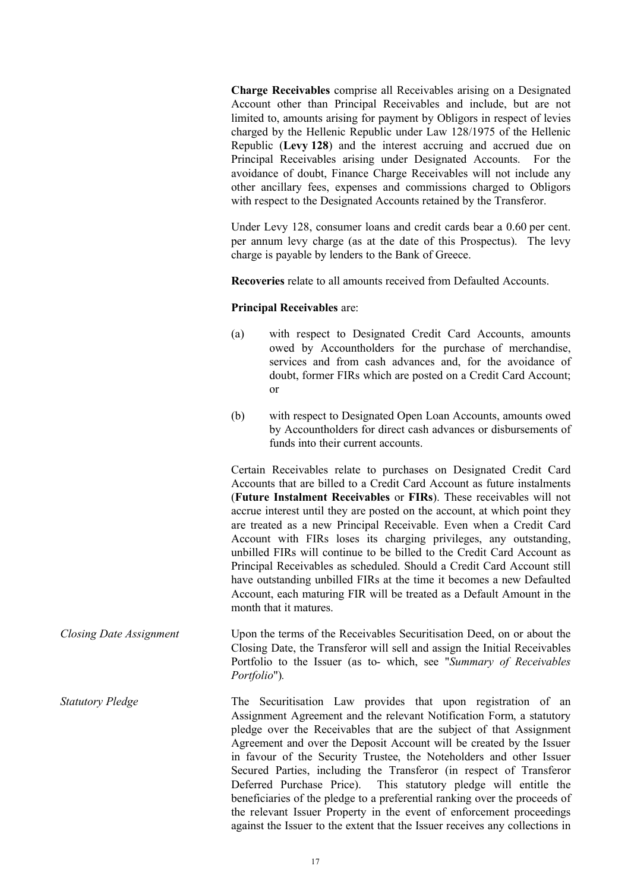**Charge Receivables** comprise all Receivables arising on a Designated Account other than Principal Receivables and include, but are not limited to, amounts arising for payment by Obligors in respect of levies charged by the Hellenic Republic under Law 128/1975 of the Hellenic Republic (**Levy 128**) and the interest accruing and accrued due on Principal Receivables arising under Designated Accounts. For the avoidance of doubt, Finance Charge Receivables will not include any other ancillary fees, expenses and commissions charged to Obligors with respect to the Designated Accounts retained by the Transferor.

Under Levy 128, consumer loans and credit cards bear a 0.60 per cent. per annum levy charge (as at the date of this Prospectus). The levy charge is payable by lenders to the Bank of Greece.

**Recoveries** relate to all amounts received from Defaulted Accounts.

**Principal Receivables** are:

(a) with respect to Designated Credit Card Accounts, amounts owed by Accountholders for the purchase of merchandise, services and from cash advances and, for the avoidance of doubt, former FIRs which are posted on a Credit Card Account; or

(b) with respect to Designated Open Loan Accounts, amounts owed by Accountholders for direct cash advances or disbursements of funds into their current accounts.

Certain Receivables relate to purchases on Designated Credit Card Accounts that are billed to a Credit Card Account as future instalments (**Future Instalment Receivables** or **FIRs**). These receivables will not accrue interest until they are posted on the account, at which point they are treated as a new Principal Receivable. Even when a Credit Card Account with FIRs loses its charging privileges, any outstanding, unbilled FIRs will continue to be billed to the Credit Card Account as Principal Receivables as scheduled. Should a Credit Card Account still have outstanding unbilled FIRs at the time it becomes a new Defaulted Account, each maturing FIR will be treated as a Default Amount in the month that it matures.

*Closing Date Assignment*

Upon the terms of the Receivables Securitisation Deed, on or about the Closing Date, the Transferor will sell and assign the Initial Receivables Portfolio to the Issuer (as to- which, see "*Summary of Receivables Portfolio*").

*Statutory Pledge*

The Securitisation Law provides that upon registration of an Assignment Agreement and the relevant Notification Form, a statutory pledge over the Receivables that are the subject of that Assignment Agreement and over the Deposit Account will be created by the Issuer in favour of the Security Trustee, the Noteholders and other Issuer Secured Parties, including the Transferor (in respect of Transferor Deferred Purchase Price). This statutory pledge will entitle the beneficiaries of the pledge to a preferential ranking over the proceeds of the relevant Issuer Property in the event of enforcement proceedings against the Issuer to the extent that the Issuer receives any collections in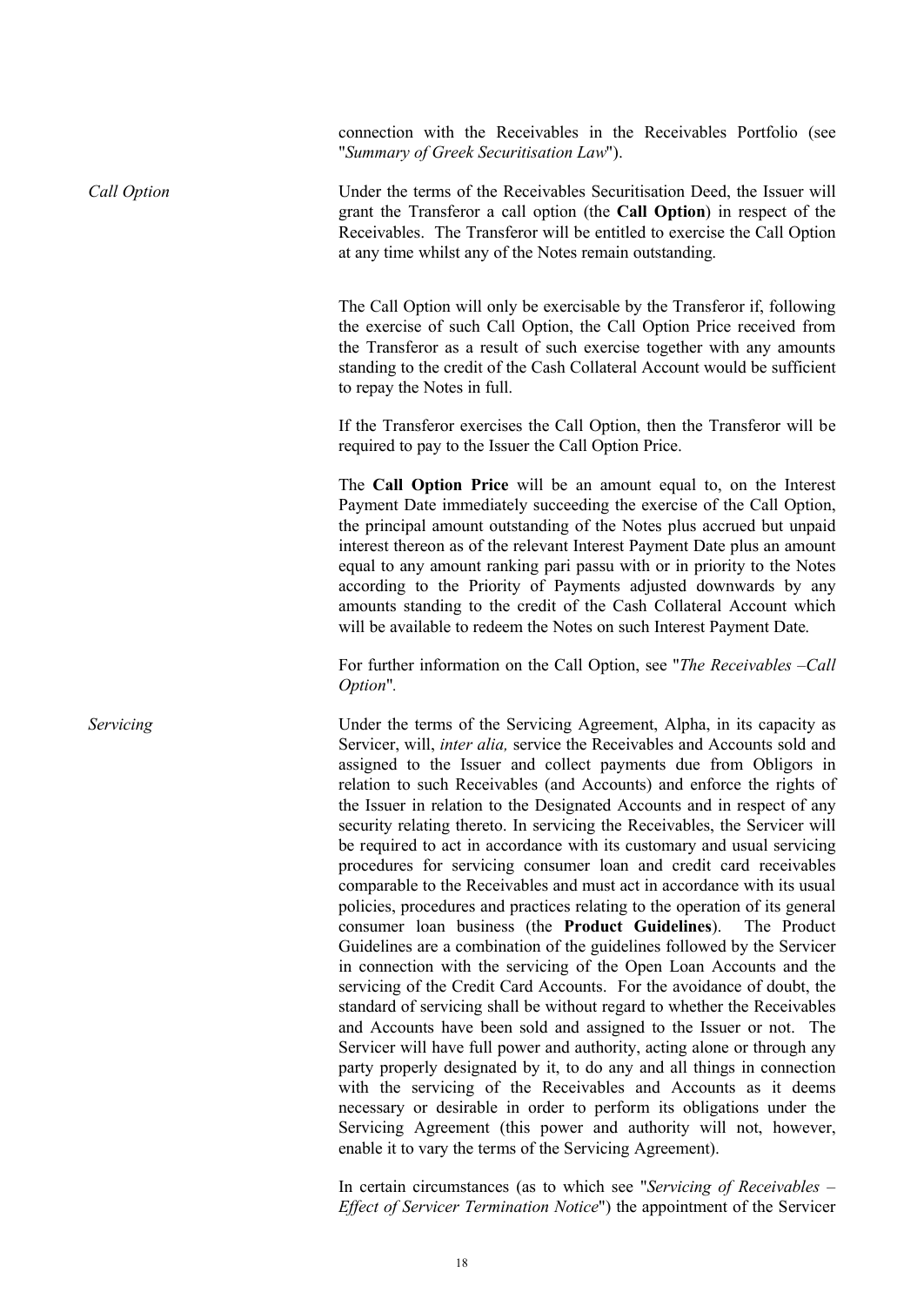connection with the Receivables in the Receivables Portfolio (see "*Summary of Greek Securitisation Law*").

*Call Option*

Under the terms of the Receivables Securitisation Deed, the Issuer will grant the Transferor a call option (the **Call Option**) in respect of the Receivables. The Transferor will be entitled to exercise the Call Option at any time whilst any of the Notes remain outstanding.

The Call Option will only be exercisable by the Transferor if, following the exercise of such Call Option, the Call Option Price received from the Transferor as a result of such exercise together with any amounts standing to the credit of the Cash Collateral Account would be sufficient to repay the Notes in full.

If the Transferor exercises the Call Option, then the Transferor will be required to pay to the Issuer the Call Option Price.

The **Call Option Price** will be an amount equal to, on the Interest Payment Date immediately succeeding the exercise of the Call Option, the principal amount outstanding of the Notes plus accrued but unpaid interest thereon as of the relevant Interest Payment Date plus an amount equal to any amount ranking pari passu with or in priority to the Notes according to the Priority of Payments adjusted downwards by any amounts standing to the credit of the Cash Collateral Account which will be available to redeem the Notes on such Interest Payment Date.

For further information on the Call Option, see "*The Receivables –Call Option*".

*Servicing*

Under the terms of the Servicing Agreement, Alpha, in its capacity as Servicer, will, *inter alia,* service the Receivables and Accounts sold and assigned to the Issuer and collect payments due from Obligors in relation to such Receivables (and Accounts) and enforce the rights of the Issuer in relation to the Designated Accounts and in respect of any security relating thereto. In servicing the Receivables, the Servicer will be required to act in accordance with its customary and usual servicing procedures for servicing consumer loan and credit card receivables comparable to the Receivables and must act in accordance with its usual policies, procedures and practices relating to the operation of its general consumer loan business (the **Product Guidelines**). The Product Guidelines are a combination of the guidelines followed by the Servicer in connection with the servicing of the Open Loan Accounts and the servicing of the Credit Card Accounts. For the avoidance of doubt, the standard of servicing shall be without regard to whether the Receivables and Accounts have been sold and assigned to the Issuer or not. The Servicer will have full power and authority, acting alone or through any party properly designated by it, to do any and all things in connection with the servicing of the Receivables and Accounts as it deems necessary or desirable in order to perform its obligations under the Servicing Agreement (this power and authority will not, however, enable it to vary the terms of the Servicing Agreement).

In certain circumstances (as to which see "*Servicing of Receivables – Effect of Servicer Termination Notice*") the appointment of the Servicer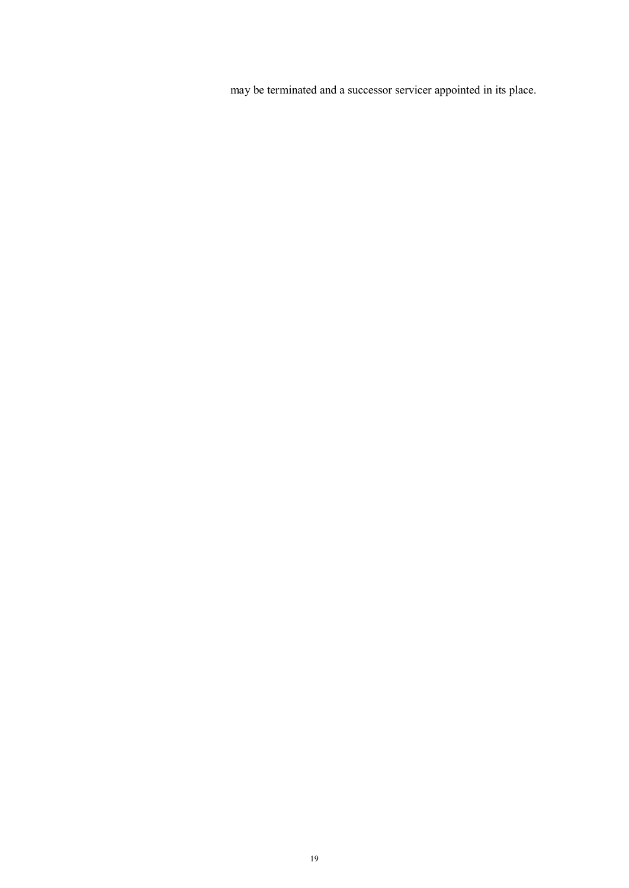may be terminated and a successor servicer appointed in its place.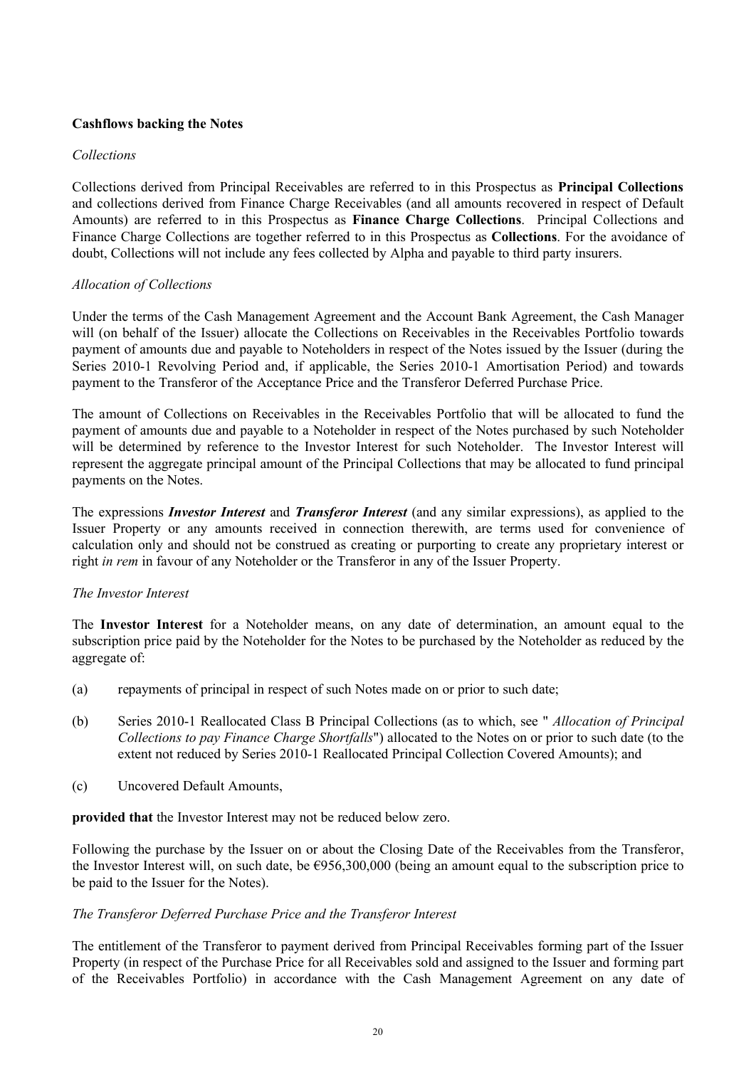**Cashflows backing the Notes**

*Collections*

Collections derived from Principal Receivables are referred to in this Prospectus as **Principal Collections** and collections derived from Finance Charge Receivables (and all amounts recovered in respect of Default Amounts) are referred to in this Prospectus as **Finance Charge Collections**. Principal Collections and Finance Charge Collections are together referred to in this Prospectus as **Collections**. For the avoidance of doubt, Collections will not include any fees collected by Alpha and payable to third party insurers.

*Allocation of Collections*

Under the terms of the Cash Management Agreement and the Account Bank Agreement, the Cash Manager will (on behalf of the Issuer) allocate the Collections on Receivables in the Receivables Portfolio towards payment of amounts due and payable to Noteholders in respect of the Notes issued by the Issuer (during the Series 2010-1 Revolving Period and, if applicable, the Series 2010-1 Amortisation Period) and towards payment to the Transferor of the Acceptance Price and the Transferor Deferred Purchase Price.

The amount of Collections on Receivables in the Receivables Portfolio that will be allocated to fund the payment of amounts due and payable to a Noteholder in respect of the Notes purchased by such Noteholder will be determined by reference to the Investor Interest for such Noteholder. The Investor Interest will represent the aggregate principal amount of the Principal Collections that may be allocated to fund principal payments on the Notes.

The expressions ***Investor Interest*** and ***Transferor Interest*** (and any similar expressions), as applied to the Issuer Property or any amounts received in connection therewith, are terms used for convenience of calculation only and should not be construed as creating or purporting to create any proprietary interest or right *in rem* in favour of any Noteholder or the Transferor in any of the Issuer Property.

*The Investor Interest*

The **Investor Interest** for a Noteholder means, on any date of determination, an amount equal to the subscription price paid by the Noteholder for the Notes to be purchased by the Noteholder as reduced by the aggregate of:

(a) repayments of principal in respect of such Notes made on or prior to such date;

(b) Series 2010-1 Reallocated Class B Principal Collections (as to which, see " *Allocation of Principal Collections to pay Finance Charge Shortfalls*") allocated to the Notes on or prior to such date (to the extent not reduced by Series 2010-1 Reallocated Principal Collection Covered Amounts); and

(c) Uncovered Default Amounts,

**provided that** the Investor Interest may not be reduced below zero.

Following the purchase by the Issuer on or about the Closing Date of the Receivables from the Transferor, the Investor Interest will, on such date, be €956,300,000 (being an amount equal to the subscription price to be paid to the Issuer for the Notes).

*The Transferor Deferred Purchase Price and the Transferor Interest*

The entitlement of the Transferor to payment derived from Principal Receivables forming part of the Issuer Property (in respect of the Purchase Price for all Receivables sold and assigned to the Issuer and forming part of the Receivables Portfolio) in accordance with the Cash Management Agreement on any date of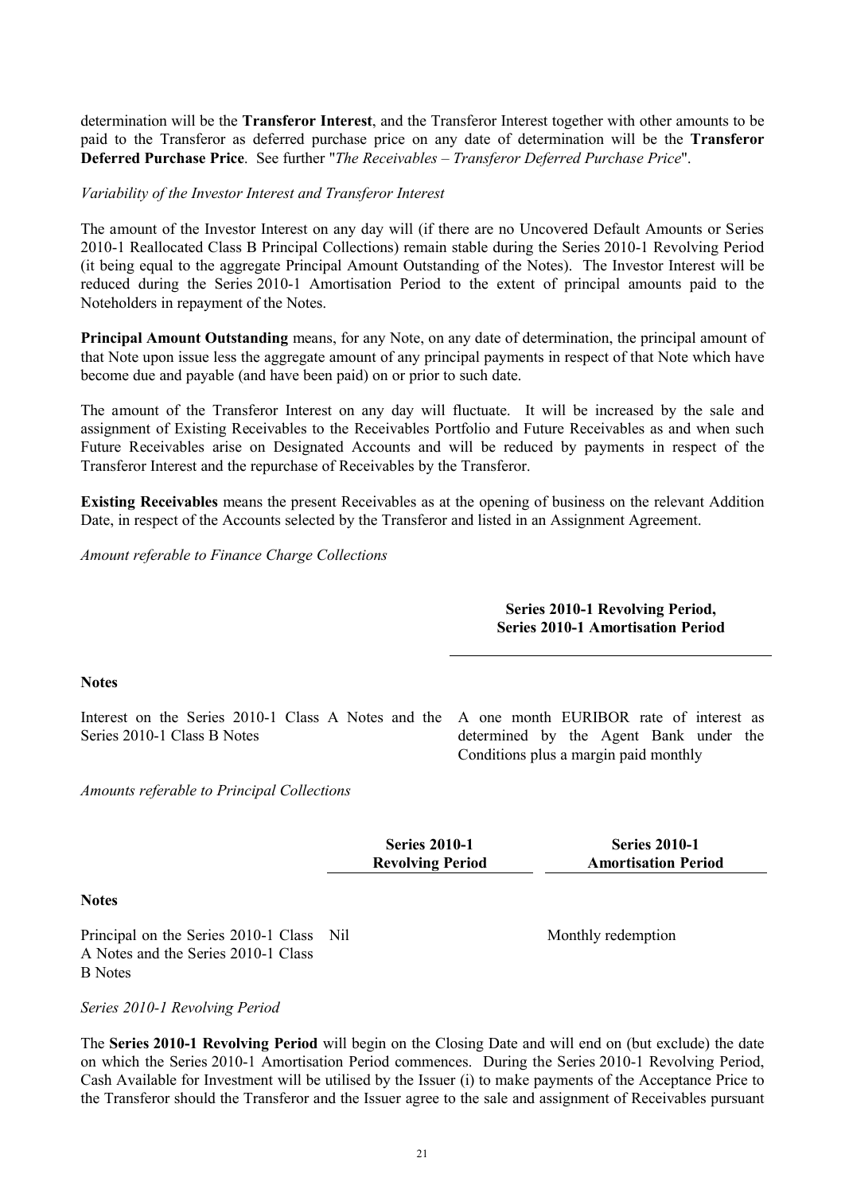determination will be the **Transferor Interest**, and the Transferor Interest together with other amounts to be paid to the Transferor as deferred purchase price on any date of determination will be the **Transferor Deferred Purchase Price**. See further "*The Receivables – Transferor Deferred Purchase Price*".

*Variability of the Investor Interest and Transferor Interest*

The amount of the Investor Interest on any day will (if there are no Uncovered Default Amounts or Series 2010-1 Reallocated Class B Principal Collections) remain stable during the Series 2010-1 Revolving Period (it being equal to the aggregate Principal Amount Outstanding of the Notes). The Investor Interest will be reduced during the Series 2010-1 Amortisation Period to the extent of principal amounts paid to the Noteholders in repayment of the Notes.

**Principal Amount Outstanding** means, for any Note, on any date of determination, the principal amount of that Note upon issue less the aggregate amount of any principal payments in respect of that Note which have become due and payable (and have been paid) on or prior to such date.

The amount of the Transferor Interest on any day will fluctuate. It will be increased by the sale and assignment of Existing Receivables to the Receivables Portfolio and Future Receivables as and when such Future Receivables arise on Designated Accounts and will be reduced by payments in respect of the Transferor Interest and the repurchase of Receivables by the Transferor.

**Existing Receivables** means the present Receivables as at the opening of business on the relevant Addition Date, in respect of the Accounts selected by the Transferor and listed in an Assignment Agreement.

*Amount referable to Finance Charge Collections*

| | **Series 2010-1 Revolving Period, Series 2010-1 Amortisation Period** |
|---|---|
| **Notes** | |
| Interest on the Series 2010-1 Class A Notes and the Series 2010-1 Class B Notes | A one month EURIBOR rate of interest as determined by the Agent Bank under the Conditions plus a margin paid monthly |

*Amounts referable to Principal Collections*

| | **Series 2010-1 Revolving Period** | **Series 2010-1 Amortisation Period** |
|---|---|---|
| **Notes** | | |
| Principal on the Series 2010-1 Class A Notes and the Series 2010-1 Class B Notes | Nil | Monthly redemption |

*Series 2010-1 Revolving Period*

The **Series 2010-1 Revolving Period** will begin on the Closing Date and will end on (but exclude) the date on which the Series 2010-1 Amortisation Period commences. During the Series 2010-1 Revolving Period, Cash Available for Investment will be utilised by the Issuer (i) to make payments of the Acceptance Price to the Transferor should the Transferor and the Issuer agree to the sale and assignment of Receivables pursuant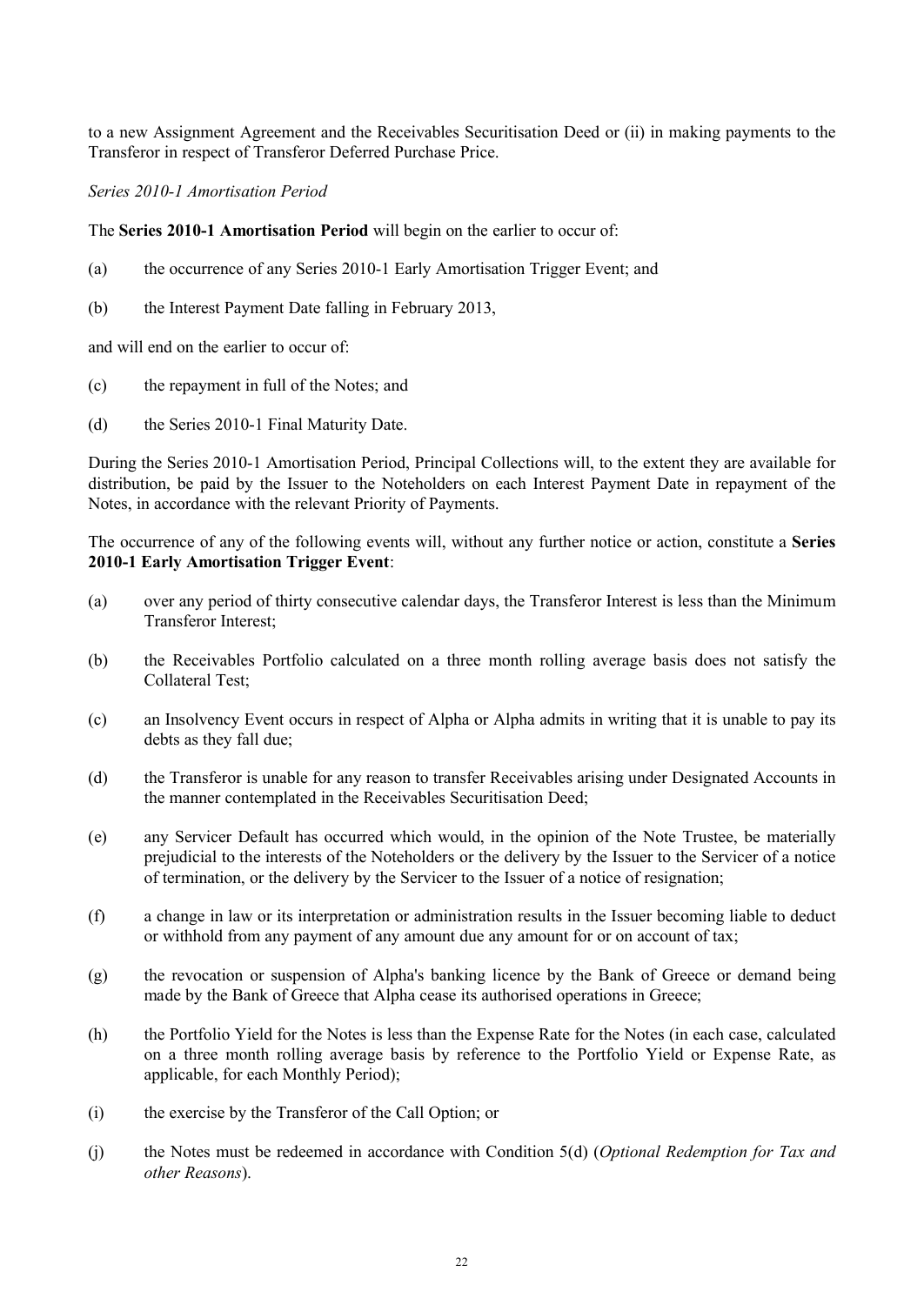to a new Assignment Agreement and the Receivables Securitisation Deed or (ii) in making payments to the Transferor in respect of Transferor Deferred Purchase Price.

*Series 2010-1 Amortisation Period*

The **Series 2010-1 Amortisation Period** will begin on the earlier to occur of:

(a) the occurrence of any Series 2010-1 Early Amortisation Trigger Event; and

(b) the Interest Payment Date falling in February 2013,

and will end on the earlier to occur of:

(c) the repayment in full of the Notes; and

(d) the Series 2010-1 Final Maturity Date.

During the Series 2010-1 Amortisation Period, Principal Collections will, to the extent they are available for distribution, be paid by the Issuer to the Noteholders on each Interest Payment Date in repayment of the Notes, in accordance with the relevant Priority of Payments.

The occurrence of any of the following events will, without any further notice or action, constitute a **Series 2010-1 Early Amortisation Trigger Event**:

(a) over any period of thirty consecutive calendar days, the Transferor Interest is less than the Minimum Transferor Interest;

(b) the Receivables Portfolio calculated on a three month rolling average basis does not satisfy the Collateral Test;

(c) an Insolvency Event occurs in respect of Alpha or Alpha admits in writing that it is unable to pay its debts as they fall due;

(d) the Transferor is unable for any reason to transfer Receivables arising under Designated Accounts in the manner contemplated in the Receivables Securitisation Deed;

(e) any Servicer Default has occurred which would, in the opinion of the Note Trustee, be materially prejudicial to the interests of the Noteholders or the delivery by the Issuer to the Servicer of a notice of termination, or the delivery by the Servicer to the Issuer of a notice of resignation;

(f) a change in law or its interpretation or administration results in the Issuer becoming liable to deduct or withhold from any payment of any amount due any amount for or on account of tax;

(g) the revocation or suspension of Alpha's banking licence by the Bank of Greece or demand being made by the Bank of Greece that Alpha cease its authorised operations in Greece;

(h) the Portfolio Yield for the Notes is less than the Expense Rate for the Notes (in each case, calculated on a three month rolling average basis by reference to the Portfolio Yield or Expense Rate, as applicable, for each Monthly Period);

(i) the exercise by the Transferor of the Call Option; or

(j) the Notes must be redeemed in accordance with Condition 5(d) (*Optional Redemption for Tax and other Reasons*).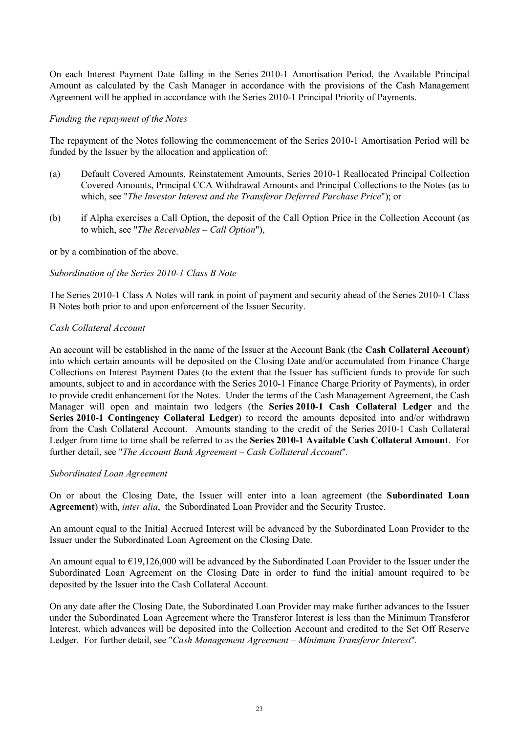On each Interest Payment Date falling in the Series 2010-1 Amortisation Period, the Available Principal Amount as calculated by the Cash Manager in accordance with the provisions of the Cash Management Agreement will be applied in accordance with the Series 2010-1 Principal Priority of Payments.

*Funding the repayment of the Notes*

The repayment of the Notes following the commencement of the Series 2010-1 Amortisation Period will be funded by the Issuer by the allocation and application of:

(a) Default Covered Amounts, Reinstatement Amounts, Series 2010-1 Reallocated Principal Collection Covered Amounts, Principal CCA Withdrawal Amounts and Principal Collections to the Notes (as to which, see "*The Investor Interest and the Transferor Deferred Purchase Price*"); or

(b) if Alpha exercises a Call Option, the deposit of the Call Option Price in the Collection Account (as to which, see "*The Receivables – Call Option*"),

or by a combination of the above.

*Subordination of the Series 2010-1 Class B Note*

The Series 2010-1 Class A Notes will rank in point of payment and security ahead of the Series 2010-1 Class B Notes both prior to and upon enforcement of the Issuer Security.

*Cash Collateral Account*

An account will be established in the name of the Issuer at the Account Bank (the **Cash Collateral Account**) into which certain amounts will be deposited on the Closing Date and/or accumulated from Finance Charge Collections on Interest Payment Dates (to the extent that the Issuer has sufficient funds to provide for such amounts, subject to and in accordance with the Series 2010-1 Finance Charge Priority of Payments), in order to provide credit enhancement for the Notes. Under the terms of the Cash Management Agreement, the Cash Manager will open and maintain two ledgers (the **Series 2010-1 Cash Collateral Ledger** and the **Series 2010-1 Contingency Collateral Ledger**) to record the amounts deposited into and/or withdrawn from the Cash Collateral Account. Amounts standing to the credit of the Series 2010-1 Cash Collateral Ledger from time to time shall be referred to as the **Series 2010-1 Available Cash Collateral Amount**. For further detail, see "*The Account Bank Agreement – Cash Collateral Account*".

*Subordinated Loan Agreement*

On or about the Closing Date, the Issuer will enter into a loan agreement (the **Subordinated Loan Agreement**) with, *inter alia*, the Subordinated Loan Provider and the Security Trustee.

An amount equal to the Initial Accrued Interest will be advanced by the Subordinated Loan Provider to the Issuer under the Subordinated Loan Agreement on the Closing Date.

An amount equal to €19,126,000 will be advanced by the Subordinated Loan Provider to the Issuer under the Subordinated Loan Agreement on the Closing Date in order to fund the initial amount required to be deposited by the Issuer into the Cash Collateral Account.

On any date after the Closing Date, the Subordinated Loan Provider may make further advances to the Issuer under the Subordinated Loan Agreement where the Transferor Interest is less than the Minimum Transferor Interest, which advances will be deposited into the Collection Account and credited to the Set Off Reserve Ledger. For further detail, see "*Cash Management Agreement – Minimum Transferor Interest*".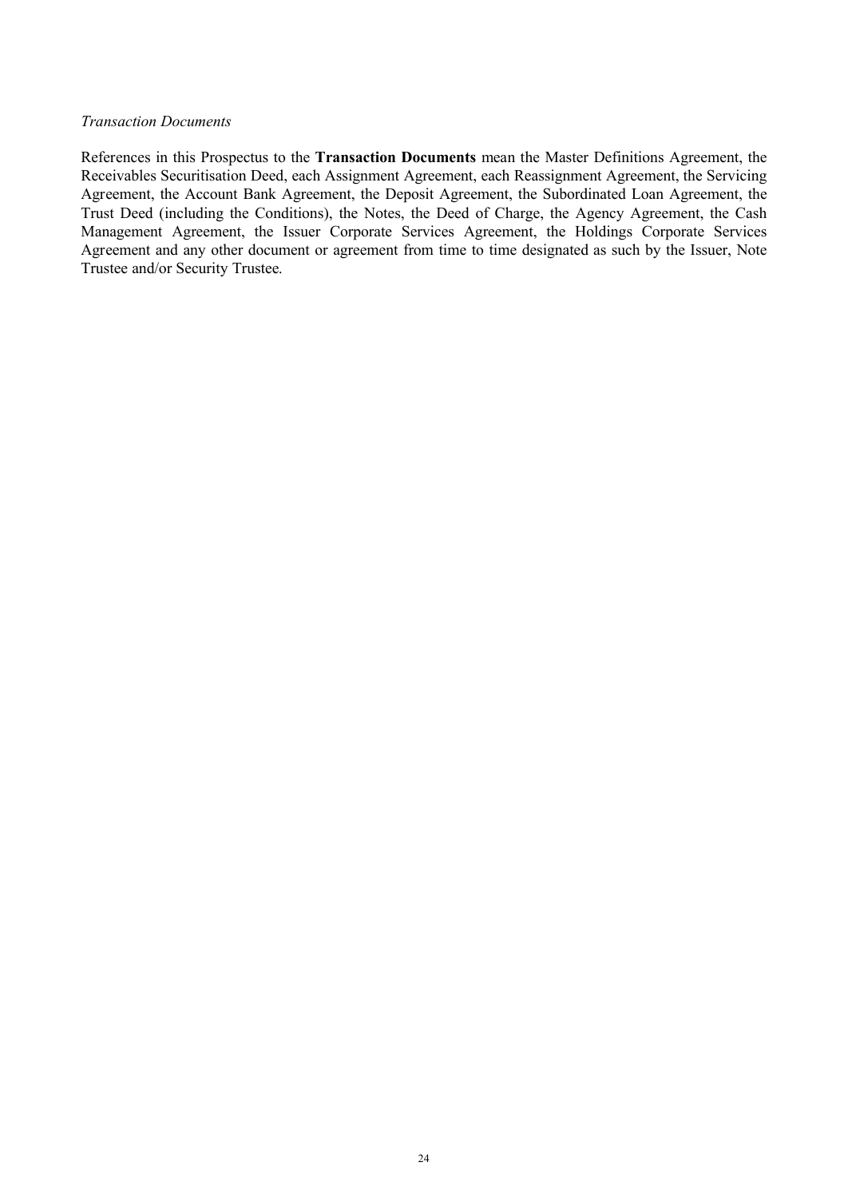*Transaction Documents*

References in this Prospectus to the **Transaction Documents** mean the Master Definitions Agreement, the Receivables Securitisation Deed, each Assignment Agreement, each Reassignment Agreement, the Servicing Agreement, the Account Bank Agreement, the Deposit Agreement, the Subordinated Loan Agreement, the Trust Deed (including the Conditions), the Notes, the Deed of Charge, the Agency Agreement, the Cash Management Agreement, the Issuer Corporate Services Agreement, the Holdings Corporate Services Agreement and any other document or agreement from time to time designated as such by the Issuer, Note Trustee and/or Security Trustee.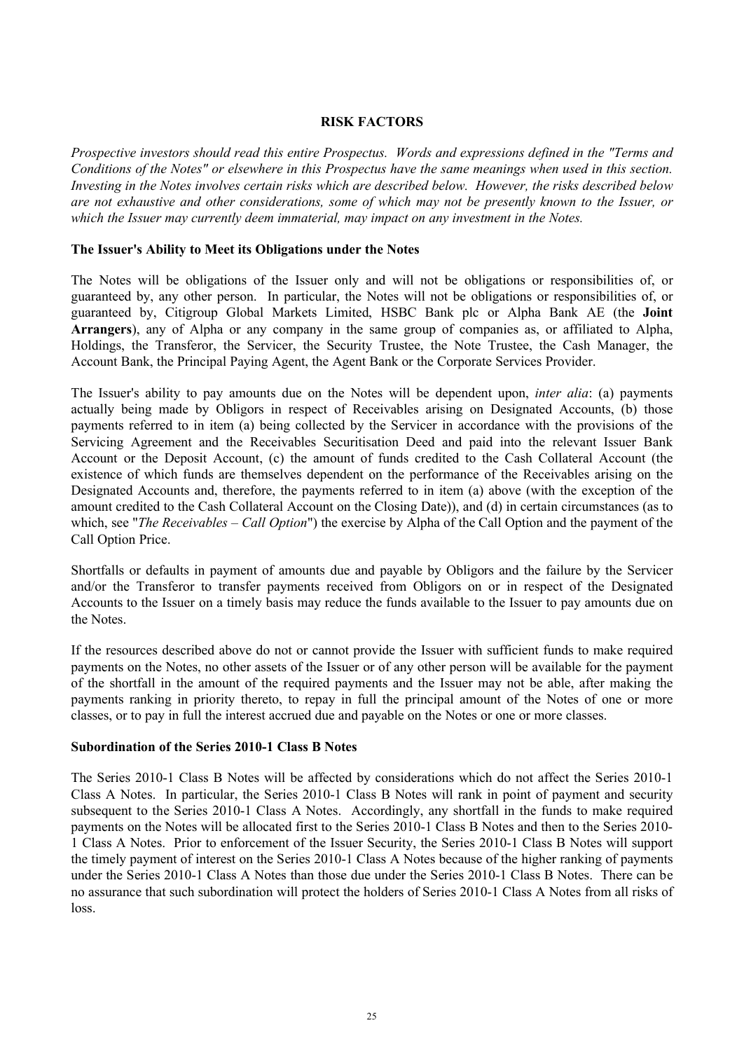## RISK FACTORS

*Prospective investors should read this entire Prospectus. Words and expressions defined in the "Terms and Conditions of the Notes" or elsewhere in this Prospectus have the same meanings when used in this section. Investing in the Notes involves certain risks which are described below. However, the risks described below are not exhaustive and other considerations, some of which may not be presently known to the Issuer, or which the Issuer may currently deem immaterial, may impact on any investment in the Notes.*

### The Issuer's Ability to Meet its Obligations under the Notes

The Notes will be obligations of the Issuer only and will not be obligations or responsibilities of, or guaranteed by, any other person. In particular, the Notes will not be obligations or responsibilities of, or guaranteed by, Citigroup Global Markets Limited, HSBC Bank plc or Alpha Bank AE (the **Joint Arrangers**), any of Alpha or any company in the same group of companies as, or affiliated to Alpha, Holdings, the Transferor, the Servicer, the Security Trustee, the Note Trustee, the Cash Manager, the Account Bank, the Principal Paying Agent, the Agent Bank or the Corporate Services Provider.

The Issuer's ability to pay amounts due on the Notes will be dependent upon, *inter alia*: (a) payments actually being made by Obligors in respect of Receivables arising on Designated Accounts, (b) those payments referred to in item (a) being collected by the Servicer in accordance with the provisions of the Servicing Agreement and the Receivables Securitisation Deed and paid into the relevant Issuer Bank Account or the Deposit Account, (c) the amount of funds credited to the Cash Collateral Account (the existence of which funds are themselves dependent on the performance of the Receivables arising on the Designated Accounts and, therefore, the payments referred to in item (a) above (with the exception of the amount credited to the Cash Collateral Account on the Closing Date)), and (d) in certain circumstances (as to which, see "*The Receivables – Call Option*") the exercise by Alpha of the Call Option and the payment of the Call Option Price.

Shortfalls or defaults in payment of amounts due and payable by Obligors and the failure by the Servicer and/or the Transferor to transfer payments received from Obligors on or in respect of the Designated Accounts to the Issuer on a timely basis may reduce the funds available to the Issuer to pay amounts due on the Notes.

If the resources described above do not or cannot provide the Issuer with sufficient funds to make required payments on the Notes, no other assets of the Issuer or of any other person will be available for the payment of the shortfall in the amount of the required payments and the Issuer may not be able, after making the payments ranking in priority thereto, to repay in full the principal amount of the Notes of one or more classes, or to pay in full the interest accrued due and payable on the Notes or one or more classes.

### Subordination of the Series 2010-1 Class B Notes

The Series 2010-1 Class B Notes will be affected by considerations which do not affect the Series 2010-1 Class A Notes. In particular, the Series 2010-1 Class B Notes will rank in point of payment and security subsequent to the Series 2010-1 Class A Notes. Accordingly, any shortfall in the funds to make required payments on the Notes will be allocated first to the Series 2010-1 Class B Notes and then to the Series 2010-1 Class A Notes. Prior to enforcement of the Issuer Security, the Series 2010-1 Class B Notes will support the timely payment of interest on the Series 2010-1 Class A Notes because of the higher ranking of payments under the Series 2010-1 Class A Notes than those due under the Series 2010-1 Class B Notes. There can be no assurance that such subordination will protect the holders of Series 2010-1 Class A Notes from all risks of loss.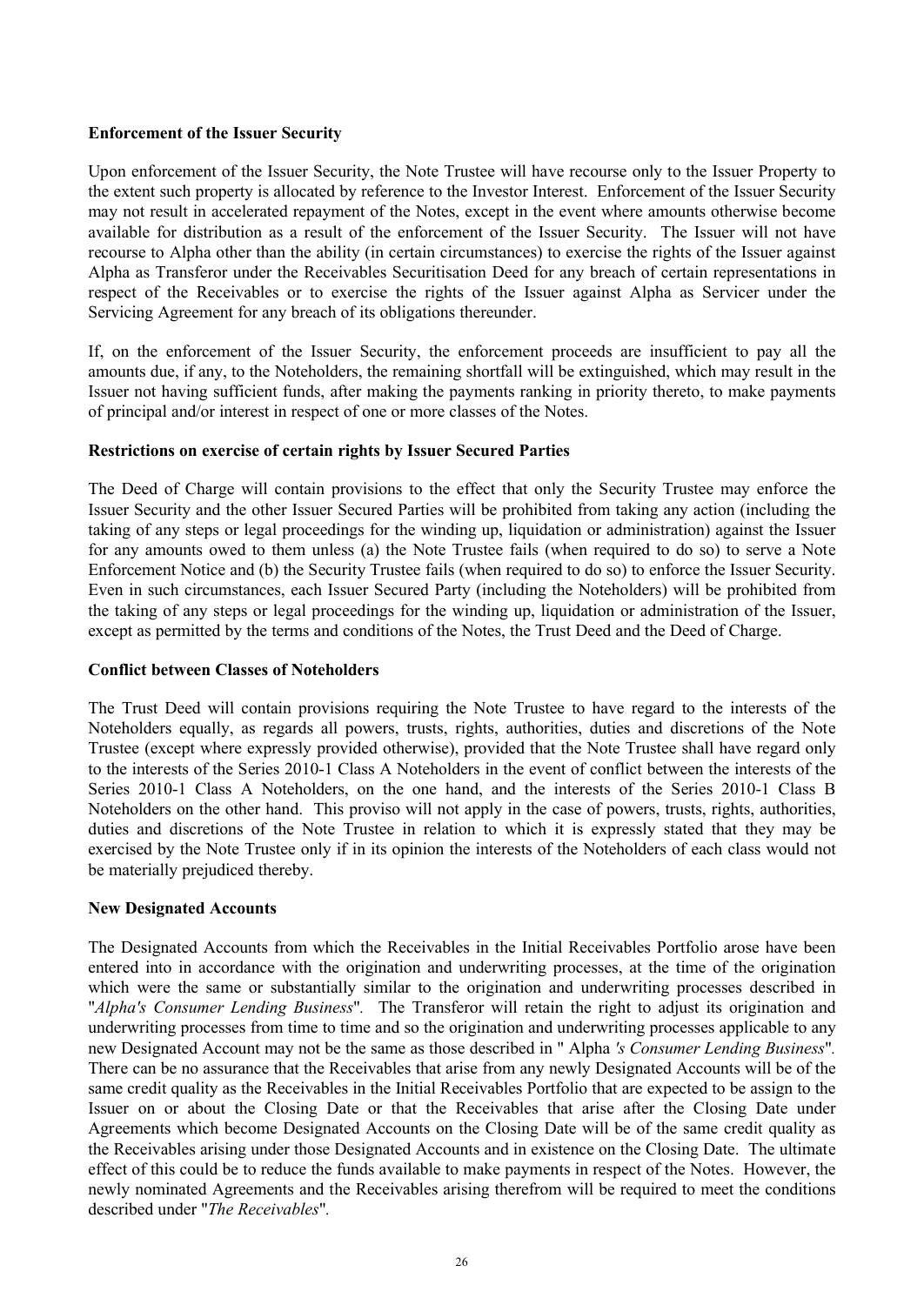**Enforcement of the Issuer Security**

Upon enforcement of the Issuer Security, the Note Trustee will have recourse only to the Issuer Property to the extent such property is allocated by reference to the Investor Interest. Enforcement of the Issuer Security may not result in accelerated repayment of the Notes, except in the event where amounts otherwise become available for distribution as a result of the enforcement of the Issuer Security. The Issuer will not have recourse to Alpha other than the ability (in certain circumstances) to exercise the rights of the Issuer against Alpha as Transferor under the Receivables Securitisation Deed for any breach of certain representations in respect of the Receivables or to exercise the rights of the Issuer against Alpha as Servicer under the Servicing Agreement for any breach of its obligations thereunder.

If, on the enforcement of the Issuer Security, the enforcement proceeds are insufficient to pay all the amounts due, if any, to the Noteholders, the remaining shortfall will be extinguished, which may result in the Issuer not having sufficient funds, after making the payments ranking in priority thereto, to make payments of principal and/or interest in respect of one or more classes of the Notes.

**Restrictions on exercise of certain rights by Issuer Secured Parties**

The Deed of Charge will contain provisions to the effect that only the Security Trustee may enforce the Issuer Security and the other Issuer Secured Parties will be prohibited from taking any action (including the taking of any steps or legal proceedings for the winding up, liquidation or administration) against the Issuer for any amounts owed to them unless (a) the Note Trustee fails (when required to do so) to serve a Note Enforcement Notice and (b) the Security Trustee fails (when required to do so) to enforce the Issuer Security. Even in such circumstances, each Issuer Secured Party (including the Noteholders) will be prohibited from the taking of any steps or legal proceedings for the winding up, liquidation or administration of the Issuer, except as permitted by the terms and conditions of the Notes, the Trust Deed and the Deed of Charge.

**Conflict between Classes of Noteholders**

The Trust Deed will contain provisions requiring the Note Trustee to have regard to the interests of the Noteholders equally, as regards all powers, trusts, rights, authorities, duties and discretions of the Note Trustee (except where expressly provided otherwise), provided that the Note Trustee shall have regard only to the interests of the Series 2010-1 Class A Noteholders in the event of conflict between the interests of the Series 2010-1 Class A Noteholders, on the one hand, and the interests of the Series 2010-1 Class B Noteholders on the other hand. This proviso will not apply in the case of powers, trusts, rights, authorities, duties and discretions of the Note Trustee in relation to which it is expressly stated that they may be exercised by the Note Trustee only if in its opinion the interests of the Noteholders of each class would not be materially prejudiced thereby.

**New Designated Accounts**

The Designated Accounts from which the Receivables in the Initial Receivables Portfolio arose have been entered into in accordance with the origination and underwriting processes, at the time of the origination which were the same or substantially similar to the origination and underwriting processes described in "*Alpha's Consumer Lending Business*". The Transferor will retain the right to adjust its origination and underwriting processes from time to time and so the origination and underwriting processes applicable to any new Designated Account may not be the same as those described in " Alpha *'s Consumer Lending Business*". There can be no assurance that the Receivables that arise from any newly Designated Accounts will be of the same credit quality as the Receivables in the Initial Receivables Portfolio that are expected to be assign to the Issuer on or about the Closing Date or that the Receivables that arise after the Closing Date under Agreements which become Designated Accounts on the Closing Date will be of the same credit quality as the Receivables arising under those Designated Accounts and in existence on the Closing Date. The ultimate effect of this could be to reduce the funds available to make payments in respect of the Notes. However, the newly nominated Agreements and the Receivables arising therefrom will be required to meet the conditions described under "*The Receivables*".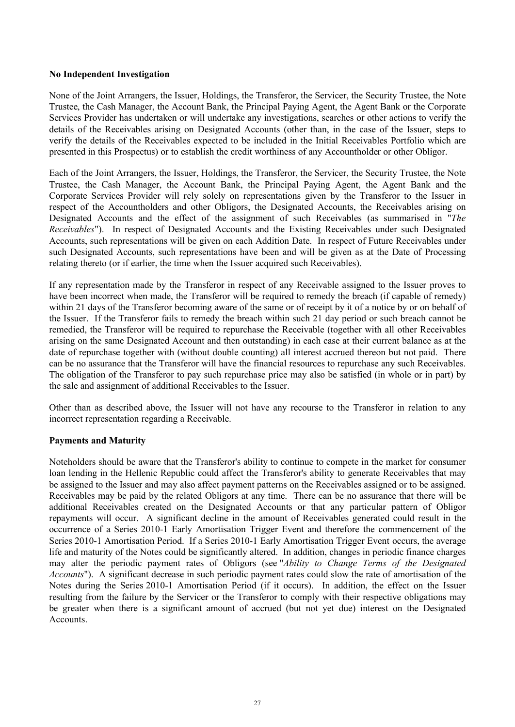**No Independent Investigation**

None of the Joint Arrangers, the Issuer, Holdings, the Transferor, the Servicer, the Security Trustee, the Note Trustee, the Cash Manager, the Account Bank, the Principal Paying Agent, the Agent Bank or the Corporate Services Provider has undertaken or will undertake any investigations, searches or other actions to verify the details of the Receivables arising on Designated Accounts (other than, in the case of the Issuer, steps to verify the details of the Receivables expected to be included in the Initial Receivables Portfolio which are presented in this Prospectus) or to establish the credit worthiness of any Accountholder or other Obligor.

Each of the Joint Arrangers, the Issuer, Holdings, the Transferor, the Servicer, the Security Trustee, the Note Trustee, the Cash Manager, the Account Bank, the Principal Paying Agent, the Agent Bank and the Corporate Services Provider will rely solely on representations given by the Transferor to the Issuer in respect of the Accountholders and other Obligors, the Designated Accounts, the Receivables arising on Designated Accounts and the effect of the assignment of such Receivables (as summarised in "*The Receivables*"). In respect of Designated Accounts and the Existing Receivables under such Designated Accounts, such representations will be given on each Addition Date. In respect of Future Receivables under such Designated Accounts, such representations have been and will be given as at the Date of Processing relating thereto (or if earlier, the time when the Issuer acquired such Receivables).

If any representation made by the Transferor in respect of any Receivable assigned to the Issuer proves to have been incorrect when made, the Transferor will be required to remedy the breach (if capable of remedy) within 21 days of the Transferor becoming aware of the same or of receipt by it of a notice by or on behalf of the Issuer. If the Transferor fails to remedy the breach within such 21 day period or such breach cannot be remedied, the Transferor will be required to repurchase the Receivable (together with all other Receivables arising on the same Designated Account and then outstanding) in each case at their current balance as at the date of repurchase together with (without double counting) all interest accrued thereon but not paid. There can be no assurance that the Transferor will have the financial resources to repurchase any such Receivables. The obligation of the Transferor to pay such repurchase price may also be satisfied (in whole or in part) by the sale and assignment of additional Receivables to the Issuer.

Other than as described above, the Issuer will not have any recourse to the Transferor in relation to any incorrect representation regarding a Receivable.

**Payments and Maturity**

Noteholders should be aware that the Transferor's ability to continue to compete in the market for consumer loan lending in the Hellenic Republic could affect the Transferor's ability to generate Receivables that may be assigned to the Issuer and may also affect payment patterns on the Receivables assigned or to be assigned. Receivables may be paid by the related Obligors at any time. There can be no assurance that there will be additional Receivables created on the Designated Accounts or that any particular pattern of Obligor repayments will occur. A significant decline in the amount of Receivables generated could result in the occurrence of a Series 2010-1 Early Amortisation Trigger Event and therefore the commencement of the Series 2010-1 Amortisation Period. If a Series 2010-1 Early Amortisation Trigger Event occurs, the average life and maturity of the Notes could be significantly altered. In addition, changes in periodic finance charges may alter the periodic payment rates of Obligors (see "*Ability to Change Terms of the Designated Accounts*"). A significant decrease in such periodic payment rates could slow the rate of amortisation of the Notes during the Series 2010-1 Amortisation Period (if it occurs). In addition, the effect on the Issuer resulting from the failure by the Servicer or the Transferor to comply with their respective obligations may be greater when there is a significant amount of accrued (but not yet due) interest on the Designated Accounts.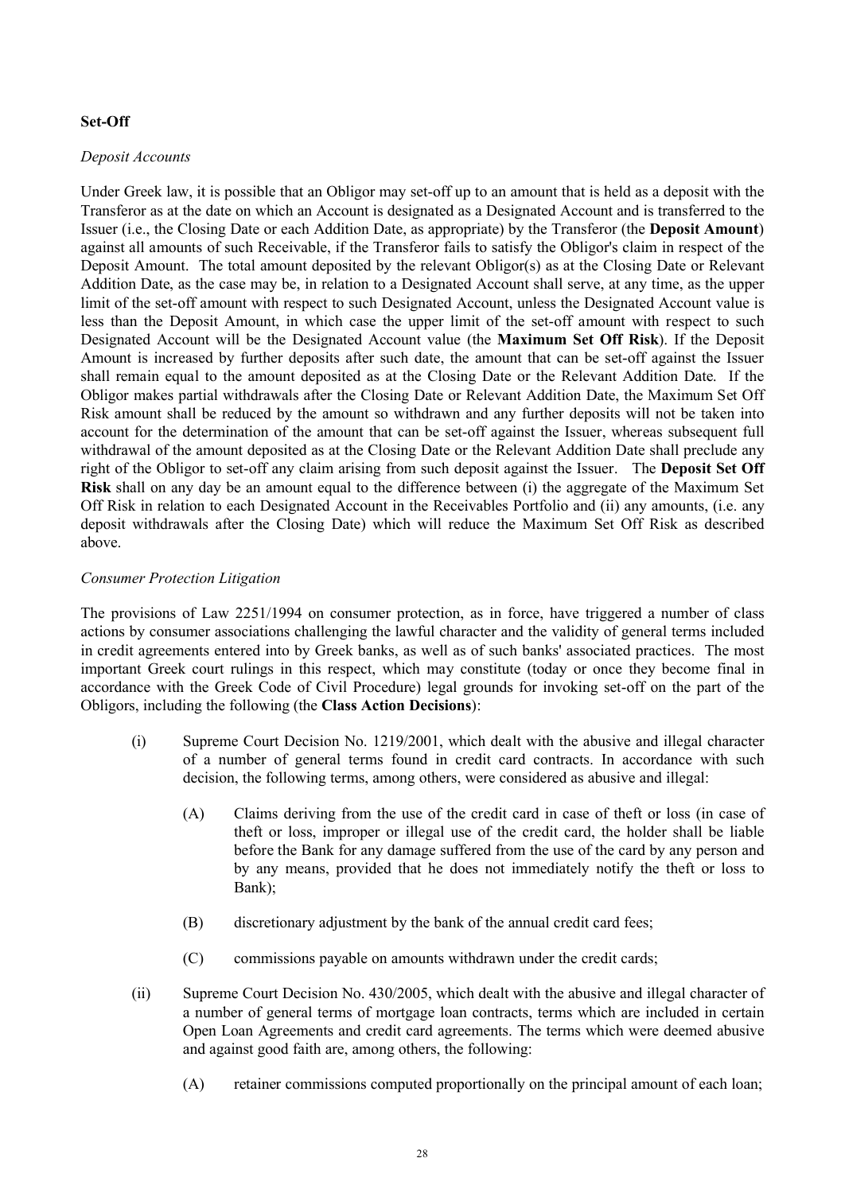**Set-Off**

*Deposit Accounts*

Under Greek law, it is possible that an Obligor may set-off up to an amount that is held as a deposit with the Transferor as at the date on which an Account is designated as a Designated Account and is transferred to the Issuer (i.e., the Closing Date or each Addition Date, as appropriate) by the Transferor (the **Deposit Amount**) against all amounts of such Receivable, if the Transferor fails to satisfy the Obligor's claim in respect of the Deposit Amount. The total amount deposited by the relevant Obligor(s) as at the Closing Date or Relevant Addition Date, as the case may be, in relation to a Designated Account shall serve, at any time, as the upper limit of the set-off amount with respect to such Designated Account, unless the Designated Account value is less than the Deposit Amount, in which case the upper limit of the set-off amount with respect to such Designated Account will be the Designated Account value (the **Maximum Set Off Risk**). If the Deposit Amount is increased by further deposits after such date, the amount that can be set-off against the Issuer shall remain equal to the amount deposited as at the Closing Date or the Relevant Addition Date. If the Obligor makes partial withdrawals after the Closing Date or Relevant Addition Date, the Maximum Set Off Risk amount shall be reduced by the amount so withdrawn and any further deposits will not be taken into account for the determination of the amount that can be set-off against the Issuer, whereas subsequent full withdrawal of the amount deposited as at the Closing Date or the Relevant Addition Date shall preclude any right of the Obligor to set-off any claim arising from such deposit against the Issuer. The **Deposit Set Off Risk** shall on any day be an amount equal to the difference between (i) the aggregate of the Maximum Set Off Risk in relation to each Designated Account in the Receivables Portfolio and (ii) any amounts, (i.e. any deposit withdrawals after the Closing Date) which will reduce the Maximum Set Off Risk as described above.

*Consumer Protection Litigation*

The provisions of Law 2251/1994 on consumer protection, as in force, have triggered a number of class actions by consumer associations challenging the lawful character and the validity of general terms included in credit agreements entered into by Greek banks, as well as of such banks' associated practices. The most important Greek court rulings in this respect, which may constitute (today or once they become final in accordance with the Greek Code of Civil Procedure) legal grounds for invoking set-off on the part of the Obligors, including the following (the **Class Action Decisions**):

(i) Supreme Court Decision No. 1219/2001, which dealt with the abusive and illegal character of a number of general terms found in credit card contracts. In accordance with such decision, the following terms, among others, were considered as abusive and illegal:

  (A) Claims deriving from the use of the credit card in case of theft or loss (in case of theft or loss, improper or illegal use of the credit card, the holder shall be liable before the Bank for any damage suffered from the use of the card by any person and by any means, provided that he does not immediately notify the theft or loss to Bank);

  (B) discretionary adjustment by the bank of the annual credit card fees;

  (C) commissions payable on amounts withdrawn under the credit cards;

(ii) Supreme Court Decision No. 430/2005, which dealt with the abusive and illegal character of a number of general terms of mortgage loan contracts, terms which are included in certain Open Loan Agreements and credit card agreements. The terms which were deemed abusive and against good faith are, among others, the following:

  (A) retainer commissions computed proportionally on the principal amount of each loan;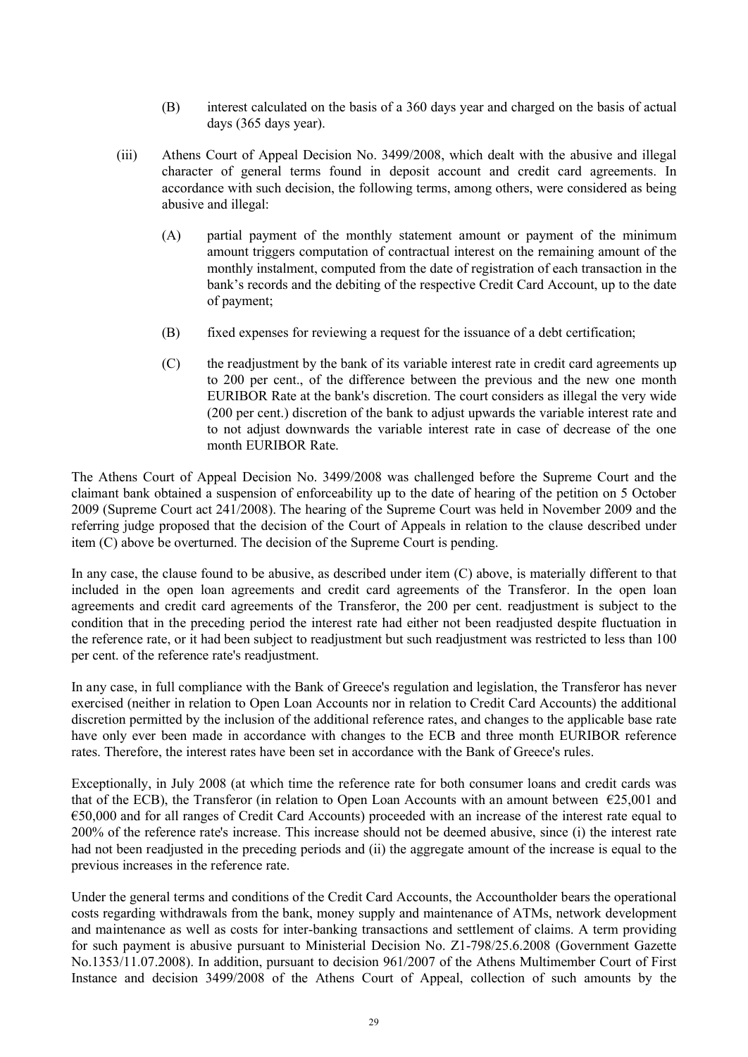(B) interest calculated on the basis of a 360 days year and charged on the basis of actual days (365 days year).

(iii) Athens Court of Appeal Decision No. 3499/2008, which dealt with the abusive and illegal character of general terms found in deposit account and credit card agreements. In accordance with such decision, the following terms, among others, were considered as being abusive and illegal:

(A) partial payment of the monthly statement amount or payment of the minimum amount triggers computation of contractual interest on the remaining amount of the monthly instalment, computed from the date of registration of each transaction in the bank's records and the debiting of the respective Credit Card Account, up to the date of payment;

(B) fixed expenses for reviewing a request for the issuance of a debt certification;

(C) the readjustment by the bank of its variable interest rate in credit card agreements up to 200 per cent., of the difference between the previous and the new one month EURIBOR Rate at the bank's discretion. The court considers as illegal the very wide (200 per cent.) discretion of the bank to adjust upwards the variable interest rate and to not adjust downwards the variable interest rate in case of decrease of the one month EURIBOR Rate.

The Athens Court of Appeal Decision No. 3499/2008 was challenged before the Supreme Court and the claimant bank obtained a suspension of enforceability up to the date of hearing of the petition on 5 October 2009 (Supreme Court act 241/2008). The hearing of the Supreme Court was held in November 2009 and the referring judge proposed that the decision of the Court of Appeals in relation to the clause described under item (C) above be overturned. The decision of the Supreme Court is pending.

In any case, the clause found to be abusive, as described under item (C) above, is materially different to that included in the open loan agreements and credit card agreements of the Transferor. In the open loan agreements and credit card agreements of the Transferor, the 200 per cent. readjustment is subject to the condition that in the preceding period the interest rate had either not been readjusted despite fluctuation in the reference rate, or it had been subject to readjustment but such readjustment was restricted to less than 100 per cent. of the reference rate's readjustment.

In any case, in full compliance with the Bank of Greece's regulation and legislation, the Transferor has never exercised (neither in relation to Open Loan Accounts nor in relation to Credit Card Accounts) the additional discretion permitted by the inclusion of the additional reference rates, and changes to the applicable base rate have only ever been made in accordance with changes to the ECB and three month EURIBOR reference rates. Therefore, the interest rates have been set in accordance with the Bank of Greece's rules.

Exceptionally, in July 2008 (at which time the reference rate for both consumer loans and credit cards was that of the ECB), the Transferor (in relation to Open Loan Accounts with an amount between €25,001 and €50,000 and for all ranges of Credit Card Accounts) proceeded with an increase of the interest rate equal to 200% of the reference rate's increase. This increase should not be deemed abusive, since (i) the interest rate had not been readjusted in the preceding periods and (ii) the aggregate amount of the increase is equal to the previous increases in the reference rate.

Under the general terms and conditions of the Credit Card Accounts, the Accountholder bears the operational costs regarding withdrawals from the bank, money supply and maintenance of ATMs, network development and maintenance as well as costs for inter-banking transactions and settlement of claims. A term providing for such payment is abusive pursuant to Ministerial Decision No. Z1-798/25.6.2008 (Government Gazette No.1353/11.07.2008). In addition, pursuant to decision 961/2007 of the Athens Multimember Court of First Instance and decision 3499/2008 of the Athens Court of Appeal, collection of such amounts by the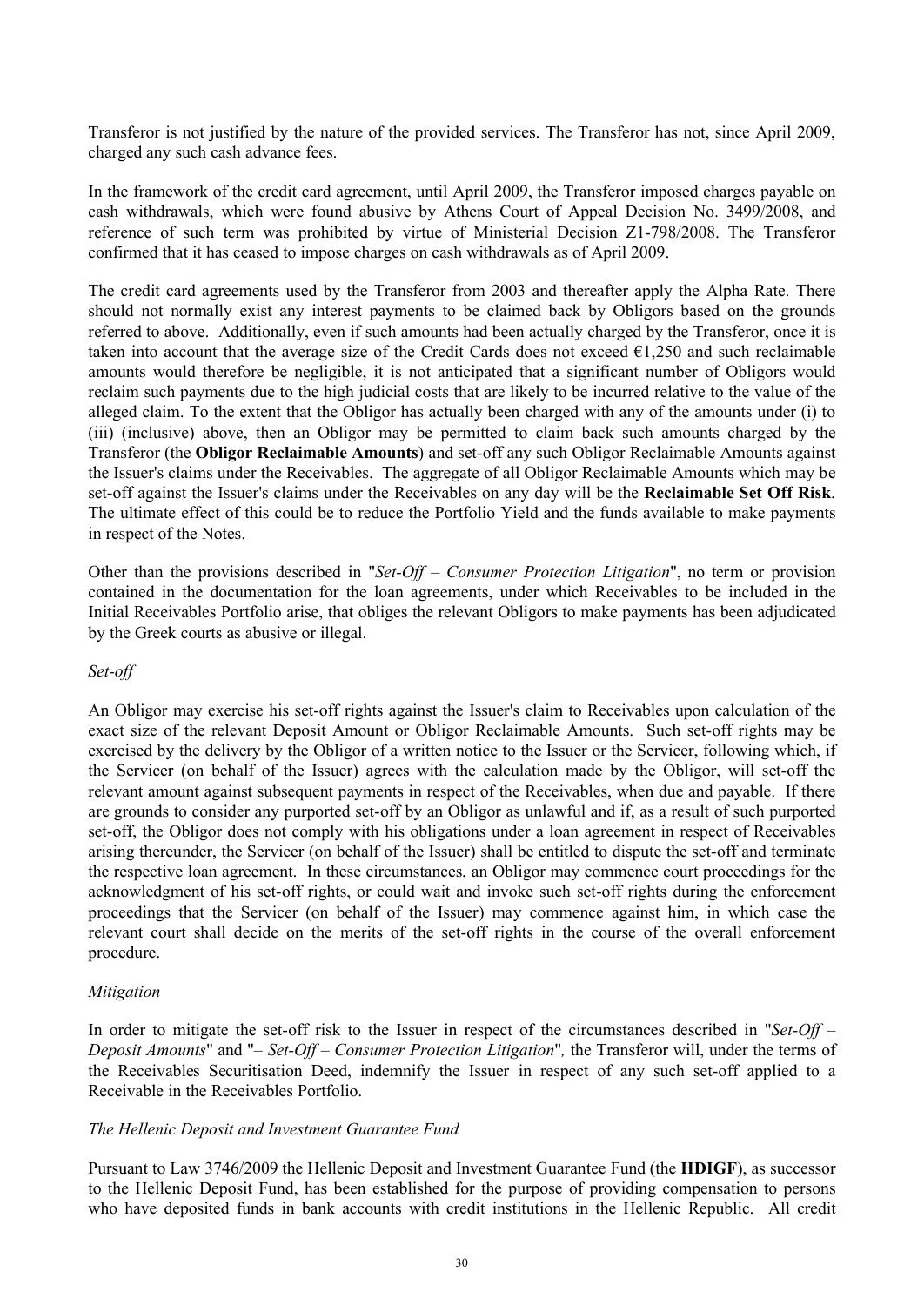Transferor is not justified by the nature of the provided services. The Transferor has not, since April 2009, charged any such cash advance fees.

In the framework of the credit card agreement, until April 2009, the Transferor imposed charges payable on cash withdrawals, which were found abusive by Athens Court of Appeal Decision No. 3499/2008, and reference of such term was prohibited by virtue of Ministerial Decision Z1-798/2008. The Transferor confirmed that it has ceased to impose charges on cash withdrawals as of April 2009.

The credit card agreements used by the Transferor from 2003 and thereafter apply the Alpha Rate. There should not normally exist any interest payments to be claimed back by Obligors based on the grounds referred to above. Additionally, even if such amounts had been actually charged by the Transferor, once it is taken into account that the average size of the Credit Cards does not exceed €1,250 and such reclaimable amounts would therefore be negligible, it is not anticipated that a significant number of Obligors would reclaim such payments due to the high judicial costs that are likely to be incurred relative to the value of the alleged claim. To the extent that the Obligor has actually been charged with any of the amounts under (i) to (iii) (inclusive) above, then an Obligor may be permitted to claim back such amounts charged by the Transferor (the **Obligor Reclaimable Amounts**) and set-off any such Obligor Reclaimable Amounts against the Issuer's claims under the Receivables. The aggregate of all Obligor Reclaimable Amounts which may be set-off against the Issuer's claims under the Receivables on any day will be the **Reclaimable Set Off Risk**. The ultimate effect of this could be to reduce the Portfolio Yield and the funds available to make payments in respect of the Notes.

Other than the provisions described in "*Set-Off – Consumer Protection Litigation*", no term or provision contained in the documentation for the loan agreements, under which Receivables to be included in the Initial Receivables Portfolio arise, that obliges the relevant Obligors to make payments has been adjudicated by the Greek courts as abusive or illegal.

*Set-off*

An Obligor may exercise his set-off rights against the Issuer's claim to Receivables upon calculation of the exact size of the relevant Deposit Amount or Obligor Reclaimable Amounts. Such set-off rights may be exercised by the delivery by the Obligor of a written notice to the Issuer or the Servicer, following which, if the Servicer (on behalf of the Issuer) agrees with the calculation made by the Obligor, will set-off the relevant amount against subsequent payments in respect of the Receivables, when due and payable. If there are grounds to consider any purported set-off by an Obligor as unlawful and if, as a result of such purported set-off, the Obligor does not comply with his obligations under a loan agreement in respect of Receivables arising thereunder, the Servicer (on behalf of the Issuer) shall be entitled to dispute the set-off and terminate the respective loan agreement. In these circumstances, an Obligor may commence court proceedings for the acknowledgment of his set-off rights, or could wait and invoke such set-off rights during the enforcement proceedings that the Servicer (on behalf of the Issuer) may commence against him, in which case the relevant court shall decide on the merits of the set-off rights in the course of the overall enforcement procedure.

*Mitigation*

In order to mitigate the set-off risk to the Issuer in respect of the circumstances described in "*Set-Off – Deposit Amounts*" and "*– Set-Off – Consumer Protection Litigation*", the Transferor will, under the terms of the Receivables Securitisation Deed, indemnify the Issuer in respect of any such set-off applied to a Receivable in the Receivables Portfolio.

*The Hellenic Deposit and Investment Guarantee Fund*

Pursuant to Law 3746/2009 the Hellenic Deposit and Investment Guarantee Fund (the **HDIGF**), as successor to the Hellenic Deposit Fund, has been established for the purpose of providing compensation to persons who have deposited funds in bank accounts with credit institutions in the Hellenic Republic. All credit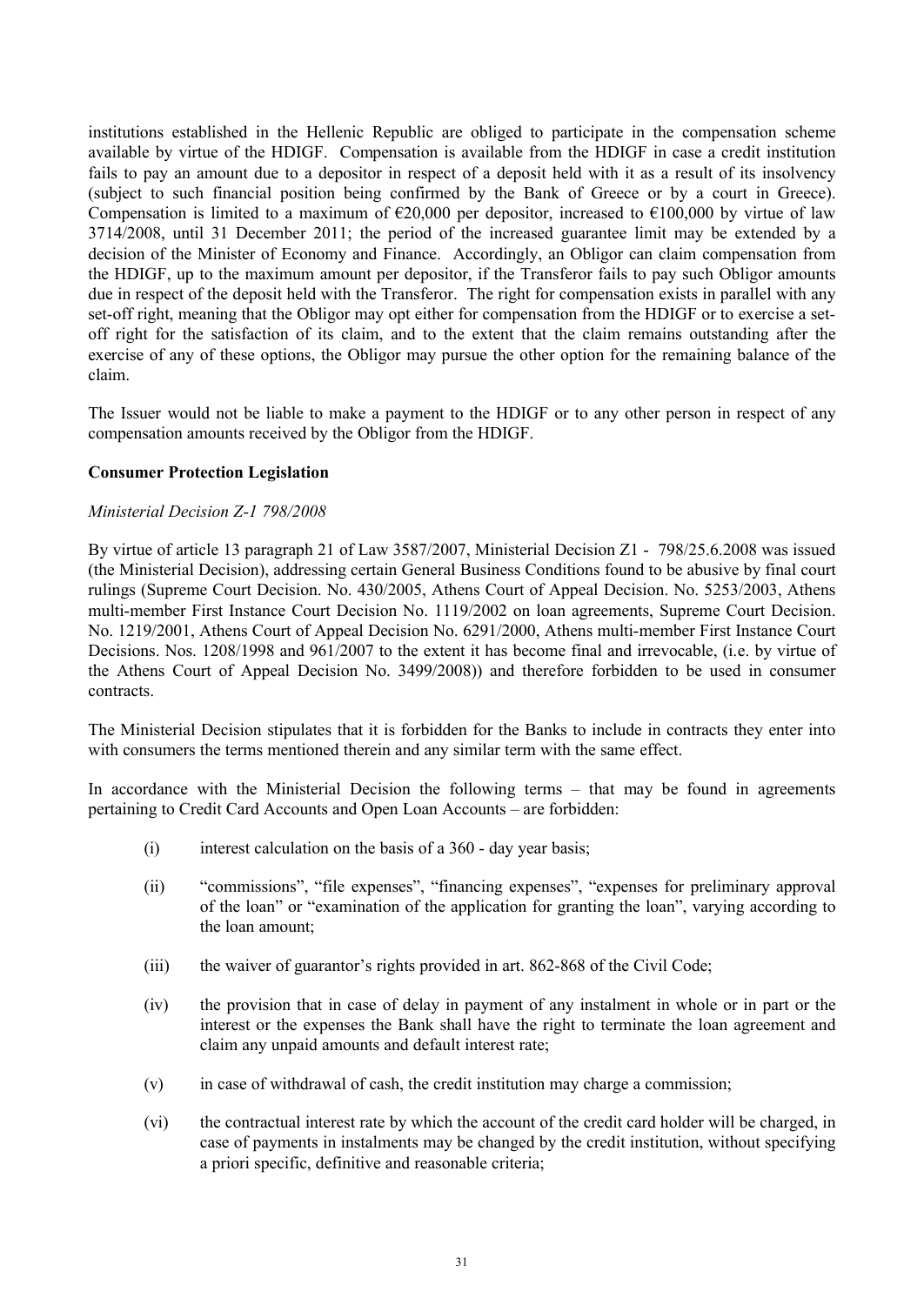institutions established in the Hellenic Republic are obliged to participate in the compensation scheme available by virtue of the HDIGF. Compensation is available from the HDIGF in case a credit institution fails to pay an amount due to a depositor in respect of a deposit held with it as a result of its insolvency (subject to such financial position being confirmed by the Bank of Greece or by a court in Greece). Compensation is limited to a maximum of €20,000 per depositor, increased to €100,000 by virtue of law 3714/2008, until 31 December 2011; the period of the increased guarantee limit may be extended by a decision of the Minister of Economy and Finance. Accordingly, an Obligor can claim compensation from the HDIGF, up to the maximum amount per depositor, if the Transferor fails to pay such Obligor amounts due in respect of the deposit held with the Transferor. The right for compensation exists in parallel with any set-off right, meaning that the Obligor may opt either for compensation from the HDIGF or to exercise a set-off right for the satisfaction of its claim, and to the extent that the claim remains outstanding after the exercise of any of these options, the Obligor may pursue the other option for the remaining balance of the claim.

The Issuer would not be liable to make a payment to the HDIGF or to any other person in respect of any compensation amounts received by the Obligor from the HDIGF.

**Consumer Protection Legislation**

*Ministerial Decision Z-1 798/2008*

By virtue of article 13 paragraph 21 of Law 3587/2007, Ministerial Decision Z1 - 798/25.6.2008 was issued (the Ministerial Decision), addressing certain General Business Conditions found to be abusive by final court rulings (Supreme Court Decision. No. 430/2005, Athens Court of Appeal Decision. No. 5253/2003, Athens multi-member First Instance Court Decision No. 1119/2002 on loan agreements, Supreme Court Decision. No. 1219/2001, Athens Court of Appeal Decision No. 6291/2000, Athens multi-member First Instance Court Decisions. Nos. 1208/1998 and 961/2007 to the extent it has become final and irrevocable, (i.e. by virtue of the Athens Court of Appeal Decision No. 3499/2008)) and therefore forbidden to be used in consumer contracts.

The Ministerial Decision stipulates that it is forbidden for the Banks to include in contracts they enter into with consumers the terms mentioned therein and any similar term with the same effect.

In accordance with the Ministerial Decision the following terms – that may be found in agreements pertaining to Credit Card Accounts and Open Loan Accounts – are forbidden:

(i) interest calculation on the basis of a 360 - day year basis;

(ii) "commissions", "file expenses", "financing expenses", "expenses for preliminary approval of the loan" or "examination of the application for granting the loan", varying according to the loan amount;

(iii) the waiver of guarantor's rights provided in art. 862-868 of the Civil Code;

(iv) the provision that in case of delay in payment of any instalment in whole or in part or the interest or the expenses the Bank shall have the right to terminate the loan agreement and claim any unpaid amounts and default interest rate;

(v) in case of withdrawal of cash, the credit institution may charge a commission;

(vi) the contractual interest rate by which the account of the credit card holder will be charged, in case of payments in instalments may be changed by the credit institution, without specifying a priori specific, definitive and reasonable criteria;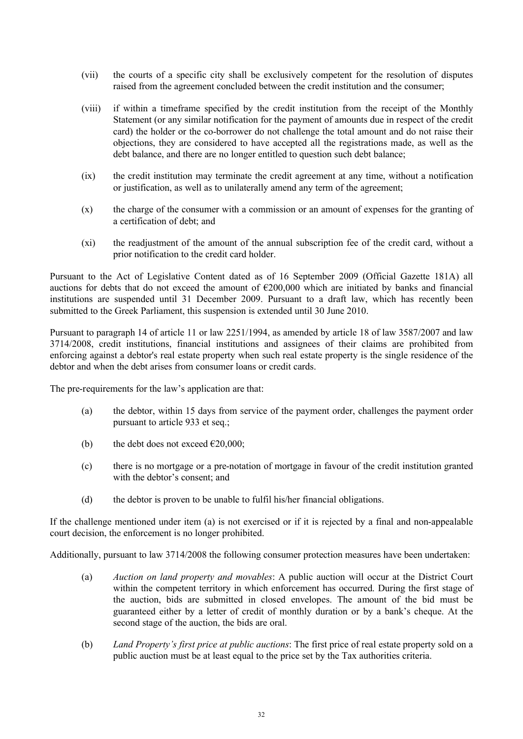(vii) the courts of a specific city shall be exclusively competent for the resolution of disputes raised from the agreement concluded between the credit institution and the consumer;

(viii) if within a timeframe specified by the credit institution from the receipt of the Monthly Statement (or any similar notification for the payment of amounts due in respect of the credit card) the holder or the co-borrower do not challenge the total amount and do not raise their objections, they are considered to have accepted all the registrations made, as well as the debt balance, and there are no longer entitled to question such debt balance;

(ix) the credit institution may terminate the credit agreement at any time, without a notification or justification, as well as to unilaterally amend any term of the agreement;

(x) the charge of the consumer with a commission or an amount of expenses for the granting of a certification of debt; and

(xi) the readjustment of the amount of the annual subscription fee of the credit card, without a prior notification to the credit card holder.

Pursuant to the Act of Legislative Content dated as of 16 September 2009 (Official Gazette 181A) all auctions for debts that do not exceed the amount of €200,000 which are initiated by banks and financial institutions are suspended until 31 December 2009. Pursuant to a draft law, which has recently been submitted to the Greek Parliament, this suspension is extended until 30 June 2010.

Pursuant to paragraph 14 of article 11 or law 2251/1994, as amended by article 18 of law 3587/2007 and law 3714/2008, credit institutions, financial institutions and assignees of their claims are prohibited from enforcing against a debtor's real estate property when such real estate property is the single residence of the debtor and when the debt arises from consumer loans or credit cards.

The pre-requirements for the law's application are that:

(a) the debtor, within 15 days from service of the payment order, challenges the payment order pursuant to article 933 et seq.;

(b) the debt does not exceed €20,000;

(c) there is no mortgage or a pre-notation of mortgage in favour of the credit institution granted with the debtor's consent; and

(d) the debtor is proven to be unable to fulfil his/her financial obligations.

If the challenge mentioned under item (a) is not exercised or if it is rejected by a final and non-appealable court decision, the enforcement is no longer prohibited.

Additionally, pursuant to law 3714/2008 the following consumer protection measures have been undertaken:

(a) *Auction on land property and movables*: A public auction will occur at the District Court within the competent territory in which enforcement has occurred. During the first stage of the auction, bids are submitted in closed envelopes. The amount of the bid must be guaranteed either by a letter of credit of monthly duration or by a bank's cheque. At the second stage of the auction, the bids are oral.

(b) *Land Property's first price at public auctions*: The first price of real estate property sold on a public auction must be at least equal to the price set by the Tax authorities criteria.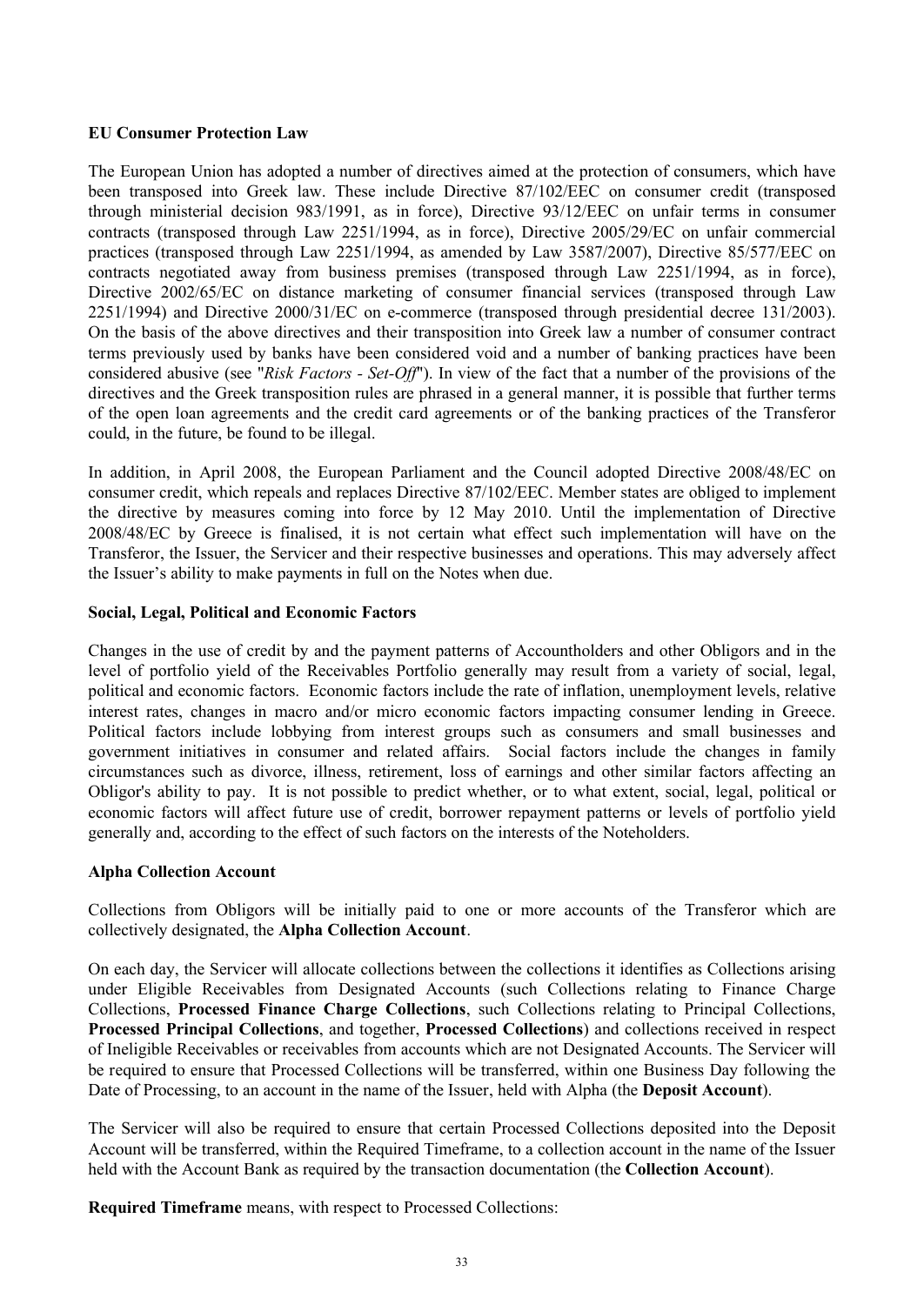**EU Consumer Protection Law**

The European Union has adopted a number of directives aimed at the protection of consumers, which have been transposed into Greek law. These include Directive 87/102/EEC on consumer credit (transposed through ministerial decision 983/1991, as in force), Directive 93/12/EEC on unfair terms in consumer contracts (transposed through Law 2251/1994, as in force), Directive 2005/29/EC on unfair commercial practices (transposed through Law 2251/1994, as amended by Law 3587/2007), Directive 85/577/EEC on contracts negotiated away from business premises (transposed through Law 2251/1994, as in force), Directive 2002/65/EC on distance marketing of consumer financial services (transposed through Law 2251/1994) and Directive 2000/31/EC on e-commerce (transposed through presidential decree 131/2003). On the basis of the above directives and their transposition into Greek law a number of consumer contract terms previously used by banks have been considered void and a number of banking practices have been considered abusive (see "*Risk Factors - Set-Off*"). In view of the fact that a number of the provisions of the directives and the Greek transposition rules are phrased in a general manner, it is possible that further terms of the open loan agreements and the credit card agreements or of the banking practices of the Transferor could, in the future, be found to be illegal.

In addition, in April 2008, the European Parliament and the Council adopted Directive 2008/48/EC on consumer credit, which repeals and replaces Directive 87/102/EEC. Member states are obliged to implement the directive by measures coming into force by 12 May 2010. Until the implementation of Directive 2008/48/EC by Greece is finalised, it is not certain what effect such implementation will have on the Transferor, the Issuer, the Servicer and their respective businesses and operations. This may adversely affect the Issuer's ability to make payments in full on the Notes when due.

**Social, Legal, Political and Economic Factors**

Changes in the use of credit by and the payment patterns of Accountholders and other Obligors and in the level of portfolio yield of the Receivables Portfolio generally may result from a variety of social, legal, political and economic factors. Economic factors include the rate of inflation, unemployment levels, relative interest rates, changes in macro and/or micro economic factors impacting consumer lending in Greece. Political factors include lobbying from interest groups such as consumers and small businesses and government initiatives in consumer and related affairs. Social factors include the changes in family circumstances such as divorce, illness, retirement, loss of earnings and other similar factors affecting an Obligor's ability to pay. It is not possible to predict whether, or to what extent, social, legal, political or economic factors will affect future use of credit, borrower repayment patterns or levels of portfolio yield generally and, according to the effect of such factors on the interests of the Noteholders.

**Alpha Collection Account**

Collections from Obligors will be initially paid to one or more accounts of the Transferor which are collectively designated, the **Alpha Collection Account**.

On each day, the Servicer will allocate collections between the collections it identifies as Collections arising under Eligible Receivables from Designated Accounts (such Collections relating to Finance Charge Collections, **Processed Finance Charge Collections**, such Collections relating to Principal Collections, **Processed Principal Collections**, and together, **Processed Collections**) and collections received in respect of Ineligible Receivables or receivables from accounts which are not Designated Accounts. The Servicer will be required to ensure that Processed Collections will be transferred, within one Business Day following the Date of Processing, to an account in the name of the Issuer, held with Alpha (the **Deposit Account**).

The Servicer will also be required to ensure that certain Processed Collections deposited into the Deposit Account will be transferred, within the Required Timeframe, to a collection account in the name of the Issuer held with the Account Bank as required by the transaction documentation (the **Collection Account**).

**Required Timeframe** means, with respect to Processed Collections: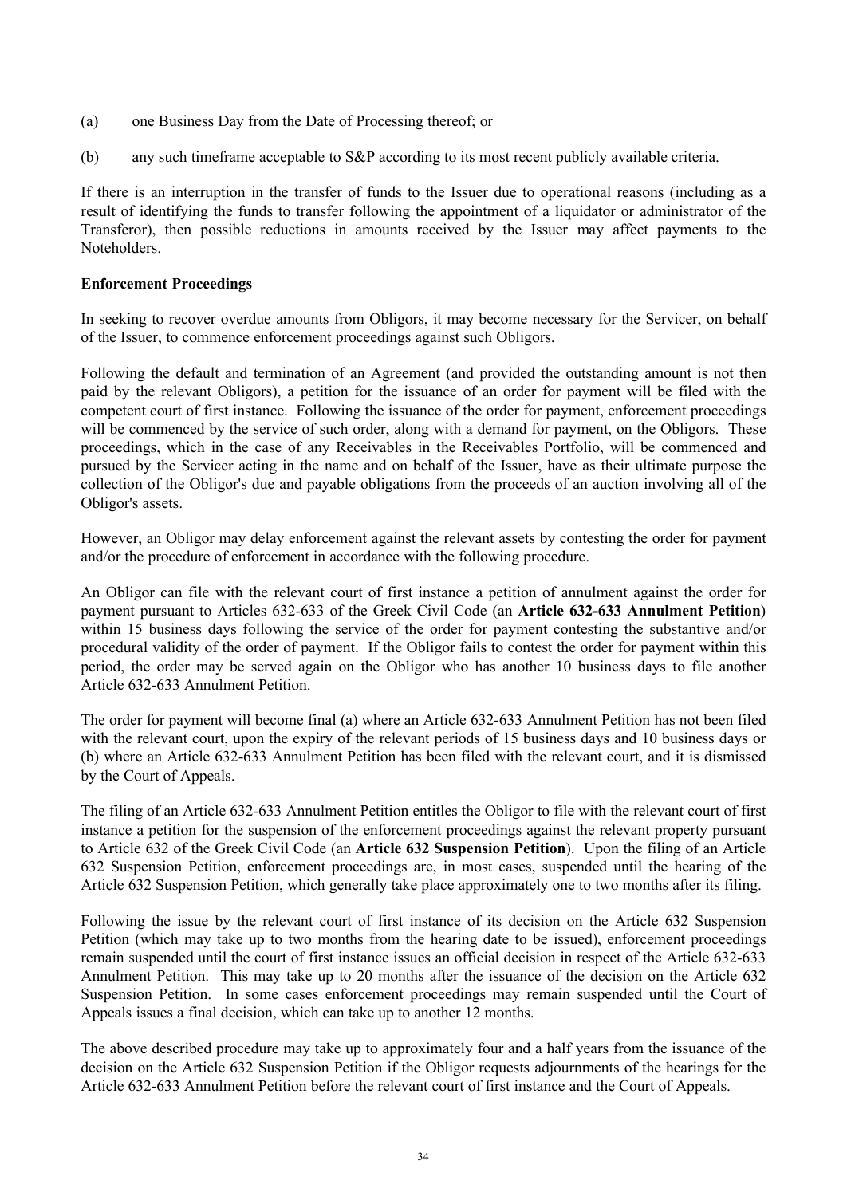(a) one Business Day from the Date of Processing thereof; or

(b) any such timeframe acceptable to S&P according to its most recent publicly available criteria.

If there is an interruption in the transfer of funds to the Issuer due to operational reasons (including as a result of identifying the funds to transfer following the appointment of a liquidator or administrator of the Transferor), then possible reductions in amounts received by the Issuer may affect payments to the Noteholders.

**Enforcement Proceedings**

In seeking to recover overdue amounts from Obligors, it may become necessary for the Servicer, on behalf of the Issuer, to commence enforcement proceedings against such Obligors.

Following the default and termination of an Agreement (and provided the outstanding amount is not then paid by the relevant Obligors), a petition for the issuance of an order for payment will be filed with the competent court of first instance. Following the issuance of the order for payment, enforcement proceedings will be commenced by the service of such order, along with a demand for payment, on the Obligors. These proceedings, which in the case of any Receivables in the Receivables Portfolio, will be commenced and pursued by the Servicer acting in the name and on behalf of the Issuer, have as their ultimate purpose the collection of the Obligor's due and payable obligations from the proceeds of an auction involving all of the Obligor's assets.

However, an Obligor may delay enforcement against the relevant assets by contesting the order for payment and/or the procedure of enforcement in accordance with the following procedure.

An Obligor can file with the relevant court of first instance a petition of annulment against the order for payment pursuant to Articles 632-633 of the Greek Civil Code (an **Article 632-633 Annulment Petition**) within 15 business days following the service of the order for payment contesting the substantive and/or procedural validity of the order of payment. If the Obligor fails to contest the order for payment within this period, the order may be served again on the Obligor who has another 10 business days to file another Article 632-633 Annulment Petition.

The order for payment will become final (a) where an Article 632-633 Annulment Petition has not been filed with the relevant court, upon the expiry of the relevant periods of 15 business days and 10 business days or (b) where an Article 632-633 Annulment Petition has been filed with the relevant court, and it is dismissed by the Court of Appeals.

The filing of an Article 632-633 Annulment Petition entitles the Obligor to file with the relevant court of first instance a petition for the suspension of the enforcement proceedings against the relevant property pursuant to Article 632 of the Greek Civil Code (an **Article 632 Suspension Petition**). Upon the filing of an Article 632 Suspension Petition, enforcement proceedings are, in most cases, suspended until the hearing of the Article 632 Suspension Petition, which generally take place approximately one to two months after its filing.

Following the issue by the relevant court of first instance of its decision on the Article 632 Suspension Petition (which may take up to two months from the hearing date to be issued), enforcement proceedings remain suspended until the court of first instance issues an official decision in respect of the Article 632-633 Annulment Petition. This may take up to 20 months after the issuance of the decision on the Article 632 Suspension Petition. In some cases enforcement proceedings may remain suspended until the Court of Appeals issues a final decision, which can take up to another 12 months.

The above described procedure may take up to approximately four and a half years from the issuance of the decision on the Article 632 Suspension Petition if the Obligor requests adjournments of the hearings for the Article 632-633 Annulment Petition before the relevant court of first instance and the Court of Appeals.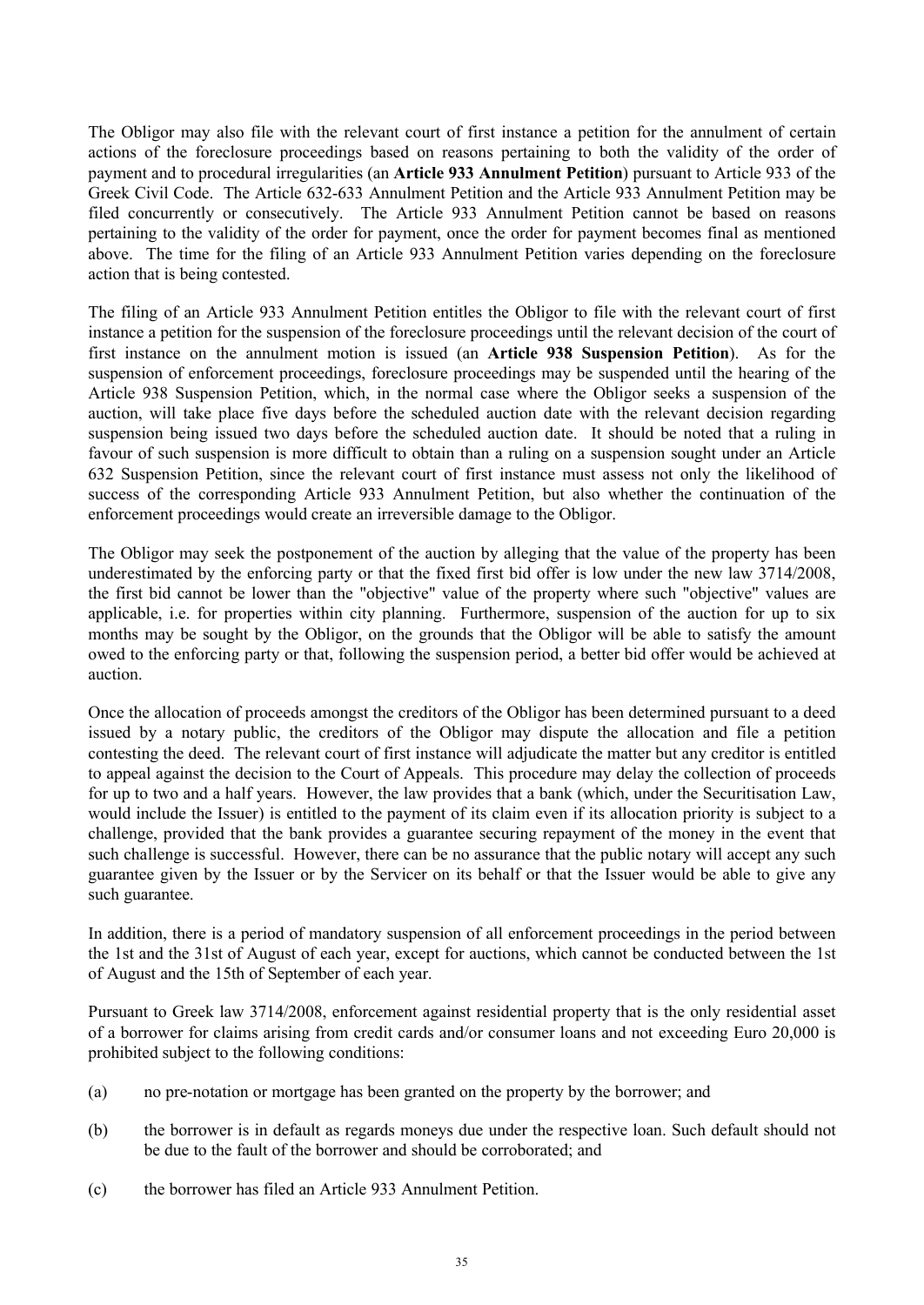The Obligor may also file with the relevant court of first instance a petition for the annulment of certain actions of the foreclosure proceedings based on reasons pertaining to both the validity of the order of payment and to procedural irregularities (an **Article 933 Annulment Petition**) pursuant to Article 933 of the Greek Civil Code. The Article 632-633 Annulment Petition and the Article 933 Annulment Petition may be filed concurrently or consecutively. The Article 933 Annulment Petition cannot be based on reasons pertaining to the validity of the order for payment, once the order for payment becomes final as mentioned above. The time for the filing of an Article 933 Annulment Petition varies depending on the foreclosure action that is being contested.

The filing of an Article 933 Annulment Petition entitles the Obligor to file with the relevant court of first instance a petition for the suspension of the foreclosure proceedings until the relevant decision of the court of first instance on the annulment motion is issued (an **Article 938 Suspension Petition**). As for the suspension of enforcement proceedings, foreclosure proceedings may be suspended until the hearing of the Article 938 Suspension Petition, which, in the normal case where the Obligor seeks a suspension of the auction, will take place five days before the scheduled auction date with the relevant decision regarding suspension being issued two days before the scheduled auction date. It should be noted that a ruling in favour of such suspension is more difficult to obtain than a ruling on a suspension sought under an Article 632 Suspension Petition, since the relevant court of first instance must assess not only the likelihood of success of the corresponding Article 933 Annulment Petition, but also whether the continuation of the enforcement proceedings would create an irreversible damage to the Obligor.

The Obligor may seek the postponement of the auction by alleging that the value of the property has been underestimated by the enforcing party or that the fixed first bid offer is low under the new law 3714/2008, the first bid cannot be lower than the "objective" value of the property where such "objective" values are applicable, i.e. for properties within city planning. Furthermore, suspension of the auction for up to six months may be sought by the Obligor, on the grounds that the Obligor will be able to satisfy the amount owed to the enforcing party or that, following the suspension period, a better bid offer would be achieved at auction.

Once the allocation of proceeds amongst the creditors of the Obligor has been determined pursuant to a deed issued by a notary public, the creditors of the Obligor may dispute the allocation and file a petition contesting the deed. The relevant court of first instance will adjudicate the matter but any creditor is entitled to appeal against the decision to the Court of Appeals. This procedure may delay the collection of proceeds for up to two and a half years. However, the law provides that a bank (which, under the Securitisation Law, would include the Issuer) is entitled to the payment of its claim even if its allocation priority is subject to a challenge, provided that the bank provides a guarantee securing repayment of the money in the event that such challenge is successful. However, there can be no assurance that the public notary will accept any such guarantee given by the Issuer or by the Servicer on its behalf or that the Issuer would be able to give any such guarantee.

In addition, there is a period of mandatory suspension of all enforcement proceedings in the period between the 1st and the 31st of August of each year, except for auctions, which cannot be conducted between the 1st of August and the 15th of September of each year.

Pursuant to Greek law 3714/2008, enforcement against residential property that is the only residential asset of a borrower for claims arising from credit cards and/or consumer loans and not exceeding Euro 20,000 is prohibited subject to the following conditions:

(a) no pre-notation or mortgage has been granted on the property by the borrower; and

(b) the borrower is in default as regards moneys due under the respective loan. Such default should not be due to the fault of the borrower and should be corroborated; and

(c) the borrower has filed an Article 933 Annulment Petition.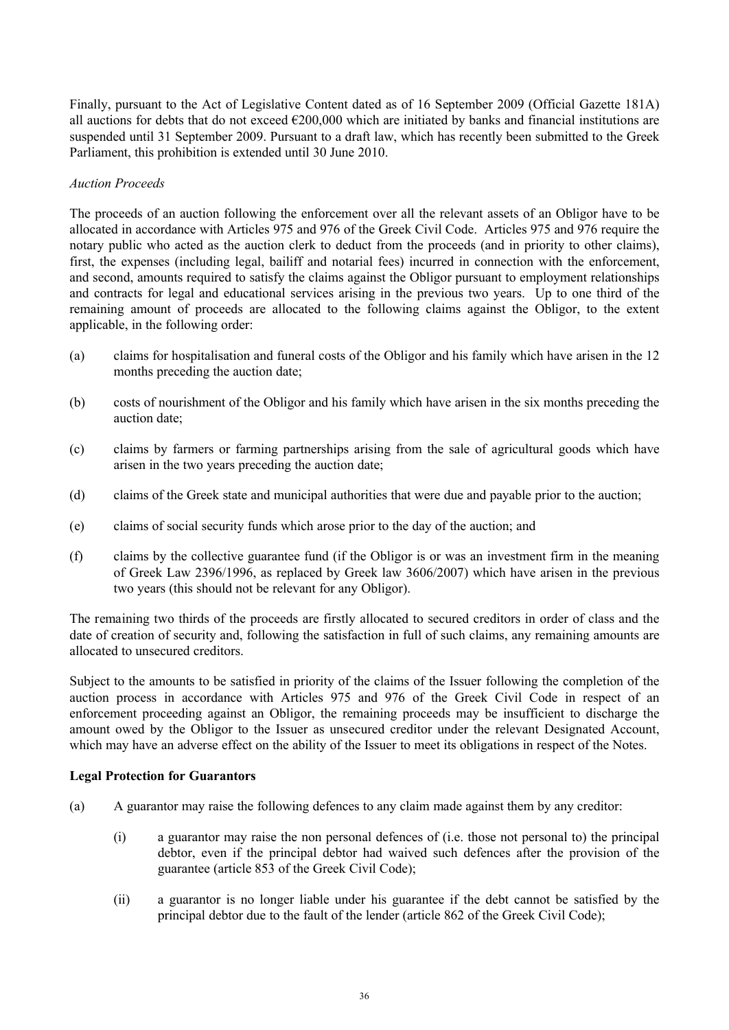Finally, pursuant to the Act of Legislative Content dated as of 16 September 2009 (Official Gazette 181A) all auctions for debts that do not exceed €200,000 which are initiated by banks and financial institutions are suspended until 31 September 2009. Pursuant to a draft law, which has recently been submitted to the Greek Parliament, this prohibition is extended until 30 June 2010.

*Auction Proceeds*

The proceeds of an auction following the enforcement over all the relevant assets of an Obligor have to be allocated in accordance with Articles 975 and 976 of the Greek Civil Code. Articles 975 and 976 require the notary public who acted as the auction clerk to deduct from the proceeds (and in priority to other claims), first, the expenses (including legal, bailiff and notarial fees) incurred in connection with the enforcement, and second, amounts required to satisfy the claims against the Obligor pursuant to employment relationships and contracts for legal and educational services arising in the previous two years. Up to one third of the remaining amount of proceeds are allocated to the following claims against the Obligor, to the extent applicable, in the following order:

(a) claims for hospitalisation and funeral costs of the Obligor and his family which have arisen in the 12 months preceding the auction date;

(b) costs of nourishment of the Obligor and his family which have arisen in the six months preceding the auction date;

(c) claims by farmers or farming partnerships arising from the sale of agricultural goods which have arisen in the two years preceding the auction date;

(d) claims of the Greek state and municipal authorities that were due and payable prior to the auction;

(e) claims of social security funds which arose prior to the day of the auction; and

(f) claims by the collective guarantee fund (if the Obligor is or was an investment firm in the meaning of Greek Law 2396/1996, as replaced by Greek law 3606/2007) which have arisen in the previous two years (this should not be relevant for any Obligor).

The remaining two thirds of the proceeds are firstly allocated to secured creditors in order of class and the date of creation of security and, following the satisfaction in full of such claims, any remaining amounts are allocated to unsecured creditors.

Subject to the amounts to be satisfied in priority of the claims of the Issuer following the completion of the auction process in accordance with Articles 975 and 976 of the Greek Civil Code in respect of an enforcement proceeding against an Obligor, the remaining proceeds may be insufficient to discharge the amount owed by the Obligor to the Issuer as unsecured creditor under the relevant Designated Account, which may have an adverse effect on the ability of the Issuer to meet its obligations in respect of the Notes.

**Legal Protection for Guarantors**

(a) A guarantor may raise the following defences to any claim made against them by any creditor:

    (i) a guarantor may raise the non personal defences of (i.e. those not personal to) the principal debtor, even if the principal debtor had waived such defences after the provision of the guarantee (article 853 of the Greek Civil Code);

    (ii) a guarantor is no longer liable under his guarantee if the debt cannot be satisfied by the principal debtor due to the fault of the lender (article 862 of the Greek Civil Code);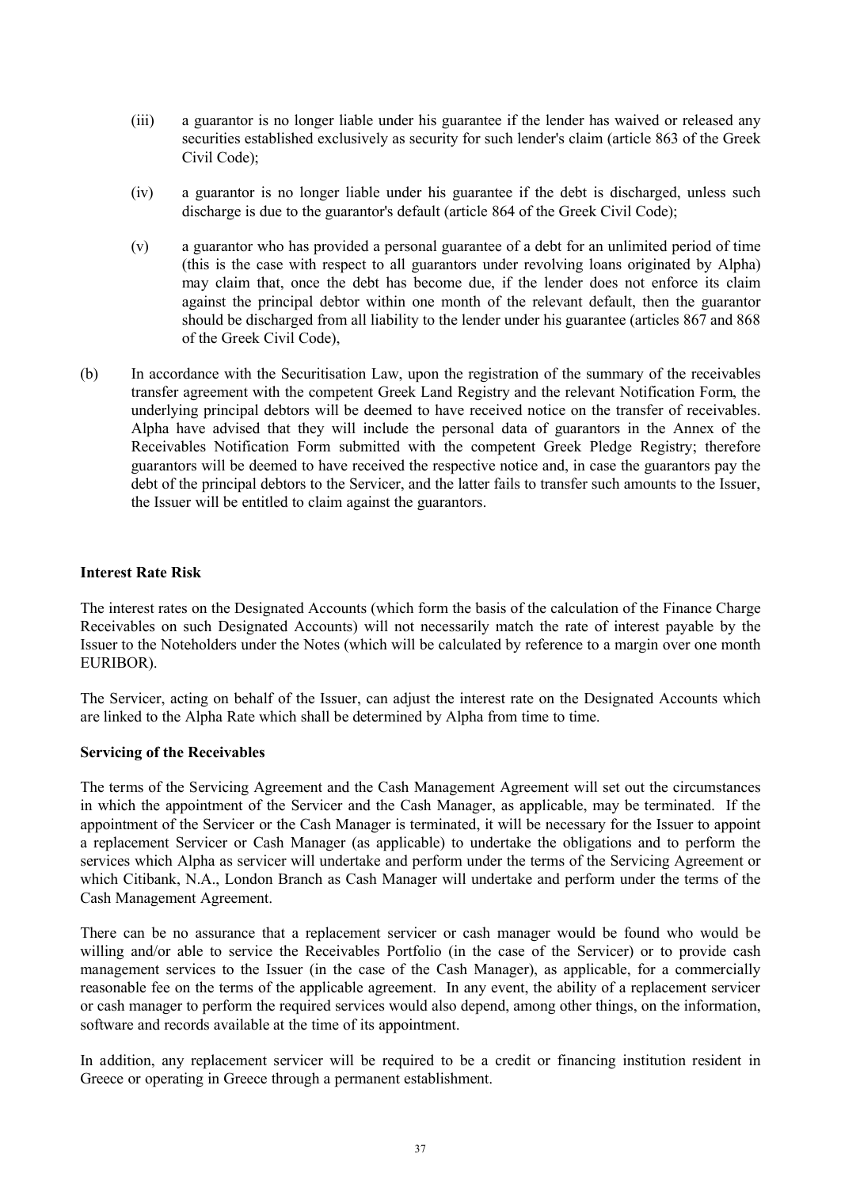(iii) a guarantor is no longer liable under his guarantee if the lender has waived or released any securities established exclusively as security for such lender's claim (article 863 of the Greek Civil Code);

(iv) a guarantor is no longer liable under his guarantee if the debt is discharged, unless such discharge is due to the guarantor's default (article 864 of the Greek Civil Code);

(v) a guarantor who has provided a personal guarantee of a debt for an unlimited period of time (this is the case with respect to all guarantors under revolving loans originated by Alpha) may claim that, once the debt has become due, if the lender does not enforce its claim against the principal debtor within one month of the relevant default, then the guarantor should be discharged from all liability to the lender under his guarantee (articles 867 and 868 of the Greek Civil Code),

(b) In accordance with the Securitisation Law, upon the registration of the summary of the receivables transfer agreement with the competent Greek Land Registry and the relevant Notification Form, the underlying principal debtors will be deemed to have received notice on the transfer of receivables. Alpha have advised that they will include the personal data of guarantors in the Annex of the Receivables Notification Form submitted with the competent Greek Pledge Registry; therefore guarantors will be deemed to have received the respective notice and, in case the guarantors pay the debt of the principal debtors to the Servicer, and the latter fails to transfer such amounts to the Issuer, the Issuer will be entitled to claim against the guarantors.

**Interest Rate Risk**

The interest rates on the Designated Accounts (which form the basis of the calculation of the Finance Charge Receivables on such Designated Accounts) will not necessarily match the rate of interest payable by the Issuer to the Noteholders under the Notes (which will be calculated by reference to a margin over one month EURIBOR).

The Servicer, acting on behalf of the Issuer, can adjust the interest rate on the Designated Accounts which are linked to the Alpha Rate which shall be determined by Alpha from time to time.

**Servicing of the Receivables**

The terms of the Servicing Agreement and the Cash Management Agreement will set out the circumstances in which the appointment of the Servicer and the Cash Manager, as applicable, may be terminated. If the appointment of the Servicer or the Cash Manager is terminated, it will be necessary for the Issuer to appoint a replacement Servicer or Cash Manager (as applicable) to undertake the obligations and to perform the services which Alpha as servicer will undertake and perform under the terms of the Servicing Agreement or which Citibank, N.A., London Branch as Cash Manager will undertake and perform under the terms of the Cash Management Agreement.

There can be no assurance that a replacement servicer or cash manager would be found who would be willing and/or able to service the Receivables Portfolio (in the case of the Servicer) or to provide cash management services to the Issuer (in the case of the Cash Manager), as applicable, for a commercially reasonable fee on the terms of the applicable agreement. In any event, the ability of a replacement servicer or cash manager to perform the required services would also depend, among other things, on the information, software and records available at the time of its appointment.

In addition, any replacement servicer will be required to be a credit or financing institution resident in Greece or operating in Greece through a permanent establishment.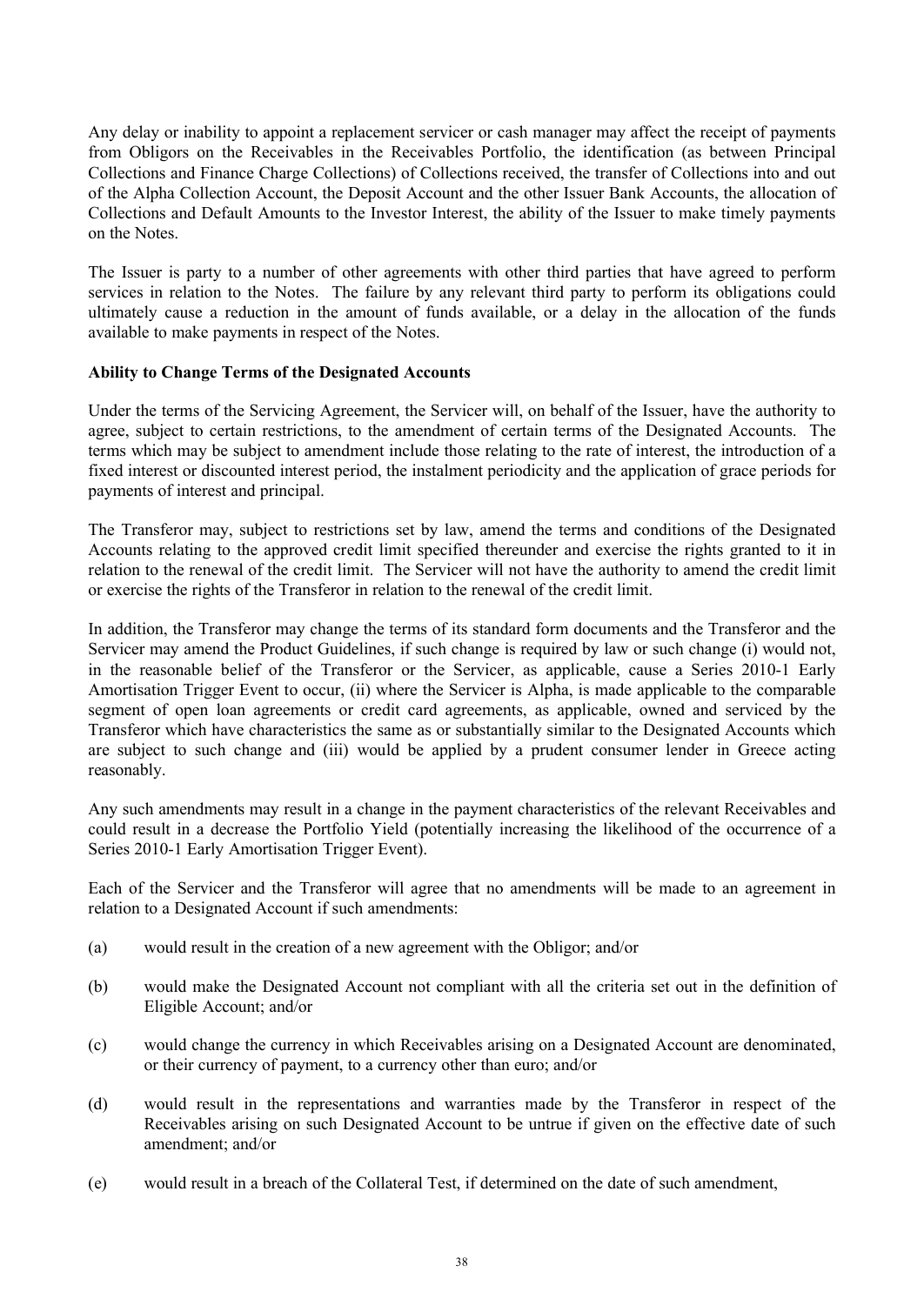Any delay or inability to appoint a replacement servicer or cash manager may affect the receipt of payments from Obligors on the Receivables in the Receivables Portfolio, the identification (as between Principal Collections and Finance Charge Collections) of Collections received, the transfer of Collections into and out of the Alpha Collection Account, the Deposit Account and the other Issuer Bank Accounts, the allocation of Collections and Default Amounts to the Investor Interest, the ability of the Issuer to make timely payments on the Notes.

The Issuer is party to a number of other agreements with other third parties that have agreed to perform services in relation to the Notes. The failure by any relevant third party to perform its obligations could ultimately cause a reduction in the amount of funds available, or a delay in the allocation of the funds available to make payments in respect of the Notes.

**Ability to Change Terms of the Designated Accounts**

Under the terms of the Servicing Agreement, the Servicer will, on behalf of the Issuer, have the authority to agree, subject to certain restrictions, to the amendment of certain terms of the Designated Accounts. The terms which may be subject to amendment include those relating to the rate of interest, the introduction of a fixed interest or discounted interest period, the instalment periodicity and the application of grace periods for payments of interest and principal.

The Transferor may, subject to restrictions set by law, amend the terms and conditions of the Designated Accounts relating to the approved credit limit specified thereunder and exercise the rights granted to it in relation to the renewal of the credit limit. The Servicer will not have the authority to amend the credit limit or exercise the rights of the Transferor in relation to the renewal of the credit limit.

In addition, the Transferor may change the terms of its standard form documents and the Transferor and the Servicer may amend the Product Guidelines, if such change is required by law or such change (i) would not, in the reasonable belief of the Transferor or the Servicer, as applicable, cause a Series 2010-1 Early Amortisation Trigger Event to occur, (ii) where the Servicer is Alpha, is made applicable to the comparable segment of open loan agreements or credit card agreements, as applicable, owned and serviced by the Transferor which have characteristics the same as or substantially similar to the Designated Accounts which are subject to such change and (iii) would be applied by a prudent consumer lender in Greece acting reasonably.

Any such amendments may result in a change in the payment characteristics of the relevant Receivables and could result in a decrease the Portfolio Yield (potentially increasing the likelihood of the occurrence of a Series 2010-1 Early Amortisation Trigger Event).

Each of the Servicer and the Transferor will agree that no amendments will be made to an agreement in relation to a Designated Account if such amendments:

(a) would result in the creation of a new agreement with the Obligor; and/or

(b) would make the Designated Account not compliant with all the criteria set out in the definition of Eligible Account; and/or

(c) would change the currency in which Receivables arising on a Designated Account are denominated, or their currency of payment, to a currency other than euro; and/or

(d) would result in the representations and warranties made by the Transferor in respect of the Receivables arising on such Designated Account to be untrue if given on the effective date of such amendment; and/or

(e) would result in a breach of the Collateral Test, if determined on the date of such amendment,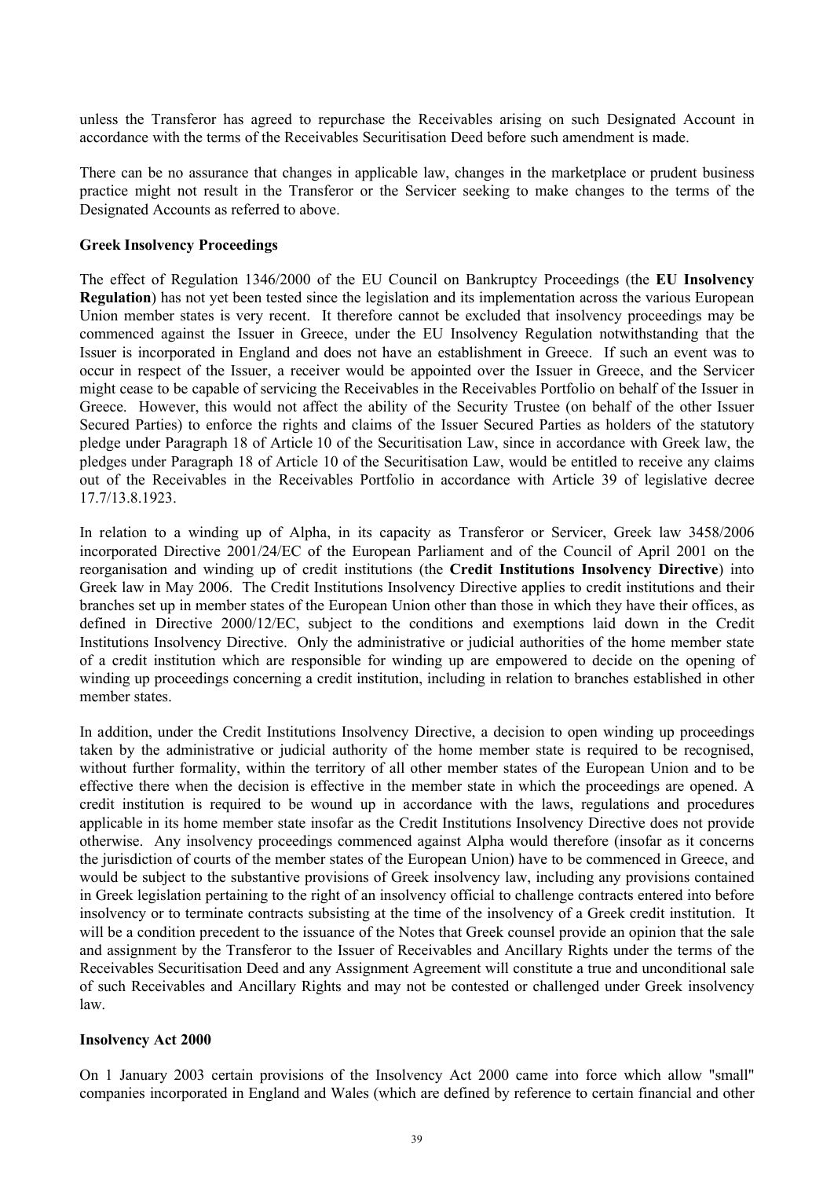unless the Transferor has agreed to repurchase the Receivables arising on such Designated Account in accordance with the terms of the Receivables Securitisation Deed before such amendment is made.

There can be no assurance that changes in applicable law, changes in the marketplace or prudent business practice might not result in the Transferor or the Servicer seeking to make changes to the terms of the Designated Accounts as referred to above.

**Greek Insolvency Proceedings**

The effect of Regulation 1346/2000 of the EU Council on Bankruptcy Proceedings (the **EU Insolvency Regulation**) has not yet been tested since the legislation and its implementation across the various European Union member states is very recent. It therefore cannot be excluded that insolvency proceedings may be commenced against the Issuer in Greece, under the EU Insolvency Regulation notwithstanding that the Issuer is incorporated in England and does not have an establishment in Greece. If such an event was to occur in respect of the Issuer, a receiver would be appointed over the Issuer in Greece, and the Servicer might cease to be capable of servicing the Receivables in the Receivables Portfolio on behalf of the Issuer in Greece. However, this would not affect the ability of the Security Trustee (on behalf of the other Issuer Secured Parties) to enforce the rights and claims of the Issuer Secured Parties as holders of the statutory pledge under Paragraph 18 of Article 10 of the Securitisation Law, since in accordance with Greek law, the pledges under Paragraph 18 of Article 10 of the Securitisation Law, would be entitled to receive any claims out of the Receivables in the Receivables Portfolio in accordance with Article 39 of legislative decree 17.7/13.8.1923.

In relation to a winding up of Alpha, in its capacity as Transferor or Servicer, Greek law 3458/2006 incorporated Directive 2001/24/EC of the European Parliament and of the Council of April 2001 on the reorganisation and winding up of credit institutions (the **Credit Institutions Insolvency Directive**) into Greek law in May 2006. The Credit Institutions Insolvency Directive applies to credit institutions and their branches set up in member states of the European Union other than those in which they have their offices, as defined in Directive 2000/12/EC, subject to the conditions and exemptions laid down in the Credit Institutions Insolvency Directive. Only the administrative or judicial authorities of the home member state of a credit institution which are responsible for winding up are empowered to decide on the opening of winding up proceedings concerning a credit institution, including in relation to branches established in other member states.

In addition, under the Credit Institutions Insolvency Directive, a decision to open winding up proceedings taken by the administrative or judicial authority of the home member state is required to be recognised, without further formality, within the territory of all other member states of the European Union and to be effective there when the decision is effective in the member state in which the proceedings are opened. A credit institution is required to be wound up in accordance with the laws, regulations and procedures applicable in its home member state insofar as the Credit Institutions Insolvency Directive does not provide otherwise. Any insolvency proceedings commenced against Alpha would therefore (insofar as it concerns the jurisdiction of courts of the member states of the European Union) have to be commenced in Greece, and would be subject to the substantive provisions of Greek insolvency law, including any provisions contained in Greek legislation pertaining to the right of an insolvency official to challenge contracts entered into before insolvency or to terminate contracts subsisting at the time of the insolvency of a Greek credit institution. It will be a condition precedent to the issuance of the Notes that Greek counsel provide an opinion that the sale and assignment by the Transferor to the Issuer of Receivables and Ancillary Rights under the terms of the Receivables Securitisation Deed and any Assignment Agreement will constitute a true and unconditional sale of such Receivables and Ancillary Rights and may not be contested or challenged under Greek insolvency law.

**Insolvency Act 2000**

On 1 January 2003 certain provisions of the Insolvency Act 2000 came into force which allow "small" companies incorporated in England and Wales (which are defined by reference to certain financial and other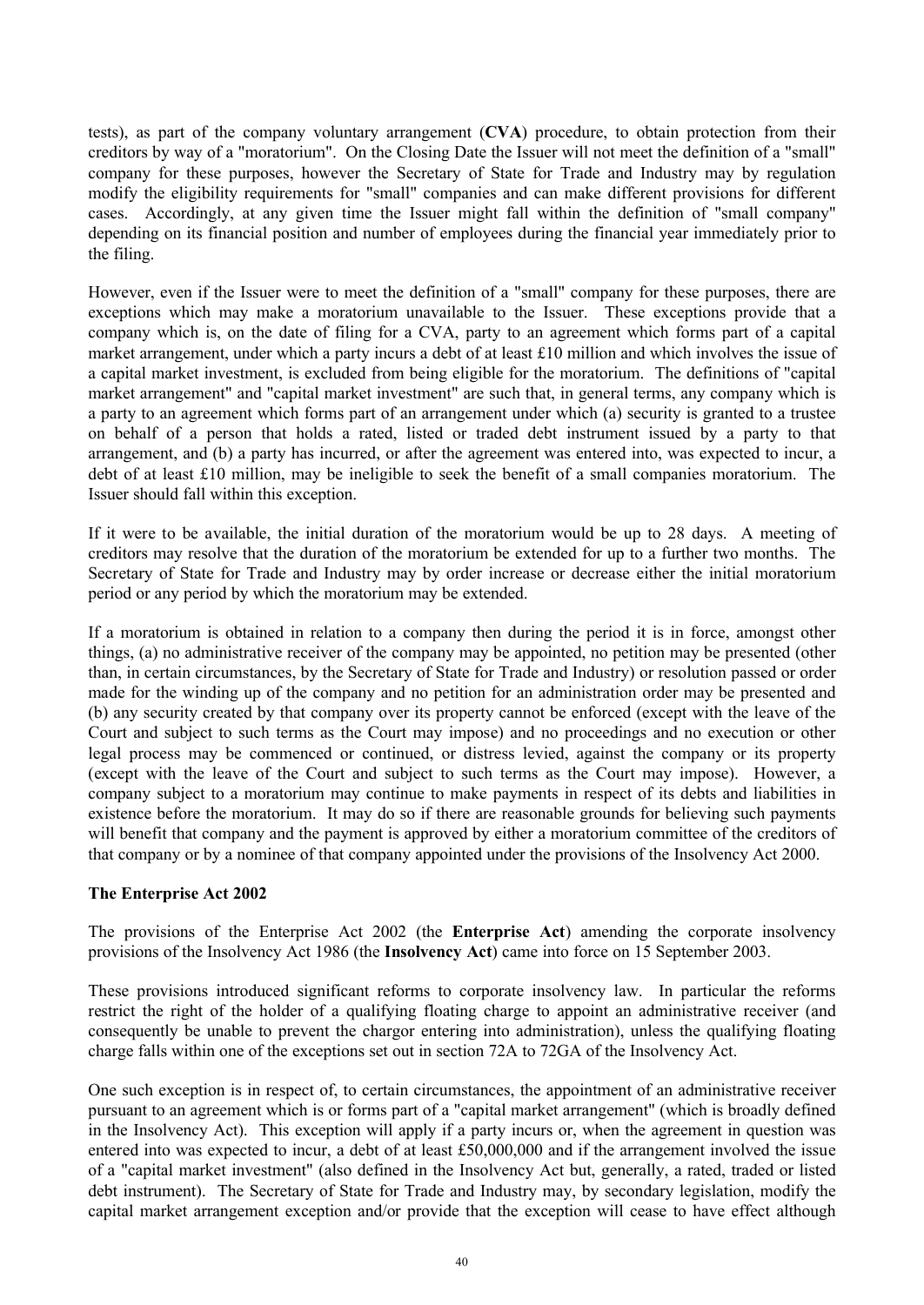tests), as part of the company voluntary arrangement (**CVA**) procedure, to obtain protection from their creditors by way of a "moratorium". On the Closing Date the Issuer will not meet the definition of a "small" company for these purposes, however the Secretary of State for Trade and Industry may by regulation modify the eligibility requirements for "small" companies and can make different provisions for different cases. Accordingly, at any given time the Issuer might fall within the definition of "small company" depending on its financial position and number of employees during the financial year immediately prior to the filing.

However, even if the Issuer were to meet the definition of a "small" company for these purposes, there are exceptions which may make a moratorium unavailable to the Issuer. These exceptions provide that a company which is, on the date of filing for a CVA, party to an agreement which forms part of a capital market arrangement, under which a party incurs a debt of at least £10 million and which involves the issue of a capital market investment, is excluded from being eligible for the moratorium. The definitions of "capital market arrangement" and "capital market investment" are such that, in general terms, any company which is a party to an agreement which forms part of an arrangement under which (a) security is granted to a trustee on behalf of a person that holds a rated, listed or traded debt instrument issued by a party to that arrangement, and (b) a party has incurred, or after the agreement was entered into, was expected to incur, a debt of at least £10 million, may be ineligible to seek the benefit of a small companies moratorium. The Issuer should fall within this exception.

If it were to be available, the initial duration of the moratorium would be up to 28 days. A meeting of creditors may resolve that the duration of the moratorium be extended for up to a further two months. The Secretary of State for Trade and Industry may by order increase or decrease either the initial moratorium period or any period by which the moratorium may be extended.

If a moratorium is obtained in relation to a company then during the period it is in force, amongst other things, (a) no administrative receiver of the company may be appointed, no petition may be presented (other than, in certain circumstances, by the Secretary of State for Trade and Industry) or resolution passed or order made for the winding up of the company and no petition for an administration order may be presented and (b) any security created by that company over its property cannot be enforced (except with the leave of the Court and subject to such terms as the Court may impose) and no proceedings and no execution or other legal process may be commenced or continued, or distress levied, against the company or its property (except with the leave of the Court and subject to such terms as the Court may impose). However, a company subject to a moratorium may continue to make payments in respect of its debts and liabilities in existence before the moratorium. It may do so if there are reasonable grounds for believing such payments will benefit that company and the payment is approved by either a moratorium committee of the creditors of that company or by a nominee of that company appointed under the provisions of the Insolvency Act 2000.

**The Enterprise Act 2002**

The provisions of the Enterprise Act 2002 (the **Enterprise Act**) amending the corporate insolvency provisions of the Insolvency Act 1986 (the **Insolvency Act**) came into force on 15 September 2003.

These provisions introduced significant reforms to corporate insolvency law. In particular the reforms restrict the right of the holder of a qualifying floating charge to appoint an administrative receiver (and consequently be unable to prevent the chargor entering into administration), unless the qualifying floating charge falls within one of the exceptions set out in section 72A to 72GA of the Insolvency Act.

One such exception is in respect of, to certain circumstances, the appointment of an administrative receiver pursuant to an agreement which is or forms part of a "capital market arrangement" (which is broadly defined in the Insolvency Act). This exception will apply if a party incurs or, when the agreement in question was entered into was expected to incur, a debt of at least £50,000,000 and if the arrangement involved the issue of a "capital market investment" (also defined in the Insolvency Act but, generally, a rated, traded or listed debt instrument). The Secretary of State for Trade and Industry may, by secondary legislation, modify the capital market arrangement exception and/or provide that the exception will cease to have effect although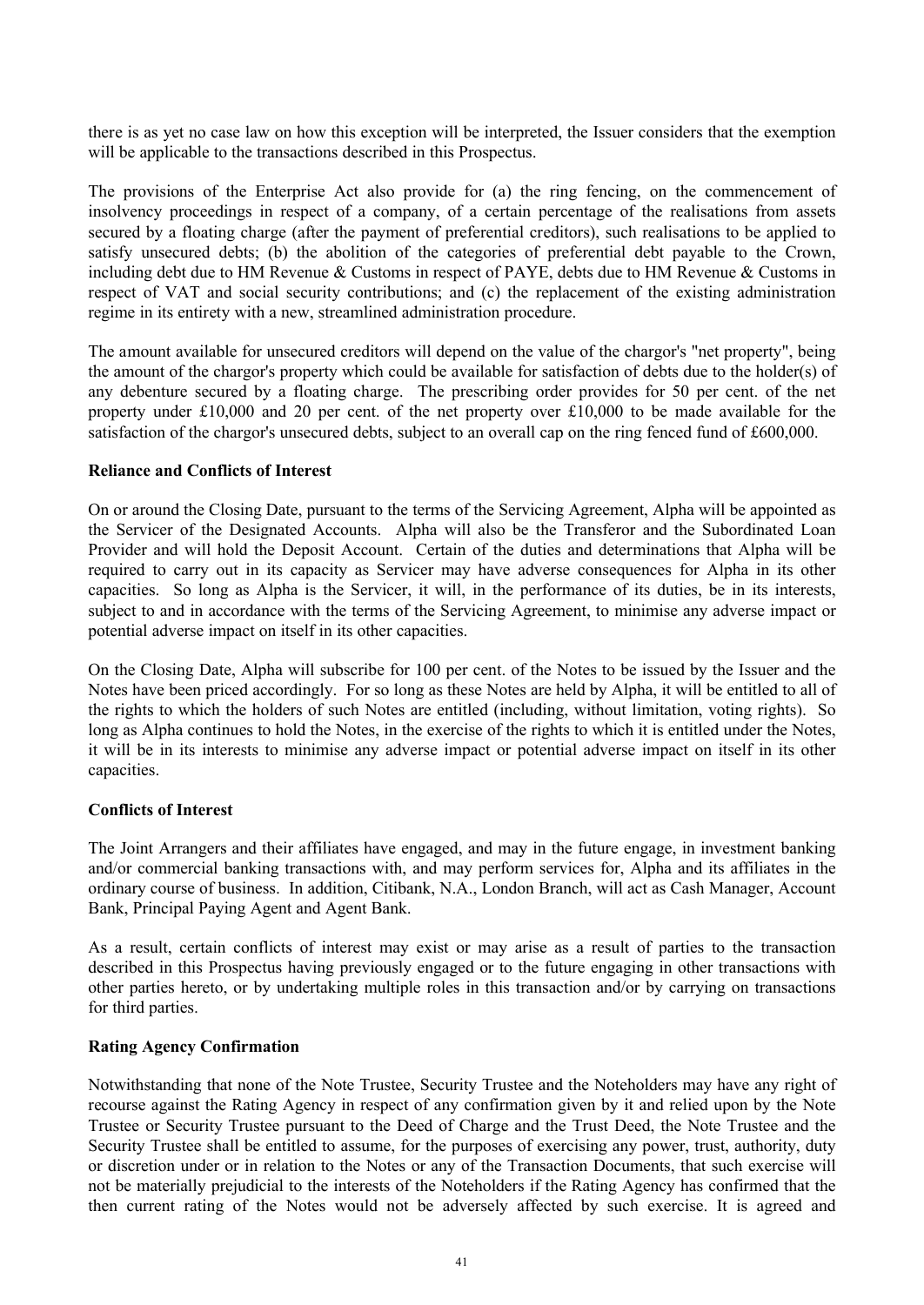there is as yet no case law on how this exception will be interpreted, the Issuer considers that the exemption will be applicable to the transactions described in this Prospectus.

The provisions of the Enterprise Act also provide for (a) the ring fencing, on the commencement of insolvency proceedings in respect of a company, of a certain percentage of the realisations from assets secured by a floating charge (after the payment of preferential creditors), such realisations to be applied to satisfy unsecured debts; (b) the abolition of the categories of preferential debt payable to the Crown, including debt due to HM Revenue & Customs in respect of PAYE, debts due to HM Revenue & Customs in respect of VAT and social security contributions; and (c) the replacement of the existing administration regime in its entirety with a new, streamlined administration procedure.

The amount available for unsecured creditors will depend on the value of the chargor's "net property", being the amount of the chargor's property which could be available for satisfaction of debts due to the holder(s) of any debenture secured by a floating charge. The prescribing order provides for 50 per cent. of the net property under £10,000 and 20 per cent. of the net property over £10,000 to be made available for the satisfaction of the chargor's unsecured debts, subject to an overall cap on the ring fenced fund of £600,000.

**Reliance and Conflicts of Interest**

On or around the Closing Date, pursuant to the terms of the Servicing Agreement, Alpha will be appointed as the Servicer of the Designated Accounts. Alpha will also be the Transferor and the Subordinated Loan Provider and will hold the Deposit Account. Certain of the duties and determinations that Alpha will be required to carry out in its capacity as Servicer may have adverse consequences for Alpha in its other capacities. So long as Alpha is the Servicer, it will, in the performance of its duties, be in its interests, subject to and in accordance with the terms of the Servicing Agreement, to minimise any adverse impact or potential adverse impact on itself in its other capacities.

On the Closing Date, Alpha will subscribe for 100 per cent. of the Notes to be issued by the Issuer and the Notes have been priced accordingly. For so long as these Notes are held by Alpha, it will be entitled to all of the rights to which the holders of such Notes are entitled (including, without limitation, voting rights). So long as Alpha continues to hold the Notes, in the exercise of the rights to which it is entitled under the Notes, it will be in its interests to minimise any adverse impact or potential adverse impact on itself in its other capacities.

**Conflicts of Interest**

The Joint Arrangers and their affiliates have engaged, and may in the future engage, in investment banking and/or commercial banking transactions with, and may perform services for, Alpha and its affiliates in the ordinary course of business. In addition, Citibank, N.A., London Branch, will act as Cash Manager, Account Bank, Principal Paying Agent and Agent Bank.

As a result, certain conflicts of interest may exist or may arise as a result of parties to the transaction described in this Prospectus having previously engaged or to the future engaging in other transactions with other parties hereto, or by undertaking multiple roles in this transaction and/or by carrying on transactions for third parties.

**Rating Agency Confirmation**

Notwithstanding that none of the Note Trustee, Security Trustee and the Noteholders may have any right of recourse against the Rating Agency in respect of any confirmation given by it and relied upon by the Note Trustee or Security Trustee pursuant to the Deed of Charge and the Trust Deed, the Note Trustee and the Security Trustee shall be entitled to assume, for the purposes of exercising any power, trust, authority, duty or discretion under or in relation to the Notes or any of the Transaction Documents, that such exercise will not be materially prejudicial to the interests of the Noteholders if the Rating Agency has confirmed that the then current rating of the Notes would not be adversely affected by such exercise. It is agreed and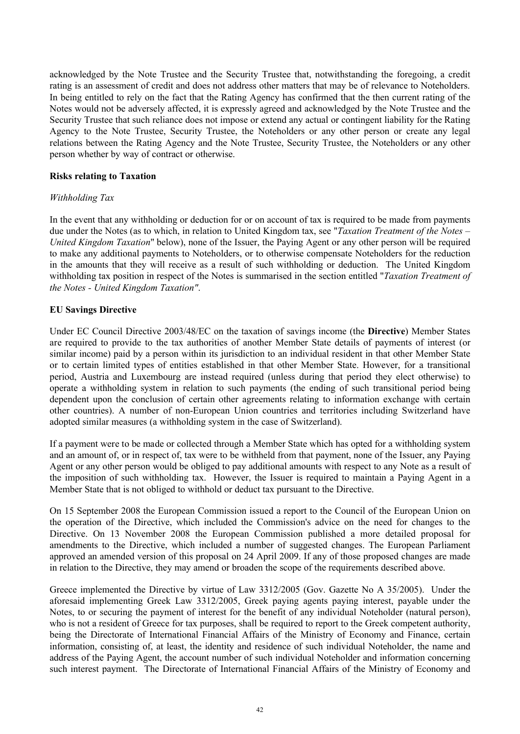acknowledged by the Note Trustee and the Security Trustee that, notwithstanding the foregoing, a credit rating is an assessment of credit and does not address other matters that may be of relevance to Noteholders. In being entitled to rely on the fact that the Rating Agency has confirmed that the then current rating of the Notes would not be adversely affected, it is expressly agreed and acknowledged by the Note Trustee and the Security Trustee that such reliance does not impose or extend any actual or contingent liability for the Rating Agency to the Note Trustee, Security Trustee, the Noteholders or any other person or create any legal relations between the Rating Agency and the Note Trustee, Security Trustee, the Noteholders or any other person whether by way of contract or otherwise.

**Risks relating to Taxation**

*Withholding Tax*

In the event that any withholding or deduction for or on account of tax is required to be made from payments due under the Notes (as to which, in relation to United Kingdom tax, see "*Taxation Treatment of the Notes – United Kingdom Taxation*" below), none of the Issuer, the Paying Agent or any other person will be required to make any additional payments to Noteholders, or to otherwise compensate Noteholders for the reduction in the amounts that they will receive as a result of such withholding or deduction. The United Kingdom withholding tax position in respect of the Notes is summarised in the section entitled "*Taxation Treatment of the Notes - United Kingdom Taxation"*.

**EU Savings Directive**

Under EC Council Directive 2003/48/EC on the taxation of savings income (the **Directive**) Member States are required to provide to the tax authorities of another Member State details of payments of interest (or similar income) paid by a person within its jurisdiction to an individual resident in that other Member State or to certain limited types of entities established in that other Member State. However, for a transitional period, Austria and Luxembourg are instead required (unless during that period they elect otherwise) to operate a withholding system in relation to such payments (the ending of such transitional period being dependent upon the conclusion of certain other agreements relating to information exchange with certain other countries). A number of non-European Union countries and territories including Switzerland have adopted similar measures (a withholding system in the case of Switzerland).

If a payment were to be made or collected through a Member State which has opted for a withholding system and an amount of, or in respect of, tax were to be withheld from that payment, none of the Issuer, any Paying Agent or any other person would be obliged to pay additional amounts with respect to any Note as a result of the imposition of such withholding tax. However, the Issuer is required to maintain a Paying Agent in a Member State that is not obliged to withhold or deduct tax pursuant to the Directive.

On 15 September 2008 the European Commission issued a report to the Council of the European Union on the operation of the Directive, which included the Commission's advice on the need for changes to the Directive. On 13 November 2008 the European Commission published a more detailed proposal for amendments to the Directive, which included a number of suggested changes. The European Parliament approved an amended version of this proposal on 24 April 2009. If any of those proposed changes are made in relation to the Directive, they may amend or broaden the scope of the requirements described above.

Greece implemented the Directive by virtue of Law 3312/2005 (Gov. Gazette No A 35/2005). Under the aforesaid implementing Greek Law 3312/2005, Greek paying agents paying interest, payable under the Notes, to or securing the payment of interest for the benefit of any individual Noteholder (natural person), who is not a resident of Greece for tax purposes, shall be required to report to the Greek competent authority, being the Directorate of International Financial Affairs of the Ministry of Economy and Finance, certain information, consisting of, at least, the identity and residence of such individual Noteholder, the name and address of the Paying Agent, the account number of such individual Noteholder and information concerning such interest payment. The Directorate of International Financial Affairs of the Ministry of Economy and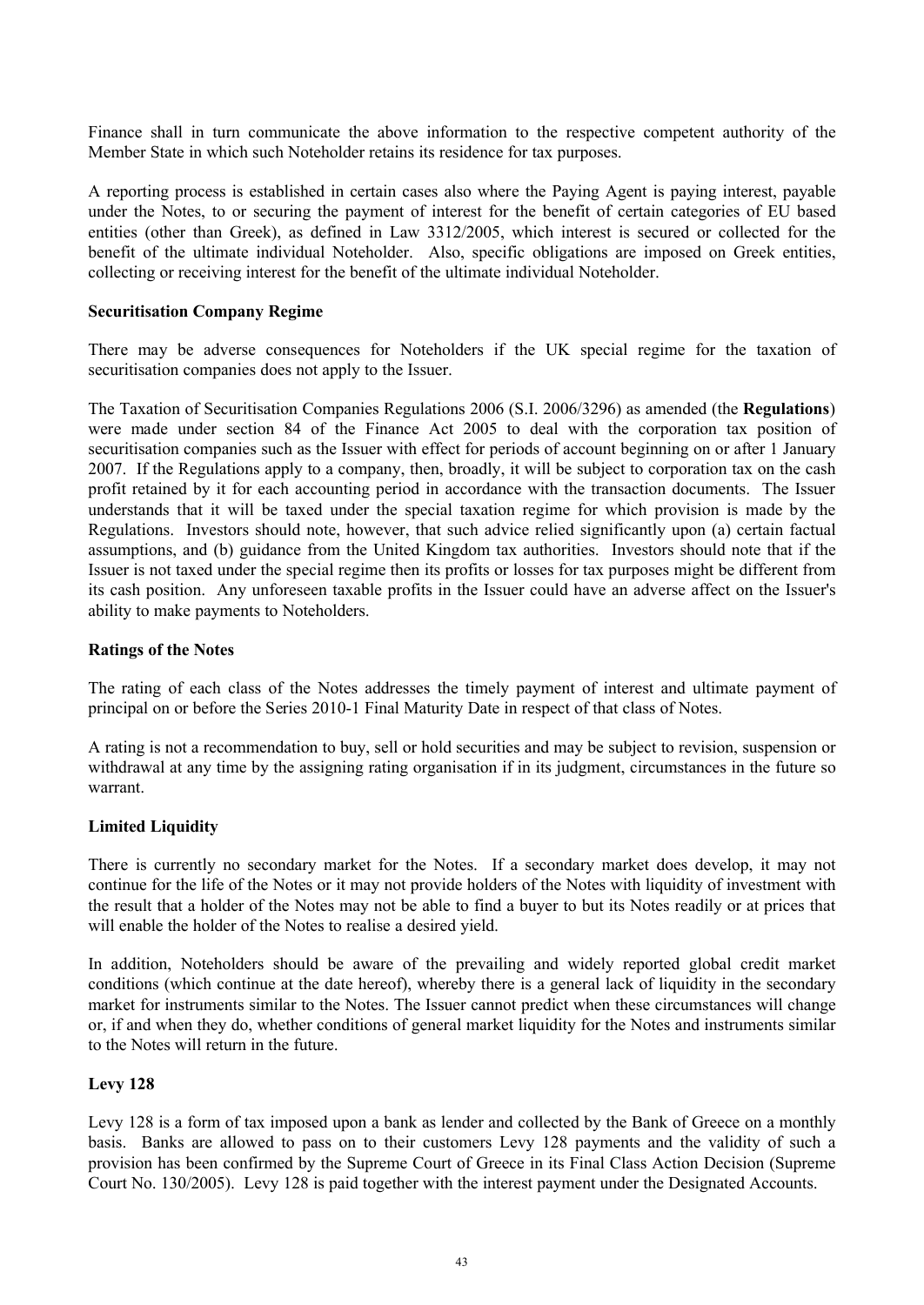Finance shall in turn communicate the above information to the respective competent authority of the Member State in which such Noteholder retains its residence for tax purposes.

A reporting process is established in certain cases also where the Paying Agent is paying interest, payable under the Notes, to or securing the payment of interest for the benefit of certain categories of EU based entities (other than Greek), as defined in Law 3312/2005, which interest is secured or collected for the benefit of the ultimate individual Noteholder. Also, specific obligations are imposed on Greek entities, collecting or receiving interest for the benefit of the ultimate individual Noteholder.

**Securitisation Company Regime**

There may be adverse consequences for Noteholders if the UK special regime for the taxation of securitisation companies does not apply to the Issuer.

The Taxation of Securitisation Companies Regulations 2006 (S.I. 2006/3296) as amended (the **Regulations**) were made under section 84 of the Finance Act 2005 to deal with the corporation tax position of securitisation companies such as the Issuer with effect for periods of account beginning on or after 1 January 2007. If the Regulations apply to a company, then, broadly, it will be subject to corporation tax on the cash profit retained by it for each accounting period in accordance with the transaction documents. The Issuer understands that it will be taxed under the special taxation regime for which provision is made by the Regulations. Investors should note, however, that such advice relied significantly upon (a) certain factual assumptions, and (b) guidance from the United Kingdom tax authorities. Investors should note that if the Issuer is not taxed under the special regime then its profits or losses for tax purposes might be different from its cash position. Any unforeseen taxable profits in the Issuer could have an adverse affect on the Issuer's ability to make payments to Noteholders.

**Ratings of the Notes**

The rating of each class of the Notes addresses the timely payment of interest and ultimate payment of principal on or before the Series 2010-1 Final Maturity Date in respect of that class of Notes.

A rating is not a recommendation to buy, sell or hold securities and may be subject to revision, suspension or withdrawal at any time by the assigning rating organisation if in its judgment, circumstances in the future so warrant.

**Limited Liquidity**

There is currently no secondary market for the Notes. If a secondary market does develop, it may not continue for the life of the Notes or it may not provide holders of the Notes with liquidity of investment with the result that a holder of the Notes may not be able to find a buyer to but its Notes readily or at prices that will enable the holder of the Notes to realise a desired yield.

In addition, Noteholders should be aware of the prevailing and widely reported global credit market conditions (which continue at the date hereof), whereby there is a general lack of liquidity in the secondary market for instruments similar to the Notes. The Issuer cannot predict when these circumstances will change or, if and when they do, whether conditions of general market liquidity for the Notes and instruments similar to the Notes will return in the future.

**Levy 128**

Levy 128 is a form of tax imposed upon a bank as lender and collected by the Bank of Greece on a monthly basis. Banks are allowed to pass on to their customers Levy 128 payments and the validity of such a provision has been confirmed by the Supreme Court of Greece in its Final Class Action Decision (Supreme Court No. 130/2005). Levy 128 is paid together with the interest payment under the Designated Accounts.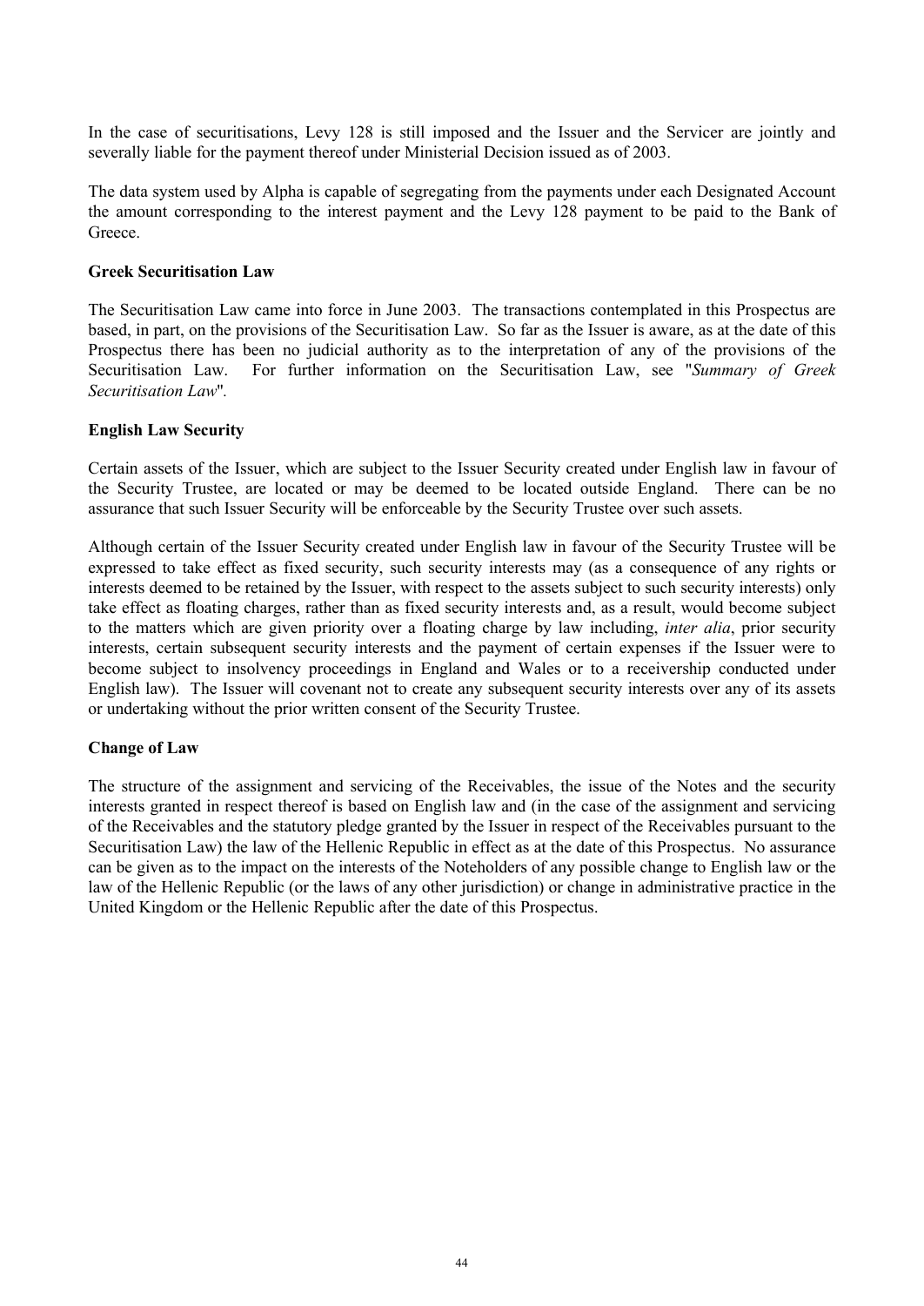In the case of securitisations, Levy 128 is still imposed and the Issuer and the Servicer are jointly and severally liable for the payment thereof under Ministerial Decision issued as of 2003.

The data system used by Alpha is capable of segregating from the payments under each Designated Account the amount corresponding to the interest payment and the Levy 128 payment to be paid to the Bank of Greece.

**Greek Securitisation Law**

The Securitisation Law came into force in June 2003. The transactions contemplated in this Prospectus are based, in part, on the provisions of the Securitisation Law. So far as the Issuer is aware, as at the date of this Prospectus there has been no judicial authority as to the interpretation of any of the provisions of the Securitisation Law. For further information on the Securitisation Law, see "*Summary of Greek Securitisation Law*".

**English Law Security**

Certain assets of the Issuer, which are subject to the Issuer Security created under English law in favour of the Security Trustee, are located or may be deemed to be located outside England. There can be no assurance that such Issuer Security will be enforceable by the Security Trustee over such assets.

Although certain of the Issuer Security created under English law in favour of the Security Trustee will be expressed to take effect as fixed security, such security interests may (as a consequence of any rights or interests deemed to be retained by the Issuer, with respect to the assets subject to such security interests) only take effect as floating charges, rather than as fixed security interests and, as a result, would become subject to the matters which are given priority over a floating charge by law including, *inter alia*, prior security interests, certain subsequent security interests and the payment of certain expenses if the Issuer were to become subject to insolvency proceedings in England and Wales or to a receivership conducted under English law). The Issuer will covenant not to create any subsequent security interests over any of its assets or undertaking without the prior written consent of the Security Trustee.

**Change of Law**

The structure of the assignment and servicing of the Receivables, the issue of the Notes and the security interests granted in respect thereof is based on English law and (in the case of the assignment and servicing of the Receivables and the statutory pledge granted by the Issuer in respect of the Receivables pursuant to the Securitisation Law) the law of the Hellenic Republic in effect as at the date of this Prospectus. No assurance can be given as to the impact on the interests of the Noteholders of any possible change to English law or the law of the Hellenic Republic (or the laws of any other jurisdiction) or change in administrative practice in the United Kingdom or the Hellenic Republic after the date of this Prospectus.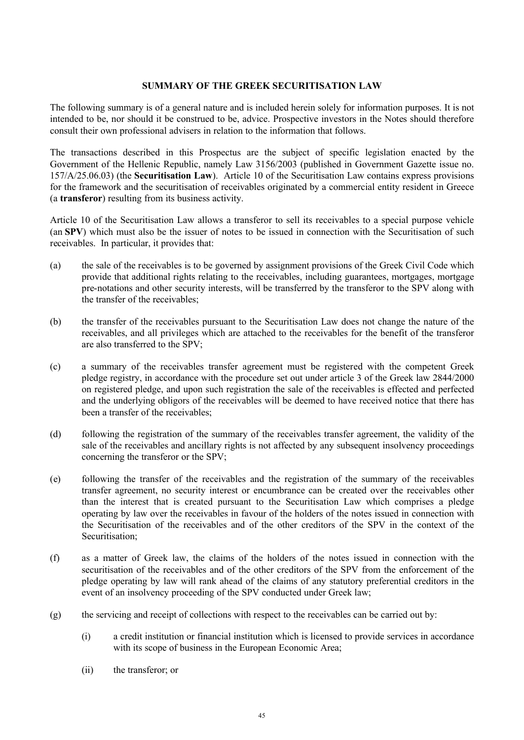# SUMMARY OF THE GREEK SECURITISATION LAW

The following summary is of a general nature and is included herein solely for information purposes. It is not intended to be, nor should it be construed to be, advice. Prospective investors in the Notes should therefore consult their own professional advisers in relation to the information that follows.

The transactions described in this Prospectus are the subject of specific legislation enacted by the Government of the Hellenic Republic, namely Law 3156/2003 (published in Government Gazette issue no. 157/A/25.06.03) (the **Securitisation Law**). Article 10 of the Securitisation Law contains express provisions for the framework and the securitisation of receivables originated by a commercial entity resident in Greece (a **transferor**) resulting from its business activity.

Article 10 of the Securitisation Law allows a transferor to sell its receivables to a special purpose vehicle (an **SPV**) which must also be the issuer of notes to be issued in connection with the Securitisation of such receivables. In particular, it provides that:

(a) the sale of the receivables is to be governed by assignment provisions of the Greek Civil Code which provide that additional rights relating to the receivables, including guarantees, mortgages, mortgage pre-notations and other security interests, will be transferred by the transferor to the SPV along with the transfer of the receivables;

(b) the transfer of the receivables pursuant to the Securitisation Law does not change the nature of the receivables, and all privileges which are attached to the receivables for the benefit of the transferor are also transferred to the SPV;

(c) a summary of the receivables transfer agreement must be registered with the competent Greek pledge registry, in accordance with the procedure set out under article 3 of the Greek law 2844/2000 on registered pledge, and upon such registration the sale of the receivables is effected and perfected and the underlying obligors of the receivables will be deemed to have received notice that there has been a transfer of the receivables;

(d) following the registration of the summary of the receivables transfer agreement, the validity of the sale of the receivables and ancillary rights is not affected by any subsequent insolvency proceedings concerning the transferor or the SPV;

(e) following the transfer of the receivables and the registration of the summary of the receivables transfer agreement, no security interest or encumbrance can be created over the receivables other than the interest that is created pursuant to the Securitisation Law which comprises a pledge operating by law over the receivables in favour of the holders of the notes issued in connection with the Securitisation of the receivables and of the other creditors of the SPV in the context of the Securitisation;

(f) as a matter of Greek law, the claims of the holders of the notes issued in connection with the securitisation of the receivables and of the other creditors of the SPV from the enforcement of the pledge operating by law will rank ahead of the claims of any statutory preferential creditors in the event of an insolvency proceeding of the SPV conducted under Greek law;

(g) the servicing and receipt of collections with respect to the receivables can be carried out by:

  (i) a credit institution or financial institution which is licensed to provide services in accordance with its scope of business in the European Economic Area;

  (ii) the transferor; or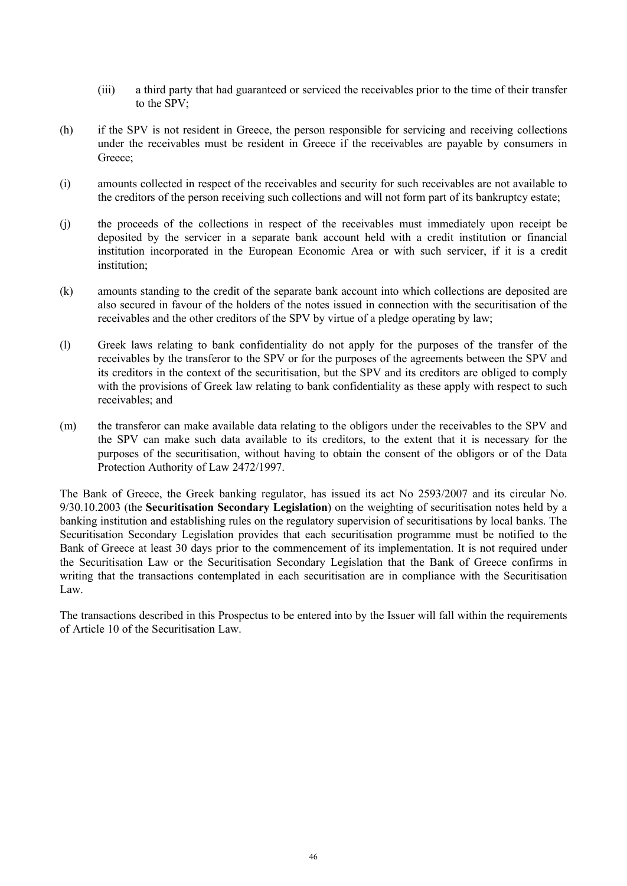(iii) a third party that had guaranteed or serviced the receivables prior to the time of their transfer to the SPV;

(h) if the SPV is not resident in Greece, the person responsible for servicing and receiving collections under the receivables must be resident in Greece if the receivables are payable by consumers in Greece;

(i) amounts collected in respect of the receivables and security for such receivables are not available to the creditors of the person receiving such collections and will not form part of its bankruptcy estate;

(j) the proceeds of the collections in respect of the receivables must immediately upon receipt be deposited by the servicer in a separate bank account held with a credit institution or financial institution incorporated in the European Economic Area or with such servicer, if it is a credit institution;

(k) amounts standing to the credit of the separate bank account into which collections are deposited are also secured in favour of the holders of the notes issued in connection with the securitisation of the receivables and the other creditors of the SPV by virtue of a pledge operating by law;

(l) Greek laws relating to bank confidentiality do not apply for the purposes of the transfer of the receivables by the transferor to the SPV or for the purposes of the agreements between the SPV and its creditors in the context of the securitisation, but the SPV and its creditors are obliged to comply with the provisions of Greek law relating to bank confidentiality as these apply with respect to such receivables; and

(m) the transferor can make available data relating to the obligors under the receivables to the SPV and the SPV can make such data available to its creditors, to the extent that it is necessary for the purposes of the securitisation, without having to obtain the consent of the obligors or of the Data Protection Authority of Law 2472/1997.

The Bank of Greece, the Greek banking regulator, has issued its act No 2593/2007 and its circular No. 9/30.10.2003 (the **Securitisation Secondary Legislation**) on the weighting of securitisation notes held by a banking institution and establishing rules on the regulatory supervision of securitisations by local banks. The Securitisation Secondary Legislation provides that each securitisation programme must be notified to the Bank of Greece at least 30 days prior to the commencement of its implementation. It is not required under the Securitisation Law or the Securitisation Secondary Legislation that the Bank of Greece confirms in writing that the transactions contemplated in each securitisation are in compliance with the Securitisation Law.

The transactions described in this Prospectus to be entered into by the Issuer will fall within the requirements of Article 10 of the Securitisation Law.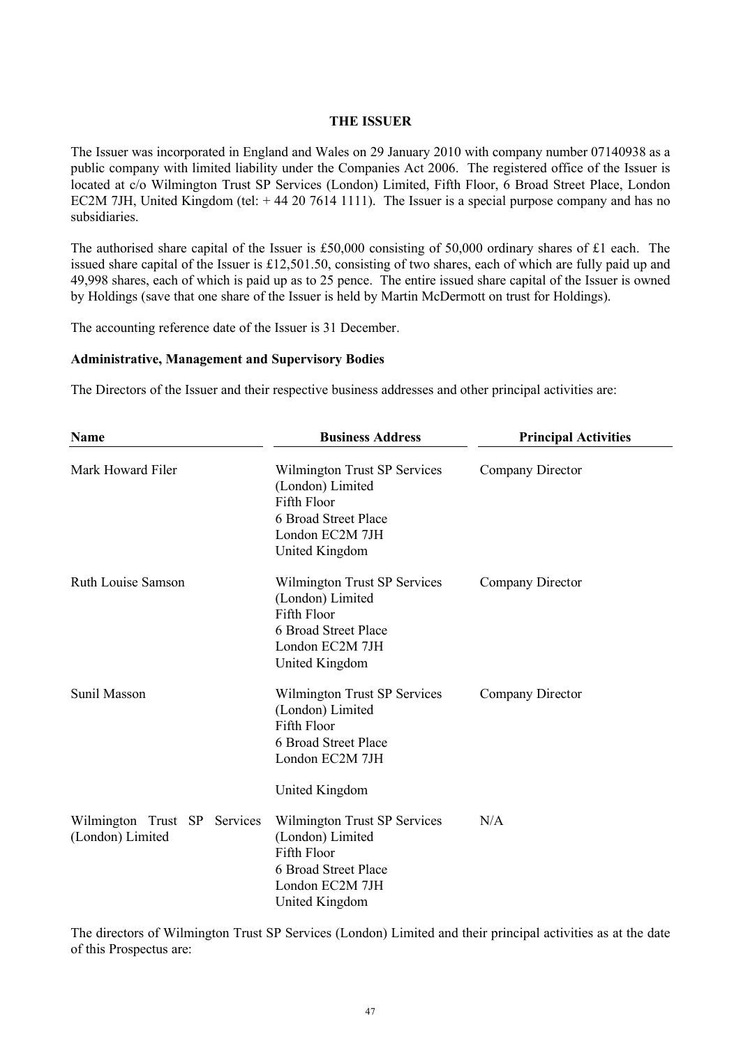## THE ISSUER

The Issuer was incorporated in England and Wales on 29 January 2010 with company number 07140938 as a public company with limited liability under the Companies Act 2006. The registered office of the Issuer is located at c/o Wilmington Trust SP Services (London) Limited, Fifth Floor, 6 Broad Street Place, London EC2M 7JH, United Kingdom (tel: + 44 20 7614 1111). The Issuer is a special purpose company and has no subsidiaries.

The authorised share capital of the Issuer is £50,000 consisting of 50,000 ordinary shares of £1 each. The issued share capital of the Issuer is £12,501.50, consisting of two shares, each of which are fully paid up and 49,998 shares, each of which is paid up as to 25 pence. The entire issued share capital of the Issuer is owned by Holdings (save that one share of the Issuer is held by Martin McDermott on trust for Holdings).

The accounting reference date of the Issuer is 31 December.

### Administrative, Management and Supervisory Bodies

The Directors of the Issuer and their respective business addresses and other principal activities are:

| Name | Business Address | Principal Activities |
|---|---|---|
| Mark Howard Filer | Wilmington Trust SP Services (London) Limited<br>Fifth Floor<br>6 Broad Street Place<br>London EC2M 7JH<br>United Kingdom | Company Director |
| Ruth Louise Samson | Wilmington Trust SP Services (London) Limited<br>Fifth Floor<br>6 Broad Street Place<br>London EC2M 7JH<br>United Kingdom | Company Director |
| Sunil Masson | Wilmington Trust SP Services (London) Limited<br>Fifth Floor<br>6 Broad Street Place<br>London EC2M 7JH<br>United Kingdom | Company Director |
| Wilmington Trust SP Services (London) Limited | Wilmington Trust SP Services (London) Limited<br>Fifth Floor<br>6 Broad Street Place<br>London EC2M 7JH<br>United Kingdom | N/A |

The directors of Wilmington Trust SP Services (London) Limited and their principal activities as at the date of this Prospectus are: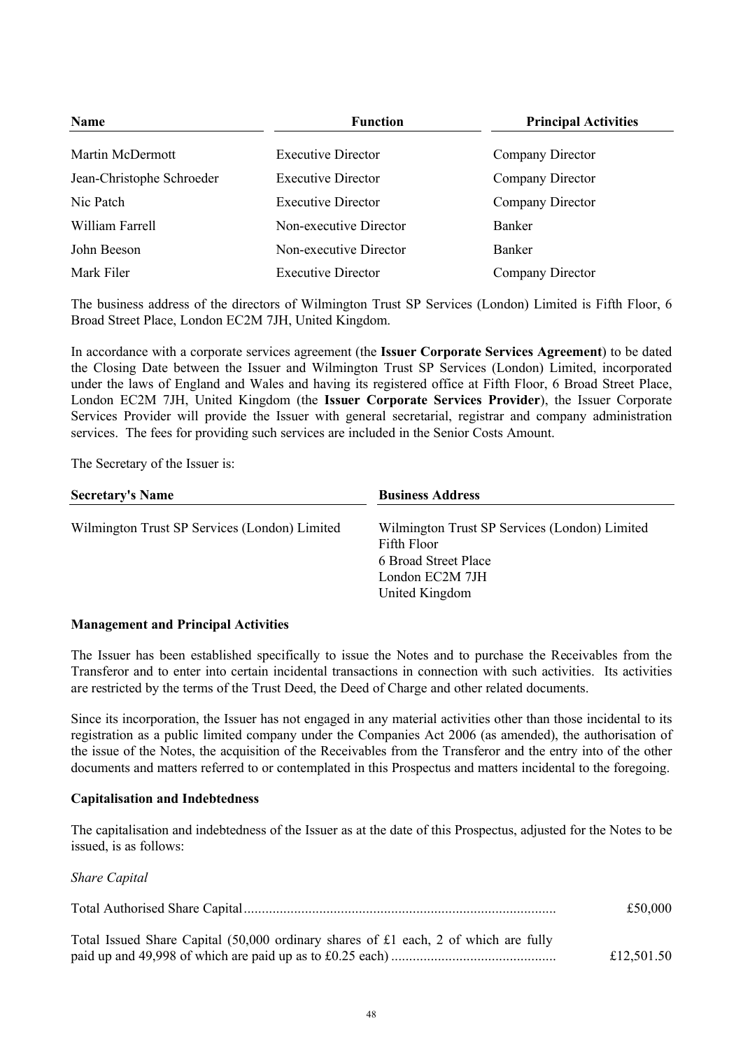| Name | Function | Principal Activities |
| --- | --- | --- |
| Martin McDermott | Executive Director | Company Director |
| Jean-Christophe Schroeder | Executive Director | Company Director |
| Nic Patch | Executive Director | Company Director |
| William Farrell | Non-executive Director | Banker |
| John Beeson | Non-executive Director | Banker |
| Mark Filer | Executive Director | Company Director |

The business address of the directors of Wilmington Trust SP Services (London) Limited is Fifth Floor, 6 Broad Street Place, London EC2M 7JH, United Kingdom.

In accordance with a corporate services agreement (the **Issuer Corporate Services Agreement**) to be dated the Closing Date between the Issuer and Wilmington Trust SP Services (London) Limited, incorporated under the laws of England and Wales and having its registered office at Fifth Floor, 6 Broad Street Place, London EC2M 7JH, United Kingdom (the **Issuer Corporate Services Provider**), the Issuer Corporate Services Provider will provide the Issuer with general secretarial, registrar and company administration services. The fees for providing such services are included in the Senior Costs Amount.

The Secretary of the Issuer is:

| Secretary's Name | Business Address |
| --- | --- |
| Wilmington Trust SP Services (London) Limited | Wilmington Trust SP Services (London) Limited<br>Fifth Floor<br>6 Broad Street Place<br>London EC2M 7JH<br>United Kingdom |

**Management and Principal Activities**

The Issuer has been established specifically to issue the Notes and to purchase the Receivables from the Transferor and to enter into certain incidental transactions in connection with such activities. Its activities are restricted by the terms of the Trust Deed, the Deed of Charge and other related documents.

Since its incorporation, the Issuer has not engaged in any material activities other than those incidental to its registration as a public limited company under the Companies Act 2006 (as amended), the authorisation of the issue of the Notes, the acquisition of the Receivables from the Transferor and the entry into of the other documents and matters referred to or contemplated in this Prospectus and matters incidental to the foregoing.

**Capitalisation and Indebtedness**

The capitalisation and indebtedness of the Issuer as at the date of this Prospectus, adjusted for the Notes to be issued, is as follows:

*Share Capital*

Total Authorised Share Capital....................................................................................... £50,000

Total Issued Share Capital (50,000 ordinary shares of £1 each, 2 of which are fully paid up and 49,998 of which are paid up as to £0.25 each) ............................................. £12,501.50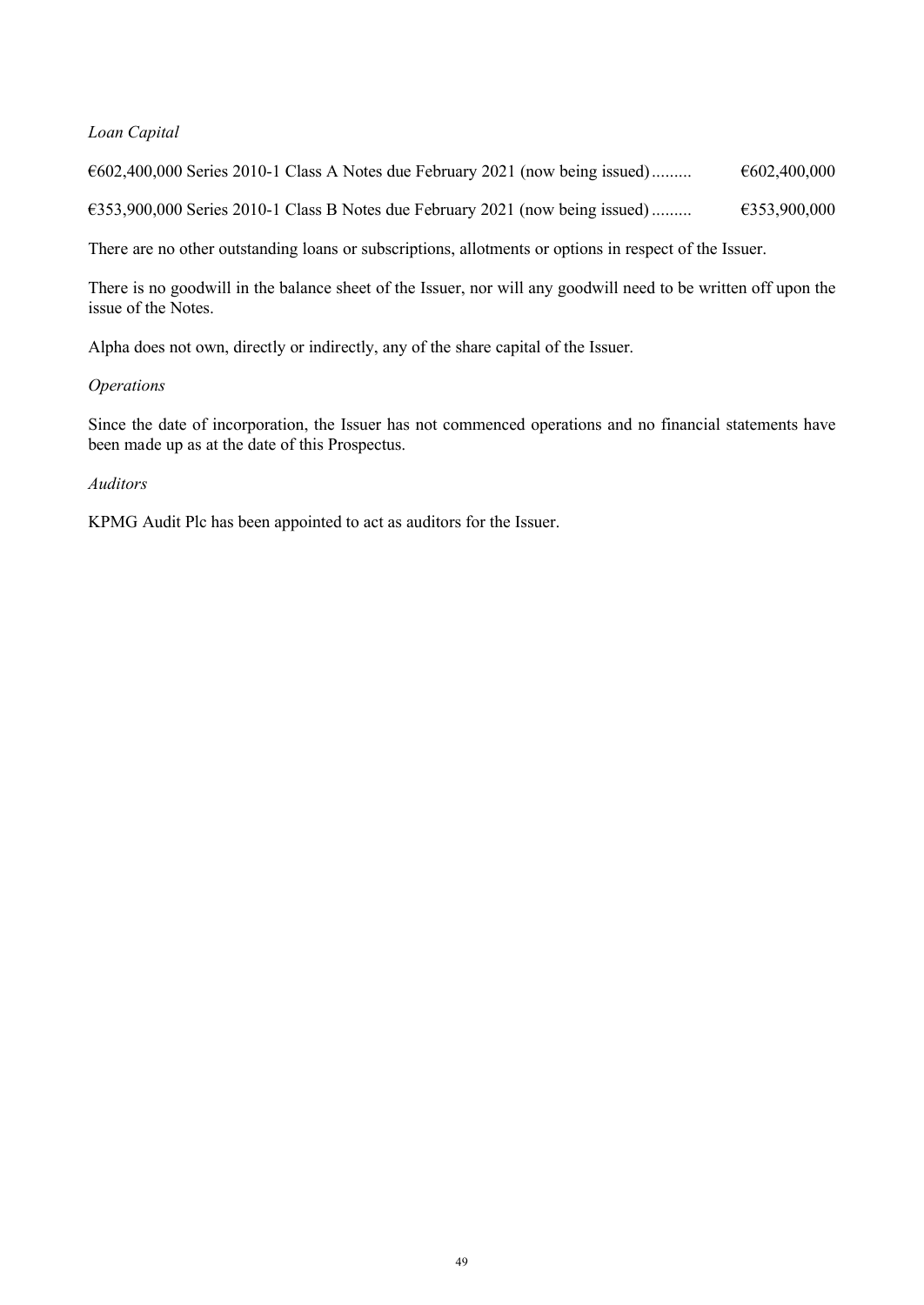*Loan Capital*

| | |
|---|---|
| €602,400,000 Series 2010-1 Class A Notes due February 2021 (now being issued)......... | €602,400,000 |
| €353,900,000 Series 2010-1 Class B Notes due February 2021 (now being issued)......... | €353,900,000 |

There are no other outstanding loans or subscriptions, allotments or options in respect of the Issuer.

There is no goodwill in the balance sheet of the Issuer, nor will any goodwill need to be written off upon the issue of the Notes.

Alpha does not own, directly or indirectly, any of the share capital of the Issuer.

*Operations*

Since the date of incorporation, the Issuer has not commenced operations and no financial statements have been made up as at the date of this Prospectus.

*Auditors*

KPMG Audit Plc has been appointed to act as auditors for the Issuer.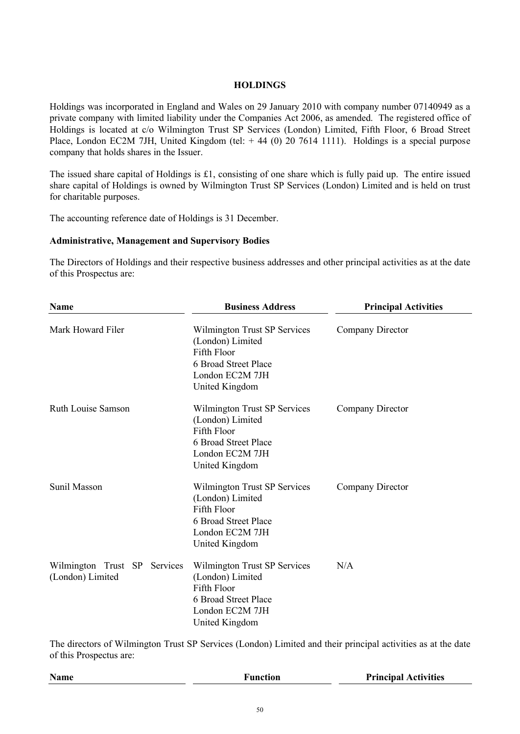## HOLDINGS

Holdings was incorporated in England and Wales on 29 January 2010 with company number 07140949 as a private company with limited liability under the Companies Act 2006, as amended. The registered office of Holdings is located at c/o Wilmington Trust SP Services (London) Limited, Fifth Floor, 6 Broad Street Place, London EC2M 7JH, United Kingdom (tel: + 44 (0) 20 7614 1111). Holdings is a special purpose company that holds shares in the Issuer.

The issued share capital of Holdings is £1, consisting of one share which is fully paid up. The entire issued share capital of Holdings is owned by Wilmington Trust SP Services (London) Limited and is held on trust for charitable purposes.

The accounting reference date of Holdings is 31 December.

### Administrative, Management and Supervisory Bodies

The Directors of Holdings and their respective business addresses and other principal activities as at the date of this Prospectus are:

| Name | Business Address | Principal Activities |
|---|---|---|
| Mark Howard Filer | Wilmington Trust SP Services (London) Limited<br>Fifth Floor<br>6 Broad Street Place<br>London EC2M 7JH<br>United Kingdom | Company Director |
| Ruth Louise Samson | Wilmington Trust SP Services (London) Limited<br>Fifth Floor<br>6 Broad Street Place<br>London EC2M 7JH<br>United Kingdom | Company Director |
| Sunil Masson | Wilmington Trust SP Services (London) Limited<br>Fifth Floor<br>6 Broad Street Place<br>London EC2M 7JH<br>United Kingdom | Company Director |
| Wilmington Trust SP Services (London) Limited | Wilmington Trust SP Services (London) Limited<br>Fifth Floor<br>6 Broad Street Place<br>London EC2M 7JH<br>United Kingdom | N/A |

The directors of Wilmington Trust SP Services (London) Limited and their principal activities as at the date of this Prospectus are:

| Name | Function | Principal Activities |
|---|---|---|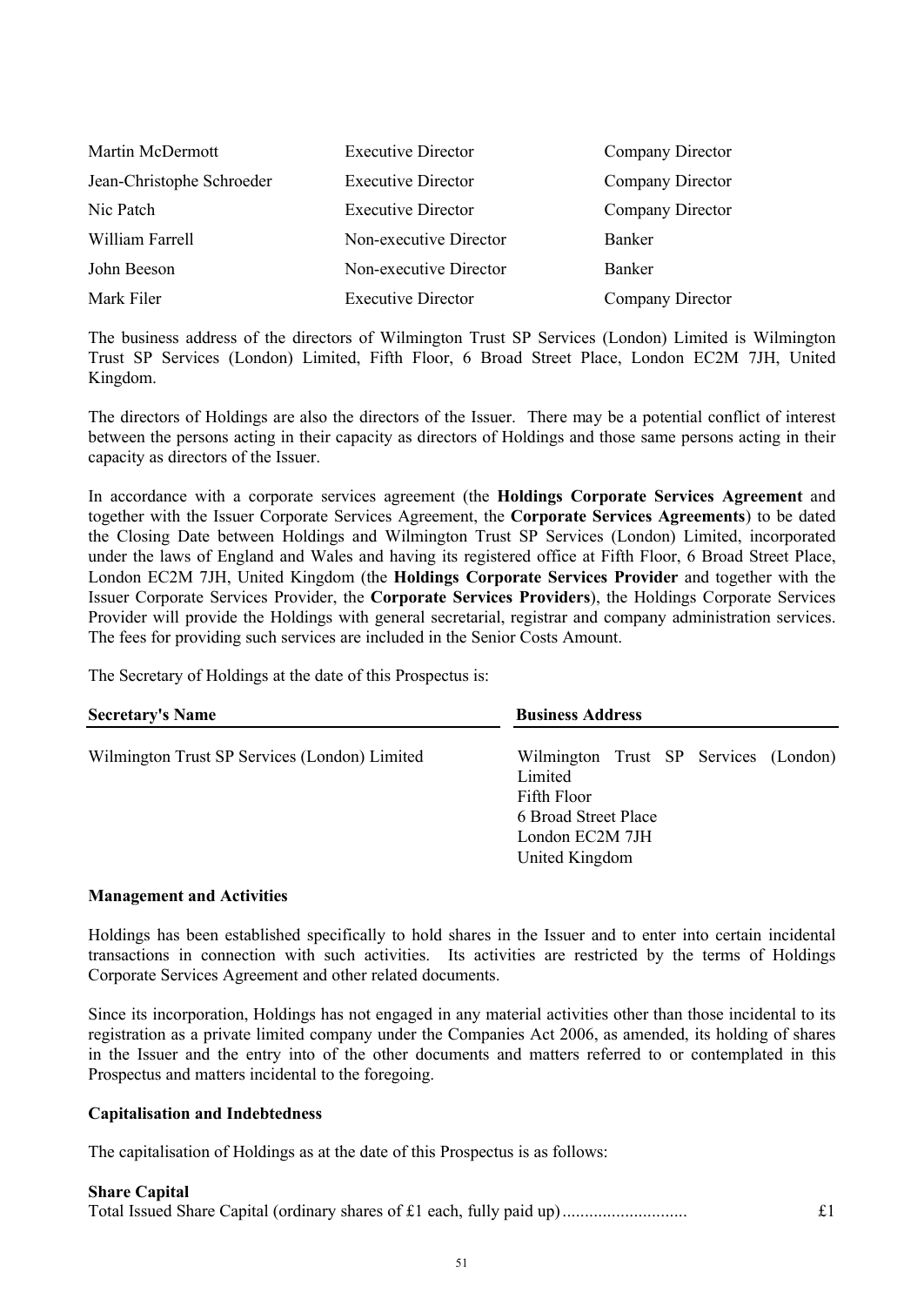| | | |
|---|---|---|
| Martin McDermott | Executive Director | Company Director |
| Jean-Christophe Schroeder | Executive Director | Company Director |
| Nic Patch | Executive Director | Company Director |
| William Farrell | Non-executive Director | Banker |
| John Beeson | Non-executive Director | Banker |
| Mark Filer | Executive Director | Company Director |

The business address of the directors of Wilmington Trust SP Services (London) Limited is Wilmington Trust SP Services (London) Limited, Fifth Floor, 6 Broad Street Place, London EC2M 7JH, United Kingdom.

The directors of Holdings are also the directors of the Issuer. There may be a potential conflict of interest between the persons acting in their capacity as directors of Holdings and those same persons acting in their capacity as directors of the Issuer.

In accordance with a corporate services agreement (the **Holdings Corporate Services Agreement** and together with the Issuer Corporate Services Agreement, the **Corporate Services Agreements**) to be dated the Closing Date between Holdings and Wilmington Trust SP Services (London) Limited, incorporated under the laws of England and Wales and having its registered office at Fifth Floor, 6 Broad Street Place, London EC2M 7JH, United Kingdom (the **Holdings Corporate Services Provider** and together with the Issuer Corporate Services Provider, the **Corporate Services Providers**), the Holdings Corporate Services Provider will provide the Holdings with general secretarial, registrar and company administration services. The fees for providing such services are included in the Senior Costs Amount.

The Secretary of Holdings at the date of this Prospectus is:

| Secretary's Name | Business Address |
|---|---|
| Wilmington Trust SP Services (London) Limited | Wilmington Trust SP Services (London) Limited<br>Fifth Floor<br>6 Broad Street Place<br>London EC2M 7JH<br>United Kingdom |

**Management and Activities**

Holdings has been established specifically to hold shares in the Issuer and to enter into certain incidental transactions in connection with such activities. Its activities are restricted by the terms of Holdings Corporate Services Agreement and other related documents.

Since its incorporation, Holdings has not engaged in any material activities other than those incidental to its registration as a private limited company under the Companies Act 2006, as amended, its holding of shares in the Issuer and the entry into of the other documents and matters referred to or contemplated in this Prospectus and matters incidental to the foregoing.

**Capitalisation and Indebtedness**

The capitalisation of Holdings as at the date of this Prospectus is as follows:

**Share Capital**

Total Issued Share Capital (ordinary shares of £1 each, fully paid up)........................... £1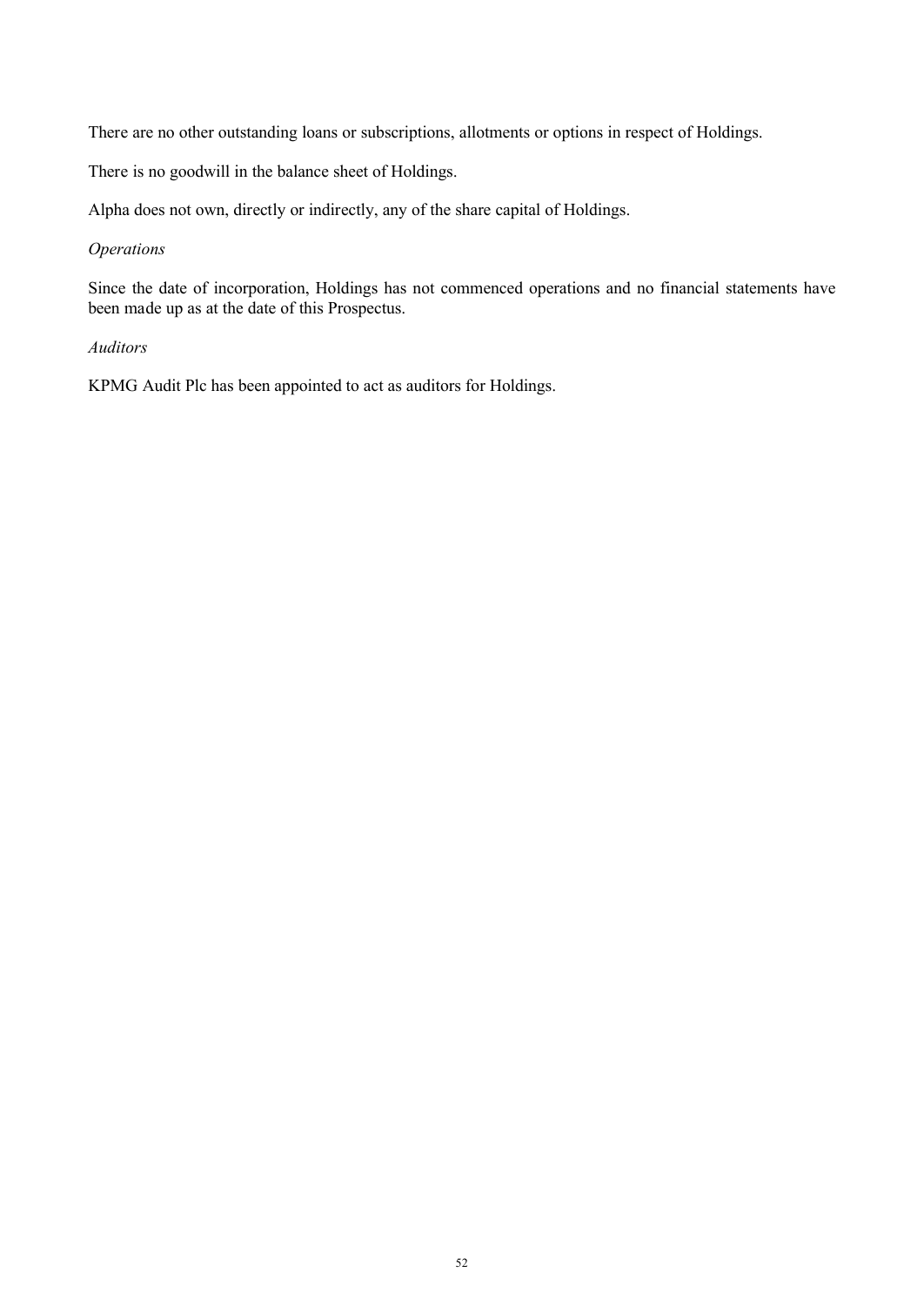There are no other outstanding loans or subscriptions, allotments or options in respect of Holdings.

There is no goodwill in the balance sheet of Holdings.

Alpha does not own, directly or indirectly, any of the share capital of Holdings.

*Operations*

Since the date of incorporation, Holdings has not commenced operations and no financial statements have been made up as at the date of this Prospectus.

*Auditors*

KPMG Audit Plc has been appointed to act as auditors for Holdings.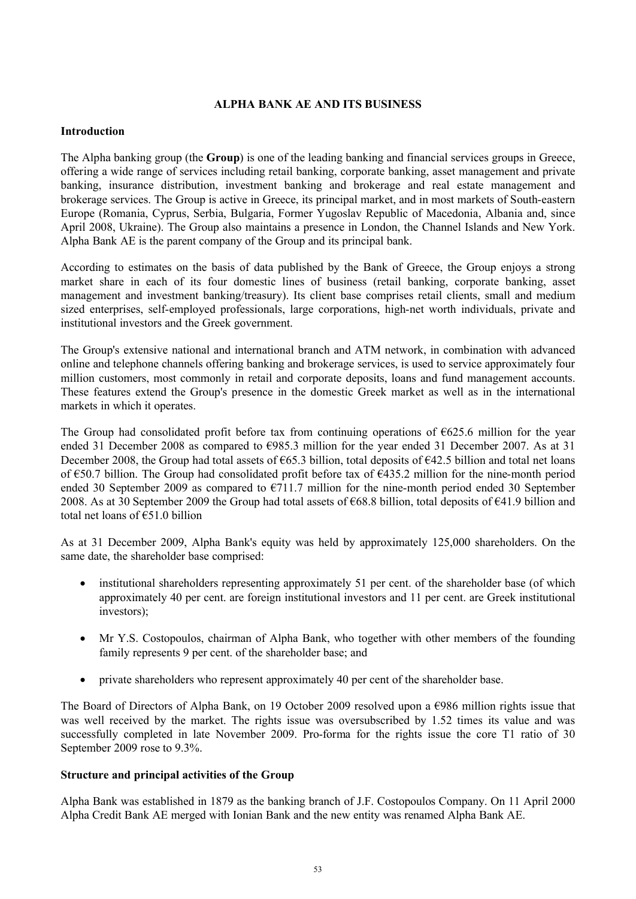## ALPHA BANK AE AND ITS BUSINESS

### Introduction

The Alpha banking group (the **Group**) is one of the leading banking and financial services groups in Greece, offering a wide range of services including retail banking, corporate banking, asset management and private banking, insurance distribution, investment banking and brokerage and real estate management and brokerage services. The Group is active in Greece, its principal market, and in most markets of South-eastern Europe (Romania, Cyprus, Serbia, Bulgaria, Former Yugoslav Republic of Macedonia, Albania and, since April 2008, Ukraine). The Group also maintains a presence in London, the Channel Islands and New York. Alpha Bank AE is the parent company of the Group and its principal bank.

According to estimates on the basis of data published by the Bank of Greece, the Group enjoys a strong market share in each of its four domestic lines of business (retail banking, corporate banking, asset management and investment banking/treasury). Its client base comprises retail clients, small and medium sized enterprises, self-employed professionals, large corporations, high-net worth individuals, private and institutional investors and the Greek government.

The Group's extensive national and international branch and ATM network, in combination with advanced online and telephone channels offering banking and brokerage services, is used to service approximately four million customers, most commonly in retail and corporate deposits, loans and fund management accounts. These features extend the Group's presence in the domestic Greek market as well as in the international markets in which it operates.

The Group had consolidated profit before tax from continuing operations of €625.6 million for the year ended 31 December 2008 as compared to €985.3 million for the year ended 31 December 2007. As at 31 December 2008, the Group had total assets of €65.3 billion, total deposits of €42.5 billion and total net loans of €50.7 billion. The Group had consolidated profit before tax of €435.2 million for the nine-month period ended 30 September 2009 as compared to €711.7 million for the nine-month period ended 30 September 2008. As at 30 September 2009 the Group had total assets of €68.8 billion, total deposits of €41.9 billion and total net loans of €51.0 billion

As at 31 December 2009, Alpha Bank's equity was held by approximately 125,000 shareholders. On the same date, the shareholder base comprised:

- institutional shareholders representing approximately 51 per cent. of the shareholder base (of which approximately 40 per cent. are foreign institutional investors and 11 per cent. are Greek institutional investors);
- Mr Y.S. Costopoulos, chairman of Alpha Bank, who together with other members of the founding family represents 9 per cent. of the shareholder base; and
- private shareholders who represent approximately 40 per cent of the shareholder base.

The Board of Directors of Alpha Bank, on 19 October 2009 resolved upon a €986 million rights issue that was well received by the market. The rights issue was oversubscribed by 1.52 times its value and was successfully completed in late November 2009. Pro-forma for the rights issue the core T1 ratio of 30 September 2009 rose to 9.3%.

### Structure and principal activities of the Group

Alpha Bank was established in 1879 as the banking branch of J.F. Costopoulos Company. On 11 April 2000 Alpha Credit Bank AE merged with Ionian Bank and the new entity was renamed Alpha Bank AE.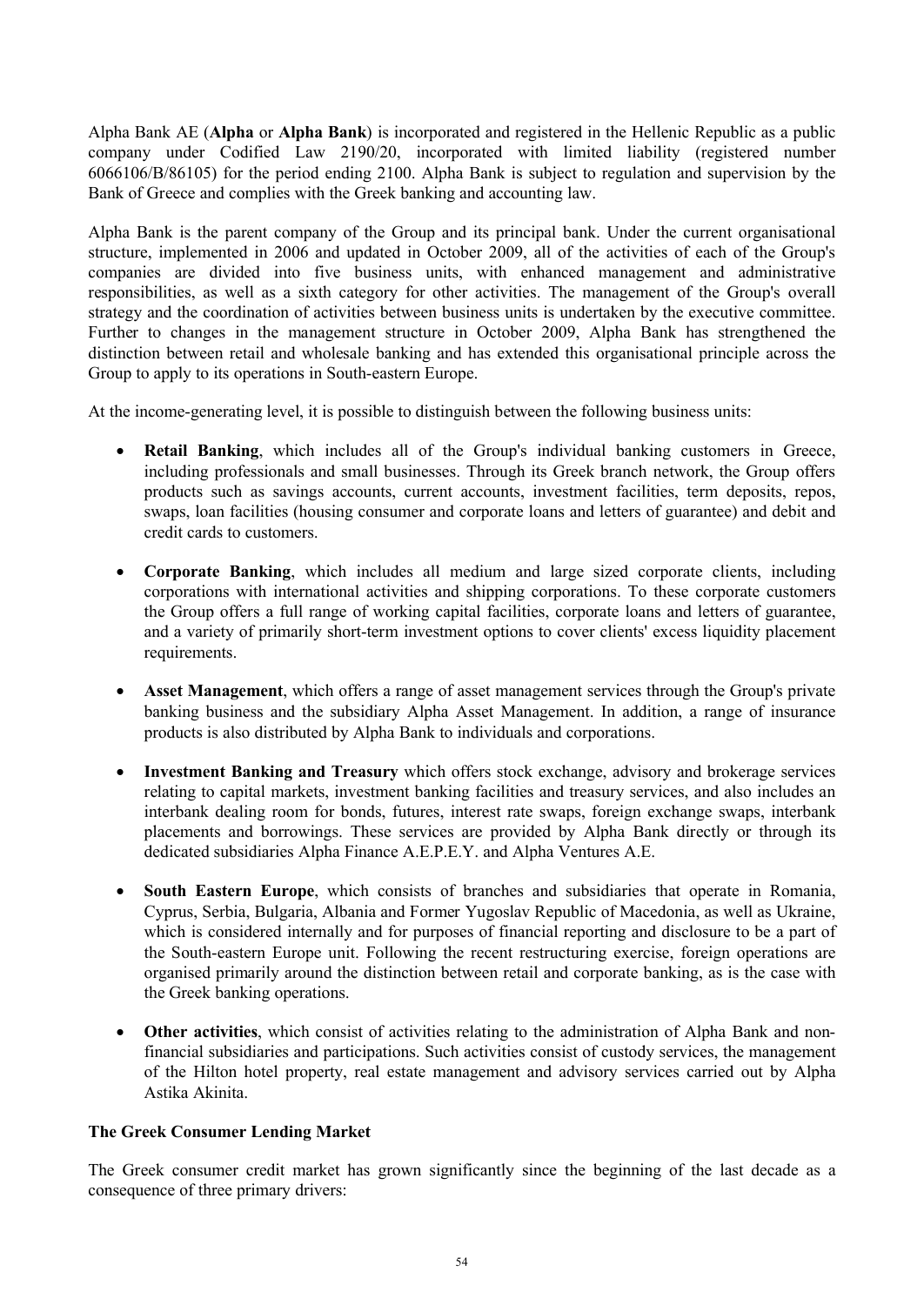Alpha Bank AE (**Alpha** or **Alpha Bank**) is incorporated and registered in the Hellenic Republic as a public company under Codified Law 2190/20, incorporated with limited liability (registered number 6066106/B/86105) for the period ending 2100. Alpha Bank is subject to regulation and supervision by the Bank of Greece and complies with the Greek banking and accounting law.

Alpha Bank is the parent company of the Group and its principal bank. Under the current organisational structure, implemented in 2006 and updated in October 2009, all of the activities of each of the Group's companies are divided into five business units, with enhanced management and administrative responsibilities, as well as a sixth category for other activities. The management of the Group's overall strategy and the coordination of activities between business units is undertaken by the executive committee. Further to changes in the management structure in October 2009, Alpha Bank has strengthened the distinction between retail and wholesale banking and has extended this organisational principle across the Group to apply to its operations in South-eastern Europe.

At the income-generating level, it is possible to distinguish between the following business units:

- **Retail Banking**, which includes all of the Group's individual banking customers in Greece, including professionals and small businesses. Through its Greek branch network, the Group offers products such as savings accounts, current accounts, investment facilities, term deposits, repos, swaps, loan facilities (housing consumer and corporate loans and letters of guarantee) and debit and credit cards to customers.
- **Corporate Banking**, which includes all medium and large sized corporate clients, including corporations with international activities and shipping corporations. To these corporate customers the Group offers a full range of working capital facilities, corporate loans and letters of guarantee, and a variety of primarily short-term investment options to cover clients' excess liquidity placement requirements.
- **Asset Management**, which offers a range of asset management services through the Group's private banking business and the subsidiary Alpha Asset Management. In addition, a range of insurance products is also distributed by Alpha Bank to individuals and corporations.
- **Investment Banking and Treasury** which offers stock exchange, advisory and brokerage services relating to capital markets, investment banking facilities and treasury services, and also includes an interbank dealing room for bonds, futures, interest rate swaps, foreign exchange swaps, interbank placements and borrowings. These services are provided by Alpha Bank directly or through its dedicated subsidiaries Alpha Finance A.E.P.E.Y. and Alpha Ventures A.E.
- **South Eastern Europe**, which consists of branches and subsidiaries that operate in Romania, Cyprus, Serbia, Bulgaria, Albania and Former Yugoslav Republic of Macedonia, as well as Ukraine, which is considered internally and for purposes of financial reporting and disclosure to be a part of the South-eastern Europe unit. Following the recent restructuring exercise, foreign operations are organised primarily around the distinction between retail and corporate banking, as is the case with the Greek banking operations.
- **Other activities**, which consist of activities relating to the administration of Alpha Bank and non-financial subsidiaries and participations. Such activities consist of custody services, the management of the Hilton hotel property, real estate management and advisory services carried out by Alpha Astika Akinita.

**The Greek Consumer Lending Market**

The Greek consumer credit market has grown significantly since the beginning of the last decade as a consequence of three primary drivers: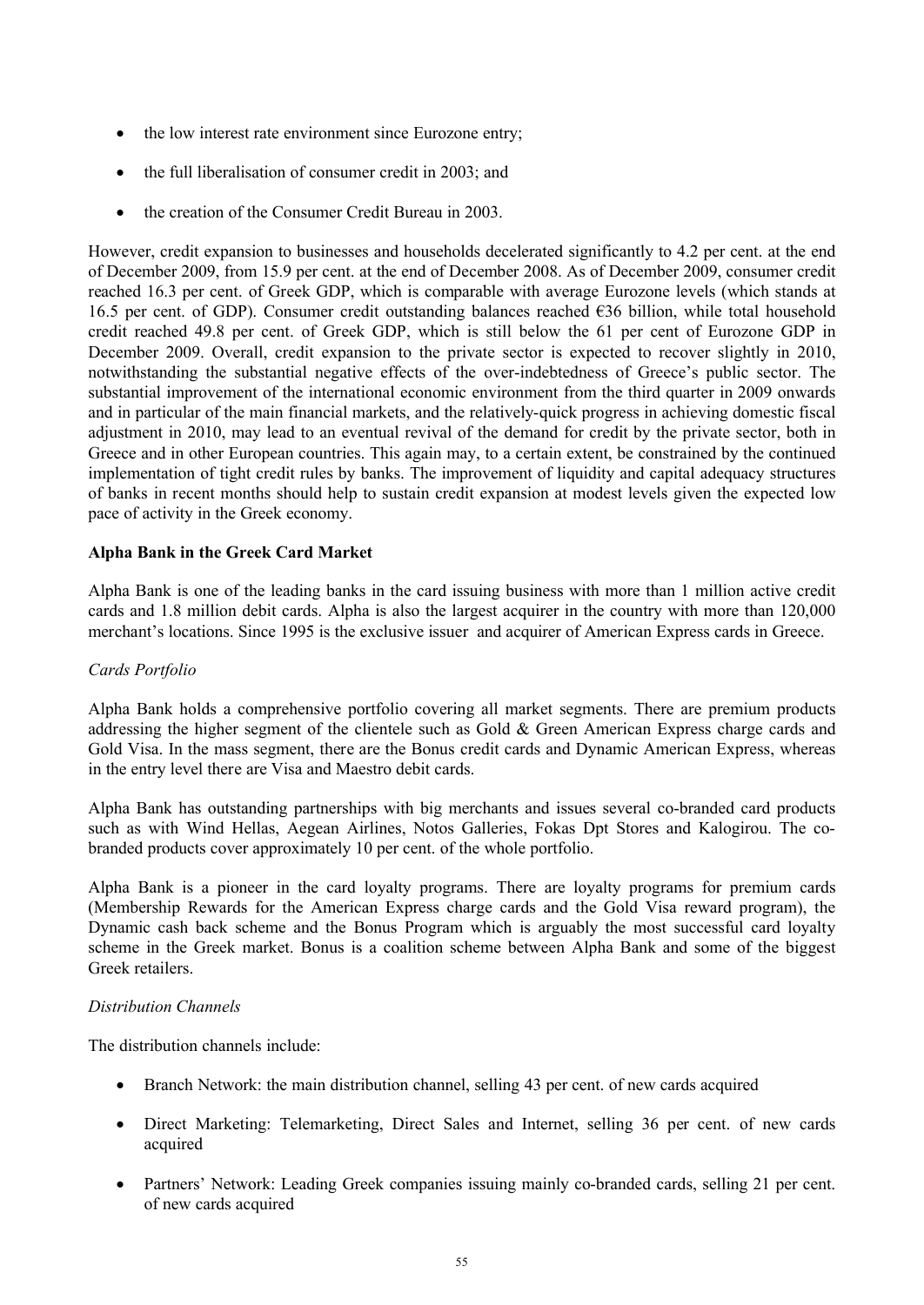- the low interest rate environment since Eurozone entry;
- the full liberalisation of consumer credit in 2003; and
- the creation of the Consumer Credit Bureau in 2003.

However, credit expansion to businesses and households decelerated significantly to 4.2 per cent. at the end of December 2009, from 15.9 per cent. at the end of December 2008. As of December 2009, consumer credit reached 16.3 per cent. of Greek GDP, which is comparable with average Eurozone levels (which stands at 16.5 per cent. of GDP). Consumer credit outstanding balances reached €36 billion, while total household credit reached 49.8 per cent. of Greek GDP, which is still below the 61 per cent of Eurozone GDP in December 2009. Overall, credit expansion to the private sector is expected to recover slightly in 2010, notwithstanding the substantial negative effects of the over-indebtedness of Greece's public sector. The substantial improvement of the international economic environment from the third quarter in 2009 onwards and in particular of the main financial markets, and the relatively-quick progress in achieving domestic fiscal adjustment in 2010, may lead to an eventual revival of the demand for credit by the private sector, both in Greece and in other European countries. This again may, to a certain extent, be constrained by the continued implementation of tight credit rules by banks. The improvement of liquidity and capital adequacy structures of banks in recent months should help to sustain credit expansion at modest levels given the expected low pace of activity in the Greek economy.

**Alpha Bank in the Greek Card Market**

Alpha Bank is one of the leading banks in the card issuing business with more than 1 million active credit cards and 1.8 million debit cards. Alpha is also the largest acquirer in the country with more than 120,000 merchant's locations. Since 1995 is the exclusive issuer and acquirer of American Express cards in Greece.

*Cards Portfolio*

Alpha Bank holds a comprehensive portfolio covering all market segments. There are premium products addressing the higher segment of the clientele such as Gold & Green American Express charge cards and Gold Visa. In the mass segment, there are the Bonus credit cards and Dynamic American Express, whereas in the entry level there are Visa and Maestro debit cards.

Alpha Bank has outstanding partnerships with big merchants and issues several co-branded card products such as with Wind Hellas, Aegean Airlines, Notos Galleries, Fokas Dpt Stores and Kalogirou. The co-branded products cover approximately 10 per cent. of the whole portfolio.

Alpha Bank is a pioneer in the card loyalty programs. There are loyalty programs for premium cards (Membership Rewards for the American Express charge cards and the Gold Visa reward program), the Dynamic cash back scheme and the Bonus Program which is arguably the most successful card loyalty scheme in the Greek market. Bonus is a coalition scheme between Alpha Bank and some of the biggest Greek retailers.

*Distribution Channels*

The distribution channels include:

- Branch Network: the main distribution channel, selling 43 per cent. of new cards acquired
- Direct Marketing: Telemarketing, Direct Sales and Internet, selling 36 per cent. of new cards acquired
- Partners' Network: Leading Greek companies issuing mainly co-branded cards, selling 21 per cent. of new cards acquired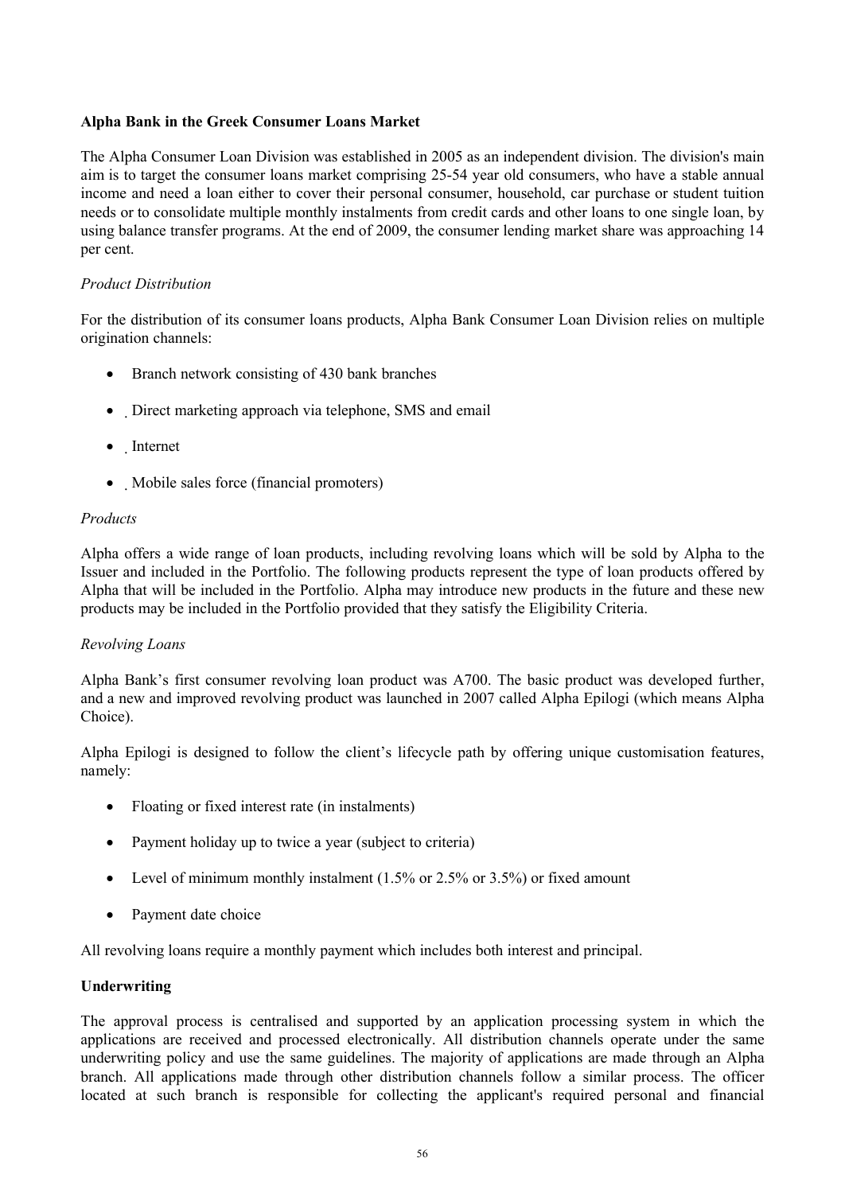**Alpha Bank in the Greek Consumer Loans Market**

The Alpha Consumer Loan Division was established in 2005 as an independent division. The division's main aim is to target the consumer loans market comprising 25-54 year old consumers, who have a stable annual income and need a loan either to cover their personal consumer, household, car purchase or student tuition needs or to consolidate multiple monthly instalments from credit cards and other loans to one single loan, by using balance transfer programs. At the end of 2009, the consumer lending market share was approaching 14 per cent.

*Product Distribution*

For the distribution of its consumer loans products, Alpha Bank Consumer Loan Division relies on multiple origination channels:

- Branch network consisting of 430 bank branches
- Direct marketing approach via telephone, SMS and email
- Internet
- Mobile sales force (financial promoters)

*Products*

Alpha offers a wide range of loan products, including revolving loans which will be sold by Alpha to the Issuer and included in the Portfolio. The following products represent the type of loan products offered by Alpha that will be included in the Portfolio. Alpha may introduce new products in the future and these new products may be included in the Portfolio provided that they satisfy the Eligibility Criteria.

*Revolving Loans*

Alpha Bank's first consumer revolving loan product was A700. The basic product was developed further, and a new and improved revolving product was launched in 2007 called Alpha Epilogi (which means Alpha Choice).

Alpha Epilogi is designed to follow the client's lifecycle path by offering unique customisation features, namely:

- Floating or fixed interest rate (in instalments)
- Payment holiday up to twice a year (subject to criteria)
- Level of minimum monthly instalment (1.5% or 2.5% or 3.5%) or fixed amount
- Payment date choice

All revolving loans require a monthly payment which includes both interest and principal.

**Underwriting**

The approval process is centralised and supported by an application processing system in which the applications are received and processed electronically. All distribution channels operate under the same underwriting policy and use the same guidelines. The majority of applications are made through an Alpha branch. All applications made through other distribution channels follow a similar process. The officer located at such branch is responsible for collecting the applicant's required personal and financial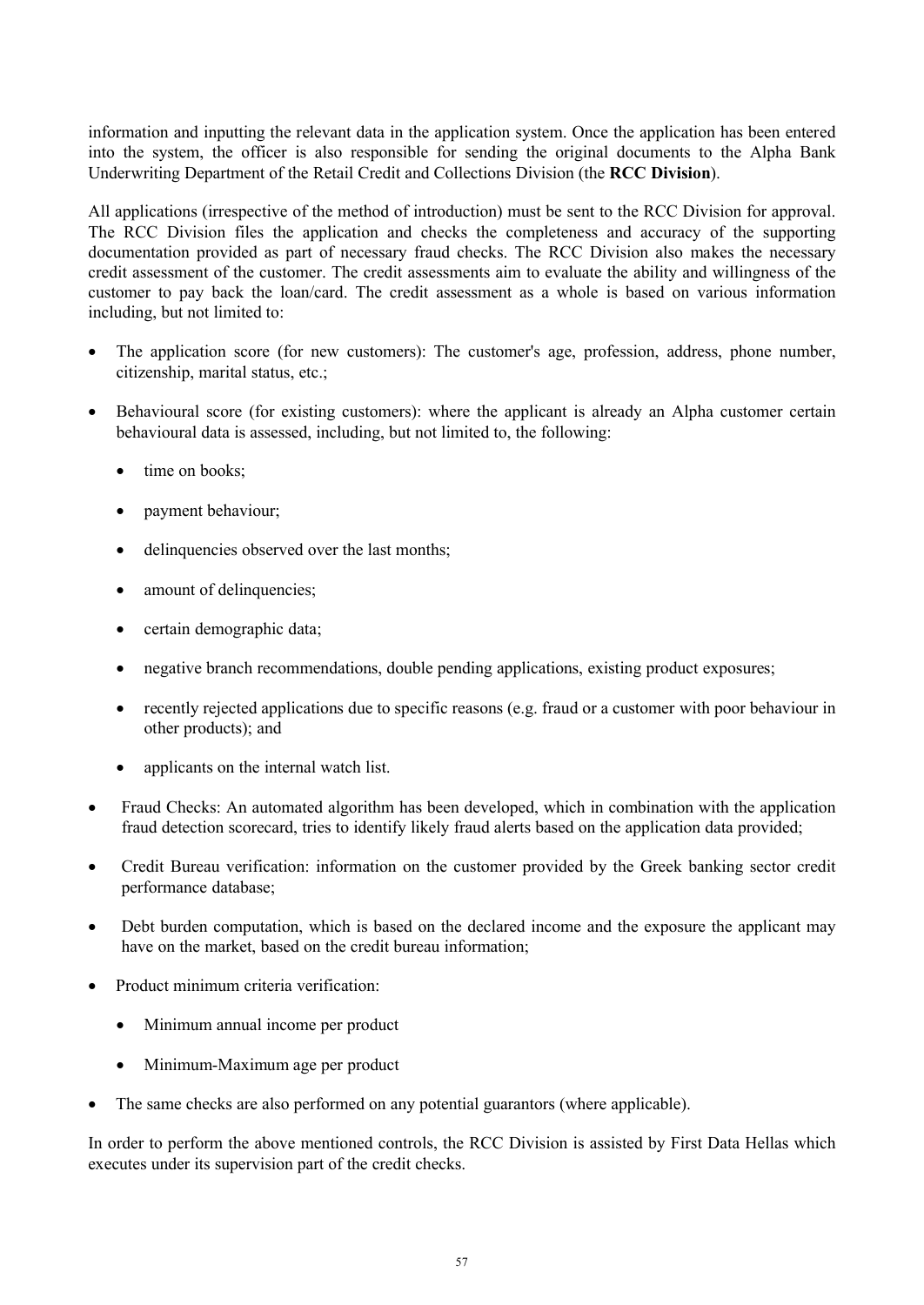information and inputting the relevant data in the application system. Once the application has been entered into the system, the officer is also responsible for sending the original documents to the Alpha Bank Underwriting Department of the Retail Credit and Collections Division (the **RCC Division**).

All applications (irrespective of the method of introduction) must be sent to the RCC Division for approval. The RCC Division files the application and checks the completeness and accuracy of the supporting documentation provided as part of necessary fraud checks. The RCC Division also makes the necessary credit assessment of the customer. The credit assessments aim to evaluate the ability and willingness of the customer to pay back the loan/card. The credit assessment as a whole is based on various information including, but not limited to:

- The application score (for new customers): The customer's age, profession, address, phone number, citizenship, marital status, etc.;
- Behavioural score (for existing customers): where the applicant is already an Alpha customer certain behavioural data is assessed, including, but not limited to, the following:
  - time on books;
  - payment behaviour;
  - delinquencies observed over the last months;
  - amount of delinquencies;
  - certain demographic data;
  - negative branch recommendations, double pending applications, existing product exposures;
  - recently rejected applications due to specific reasons (e.g. fraud or a customer with poor behaviour in other products); and
  - applicants on the internal watch list.
- Fraud Checks: An automated algorithm has been developed, which in combination with the application fraud detection scorecard, tries to identify likely fraud alerts based on the application data provided;
- Credit Bureau verification: information on the customer provided by the Greek banking sector credit performance database;
- Debt burden computation, which is based on the declared income and the exposure the applicant may have on the market, based on the credit bureau information;
- Product minimum criteria verification:
  - Minimum annual income per product
  - Minimum-Maximum age per product
- The same checks are also performed on any potential guarantors (where applicable).

In order to perform the above mentioned controls, the RCC Division is assisted by First Data Hellas which executes under its supervision part of the credit checks.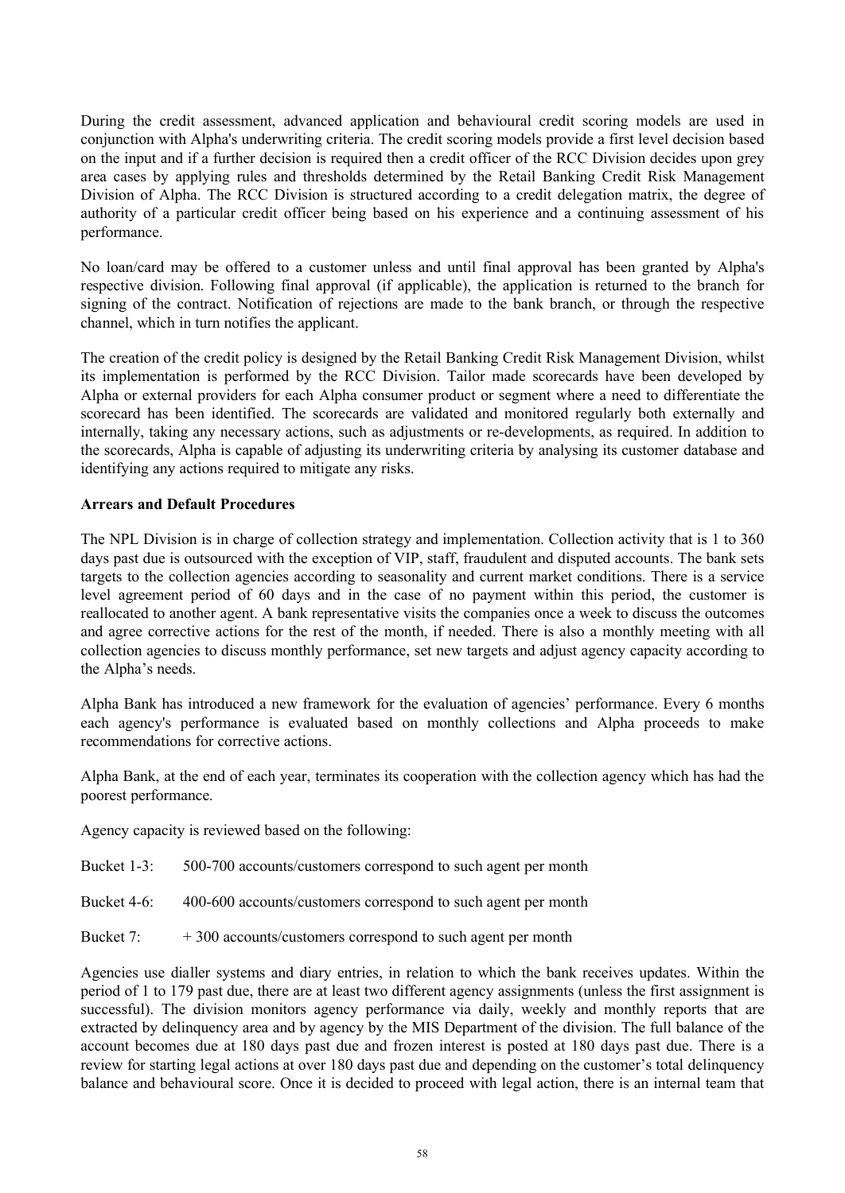During the credit assessment, advanced application and behavioural credit scoring models are used in conjunction with Alpha's underwriting criteria. The credit scoring models provide a first level decision based on the input and if a further decision is required then a credit officer of the RCC Division decides upon grey area cases by applying rules and thresholds determined by the Retail Banking Credit Risk Management Division of Alpha. The RCC Division is structured according to a credit delegation matrix, the degree of authority of a particular credit officer being based on his experience and a continuing assessment of his performance.

No loan/card may be offered to a customer unless and until final approval has been granted by Alpha's respective division. Following final approval (if applicable), the application is returned to the branch for signing of the contract. Notification of rejections are made to the bank branch, or through the respective channel, which in turn notifies the applicant.

The creation of the credit policy is designed by the Retail Banking Credit Risk Management Division, whilst its implementation is performed by the RCC Division. Tailor made scorecards have been developed by Alpha or external providers for each Alpha consumer product or segment where a need to differentiate the scorecard has been identified. The scorecards are validated and monitored regularly both externally and internally, taking any necessary actions, such as adjustments or re-developments, as required. In addition to the scorecards, Alpha is capable of adjusting its underwriting criteria by analysing its customer database and identifying any actions required to mitigate any risks.

**Arrears and Default Procedures**

The NPL Division is in charge of collection strategy and implementation. Collection activity that is 1 to 360 days past due is outsourced with the exception of VIP, staff, fraudulent and disputed accounts. The bank sets targets to the collection agencies according to seasonality and current market conditions. There is a service level agreement period of 60 days and in the case of no payment within this period, the customer is reallocated to another agent. A bank representative visits the companies once a week to discuss the outcomes and agree corrective actions for the rest of the month, if needed. There is also a monthly meeting with all collection agencies to discuss monthly performance, set new targets and adjust agency capacity according to the Alpha's needs.

Alpha Bank has introduced a new framework for the evaluation of agencies' performance. Every 6 months each agency's performance is evaluated based on monthly collections and Alpha proceeds to make recommendations for corrective actions.

Alpha Bank, at the end of each year, terminates its cooperation with the collection agency which has had the poorest performance.

Agency capacity is reviewed based on the following:

Bucket 1-3: 500-700 accounts/customers correspond to such agent per month

Bucket 4-6: 400-600 accounts/customers correspond to such agent per month

Bucket 7: + 300 accounts/customers correspond to such agent per month

Agencies use dialler systems and diary entries, in relation to which the bank receives updates. Within the period of 1 to 179 past due, there are at least two different agency assignments (unless the first assignment is successful). The division monitors agency performance via daily, weekly and monthly reports that are extracted by delinquency area and by agency by the MIS Department of the division. The full balance of the account becomes due at 180 days past due and frozen interest is posted at 180 days past due. There is a review for starting legal actions at over 180 days past due and depending on the customer's total delinquency balance and behavioural score. Once it is decided to proceed with legal action, there is an internal team that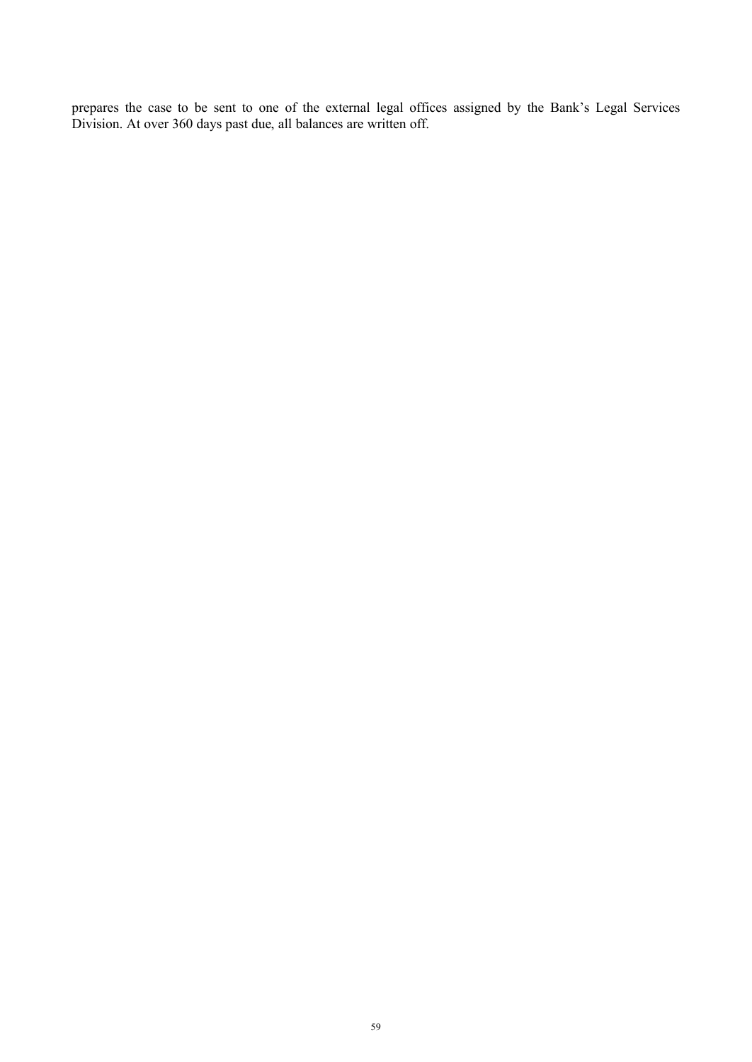prepares the case to be sent to one of the external legal offices assigned by the Bank's Legal Services Division. At over 360 days past due, all balances are written off.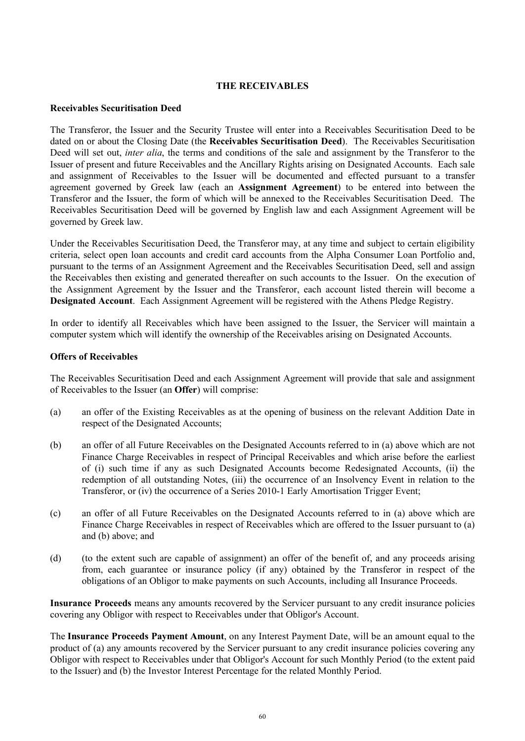## THE RECEIVABLES

### Receivables Securitisation Deed

The Transferor, the Issuer and the Security Trustee will enter into a Receivables Securitisation Deed to be dated on or about the Closing Date (the **Receivables Securitisation Deed**). The Receivables Securitisation Deed will set out, *inter alia*, the terms and conditions of the sale and assignment by the Transferor to the Issuer of present and future Receivables and the Ancillary Rights arising on Designated Accounts. Each sale and assignment of Receivables to the Issuer will be documented and effected pursuant to a transfer agreement governed by Greek law (each an **Assignment Agreement**) to be entered into between the Transferor and the Issuer, the form of which will be annexed to the Receivables Securitisation Deed. The Receivables Securitisation Deed will be governed by English law and each Assignment Agreement will be governed by Greek law.

Under the Receivables Securitisation Deed, the Transferor may, at any time and subject to certain eligibility criteria, select open loan accounts and credit card accounts from the Alpha Consumer Loan Portfolio and, pursuant to the terms of an Assignment Agreement and the Receivables Securitisation Deed, sell and assign the Receivables then existing and generated thereafter on such accounts to the Issuer. On the execution of the Assignment Agreement by the Issuer and the Transferor, each account listed therein will become a **Designated Account**. Each Assignment Agreement will be registered with the Athens Pledge Registry.

In order to identify all Receivables which have been assigned to the Issuer, the Servicer will maintain a computer system which will identify the ownership of the Receivables arising on Designated Accounts.

### Offers of Receivables

The Receivables Securitisation Deed and each Assignment Agreement will provide that sale and assignment of Receivables to the Issuer (an **Offer**) will comprise:

(a) an offer of the Existing Receivables as at the opening of business on the relevant Addition Date in respect of the Designated Accounts;

(b) an offer of all Future Receivables on the Designated Accounts referred to in (a) above which are not Finance Charge Receivables in respect of Principal Receivables and which arise before the earliest of (i) such time if any as such Designated Accounts become Redesignated Accounts, (ii) the redemption of all outstanding Notes, (iii) the occurrence of an Insolvency Event in relation to the Transferor, or (iv) the occurrence of a Series 2010-1 Early Amortisation Trigger Event;

(c) an offer of all Future Receivables on the Designated Accounts referred to in (a) above which are Finance Charge Receivables in respect of Receivables which are offered to the Issuer pursuant to (a) and (b) above; and

(d) (to the extent such are capable of assignment) an offer of the benefit of, and any proceeds arising from, each guarantee or insurance policy (if any) obtained by the Transferor in respect of the obligations of an Obligor to make payments on such Accounts, including all Insurance Proceeds.

**Insurance Proceeds** means any amounts recovered by the Servicer pursuant to any credit insurance policies covering any Obligor with respect to Receivables under that Obligor's Account.

The **Insurance Proceeds Payment Amount**, on any Interest Payment Date, will be an amount equal to the product of (a) any amounts recovered by the Servicer pursuant to any credit insurance policies covering any Obligor with respect to Receivables under that Obligor's Account for such Monthly Period (to the extent paid to the Issuer) and (b) the Investor Interest Percentage for the related Monthly Period.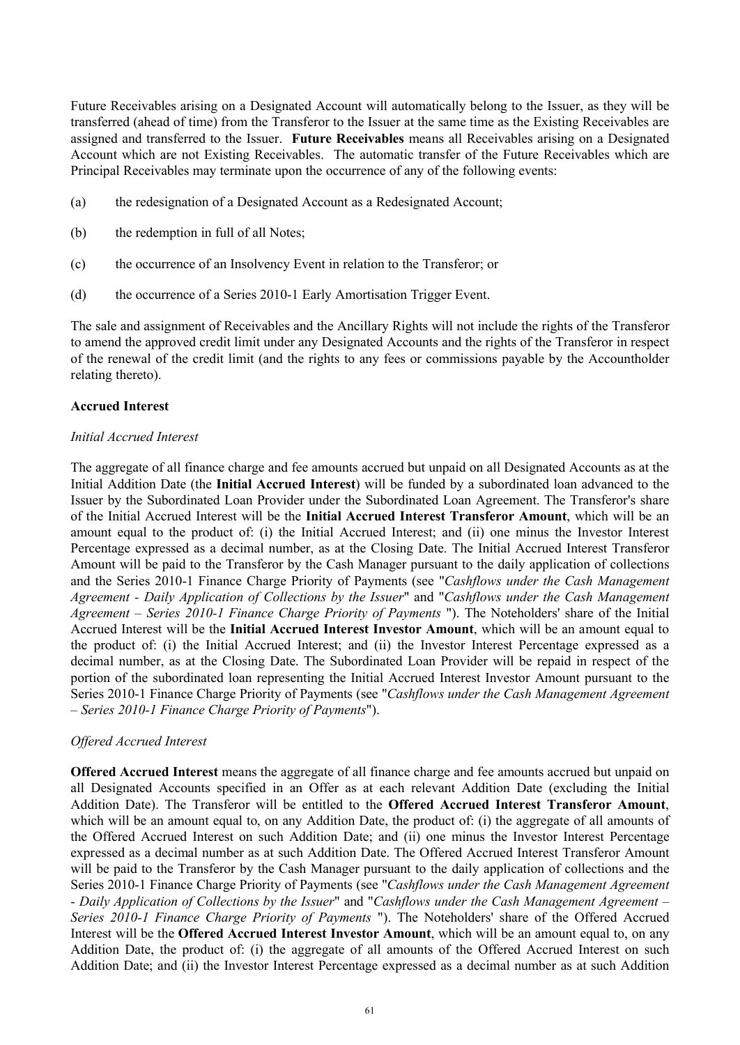Future Receivables arising on a Designated Account will automatically belong to the Issuer, as they will be transferred (ahead of time) from the Transferor to the Issuer at the same time as the Existing Receivables are assigned and transferred to the Issuer. **Future Receivables** means all Receivables arising on a Designated Account which are not Existing Receivables. The automatic transfer of the Future Receivables which are Principal Receivables may terminate upon the occurrence of any of the following events:

(a) the redesignation of a Designated Account as a Redesignated Account;

(b) the redemption in full of all Notes;

(c) the occurrence of an Insolvency Event in relation to the Transferor; or

(d) the occurrence of a Series 2010-1 Early Amortisation Trigger Event.

The sale and assignment of Receivables and the Ancillary Rights will not include the rights of the Transferor to amend the approved credit limit under any Designated Accounts and the rights of the Transferor in respect of the renewal of the credit limit (and the rights to any fees or commissions payable by the Accountholder relating thereto).

**Accrued Interest**

*Initial Accrued Interest*

The aggregate of all finance charge and fee amounts accrued but unpaid on all Designated Accounts as at the Initial Addition Date (the **Initial Accrued Interest**) will be funded by a subordinated loan advanced to the Issuer by the Subordinated Loan Provider under the Subordinated Loan Agreement. The Transferor's share of the Initial Accrued Interest will be the **Initial Accrued Interest Transferor Amount**, which will be an amount equal to the product of: (i) the Initial Accrued Interest; and (ii) one minus the Investor Interest Percentage expressed as a decimal number, as at the Closing Date. The Initial Accrued Interest Transferor Amount will be paid to the Transferor by the Cash Manager pursuant to the daily application of collections and the Series 2010-1 Finance Charge Priority of Payments (see "*Cashflows under the Cash Management Agreement - Daily Application of Collections by the Issuer*" and "*Cashflows under the Cash Management Agreement – Series 2010-1 Finance Charge Priority of Payments* "). The Noteholders' share of the Initial Accrued Interest will be the **Initial Accrued Interest Investor Amount**, which will be an amount equal to the product of: (i) the Initial Accrued Interest; and (ii) the Investor Interest Percentage expressed as a decimal number, as at the Closing Date. The Subordinated Loan Provider will be repaid in respect of the portion of the subordinated loan representing the Initial Accrued Interest Investor Amount pursuant to the Series 2010-1 Finance Charge Priority of Payments (see "*Cashflows under the Cash Management Agreement – Series 2010-1 Finance Charge Priority of Payments*").

*Offered Accrued Interest*

**Offered Accrued Interest** means the aggregate of all finance charge and fee amounts accrued but unpaid on all Designated Accounts specified in an Offer as at each relevant Addition Date (excluding the Initial Addition Date). The Transferor will be entitled to the **Offered Accrued Interest Transferor Amount**, which will be an amount equal to, on any Addition Date, the product of: (i) the aggregate of all amounts of the Offered Accrued Interest on such Addition Date; and (ii) one minus the Investor Interest Percentage expressed as a decimal number as at such Addition Date. The Offered Accrued Interest Transferor Amount will be paid to the Transferor by the Cash Manager pursuant to the daily application of collections and the Series 2010-1 Finance Charge Priority of Payments (see "*Cashflows under the Cash Management Agreement - Daily Application of Collections by the Issuer*" and "*Cashflows under the Cash Management Agreement – Series 2010-1 Finance Charge Priority of Payments* "). The Noteholders' share of the Offered Accrued Interest will be the **Offered Accrued Interest Investor Amount**, which will be an amount equal to, on any Addition Date, the product of: (i) the aggregate of all amounts of the Offered Accrued Interest on such Addition Date; and (ii) the Investor Interest Percentage expressed as a decimal number as at such Addition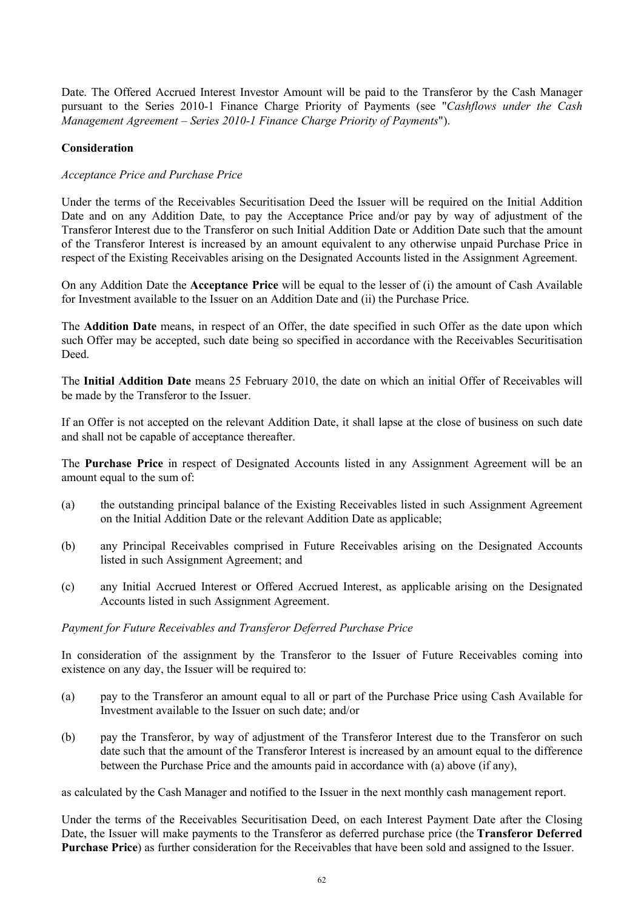Date. The Offered Accrued Interest Investor Amount will be paid to the Transferor by the Cash Manager pursuant to the Series 2010-1 Finance Charge Priority of Payments (see "*Cashflows under the Cash Management Agreement – Series 2010-1 Finance Charge Priority of Payments*").

**Consideration**

*Acceptance Price and Purchase Price*

Under the terms of the Receivables Securitisation Deed the Issuer will be required on the Initial Addition Date and on any Addition Date, to pay the Acceptance Price and/or pay by way of adjustment of the Transferor Interest due to the Transferor on such Initial Addition Date or Addition Date such that the amount of the Transferor Interest is increased by an amount equivalent to any otherwise unpaid Purchase Price in respect of the Existing Receivables arising on the Designated Accounts listed in the Assignment Agreement.

On any Addition Date the **Acceptance Price** will be equal to the lesser of (i) the amount of Cash Available for Investment available to the Issuer on an Addition Date and (ii) the Purchase Price.

The **Addition Date** means, in respect of an Offer, the date specified in such Offer as the date upon which such Offer may be accepted, such date being so specified in accordance with the Receivables Securitisation Deed.

The **Initial Addition Date** means 25 February 2010, the date on which an initial Offer of Receivables will be made by the Transferor to the Issuer.

If an Offer is not accepted on the relevant Addition Date, it shall lapse at the close of business on such date and shall not be capable of acceptance thereafter.

The **Purchase Price** in respect of Designated Accounts listed in any Assignment Agreement will be an amount equal to the sum of:

(a) the outstanding principal balance of the Existing Receivables listed in such Assignment Agreement on the Initial Addition Date or the relevant Addition Date as applicable;

(b) any Principal Receivables comprised in Future Receivables arising on the Designated Accounts listed in such Assignment Agreement; and

(c) any Initial Accrued Interest or Offered Accrued Interest, as applicable arising on the Designated Accounts listed in such Assignment Agreement.

*Payment for Future Receivables and Transferor Deferred Purchase Price*

In consideration of the assignment by the Transferor to the Issuer of Future Receivables coming into existence on any day, the Issuer will be required to:

(a) pay to the Transferor an amount equal to all or part of the Purchase Price using Cash Available for Investment available to the Issuer on such date; and/or

(b) pay the Transferor, by way of adjustment of the Transferor Interest due to the Transferor on such date such that the amount of the Transferor Interest is increased by an amount equal to the difference between the Purchase Price and the amounts paid in accordance with (a) above (if any),

as calculated by the Cash Manager and notified to the Issuer in the next monthly cash management report.

Under the terms of the Receivables Securitisation Deed, on each Interest Payment Date after the Closing Date, the Issuer will make payments to the Transferor as deferred purchase price (the **Transferor Deferred Purchase Price**) as further consideration for the Receivables that have been sold and assigned to the Issuer.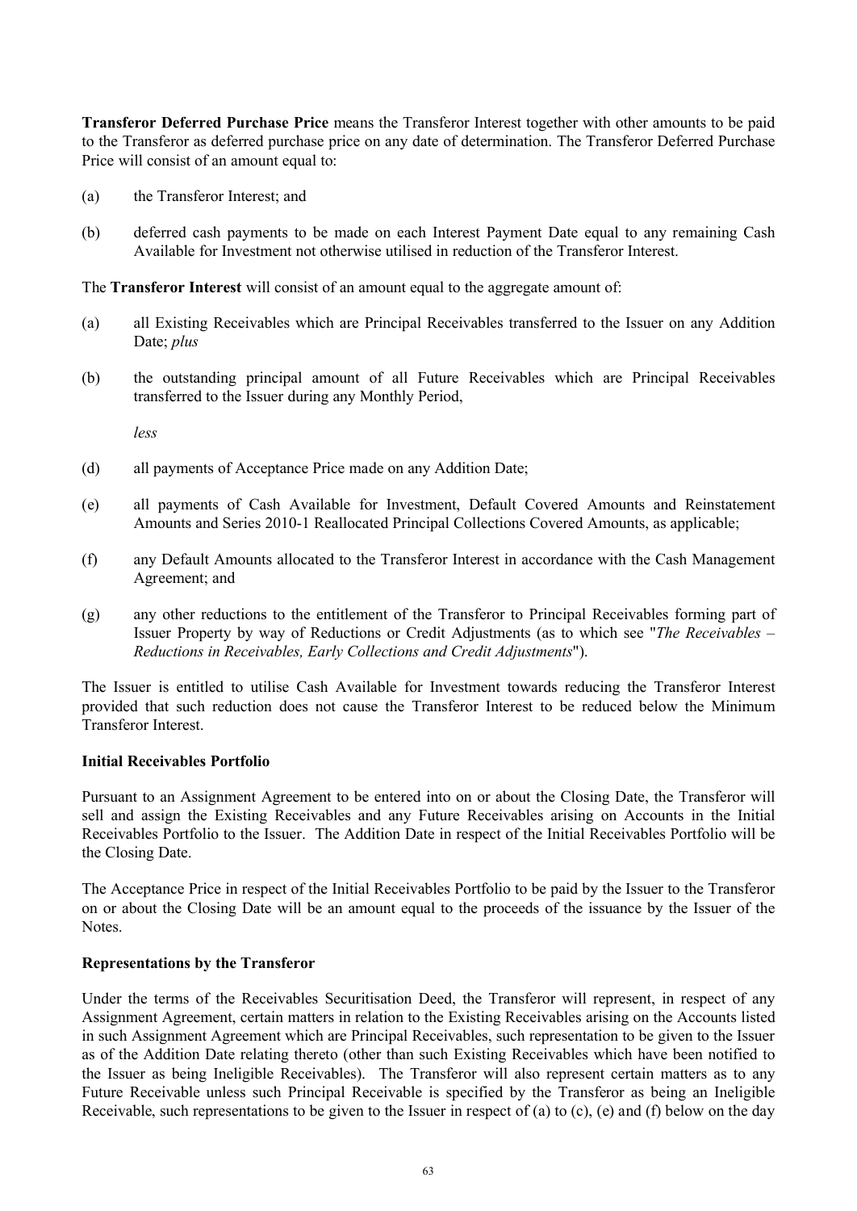**Transferor Deferred Purchase Price** means the Transferor Interest together with other amounts to be paid to the Transferor as deferred purchase price on any date of determination. The Transferor Deferred Purchase Price will consist of an amount equal to:

(a) the Transferor Interest; and

(b) deferred cash payments to be made on each Interest Payment Date equal to any remaining Cash Available for Investment not otherwise utilised in reduction of the Transferor Interest.

The **Transferor Interest** will consist of an amount equal to the aggregate amount of:

(a) all Existing Receivables which are Principal Receivables transferred to the Issuer on any Addition Date; *plus*

(b) the outstanding principal amount of all Future Receivables which are Principal Receivables transferred to the Issuer during any Monthly Period,

*less*

(d) all payments of Acceptance Price made on any Addition Date;

(e) all payments of Cash Available for Investment, Default Covered Amounts and Reinstatement Amounts and Series 2010-1 Reallocated Principal Collections Covered Amounts, as applicable;

(f) any Default Amounts allocated to the Transferor Interest in accordance with the Cash Management Agreement; and

(g) any other reductions to the entitlement of the Transferor to Principal Receivables forming part of Issuer Property by way of Reductions or Credit Adjustments (as to which see "*The Receivables – Reductions in Receivables, Early Collections and Credit Adjustments*").

The Issuer is entitled to utilise Cash Available for Investment towards reducing the Transferor Interest provided that such reduction does not cause the Transferor Interest to be reduced below the Minimum Transferor Interest.

**Initial Receivables Portfolio**

Pursuant to an Assignment Agreement to be entered into on or about the Closing Date, the Transferor will sell and assign the Existing Receivables and any Future Receivables arising on Accounts in the Initial Receivables Portfolio to the Issuer. The Addition Date in respect of the Initial Receivables Portfolio will be the Closing Date.

The Acceptance Price in respect of the Initial Receivables Portfolio to be paid by the Issuer to the Transferor on or about the Closing Date will be an amount equal to the proceeds of the issuance by the Issuer of the Notes.

**Representations by the Transferor**

Under the terms of the Receivables Securitisation Deed, the Transferor will represent, in respect of any Assignment Agreement, certain matters in relation to the Existing Receivables arising on the Accounts listed in such Assignment Agreement which are Principal Receivables, such representation to be given to the Issuer as of the Addition Date relating thereto (other than such Existing Receivables which have been notified to the Issuer as being Ineligible Receivables). The Transferor will also represent certain matters as to any Future Receivable unless such Principal Receivable is specified by the Transferor as being an Ineligible Receivable, such representations to be given to the Issuer in respect of (a) to (c), (e) and (f) below on the day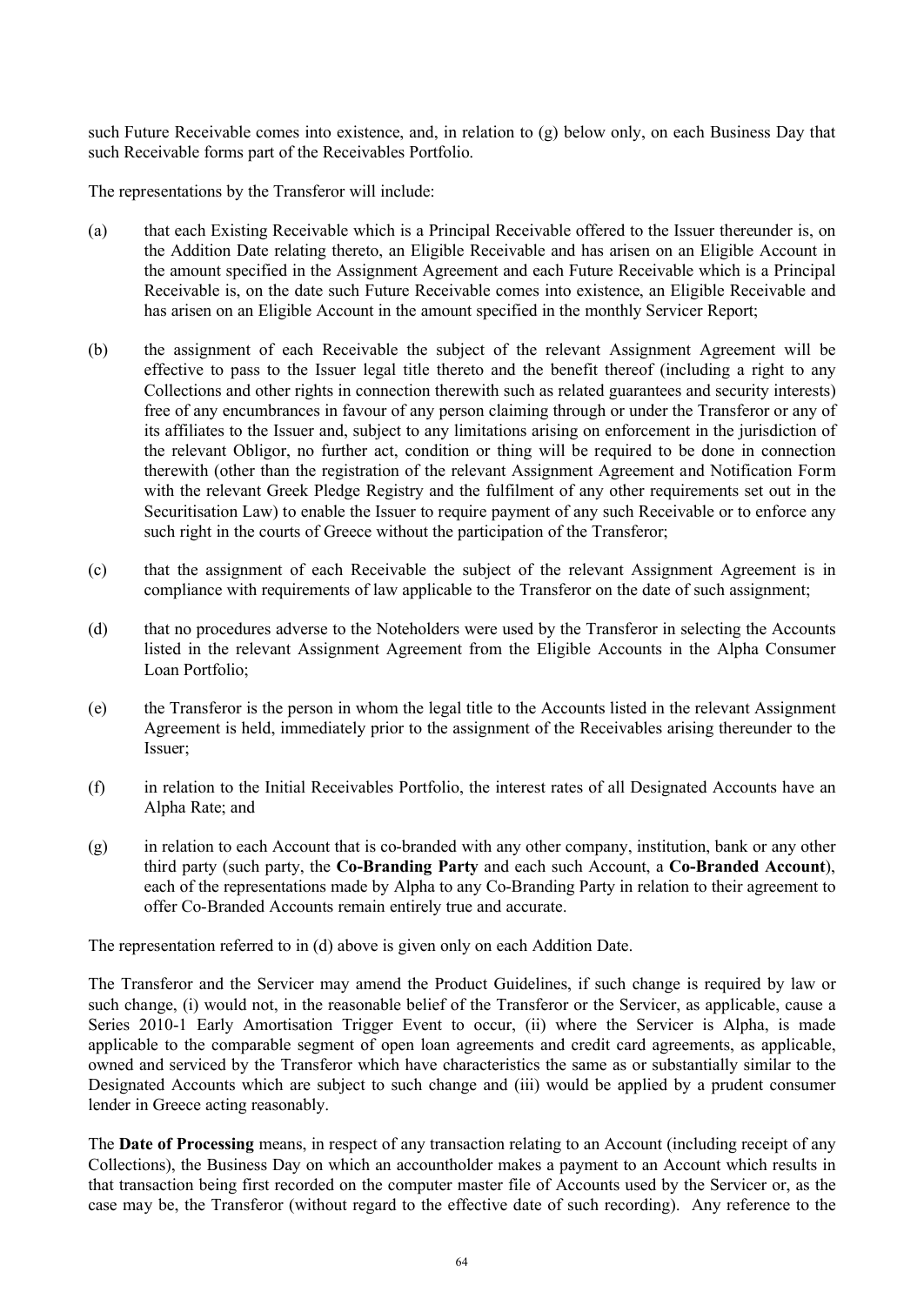such Future Receivable comes into existence, and, in relation to (g) below only, on each Business Day that such Receivable forms part of the Receivables Portfolio.

The representations by the Transferor will include:

(a) that each Existing Receivable which is a Principal Receivable offered to the Issuer thereunder is, on the Addition Date relating thereto, an Eligible Receivable and has arisen on an Eligible Account in the amount specified in the Assignment Agreement and each Future Receivable which is a Principal Receivable is, on the date such Future Receivable comes into existence, an Eligible Receivable and has arisen on an Eligible Account in the amount specified in the monthly Servicer Report;

(b) the assignment of each Receivable the subject of the relevant Assignment Agreement will be effective to pass to the Issuer legal title thereto and the benefit thereof (including a right to any Collections and other rights in connection therewith such as related guarantees and security interests) free of any encumbrances in favour of any person claiming through or under the Transferor or any of its affiliates to the Issuer and, subject to any limitations arising on enforcement in the jurisdiction of the relevant Obligor, no further act, condition or thing will be required to be done in connection therewith (other than the registration of the relevant Assignment Agreement and Notification Form with the relevant Greek Pledge Registry and the fulfilment of any other requirements set out in the Securitisation Law) to enable the Issuer to require payment of any such Receivable or to enforce any such right in the courts of Greece without the participation of the Transferor;

(c) that the assignment of each Receivable the subject of the relevant Assignment Agreement is in compliance with requirements of law applicable to the Transferor on the date of such assignment;

(d) that no procedures adverse to the Noteholders were used by the Transferor in selecting the Accounts listed in the relevant Assignment Agreement from the Eligible Accounts in the Alpha Consumer Loan Portfolio;

(e) the Transferor is the person in whom the legal title to the Accounts listed in the relevant Assignment Agreement is held, immediately prior to the assignment of the Receivables arising thereunder to the Issuer;

(f) in relation to the Initial Receivables Portfolio, the interest rates of all Designated Accounts have an Alpha Rate; and

(g) in relation to each Account that is co-branded with any other company, institution, bank or any other third party (such party, the **Co-Branding Party** and each such Account, a **Co-Branded Account**), each of the representations made by Alpha to any Co-Branding Party in relation to their agreement to offer Co-Branded Accounts remain entirely true and accurate.

The representation referred to in (d) above is given only on each Addition Date.

The Transferor and the Servicer may amend the Product Guidelines, if such change is required by law or such change, (i) would not, in the reasonable belief of the Transferor or the Servicer, as applicable, cause a Series 2010-1 Early Amortisation Trigger Event to occur, (ii) where the Servicer is Alpha, is made applicable to the comparable segment of open loan agreements and credit card agreements, as applicable, owned and serviced by the Transferor which have characteristics the same as or substantially similar to the Designated Accounts which are subject to such change and (iii) would be applied by a prudent consumer lender in Greece acting reasonably.

The **Date of Processing** means, in respect of any transaction relating to an Account (including receipt of any Collections), the Business Day on which an accountholder makes a payment to an Account which results in that transaction being first recorded on the computer master file of Accounts used by the Servicer or, as the case may be, the Transferor (without regard to the effective date of such recording). Any reference to the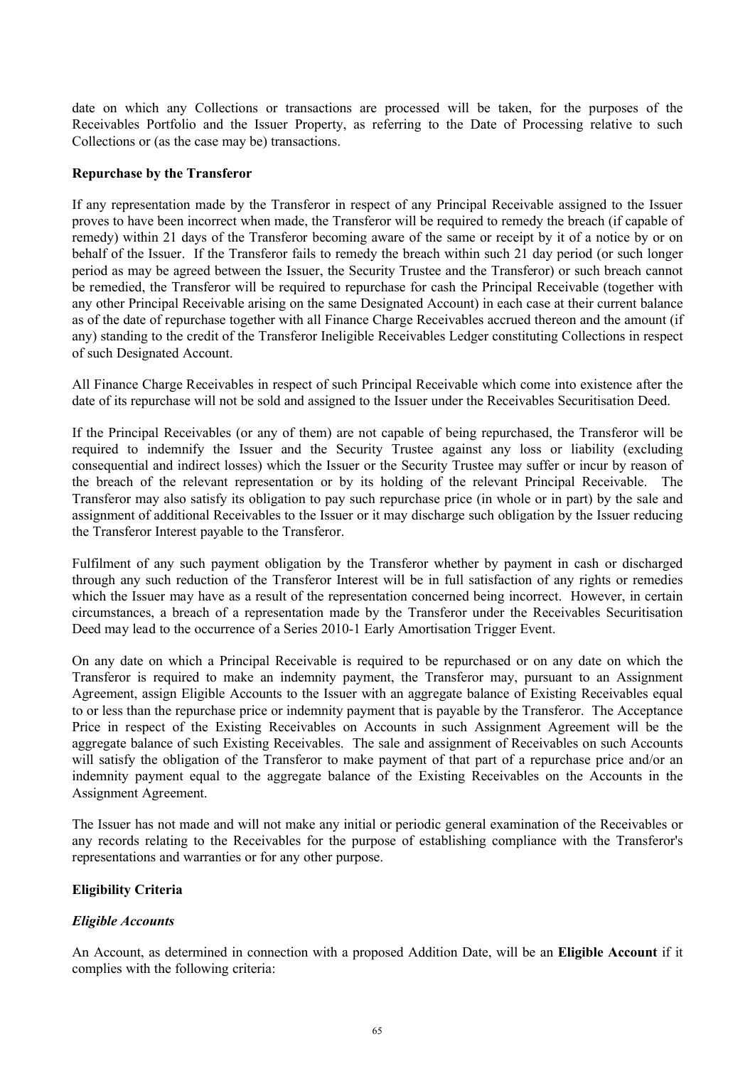date on which any Collections or transactions are processed will be taken, for the purposes of the Receivables Portfolio and the Issuer Property, as referring to the Date of Processing relative to such Collections or (as the case may be) transactions.

**Repurchase by the Transferor**

If any representation made by the Transferor in respect of any Principal Receivable assigned to the Issuer proves to have been incorrect when made, the Transferor will be required to remedy the breach (if capable of remedy) within 21 days of the Transferor becoming aware of the same or receipt by it of a notice by or on behalf of the Issuer. If the Transferor fails to remedy the breach within such 21 day period (or such longer period as may be agreed between the Issuer, the Security Trustee and the Transferor) or such breach cannot be remedied, the Transferor will be required to repurchase for cash the Principal Receivable (together with any other Principal Receivable arising on the same Designated Account) in each case at their current balance as of the date of repurchase together with all Finance Charge Receivables accrued thereon and the amount (if any) standing to the credit of the Transferor Ineligible Receivables Ledger constituting Collections in respect of such Designated Account.

All Finance Charge Receivables in respect of such Principal Receivable which come into existence after the date of its repurchase will not be sold and assigned to the Issuer under the Receivables Securitisation Deed.

If the Principal Receivables (or any of them) are not capable of being repurchased, the Transferor will be required to indemnify the Issuer and the Security Trustee against any loss or liability (excluding consequential and indirect losses) which the Issuer or the Security Trustee may suffer or incur by reason of the breach of the relevant representation or by its holding of the relevant Principal Receivable. The Transferor may also satisfy its obligation to pay such repurchase price (in whole or in part) by the sale and assignment of additional Receivables to the Issuer or it may discharge such obligation by the Issuer reducing the Transferor Interest payable to the Transferor.

Fulfilment of any such payment obligation by the Transferor whether by payment in cash or discharged through any such reduction of the Transferor Interest will be in full satisfaction of any rights or remedies which the Issuer may have as a result of the representation concerned being incorrect. However, in certain circumstances, a breach of a representation made by the Transferor under the Receivables Securitisation Deed may lead to the occurrence of a Series 2010-1 Early Amortisation Trigger Event.

On any date on which a Principal Receivable is required to be repurchased or on any date on which the Transferor is required to make an indemnity payment, the Transferor may, pursuant to an Assignment Agreement, assign Eligible Accounts to the Issuer with an aggregate balance of Existing Receivables equal to or less than the repurchase price or indemnity payment that is payable by the Transferor. The Acceptance Price in respect of the Existing Receivables on Accounts in such Assignment Agreement will be the aggregate balance of such Existing Receivables. The sale and assignment of Receivables on such Accounts will satisfy the obligation of the Transferor to make payment of that part of a repurchase price and/or an indemnity payment equal to the aggregate balance of the Existing Receivables on the Accounts in the Assignment Agreement.

The Issuer has not made and will not make any initial or periodic general examination of the Receivables or any records relating to the Receivables for the purpose of establishing compliance with the Transferor's representations and warranties or for any other purpose.

**Eligibility Criteria**

***Eligible Accounts***

An Account, as determined in connection with a proposed Addition Date, will be an **Eligible Account** if it complies with the following criteria: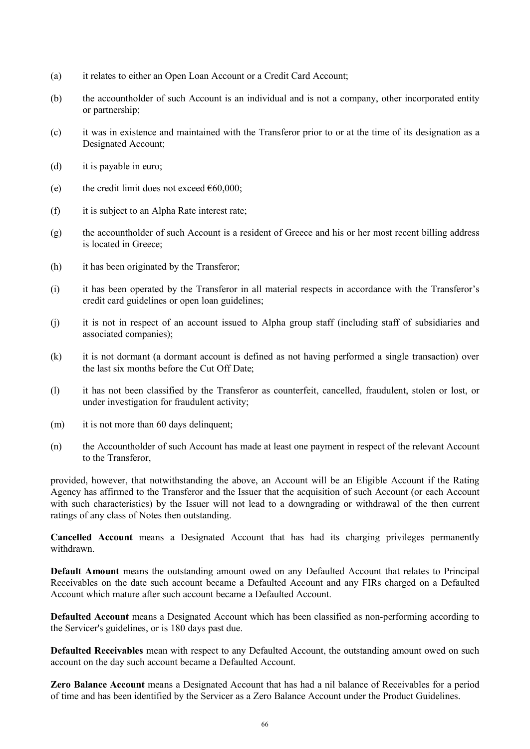(a) it relates to either an Open Loan Account or a Credit Card Account;

(b) the accountholder of such Account is an individual and is not a company, other incorporated entity or partnership;

(c) it was in existence and maintained with the Transferor prior to or at the time of its designation as a Designated Account;

(d) it is payable in euro;

(e) the credit limit does not exceed €60,000;

(f) it is subject to an Alpha Rate interest rate;

(g) the accountholder of such Account is a resident of Greece and his or her most recent billing address is located in Greece;

(h) it has been originated by the Transferor;

(i) it has been operated by the Transferor in all material respects in accordance with the Transferor's credit card guidelines or open loan guidelines;

(j) it is not in respect of an account issued to Alpha group staff (including staff of subsidiaries and associated companies);

(k) it is not dormant (a dormant account is defined as not having performed a single transaction) over the last six months before the Cut Off Date;

(l) it has not been classified by the Transferor as counterfeit, cancelled, fraudulent, stolen or lost, or under investigation for fraudulent activity;

(m) it is not more than 60 days delinquent;

(n) the Accountholder of such Account has made at least one payment in respect of the relevant Account to the Transferor,

provided, however, that notwithstanding the above, an Account will be an Eligible Account if the Rating Agency has affirmed to the Transferor and the Issuer that the acquisition of such Account (or each Account with such characteristics) by the Issuer will not lead to a downgrading or withdrawal of the then current ratings of any class of Notes then outstanding.

**Cancelled Account** means a Designated Account that has had its charging privileges permanently withdrawn.

**Default Amount** means the outstanding amount owed on any Defaulted Account that relates to Principal Receivables on the date such account became a Defaulted Account and any FIRs charged on a Defaulted Account which mature after such account became a Defaulted Account.

**Defaulted Account** means a Designated Account which has been classified as non-performing according to the Servicer's guidelines, or is 180 days past due.

**Defaulted Receivables** mean with respect to any Defaulted Account, the outstanding amount owed on such account on the day such account became a Defaulted Account.

**Zero Balance Account** means a Designated Account that has had a nil balance of Receivables for a period of time and has been identified by the Servicer as a Zero Balance Account under the Product Guidelines.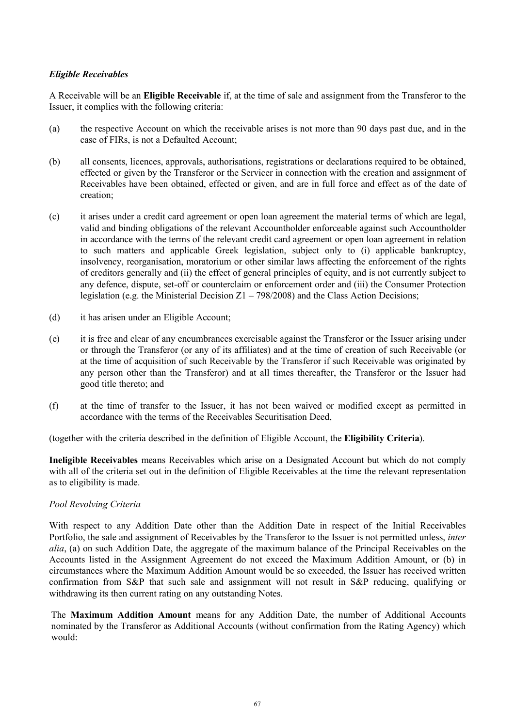***Eligible Receivables***

A Receivable will be an **Eligible Receivable** if, at the time of sale and assignment from the Transferor to the Issuer, it complies with the following criteria:

(a) the respective Account on which the receivable arises is not more than 90 days past due, and in the case of FIRs, is not a Defaulted Account;

(b) all consents, licences, approvals, authorisations, registrations or declarations required to be obtained, effected or given by the Transferor or the Servicer in connection with the creation and assignment of Receivables have been obtained, effected or given, and are in full force and effect as of the date of creation;

(c) it arises under a credit card agreement or open loan agreement the material terms of which are legal, valid and binding obligations of the relevant Accountholder enforceable against such Accountholder in accordance with the terms of the relevant credit card agreement or open loan agreement in relation to such matters and applicable Greek legislation, subject only to (i) applicable bankruptcy, insolvency, reorganisation, moratorium or other similar laws affecting the enforcement of the rights of creditors generally and (ii) the effect of general principles of equity, and is not currently subject to any defence, dispute, set-off or counterclaim or enforcement order and (iii) the Consumer Protection legislation (e.g. the Ministerial Decision Z1 – 798/2008) and the Class Action Decisions;

(d) it has arisen under an Eligible Account;

(e) it is free and clear of any encumbrances exercisable against the Transferor or the Issuer arising under or through the Transferor (or any of its affiliates) and at the time of creation of such Receivable (or at the time of acquisition of such Receivable by the Transferor if such Receivable was originated by any person other than the Transferor) and at all times thereafter, the Transferor or the Issuer had good title thereto; and

(f) at the time of transfer to the Issuer, it has not been waived or modified except as permitted in accordance with the terms of the Receivables Securitisation Deed,

(together with the criteria described in the definition of Eligible Account, the **Eligibility Criteria**).

**Ineligible Receivables** means Receivables which arise on a Designated Account but which do not comply with all of the criteria set out in the definition of Eligible Receivables at the time the relevant representation as to eligibility is made.

*Pool Revolving Criteria*

With respect to any Addition Date other than the Addition Date in respect of the Initial Receivables Portfolio, the sale and assignment of Receivables by the Transferor to the Issuer is not permitted unless, *inter alia*, (a) on such Addition Date, the aggregate of the maximum balance of the Principal Receivables on the Accounts listed in the Assignment Agreement do not exceed the Maximum Addition Amount, or (b) in circumstances where the Maximum Addition Amount would be so exceeded, the Issuer has received written confirmation from S&P that such sale and assignment will not result in S&P reducing, qualifying or withdrawing its then current rating on any outstanding Notes.

The **Maximum Addition Amount** means for any Addition Date, the number of Additional Accounts nominated by the Transferor as Additional Accounts (without confirmation from the Rating Agency) which would: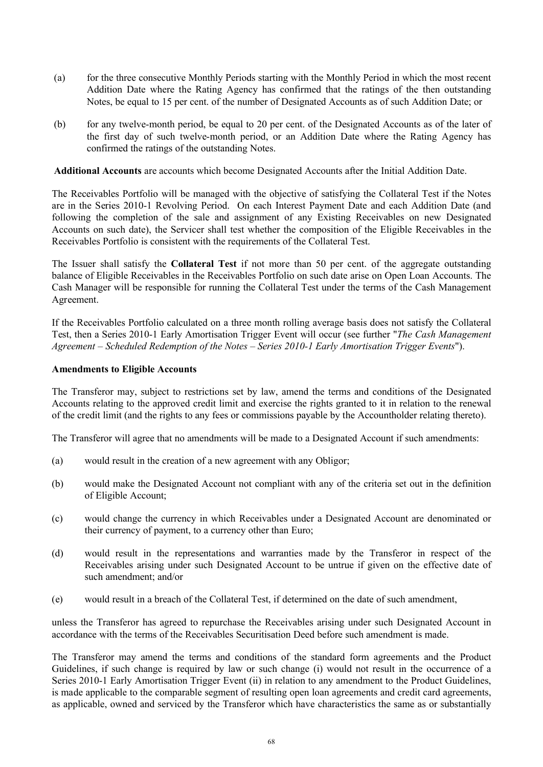(a) for the three consecutive Monthly Periods starting with the Monthly Period in which the most recent Addition Date where the Rating Agency has confirmed that the ratings of the then outstanding Notes, be equal to 15 per cent. of the number of Designated Accounts as of such Addition Date; or

(b) for any twelve-month period, be equal to 20 per cent. of the Designated Accounts as of the later of the first day of such twelve-month period, or an Addition Date where the Rating Agency has confirmed the ratings of the outstanding Notes.

**Additional Accounts** are accounts which become Designated Accounts after the Initial Addition Date.

The Receivables Portfolio will be managed with the objective of satisfying the Collateral Test if the Notes are in the Series 2010-1 Revolving Period. On each Interest Payment Date and each Addition Date (and following the completion of the sale and assignment of any Existing Receivables on new Designated Accounts on such date), the Servicer shall test whether the composition of the Eligible Receivables in the Receivables Portfolio is consistent with the requirements of the Collateral Test.

The Issuer shall satisfy the **Collateral Test** if not more than 50 per cent. of the aggregate outstanding balance of Eligible Receivables in the Receivables Portfolio on such date arise on Open Loan Accounts. The Cash Manager will be responsible for running the Collateral Test under the terms of the Cash Management Agreement.

If the Receivables Portfolio calculated on a three month rolling average basis does not satisfy the Collateral Test, then a Series 2010-1 Early Amortisation Trigger Event will occur (see further "*The Cash Management Agreement – Scheduled Redemption of the Notes – Series 2010-1 Early Amortisation Trigger Events*").

**Amendments to Eligible Accounts**

The Transferor may, subject to restrictions set by law, amend the terms and conditions of the Designated Accounts relating to the approved credit limit and exercise the rights granted to it in relation to the renewal of the credit limit (and the rights to any fees or commissions payable by the Accountholder relating thereto).

The Transferor will agree that no amendments will be made to a Designated Account if such amendments:

(a) would result in the creation of a new agreement with any Obligor;

(b) would make the Designated Account not compliant with any of the criteria set out in the definition of Eligible Account;

(c) would change the currency in which Receivables under a Designated Account are denominated or their currency of payment, to a currency other than Euro;

(d) would result in the representations and warranties made by the Transferor in respect of the Receivables arising under such Designated Account to be untrue if given on the effective date of such amendment; and/or

(e) would result in a breach of the Collateral Test, if determined on the date of such amendment,

unless the Transferor has agreed to repurchase the Receivables arising under such Designated Account in accordance with the terms of the Receivables Securitisation Deed before such amendment is made.

The Transferor may amend the terms and conditions of the standard form agreements and the Product Guidelines, if such change is required by law or such change (i) would not result in the occurrence of a Series 2010-1 Early Amortisation Trigger Event (ii) in relation to any amendment to the Product Guidelines, is made applicable to the comparable segment of resulting open loan agreements and credit card agreements, as applicable, owned and serviced by the Transferor which have characteristics the same as or substantially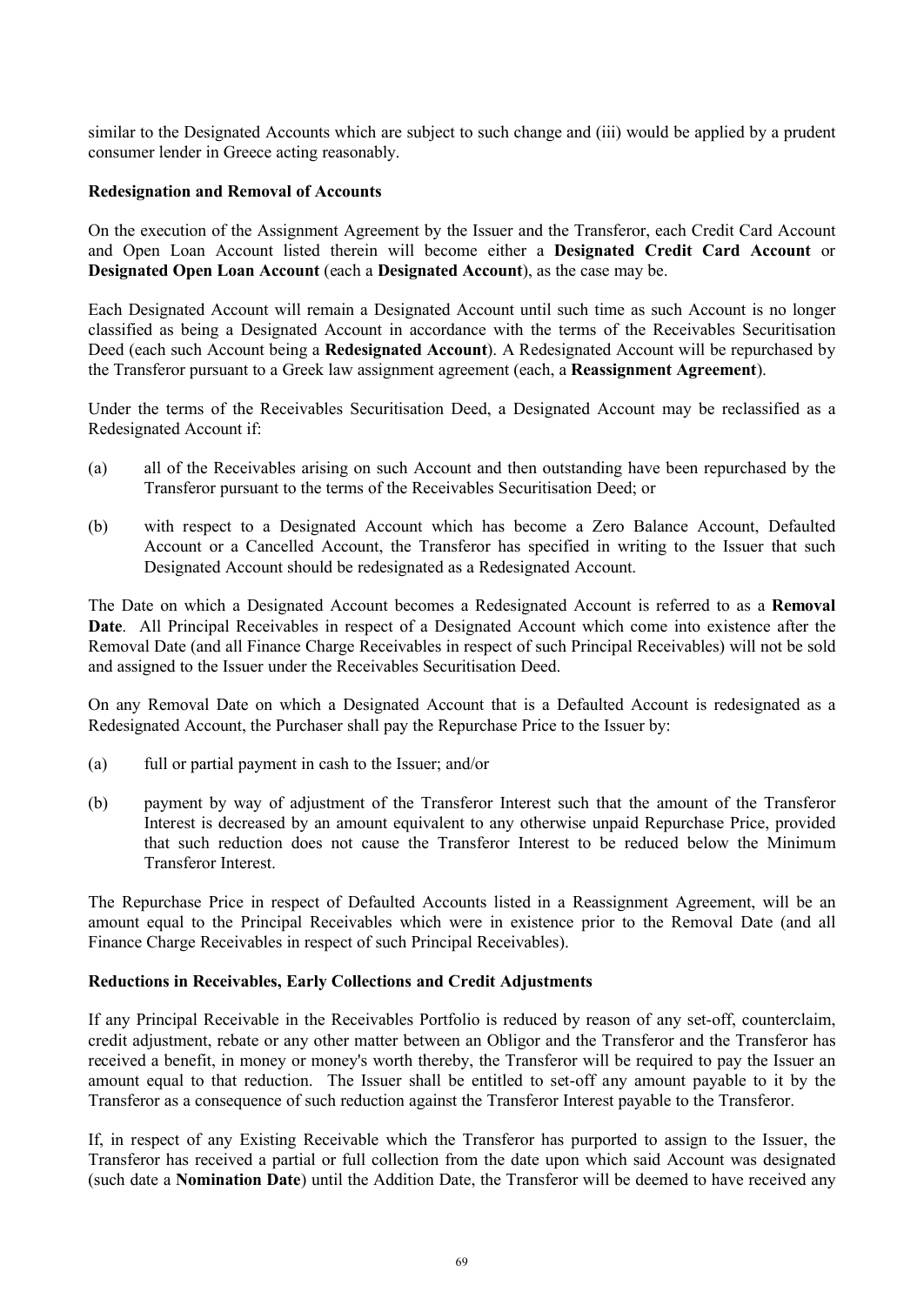similar to the Designated Accounts which are subject to such change and (iii) would be applied by a prudent consumer lender in Greece acting reasonably.

**Redesignation and Removal of Accounts**

On the execution of the Assignment Agreement by the Issuer and the Transferor, each Credit Card Account and Open Loan Account listed therein will become either a **Designated Credit Card Account** or **Designated Open Loan Account** (each a **Designated Account**), as the case may be.

Each Designated Account will remain a Designated Account until such time as such Account is no longer classified as being a Designated Account in accordance with the terms of the Receivables Securitisation Deed (each such Account being a **Redesignated Account**). A Redesignated Account will be repurchased by the Transferor pursuant to a Greek law assignment agreement (each, a **Reassignment Agreement**).

Under the terms of the Receivables Securitisation Deed, a Designated Account may be reclassified as a Redesignated Account if:

(a) all of the Receivables arising on such Account and then outstanding have been repurchased by the Transferor pursuant to the terms of the Receivables Securitisation Deed; or

(b) with respect to a Designated Account which has become a Zero Balance Account, Defaulted Account or a Cancelled Account, the Transferor has specified in writing to the Issuer that such Designated Account should be redesignated as a Redesignated Account.

The Date on which a Designated Account becomes a Redesignated Account is referred to as a **Removal Date**. All Principal Receivables in respect of a Designated Account which come into existence after the Removal Date (and all Finance Charge Receivables in respect of such Principal Receivables) will not be sold and assigned to the Issuer under the Receivables Securitisation Deed.

On any Removal Date on which a Designated Account that is a Defaulted Account is redesignated as a Redesignated Account, the Purchaser shall pay the Repurchase Price to the Issuer by:

(a) full or partial payment in cash to the Issuer; and/or

(b) payment by way of adjustment of the Transferor Interest such that the amount of the Transferor Interest is decreased by an amount equivalent to any otherwise unpaid Repurchase Price, provided that such reduction does not cause the Transferor Interest to be reduced below the Minimum Transferor Interest.

The Repurchase Price in respect of Defaulted Accounts listed in a Reassignment Agreement, will be an amount equal to the Principal Receivables which were in existence prior to the Removal Date (and all Finance Charge Receivables in respect of such Principal Receivables).

**Reductions in Receivables, Early Collections and Credit Adjustments**

If any Principal Receivable in the Receivables Portfolio is reduced by reason of any set-off, counterclaim, credit adjustment, rebate or any other matter between an Obligor and the Transferor and the Transferor has received a benefit, in money or money's worth thereby, the Transferor will be required to pay the Issuer an amount equal to that reduction. The Issuer shall be entitled to set-off any amount payable to it by the Transferor as a consequence of such reduction against the Transferor Interest payable to the Transferor.

If, in respect of any Existing Receivable which the Transferor has purported to assign to the Issuer, the Transferor has received a partial or full collection from the date upon which said Account was designated (such date a **Nomination Date**) until the Addition Date, the Transferor will be deemed to have received any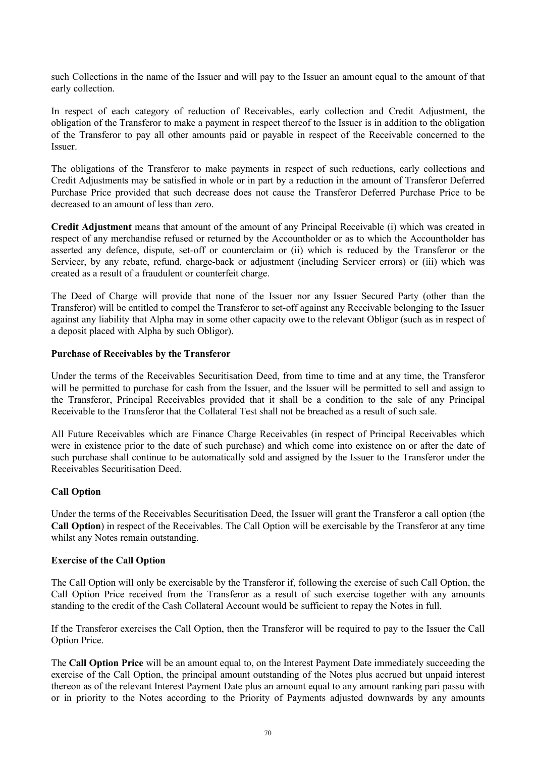such Collections in the name of the Issuer and will pay to the Issuer an amount equal to the amount of that early collection.

In respect of each category of reduction of Receivables, early collection and Credit Adjustment, the obligation of the Transferor to make a payment in respect thereof to the Issuer is in addition to the obligation of the Transferor to pay all other amounts paid or payable in respect of the Receivable concerned to the Issuer.

The obligations of the Transferor to make payments in respect of such reductions, early collections and Credit Adjustments may be satisfied in whole or in part by a reduction in the amount of Transferor Deferred Purchase Price provided that such decrease does not cause the Transferor Deferred Purchase Price to be decreased to an amount of less than zero.

**Credit Adjustment** means that amount of the amount of any Principal Receivable (i) which was created in respect of any merchandise refused or returned by the Accountholder or as to which the Accountholder has asserted any defence, dispute, set-off or counterclaim or (ii) which is reduced by the Transferor or the Servicer, by any rebate, refund, charge-back or adjustment (including Servicer errors) or (iii) which was created as a result of a fraudulent or counterfeit charge.

The Deed of Charge will provide that none of the Issuer nor any Issuer Secured Party (other than the Transferor) will be entitled to compel the Transferor to set-off against any Receivable belonging to the Issuer against any liability that Alpha may in some other capacity owe to the relevant Obligor (such as in respect of a deposit placed with Alpha by such Obligor).

**Purchase of Receivables by the Transferor**

Under the terms of the Receivables Securitisation Deed, from time to time and at any time, the Transferor will be permitted to purchase for cash from the Issuer, and the Issuer will be permitted to sell and assign to the Transferor, Principal Receivables provided that it shall be a condition to the sale of any Principal Receivable to the Transferor that the Collateral Test shall not be breached as a result of such sale.

All Future Receivables which are Finance Charge Receivables (in respect of Principal Receivables which were in existence prior to the date of such purchase) and which come into existence on or after the date of such purchase shall continue to be automatically sold and assigned by the Issuer to the Transferor under the Receivables Securitisation Deed.

**Call Option**

Under the terms of the Receivables Securitisation Deed, the Issuer will grant the Transferor a call option (the **Call Option**) in respect of the Receivables. The Call Option will be exercisable by the Transferor at any time whilst any Notes remain outstanding.

**Exercise of the Call Option**

The Call Option will only be exercisable by the Transferor if, following the exercise of such Call Option, the Call Option Price received from the Transferor as a result of such exercise together with any amounts standing to the credit of the Cash Collateral Account would be sufficient to repay the Notes in full.

If the Transferor exercises the Call Option, then the Transferor will be required to pay to the Issuer the Call Option Price.

The **Call Option Price** will be an amount equal to, on the Interest Payment Date immediately succeeding the exercise of the Call Option, the principal amount outstanding of the Notes plus accrued but unpaid interest thereon as of the relevant Interest Payment Date plus an amount equal to any amount ranking pari passu with or in priority to the Notes according to the Priority of Payments adjusted downwards by any amounts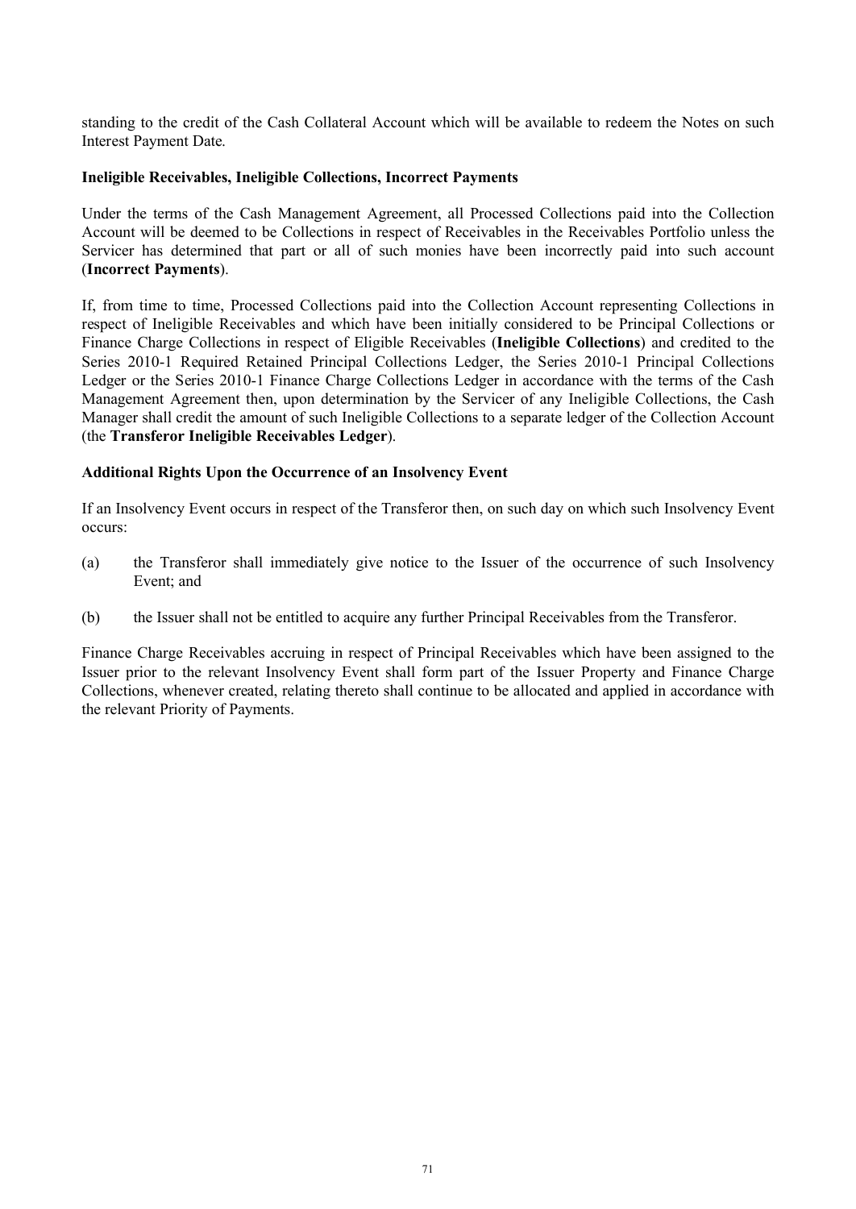standing to the credit of the Cash Collateral Account which will be available to redeem the Notes on such Interest Payment Date.

**Ineligible Receivables, Ineligible Collections, Incorrect Payments**

Under the terms of the Cash Management Agreement, all Processed Collections paid into the Collection Account will be deemed to be Collections in respect of Receivables in the Receivables Portfolio unless the Servicer has determined that part or all of such monies have been incorrectly paid into such account (**Incorrect Payments**).

If, from time to time, Processed Collections paid into the Collection Account representing Collections in respect of Ineligible Receivables and which have been initially considered to be Principal Collections or Finance Charge Collections in respect of Eligible Receivables (**Ineligible Collections**) and credited to the Series 2010-1 Required Retained Principal Collections Ledger, the Series 2010-1 Principal Collections Ledger or the Series 2010-1 Finance Charge Collections Ledger in accordance with the terms of the Cash Management Agreement then, upon determination by the Servicer of any Ineligible Collections, the Cash Manager shall credit the amount of such Ineligible Collections to a separate ledger of the Collection Account (the **Transferor Ineligible Receivables Ledger**).

**Additional Rights Upon the Occurrence of an Insolvency Event**

If an Insolvency Event occurs in respect of the Transferor then, on such day on which such Insolvency Event occurs:

(a) the Transferor shall immediately give notice to the Issuer of the occurrence of such Insolvency Event; and

(b) the Issuer shall not be entitled to acquire any further Principal Receivables from the Transferor.

Finance Charge Receivables accruing in respect of Principal Receivables which have been assigned to the Issuer prior to the relevant Insolvency Event shall form part of the Issuer Property and Finance Charge Collections, whenever created, relating thereto shall continue to be allocated and applied in accordance with the relevant Priority of Payments.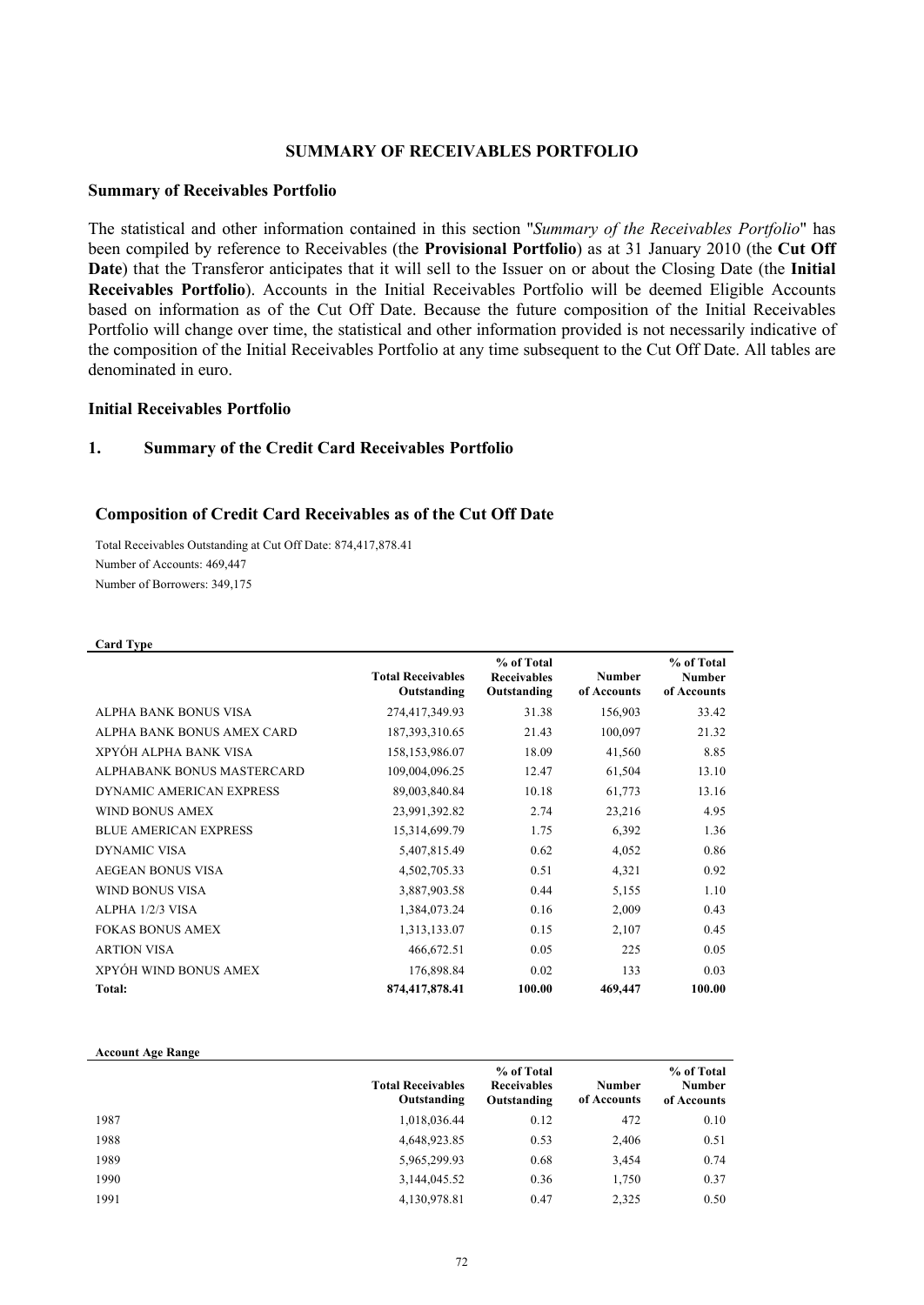## SUMMARY OF RECEIVABLES PORTFOLIO

### Summary of Receivables Portfolio

The statistical and other information contained in this section "*Summary of the Receivables Portfolio*" has been compiled by reference to Receivables (the **Provisional Portfolio**) as at 31 January 2010 (the **Cut Off Date**) that the Transferor anticipates that it will sell to the Issuer on or about the Closing Date (the **Initial Receivables Portfolio**). Accounts in the Initial Receivables Portfolio will be deemed Eligible Accounts based on information as of the Cut Off Date. Because the future composition of the Initial Receivables Portfolio will change over time, the statistical and other information provided is not necessarily indicative of the composition of the Initial Receivables Portfolio at any time subsequent to the Cut Off Date. All tables are denominated in euro.

### Initial Receivables Portfolio

#### 1. Summary of the Credit Card Receivables Portfolio

**Composition of Credit Card Receivables as of the Cut Off Date**

Total Receivables Outstanding at Cut Off Date: 874,417,878.41
Number of Accounts: 469,447
Number of Borrowers: 349,175

**Card Type**

| | Total Receivables Outstanding | % of Total Receivables Outstanding | Number of Accounts | % of Total Number of Accounts |
|---|---|---|---|---|
| ALPHA BANK BONUS VISA | 274,417,349.93 | 31.38 | 156,903 | 33.42 |
| ALPHA BANK BONUS AMEX CARD | 187,393,310.65 | 21.43 | 100,097 | 21.32 |
| XPYÓH ALPHA BANK VISA | 158,153,986.07 | 18.09 | 41,560 | 8.85 |
| ALPHABANK BONUS MASTERCARD | 109,004,096.25 | 12.47 | 61,504 | 13.10 |
| DYNAMIC AMERICAN EXPRESS | 89,003,840.84 | 10.18 | 61,773 | 13.16 |
| WIND BONUS AMEX | 23,991,392.82 | 2.74 | 23,216 | 4.95 |
| BLUE AMERICAN EXPRESS | 15,314,699.79 | 1.75 | 6,392 | 1.36 |
| DYNAMIC VISA | 5,407,815.49 | 0.62 | 4,052 | 0.86 |
| AEGEAN BONUS VISA | 4,502,705.33 | 0.51 | 4,321 | 0.92 |
| WIND BONUS VISA | 3,887,903.58 | 0.44 | 5,155 | 1.10 |
| ALPHA 1/2/3 VISA | 1,384,073.24 | 0.16 | 2,009 | 0.43 |
| FOKAS BONUS AMEX | 1,313,133.07 | 0.15 | 2,107 | 0.45 |
| ARTION VISA | 466,672.51 | 0.05 | 225 | 0.05 |
| XPYÓH WIND BONUS AMEX | 176,898.84 | 0.02 | 133 | 0.03 |
| **Total:** | **874,417,878.41** | **100.00** | **469,447** | **100.00** |

**Account Age Range**

| | Total Receivables Outstanding | % of Total Receivables Outstanding | Number of Accounts | % of Total Number of Accounts |
|---|---|---|---|---|
| 1987 | 1,018,036.44 | 0.12 | 472 | 0.10 |
| 1988 | 4,648,923.85 | 0.53 | 2,406 | 0.51 |
| 1989 | 5,965,299.93 | 0.68 | 3,454 | 0.74 |
| 1990 | 3,144,045.52 | 0.36 | 1,750 | 0.37 |
| 1991 | 4,130,978.81 | 0.47 | 2,325 | 0.50 |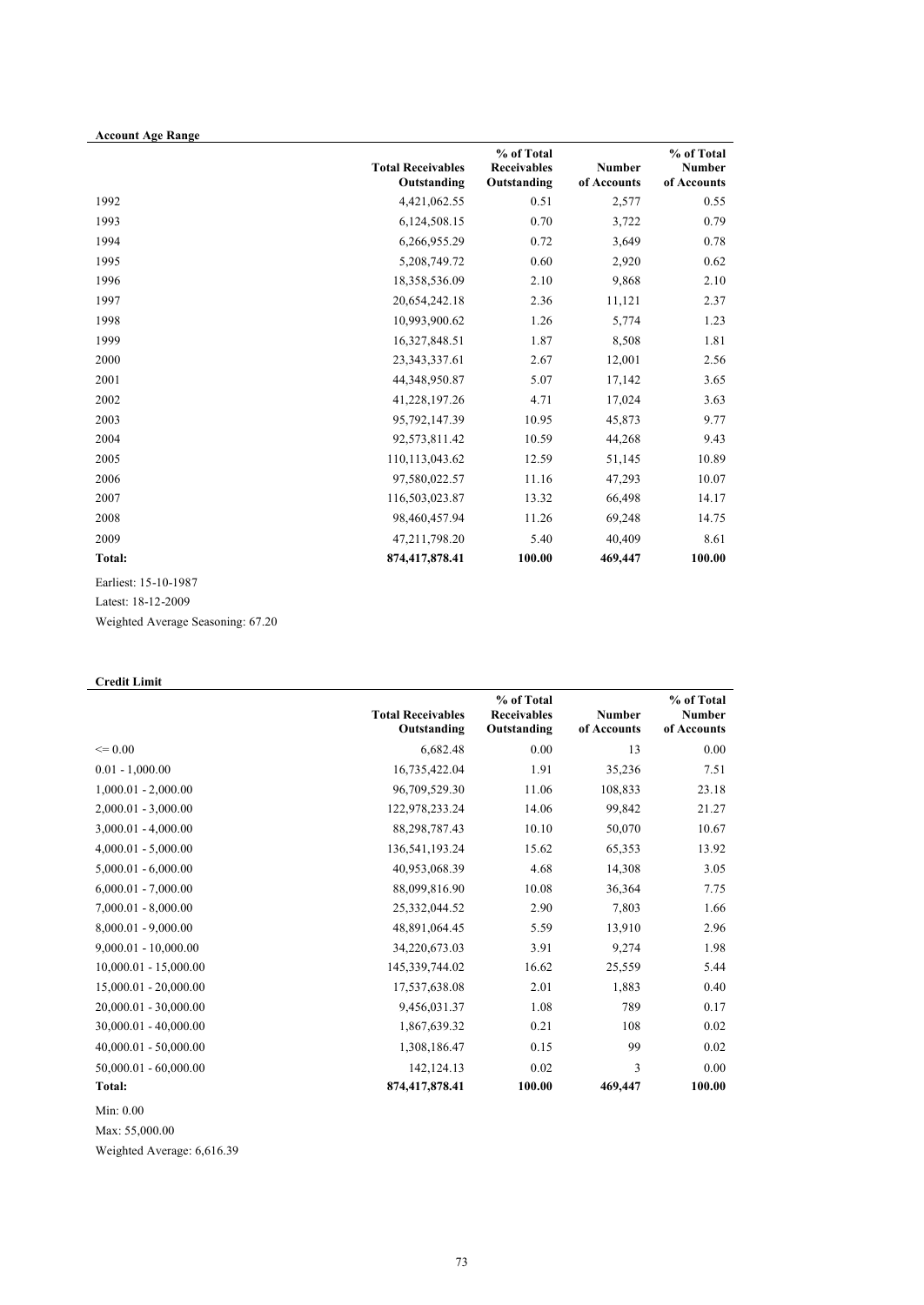**Account Age Range**

| | Total Receivables Outstanding | % of Total Receivables Outstanding | Number of Accounts | % of Total Number of Accounts |
|---|---|---|---|---|
| 1992 | 4,421,062.55 | 0.51 | 2,577 | 0.55 |
| 1993 | 6,124,508.15 | 0.70 | 3,722 | 0.79 |
| 1994 | 6,266,955.29 | 0.72 | 3,649 | 0.78 |
| 1995 | 5,208,749.72 | 0.60 | 2,920 | 0.62 |
| 1996 | 18,358,536.09 | 2.10 | 9,868 | 2.10 |
| 1997 | 20,654,242.18 | 2.36 | 11,121 | 2.37 |
| 1998 | 10,993,900.62 | 1.26 | 5,774 | 1.23 |
| 1999 | 16,327,848.51 | 1.87 | 8,508 | 1.81 |
| 2000 | 23,343,337.61 | 2.67 | 12,001 | 2.56 |
| 2001 | 44,348,950.87 | 5.07 | 17,142 | 3.65 |
| 2002 | 41,228,197.26 | 4.71 | 17,024 | 3.63 |
| 2003 | 95,792,147.39 | 10.95 | 45,873 | 9.77 |
| 2004 | 92,573,811.42 | 10.59 | 44,268 | 9.43 |
| 2005 | 110,113,043.62 | 12.59 | 51,145 | 10.89 |
| 2006 | 97,580,022.57 | 11.16 | 47,293 | 10.07 |
| 2007 | 116,503,023.87 | 13.32 | 66,498 | 14.17 |
| 2008 | 98,460,457.94 | 11.26 | 69,248 | 14.75 |
| 2009 | 47,211,798.20 | 5.40 | 40,409 | 8.61 |
| **Total:** | **874,417,878.41** | **100.00** | **469,447** | **100.00** |

Earliest: 15-10-1987

Latest: 18-12-2009

Weighted Average Seasoning: 67.20

**Credit Limit**

| | Total Receivables Outstanding | % of Total Receivables Outstanding | Number of Accounts | % of Total Number of Accounts |
|---|---|---|---|---|
| <= 0.00 | 6,682.48 | 0.00 | 13 | 0.00 |
| 0.01 - 1,000.00 | 16,735,422.04 | 1.91 | 35,236 | 7.51 |
| 1,000.01 - 2,000.00 | 96,709,529.30 | 11.06 | 108,833 | 23.18 |
| 2,000.01 - 3,000.00 | 122,978,233.24 | 14.06 | 99,842 | 21.27 |
| 3,000.01 - 4,000.00 | 88,298,787.43 | 10.10 | 50,070 | 10.67 |
| 4,000.01 - 5,000.00 | 136,541,193.24 | 15.62 | 65,353 | 13.92 |
| 5,000.01 - 6,000.00 | 40,953,068.39 | 4.68 | 14,308 | 3.05 |
| 6,000.01 - 7,000.00 | 88,099,816.90 | 10.08 | 36,364 | 7.75 |
| 7,000.01 - 8,000.00 | 25,332,044.52 | 2.90 | 7,803 | 1.66 |
| 8,000.01 - 9,000.00 | 48,891,064.45 | 5.59 | 13,910 | 2.96 |
| 9,000.01 - 10,000.00 | 34,220,673.03 | 3.91 | 9,274 | 1.98 |
| 10,000.01 - 15,000.00 | 145,339,744.02 | 16.62 | 25,559 | 5.44 |
| 15,000.01 - 20,000.00 | 17,537,638.08 | 2.01 | 1,883 | 0.40 |
| 20,000.01 - 30,000.00 | 9,456,031.37 | 1.08 | 789 | 0.17 |
| 30,000.01 - 40,000.00 | 1,867,639.32 | 0.21 | 108 | 0.02 |
| 40,000.01 - 50,000.00 | 1,308,186.47 | 0.15 | 99 | 0.02 |
| 50,000.01 - 60,000.00 | 142,124.13 | 0.02 | 3 | 0.00 |
| **Total:** | **874,417,878.41** | **100.00** | **469,447** | **100.00** |

Min: 0.00

Max: 55,000.00

Weighted Average: 6,616.39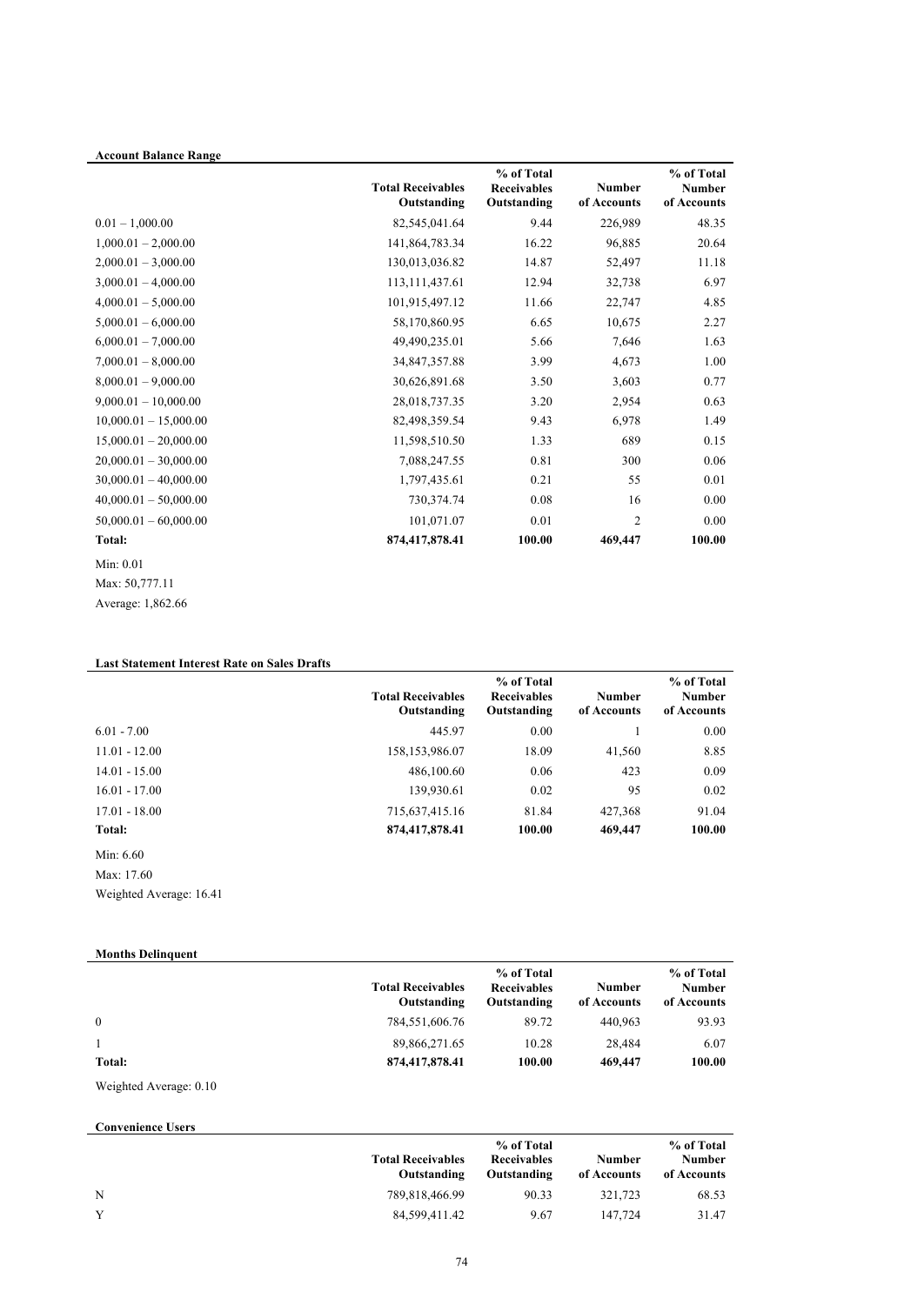**Account Balance Range**

| | Total Receivables Outstanding | % of Total Receivables Outstanding | Number of Accounts | % of Total Number of Accounts |
|---|---|---|---|---|
| 0.01 – 1,000.00 | 82,545,041.64 | 9.44 | 226,989 | 48.35 |
| 1,000.01 – 2,000.00 | 141,864,783.34 | 16.22 | 96,885 | 20.64 |
| 2,000.01 – 3,000.00 | 130,013,036.82 | 14.87 | 52,497 | 11.18 |
| 3,000.01 – 4,000.00 | 113,111,437.61 | 12.94 | 32,738 | 6.97 |
| 4,000.01 – 5,000.00 | 101,915,497.12 | 11.66 | 22,747 | 4.85 |
| 5,000.01 – 6,000.00 | 58,170,860.95 | 6.65 | 10,675 | 2.27 |
| 6,000.01 – 7,000.00 | 49,490,235.01 | 5.66 | 7,646 | 1.63 |
| 7,000.01 – 8,000.00 | 34,847,357.88 | 3.99 | 4,673 | 1.00 |
| 8,000.01 – 9,000.00 | 30,626,891.68 | 3.50 | 3,603 | 0.77 |
| 9,000.01 – 10,000.00 | 28,018,737.35 | 3.20 | 2,954 | 0.63 |
| 10,000.01 – 15,000.00 | 82,498,359.54 | 9.43 | 6,978 | 1.49 |
| 15,000.01 – 20,000.00 | 11,598,510.50 | 1.33 | 689 | 0.15 |
| 20,000.01 – 30,000.00 | 7,088,247.55 | 0.81 | 300 | 0.06 |
| 30,000.01 – 40,000.00 | 1,797,435.61 | 0.21 | 55 | 0.01 |
| 40,000.01 – 50,000.00 | 730,374.74 | 0.08 | 16 | 0.00 |
| 50,000.01 – 60,000.00 | 101,071.07 | 0.01 | 2 | 0.00 |
| **Total:** | **874,417,878.41** | **100.00** | **469,447** | **100.00** |

Min: 0.01

Max: 50,777.11

Average: 1,862.66

**Last Statement Interest Rate on Sales Drafts**

| | Total Receivables Outstanding | % of Total Receivables Outstanding | Number of Accounts | % of Total Number of Accounts |
|---|---|---|---|---|
| 6.01 - 7.00 | 445.97 | 0.00 | 1 | 0.00 |
| 11.01 - 12.00 | 158,153,986.07 | 18.09 | 41,560 | 8.85 |
| 14.01 - 15.00 | 486,100.60 | 0.06 | 423 | 0.09 |
| 16.01 - 17.00 | 139,930.61 | 0.02 | 95 | 0.02 |
| 17.01 - 18.00 | 715,637,415.16 | 81.84 | 427,368 | 91.04 |
| **Total:** | **874,417,878.41** | **100.00** | **469,447** | **100.00** |

Min: 6.60

Max: 17.60

Weighted Average: 16.41

**Months Delinquent**

| | Total Receivables Outstanding | % of Total Receivables Outstanding | Number of Accounts | % of Total Number of Accounts |
|---|---|---|---|---|
| 0 | 784,551,606.76 | 89.72 | 440,963 | 93.93 |
| 1 | 89,866,271.65 | 10.28 | 28,484 | 6.07 |
| **Total:** | **874,417,878.41** | **100.00** | **469,447** | **100.00** |

Weighted Average: 0.10

**Convenience Users**

| | Total Receivables Outstanding | % of Total Receivables Outstanding | Number of Accounts | % of Total Number of Accounts |
|---|---|---|---|---|
| N | 789,818,466.99 | 90.33 | 321,723 | 68.53 |
| Y | 84,599,411.42 | 9.67 | 147,724 | 31.47 |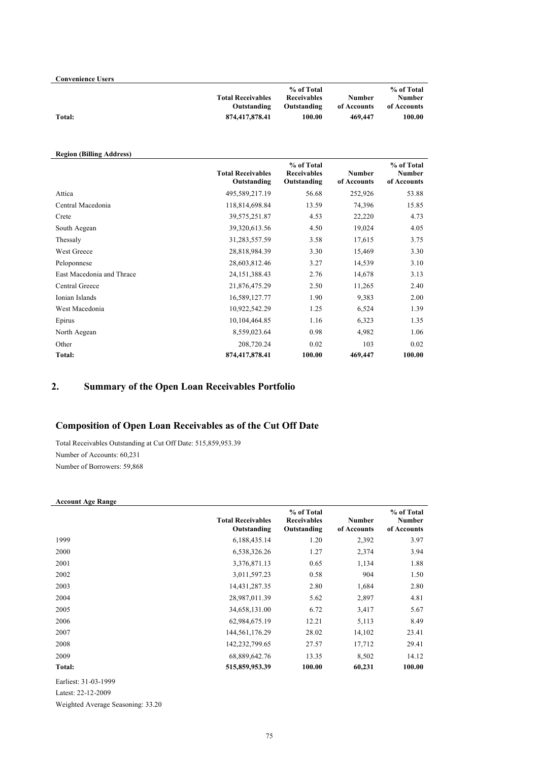**Convenience Users**

| | Total Receivables Outstanding | % of Total Receivables Outstanding | Number of Accounts | % of Total Number of Accounts |
|---|---|---|---|---|
| **Total:** | **874,417,878.41** | **100.00** | **469,447** | **100.00** |

**Region (Billing Address)**

| | Total Receivables Outstanding | % of Total Receivables Outstanding | Number of Accounts | % of Total Number of Accounts |
|---|---|---|---|---|
| Attica | 495,589,217.19 | 56.68 | 252,926 | 53.88 |
| Central Macedonia | 118,814,698.84 | 13.59 | 74,396 | 15.85 |
| Crete | 39,575,251.87 | 4.53 | 22,220 | 4.73 |
| South Aegean | 39,320,613.56 | 4.50 | 19,024 | 4.05 |
| Thessaly | 31,283,557.59 | 3.58 | 17,615 | 3.75 |
| West Greece | 28,818,984.39 | 3.30 | 15,469 | 3.30 |
| Peloponnese | 28,603,812.46 | 3.27 | 14,539 | 3.10 |
| East Macedonia and Thrace | 24,151,388.43 | 2.76 | 14,678 | 3.13 |
| Central Greece | 21,876,475.29 | 2.50 | 11,265 | 2.40 |
| Ionian Islands | 16,589,127.77 | 1.90 | 9,383 | 2.00 |
| West Macedonia | 10,922,542.29 | 1.25 | 6,524 | 1.39 |
| Epirus | 10,104,464.85 | 1.16 | 6,323 | 1.35 |
| North Aegean | 8,559,023.64 | 0.98 | 4,982 | 1.06 |
| Other | 208,720.24 | 0.02 | 103 | 0.02 |
| **Total:** | **874,417,878.41** | **100.00** | **469,447** | **100.00** |

## 2. Summary of the Open Loan Receivables Portfolio

## Composition of Open Loan Receivables as of the Cut Off Date

Total Receivables Outstanding at Cut Off Date: 515,859,953.39

Number of Accounts: 60,231

Number of Borrowers: 59,868

**Account Age Range**

| | Total Receivables Outstanding | % of Total Receivables Outstanding | Number of Accounts | % of Total Number of Accounts |
|---|---|---|---|---|
| 1999 | 6,188,435.14 | 1.20 | 2,392 | 3.97 |
| 2000 | 6,538,326.26 | 1.27 | 2,374 | 3.94 |
| 2001 | 3,376,871.13 | 0.65 | 1,134 | 1.88 |
| 2002 | 3,011,597.23 | 0.58 | 904 | 1.50 |
| 2003 | 14,431,287.35 | 2.80 | 1,684 | 2.80 |
| 2004 | 28,987,011.39 | 5.62 | 2,897 | 4.81 |
| 2005 | 34,658,131.00 | 6.72 | 3,417 | 5.67 |
| 2006 | 62,984,675.19 | 12.21 | 5,113 | 8.49 |
| 2007 | 144,561,176.29 | 28.02 | 14,102 | 23.41 |
| 2008 | 142,232,799.65 | 27.57 | 17,712 | 29.41 |
| 2009 | 68,889,642.76 | 13.35 | 8,502 | 14.12 |
| **Total:** | **515,859,953.39** | **100.00** | **60,231** | **100.00** |

Earliest: 31-03-1999

Latest: 22-12-2009

Weighted Average Seasoning: 33.20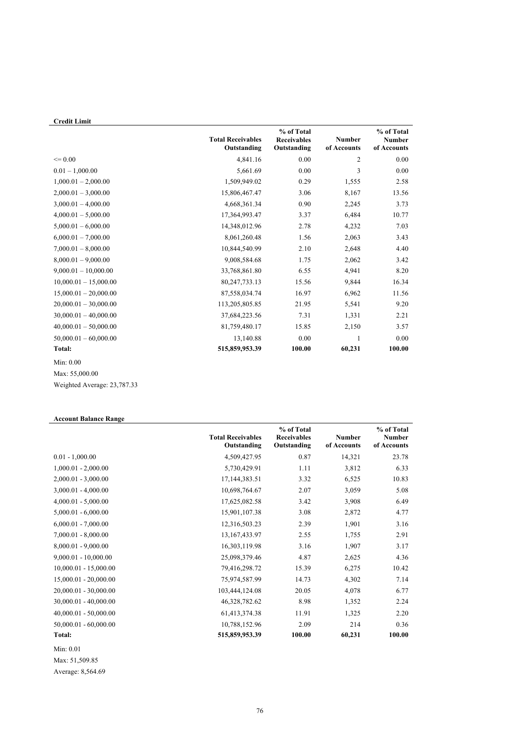**Credit Limit**

| | Total Receivables Outstanding | % of Total Receivables Outstanding | Number of Accounts | % of Total Number of Accounts |
|---|---|---|---|---|
| <= 0.00 | 4,841.16 | 0.00 | 2 | 0.00 |
| 0.01 – 1,000.00 | 5,661.69 | 0.00 | 3 | 0.00 |
| 1,000.01 – 2,000.00 | 1,509,949.02 | 0.29 | 1,555 | 2.58 |
| 2,000.01 – 3,000.00 | 15,806,467.47 | 3.06 | 8,167 | 13.56 |
| 3,000.01 – 4,000.00 | 4,668,361.34 | 0.90 | 2,245 | 3.73 |
| 4,000.01 – 5,000.00 | 17,364,993.47 | 3.37 | 6,484 | 10.77 |
| 5,000.01 – 6,000.00 | 14,348,012.96 | 2.78 | 4,232 | 7.03 |
| 6,000.01 – 7,000.00 | 8,061,260.48 | 1.56 | 2,063 | 3.43 |
| 7,000.01 – 8,000.00 | 10,844,540.99 | 2.10 | 2,648 | 4.40 |
| 8,000.01 – 9,000.00 | 9,008,584.68 | 1.75 | 2,062 | 3.42 |
| 9,000.01 – 10,000.00 | 33,768,861.80 | 6.55 | 4,941 | 8.20 |
| 10,000.01 – 15,000.00 | 80,247,733.13 | 15.56 | 9,844 | 16.34 |
| 15,000.01 – 20,000.00 | 87,558,034.74 | 16.97 | 6,962 | 11.56 |
| 20,000.01 – 30,000.00 | 113,205,805.85 | 21.95 | 5,541 | 9.20 |
| 30,000.01 – 40,000.00 | 37,684,223.56 | 7.31 | 1,331 | 2.21 |
| 40,000.01 – 50,000.00 | 81,759,480.17 | 15.85 | 2,150 | 3.57 |
| 50,000.01 – 60,000.00 | 13,140.88 | 0.00 | 1 | 0.00 |
| **Total:** | **515,859,953.39** | **100.00** | **60,231** | **100.00** |

Min: 0.00

Max: 55,000.00

Weighted Average: 23,787.33

**Account Balance Range**

| | Total Receivables Outstanding | % of Total Receivables Outstanding | Number of Accounts | % of Total Number of Accounts |
|---|---|---|---|---|
| 0.01 - 1,000.00 | 4,509,427.95 | 0.87 | 14,321 | 23.78 |
| 1,000.01 - 2,000.00 | 5,730,429.91 | 1.11 | 3,812 | 6.33 |
| 2,000.01 - 3,000.00 | 17,144,383.51 | 3.32 | 6,525 | 10.83 |
| 3,000.01 - 4,000.00 | 10,698,764.67 | 2.07 | 3,059 | 5.08 |
| 4,000.01 - 5,000.00 | 17,625,082.58 | 3.42 | 3,908 | 6.49 |
| 5,000.01 - 6,000.00 | 15,901,107.38 | 3.08 | 2,872 | 4.77 |
| 6,000.01 - 7,000.00 | 12,316,503.23 | 2.39 | 1,901 | 3.16 |
| 7,000.01 - 8,000.00 | 13,167,433.97 | 2.55 | 1,755 | 2.91 |
| 8,000.01 - 9,000.00 | 16,303,119.98 | 3.16 | 1,907 | 3.17 |
| 9,000.01 - 10,000.00 | 25,098,379.46 | 4.87 | 2,625 | 4.36 |
| 10,000.01 - 15,000.00 | 79,416,298.72 | 15.39 | 6,275 | 10.42 |
| 15,000.01 - 20,000.00 | 75,974,587.99 | 14.73 | 4,302 | 7.14 |
| 20,000.01 - 30,000.00 | 103,444,124.08 | 20.05 | 4,078 | 6.77 |
| 30,000.01 - 40,000.00 | 46,328,782.62 | 8.98 | 1,352 | 2.24 |
| 40,000.01 - 50,000.00 | 61,413,374.38 | 11.91 | 1,325 | 2.20 |
| 50,000.01 - 60,000.00 | 10,788,152.96 | 2.09 | 214 | 0.36 |
| **Total:** | **515,859,953.39** | **100.00** | **60,231** | **100.00** |

Min: 0.01

Max: 51,509.85

Average: 8,564.69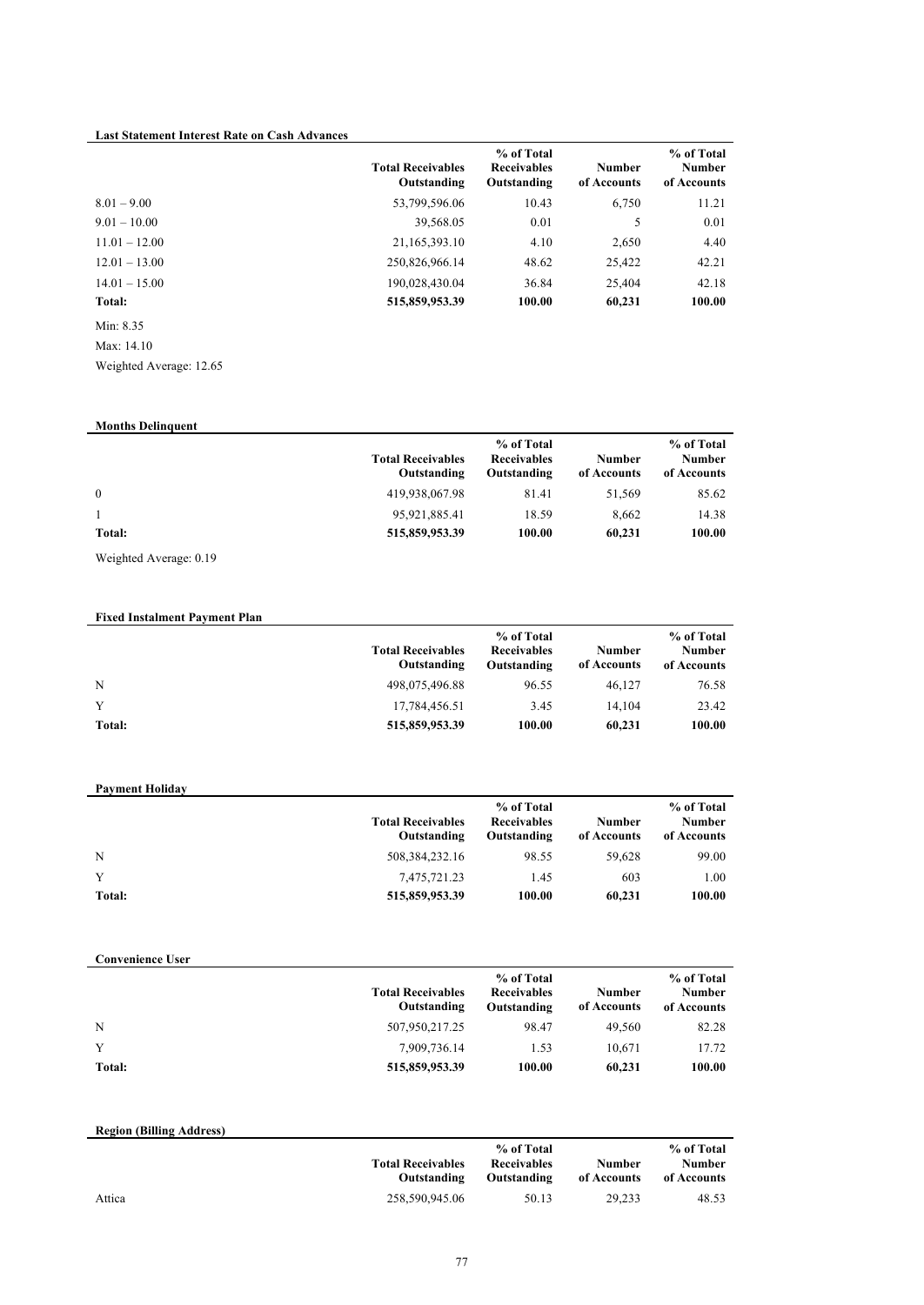**Last Statement Interest Rate on Cash Advances**

| | Total Receivables Outstanding | % of Total Receivables Outstanding | Number of Accounts | % of Total Number of Accounts |
|---|---|---|---|---|
| 8.01 – 9.00 | 53,799,596.06 | 10.43 | 6,750 | 11.21 |
| 9.01 – 10.00 | 39,568.05 | 0.01 | 5 | 0.01 |
| 11.01 – 12.00 | 21,165,393.10 | 4.10 | 2,650 | 4.40 |
| 12.01 – 13.00 | 250,826,966.14 | 48.62 | 25,422 | 42.21 |
| 14.01 – 15.00 | 190,028,430.04 | 36.84 | 25,404 | 42.18 |
| **Total:** | **515,859,953.39** | **100.00** | **60,231** | **100.00** |

Min: 8.35

Max: 14.10

Weighted Average: 12.65

**Months Delinquent**

| | Total Receivables Outstanding | % of Total Receivables Outstanding | Number of Accounts | % of Total Number of Accounts |
|---|---|---|---|---|
| 0 | 419,938,067.98 | 81.41 | 51,569 | 85.62 |
| 1 | 95,921,885.41 | 18.59 | 8,662 | 14.38 |
| **Total:** | **515,859,953.39** | **100.00** | **60,231** | **100.00** |

Weighted Average: 0.19

**Fixed Instalment Payment Plan**

| | Total Receivables Outstanding | % of Total Receivables Outstanding | Number of Accounts | % of Total Number of Accounts |
|---|---|---|---|---|
| N | 498,075,496.88 | 96.55 | 46,127 | 76.58 |
| Y | 17,784,456.51 | 3.45 | 14,104 | 23.42 |
| **Total:** | **515,859,953.39** | **100.00** | **60,231** | **100.00** |

**Payment Holiday**

| | Total Receivables Outstanding | % of Total Receivables Outstanding | Number of Accounts | % of Total Number of Accounts |
|---|---|---|---|---|
| N | 508,384,232.16 | 98.55 | 59,628 | 99.00 |
| Y | 7,475,721.23 | 1.45 | 603 | 1.00 |
| **Total:** | **515,859,953.39** | **100.00** | **60,231** | **100.00** |

**Convenience User**

| | Total Receivables Outstanding | % of Total Receivables Outstanding | Number of Accounts | % of Total Number of Accounts |
|---|---|---|---|---|
| N | 507,950,217.25 | 98.47 | 49,560 | 82.28 |
| Y | 7,909,736.14 | 1.53 | 10,671 | 17.72 |
| **Total:** | **515,859,953.39** | **100.00** | **60,231** | **100.00** |

**Region (Billing Address)**

| | Total Receivables Outstanding | % of Total Receivables Outstanding | Number of Accounts | % of Total Number of Accounts |
|---|---|---|---|---|
| Attica | 258,590,945.06 | 50.13 | 29,233 | 48.53 |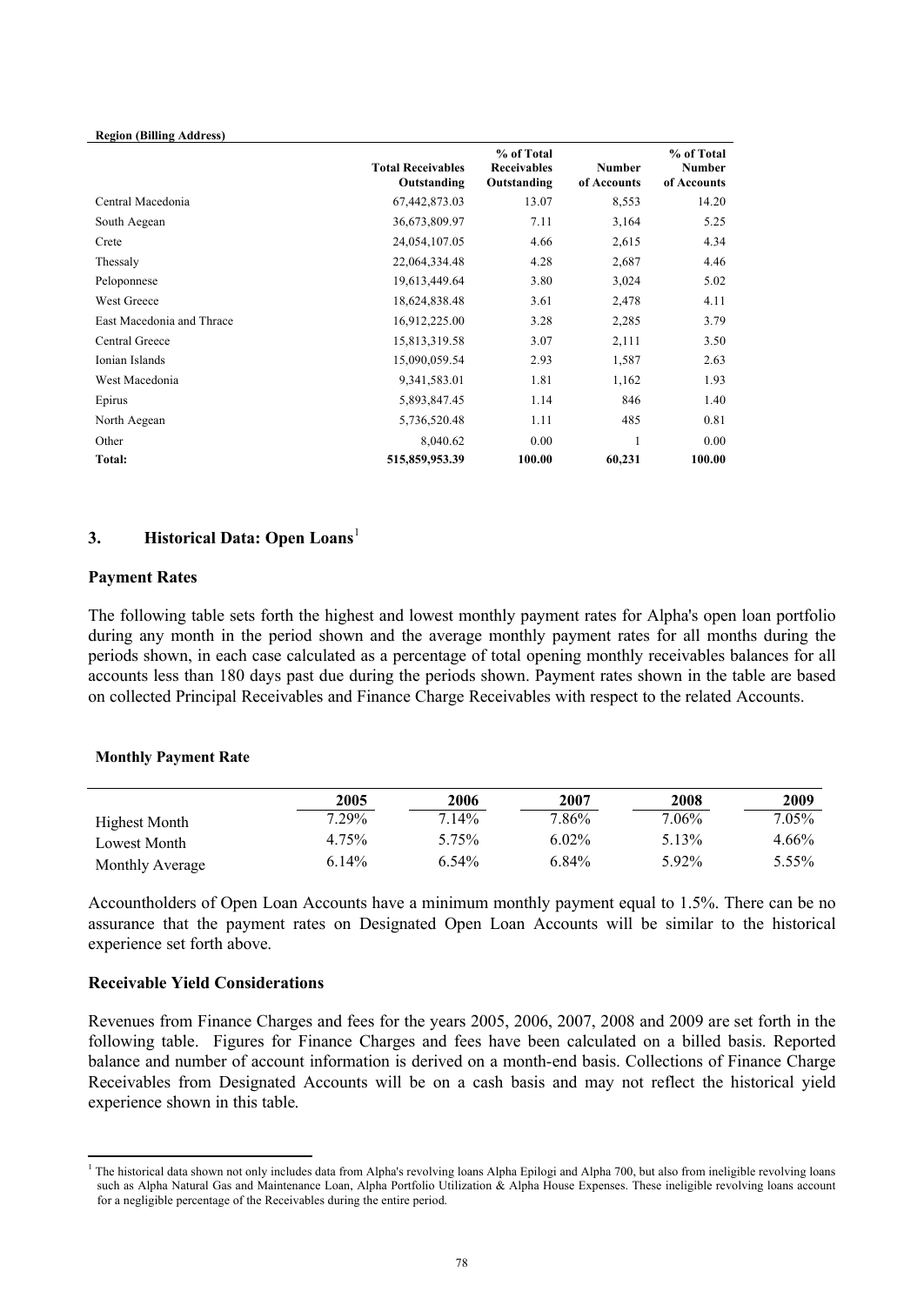**Region (Billing Address)**

| | Total Receivables Outstanding | % of Total Receivables Outstanding | Number of Accounts | % of Total Number of Accounts |
|---|---|---|---|---|
| Central Macedonia | 67,442,873.03 | 13.07 | 8,553 | 14.20 |
| South Aegean | 36,673,809.97 | 7.11 | 3,164 | 5.25 |
| Crete | 24,054,107.05 | 4.66 | 2,615 | 4.34 |
| Thessaly | 22,064,334.48 | 4.28 | 2,687 | 4.46 |
| Peloponnese | 19,613,449.64 | 3.80 | 3,024 | 5.02 |
| West Greece | 18,624,838.48 | 3.61 | 2,478 | 4.11 |
| East Macedonia and Thrace | 16,912,225.00 | 3.28 | 2,285 | 3.79 |
| Central Greece | 15,813,319.58 | 3.07 | 2,111 | 3.50 |
| Ionian Islands | 15,090,059.54 | 2.93 | 1,587 | 2.63 |
| West Macedonia | 9,341,583.01 | 1.81 | 1,162 | 1.93 |
| Epirus | 5,893,847.45 | 1.14 | 846 | 1.40 |
| North Aegean | 5,736,520.48 | 1.11 | 485 | 0.81 |
| Other | 8,040.62 | 0.00 | 1 | 0.00 |
| **Total:** | **515,859,953.39** | **100.00** | **60,231** | **100.00** |

## 3. Historical Data: Open Loans[1]

### Payment Rates

The following table sets forth the highest and lowest monthly payment rates for Alpha's open loan portfolio during any month in the period shown and the average monthly payment rates for all months during the periods shown, in each case calculated as a percentage of total opening monthly receivables balances for all accounts less than 180 days past due during the periods shown. Payment rates shown in the table are based on collected Principal Receivables and Finance Charge Receivables with respect to the related Accounts.

**Monthly Payment Rate**

| | 2005 | 2006 | 2007 | 2008 | 2009 |
|---|---|---|---|---|---|
| Highest Month | 7.29% | 7.14% | 7.86% | 7.06% | 7.05% |
| Lowest Month | 4.75% | 5.75% | 6.02% | 5.13% | 4.66% |
| Monthly Average | 6.14% | 6.54% | 6.84% | 5.92% | 5.55% |

Accountholders of Open Loan Accounts have a minimum monthly payment equal to 1.5%. There can be no assurance that the payment rates on Designated Open Loan Accounts will be similar to the historical experience set forth above.

### Receivable Yield Considerations

Revenues from Finance Charges and fees for the years 2005, 2006, 2007, 2008 and 2009 are set forth in the following table. Figures for Finance Charges and fees have been calculated on a billed basis. Reported balance and number of account information is derived on a month-end basis. Collections of Finance Charge Receivables from Designated Accounts will be on a cash basis and may not reflect the historical yield experience shown in this table.

[1] The historical data shown not only includes data from Alpha's revolving loans Alpha Epilogi and Alpha 700, but also from ineligible revolving loans such as Alpha Natural Gas and Maintenance Loan, Alpha Portfolio Utilization & Alpha House Expenses. These ineligible revolving loans account for a negligible percentage of the Receivables during the entire period.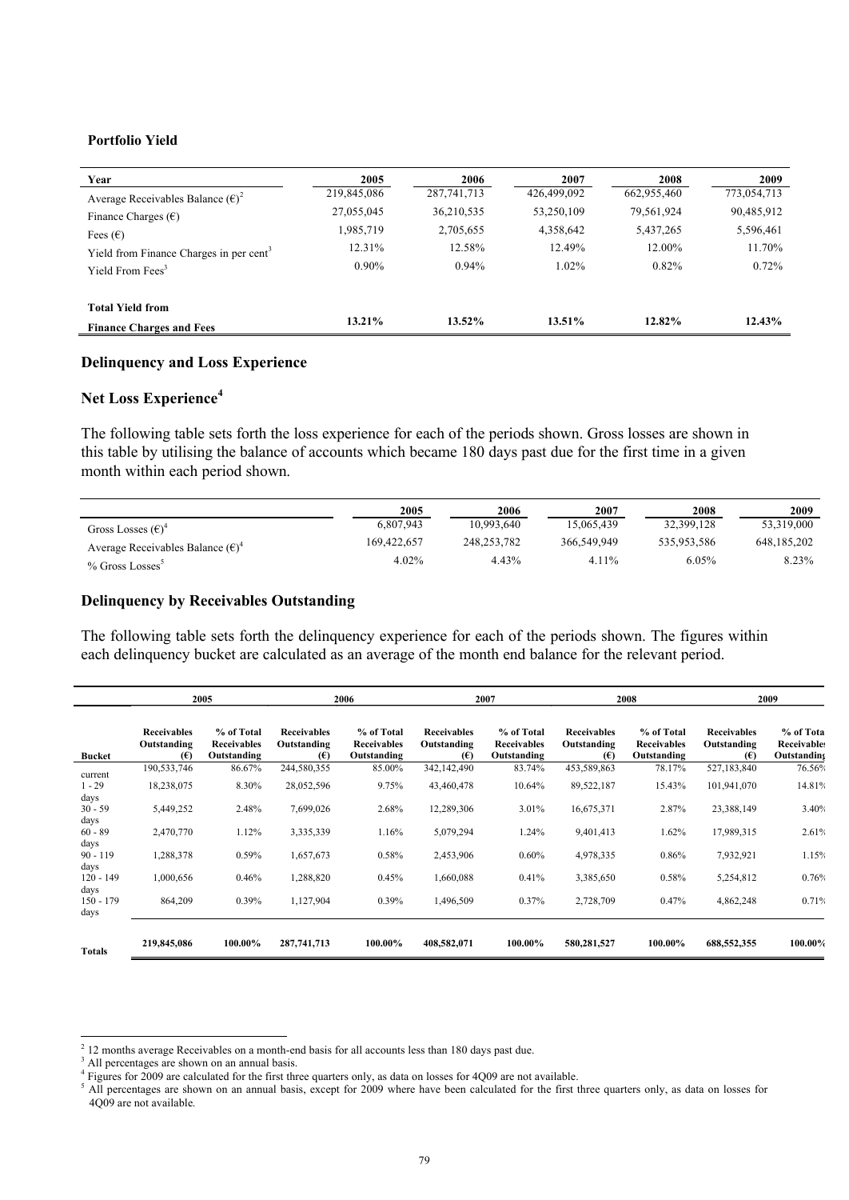**Portfolio Yield**

| Year | 2005 | 2006 | 2007 | 2008 | 2009 |
|---|---|---|---|---|---|
| Average Receivables Balance (€)[2] | 219,845,086 | 287,741,713 | 426,499,092 | 662,955,460 | 773,054,713 |
| Finance Charges (€) | 27,055,045 | 36,210,535 | 53,250,109 | 79,561,924 | 90,485,912 |
| Fees (€) | 1,985,719 | 2,705,655 | 4,358,642 | 5,437,265 | 5,596,461 |
| Yield from Finance Charges in per cent[3] | 12.31% | 12.58% | 12.49% | 12.00% | 11.70% |
| Yield From Fees[3] | 0.90% | 0.94% | 1.02% | 0.82% | 0.72% |
| **Total Yield from Finance Charges and Fees** | **13.21%** | **13.52%** | **13.51%** | **12.82%** | **12.43%** |

## Delinquency and Loss Experience

## Net Loss Experience[4]

The following table sets forth the loss experience for each of the periods shown. Gross losses are shown in this table by utilising the balance of accounts which became 180 days past due for the first time in a given month within each period shown.

| | 2005 | 2006 | 2007 | 2008 | 2009 |
|---|---|---|---|---|---|
| Gross Losses (€)[4] | 6,807,943 | 10,993,640 | 15,065,439 | 32,399,128 | 53,319,000 |
| Average Receivables Balance (€)[4] | 169,422,657 | 248,253,782 | 366,549,949 | 535,953,586 | 648,185,202 |
| % Gross Losses[5] | 4.02% | 4.43% | 4.11% | 6.05% | 8.23% |

## Delinquency by Receivables Outstanding

The following table sets forth the delinquency experience for each of the periods shown. The figures within each delinquency bucket are calculated as an average of the month end balance for the relevant period.

| | 2005 | | 2006 | | 2007 | | 2008 | | 2009 | |
|---|---|---|---|---|---|---|---|---|---|---|
| **Bucket** | **Receivables Outstanding (€)** | **% of Total Receivables Outstanding** | **Receivables Outstanding (€)** | **% of Total Receivables Outstanding** | **Receivables Outstanding (€)** | **% of Total Receivables Outstanding** | **Receivables Outstanding (€)** | **% of Total Receivables Outstanding** | **Receivables Outstanding (€)** | **% of Total Receivables Outstanding** |
| current | 190,533,746 | 86.67% | 244,580,355 | 85.00% | 342,142,490 | 83.74% | 453,589,863 | 78.17% | 527,183,840 | 76.56% |
| 1 - 29 days | 18,238,075 | 8.30% | 28,052,596 | 9.75% | 43,460,478 | 10.64% | 89,522,187 | 15.43% | 101,941,070 | 14.81% |
| 30 - 59 days | 5,449,252 | 2.48% | 7,699,026 | 2.68% | 12,289,306 | 3.01% | 16,675,371 | 2.87% | 23,388,149 | 3.40% |
| 60 - 89 days | 2,470,770 | 1.12% | 3,335,339 | 1.16% | 5,079,294 | 1.24% | 9,401,413 | 1.62% | 17,989,315 | 2.61% |
| 90 - 119 days | 1,288,378 | 0.59% | 1,657,673 | 0.58% | 2,453,906 | 0.60% | 4,978,335 | 0.86% | 7,932,921 | 1.15% |
| 120 - 149 days | 1,000,656 | 0.46% | 1,288,820 | 0.45% | 1,660,088 | 0.41% | 3,385,650 | 0.58% | 5,254,812 | 0.76% |
| 150 - 179 days | 864,209 | 0.39% | 1,127,904 | 0.39% | 1,496,509 | 0.37% | 2,728,709 | 0.47% | 4,862,248 | 0.71% |
| **Totals** | **219,845,086** | **100.00%** | **287,741,713** | **100.00%** | **408,582,071** | **100.00%** | **580,281,527** | **100.00%** | **688,552,355** | **100.00%** |

---

[2] 12 months average Receivables on a month-end basis for all accounts less than 180 days past due.

[3] All percentages are shown on an annual basis.

[4] Figures for 2009 are calculated for the first three quarters only, as data on losses for 4Q09 are not available.

[5] All percentages are shown on an annual basis, except for 2009 where have been calculated for the first three quarters only, as data on losses for 4Q09 are not available.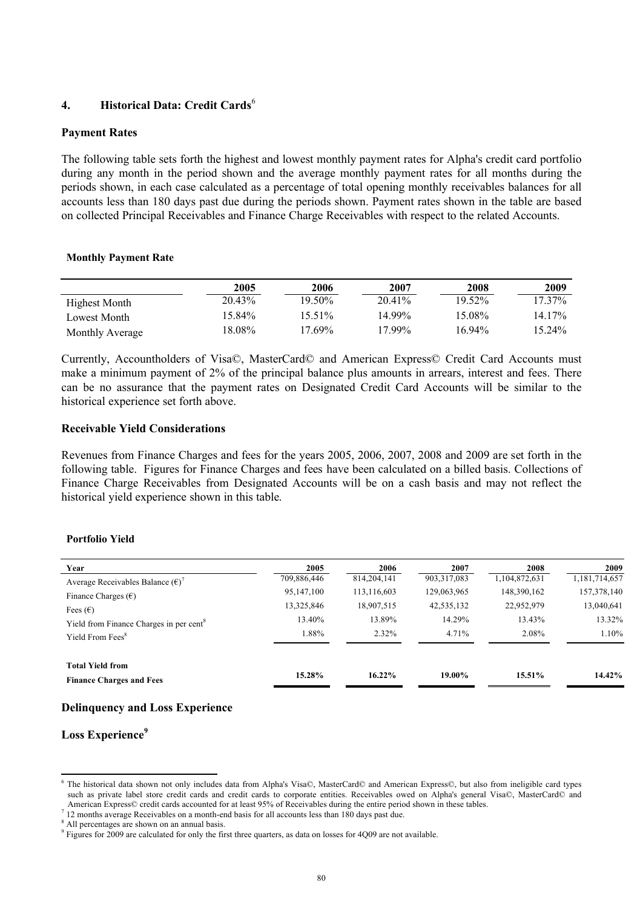## 4. Historical Data: Credit Cards[6]

### Payment Rates

The following table sets forth the highest and lowest monthly payment rates for Alpha's credit card portfolio during any month in the period shown and the average monthly payment rates for all months during the periods shown, in each case calculated as a percentage of total opening monthly receivables balances for all accounts less than 180 days past due during the periods shown. Payment rates shown in the table are based on collected Principal Receivables and Finance Charge Receivables with respect to the related Accounts.

**Monthly Payment Rate**

| | 2005 | 2006 | 2007 | 2008 | 2009 |
|---|---|---|---|---|---|
| Highest Month | 20.43% | 19.50% | 20.41% | 19.52% | 17.37% |
| Lowest Month | 15.84% | 15.51% | 14.99% | 15.08% | 14.17% |
| Monthly Average | 18.08% | 17.69% | 17.99% | 16.94% | 15.24% |

Currently, Accountholders of Visa©, MasterCard© and American Express© Credit Card Accounts must make a minimum payment of 2% of the principal balance plus amounts in arrears, interest and fees. There can be no assurance that the payment rates on Designated Credit Card Accounts will be similar to the historical experience set forth above.

### Receivable Yield Considerations

Revenues from Finance Charges and fees for the years 2005, 2006, 2007, 2008 and 2009 are set forth in the following table. Figures for Finance Charges and fees have been calculated on a billed basis. Collections of Finance Charge Receivables from Designated Accounts will be on a cash basis and may not reflect the historical yield experience shown in this table.

**Portfolio Yield**

| Year | 2005 | 2006 | 2007 | 2008 | 2009 |
|---|---|---|---|---|---|
| Average Receivables Balance (€)[7] | 709,886,446 | 814,204,141 | 903,317,083 | 1,104,872,631 | 1,181,714,657 |
| Finance Charges (€) | 95,147,100 | 113,116,603 | 129,063,965 | 148,390,162 | 157,378,140 |
| Fees (€) | 13,325,846 | 18,907,515 | 42,535,132 | 22,952,979 | 13,040,641 |
| Yield from Finance Charges in per cent[8] | 13.40% | 13.89% | 14.29% | 13.43% | 13.32% |
| Yield From Fees[8] | 1.88% | 2.32% | 4.71% | 2.08% | 1.10% |
| **Total Yield from Finance Charges and Fees** | **15.28%** | **16.22%** | **19.00%** | **15.51%** | **14.42%** |

### Delinquency and Loss Experience

### Loss Experience[9]

[6] The historical data shown not only includes data from Alpha's Visa©, MasterCard© and American Express©, but also from ineligible card types such as private label store credit cards and credit cards to corporate entities. Receivables owed on Alpha's general Visa©, MasterCard© and American Express© credit cards accounted for at least 95% of Receivables during the entire period shown in these tables.

[7] 12 months average Receivables on a month-end basis for all accounts less than 180 days past due.

[8] All percentages are shown on an annual basis.

[9] Figures for 2009 are calculated for only the first three quarters, as data on losses for 4Q09 are not available.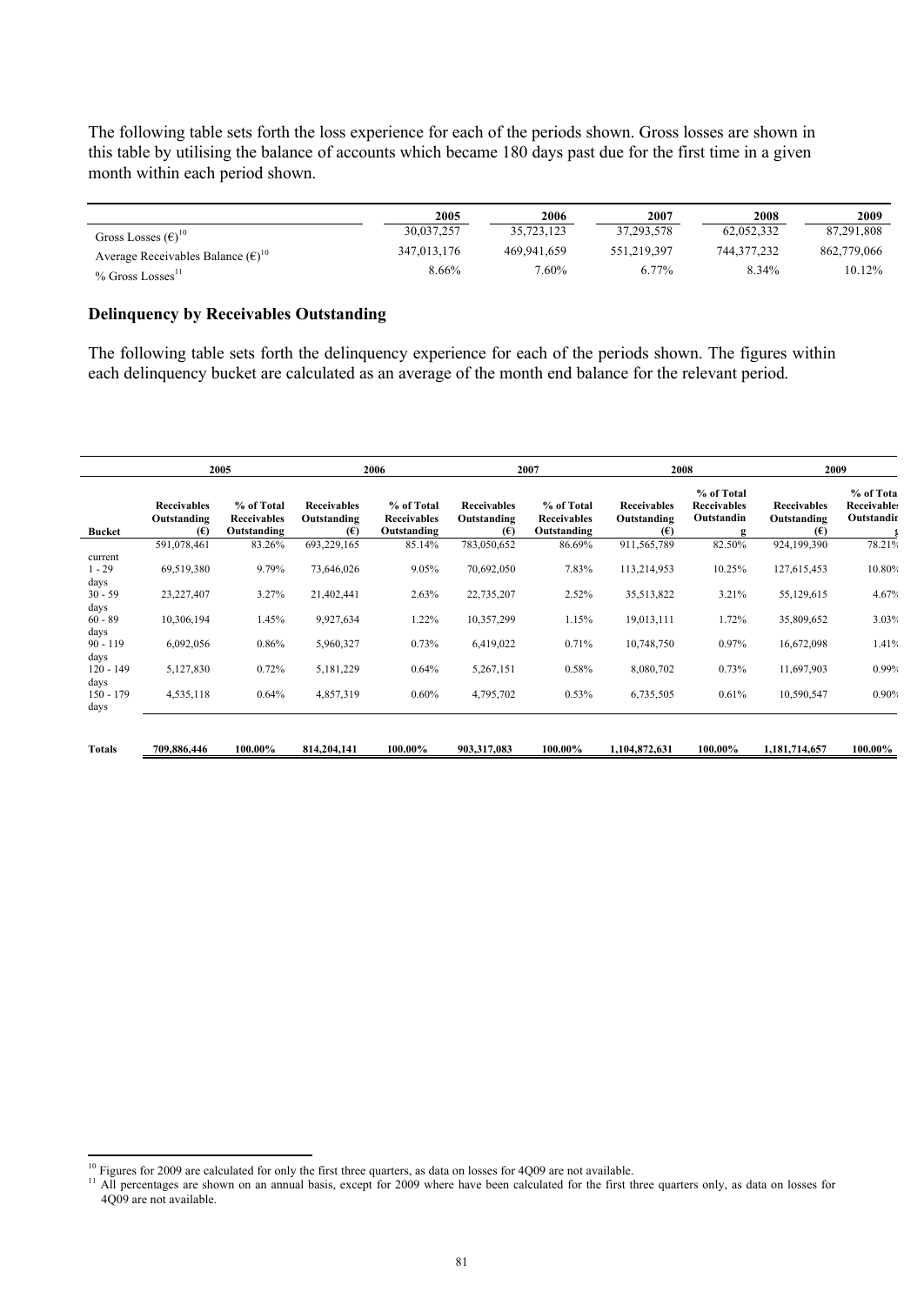The following table sets forth the loss experience for each of the periods shown. Gross losses are shown in this table by utilising the balance of accounts which became 180 days past due for the first time in a given month within each period shown.

| | 2005 | 2006 | 2007 | 2008 | 2009 |
|---|---|---|---|---|---|
| Gross Losses (€)[10] | 30,037,257 | 35,723,123 | 37,293,578 | 62,052,332 | 87,291,808 |
| Average Receivables Balance (€)[10] | 347,013,176 | 469,941,659 | 551,219,397 | 744,377,232 | 862,779,066 |
| % Gross Losses[11] | 8.66% | 7.60% | 6.77% | 8.34% | 10.12% |

## Delinquency by Receivables Outstanding

The following table sets forth the delinquency experience for each of the periods shown. The figures within each delinquency bucket are calculated as an average of the month end balance for the relevant period.

| | 2005 | | 2006 | | 2007 | | 2008 | | 2009 | |
|---|---|---|---|---|---|---|---|---|---|---|
| Bucket | Receivables Outstanding (€) | % of Total Receivables Outstanding | Receivables Outstanding (€) | % of Total Receivables Outstanding | Receivables Outstanding (€) | % of Total Receivables Outstanding | Receivables Outstanding (€) | % of Total Receivables Outstanding | Receivables Outstanding (€) | % of Total Receivables Outstanding |
| current | 591,078,461 | 83.26% | 693,229,165 | 85.14% | 783,050,652 | 86.69% | 911,565,789 | 82.50% | 924,199,390 | 78.21% |
| 1 - 29 days | 69,519,380 | 9.79% | 73,646,026 | 9.05% | 70,692,050 | 7.83% | 113,214,953 | 10.25% | 127,615,453 | 10.80% |
| 30 - 59 days | 23,227,407 | 3.27% | 21,402,441 | 2.63% | 22,735,207 | 2.52% | 35,513,822 | 3.21% | 55,129,615 | 4.67% |
| 60 - 89 days | 10,306,194 | 1.45% | 9,927,634 | 1.22% | 10,357,299 | 1.15% | 19,013,111 | 1.72% | 35,809,652 | 3.03% |
| 90 - 119 days | 6,092,056 | 0.86% | 5,960,327 | 0.73% | 6,419,022 | 0.71% | 10,748,750 | 0.97% | 16,672,098 | 1.41% |
| 120 - 149 days | 5,127,830 | 0.72% | 5,181,229 | 0.64% | 5,267,151 | 0.58% | 8,080,702 | 0.73% | 11,697,903 | 0.99% |
| 150 - 179 days | 4,535,118 | 0.64% | 4,857,319 | 0.60% | 4,795,702 | 0.53% | 6,735,505 | 0.61% | 10,590,547 | 0.90% |
| **Totals** | **709,886,446** | **100.00%** | **814,204,141** | **100.00%** | **903,317,083** | **100.00%** | **1,104,872,631** | **100.00%** | **1,181,714,657** | **100.00%** |

[10] Figures for 2009 are calculated for only the first three quarters, as data on losses for 4Q09 are not available.

[11] All percentages are shown on an annual basis, except for 2009 where have been calculated for the first three quarters only, as data on losses for 4Q09 are not available.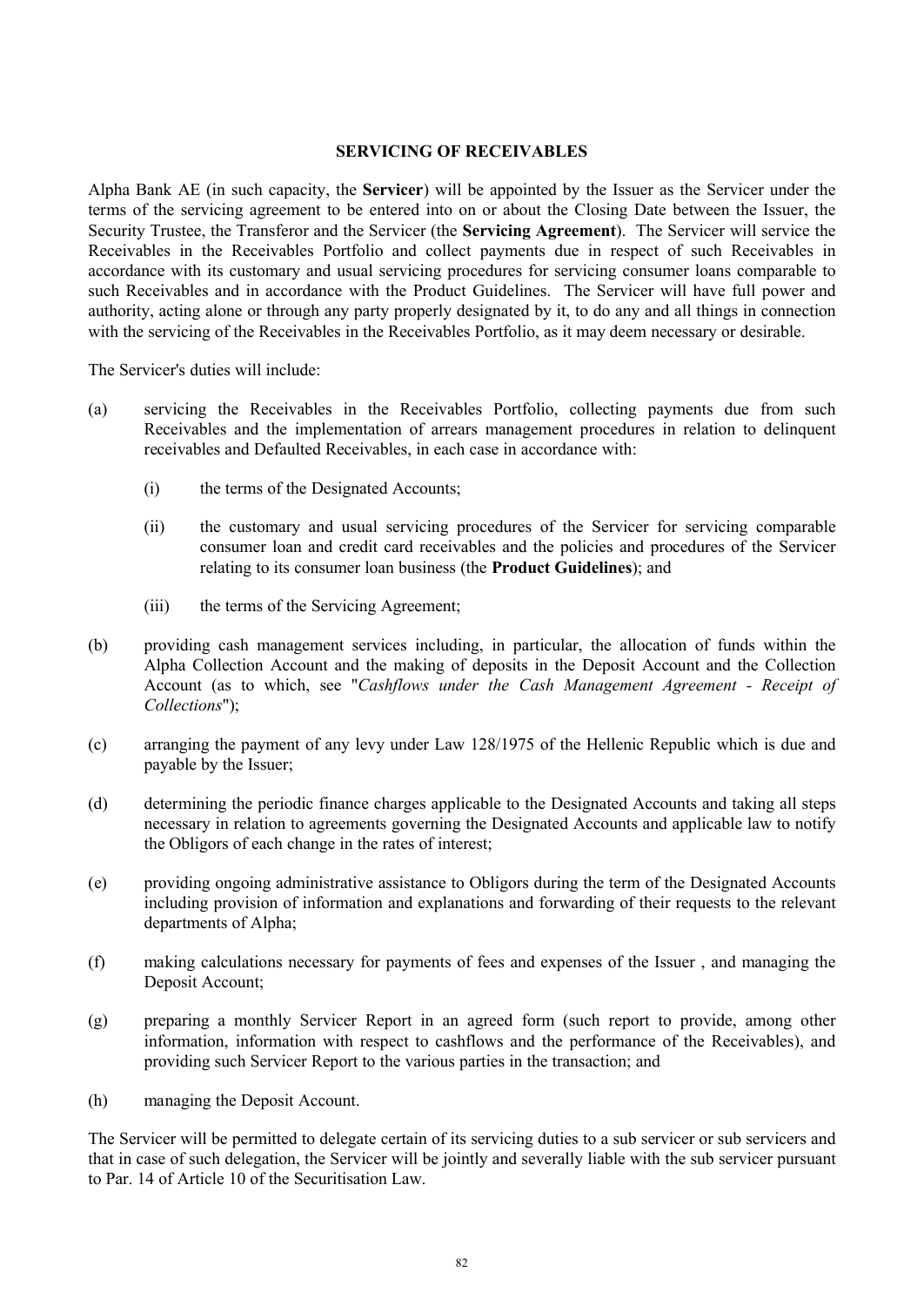## SERVICING OF RECEIVABLES

Alpha Bank AE (in such capacity, the **Servicer**) will be appointed by the Issuer as the Servicer under the terms of the servicing agreement to be entered into on or about the Closing Date between the Issuer, the Security Trustee, the Transferor and the Servicer (the **Servicing Agreement**). The Servicer will service the Receivables in the Receivables Portfolio and collect payments due in respect of such Receivables in accordance with its customary and usual servicing procedures for servicing consumer loans comparable to such Receivables and in accordance with the Product Guidelines. The Servicer will have full power and authority, acting alone or through any party properly designated by it, to do any and all things in connection with the servicing of the Receivables in the Receivables Portfolio, as it may deem necessary or desirable.

The Servicer's duties will include:

(a) servicing the Receivables in the Receivables Portfolio, collecting payments due from such Receivables and the implementation of arrears management procedures in relation to delinquent receivables and Defaulted Receivables, in each case in accordance with:

   (i) the terms of the Designated Accounts;

   (ii) the customary and usual servicing procedures of the Servicer for servicing comparable consumer loan and credit card receivables and the policies and procedures of the Servicer relating to its consumer loan business (the **Product Guidelines**); and

   (iii) the terms of the Servicing Agreement;

(b) providing cash management services including, in particular, the allocation of funds within the Alpha Collection Account and the making of deposits in the Deposit Account and the Collection Account (as to which, see "*Cashflows under the Cash Management Agreement - Receipt of Collections*");

(c) arranging the payment of any levy under Law 128/1975 of the Hellenic Republic which is due and payable by the Issuer;

(d) determining the periodic finance charges applicable to the Designated Accounts and taking all steps necessary in relation to agreements governing the Designated Accounts and applicable law to notify the Obligors of each change in the rates of interest;

(e) providing ongoing administrative assistance to Obligors during the term of the Designated Accounts including provision of information and explanations and forwarding of their requests to the relevant departments of Alpha;

(f) making calculations necessary for payments of fees and expenses of the Issuer , and managing the Deposit Account;

(g) preparing a monthly Servicer Report in an agreed form (such report to provide, among other information, information with respect to cashflows and the performance of the Receivables), and providing such Servicer Report to the various parties in the transaction; and

(h) managing the Deposit Account.

The Servicer will be permitted to delegate certain of its servicing duties to a sub servicer or sub servicers and that in case of such delegation, the Servicer will be jointly and severally liable with the sub servicer pursuant to Par. 14 of Article 10 of the Securitisation Law.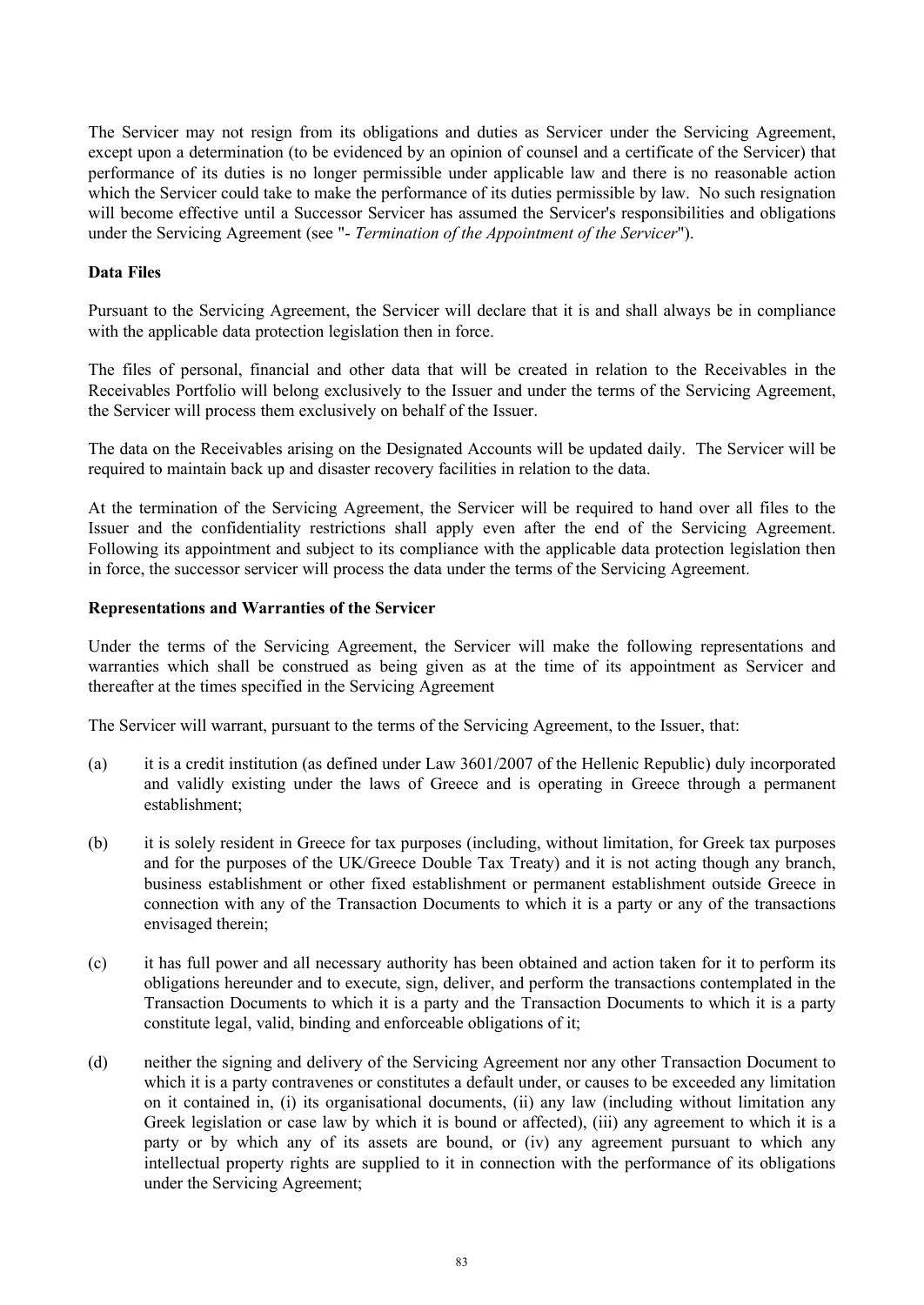The Servicer may not resign from its obligations and duties as Servicer under the Servicing Agreement, except upon a determination (to be evidenced by an opinion of counsel and a certificate of the Servicer) that performance of its duties is no longer permissible under applicable law and there is no reasonable action which the Servicer could take to make the performance of its duties permissible by law. No such resignation will become effective until a Successor Servicer has assumed the Servicer's responsibilities and obligations under the Servicing Agreement (see "- *Termination of the Appointment of the Servicer*").

**Data Files**

Pursuant to the Servicing Agreement, the Servicer will declare that it is and shall always be in compliance with the applicable data protection legislation then in force.

The files of personal, financial and other data that will be created in relation to the Receivables in the Receivables Portfolio will belong exclusively to the Issuer and under the terms of the Servicing Agreement, the Servicer will process them exclusively on behalf of the Issuer.

The data on the Receivables arising on the Designated Accounts will be updated daily. The Servicer will be required to maintain back up and disaster recovery facilities in relation to the data.

At the termination of the Servicing Agreement, the Servicer will be required to hand over all files to the Issuer and the confidentiality restrictions shall apply even after the end of the Servicing Agreement. Following its appointment and subject to its compliance with the applicable data protection legislation then in force, the successor servicer will process the data under the terms of the Servicing Agreement.

**Representations and Warranties of the Servicer**

Under the terms of the Servicing Agreement, the Servicer will make the following representations and warranties which shall be construed as being given as at the time of its appointment as Servicer and thereafter at the times specified in the Servicing Agreement

The Servicer will warrant, pursuant to the terms of the Servicing Agreement, to the Issuer, that:

(a) it is a credit institution (as defined under Law 3601/2007 of the Hellenic Republic) duly incorporated and validly existing under the laws of Greece and is operating in Greece through a permanent establishment;

(b) it is solely resident in Greece for tax purposes (including, without limitation, for Greek tax purposes and for the purposes of the UK/Greece Double Tax Treaty) and it is not acting though any branch, business establishment or other fixed establishment or permanent establishment outside Greece in connection with any of the Transaction Documents to which it is a party or any of the transactions envisaged therein;

(c) it has full power and all necessary authority has been obtained and action taken for it to perform its obligations hereunder and to execute, sign, deliver, and perform the transactions contemplated in the Transaction Documents to which it is a party and the Transaction Documents to which it is a party constitute legal, valid, binding and enforceable obligations of it;

(d) neither the signing and delivery of the Servicing Agreement nor any other Transaction Document to which it is a party contravenes or constitutes a default under, or causes to be exceeded any limitation on it contained in, (i) its organisational documents, (ii) any law (including without limitation any Greek legislation or case law by which it is bound or affected), (iii) any agreement to which it is a party or by which any of its assets are bound, or (iv) any agreement pursuant to which any intellectual property rights are supplied to it in connection with the performance of its obligations under the Servicing Agreement;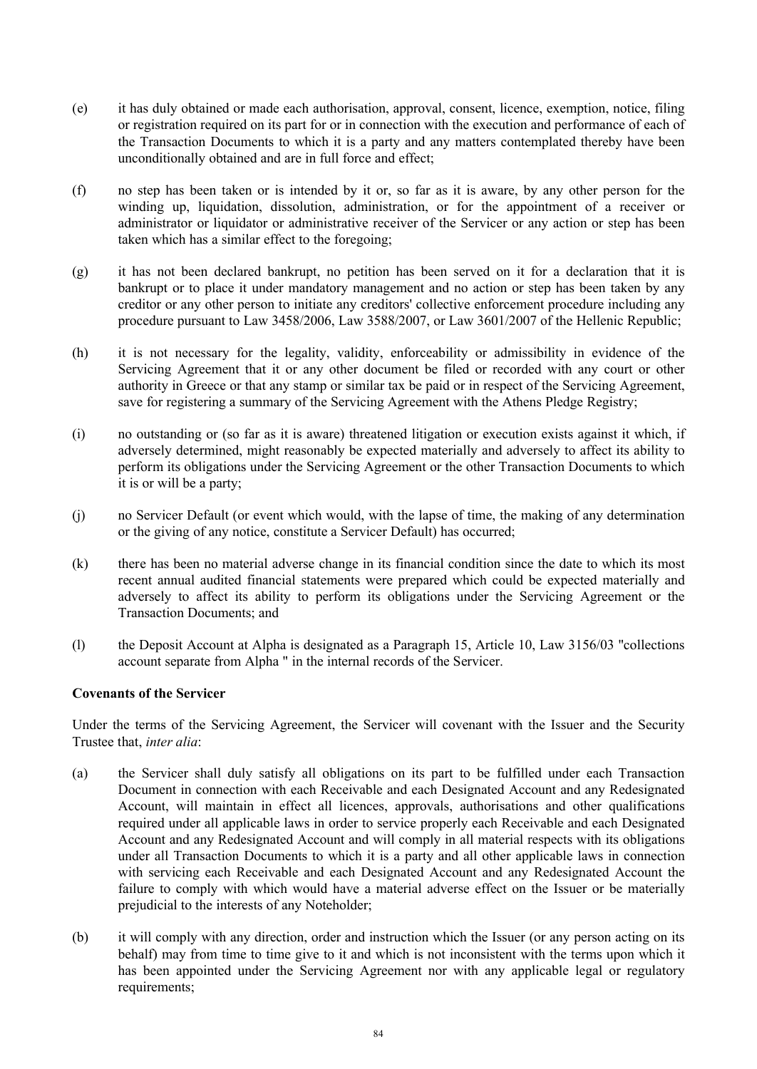(e) it has duly obtained or made each authorisation, approval, consent, licence, exemption, notice, filing or registration required on its part for or in connection with the execution and performance of each of the Transaction Documents to which it is a party and any matters contemplated thereby have been unconditionally obtained and are in full force and effect;

(f) no step has been taken or is intended by it or, so far as it is aware, by any other person for the winding up, liquidation, dissolution, administration, or for the appointment of a receiver or administrator or liquidator or administrative receiver of the Servicer or any action or step has been taken which has a similar effect to the foregoing;

(g) it has not been declared bankrupt, no petition has been served on it for a declaration that it is bankrupt or to place it under mandatory management and no action or step has been taken by any creditor or any other person to initiate any creditors' collective enforcement procedure including any procedure pursuant to Law 3458/2006, Law 3588/2007, or Law 3601/2007 of the Hellenic Republic;

(h) it is not necessary for the legality, validity, enforceability or admissibility in evidence of the Servicing Agreement that it or any other document be filed or recorded with any court or other authority in Greece or that any stamp or similar tax be paid or in respect of the Servicing Agreement, save for registering a summary of the Servicing Agreement with the Athens Pledge Registry;

(i) no outstanding or (so far as it is aware) threatened litigation or execution exists against it which, if adversely determined, might reasonably be expected materially and adversely to affect its ability to perform its obligations under the Servicing Agreement or the other Transaction Documents to which it is or will be a party;

(j) no Servicer Default (or event which would, with the lapse of time, the making of any determination or the giving of any notice, constitute a Servicer Default) has occurred;

(k) there has been no material adverse change in its financial condition since the date to which its most recent annual audited financial statements were prepared which could be expected materially and adversely to affect its ability to perform its obligations under the Servicing Agreement or the Transaction Documents; and

(l) the Deposit Account at Alpha is designated as a Paragraph 15, Article 10, Law 3156/03 "collections account separate from Alpha " in the internal records of the Servicer.

**Covenants of the Servicer**

Under the terms of the Servicing Agreement, the Servicer will covenant with the Issuer and the Security Trustee that, *inter alia*:

(a) the Servicer shall duly satisfy all obligations on its part to be fulfilled under each Transaction Document in connection with each Receivable and each Designated Account and any Redesignated Account, will maintain in effect all licences, approvals, authorisations and other qualifications required under all applicable laws in order to service properly each Receivable and each Designated Account and any Redesignated Account and will comply in all material respects with its obligations under all Transaction Documents to which it is a party and all other applicable laws in connection with servicing each Receivable and each Designated Account and any Redesignated Account the failure to comply with which would have a material adverse effect on the Issuer or be materially prejudicial to the interests of any Noteholder;

(b) it will comply with any direction, order and instruction which the Issuer (or any person acting on its behalf) may from time to time give to it and which is not inconsistent with the terms upon which it has been appointed under the Servicing Agreement nor with any applicable legal or regulatory requirements;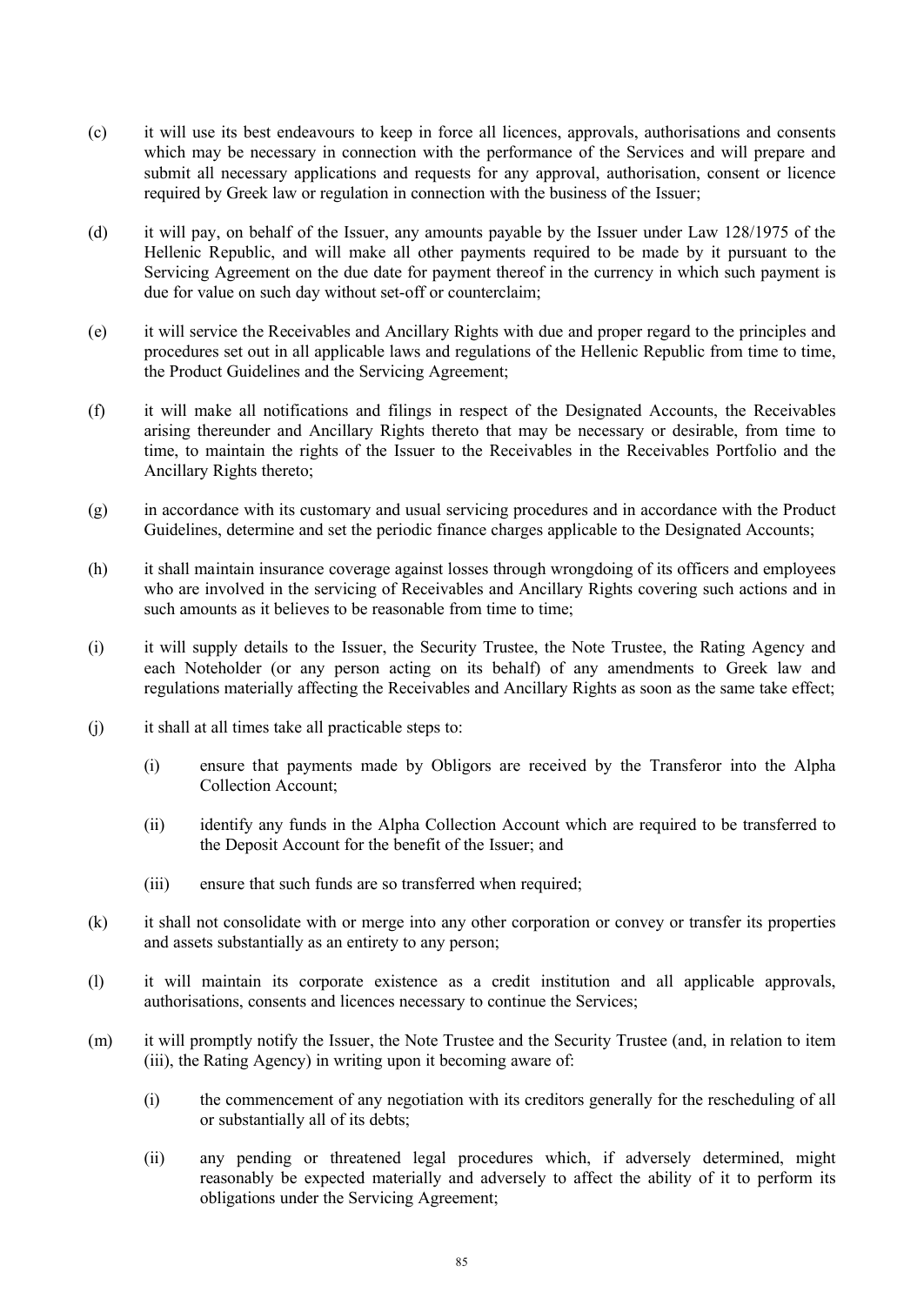(c) it will use its best endeavours to keep in force all licences, approvals, authorisations and consents which may be necessary in connection with the performance of the Services and will prepare and submit all necessary applications and requests for any approval, authorisation, consent or licence required by Greek law or regulation in connection with the business of the Issuer;

(d) it will pay, on behalf of the Issuer, any amounts payable by the Issuer under Law 128/1975 of the Hellenic Republic, and will make all other payments required to be made by it pursuant to the Servicing Agreement on the due date for payment thereof in the currency in which such payment is due for value on such day without set-off or counterclaim;

(e) it will service the Receivables and Ancillary Rights with due and proper regard to the principles and procedures set out in all applicable laws and regulations of the Hellenic Republic from time to time, the Product Guidelines and the Servicing Agreement;

(f) it will make all notifications and filings in respect of the Designated Accounts, the Receivables arising thereunder and Ancillary Rights thereto that may be necessary or desirable, from time to time, to maintain the rights of the Issuer to the Receivables in the Receivables Portfolio and the Ancillary Rights thereto;

(g) in accordance with its customary and usual servicing procedures and in accordance with the Product Guidelines, determine and set the periodic finance charges applicable to the Designated Accounts;

(h) it shall maintain insurance coverage against losses through wrongdoing of its officers and employees who are involved in the servicing of Receivables and Ancillary Rights covering such actions and in such amounts as it believes to be reasonable from time to time;

(i) it will supply details to the Issuer, the Security Trustee, the Note Trustee, the Rating Agency and each Noteholder (or any person acting on its behalf) of any amendments to Greek law and regulations materially affecting the Receivables and Ancillary Rights as soon as the same take effect;

(j) it shall at all times take all practicable steps to:

   (i) ensure that payments made by Obligors are received by the Transferor into the Alpha Collection Account;

   (ii) identify any funds in the Alpha Collection Account which are required to be transferred to the Deposit Account for the benefit of the Issuer; and

   (iii) ensure that such funds are so transferred when required;

(k) it shall not consolidate with or merge into any other corporation or convey or transfer its properties and assets substantially as an entirety to any person;

(l) it will maintain its corporate existence as a credit institution and all applicable approvals, authorisations, consents and licences necessary to continue the Services;

(m) it will promptly notify the Issuer, the Note Trustee and the Security Trustee (and, in relation to item (iii), the Rating Agency) in writing upon it becoming aware of:

   (i) the commencement of any negotiation with its creditors generally for the rescheduling of all or substantially all of its debts;

   (ii) any pending or threatened legal procedures which, if adversely determined, might reasonably be expected materially and adversely to affect the ability of it to perform its obligations under the Servicing Agreement;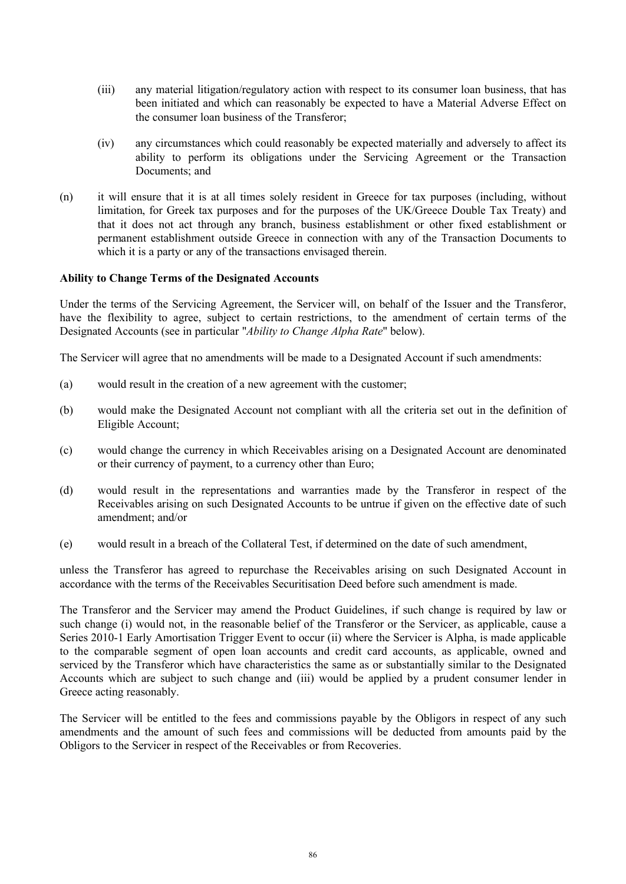(iii) any material litigation/regulatory action with respect to its consumer loan business, that has been initiated and which can reasonably be expected to have a Material Adverse Effect on the consumer loan business of the Transferor;

(iv) any circumstances which could reasonably be expected materially and adversely to affect its ability to perform its obligations under the Servicing Agreement or the Transaction Documents; and

(n) it will ensure that it is at all times solely resident in Greece for tax purposes (including, without limitation, for Greek tax purposes and for the purposes of the UK/Greece Double Tax Treaty) and that it does not act through any branch, business establishment or other fixed establishment or permanent establishment outside Greece in connection with any of the Transaction Documents to which it is a party or any of the transactions envisaged therein.

**Ability to Change Terms of the Designated Accounts**

Under the terms of the Servicing Agreement, the Servicer will, on behalf of the Issuer and the Transferor, have the flexibility to agree, subject to certain restrictions, to the amendment of certain terms of the Designated Accounts (see in particular "*Ability to Change Alpha Rate*" below).

The Servicer will agree that no amendments will be made to a Designated Account if such amendments:

(a) would result in the creation of a new agreement with the customer;

(b) would make the Designated Account not compliant with all the criteria set out in the definition of Eligible Account;

(c) would change the currency in which Receivables arising on a Designated Account are denominated or their currency of payment, to a currency other than Euro;

(d) would result in the representations and warranties made by the Transferor in respect of the Receivables arising on such Designated Accounts to be untrue if given on the effective date of such amendment; and/or

(e) would result in a breach of the Collateral Test, if determined on the date of such amendment,

unless the Transferor has agreed to repurchase the Receivables arising on such Designated Account in accordance with the terms of the Receivables Securitisation Deed before such amendment is made.

The Transferor and the Servicer may amend the Product Guidelines, if such change is required by law or such change (i) would not, in the reasonable belief of the Transferor or the Servicer, as applicable, cause a Series 2010-1 Early Amortisation Trigger Event to occur (ii) where the Servicer is Alpha, is made applicable to the comparable segment of open loan accounts and credit card accounts, as applicable, owned and serviced by the Transferor which have characteristics the same as or substantially similar to the Designated Accounts which are subject to such change and (iii) would be applied by a prudent consumer lender in Greece acting reasonably.

The Servicer will be entitled to the fees and commissions payable by the Obligors in respect of any such amendments and the amount of such fees and commissions will be deducted from amounts paid by the Obligors to the Servicer in respect of the Receivables or from Recoveries.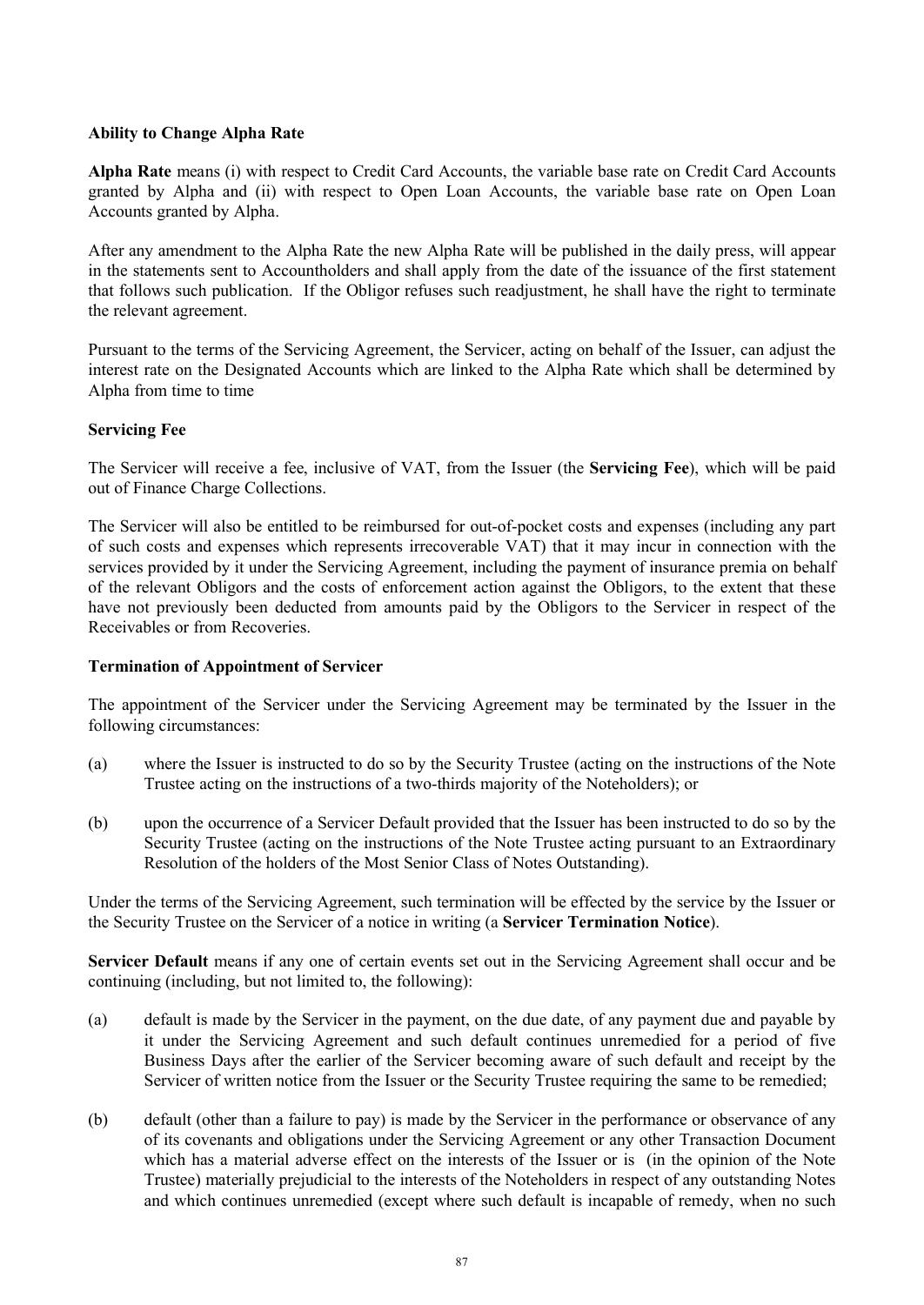**Ability to Change Alpha Rate**

**Alpha Rate** means (i) with respect to Credit Card Accounts, the variable base rate on Credit Card Accounts granted by Alpha and (ii) with respect to Open Loan Accounts, the variable base rate on Open Loan Accounts granted by Alpha.

After any amendment to the Alpha Rate the new Alpha Rate will be published in the daily press, will appear in the statements sent to Accountholders and shall apply from the date of the issuance of the first statement that follows such publication. If the Obligor refuses such readjustment, he shall have the right to terminate the relevant agreement.

Pursuant to the terms of the Servicing Agreement, the Servicer, acting on behalf of the Issuer, can adjust the interest rate on the Designated Accounts which are linked to the Alpha Rate which shall be determined by Alpha from time to time

**Servicing Fee**

The Servicer will receive a fee, inclusive of VAT, from the Issuer (the **Servicing Fee**), which will be paid out of Finance Charge Collections.

The Servicer will also be entitled to be reimbursed for out-of-pocket costs and expenses (including any part of such costs and expenses which represents irrecoverable VAT) that it may incur in connection with the services provided by it under the Servicing Agreement, including the payment of insurance premia on behalf of the relevant Obligors and the costs of enforcement action against the Obligors, to the extent that these have not previously been deducted from amounts paid by the Obligors to the Servicer in respect of the Receivables or from Recoveries.

**Termination of Appointment of Servicer**

The appointment of the Servicer under the Servicing Agreement may be terminated by the Issuer in the following circumstances:

(a) where the Issuer is instructed to do so by the Security Trustee (acting on the instructions of the Note Trustee acting on the instructions of a two-thirds majority of the Noteholders); or

(b) upon the occurrence of a Servicer Default provided that the Issuer has been instructed to do so by the Security Trustee (acting on the instructions of the Note Trustee acting pursuant to an Extraordinary Resolution of the holders of the Most Senior Class of Notes Outstanding).

Under the terms of the Servicing Agreement, such termination will be effected by the service by the Issuer or the Security Trustee on the Servicer of a notice in writing (a **Servicer Termination Notice**).

**Servicer Default** means if any one of certain events set out in the Servicing Agreement shall occur and be continuing (including, but not limited to, the following):

(a) default is made by the Servicer in the payment, on the due date, of any payment due and payable by it under the Servicing Agreement and such default continues unremedied for a period of five Business Days after the earlier of the Servicer becoming aware of such default and receipt by the Servicer of written notice from the Issuer or the Security Trustee requiring the same to be remedied;

(b) default (other than a failure to pay) is made by the Servicer in the performance or observance of any of its covenants and obligations under the Servicing Agreement or any other Transaction Document which has a material adverse effect on the interests of the Issuer or is (in the opinion of the Note Trustee) materially prejudicial to the interests of the Noteholders in respect of any outstanding Notes and which continues unremedied (except where such default is incapable of remedy, when no such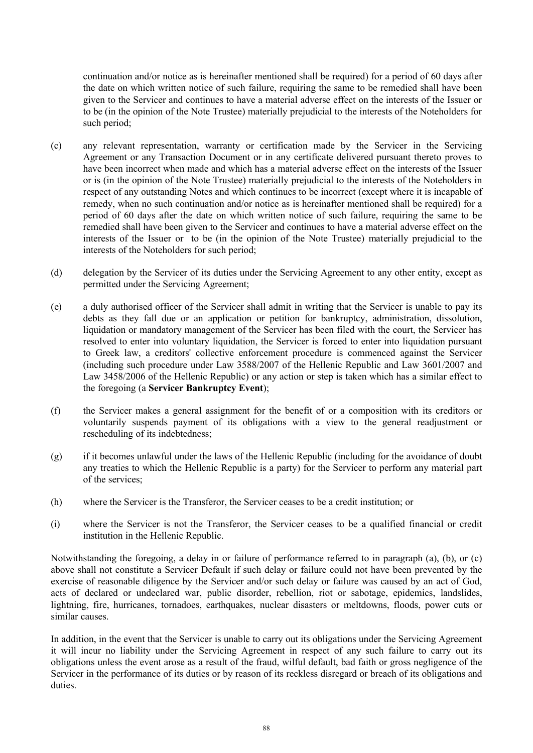continuation and/or notice as is hereinafter mentioned shall be required) for a period of 60 days after the date on which written notice of such failure, requiring the same to be remedied shall have been given to the Servicer and continues to have a material adverse effect on the interests of the Issuer or to be (in the opinion of the Note Trustee) materially prejudicial to the interests of the Noteholders for such period;

(c) any relevant representation, warranty or certification made by the Servicer in the Servicing Agreement or any Transaction Document or in any certificate delivered pursuant thereto proves to have been incorrect when made and which has a material adverse effect on the interests of the Issuer or is (in the opinion of the Note Trustee) materially prejudicial to the interests of the Noteholders in respect of any outstanding Notes and which continues to be incorrect (except where it is incapable of remedy, when no such continuation and/or notice as is hereinafter mentioned shall be required) for a period of 60 days after the date on which written notice of such failure, requiring the same to be remedied shall have been given to the Servicer and continues to have a material adverse effect on the interests of the Issuer or to be (in the opinion of the Note Trustee) materially prejudicial to the interests of the Noteholders for such period;

(d) delegation by the Servicer of its duties under the Servicing Agreement to any other entity, except as permitted under the Servicing Agreement;

(e) a duly authorised officer of the Servicer shall admit in writing that the Servicer is unable to pay its debts as they fall due or an application or petition for bankruptcy, administration, dissolution, liquidation or mandatory management of the Servicer has been filed with the court, the Servicer has resolved to enter into voluntary liquidation, the Servicer is forced to enter into liquidation pursuant to Greek law, a creditors' collective enforcement procedure is commenced against the Servicer (including such procedure under Law 3588/2007 of the Hellenic Republic and Law 3601/2007 and Law 3458/2006 of the Hellenic Republic) or any action or step is taken which has a similar effect to the foregoing (a **Servicer Bankruptcy Event**);

(f) the Servicer makes a general assignment for the benefit of or a composition with its creditors or voluntarily suspends payment of its obligations with a view to the general readjustment or rescheduling of its indebtedness;

(g) if it becomes unlawful under the laws of the Hellenic Republic (including for the avoidance of doubt any treaties to which the Hellenic Republic is a party) for the Servicer to perform any material part of the services;

(h) where the Servicer is the Transferor, the Servicer ceases to be a credit institution; or

(i) where the Servicer is not the Transferor, the Servicer ceases to be a qualified financial or credit institution in the Hellenic Republic.

Notwithstanding the foregoing, a delay in or failure of performance referred to in paragraph (a), (b), or (c) above shall not constitute a Servicer Default if such delay or failure could not have been prevented by the exercise of reasonable diligence by the Servicer and/or such delay or failure was caused by an act of God, acts of declared or undeclared war, public disorder, rebellion, riot or sabotage, epidemics, landslides, lightning, fire, hurricanes, tornadoes, earthquakes, nuclear disasters or meltdowns, floods, power cuts or similar causes.

In addition, in the event that the Servicer is unable to carry out its obligations under the Servicing Agreement it will incur no liability under the Servicing Agreement in respect of any such failure to carry out its obligations unless the event arose as a result of the fraud, wilful default, bad faith or gross negligence of the Servicer in the performance of its duties or by reason of its reckless disregard or breach of its obligations and duties.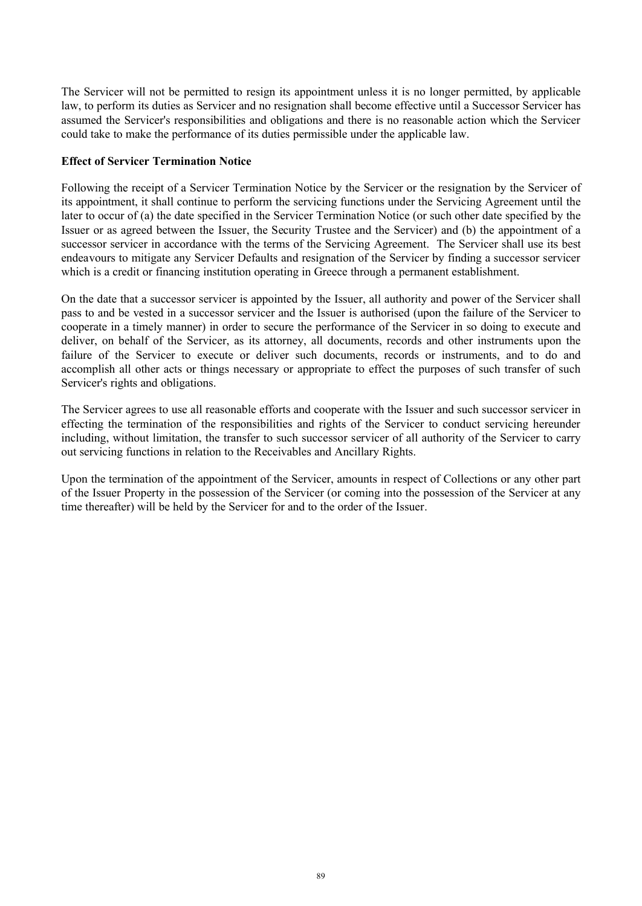The Servicer will not be permitted to resign its appointment unless it is no longer permitted, by applicable law, to perform its duties as Servicer and no resignation shall become effective until a Successor Servicer has assumed the Servicer's responsibilities and obligations and there is no reasonable action which the Servicer could take to make the performance of its duties permissible under the applicable law.

**Effect of Servicer Termination Notice**

Following the receipt of a Servicer Termination Notice by the Servicer or the resignation by the Servicer of its appointment, it shall continue to perform the servicing functions under the Servicing Agreement until the later to occur of (a) the date specified in the Servicer Termination Notice (or such other date specified by the Issuer or as agreed between the Issuer, the Security Trustee and the Servicer) and (b) the appointment of a successor servicer in accordance with the terms of the Servicing Agreement. The Servicer shall use its best endeavours to mitigate any Servicer Defaults and resignation of the Servicer by finding a successor servicer which is a credit or financing institution operating in Greece through a permanent establishment.

On the date that a successor servicer is appointed by the Issuer, all authority and power of the Servicer shall pass to and be vested in a successor servicer and the Issuer is authorised (upon the failure of the Servicer to cooperate in a timely manner) in order to secure the performance of the Servicer in so doing to execute and deliver, on behalf of the Servicer, as its attorney, all documents, records and other instruments upon the failure of the Servicer to execute or deliver such documents, records or instruments, and to do and accomplish all other acts or things necessary or appropriate to effect the purposes of such transfer of such Servicer's rights and obligations.

The Servicer agrees to use all reasonable efforts and cooperate with the Issuer and such successor servicer in effecting the termination of the responsibilities and rights of the Servicer to conduct servicing hereunder including, without limitation, the transfer to such successor servicer of all authority of the Servicer to carry out servicing functions in relation to the Receivables and Ancillary Rights.

Upon the termination of the appointment of the Servicer, amounts in respect of Collections or any other part of the Issuer Property in the possession of the Servicer (or coming into the possession of the Servicer at any time thereafter) will be held by the Servicer for and to the order of the Issuer.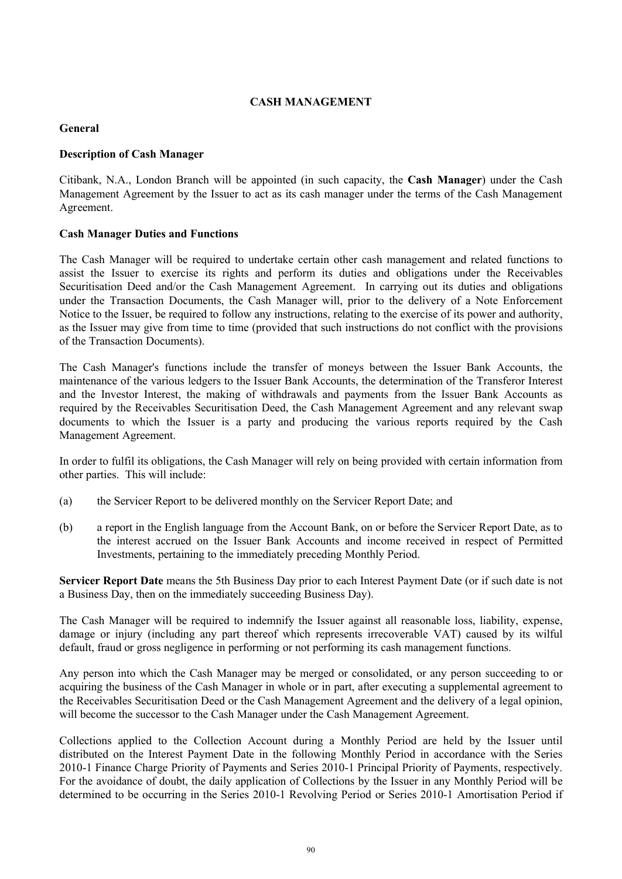# CASH MANAGEMENT

## General

### Description of Cash Manager

Citibank, N.A., London Branch will be appointed (in such capacity, the **Cash Manager**) under the Cash Management Agreement by the Issuer to act as its cash manager under the terms of the Cash Management Agreement.

### Cash Manager Duties and Functions

The Cash Manager will be required to undertake certain other cash management and related functions to assist the Issuer to exercise its rights and perform its duties and obligations under the Receivables Securitisation Deed and/or the Cash Management Agreement. In carrying out its duties and obligations under the Transaction Documents, the Cash Manager will, prior to the delivery of a Note Enforcement Notice to the Issuer, be required to follow any instructions, relating to the exercise of its power and authority, as the Issuer may give from time to time (provided that such instructions do not conflict with the provisions of the Transaction Documents).

The Cash Manager's functions include the transfer of moneys between the Issuer Bank Accounts, the maintenance of the various ledgers to the Issuer Bank Accounts, the determination of the Transferor Interest and the Investor Interest, the making of withdrawals and payments from the Issuer Bank Accounts as required by the Receivables Securitisation Deed, the Cash Management Agreement and any relevant swap documents to which the Issuer is a party and producing the various reports required by the Cash Management Agreement.

In order to fulfil its obligations, the Cash Manager will rely on being provided with certain information from other parties. This will include:

(a) the Servicer Report to be delivered monthly on the Servicer Report Date; and

(b) a report in the English language from the Account Bank, on or before the Servicer Report Date, as to the interest accrued on the Issuer Bank Accounts and income received in respect of Permitted Investments, pertaining to the immediately preceding Monthly Period.

**Servicer Report Date** means the 5th Business Day prior to each Interest Payment Date (or if such date is not a Business Day, then on the immediately succeeding Business Day).

The Cash Manager will be required to indemnify the Issuer against all reasonable loss, liability, expense, damage or injury (including any part thereof which represents irrecoverable VAT) caused by its wilful default, fraud or gross negligence in performing or not performing its cash management functions.

Any person into which the Cash Manager may be merged or consolidated, or any person succeeding to or acquiring the business of the Cash Manager in whole or in part, after executing a supplemental agreement to the Receivables Securitisation Deed or the Cash Management Agreement and the delivery of a legal opinion, will become the successor to the Cash Manager under the Cash Management Agreement.

Collections applied to the Collection Account during a Monthly Period are held by the Issuer until distributed on the Interest Payment Date in the following Monthly Period in accordance with the Series 2010-1 Finance Charge Priority of Payments and Series 2010-1 Principal Priority of Payments, respectively. For the avoidance of doubt, the daily application of Collections by the Issuer in any Monthly Period will be determined to be occurring in the Series 2010-1 Revolving Period or Series 2010-1 Amortisation Period if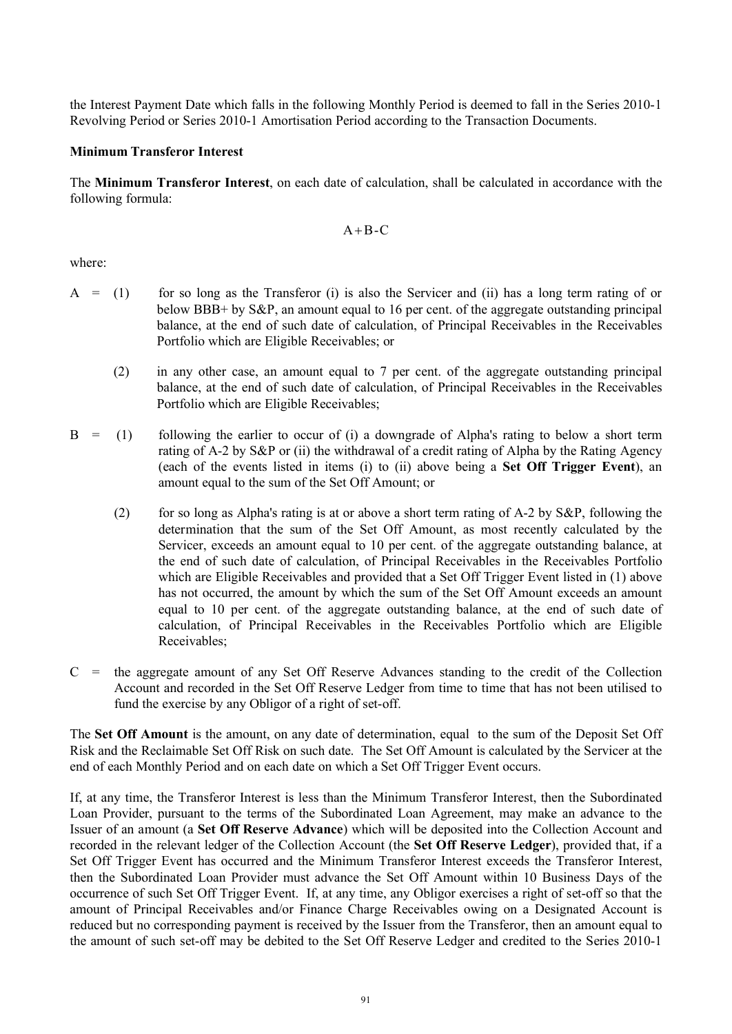the Interest Payment Date which falls in the following Monthly Period is deemed to fall in the Series 2010-1 Revolving Period or Series 2010-1 Amortisation Period according to the Transaction Documents.

**Minimum Transferor Interest**

The **Minimum Transferor Interest**, on each date of calculation, shall be calculated in accordance with the following formula:

$$A+B-C$$

where:

A = (1) for so long as the Transferor (i) is also the Servicer and (ii) has a long term rating of or below BBB+ by S&P, an amount equal to 16 per cent. of the aggregate outstanding principal balance, at the end of such date of calculation, of Principal Receivables in the Receivables Portfolio which are Eligible Receivables; or

(2) in any other case, an amount equal to 7 per cent. of the aggregate outstanding principal balance, at the end of such date of calculation, of Principal Receivables in the Receivables Portfolio which are Eligible Receivables;

B = (1) following the earlier to occur of (i) a downgrade of Alpha's rating to below a short term rating of A-2 by S&P or (ii) the withdrawal of a credit rating of Alpha by the Rating Agency (each of the events listed in items (i) to (ii) above being a **Set Off Trigger Event**), an amount equal to the sum of the Set Off Amount; or

(2) for so long as Alpha's rating is at or above a short term rating of A-2 by S&P, following the determination that the sum of the Set Off Amount, as most recently calculated by the Servicer, exceeds an amount equal to 10 per cent. of the aggregate outstanding balance, at the end of such date of calculation, of Principal Receivables in the Receivables Portfolio which are Eligible Receivables and provided that a Set Off Trigger Event listed in (1) above has not occurred, the amount by which the sum of the Set Off Amount exceeds an amount equal to 10 per cent. of the aggregate outstanding balance, at the end of such date of calculation, of Principal Receivables in the Receivables Portfolio which are Eligible Receivables;

C = the aggregate amount of any Set Off Reserve Advances standing to the credit of the Collection Account and recorded in the Set Off Reserve Ledger from time to time that has not been utilised to fund the exercise by any Obligor of a right of set-off.

The **Set Off Amount** is the amount, on any date of determination, equal to the sum of the Deposit Set Off Risk and the Reclaimable Set Off Risk on such date. The Set Off Amount is calculated by the Servicer at the end of each Monthly Period and on each date on which a Set Off Trigger Event occurs.

If, at any time, the Transferor Interest is less than the Minimum Transferor Interest, then the Subordinated Loan Provider, pursuant to the terms of the Subordinated Loan Agreement, may make an advance to the Issuer of an amount (a **Set Off Reserve Advance**) which will be deposited into the Collection Account and recorded in the relevant ledger of the Collection Account (the **Set Off Reserve Ledger**), provided that, if a Set Off Trigger Event has occurred and the Minimum Transferor Interest exceeds the Transferor Interest, then the Subordinated Loan Provider must advance the Set Off Amount within 10 Business Days of the occurrence of such Set Off Trigger Event. If, at any time, any Obligor exercises a right of set-off so that the amount of Principal Receivables and/or Finance Charge Receivables owing on a Designated Account is reduced but no corresponding payment is received by the Issuer from the Transferor, then an amount equal to the amount of such set-off may be debited to the Set Off Reserve Ledger and credited to the Series 2010-1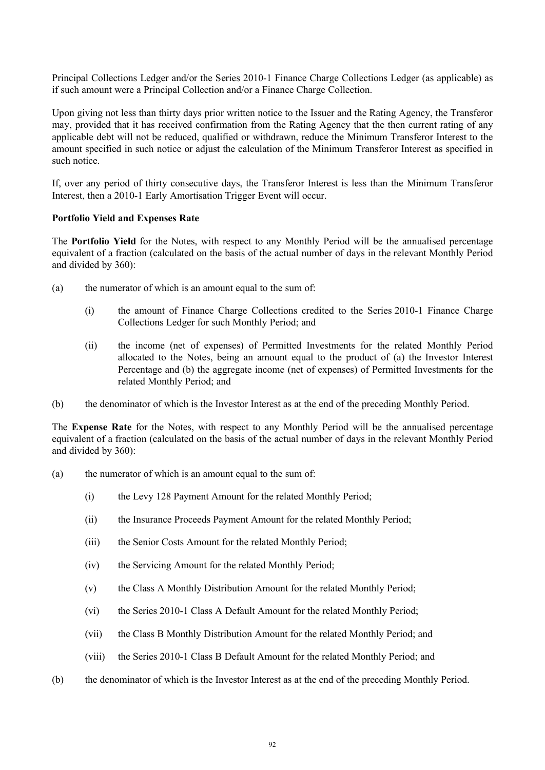Principal Collections Ledger and/or the Series 2010-1 Finance Charge Collections Ledger (as applicable) as if such amount were a Principal Collection and/or a Finance Charge Collection.

Upon giving not less than thirty days prior written notice to the Issuer and the Rating Agency, the Transferor may, provided that it has received confirmation from the Rating Agency that the then current rating of any applicable debt will not be reduced, qualified or withdrawn, reduce the Minimum Transferor Interest to the amount specified in such notice or adjust the calculation of the Minimum Transferor Interest as specified in such notice.

If, over any period of thirty consecutive days, the Transferor Interest is less than the Minimum Transferor Interest, then a 2010-1 Early Amortisation Trigger Event will occur.

**Portfolio Yield and Expenses Rate**

The **Portfolio Yield** for the Notes, with respect to any Monthly Period will be the annualised percentage equivalent of a fraction (calculated on the basis of the actual number of days in the relevant Monthly Period and divided by 360):

(a) the numerator of which is an amount equal to the sum of:

   (i) the amount of Finance Charge Collections credited to the Series 2010-1 Finance Charge Collections Ledger for such Monthly Period; and

   (ii) the income (net of expenses) of Permitted Investments for the related Monthly Period allocated to the Notes, being an amount equal to the product of (a) the Investor Interest Percentage and (b) the aggregate income (net of expenses) of Permitted Investments for the related Monthly Period; and

(b) the denominator of which is the Investor Interest as at the end of the preceding Monthly Period.

The **Expense Rate** for the Notes, with respect to any Monthly Period will be the annualised percentage equivalent of a fraction (calculated on the basis of the actual number of days in the relevant Monthly Period and divided by 360):

(a) the numerator of which is an amount equal to the sum of:

   (i) the Levy 128 Payment Amount for the related Monthly Period;

   (ii) the Insurance Proceeds Payment Amount for the related Monthly Period;

   (iii) the Senior Costs Amount for the related Monthly Period;

   (iv) the Servicing Amount for the related Monthly Period;

   (v) the Class A Monthly Distribution Amount for the related Monthly Period;

   (vi) the Series 2010-1 Class A Default Amount for the related Monthly Period;

   (vii) the Class B Monthly Distribution Amount for the related Monthly Period; and

   (viii) the Series 2010-1 Class B Default Amount for the related Monthly Period; and

(b) the denominator of which is the Investor Interest as at the end of the preceding Monthly Period.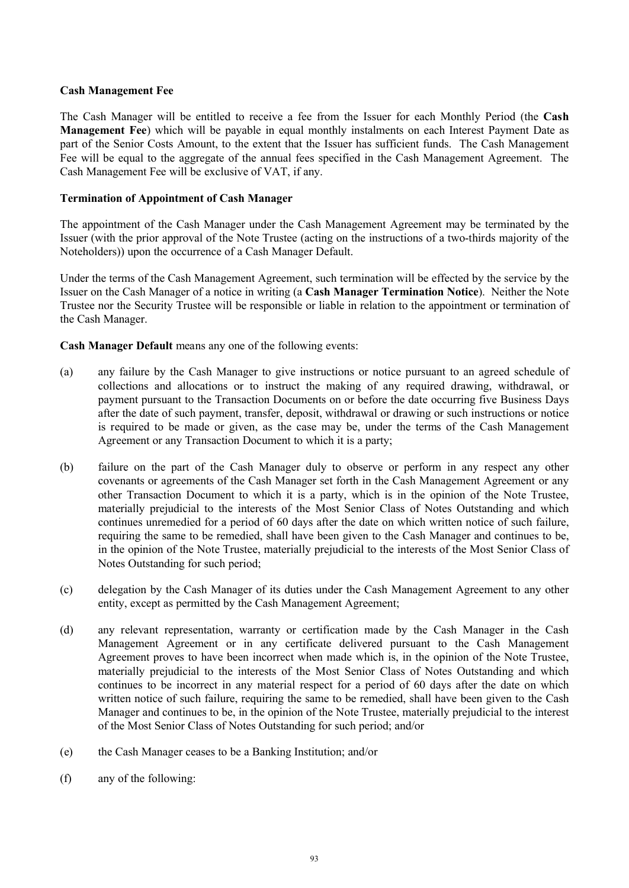**Cash Management Fee**

The Cash Manager will be entitled to receive a fee from the Issuer for each Monthly Period (the **Cash Management Fee**) which will be payable in equal monthly instalments on each Interest Payment Date as part of the Senior Costs Amount, to the extent that the Issuer has sufficient funds. The Cash Management Fee will be equal to the aggregate of the annual fees specified in the Cash Management Agreement. The Cash Management Fee will be exclusive of VAT, if any.

**Termination of Appointment of Cash Manager**

The appointment of the Cash Manager under the Cash Management Agreement may be terminated by the Issuer (with the prior approval of the Note Trustee (acting on the instructions of a two-thirds majority of the Noteholders)) upon the occurrence of a Cash Manager Default.

Under the terms of the Cash Management Agreement, such termination will be effected by the service by the Issuer on the Cash Manager of a notice in writing (a **Cash Manager Termination Notice**). Neither the Note Trustee nor the Security Trustee will be responsible or liable in relation to the appointment or termination of the Cash Manager.

**Cash Manager Default** means any one of the following events:

(a) any failure by the Cash Manager to give instructions or notice pursuant to an agreed schedule of collections and allocations or to instruct the making of any required drawing, withdrawal, or payment pursuant to the Transaction Documents on or before the date occurring five Business Days after the date of such payment, transfer, deposit, withdrawal or drawing or such instructions or notice is required to be made or given, as the case may be, under the terms of the Cash Management Agreement or any Transaction Document to which it is a party;

(b) failure on the part of the Cash Manager duly to observe or perform in any respect any other covenants or agreements of the Cash Manager set forth in the Cash Management Agreement or any other Transaction Document to which it is a party, which is in the opinion of the Note Trustee, materially prejudicial to the interests of the Most Senior Class of Notes Outstanding and which continues unremedied for a period of 60 days after the date on which written notice of such failure, requiring the same to be remedied, shall have been given to the Cash Manager and continues to be, in the opinion of the Note Trustee, materially prejudicial to the interests of the Most Senior Class of Notes Outstanding for such period;

(c) delegation by the Cash Manager of its duties under the Cash Management Agreement to any other entity, except as permitted by the Cash Management Agreement;

(d) any relevant representation, warranty or certification made by the Cash Manager in the Cash Management Agreement or in any certificate delivered pursuant to the Cash Management Agreement proves to have been incorrect when made which is, in the opinion of the Note Trustee, materially prejudicial to the interests of the Most Senior Class of Notes Outstanding and which continues to be incorrect in any material respect for a period of 60 days after the date on which written notice of such failure, requiring the same to be remedied, shall have been given to the Cash Manager and continues to be, in the opinion of the Note Trustee, materially prejudicial to the interest of the Most Senior Class of Notes Outstanding for such period; and/or

(e) the Cash Manager ceases to be a Banking Institution; and/or

(f) any of the following: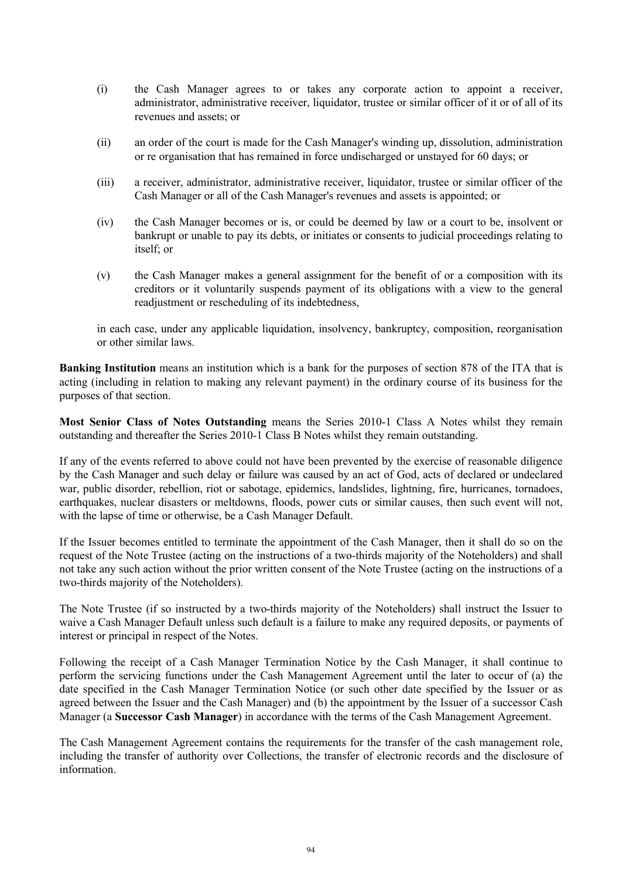(i) the Cash Manager agrees to or takes any corporate action to appoint a receiver, administrator, administrative receiver, liquidator, trustee or similar officer of it or of all of its revenues and assets; or

(ii) an order of the court is made for the Cash Manager's winding up, dissolution, administration or re organisation that has remained in force undischarged or unstayed for 60 days; or

(iii) a receiver, administrator, administrative receiver, liquidator, trustee or similar officer of the Cash Manager or all of the Cash Manager's revenues and assets is appointed; or

(iv) the Cash Manager becomes or is, or could be deemed by law or a court to be, insolvent or bankrupt or unable to pay its debts, or initiates or consents to judicial proceedings relating to itself; or

(v) the Cash Manager makes a general assignment for the benefit of or a composition with its creditors or it voluntarily suspends payment of its obligations with a view to the general readjustment or rescheduling of its indebtedness,

in each case, under any applicable liquidation, insolvency, bankruptcy, composition, reorganisation or other similar laws.

**Banking Institution** means an institution which is a bank for the purposes of section 878 of the ITA that is acting (including in relation to making any relevant payment) in the ordinary course of its business for the purposes of that section.

**Most Senior Class of Notes Outstanding** means the Series 2010-1 Class A Notes whilst they remain outstanding and thereafter the Series 2010-1 Class B Notes whilst they remain outstanding.

If any of the events referred to above could not have been prevented by the exercise of reasonable diligence by the Cash Manager and such delay or failure was caused by an act of God, acts of declared or undeclared war, public disorder, rebellion, riot or sabotage, epidemics, landslides, lightning, fire, hurricanes, tornadoes, earthquakes, nuclear disasters or meltdowns, floods, power cuts or similar causes, then such event will not, with the lapse of time or otherwise, be a Cash Manager Default.

If the Issuer becomes entitled to terminate the appointment of the Cash Manager, then it shall do so on the request of the Note Trustee (acting on the instructions of a two-thirds majority of the Noteholders) and shall not take any such action without the prior written consent of the Note Trustee (acting on the instructions of a two-thirds majority of the Noteholders).

The Note Trustee (if so instructed by a two-thirds majority of the Noteholders) shall instruct the Issuer to waive a Cash Manager Default unless such default is a failure to make any required deposits, or payments of interest or principal in respect of the Notes.

Following the receipt of a Cash Manager Termination Notice by the Cash Manager, it shall continue to perform the servicing functions under the Cash Management Agreement until the later to occur of (a) the date specified in the Cash Manager Termination Notice (or such other date specified by the Issuer or as agreed between the Issuer and the Cash Manager) and (b) the appointment by the Issuer of a successor Cash Manager (a **Successor Cash Manager**) in accordance with the terms of the Cash Management Agreement.

The Cash Management Agreement contains the requirements for the transfer of the cash management role, including the transfer of authority over Collections, the transfer of electronic records and the disclosure of information.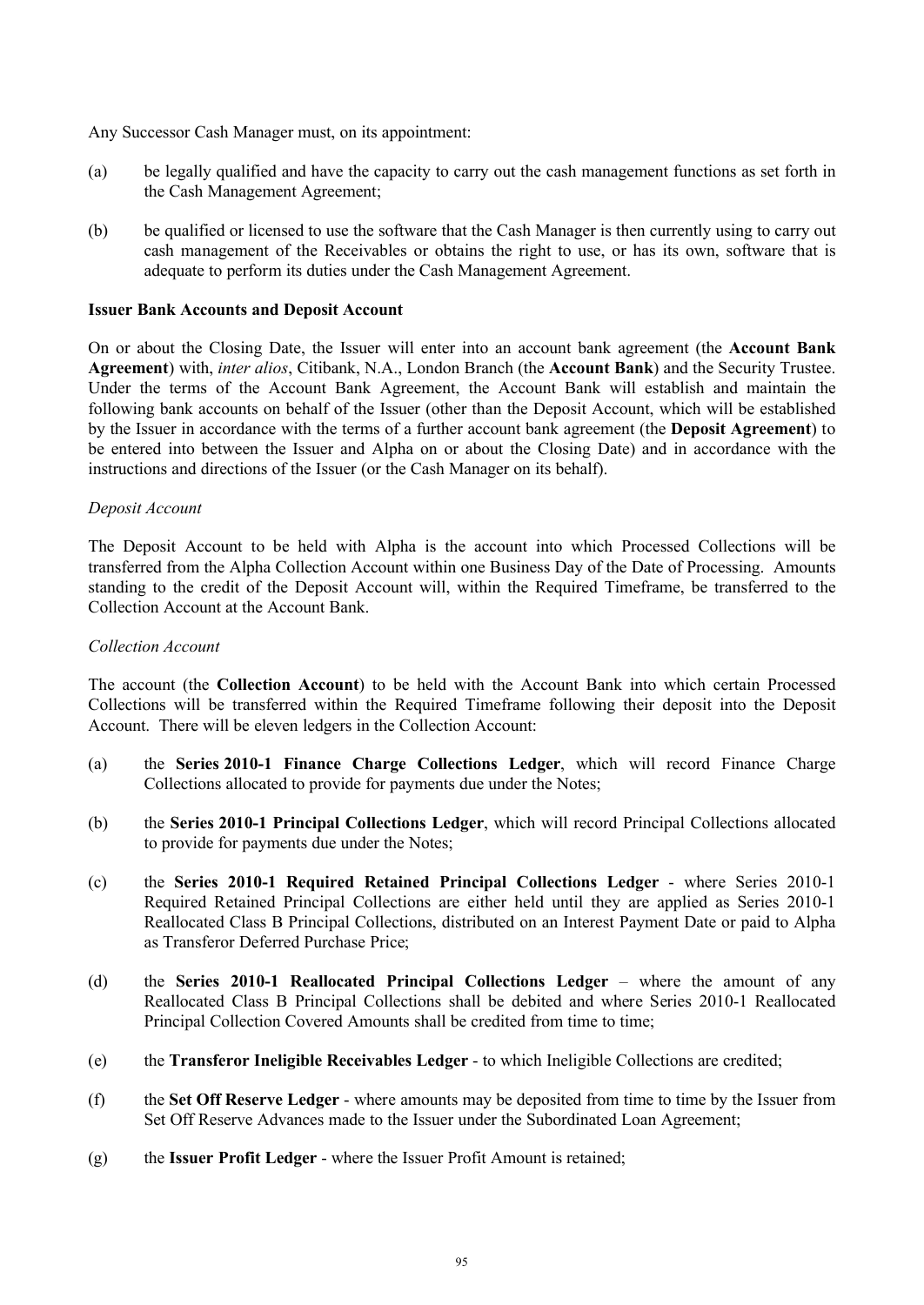Any Successor Cash Manager must, on its appointment:

(a) be legally qualified and have the capacity to carry out the cash management functions as set forth in the Cash Management Agreement;

(b) be qualified or licensed to use the software that the Cash Manager is then currently using to carry out cash management of the Receivables or obtains the right to use, or has its own, software that is adequate to perform its duties under the Cash Management Agreement.

**Issuer Bank Accounts and Deposit Account**

On or about the Closing Date, the Issuer will enter into an account bank agreement (the **Account Bank Agreement**) with, *inter alios*, Citibank, N.A., London Branch (the **Account Bank**) and the Security Trustee. Under the terms of the Account Bank Agreement, the Account Bank will establish and maintain the following bank accounts on behalf of the Issuer (other than the Deposit Account, which will be established by the Issuer in accordance with the terms of a further account bank agreement (the **Deposit Agreement**) to be entered into between the Issuer and Alpha on or about the Closing Date) and in accordance with the instructions and directions of the Issuer (or the Cash Manager on its behalf).

*Deposit Account*

The Deposit Account to be held with Alpha is the account into which Processed Collections will be transferred from the Alpha Collection Account within one Business Day of the Date of Processing. Amounts standing to the credit of the Deposit Account will, within the Required Timeframe, be transferred to the Collection Account at the Account Bank.

*Collection Account*

The account (the **Collection Account**) to be held with the Account Bank into which certain Processed Collections will be transferred within the Required Timeframe following their deposit into the Deposit Account. There will be eleven ledgers in the Collection Account:

(a) the **Series 2010-1 Finance Charge Collections Ledger**, which will record Finance Charge Collections allocated to provide for payments due under the Notes;

(b) the **Series 2010-1 Principal Collections Ledger**, which will record Principal Collections allocated to provide for payments due under the Notes;

(c) the **Series 2010-1 Required Retained Principal Collections Ledger** - where Series 2010-1 Required Retained Principal Collections are either held until they are applied as Series 2010-1 Reallocated Class B Principal Collections, distributed on an Interest Payment Date or paid to Alpha as Transferor Deferred Purchase Price;

(d) the **Series 2010-1 Reallocated Principal Collections Ledger** – where the amount of any Reallocated Class B Principal Collections shall be debited and where Series 2010-1 Reallocated Principal Collection Covered Amounts shall be credited from time to time;

(e) the **Transferor Ineligible Receivables Ledger** - to which Ineligible Collections are credited;

(f) the **Set Off Reserve Ledger** - where amounts may be deposited from time to time by the Issuer from Set Off Reserve Advances made to the Issuer under the Subordinated Loan Agreement;

(g) the **Issuer Profit Ledger** - where the Issuer Profit Amount is retained;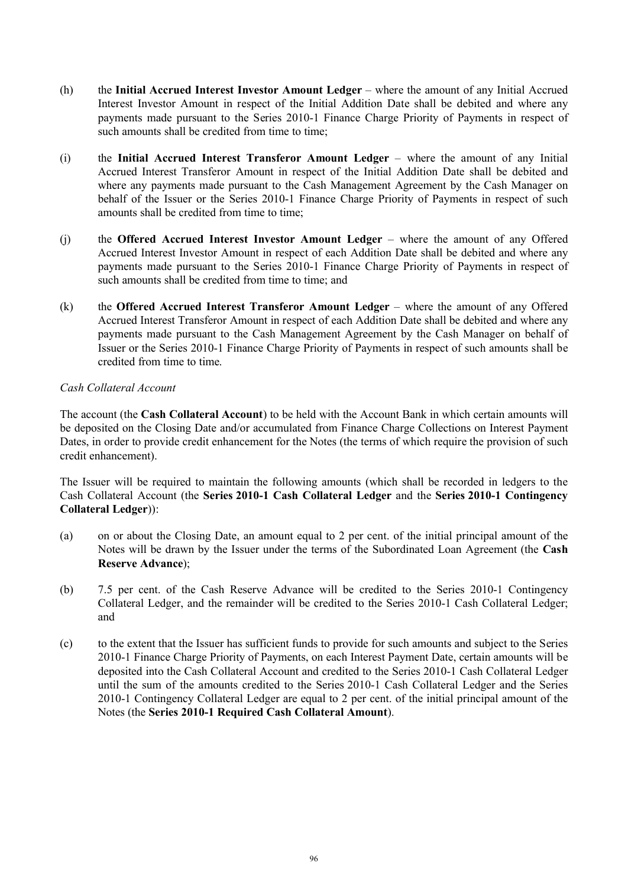(h) the **Initial Accrued Interest Investor Amount Ledger** – where the amount of any Initial Accrued Interest Investor Amount in respect of the Initial Addition Date shall be debited and where any payments made pursuant to the Series 2010-1 Finance Charge Priority of Payments in respect of such amounts shall be credited from time to time;

(i) the **Initial Accrued Interest Transferor Amount Ledger** – where the amount of any Initial Accrued Interest Transferor Amount in respect of the Initial Addition Date shall be debited and where any payments made pursuant to the Cash Management Agreement by the Cash Manager on behalf of the Issuer or the Series 2010-1 Finance Charge Priority of Payments in respect of such amounts shall be credited from time to time;

(j) the **Offered Accrued Interest Investor Amount Ledger** – where the amount of any Offered Accrued Interest Investor Amount in respect of each Addition Date shall be debited and where any payments made pursuant to the Series 2010-1 Finance Charge Priority of Payments in respect of such amounts shall be credited from time to time; and

(k) the **Offered Accrued Interest Transferor Amount Ledger** – where the amount of any Offered Accrued Interest Transferor Amount in respect of each Addition Date shall be debited and where any payments made pursuant to the Cash Management Agreement by the Cash Manager on behalf of Issuer or the Series 2010-1 Finance Charge Priority of Payments in respect of such amounts shall be credited from time to time.

*Cash Collateral Account*

The account (the **Cash Collateral Account**) to be held with the Account Bank in which certain amounts will be deposited on the Closing Date and/or accumulated from Finance Charge Collections on Interest Payment Dates, in order to provide credit enhancement for the Notes (the terms of which require the provision of such credit enhancement).

The Issuer will be required to maintain the following amounts (which shall be recorded in ledgers to the Cash Collateral Account (the **Series 2010-1 Cash Collateral Ledger** and the **Series 2010-1 Contingency Collateral Ledger**)):

(a) on or about the Closing Date, an amount equal to 2 per cent. of the initial principal amount of the Notes will be drawn by the Issuer under the terms of the Subordinated Loan Agreement (the **Cash Reserve Advance**);

(b) 7.5 per cent. of the Cash Reserve Advance will be credited to the Series 2010-1 Contingency Collateral Ledger, and the remainder will be credited to the Series 2010-1 Cash Collateral Ledger; and

(c) to the extent that the Issuer has sufficient funds to provide for such amounts and subject to the Series 2010-1 Finance Charge Priority of Payments, on each Interest Payment Date, certain amounts will be deposited into the Cash Collateral Account and credited to the Series 2010-1 Cash Collateral Ledger until the sum of the amounts credited to the Series 2010-1 Cash Collateral Ledger and the Series 2010-1 Contingency Collateral Ledger are equal to 2 per cent. of the initial principal amount of the Notes (the **Series 2010-1 Required Cash Collateral Amount**).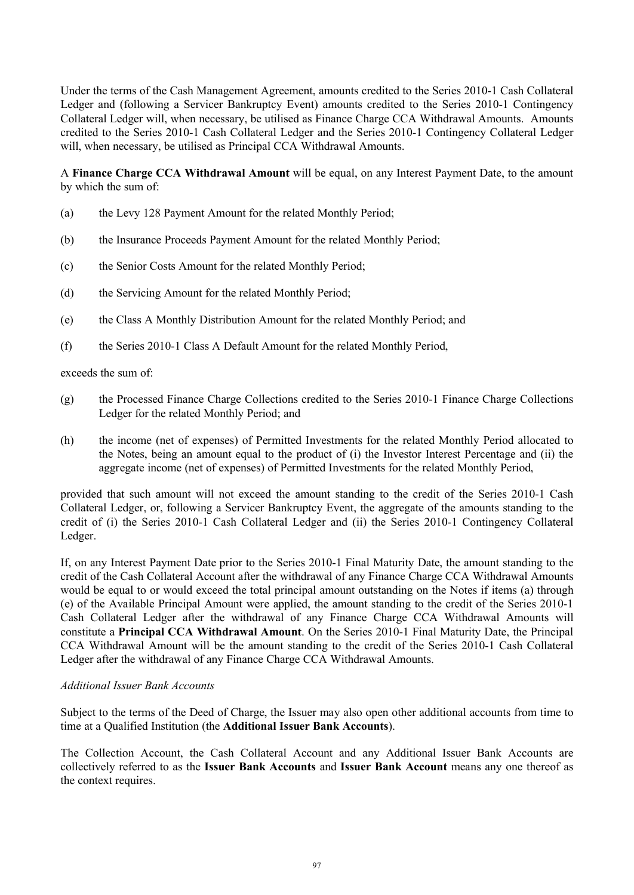Under the terms of the Cash Management Agreement, amounts credited to the Series 2010-1 Cash Collateral Ledger and (following a Servicer Bankruptcy Event) amounts credited to the Series 2010-1 Contingency Collateral Ledger will, when necessary, be utilised as Finance Charge CCA Withdrawal Amounts. Amounts credited to the Series 2010-1 Cash Collateral Ledger and the Series 2010-1 Contingency Collateral Ledger will, when necessary, be utilised as Principal CCA Withdrawal Amounts.

A **Finance Charge CCA Withdrawal Amount** will be equal, on any Interest Payment Date, to the amount by which the sum of:

(a) the Levy 128 Payment Amount for the related Monthly Period;

(b) the Insurance Proceeds Payment Amount for the related Monthly Period;

(c) the Senior Costs Amount for the related Monthly Period;

(d) the Servicing Amount for the related Monthly Period;

(e) the Class A Monthly Distribution Amount for the related Monthly Period; and

(f) the Series 2010-1 Class A Default Amount for the related Monthly Period,

exceeds the sum of:

(g) the Processed Finance Charge Collections credited to the Series 2010-1 Finance Charge Collections Ledger for the related Monthly Period; and

(h) the income (net of expenses) of Permitted Investments for the related Monthly Period allocated to the Notes, being an amount equal to the product of (i) the Investor Interest Percentage and (ii) the aggregate income (net of expenses) of Permitted Investments for the related Monthly Period,

provided that such amount will not exceed the amount standing to the credit of the Series 2010-1 Cash Collateral Ledger, or, following a Servicer Bankruptcy Event, the aggregate of the amounts standing to the credit of (i) the Series 2010-1 Cash Collateral Ledger and (ii) the Series 2010-1 Contingency Collateral Ledger.

If, on any Interest Payment Date prior to the Series 2010-1 Final Maturity Date, the amount standing to the credit of the Cash Collateral Account after the withdrawal of any Finance Charge CCA Withdrawal Amounts would be equal to or would exceed the total principal amount outstanding on the Notes if items (a) through (e) of the Available Principal Amount were applied, the amount standing to the credit of the Series 2010-1 Cash Collateral Ledger after the withdrawal of any Finance Charge CCA Withdrawal Amounts will constitute a **Principal CCA Withdrawal Amount**. On the Series 2010-1 Final Maturity Date, the Principal CCA Withdrawal Amount will be the amount standing to the credit of the Series 2010-1 Cash Collateral Ledger after the withdrawal of any Finance Charge CCA Withdrawal Amounts.

*Additional Issuer Bank Accounts*

Subject to the terms of the Deed of Charge, the Issuer may also open other additional accounts from time to time at a Qualified Institution (the **Additional Issuer Bank Accounts**).

The Collection Account, the Cash Collateral Account and any Additional Issuer Bank Accounts are collectively referred to as the **Issuer Bank Accounts** and **Issuer Bank Account** means any one thereof as the context requires.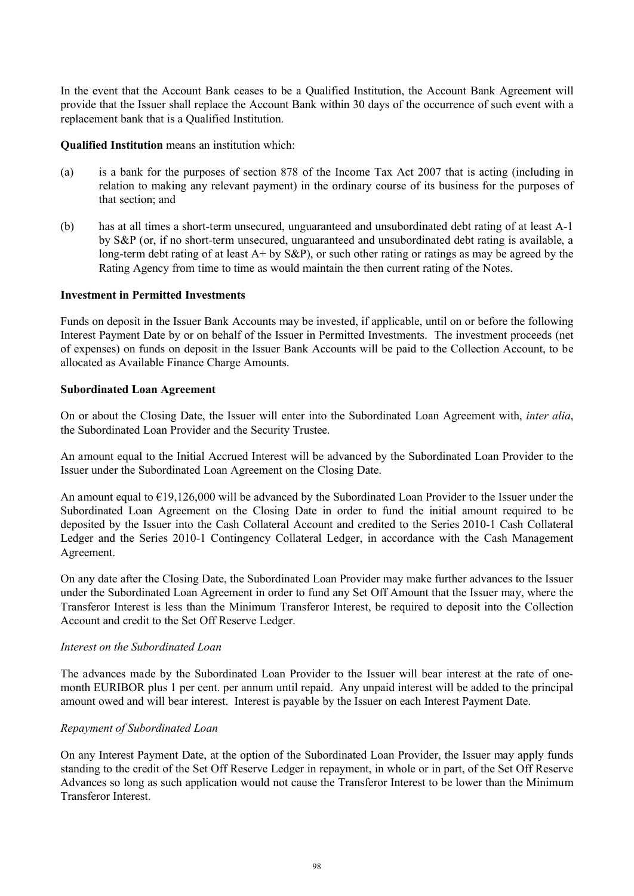In the event that the Account Bank ceases to be a Qualified Institution, the Account Bank Agreement will provide that the Issuer shall replace the Account Bank within 30 days of the occurrence of such event with a replacement bank that is a Qualified Institution.

**Qualified Institution** means an institution which:

(a) is a bank for the purposes of section 878 of the Income Tax Act 2007 that is acting (including in relation to making any relevant payment) in the ordinary course of its business for the purposes of that section; and

(b) has at all times a short-term unsecured, unguaranteed and unsubordinated debt rating of at least A-1 by S&P (or, if no short-term unsecured, unguaranteed and unsubordinated debt rating is available, a long-term debt rating of at least A+ by S&P), or such other rating or ratings as may be agreed by the Rating Agency from time to time as would maintain the then current rating of the Notes.

**Investment in Permitted Investments**

Funds on deposit in the Issuer Bank Accounts may be invested, if applicable, until on or before the following Interest Payment Date by or on behalf of the Issuer in Permitted Investments. The investment proceeds (net of expenses) on funds on deposit in the Issuer Bank Accounts will be paid to the Collection Account, to be allocated as Available Finance Charge Amounts.

**Subordinated Loan Agreement**

On or about the Closing Date, the Issuer will enter into the Subordinated Loan Agreement with, *inter alia*, the Subordinated Loan Provider and the Security Trustee.

An amount equal to the Initial Accrued Interest will be advanced by the Subordinated Loan Provider to the Issuer under the Subordinated Loan Agreement on the Closing Date.

An amount equal to €19,126,000 will be advanced by the Subordinated Loan Provider to the Issuer under the Subordinated Loan Agreement on the Closing Date in order to fund the initial amount required to be deposited by the Issuer into the Cash Collateral Account and credited to the Series 2010-1 Cash Collateral Ledger and the Series 2010-1 Contingency Collateral Ledger, in accordance with the Cash Management Agreement.

On any date after the Closing Date, the Subordinated Loan Provider may make further advances to the Issuer under the Subordinated Loan Agreement in order to fund any Set Off Amount that the Issuer may, where the Transferor Interest is less than the Minimum Transferor Interest, be required to deposit into the Collection Account and credit to the Set Off Reserve Ledger.

*Interest on the Subordinated Loan*

The advances made by the Subordinated Loan Provider to the Issuer will bear interest at the rate of one-month EURIBOR plus 1 per cent. per annum until repaid. Any unpaid interest will be added to the principal amount owed and will bear interest. Interest is payable by the Issuer on each Interest Payment Date.

*Repayment of Subordinated Loan*

On any Interest Payment Date, at the option of the Subordinated Loan Provider, the Issuer may apply funds standing to the credit of the Set Off Reserve Ledger in repayment, in whole or in part, of the Set Off Reserve Advances so long as such application would not cause the Transferor Interest to be lower than the Minimum Transferor Interest.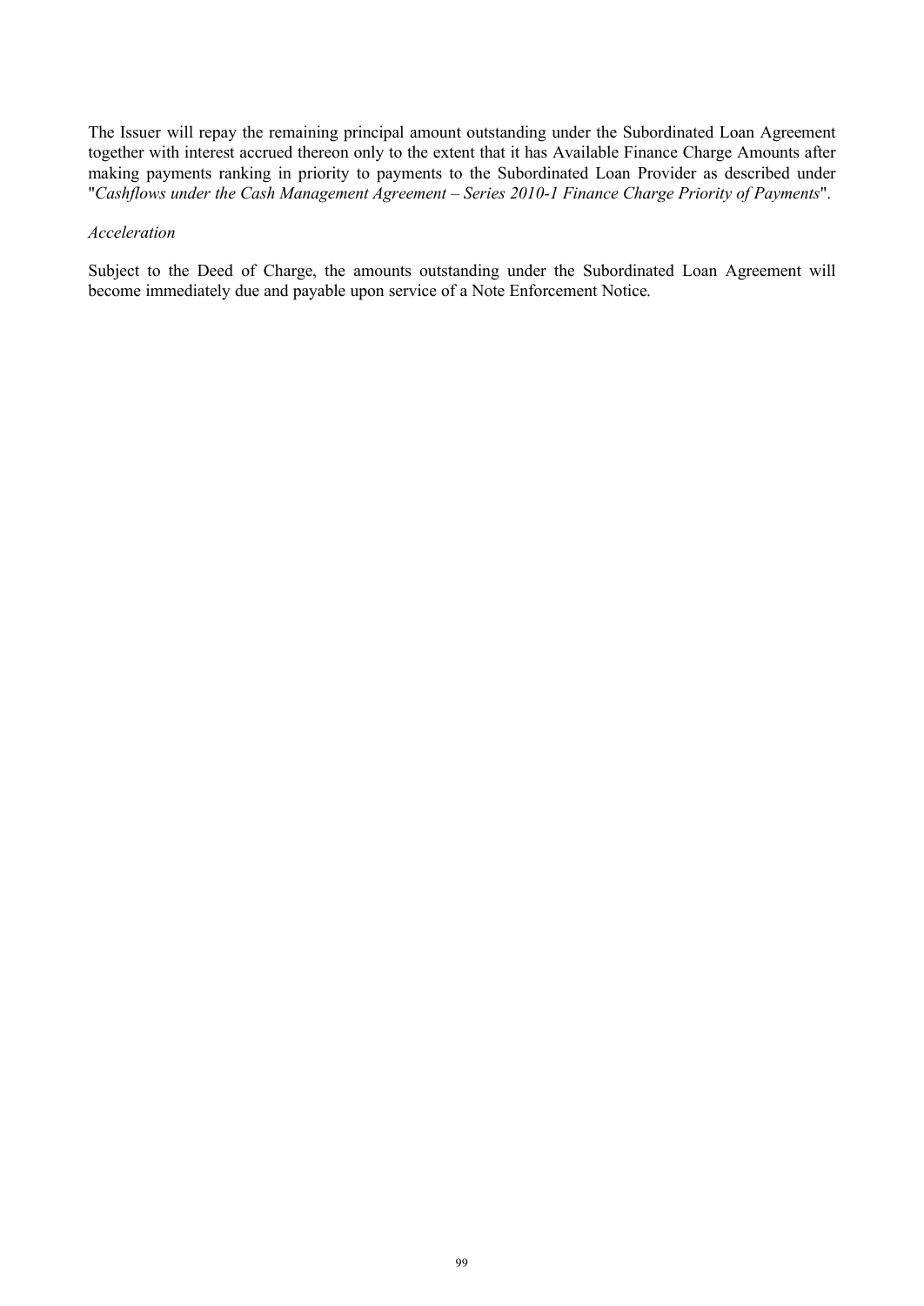The Issuer will repay the remaining principal amount outstanding under the Subordinated Loan Agreement together with interest accrued thereon only to the extent that it has Available Finance Charge Amounts after making payments ranking in priority to payments to the Subordinated Loan Provider as described under "*Cashflows under the Cash Management Agreement – Series 2010-1 Finance Charge Priority of Payments*".

*Acceleration*

Subject to the Deed of Charge, the amounts outstanding under the Subordinated Loan Agreement will become immediately due and payable upon service of a Note Enforcement Notice.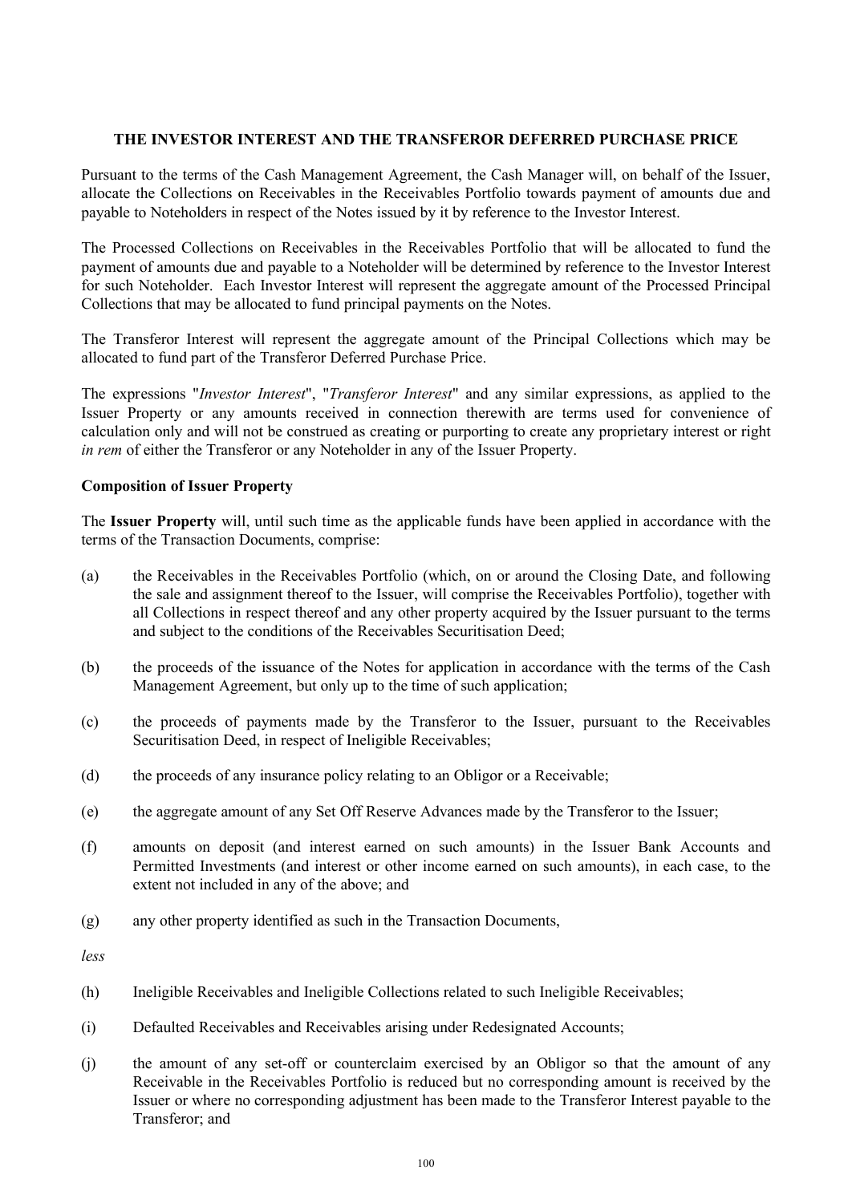## THE INVESTOR INTEREST AND THE TRANSFEROR DEFERRED PURCHASE PRICE

Pursuant to the terms of the Cash Management Agreement, the Cash Manager will, on behalf of the Issuer, allocate the Collections on Receivables in the Receivables Portfolio towards payment of amounts due and payable to Noteholders in respect of the Notes issued by it by reference to the Investor Interest.

The Processed Collections on Receivables in the Receivables Portfolio that will be allocated to fund the payment of amounts due and payable to a Noteholder will be determined by reference to the Investor Interest for such Noteholder. Each Investor Interest will represent the aggregate amount of the Processed Principal Collections that may be allocated to fund principal payments on the Notes.

The Transferor Interest will represent the aggregate amount of the Principal Collections which may be allocated to fund part of the Transferor Deferred Purchase Price.

The expressions "*Investor Interest*", "*Transferor Interest*" and any similar expressions, as applied to the Issuer Property or any amounts received in connection therewith are terms used for convenience of calculation only and will not be construed as creating or purporting to create any proprietary interest or right *in rem* of either the Transferor or any Noteholder in any of the Issuer Property.

### Composition of Issuer Property

The **Issuer Property** will, until such time as the applicable funds have been applied in accordance with the terms of the Transaction Documents, comprise:

(a) the Receivables in the Receivables Portfolio (which, on or around the Closing Date, and following the sale and assignment thereof to the Issuer, will comprise the Receivables Portfolio), together with all Collections in respect thereof and any other property acquired by the Issuer pursuant to the terms and subject to the conditions of the Receivables Securitisation Deed;

(b) the proceeds of the issuance of the Notes for application in accordance with the terms of the Cash Management Agreement, but only up to the time of such application;

(c) the proceeds of payments made by the Transferor to the Issuer, pursuant to the Receivables Securitisation Deed, in respect of Ineligible Receivables;

(d) the proceeds of any insurance policy relating to an Obligor or a Receivable;

(e) the aggregate amount of any Set Off Reserve Advances made by the Transferor to the Issuer;

(f) amounts on deposit (and interest earned on such amounts) in the Issuer Bank Accounts and Permitted Investments (and interest or other income earned on such amounts), in each case, to the extent not included in any of the above; and

(g) any other property identified as such in the Transaction Documents,

*less*

(h) Ineligible Receivables and Ineligible Collections related to such Ineligible Receivables;

(i) Defaulted Receivables and Receivables arising under Redesignated Accounts;

(j) the amount of any set-off or counterclaim exercised by an Obligor so that the amount of any Receivable in the Receivables Portfolio is reduced but no corresponding amount is received by the Issuer or where no corresponding adjustment has been made to the Transferor Interest payable to the Transferor; and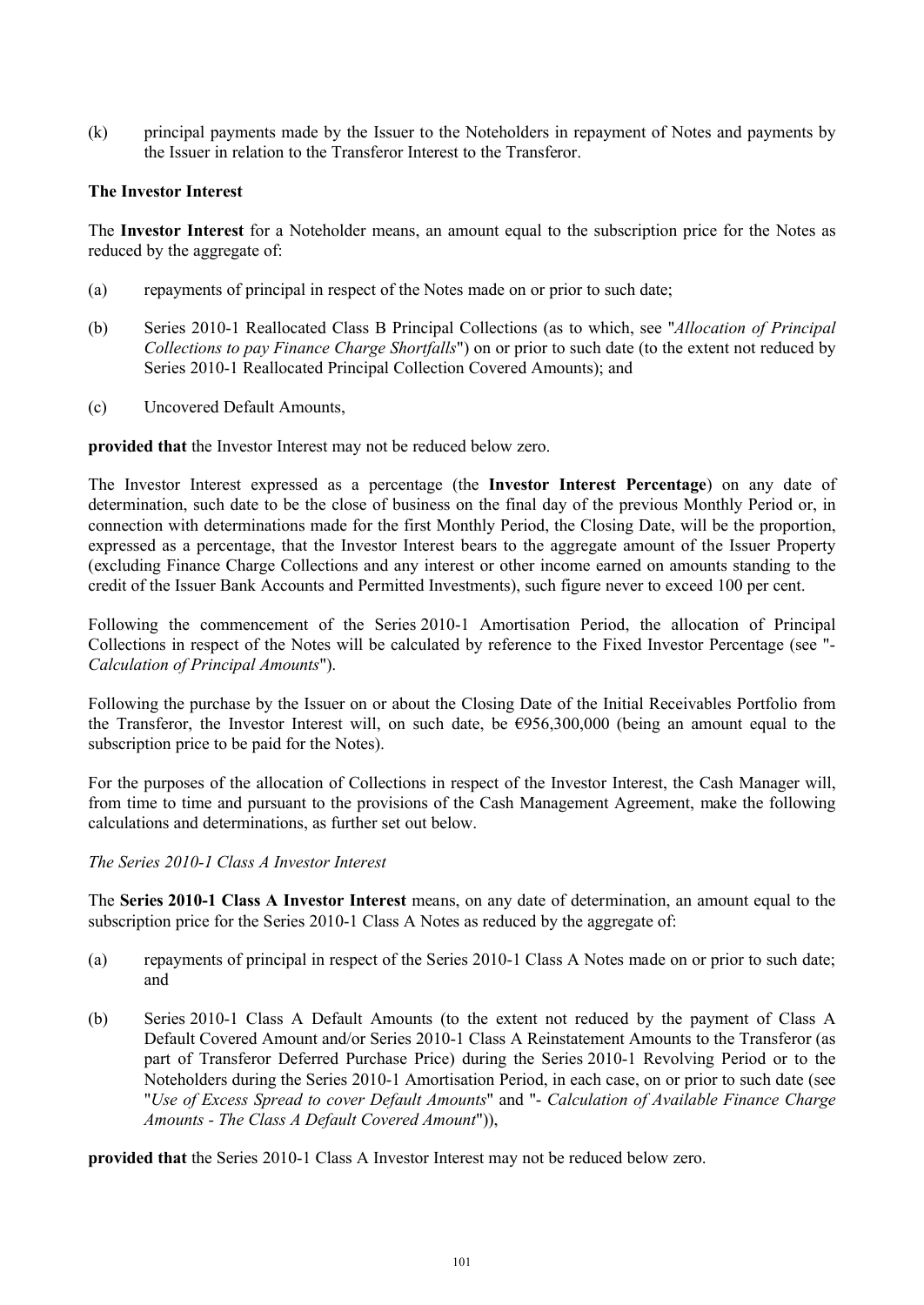(k) principal payments made by the Issuer to the Noteholders in repayment of Notes and payments by the Issuer in relation to the Transferor Interest to the Transferor.

**The Investor Interest**

The **Investor Interest** for a Noteholder means, an amount equal to the subscription price for the Notes as reduced by the aggregate of:

(a) repayments of principal in respect of the Notes made on or prior to such date;

(b) Series 2010-1 Reallocated Class B Principal Collections (as to which, see "*Allocation of Principal Collections to pay Finance Charge Shortfalls*") on or prior to such date (to the extent not reduced by Series 2010-1 Reallocated Principal Collection Covered Amounts); and

(c) Uncovered Default Amounts,

**provided that** the Investor Interest may not be reduced below zero.

The Investor Interest expressed as a percentage (the **Investor Interest Percentage**) on any date of determination, such date to be the close of business on the final day of the previous Monthly Period or, in connection with determinations made for the first Monthly Period, the Closing Date, will be the proportion, expressed as a percentage, that the Investor Interest bears to the aggregate amount of the Issuer Property (excluding Finance Charge Collections and any interest or other income earned on amounts standing to the credit of the Issuer Bank Accounts and Permitted Investments), such figure never to exceed 100 per cent.

Following the commencement of the Series 2010-1 Amortisation Period, the allocation of Principal Collections in respect of the Notes will be calculated by reference to the Fixed Investor Percentage (see "*- Calculation of Principal Amounts*").

Following the purchase by the Issuer on or about the Closing Date of the Initial Receivables Portfolio from the Transferor, the Investor Interest will, on such date, be €956,300,000 (being an amount equal to the subscription price to be paid for the Notes).

For the purposes of the allocation of Collections in respect of the Investor Interest, the Cash Manager will, from time to time and pursuant to the provisions of the Cash Management Agreement, make the following calculations and determinations, as further set out below.

*The Series 2010-1 Class A Investor Interest*

The **Series 2010-1 Class A Investor Interest** means, on any date of determination, an amount equal to the subscription price for the Series 2010-1 Class A Notes as reduced by the aggregate of:

(a) repayments of principal in respect of the Series 2010-1 Class A Notes made on or prior to such date; and

(b) Series 2010-1 Class A Default Amounts (to the extent not reduced by the payment of Class A Default Covered Amount and/or Series 2010-1 Class A Reinstatement Amounts to the Transferor (as part of Transferor Deferred Purchase Price) during the Series 2010-1 Revolving Period or to the Noteholders during the Series 2010-1 Amortisation Period, in each case, on or prior to such date (see "*Use of Excess Spread to cover Default Amounts*" and "*- Calculation of Available Finance Charge Amounts - The Class A Default Covered Amount*")),

**provided that** the Series 2010-1 Class A Investor Interest may not be reduced below zero.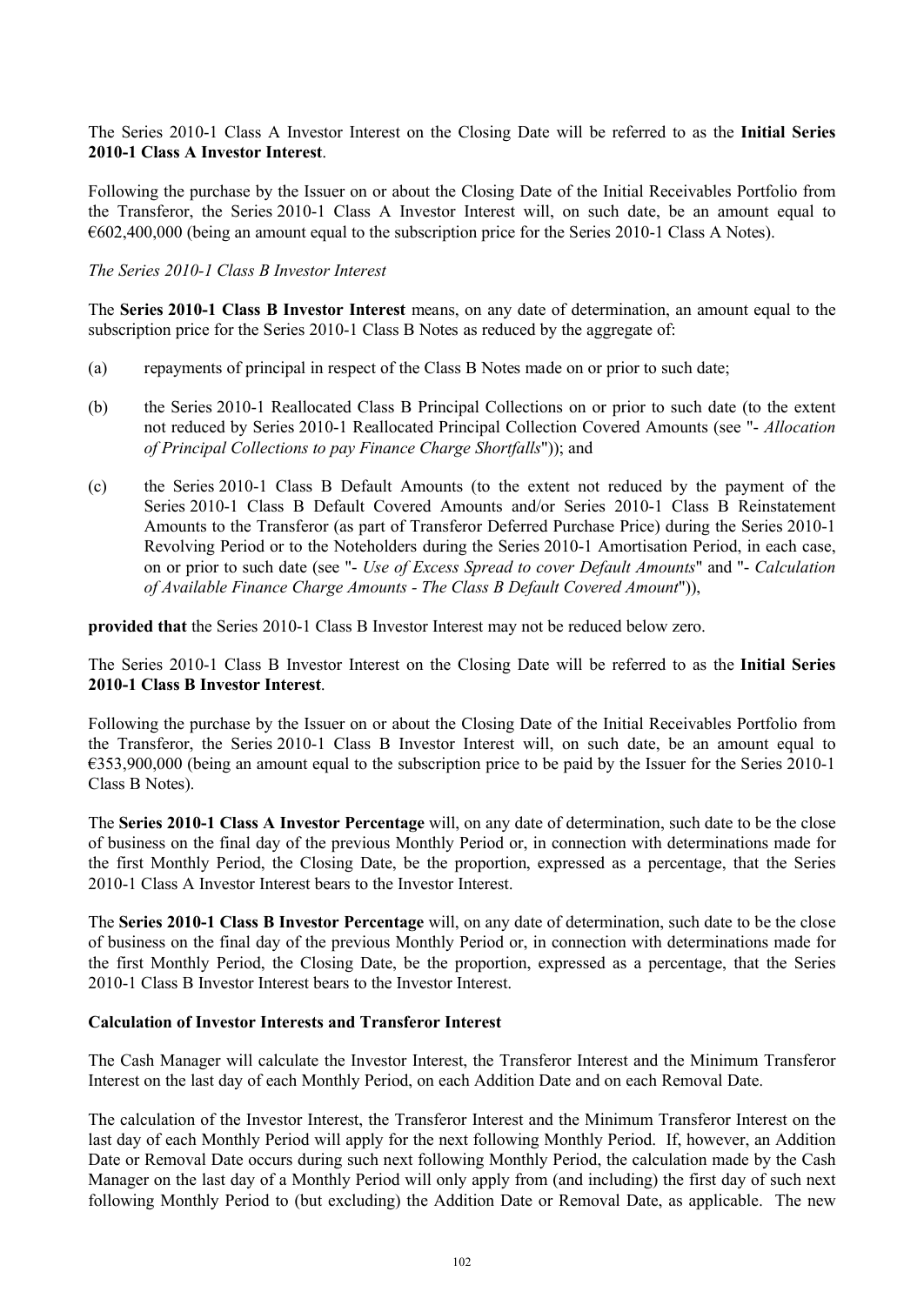The Series 2010-1 Class A Investor Interest on the Closing Date will be referred to as the **Initial Series 2010-1 Class A Investor Interest**.

Following the purchase by the Issuer on or about the Closing Date of the Initial Receivables Portfolio from the Transferor, the Series 2010-1 Class A Investor Interest will, on such date, be an amount equal to €602,400,000 (being an amount equal to the subscription price for the Series 2010-1 Class A Notes).

*The Series 2010-1 Class B Investor Interest*

The **Series 2010-1 Class B Investor Interest** means, on any date of determination, an amount equal to the subscription price for the Series 2010-1 Class B Notes as reduced by the aggregate of:

(a) repayments of principal in respect of the Class B Notes made on or prior to such date;

(b) the Series 2010-1 Reallocated Class B Principal Collections on or prior to such date (to the extent not reduced by Series 2010-1 Reallocated Principal Collection Covered Amounts (see "- *Allocation of Principal Collections to pay Finance Charge Shortfalls*")); and

(c) the Series 2010-1 Class B Default Amounts (to the extent not reduced by the payment of the Series 2010-1 Class B Default Covered Amounts and/or Series 2010-1 Class B Reinstatement Amounts to the Transferor (as part of Transferor Deferred Purchase Price) during the Series 2010-1 Revolving Period or to the Noteholders during the Series 2010-1 Amortisation Period, in each case, on or prior to such date (see "- *Use of Excess Spread to cover Default Amounts*" and "- *Calculation of Available Finance Charge Amounts - The Class B Default Covered Amount*")),

**provided that** the Series 2010-1 Class B Investor Interest may not be reduced below zero.

The Series 2010-1 Class B Investor Interest on the Closing Date will be referred to as the **Initial Series 2010-1 Class B Investor Interest**.

Following the purchase by the Issuer on or about the Closing Date of the Initial Receivables Portfolio from the Transferor, the Series 2010-1 Class B Investor Interest will, on such date, be an amount equal to €353,900,000 (being an amount equal to the subscription price to be paid by the Issuer for the Series 2010-1 Class B Notes).

The **Series 2010-1 Class A Investor Percentage** will, on any date of determination, such date to be the close of business on the final day of the previous Monthly Period or, in connection with determinations made for the first Monthly Period, the Closing Date, be the proportion, expressed as a percentage, that the Series 2010-1 Class A Investor Interest bears to the Investor Interest.

The **Series 2010-1 Class B Investor Percentage** will, on any date of determination, such date to be the close of business on the final day of the previous Monthly Period or, in connection with determinations made for the first Monthly Period, the Closing Date, be the proportion, expressed as a percentage, that the Series 2010-1 Class B Investor Interest bears to the Investor Interest.

**Calculation of Investor Interests and Transferor Interest**

The Cash Manager will calculate the Investor Interest, the Transferor Interest and the Minimum Transferor Interest on the last day of each Monthly Period, on each Addition Date and on each Removal Date.

The calculation of the Investor Interest, the Transferor Interest and the Minimum Transferor Interest on the last day of each Monthly Period will apply for the next following Monthly Period. If, however, an Addition Date or Removal Date occurs during such next following Monthly Period, the calculation made by the Cash Manager on the last day of a Monthly Period will only apply from (and including) the first day of such next following Monthly Period to (but excluding) the Addition Date or Removal Date, as applicable. The new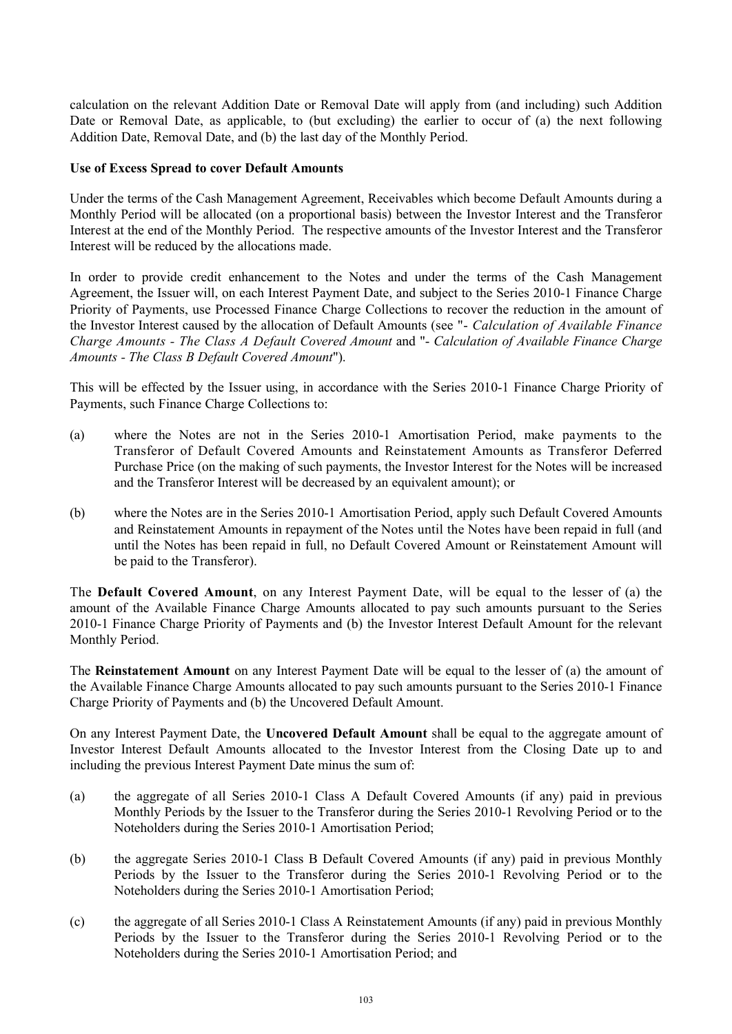calculation on the relevant Addition Date or Removal Date will apply from (and including) such Addition Date or Removal Date, as applicable, to (but excluding) the earlier to occur of (a) the next following Addition Date, Removal Date, and (b) the last day of the Monthly Period.

**Use of Excess Spread to cover Default Amounts**

Under the terms of the Cash Management Agreement, Receivables which become Default Amounts during a Monthly Period will be allocated (on a proportional basis) between the Investor Interest and the Transferor Interest at the end of the Monthly Period. The respective amounts of the Investor Interest and the Transferor Interest will be reduced by the allocations made.

In order to provide credit enhancement to the Notes and under the terms of the Cash Management Agreement, the Issuer will, on each Interest Payment Date, and subject to the Series 2010-1 Finance Charge Priority of Payments, use Processed Finance Charge Collections to recover the reduction in the amount of the Investor Interest caused by the allocation of Default Amounts (see "- *Calculation of Available Finance Charge Amounts - The Class A Default Covered Amount* and "- *Calculation of Available Finance Charge Amounts - The Class B Default Covered Amount*").

This will be effected by the Issuer using, in accordance with the Series 2010-1 Finance Charge Priority of Payments, such Finance Charge Collections to:

(a) where the Notes are not in the Series 2010-1 Amortisation Period, make payments to the Transferor of Default Covered Amounts and Reinstatement Amounts as Transferor Deferred Purchase Price (on the making of such payments, the Investor Interest for the Notes will be increased and the Transferor Interest will be decreased by an equivalent amount); or

(b) where the Notes are in the Series 2010-1 Amortisation Period, apply such Default Covered Amounts and Reinstatement Amounts in repayment of the Notes until the Notes have been repaid in full (and until the Notes has been repaid in full, no Default Covered Amount or Reinstatement Amount will be paid to the Transferor).

The **Default Covered Amount**, on any Interest Payment Date, will be equal to the lesser of (a) the amount of the Available Finance Charge Amounts allocated to pay such amounts pursuant to the Series 2010-1 Finance Charge Priority of Payments and (b) the Investor Interest Default Amount for the relevant Monthly Period.

The **Reinstatement Amount** on any Interest Payment Date will be equal to the lesser of (a) the amount of the Available Finance Charge Amounts allocated to pay such amounts pursuant to the Series 2010-1 Finance Charge Priority of Payments and (b) the Uncovered Default Amount.

On any Interest Payment Date, the **Uncovered Default Amount** shall be equal to the aggregate amount of Investor Interest Default Amounts allocated to the Investor Interest from the Closing Date up to and including the previous Interest Payment Date minus the sum of:

(a) the aggregate of all Series 2010-1 Class A Default Covered Amounts (if any) paid in previous Monthly Periods by the Issuer to the Transferor during the Series 2010-1 Revolving Period or to the Noteholders during the Series 2010-1 Amortisation Period;

(b) the aggregate Series 2010-1 Class B Default Covered Amounts (if any) paid in previous Monthly Periods by the Issuer to the Transferor during the Series 2010-1 Revolving Period or to the Noteholders during the Series 2010-1 Amortisation Period;

(c) the aggregate of all Series 2010-1 Class A Reinstatement Amounts (if any) paid in previous Monthly Periods by the Issuer to the Transferor during the Series 2010-1 Revolving Period or to the Noteholders during the Series 2010-1 Amortisation Period; and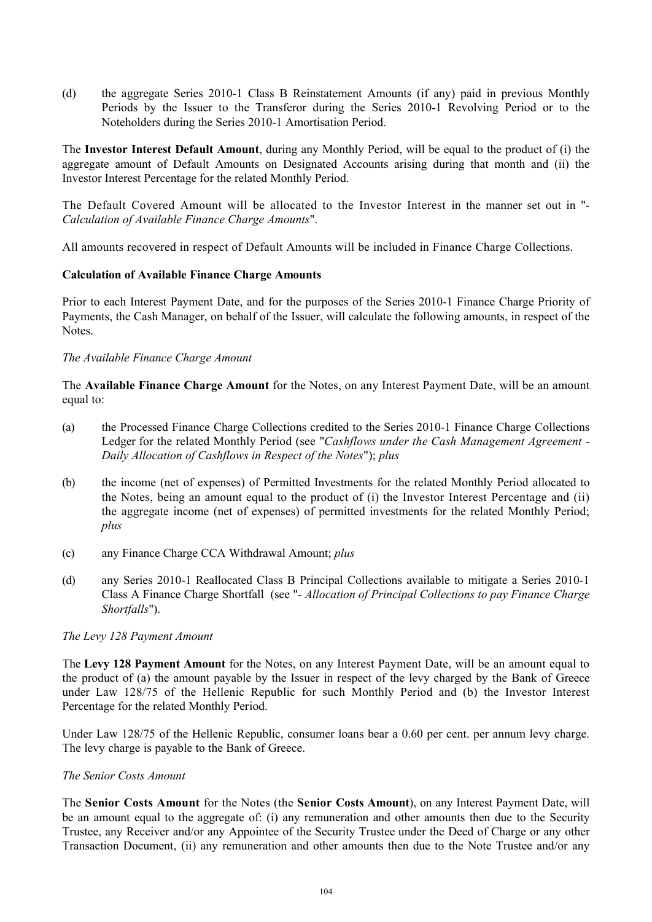(d) the aggregate Series 2010-1 Class B Reinstatement Amounts (if any) paid in previous Monthly Periods by the Issuer to the Transferor during the Series 2010-1 Revolving Period or to the Noteholders during the Series 2010-1 Amortisation Period.

The **Investor Interest Default Amount**, during any Monthly Period, will be equal to the product of (i) the aggregate amount of Default Amounts on Designated Accounts arising during that month and (ii) the Investor Interest Percentage for the related Monthly Period.

The Default Covered Amount will be allocated to the Investor Interest in the manner set out in "- *Calculation of Available Finance Charge Amounts*".

All amounts recovered in respect of Default Amounts will be included in Finance Charge Collections.

**Calculation of Available Finance Charge Amounts**

Prior to each Interest Payment Date, and for the purposes of the Series 2010-1 Finance Charge Priority of Payments, the Cash Manager, on behalf of the Issuer, will calculate the following amounts, in respect of the Notes.

*The Available Finance Charge Amount*

The **Available Finance Charge Amount** for the Notes, on any Interest Payment Date, will be an amount equal to:

(a) the Processed Finance Charge Collections credited to the Series 2010-1 Finance Charge Collections Ledger for the related Monthly Period (see "*Cashflows under the Cash Management Agreement - Daily Allocation of Cashflows in Respect of the Notes*"); *plus*

(b) the income (net of expenses) of Permitted Investments for the related Monthly Period allocated to the Notes, being an amount equal to the product of (i) the Investor Interest Percentage and (ii) the aggregate income (net of expenses) of permitted investments for the related Monthly Period; *plus*

(c) any Finance Charge CCA Withdrawal Amount; *plus*

(d) any Series 2010-1 Reallocated Class B Principal Collections available to mitigate a Series 2010-1 Class A Finance Charge Shortfall (see "- *Allocation of Principal Collections to pay Finance Charge Shortfalls*").

*The Levy 128 Payment Amount*

The **Levy 128 Payment Amount** for the Notes, on any Interest Payment Date, will be an amount equal to the product of (a) the amount payable by the Issuer in respect of the levy charged by the Bank of Greece under Law 128/75 of the Hellenic Republic for such Monthly Period and (b) the Investor Interest Percentage for the related Monthly Period.

Under Law 128/75 of the Hellenic Republic, consumer loans bear a 0.60 per cent. per annum levy charge. The levy charge is payable to the Bank of Greece.

*The Senior Costs Amount*

The **Senior Costs Amount** for the Notes (the **Senior Costs Amount**), on any Interest Payment Date, will be an amount equal to the aggregate of: (i) any remuneration and other amounts then due to the Security Trustee, any Receiver and/or any Appointee of the Security Trustee under the Deed of Charge or any other Transaction Document, (ii) any remuneration and other amounts then due to the Note Trustee and/or any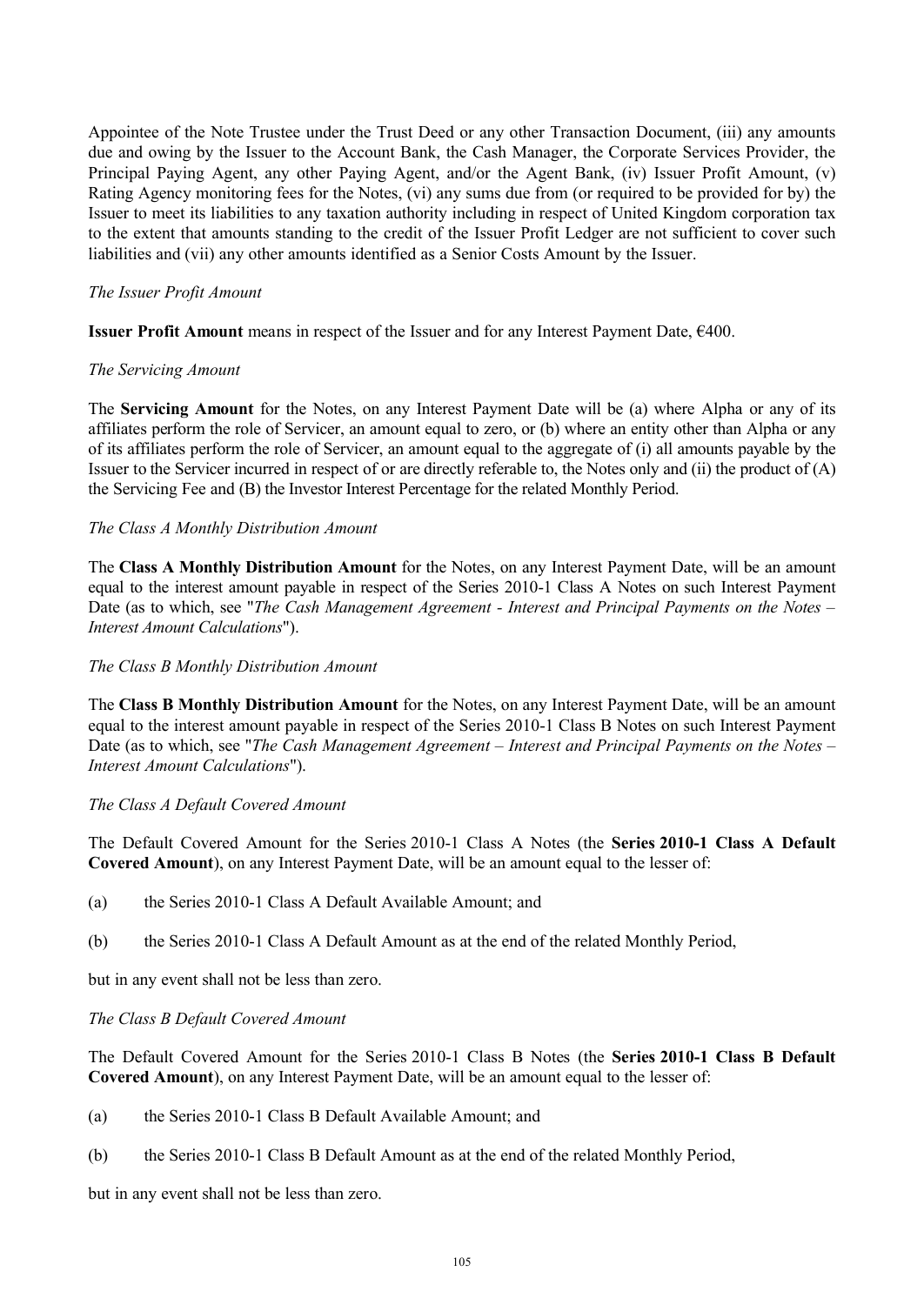Appointee of the Note Trustee under the Trust Deed or any other Transaction Document, (iii) any amounts due and owing by the Issuer to the Account Bank, the Cash Manager, the Corporate Services Provider, the Principal Paying Agent, any other Paying Agent, and/or the Agent Bank, (iv) Issuer Profit Amount, (v) Rating Agency monitoring fees for the Notes, (vi) any sums due from (or required to be provided for by) the Issuer to meet its liabilities to any taxation authority including in respect of United Kingdom corporation tax to the extent that amounts standing to the credit of the Issuer Profit Ledger are not sufficient to cover such liabilities and (vii) any other amounts identified as a Senior Costs Amount by the Issuer.

*The Issuer Profit Amount*

**Issuer Profit Amount** means in respect of the Issuer and for any Interest Payment Date, €400.

*The Servicing Amount*

The **Servicing Amount** for the Notes, on any Interest Payment Date will be (a) where Alpha or any of its affiliates perform the role of Servicer, an amount equal to zero, or (b) where an entity other than Alpha or any of its affiliates perform the role of Servicer, an amount equal to the aggregate of (i) all amounts payable by the Issuer to the Servicer incurred in respect of or are directly referable to, the Notes only and (ii) the product of (A) the Servicing Fee and (B) the Investor Interest Percentage for the related Monthly Period.

*The Class A Monthly Distribution Amount*

The **Class A Monthly Distribution Amount** for the Notes, on any Interest Payment Date, will be an amount equal to the interest amount payable in respect of the Series 2010-1 Class A Notes on such Interest Payment Date (as to which, see "*The Cash Management Agreement - Interest and Principal Payments on the Notes – Interest Amount Calculations*").

*The Class B Monthly Distribution Amount*

The **Class B Monthly Distribution Amount** for the Notes, on any Interest Payment Date, will be an amount equal to the interest amount payable in respect of the Series 2010-1 Class B Notes on such Interest Payment Date (as to which, see "*The Cash Management Agreement – Interest and Principal Payments on the Notes – Interest Amount Calculations*").

*The Class A Default Covered Amount*

The Default Covered Amount for the Series 2010-1 Class A Notes (the **Series 2010-1 Class A Default Covered Amount**), on any Interest Payment Date, will be an amount equal to the lesser of:

(a) the Series 2010-1 Class A Default Available Amount; and

(b) the Series 2010-1 Class A Default Amount as at the end of the related Monthly Period,

but in any event shall not be less than zero.

*The Class B Default Covered Amount*

The Default Covered Amount for the Series 2010-1 Class B Notes (the **Series 2010-1 Class B Default Covered Amount**), on any Interest Payment Date, will be an amount equal to the lesser of:

(a) the Series 2010-1 Class B Default Available Amount; and

(b) the Series 2010-1 Class B Default Amount as at the end of the related Monthly Period,

but in any event shall not be less than zero.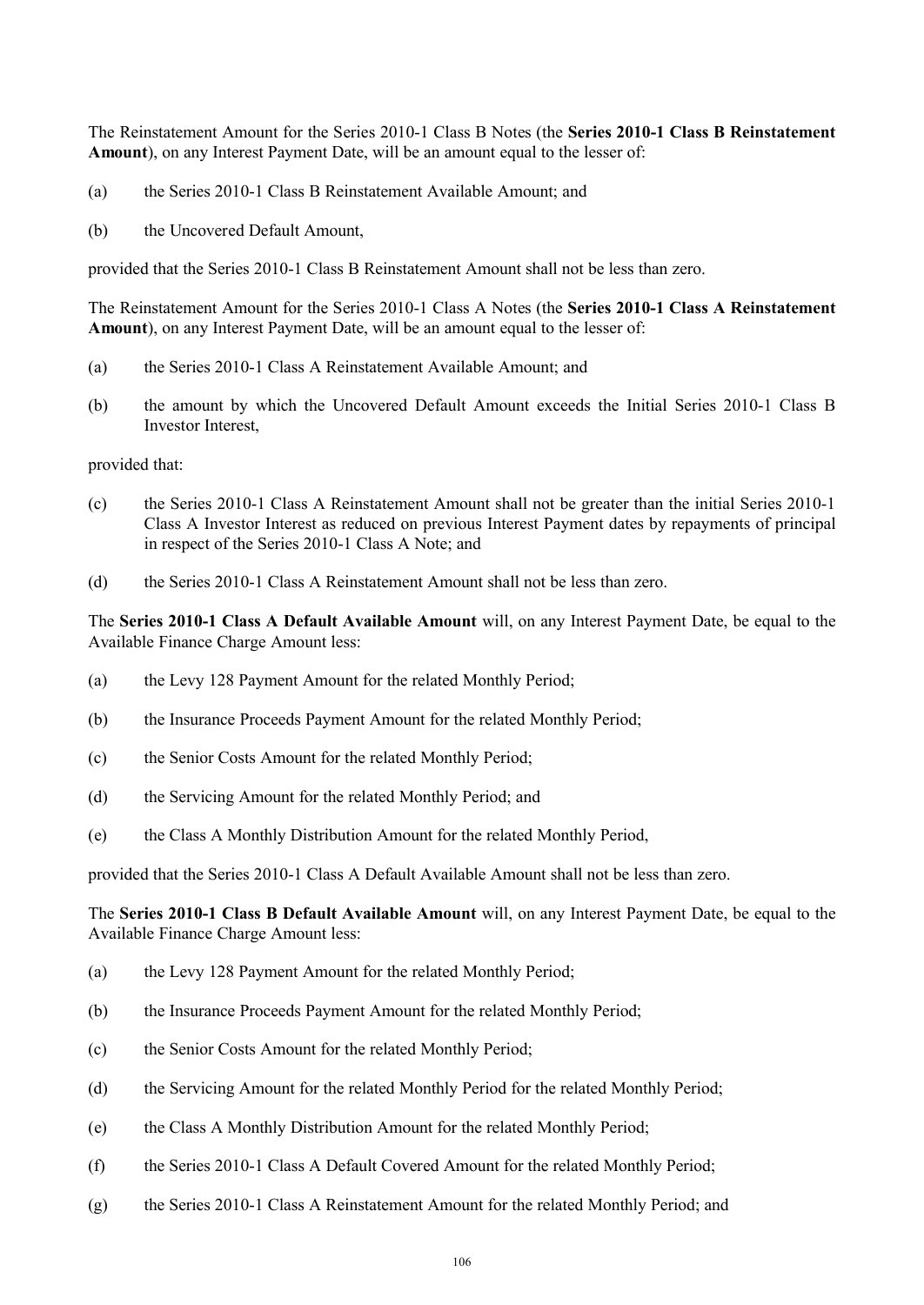The Reinstatement Amount for the Series 2010-1 Class B Notes (the **Series 2010-1 Class B Reinstatement Amount**), on any Interest Payment Date, will be an amount equal to the lesser of:

(a) the Series 2010-1 Class B Reinstatement Available Amount; and

(b) the Uncovered Default Amount,

provided that the Series 2010-1 Class B Reinstatement Amount shall not be less than zero.

The Reinstatement Amount for the Series 2010-1 Class A Notes (the **Series 2010-1 Class A Reinstatement Amount**), on any Interest Payment Date, will be an amount equal to the lesser of:

(a) the Series 2010-1 Class A Reinstatement Available Amount; and

(b) the amount by which the Uncovered Default Amount exceeds the Initial Series 2010-1 Class B Investor Interest,

provided that:

(c) the Series 2010-1 Class A Reinstatement Amount shall not be greater than the initial Series 2010-1 Class A Investor Interest as reduced on previous Interest Payment dates by repayments of principal in respect of the Series 2010-1 Class A Note; and

(d) the Series 2010-1 Class A Reinstatement Amount shall not be less than zero.

The **Series 2010-1 Class A Default Available Amount** will, on any Interest Payment Date, be equal to the Available Finance Charge Amount less:

(a) the Levy 128 Payment Amount for the related Monthly Period;

(b) the Insurance Proceeds Payment Amount for the related Monthly Period;

(c) the Senior Costs Amount for the related Monthly Period;

(d) the Servicing Amount for the related Monthly Period; and

(e) the Class A Monthly Distribution Amount for the related Monthly Period,

provided that the Series 2010-1 Class A Default Available Amount shall not be less than zero.

The **Series 2010-1 Class B Default Available Amount** will, on any Interest Payment Date, be equal to the Available Finance Charge Amount less:

(a) the Levy 128 Payment Amount for the related Monthly Period;

(b) the Insurance Proceeds Payment Amount for the related Monthly Period;

(c) the Senior Costs Amount for the related Monthly Period;

(d) the Servicing Amount for the related Monthly Period for the related Monthly Period;

(e) the Class A Monthly Distribution Amount for the related Monthly Period;

(f) the Series 2010-1 Class A Default Covered Amount for the related Monthly Period;

(g) the Series 2010-1 Class A Reinstatement Amount for the related Monthly Period; and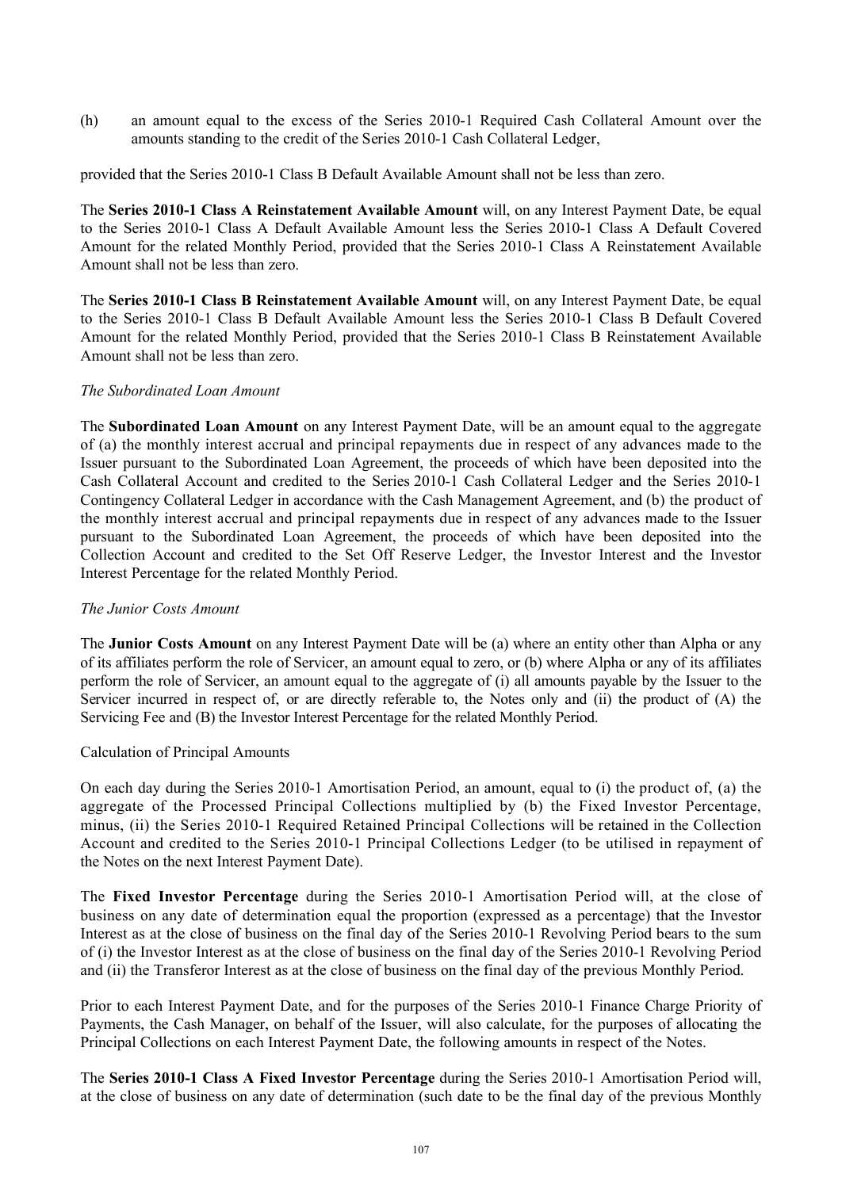(h) an amount equal to the excess of the Series 2010-1 Required Cash Collateral Amount over the amounts standing to the credit of the Series 2010-1 Cash Collateral Ledger,

provided that the Series 2010-1 Class B Default Available Amount shall not be less than zero.

The **Series 2010-1 Class A Reinstatement Available Amount** will, on any Interest Payment Date, be equal to the Series 2010-1 Class A Default Available Amount less the Series 2010-1 Class A Default Covered Amount for the related Monthly Period, provided that the Series 2010-1 Class A Reinstatement Available Amount shall not be less than zero.

The **Series 2010-1 Class B Reinstatement Available Amount** will, on any Interest Payment Date, be equal to the Series 2010-1 Class B Default Available Amount less the Series 2010-1 Class B Default Covered Amount for the related Monthly Period, provided that the Series 2010-1 Class B Reinstatement Available Amount shall not be less than zero.

*The Subordinated Loan Amount*

The **Subordinated Loan Amount** on any Interest Payment Date, will be an amount equal to the aggregate of (a) the monthly interest accrual and principal repayments due in respect of any advances made to the Issuer pursuant to the Subordinated Loan Agreement, the proceeds of which have been deposited into the Cash Collateral Account and credited to the Series 2010-1 Cash Collateral Ledger and the Series 2010-1 Contingency Collateral Ledger in accordance with the Cash Management Agreement, and (b) the product of the monthly interest accrual and principal repayments due in respect of any advances made to the Issuer pursuant to the Subordinated Loan Agreement, the proceeds of which have been deposited into the Collection Account and credited to the Set Off Reserve Ledger, the Investor Interest and the Investor Interest Percentage for the related Monthly Period.

*The Junior Costs Amount*

The **Junior Costs Amount** on any Interest Payment Date will be (a) where an entity other than Alpha or any of its affiliates perform the role of Servicer, an amount equal to zero, or (b) where Alpha or any of its affiliates perform the role of Servicer, an amount equal to the aggregate of (i) all amounts payable by the Issuer to the Servicer incurred in respect of, or are directly referable to, the Notes only and (ii) the product of (A) the Servicing Fee and (B) the Investor Interest Percentage for the related Monthly Period.

Calculation of Principal Amounts

On each day during the Series 2010-1 Amortisation Period, an amount, equal to (i) the product of, (a) the aggregate of the Processed Principal Collections multiplied by (b) the Fixed Investor Percentage, minus, (ii) the Series 2010-1 Required Retained Principal Collections will be retained in the Collection Account and credited to the Series 2010-1 Principal Collections Ledger (to be utilised in repayment of the Notes on the next Interest Payment Date).

The **Fixed Investor Percentage** during the Series 2010-1 Amortisation Period will, at the close of business on any date of determination equal the proportion (expressed as a percentage) that the Investor Interest as at the close of business on the final day of the Series 2010-1 Revolving Period bears to the sum of (i) the Investor Interest as at the close of business on the final day of the Series 2010-1 Revolving Period and (ii) the Transferor Interest as at the close of business on the final day of the previous Monthly Period.

Prior to each Interest Payment Date, and for the purposes of the Series 2010-1 Finance Charge Priority of Payments, the Cash Manager, on behalf of the Issuer, will also calculate, for the purposes of allocating the Principal Collections on each Interest Payment Date, the following amounts in respect of the Notes.

The **Series 2010-1 Class A Fixed Investor Percentage** during the Series 2010-1 Amortisation Period will, at the close of business on any date of determination (such date to be the final day of the previous Monthly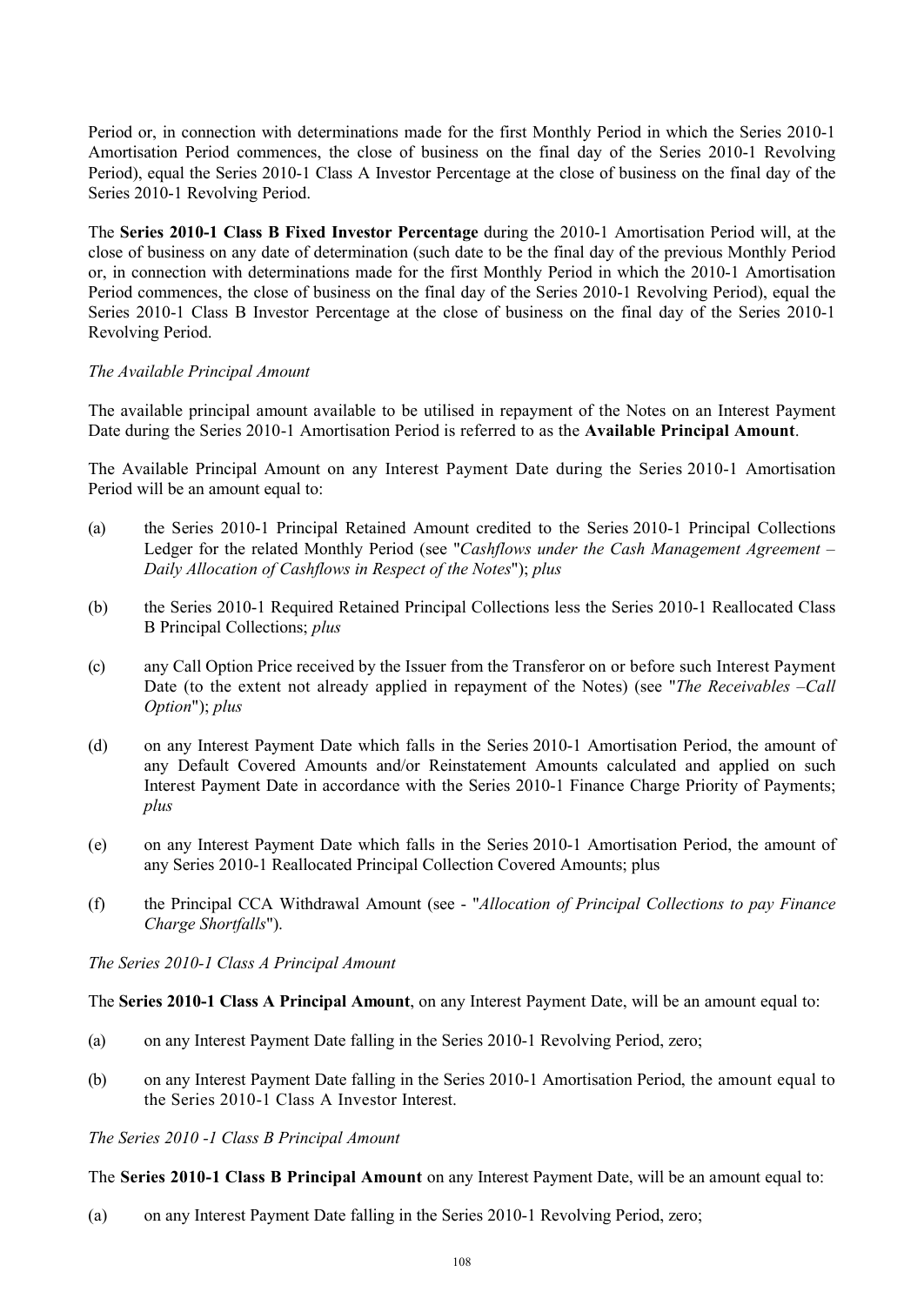Period or, in connection with determinations made for the first Monthly Period in which the Series 2010-1 Amortisation Period commences, the close of business on the final day of the Series 2010-1 Revolving Period), equal the Series 2010-1 Class A Investor Percentage at the close of business on the final day of the Series 2010-1 Revolving Period.

The **Series 2010-1 Class B Fixed Investor Percentage** during the 2010-1 Amortisation Period will, at the close of business on any date of determination (such date to be the final day of the previous Monthly Period or, in connection with determinations made for the first Monthly Period in which the 2010-1 Amortisation Period commences, the close of business on the final day of the Series 2010-1 Revolving Period), equal the Series 2010-1 Class B Investor Percentage at the close of business on the final day of the Series 2010-1 Revolving Period.

*The Available Principal Amount*

The available principal amount available to be utilised in repayment of the Notes on an Interest Payment Date during the Series 2010-1 Amortisation Period is referred to as the **Available Principal Amount**.

The Available Principal Amount on any Interest Payment Date during the Series 2010-1 Amortisation Period will be an amount equal to:

(a) the Series 2010-1 Principal Retained Amount credited to the Series 2010-1 Principal Collections Ledger for the related Monthly Period (see "*Cashflows under the Cash Management Agreement – Daily Allocation of Cashflows in Respect of the Notes*"); *plus*

(b) the Series 2010-1 Required Retained Principal Collections less the Series 2010-1 Reallocated Class B Principal Collections; *plus*

(c) any Call Option Price received by the Issuer from the Transferor on or before such Interest Payment Date (to the extent not already applied in repayment of the Notes) (see "*The Receivables –Call Option*"); *plus*

(d) on any Interest Payment Date which falls in the Series 2010-1 Amortisation Period, the amount of any Default Covered Amounts and/or Reinstatement Amounts calculated and applied on such Interest Payment Date in accordance with the Series 2010-1 Finance Charge Priority of Payments; *plus*

(e) on any Interest Payment Date which falls in the Series 2010-1 Amortisation Period, the amount of any Series 2010-1 Reallocated Principal Collection Covered Amounts; plus

(f) the Principal CCA Withdrawal Amount (see - "*Allocation of Principal Collections to pay Finance Charge Shortfalls*").

*The Series 2010-1 Class A Principal Amount*

The **Series 2010-1 Class A Principal Amount**, on any Interest Payment Date, will be an amount equal to:

(a) on any Interest Payment Date falling in the Series 2010-1 Revolving Period, zero;

(b) on any Interest Payment Date falling in the Series 2010-1 Amortisation Period, the amount equal to the Series 2010-1 Class A Investor Interest.

*The Series 2010 -1 Class B Principal Amount*

The **Series 2010-1 Class B Principal Amount** on any Interest Payment Date, will be an amount equal to:

(a) on any Interest Payment Date falling in the Series 2010-1 Revolving Period, zero;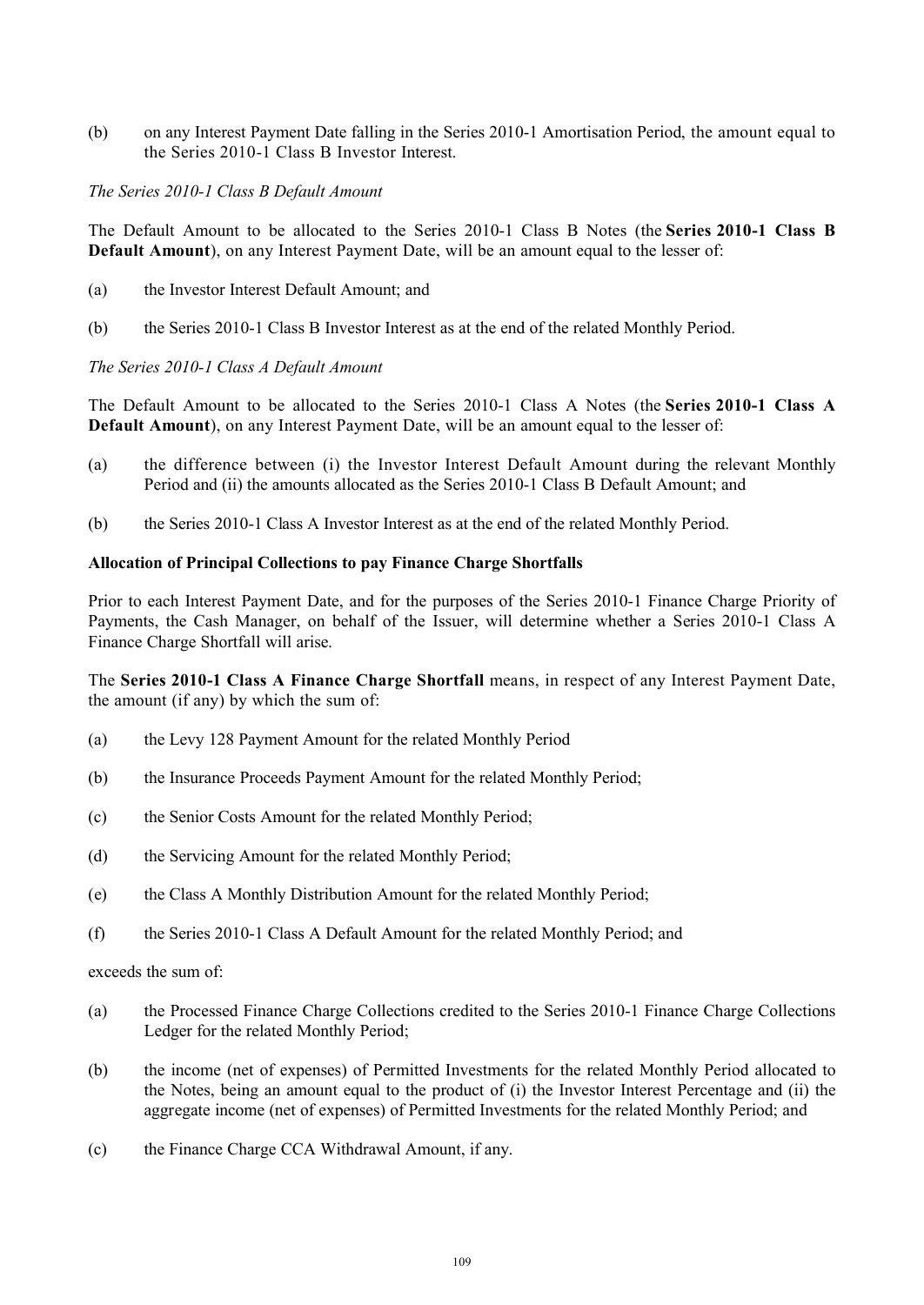(b) on any Interest Payment Date falling in the Series 2010-1 Amortisation Period, the amount equal to the Series 2010-1 Class B Investor Interest.

*The Series 2010-1 Class B Default Amount*

The Default Amount to be allocated to the Series 2010-1 Class B Notes (the **Series 2010-1 Class B Default Amount**), on any Interest Payment Date, will be an amount equal to the lesser of:

(a) the Investor Interest Default Amount; and

(b) the Series 2010-1 Class B Investor Interest as at the end of the related Monthly Period.

*The Series 2010-1 Class A Default Amount*

The Default Amount to be allocated to the Series 2010-1 Class A Notes (the **Series 2010-1 Class A Default Amount**), on any Interest Payment Date, will be an amount equal to the lesser of:

(a) the difference between (i) the Investor Interest Default Amount during the relevant Monthly Period and (ii) the amounts allocated as the Series 2010-1 Class B Default Amount; and

(b) the Series 2010-1 Class A Investor Interest as at the end of the related Monthly Period.

**Allocation of Principal Collections to pay Finance Charge Shortfalls**

Prior to each Interest Payment Date, and for the purposes of the Series 2010-1 Finance Charge Priority of Payments, the Cash Manager, on behalf of the Issuer, will determine whether a Series 2010-1 Class A Finance Charge Shortfall will arise.

The **Series 2010-1 Class A Finance Charge Shortfall** means, in respect of any Interest Payment Date, the amount (if any) by which the sum of:

(a) the Levy 128 Payment Amount for the related Monthly Period

(b) the Insurance Proceeds Payment Amount for the related Monthly Period;

(c) the Senior Costs Amount for the related Monthly Period;

(d) the Servicing Amount for the related Monthly Period;

(e) the Class A Monthly Distribution Amount for the related Monthly Period;

(f) the Series 2010-1 Class A Default Amount for the related Monthly Period; and

exceeds the sum of:

(a) the Processed Finance Charge Collections credited to the Series 2010-1 Finance Charge Collections Ledger for the related Monthly Period;

(b) the income (net of expenses) of Permitted Investments for the related Monthly Period allocated to the Notes, being an amount equal to the product of (i) the Investor Interest Percentage and (ii) the aggregate income (net of expenses) of Permitted Investments for the related Monthly Period; and

(c) the Finance Charge CCA Withdrawal Amount, if any.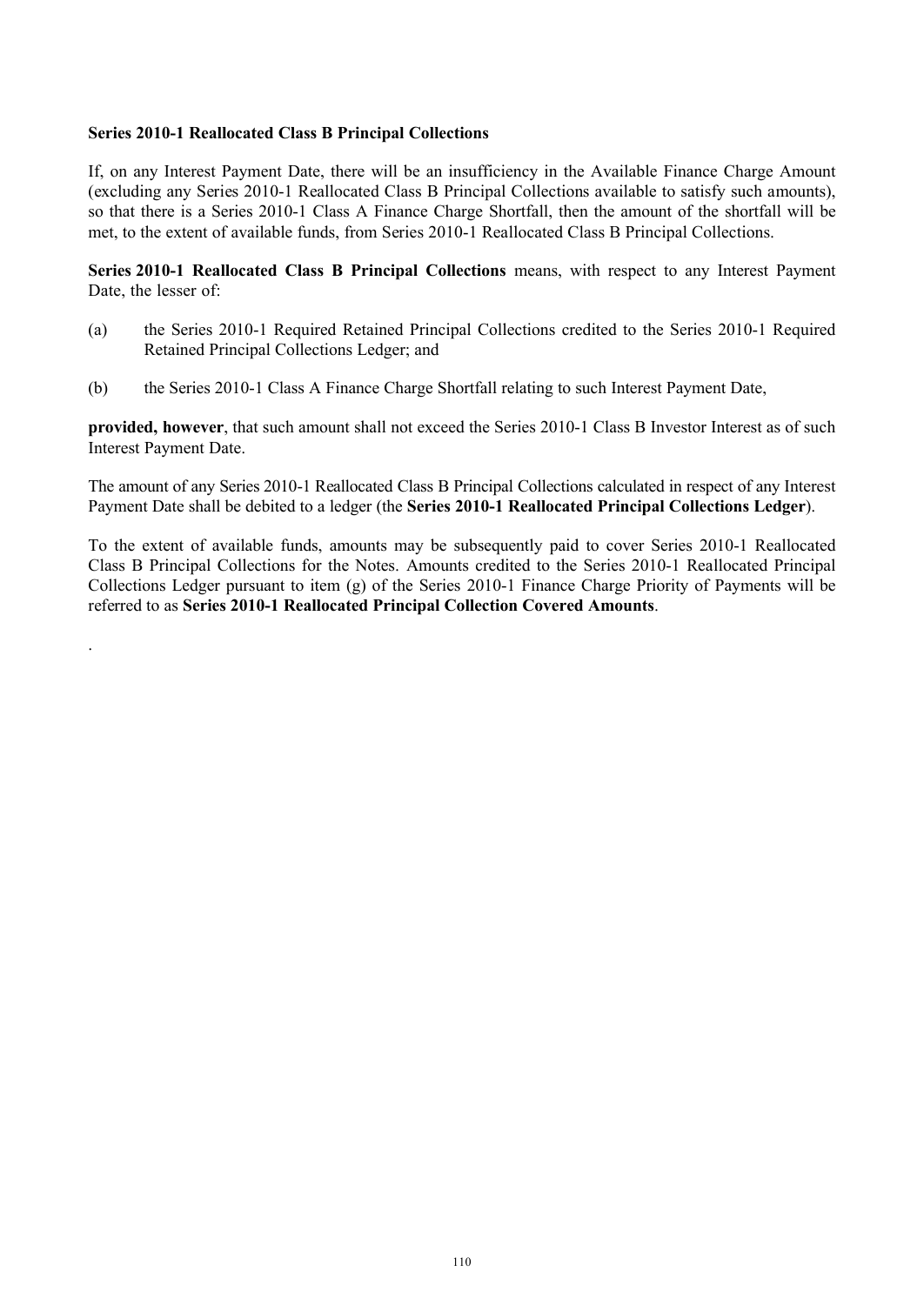**Series 2010-1 Reallocated Class B Principal Collections**

If, on any Interest Payment Date, there will be an insufficiency in the Available Finance Charge Amount (excluding any Series 2010-1 Reallocated Class B Principal Collections available to satisfy such amounts), so that there is a Series 2010-1 Class A Finance Charge Shortfall, then the amount of the shortfall will be met, to the extent of available funds, from Series 2010-1 Reallocated Class B Principal Collections.

**Series 2010-1 Reallocated Class B Principal Collections** means, with respect to any Interest Payment Date, the lesser of:

(a) the Series 2010-1 Required Retained Principal Collections credited to the Series 2010-1 Required Retained Principal Collections Ledger; and

(b) the Series 2010-1 Class A Finance Charge Shortfall relating to such Interest Payment Date,

**provided, however**, that such amount shall not exceed the Series 2010-1 Class B Investor Interest as of such Interest Payment Date.

The amount of any Series 2010-1 Reallocated Class B Principal Collections calculated in respect of any Interest Payment Date shall be debited to a ledger (the **Series 2010-1 Reallocated Principal Collections Ledger**).

To the extent of available funds, amounts may be subsequently paid to cover Series 2010-1 Reallocated Class B Principal Collections for the Notes. Amounts credited to the Series 2010-1 Reallocated Principal Collections Ledger pursuant to item (g) of the Series 2010-1 Finance Charge Priority of Payments will be referred to as **Series 2010-1 Reallocated Principal Collection Covered Amounts**.

.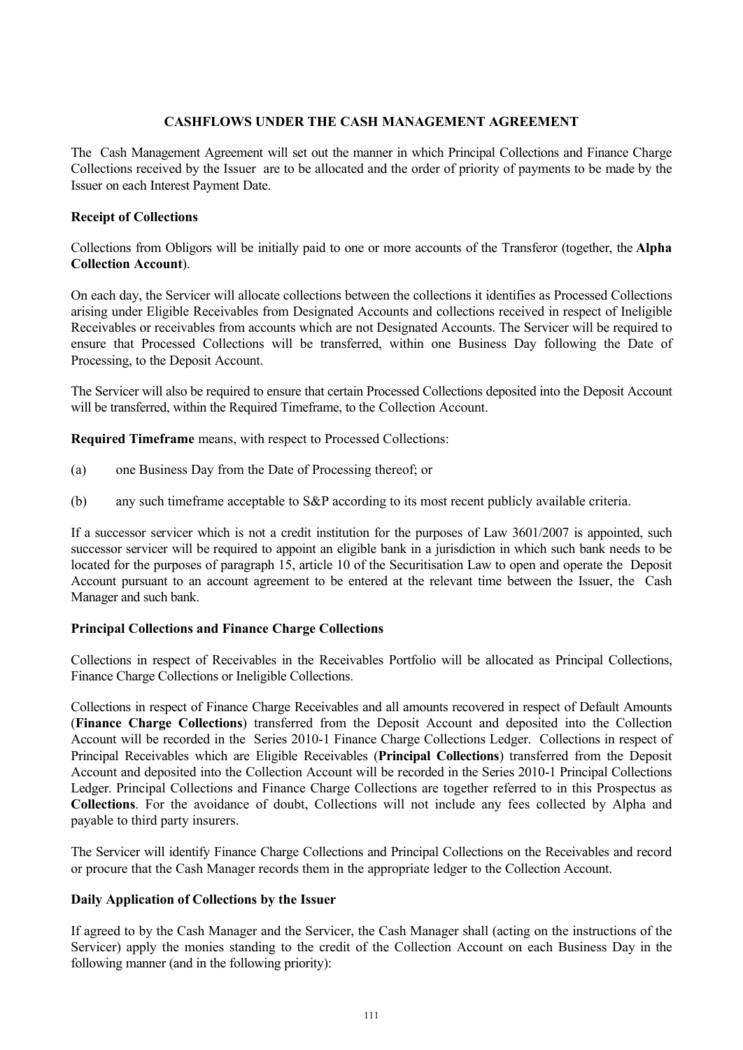## CASHFLOWS UNDER THE CASH MANAGEMENT AGREEMENT

The Cash Management Agreement will set out the manner in which Principal Collections and Finance Charge Collections received by the Issuer are to be allocated and the order of priority of payments to be made by the Issuer on each Interest Payment Date.

### Receipt of Collections

Collections from Obligors will be initially paid to one or more accounts of the Transferor (together, the **Alpha Collection Account**).

On each day, the Servicer will allocate collections between the collections it identifies as Processed Collections arising under Eligible Receivables from Designated Accounts and collections received in respect of Ineligible Receivables or receivables from accounts which are not Designated Accounts. The Servicer will be required to ensure that Processed Collections will be transferred, within one Business Day following the Date of Processing, to the Deposit Account.

The Servicer will also be required to ensure that certain Processed Collections deposited into the Deposit Account will be transferred, within the Required Timeframe, to the Collection Account.

**Required Timeframe** means, with respect to Processed Collections:

(a) one Business Day from the Date of Processing thereof; or

(b) any such timeframe acceptable to S&P according to its most recent publicly available criteria.

If a successor servicer which is not a credit institution for the purposes of Law 3601/2007 is appointed, such successor servicer will be required to appoint an eligible bank in a jurisdiction in which such bank needs to be located for the purposes of paragraph 15, article 10 of the Securitisation Law to open and operate the Deposit Account pursuant to an account agreement to be entered at the relevant time between the Issuer, the Cash Manager and such bank.

### Principal Collections and Finance Charge Collections

Collections in respect of Receivables in the Receivables Portfolio will be allocated as Principal Collections, Finance Charge Collections or Ineligible Collections.

Collections in respect of Finance Charge Receivables and all amounts recovered in respect of Default Amounts (**Finance Charge Collections**) transferred from the Deposit Account and deposited into the Collection Account will be recorded in the Series 2010-1 Finance Charge Collections Ledger. Collections in respect of Principal Receivables which are Eligible Receivables (**Principal Collections**) transferred from the Deposit Account and deposited into the Collection Account will be recorded in the Series 2010-1 Principal Collections Ledger. Principal Collections and Finance Charge Collections are together referred to in this Prospectus as **Collections**. For the avoidance of doubt, Collections will not include any fees collected by Alpha and payable to third party insurers.

The Servicer will identify Finance Charge Collections and Principal Collections on the Receivables and record or procure that the Cash Manager records them in the appropriate ledger to the Collection Account.

### Daily Application of Collections by the Issuer

If agreed to by the Cash Manager and the Servicer, the Cash Manager shall (acting on the instructions of the Servicer) apply the monies standing to the credit of the Collection Account on each Business Day in the following manner (and in the following priority):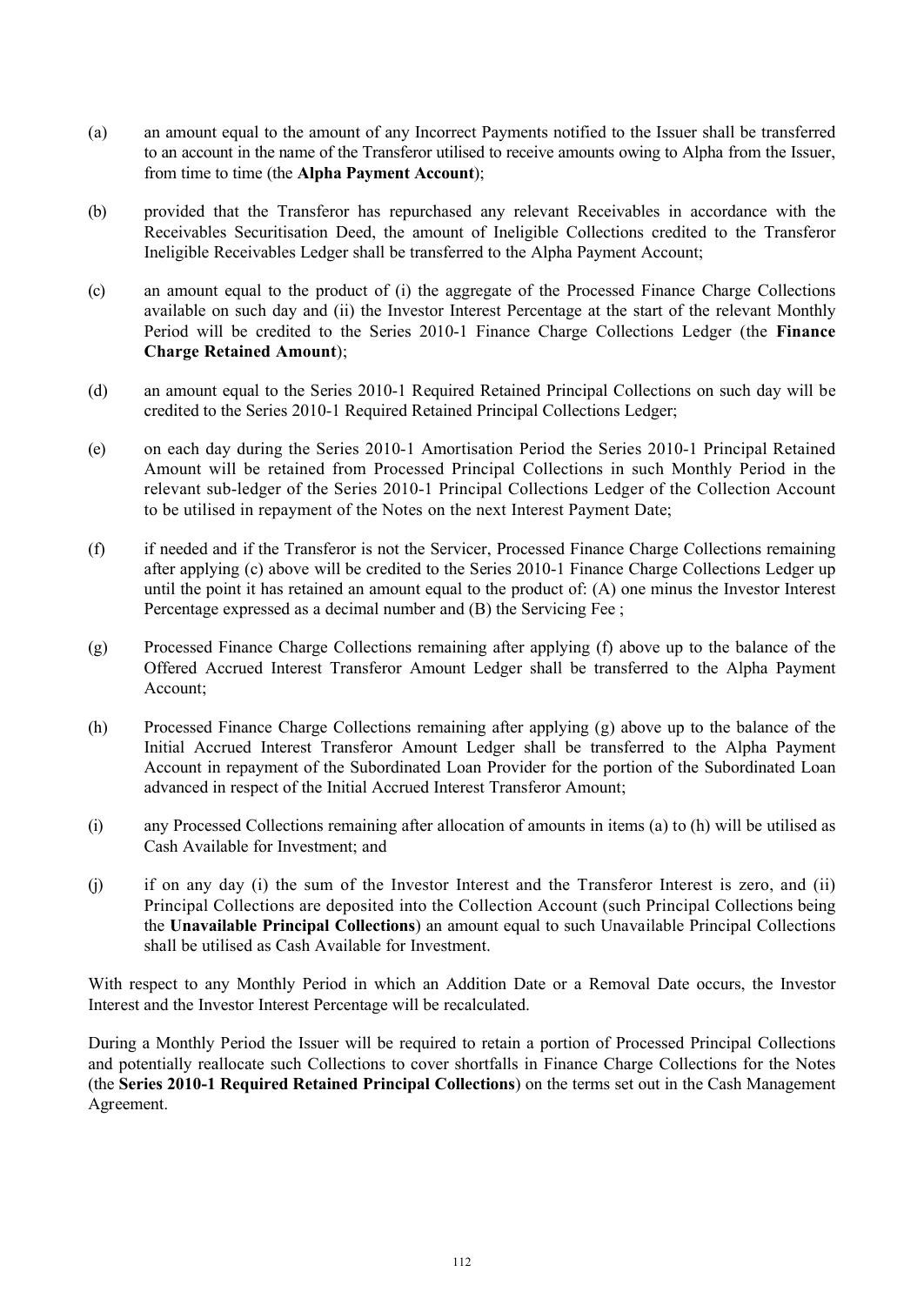(a) an amount equal to the amount of any Incorrect Payments notified to the Issuer shall be transferred to an account in the name of the Transferor utilised to receive amounts owing to Alpha from the Issuer, from time to time (the **Alpha Payment Account**);

(b) provided that the Transferor has repurchased any relevant Receivables in accordance with the Receivables Securitisation Deed, the amount of Ineligible Collections credited to the Transferor Ineligible Receivables Ledger shall be transferred to the Alpha Payment Account;

(c) an amount equal to the product of (i) the aggregate of the Processed Finance Charge Collections available on such day and (ii) the Investor Interest Percentage at the start of the relevant Monthly Period will be credited to the Series 2010-1 Finance Charge Collections Ledger (the **Finance Charge Retained Amount**);

(d) an amount equal to the Series 2010-1 Required Retained Principal Collections on such day will be credited to the Series 2010-1 Required Retained Principal Collections Ledger;

(e) on each day during the Series 2010-1 Amortisation Period the Series 2010-1 Principal Retained Amount will be retained from Processed Principal Collections in such Monthly Period in the relevant sub-ledger of the Series 2010-1 Principal Collections Ledger of the Collection Account to be utilised in repayment of the Notes on the next Interest Payment Date;

(f) if needed and if the Transferor is not the Servicer, Processed Finance Charge Collections remaining after applying (c) above will be credited to the Series 2010-1 Finance Charge Collections Ledger up until the point it has retained an amount equal to the product of: (A) one minus the Investor Interest Percentage expressed as a decimal number and (B) the Servicing Fee ;

(g) Processed Finance Charge Collections remaining after applying (f) above up to the balance of the Offered Accrued Interest Transferor Amount Ledger shall be transferred to the Alpha Payment Account;

(h) Processed Finance Charge Collections remaining after applying (g) above up to the balance of the Initial Accrued Interest Transferor Amount Ledger shall be transferred to the Alpha Payment Account in repayment of the Subordinated Loan Provider for the portion of the Subordinated Loan advanced in respect of the Initial Accrued Interest Transferor Amount;

(i) any Processed Collections remaining after allocation of amounts in items (a) to (h) will be utilised as Cash Available for Investment; and

(j) if on any day (i) the sum of the Investor Interest and the Transferor Interest is zero, and (ii) Principal Collections are deposited into the Collection Account (such Principal Collections being the **Unavailable Principal Collections**) an amount equal to such Unavailable Principal Collections shall be utilised as Cash Available for Investment.

With respect to any Monthly Period in which an Addition Date or a Removal Date occurs, the Investor Interest and the Investor Interest Percentage will be recalculated.

During a Monthly Period the Issuer will be required to retain a portion of Processed Principal Collections and potentially reallocate such Collections to cover shortfalls in Finance Charge Collections for the Notes (the **Series 2010-1 Required Retained Principal Collections**) on the terms set out in the Cash Management Agreement.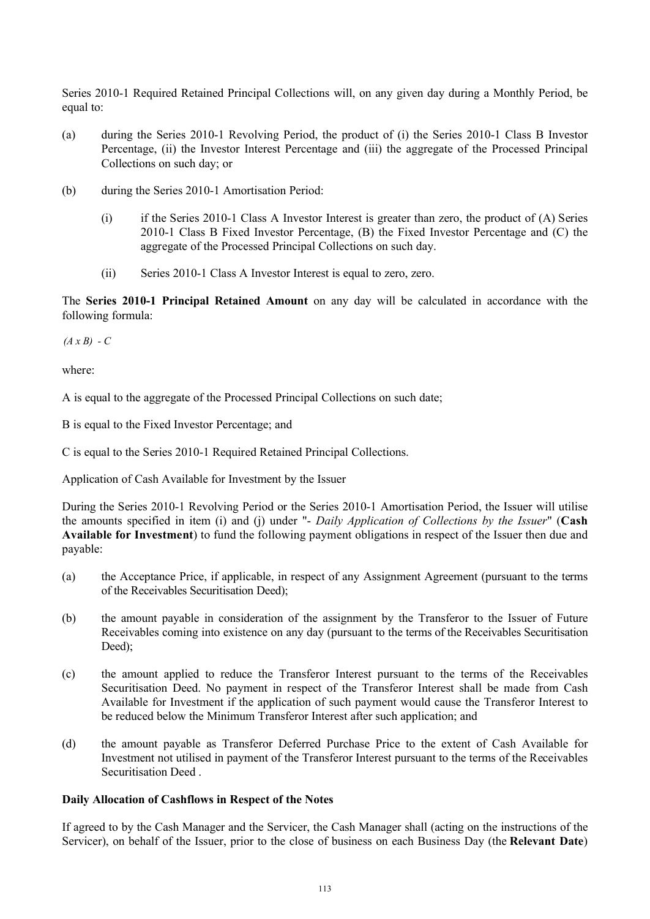Series 2010-1 Required Retained Principal Collections will, on any given day during a Monthly Period, be equal to:

(a) during the Series 2010-1 Revolving Period, the product of (i) the Series 2010-1 Class B Investor Percentage, (ii) the Investor Interest Percentage and (iii) the aggregate of the Processed Principal Collections on such day; or

(b) during the Series 2010-1 Amortisation Period:

   (i) if the Series 2010-1 Class A Investor Interest is greater than zero, the product of (A) Series 2010-1 Class B Fixed Investor Percentage, (B) the Fixed Investor Percentage and (C) the aggregate of the Processed Principal Collections on such day.

   (ii) Series 2010-1 Class A Investor Interest is equal to zero, zero.

The **Series 2010-1 Principal Retained Amount** on any day will be calculated in accordance with the following formula:

$(A \times B) - C$

where:

A is equal to the aggregate of the Processed Principal Collections on such date;

B is equal to the Fixed Investor Percentage; and

C is equal to the Series 2010-1 Required Retained Principal Collections.

Application of Cash Available for Investment by the Issuer

During the Series 2010-1 Revolving Period or the Series 2010-1 Amortisation Period, the Issuer will utilise the amounts specified in item (i) and (j) under "- *Daily Application of Collections by the Issuer*" (**Cash Available for Investment**) to fund the following payment obligations in respect of the Issuer then due and payable:

(a) the Acceptance Price, if applicable, in respect of any Assignment Agreement (pursuant to the terms of the Receivables Securitisation Deed);

(b) the amount payable in consideration of the assignment by the Transferor to the Issuer of Future Receivables coming into existence on any day (pursuant to the terms of the Receivables Securitisation Deed);

(c) the amount applied to reduce the Transferor Interest pursuant to the terms of the Receivables Securitisation Deed. No payment in respect of the Transferor Interest shall be made from Cash Available for Investment if the application of such payment would cause the Transferor Interest to be reduced below the Minimum Transferor Interest after such application; and

(d) the amount payable as Transferor Deferred Purchase Price to the extent of Cash Available for Investment not utilised in payment of the Transferor Interest pursuant to the terms of the Receivables Securitisation Deed .

**Daily Allocation of Cashflows in Respect of the Notes**

If agreed to by the Cash Manager and the Servicer, the Cash Manager shall (acting on the instructions of the Servicer), on behalf of the Issuer, prior to the close of business on each Business Day (the **Relevant Date**)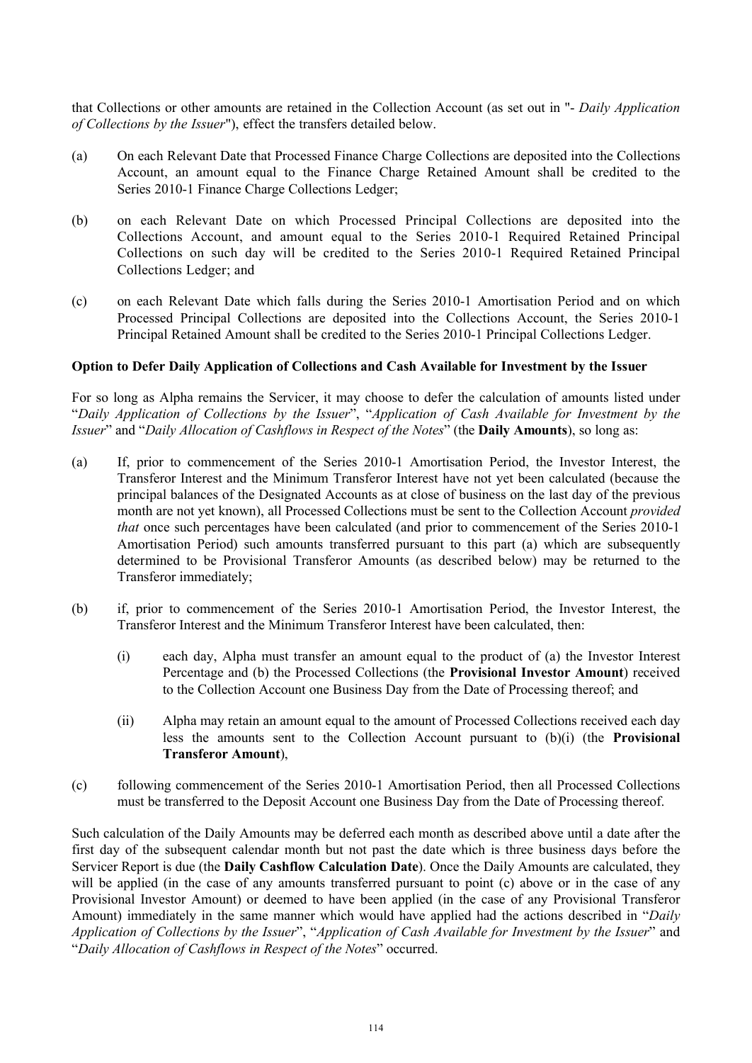that Collections or other amounts are retained in the Collection Account (as set out in "- *Daily Application of Collections by the Issuer*"), effect the transfers detailed below.

(a) On each Relevant Date that Processed Finance Charge Collections are deposited into the Collections Account, an amount equal to the Finance Charge Retained Amount shall be credited to the Series 2010-1 Finance Charge Collections Ledger;

(b) on each Relevant Date on which Processed Principal Collections are deposited into the Collections Account, and amount equal to the Series 2010-1 Required Retained Principal Collections on such day will be credited to the Series 2010-1 Required Retained Principal Collections Ledger; and

(c) on each Relevant Date which falls during the Series 2010-1 Amortisation Period and on which Processed Principal Collections are deposited into the Collections Account, the Series 2010-1 Principal Retained Amount shall be credited to the Series 2010-1 Principal Collections Ledger.

**Option to Defer Daily Application of Collections and Cash Available for Investment by the Issuer**

For so long as Alpha remains the Servicer, it may choose to defer the calculation of amounts listed under "*Daily Application of Collections by the Issuer*", "*Application of Cash Available for Investment by the Issuer*" and "*Daily Allocation of Cashflows in Respect of the Notes*" (the **Daily Amounts**), so long as:

(a) If, prior to commencement of the Series 2010-1 Amortisation Period, the Investor Interest, the Transferor Interest and the Minimum Transferor Interest have not yet been calculated (because the principal balances of the Designated Accounts as at close of business on the last day of the previous month are not yet known), all Processed Collections must be sent to the Collection Account *provided that* once such percentages have been calculated (and prior to commencement of the Series 2010-1 Amortisation Period) such amounts transferred pursuant to this part (a) which are subsequently determined to be Provisional Transferor Amounts (as described below) may be returned to the Transferor immediately;

(b) if, prior to commencement of the Series 2010-1 Amortisation Period, the Investor Interest, the Transferor Interest and the Minimum Transferor Interest have been calculated, then:

 (i) each day, Alpha must transfer an amount equal to the product of (a) the Investor Interest Percentage and (b) the Processed Collections (the **Provisional Investor Amount**) received to the Collection Account one Business Day from the Date of Processing thereof; and

 (ii) Alpha may retain an amount equal to the amount of Processed Collections received each day less the amounts sent to the Collection Account pursuant to (b)(i) (the **Provisional Transferor Amount**),

(c) following commencement of the Series 2010-1 Amortisation Period, then all Processed Collections must be transferred to the Deposit Account one Business Day from the Date of Processing thereof.

Such calculation of the Daily Amounts may be deferred each month as described above until a date after the first day of the subsequent calendar month but not past the date which is three business days before the Servicer Report is due (the **Daily Cashflow Calculation Date**). Once the Daily Amounts are calculated, they will be applied (in the case of any amounts transferred pursuant to point (c) above or in the case of any Provisional Investor Amount) or deemed to have been applied (in the case of any Provisional Transferor Amount) immediately in the same manner which would have applied had the actions described in "*Daily Application of Collections by the Issuer*", "*Application of Cash Available for Investment by the Issuer*" and "*Daily Allocation of Cashflows in Respect of the Notes*" occurred.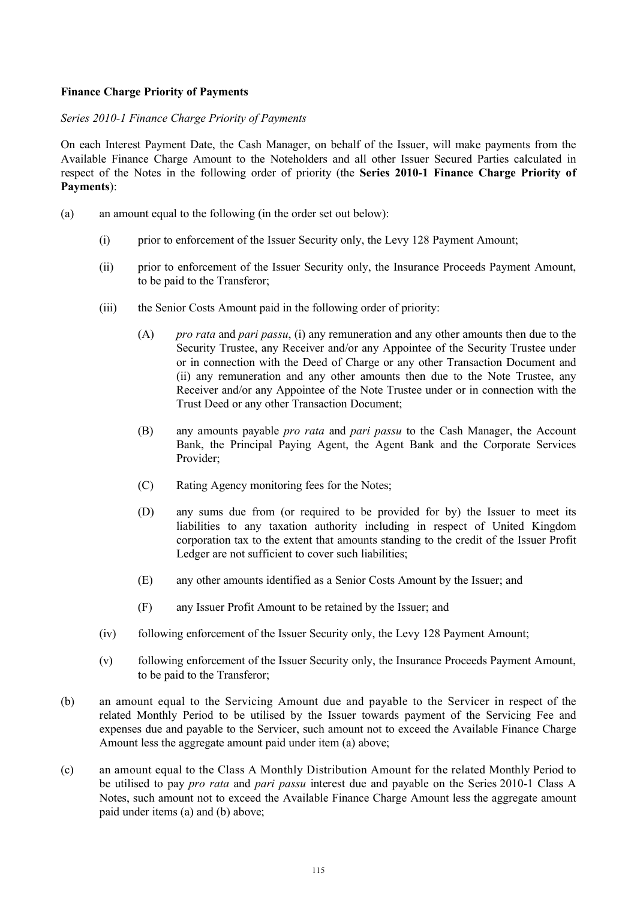**Finance Charge Priority of Payments**

*Series 2010-1 Finance Charge Priority of Payments*

On each Interest Payment Date, the Cash Manager, on behalf of the Issuer, will make payments from the Available Finance Charge Amount to the Noteholders and all other Issuer Secured Parties calculated in respect of the Notes in the following order of priority (the **Series 2010-1 Finance Charge Priority of Payments**):

(a) an amount equal to the following (in the order set out below):

  (i) prior to enforcement of the Issuer Security only, the Levy 128 Payment Amount;

  (ii) prior to enforcement of the Issuer Security only, the Insurance Proceeds Payment Amount, to be paid to the Transferor;

  (iii) the Senior Costs Amount paid in the following order of priority:

    (A) *pro rata* and *pari passu*, (i) any remuneration and any other amounts then due to the Security Trustee, any Receiver and/or any Appointee of the Security Trustee under or in connection with the Deed of Charge or any other Transaction Document and (ii) any remuneration and any other amounts then due to the Note Trustee, any Receiver and/or any Appointee of the Note Trustee under or in connection with the Trust Deed or any other Transaction Document;

    (B) any amounts payable *pro rata* and *pari passu* to the Cash Manager, the Account Bank, the Principal Paying Agent, the Agent Bank and the Corporate Services Provider;

    (C) Rating Agency monitoring fees for the Notes;

    (D) any sums due from (or required to be provided for by) the Issuer to meet its liabilities to any taxation authority including in respect of United Kingdom corporation tax to the extent that amounts standing to the credit of the Issuer Profit Ledger are not sufficient to cover such liabilities;

    (E) any other amounts identified as a Senior Costs Amount by the Issuer; and

    (F) any Issuer Profit Amount to be retained by the Issuer; and

  (iv) following enforcement of the Issuer Security only, the Levy 128 Payment Amount;

  (v) following enforcement of the Issuer Security only, the Insurance Proceeds Payment Amount, to be paid to the Transferor;

(b) an amount equal to the Servicing Amount due and payable to the Servicer in respect of the related Monthly Period to be utilised by the Issuer towards payment of the Servicing Fee and expenses due and payable to the Servicer, such amount not to exceed the Available Finance Charge Amount less the aggregate amount paid under item (a) above;

(c) an amount equal to the Class A Monthly Distribution Amount for the related Monthly Period to be utilised to pay *pro rata* and *pari passu* interest due and payable on the Series 2010-1 Class A Notes, such amount not to exceed the Available Finance Charge Amount less the aggregate amount paid under items (a) and (b) above;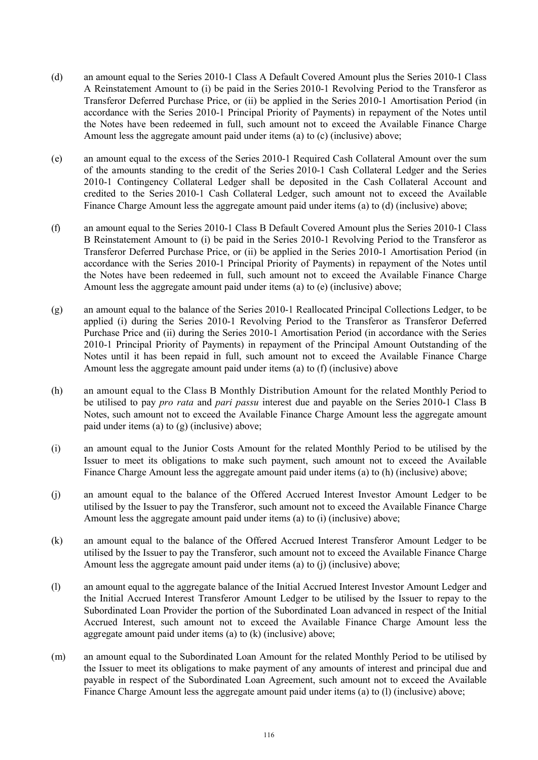(d) an amount equal to the Series 2010-1 Class A Default Covered Amount plus the Series 2010-1 Class A Reinstatement Amount to (i) be paid in the Series 2010-1 Revolving Period to the Transferor as Transferor Deferred Purchase Price, or (ii) be applied in the Series 2010-1 Amortisation Period (in accordance with the Series 2010-1 Principal Priority of Payments) in repayment of the Notes until the Notes have been redeemed in full, such amount not to exceed the Available Finance Charge Amount less the aggregate amount paid under items (a) to (c) (inclusive) above;

(e) an amount equal to the excess of the Series 2010-1 Required Cash Collateral Amount over the sum of the amounts standing to the credit of the Series 2010-1 Cash Collateral Ledger and the Series 2010-1 Contingency Collateral Ledger shall be deposited in the Cash Collateral Account and credited to the Series 2010-1 Cash Collateral Ledger, such amount not to exceed the Available Finance Charge Amount less the aggregate amount paid under items (a) to (d) (inclusive) above;

(f) an amount equal to the Series 2010-1 Class B Default Covered Amount plus the Series 2010-1 Class B Reinstatement Amount to (i) be paid in the Series 2010-1 Revolving Period to the Transferor as Transferor Deferred Purchase Price, or (ii) be applied in the Series 2010-1 Amortisation Period (in accordance with the Series 2010-1 Principal Priority of Payments) in repayment of the Notes until the Notes have been redeemed in full, such amount not to exceed the Available Finance Charge Amount less the aggregate amount paid under items (a) to (e) (inclusive) above;

(g) an amount equal to the balance of the Series 2010-1 Reallocated Principal Collections Ledger, to be applied (i) during the Series 2010-1 Revolving Period to the Transferor as Transferor Deferred Purchase Price and (ii) during the Series 2010-1 Amortisation Period (in accordance with the Series 2010-1 Principal Priority of Payments) in repayment of the Principal Amount Outstanding of the Notes until it has been repaid in full, such amount not to exceed the Available Finance Charge Amount less the aggregate amount paid under items (a) to (f) (inclusive) above

(h) an amount equal to the Class B Monthly Distribution Amount for the related Monthly Period to be utilised to pay *pro rata* and *pari passu* interest due and payable on the Series 2010-1 Class B Notes, such amount not to exceed the Available Finance Charge Amount less the aggregate amount paid under items (a) to (g) (inclusive) above;

(i) an amount equal to the Junior Costs Amount for the related Monthly Period to be utilised by the Issuer to meet its obligations to make such payment, such amount not to exceed the Available Finance Charge Amount less the aggregate amount paid under items (a) to (h) (inclusive) above;

(j) an amount equal to the balance of the Offered Accrued Interest Investor Amount Ledger to be utilised by the Issuer to pay the Transferor, such amount not to exceed the Available Finance Charge Amount less the aggregate amount paid under items (a) to (i) (inclusive) above;

(k) an amount equal to the balance of the Offered Accrued Interest Transferor Amount Ledger to be utilised by the Issuer to pay the Transferor, such amount not to exceed the Available Finance Charge Amount less the aggregate amount paid under items (a) to (j) (inclusive) above;

(l) an amount equal to the aggregate balance of the Initial Accrued Interest Investor Amount Ledger and the Initial Accrued Interest Transferor Amount Ledger to be utilised by the Issuer to repay to the Subordinated Loan Provider the portion of the Subordinated Loan advanced in respect of the Initial Accrued Interest, such amount not to exceed the Available Finance Charge Amount less the aggregate amount paid under items (a) to (k) (inclusive) above;

(m) an amount equal to the Subordinated Loan Amount for the related Monthly Period to be utilised by the Issuer to meet its obligations to make payment of any amounts of interest and principal due and payable in respect of the Subordinated Loan Agreement, such amount not to exceed the Available Finance Charge Amount less the aggregate amount paid under items (a) to (l) (inclusive) above;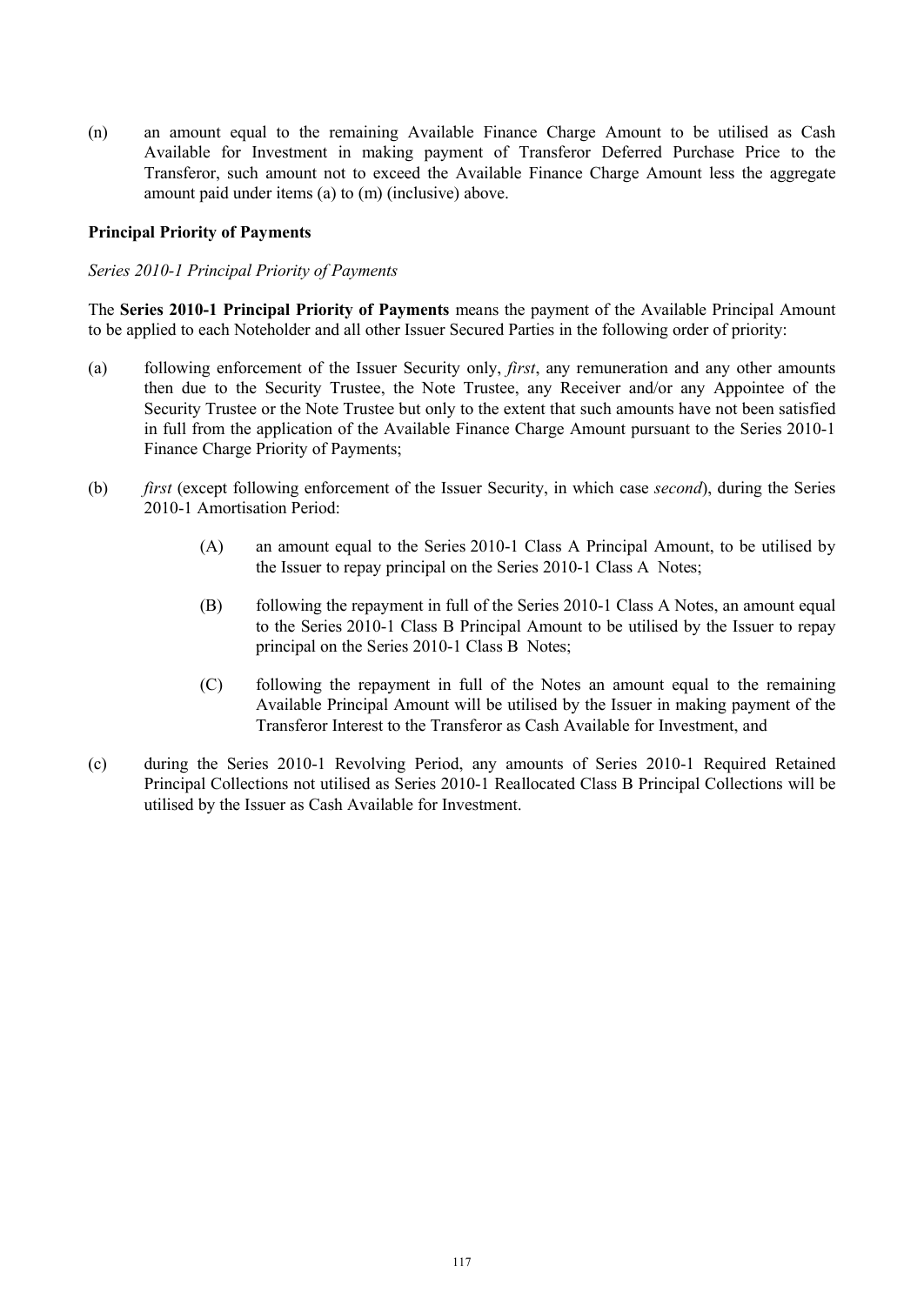(n) an amount equal to the remaining Available Finance Charge Amount to be utilised as Cash Available for Investment in making payment of Transferor Deferred Purchase Price to the Transferor, such amount not to exceed the Available Finance Charge Amount less the aggregate amount paid under items (a) to (m) (inclusive) above.

**Principal Priority of Payments**

*Series 2010-1 Principal Priority of Payments*

The **Series 2010-1 Principal Priority of Payments** means the payment of the Available Principal Amount to be applied to each Noteholder and all other Issuer Secured Parties in the following order of priority:

(a) following enforcement of the Issuer Security only, *first*, any remuneration and any other amounts then due to the Security Trustee, the Note Trustee, any Receiver and/or any Appointee of the Security Trustee or the Note Trustee but only to the extent that such amounts have not been satisfied in full from the application of the Available Finance Charge Amount pursuant to the Series 2010-1 Finance Charge Priority of Payments;

(b) *first* (except following enforcement of the Issuer Security, in which case *second*), during the Series 2010-1 Amortisation Period:

   (A) an amount equal to the Series 2010-1 Class A Principal Amount, to be utilised by the Issuer to repay principal on the Series 2010-1 Class A Notes;

   (B) following the repayment in full of the Series 2010-1 Class A Notes, an amount equal to the Series 2010-1 Class B Principal Amount to be utilised by the Issuer to repay principal on the Series 2010-1 Class B Notes;

   (C) following the repayment in full of the Notes an amount equal to the remaining Available Principal Amount will be utilised by the Issuer in making payment of the Transferor Interest to the Transferor as Cash Available for Investment, and

(c) during the Series 2010-1 Revolving Period, any amounts of Series 2010-1 Required Retained Principal Collections not utilised as Series 2010-1 Reallocated Class B Principal Collections will be utilised by the Issuer as Cash Available for Investment.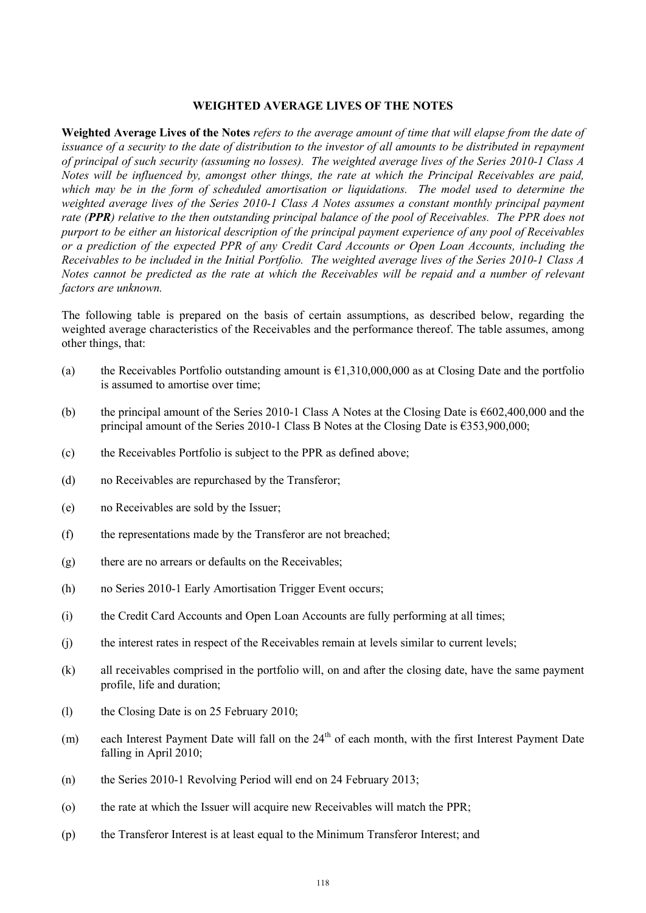## WEIGHTED AVERAGE LIVES OF THE NOTES

**Weighted Average Lives of the Notes** *refers to the average amount of time that will elapse from the date of issuance of a security to the date of distribution to the investor of all amounts to be distributed in repayment of principal of such security (assuming no losses). The weighted average lives of the Series 2010-1 Class A Notes will be influenced by, amongst other things, the rate at which the Principal Receivables are paid, which may be in the form of scheduled amortisation or liquidations. The model used to determine the weighted average lives of the Series 2010-1 Class A Notes assumes a constant monthly principal payment rate (**PPR**) relative to the then outstanding principal balance of the pool of Receivables. The PPR does not purport to be either an historical description of the principal payment experience of any pool of Receivables or a prediction of the expected PPR of any Credit Card Accounts or Open Loan Accounts, including the Receivables to be included in the Initial Portfolio. The weighted average lives of the Series 2010-1 Class A Notes cannot be predicted as the rate at which the Receivables will be repaid and a number of relevant factors are unknown.*

The following table is prepared on the basis of certain assumptions, as described below, regarding the weighted average characteristics of the Receivables and the performance thereof. The table assumes, among other things, that:

(a) the Receivables Portfolio outstanding amount is €1,310,000,000 as at Closing Date and the portfolio is assumed to amortise over time;

(b) the principal amount of the Series 2010-1 Class A Notes at the Closing Date is €602,400,000 and the principal amount of the Series 2010-1 Class B Notes at the Closing Date is €353,900,000;

(c) the Receivables Portfolio is subject to the PPR as defined above;

(d) no Receivables are repurchased by the Transferor;

(e) no Receivables are sold by the Issuer;

(f) the representations made by the Transferor are not breached;

(g) there are no arrears or defaults on the Receivables;

(h) no Series 2010-1 Early Amortisation Trigger Event occurs;

(i) the Credit Card Accounts and Open Loan Accounts are fully performing at all times;

(j) the interest rates in respect of the Receivables remain at levels similar to current levels;

(k) all receivables comprised in the portfolio will, on and after the closing date, have the same payment profile, life and duration;

(l) the Closing Date is on 25 February 2010;

(m) each Interest Payment Date will fall on the 24th of each month, with the first Interest Payment Date falling in April 2010;

(n) the Series 2010-1 Revolving Period will end on 24 February 2013;

(o) the rate at which the Issuer will acquire new Receivables will match the PPR;

(p) the Transferor Interest is at least equal to the Minimum Transferor Interest; and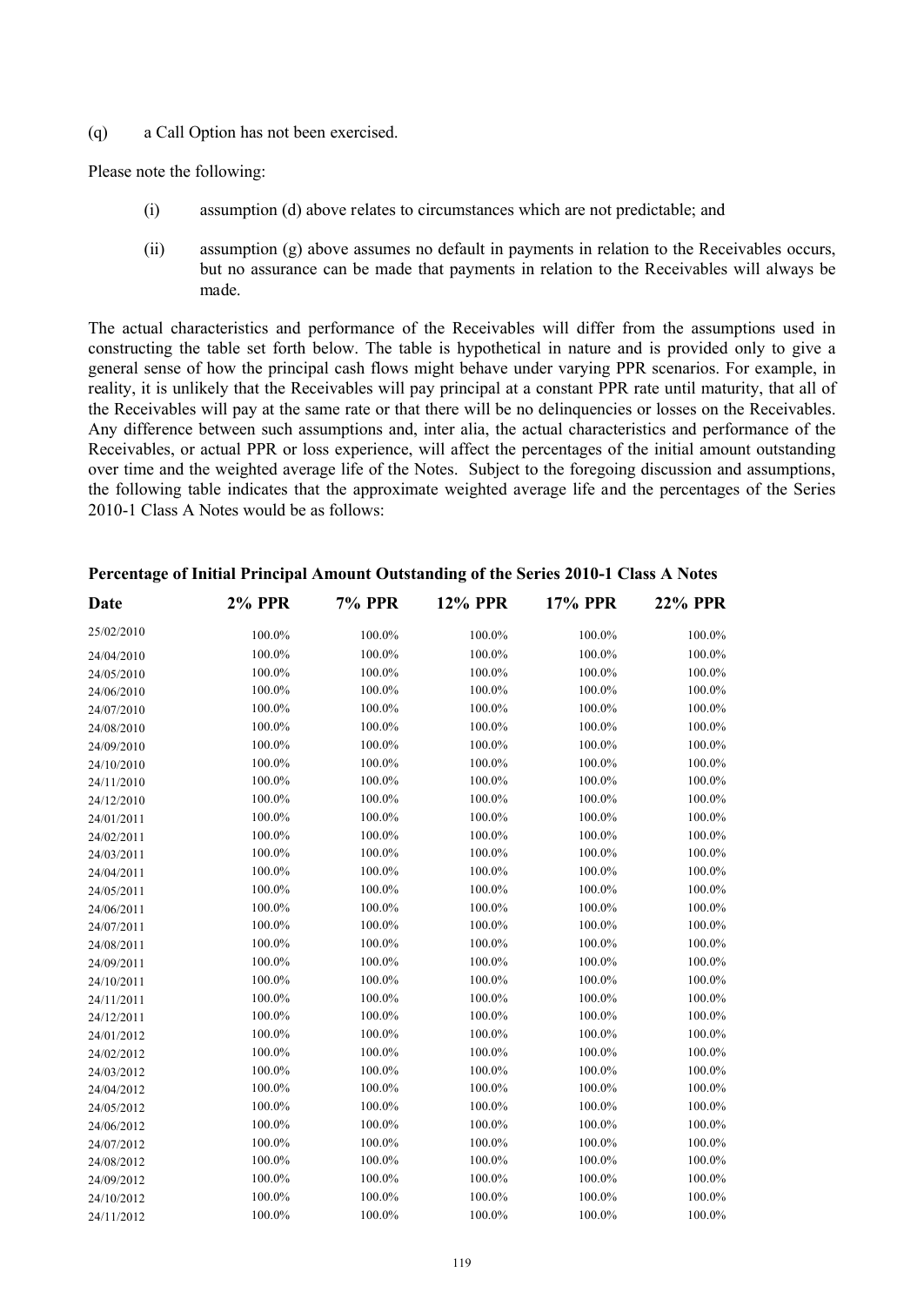(q) a Call Option has not been exercised.

Please note the following:

(i) assumption (d) above relates to circumstances which are not predictable; and

(ii) assumption (g) above assumes no default in payments in relation to the Receivables occurs, but no assurance can be made that payments in relation to the Receivables will always be made.

The actual characteristics and performance of the Receivables will differ from the assumptions used in constructing the table set forth below. The table is hypothetical in nature and is provided only to give a general sense of how the principal cash flows might behave under varying PPR scenarios. For example, in reality, it is unlikely that the Receivables will pay principal at a constant PPR rate until maturity, that all of the Receivables will pay at the same rate or that there will be no delinquencies or losses on the Receivables. Any difference between such assumptions and, inter alia, the actual characteristics and performance of the Receivables, or actual PPR or loss experience, will affect the percentages of the initial amount outstanding over time and the weighted average life of the Notes. Subject to the foregoing discussion and assumptions, the following table indicates that the approximate weighted average life and the percentages of the Series 2010-1 Class A Notes would be as follows:

**Percentage of Initial Principal Amount Outstanding of the Series 2010-1 Class A Notes**

| Date | 2% PPR | 7% PPR | 12% PPR | 17% PPR | 22% PPR |
|---|---|---|---|---|---|
| 25/02/2010 | 100.0% | 100.0% | 100.0% | 100.0% | 100.0% |
| 24/04/2010 | 100.0% | 100.0% | 100.0% | 100.0% | 100.0% |
| 24/05/2010 | 100.0% | 100.0% | 100.0% | 100.0% | 100.0% |
| 24/06/2010 | 100.0% | 100.0% | 100.0% | 100.0% | 100.0% |
| 24/07/2010 | 100.0% | 100.0% | 100.0% | 100.0% | 100.0% |
| 24/08/2010 | 100.0% | 100.0% | 100.0% | 100.0% | 100.0% |
| 24/09/2010 | 100.0% | 100.0% | 100.0% | 100.0% | 100.0% |
| 24/10/2010 | 100.0% | 100.0% | 100.0% | 100.0% | 100.0% |
| 24/11/2010 | 100.0% | 100.0% | 100.0% | 100.0% | 100.0% |
| 24/12/2010 | 100.0% | 100.0% | 100.0% | 100.0% | 100.0% |
| 24/01/2011 | 100.0% | 100.0% | 100.0% | 100.0% | 100.0% |
| 24/02/2011 | 100.0% | 100.0% | 100.0% | 100.0% | 100.0% |
| 24/03/2011 | 100.0% | 100.0% | 100.0% | 100.0% | 100.0% |
| 24/04/2011 | 100.0% | 100.0% | 100.0% | 100.0% | 100.0% |
| 24/05/2011 | 100.0% | 100.0% | 100.0% | 100.0% | 100.0% |
| 24/06/2011 | 100.0% | 100.0% | 100.0% | 100.0% | 100.0% |
| 24/07/2011 | 100.0% | 100.0% | 100.0% | 100.0% | 100.0% |
| 24/08/2011 | 100.0% | 100.0% | 100.0% | 100.0% | 100.0% |
| 24/09/2011 | 100.0% | 100.0% | 100.0% | 100.0% | 100.0% |
| 24/10/2011 | 100.0% | 100.0% | 100.0% | 100.0% | 100.0% |
| 24/11/2011 | 100.0% | 100.0% | 100.0% | 100.0% | 100.0% |
| 24/12/2011 | 100.0% | 100.0% | 100.0% | 100.0% | 100.0% |
| 24/01/2012 | 100.0% | 100.0% | 100.0% | 100.0% | 100.0% |
| 24/02/2012 | 100.0% | 100.0% | 100.0% | 100.0% | 100.0% |
| 24/03/2012 | 100.0% | 100.0% | 100.0% | 100.0% | 100.0% |
| 24/04/2012 | 100.0% | 100.0% | 100.0% | 100.0% | 100.0% |
| 24/05/2012 | 100.0% | 100.0% | 100.0% | 100.0% | 100.0% |
| 24/06/2012 | 100.0% | 100.0% | 100.0% | 100.0% | 100.0% |
| 24/07/2012 | 100.0% | 100.0% | 100.0% | 100.0% | 100.0% |
| 24/08/2012 | 100.0% | 100.0% | 100.0% | 100.0% | 100.0% |
| 24/09/2012 | 100.0% | 100.0% | 100.0% | 100.0% | 100.0% |
| 24/10/2012 | 100.0% | 100.0% | 100.0% | 100.0% | 100.0% |
| 24/11/2012 | 100.0% | 100.0% | 100.0% | 100.0% | 100.0% |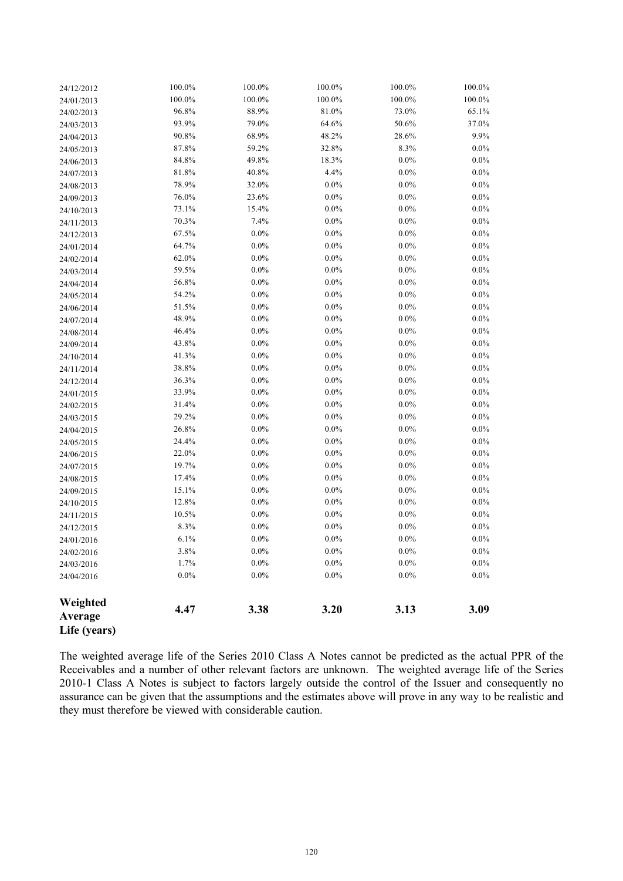| | | | | | |
|---|---|---|---|---|---|
| 24/12/2012 | 100.0% | 100.0% | 100.0% | 100.0% | 100.0% |
| 24/01/2013 | 100.0% | 100.0% | 100.0% | 100.0% | 100.0% |
| 24/02/2013 | 96.8% | 88.9% | 81.0% | 73.0% | 65.1% |
| 24/03/2013 | 93.9% | 79.0% | 64.6% | 50.6% | 37.0% |
| 24/04/2013 | 90.8% | 68.9% | 48.2% | 28.6% | 9.9% |
| 24/05/2013 | 87.8% | 59.2% | 32.8% | 8.3% | 0.0% |
| 24/06/2013 | 84.8% | 49.8% | 18.3% | 0.0% | 0.0% |
| 24/07/2013 | 81.8% | 40.8% | 4.4% | 0.0% | 0.0% |
| 24/08/2013 | 78.9% | 32.0% | 0.0% | 0.0% | 0.0% |
| 24/09/2013 | 76.0% | 23.6% | 0.0% | 0.0% | 0.0% |
| 24/10/2013 | 73.1% | 15.4% | 0.0% | 0.0% | 0.0% |
| 24/11/2013 | 70.3% | 7.4% | 0.0% | 0.0% | 0.0% |
| 24/12/2013 | 67.5% | 0.0% | 0.0% | 0.0% | 0.0% |
| 24/01/2014 | 64.7% | 0.0% | 0.0% | 0.0% | 0.0% |
| 24/02/2014 | 62.0% | 0.0% | 0.0% | 0.0% | 0.0% |
| 24/03/2014 | 59.5% | 0.0% | 0.0% | 0.0% | 0.0% |
| 24/04/2014 | 56.8% | 0.0% | 0.0% | 0.0% | 0.0% |
| 24/05/2014 | 54.2% | 0.0% | 0.0% | 0.0% | 0.0% |
| 24/06/2014 | 51.5% | 0.0% | 0.0% | 0.0% | 0.0% |
| 24/07/2014 | 48.9% | 0.0% | 0.0% | 0.0% | 0.0% |
| 24/08/2014 | 46.4% | 0.0% | 0.0% | 0.0% | 0.0% |
| 24/09/2014 | 43.8% | 0.0% | 0.0% | 0.0% | 0.0% |
| 24/10/2014 | 41.3% | 0.0% | 0.0% | 0.0% | 0.0% |
| 24/11/2014 | 38.8% | 0.0% | 0.0% | 0.0% | 0.0% |
| 24/12/2014 | 36.3% | 0.0% | 0.0% | 0.0% | 0.0% |
| 24/01/2015 | 33.9% | 0.0% | 0.0% | 0.0% | 0.0% |
| 24/02/2015 | 31.4% | 0.0% | 0.0% | 0.0% | 0.0% |
| 24/03/2015 | 29.2% | 0.0% | 0.0% | 0.0% | 0.0% |
| 24/04/2015 | 26.8% | 0.0% | 0.0% | 0.0% | 0.0% |
| 24/05/2015 | 24.4% | 0.0% | 0.0% | 0.0% | 0.0% |
| 24/06/2015 | 22.0% | 0.0% | 0.0% | 0.0% | 0.0% |
| 24/07/2015 | 19.7% | 0.0% | 0.0% | 0.0% | 0.0% |
| 24/08/2015 | 17.4% | 0.0% | 0.0% | 0.0% | 0.0% |
| 24/09/2015 | 15.1% | 0.0% | 0.0% | 0.0% | 0.0% |
| 24/10/2015 | 12.8% | 0.0% | 0.0% | 0.0% | 0.0% |
| 24/11/2015 | 10.5% | 0.0% | 0.0% | 0.0% | 0.0% |
| 24/12/2015 | 8.3% | 0.0% | 0.0% | 0.0% | 0.0% |
| 24/01/2016 | 6.1% | 0.0% | 0.0% | 0.0% | 0.0% |
| 24/02/2016 | 3.8% | 0.0% | 0.0% | 0.0% | 0.0% |
| 24/03/2016 | 1.7% | 0.0% | 0.0% | 0.0% | 0.0% |
| 24/04/2016 | 0.0% | 0.0% | 0.0% | 0.0% | 0.0% |
| **Weighted Average Life (years)** | **4.47** | **3.38** | **3.20** | **3.13** | **3.09** |

The weighted average life of the Series 2010 Class A Notes cannot be predicted as the actual PPR of the Receivables and a number of other relevant factors are unknown. The weighted average life of the Series 2010-1 Class A Notes is subject to factors largely outside the control of the Issuer and consequently no assurance can be given that the assumptions and the estimates above will prove in any way to be realistic and they must therefore be viewed with considerable caution.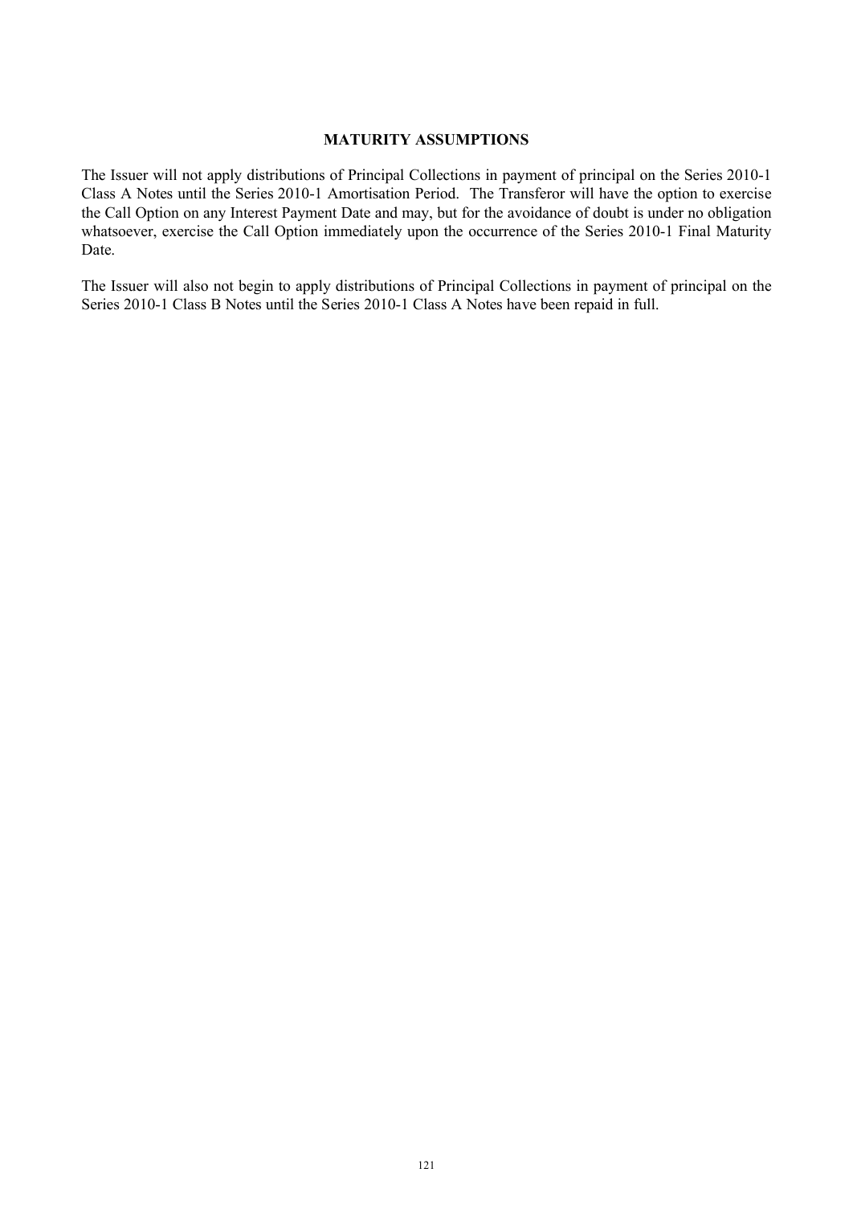## MATURITY ASSUMPTIONS

The Issuer will not apply distributions of Principal Collections in payment of principal on the Series 2010-1 Class A Notes until the Series 2010-1 Amortisation Period. The Transferor will have the option to exercise the Call Option on any Interest Payment Date and may, but for the avoidance of doubt is under no obligation whatsoever, exercise the Call Option immediately upon the occurrence of the Series 2010-1 Final Maturity Date.

The Issuer will also not begin to apply distributions of Principal Collections in payment of principal on the Series 2010-1 Class B Notes until the Series 2010-1 Class A Notes have been repaid in full.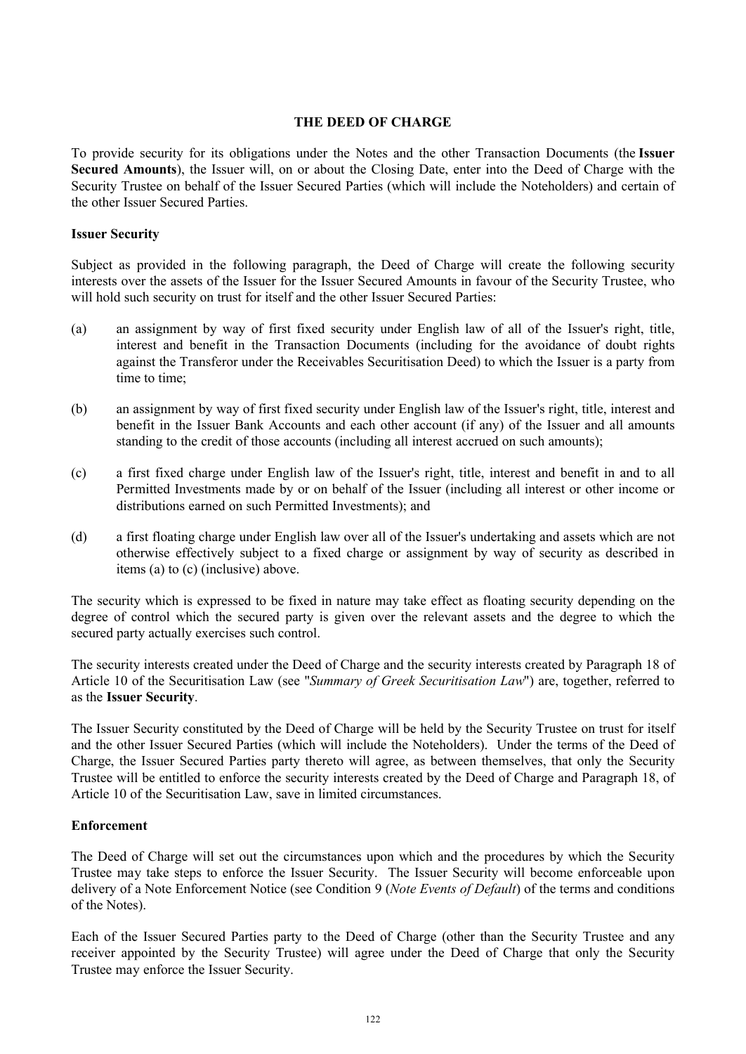## THE DEED OF CHARGE

To provide security for its obligations under the Notes and the other Transaction Documents (the **Issuer Secured Amounts**), the Issuer will, on or about the Closing Date, enter into the Deed of Charge with the Security Trustee on behalf of the Issuer Secured Parties (which will include the Noteholders) and certain of the other Issuer Secured Parties.

### Issuer Security

Subject as provided in the following paragraph, the Deed of Charge will create the following security interests over the assets of the Issuer for the Issuer Secured Amounts in favour of the Security Trustee, who will hold such security on trust for itself and the other Issuer Secured Parties:

(a) an assignment by way of first fixed security under English law of all of the Issuer's right, title, interest and benefit in the Transaction Documents (including for the avoidance of doubt rights against the Transferor under the Receivables Securitisation Deed) to which the Issuer is a party from time to time;

(b) an assignment by way of first fixed security under English law of the Issuer's right, title, interest and benefit in the Issuer Bank Accounts and each other account (if any) of the Issuer and all amounts standing to the credit of those accounts (including all interest accrued on such amounts);

(c) a first fixed charge under English law of the Issuer's right, title, interest and benefit in and to all Permitted Investments made by or on behalf of the Issuer (including all interest or other income or distributions earned on such Permitted Investments); and

(d) a first floating charge under English law over all of the Issuer's undertaking and assets which are not otherwise effectively subject to a fixed charge or assignment by way of security as described in items (a) to (c) (inclusive) above.

The security which is expressed to be fixed in nature may take effect as floating security depending on the degree of control which the secured party is given over the relevant assets and the degree to which the secured party actually exercises such control.

The security interests created under the Deed of Charge and the security interests created by Paragraph 18 of Article 10 of the Securitisation Law (see "*Summary of Greek Securitisation Law*") are, together, referred to as the **Issuer Security**.

The Issuer Security constituted by the Deed of Charge will be held by the Security Trustee on trust for itself and the other Issuer Secured Parties (which will include the Noteholders). Under the terms of the Deed of Charge, the Issuer Secured Parties party thereto will agree, as between themselves, that only the Security Trustee will be entitled to enforce the security interests created by the Deed of Charge and Paragraph 18, of Article 10 of the Securitisation Law, save in limited circumstances.

### Enforcement

The Deed of Charge will set out the circumstances upon which and the procedures by which the Security Trustee may take steps to enforce the Issuer Security. The Issuer Security will become enforceable upon delivery of a Note Enforcement Notice (see Condition 9 (*Note Events of Default*) of the terms and conditions of the Notes).

Each of the Issuer Secured Parties party to the Deed of Charge (other than the Security Trustee and any receiver appointed by the Security Trustee) will agree under the Deed of Charge that only the Security Trustee may enforce the Issuer Security.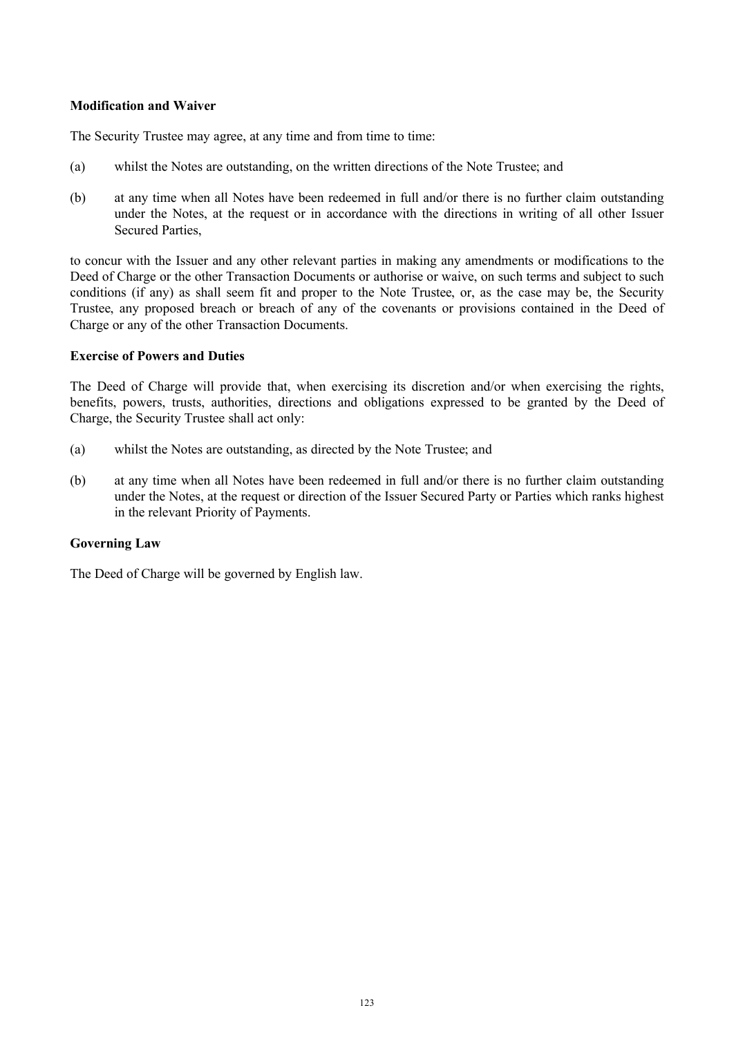**Modification and Waiver**

The Security Trustee may agree, at any time and from time to time:

(a) whilst the Notes are outstanding, on the written directions of the Note Trustee; and

(b) at any time when all Notes have been redeemed in full and/or there is no further claim outstanding under the Notes, at the request or in accordance with the directions in writing of all other Issuer Secured Parties,

to concur with the Issuer and any other relevant parties in making any amendments or modifications to the Deed of Charge or the other Transaction Documents or authorise or waive, on such terms and subject to such conditions (if any) as shall seem fit and proper to the Note Trustee, or, as the case may be, the Security Trustee, any proposed breach or breach of any of the covenants or provisions contained in the Deed of Charge or any of the other Transaction Documents.

**Exercise of Powers and Duties**

The Deed of Charge will provide that, when exercising its discretion and/or when exercising the rights, benefits, powers, trusts, authorities, directions and obligations expressed to be granted by the Deed of Charge, the Security Trustee shall act only:

(a) whilst the Notes are outstanding, as directed by the Note Trustee; and

(b) at any time when all Notes have been redeemed in full and/or there is no further claim outstanding under the Notes, at the request or direction of the Issuer Secured Party or Parties which ranks highest in the relevant Priority of Payments.

**Governing Law**

The Deed of Charge will be governed by English law.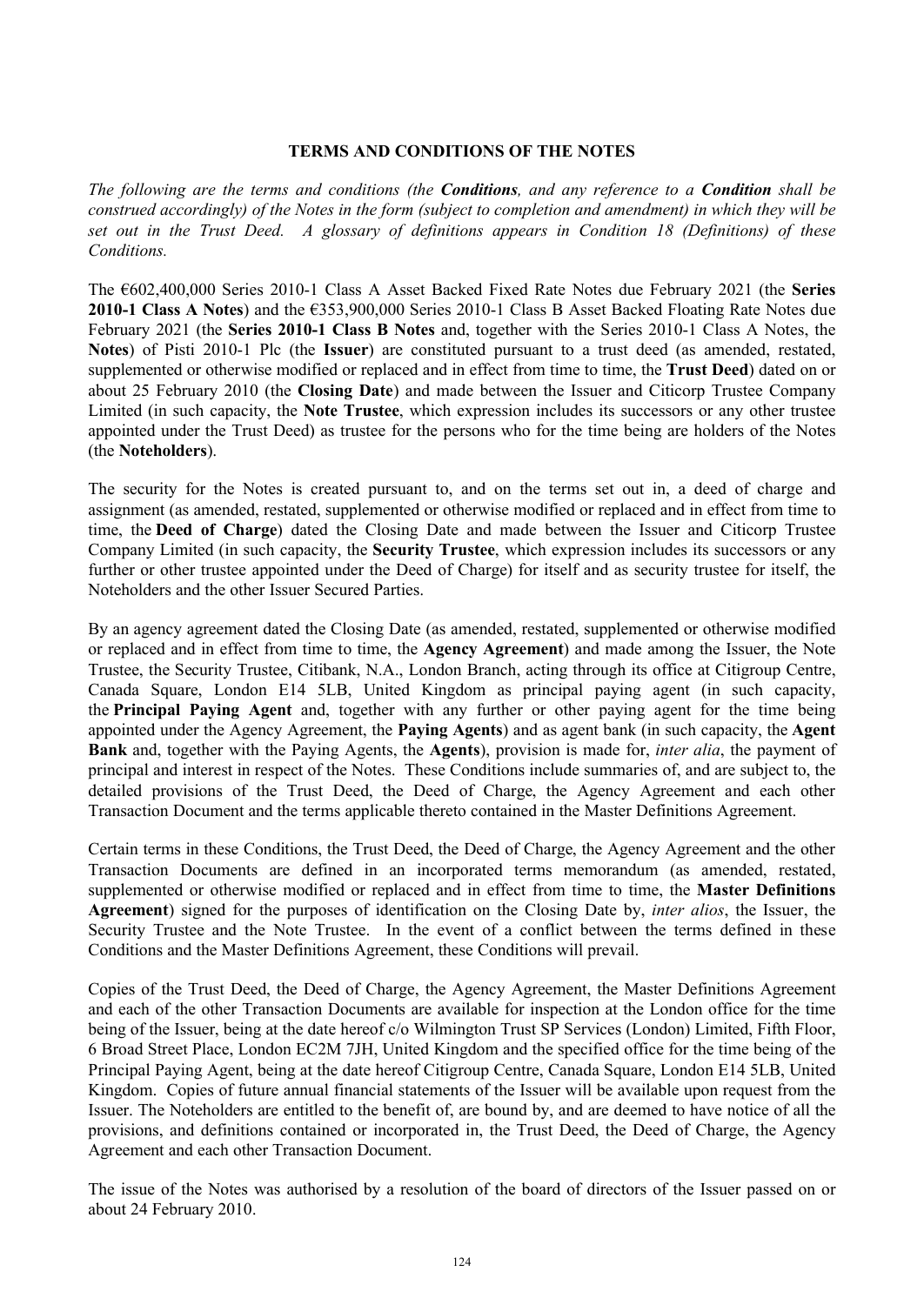# TERMS AND CONDITIONS OF THE NOTES

*The following are the terms and conditions (the **Conditions**, and any reference to a **Condition** shall be construed accordingly) of the Notes in the form (subject to completion and amendment) in which they will be set out in the Trust Deed. A glossary of definitions appears in Condition 18 (Definitions) of these Conditions.*

The €602,400,000 Series 2010-1 Class A Asset Backed Fixed Rate Notes due February 2021 (the **Series 2010-1 Class A Notes**) and the €353,900,000 Series 2010-1 Class B Asset Backed Floating Rate Notes due February 2021 (the **Series 2010-1 Class B Notes** and, together with the Series 2010-1 Class A Notes, the **Notes**) of Pisti 2010-1 Plc (the **Issuer**) are constituted pursuant to a trust deed (as amended, restated, supplemented or otherwise modified or replaced and in effect from time to time, the **Trust Deed**) dated on or about 25 February 2010 (the **Closing Date**) and made between the Issuer and Citicorp Trustee Company Limited (in such capacity, the **Note Trustee**, which expression includes its successors or any other trustee appointed under the Trust Deed) as trustee for the persons who for the time being are holders of the Notes (the **Noteholders**).

The security for the Notes is created pursuant to, and on the terms set out in, a deed of charge and assignment (as amended, restated, supplemented or otherwise modified or replaced and in effect from time to time, the **Deed of Charge**) dated the Closing Date and made between the Issuer and Citicorp Trustee Company Limited (in such capacity, the **Security Trustee**, which expression includes its successors or any further or other trustee appointed under the Deed of Charge) for itself and as security trustee for itself, the Noteholders and the other Issuer Secured Parties.

By an agency agreement dated the Closing Date (as amended, restated, supplemented or otherwise modified or replaced and in effect from time to time, the **Agency Agreement**) and made among the Issuer, the Note Trustee, the Security Trustee, Citibank, N.A., London Branch, acting through its office at Citigroup Centre, Canada Square, London E14 5LB, United Kingdom as principal paying agent (in such capacity, the **Principal Paying Agent** and, together with any further or other paying agent for the time being appointed under the Agency Agreement, the **Paying Agents**) and as agent bank (in such capacity, the **Agent Bank** and, together with the Paying Agents, the **Agents**), provision is made for, *inter alia*, the payment of principal and interest in respect of the Notes. These Conditions include summaries of, and are subject to, the detailed provisions of the Trust Deed, the Deed of Charge, the Agency Agreement and each other Transaction Document and the terms applicable thereto contained in the Master Definitions Agreement.

Certain terms in these Conditions, the Trust Deed, the Deed of Charge, the Agency Agreement and the other Transaction Documents are defined in an incorporated terms memorandum (as amended, restated, supplemented or otherwise modified or replaced and in effect from time to time, the **Master Definitions Agreement**) signed for the purposes of identification on the Closing Date by, *inter alios*, the Issuer, the Security Trustee and the Note Trustee. In the event of a conflict between the terms defined in these Conditions and the Master Definitions Agreement, these Conditions will prevail.

Copies of the Trust Deed, the Deed of Charge, the Agency Agreement, the Master Definitions Agreement and each of the other Transaction Documents are available for inspection at the London office for the time being of the Issuer, being at the date hereof c/o Wilmington Trust SP Services (London) Limited, Fifth Floor, 6 Broad Street Place, London EC2M 7JH, United Kingdom and the specified office for the time being of the Principal Paying Agent, being at the date hereof Citigroup Centre, Canada Square, London E14 5LB, United Kingdom. Copies of future annual financial statements of the Issuer will be available upon request from the Issuer. The Noteholders are entitled to the benefit of, are bound by, and are deemed to have notice of all the provisions, and definitions contained or incorporated in, the Trust Deed, the Deed of Charge, the Agency Agreement and each other Transaction Document.

The issue of the Notes was authorised by a resolution of the board of directors of the Issuer passed on or about 24 February 2010.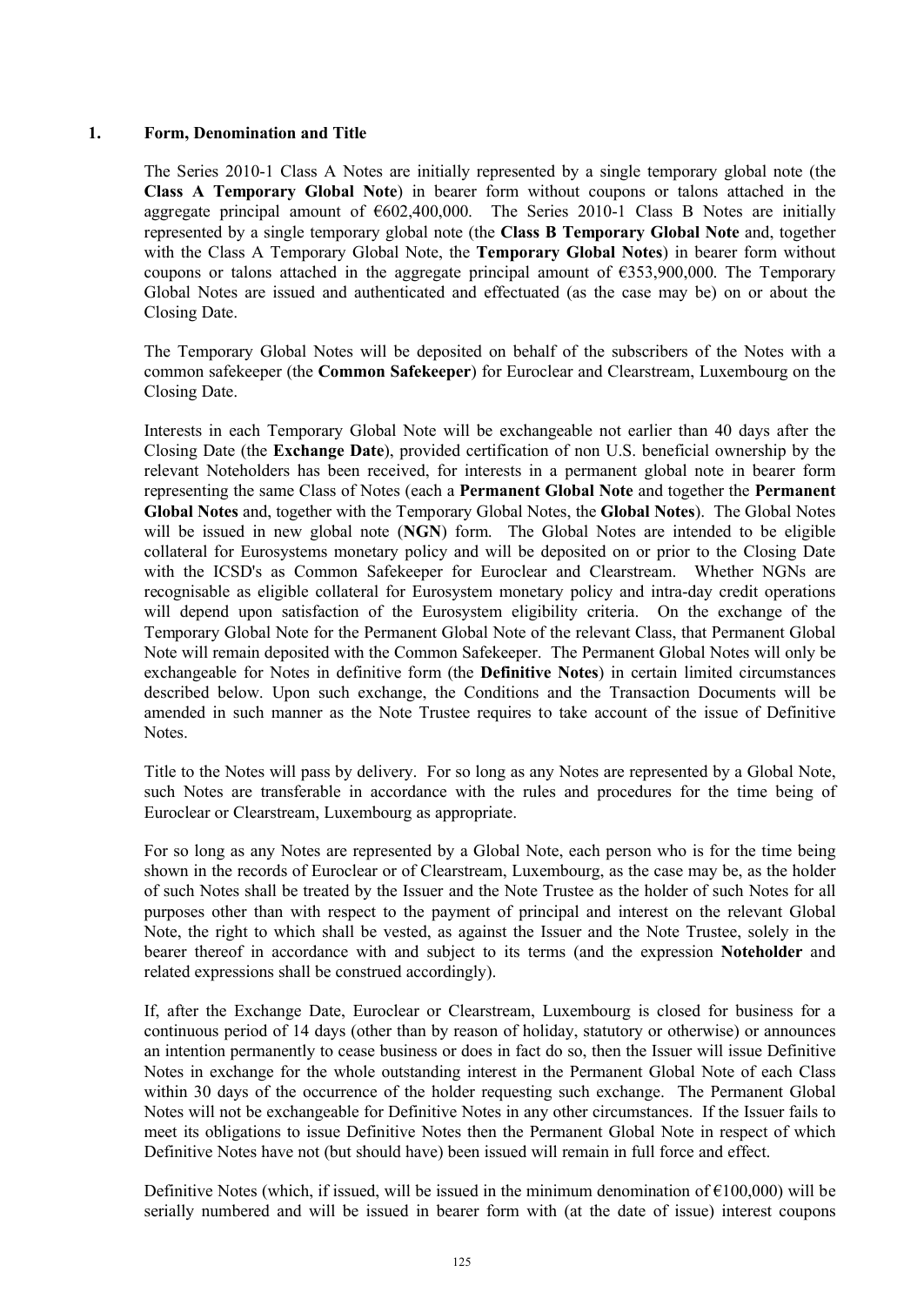## 1. Form, Denomination and Title

The Series 2010-1 Class A Notes are initially represented by a single temporary global note (the **Class A Temporary Global Note**) in bearer form without coupons or talons attached in the aggregate principal amount of €602,400,000. The Series 2010-1 Class B Notes are initially represented by a single temporary global note (the **Class B Temporary Global Note** and, together with the Class A Temporary Global Note, the **Temporary Global Notes**) in bearer form without coupons or talons attached in the aggregate principal amount of €353,900,000. The Temporary Global Notes are issued and authenticated and effectuated (as the case may be) on or about the Closing Date.

The Temporary Global Notes will be deposited on behalf of the subscribers of the Notes with a common safekeeper (the **Common Safekeeper**) for Euroclear and Clearstream, Luxembourg on the Closing Date.

Interests in each Temporary Global Note will be exchangeable not earlier than 40 days after the Closing Date (the **Exchange Date**), provided certification of non U.S. beneficial ownership by the relevant Noteholders has been received, for interests in a permanent global note in bearer form representing the same Class of Notes (each a **Permanent Global Note** and together the **Permanent Global Notes** and, together with the Temporary Global Notes, the **Global Notes**). The Global Notes will be issued in new global note (**NGN**) form. The Global Notes are intended to be eligible collateral for Eurosystems monetary policy and will be deposited on or prior to the Closing Date with the ICSD's as Common Safekeeper for Euroclear and Clearstream. Whether NGNs are recognisable as eligible collateral for Eurosystem monetary policy and intra-day credit operations will depend upon satisfaction of the Eurosystem eligibility criteria. On the exchange of the Temporary Global Note for the Permanent Global Note of the relevant Class, that Permanent Global Note will remain deposited with the Common Safekeeper. The Permanent Global Notes will only be exchangeable for Notes in definitive form (the **Definitive Notes**) in certain limited circumstances described below. Upon such exchange, the Conditions and the Transaction Documents will be amended in such manner as the Note Trustee requires to take account of the issue of Definitive Notes.

Title to the Notes will pass by delivery. For so long as any Notes are represented by a Global Note, such Notes are transferable in accordance with the rules and procedures for the time being of Euroclear or Clearstream, Luxembourg as appropriate.

For so long as any Notes are represented by a Global Note, each person who is for the time being shown in the records of Euroclear or of Clearstream, Luxembourg, as the case may be, as the holder of such Notes shall be treated by the Issuer and the Note Trustee as the holder of such Notes for all purposes other than with respect to the payment of principal and interest on the relevant Global Note, the right to which shall be vested, as against the Issuer and the Note Trustee, solely in the bearer thereof in accordance with and subject to its terms (and the expression **Noteholder** and related expressions shall be construed accordingly).

If, after the Exchange Date, Euroclear or Clearstream, Luxembourg is closed for business for a continuous period of 14 days (other than by reason of holiday, statutory or otherwise) or announces an intention permanently to cease business or does in fact do so, then the Issuer will issue Definitive Notes in exchange for the whole outstanding interest in the Permanent Global Note of each Class within 30 days of the occurrence of the holder requesting such exchange. The Permanent Global Notes will not be exchangeable for Definitive Notes in any other circumstances. If the Issuer fails to meet its obligations to issue Definitive Notes then the Permanent Global Note in respect of which Definitive Notes have not (but should have) been issued will remain in full force and effect.

Definitive Notes (which, if issued, will be issued in the minimum denomination of €100,000) will be serially numbered and will be issued in bearer form with (at the date of issue) interest coupons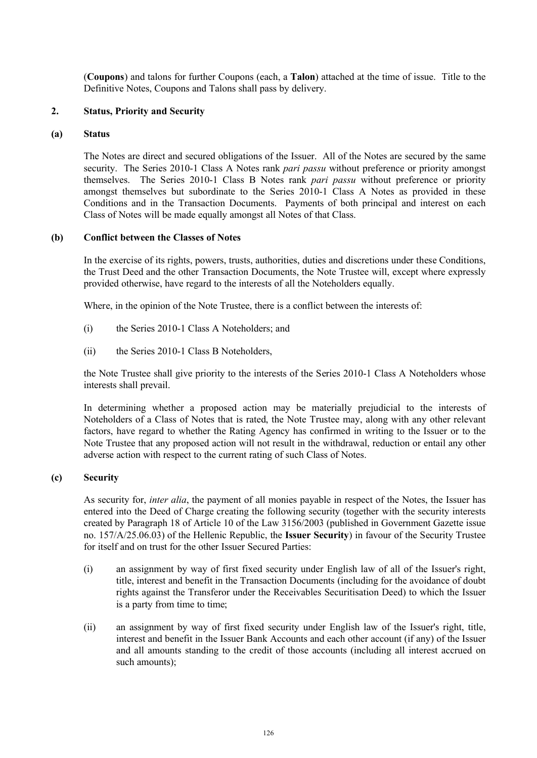(**Coupons**) and talons for further Coupons (each, a **Talon**) attached at the time of issue. Title to the Definitive Notes, Coupons and Talons shall pass by delivery.

## 2. Status, Priority and Security

### (a) Status

The Notes are direct and secured obligations of the Issuer. All of the Notes are secured by the same security. The Series 2010-1 Class A Notes rank *pari passu* without preference or priority amongst themselves. The Series 2010-1 Class B Notes rank *pari passu* without preference or priority amongst themselves but subordinate to the Series 2010-1 Class A Notes as provided in these Conditions and in the Transaction Documents. Payments of both principal and interest on each Class of Notes will be made equally amongst all Notes of that Class.

### (b) Conflict between the Classes of Notes

In the exercise of its rights, powers, trusts, authorities, duties and discretions under these Conditions, the Trust Deed and the other Transaction Documents, the Note Trustee will, except where expressly provided otherwise, have regard to the interests of all the Noteholders equally.

Where, in the opinion of the Note Trustee, there is a conflict between the interests of:

(i) the Series 2010-1 Class A Noteholders; and

(ii) the Series 2010-1 Class B Noteholders,

the Note Trustee shall give priority to the interests of the Series 2010-1 Class A Noteholders whose interests shall prevail.

In determining whether a proposed action may be materially prejudicial to the interests of Noteholders of a Class of Notes that is rated, the Note Trustee may, along with any other relevant factors, have regard to whether the Rating Agency has confirmed in writing to the Issuer or to the Note Trustee that any proposed action will not result in the withdrawal, reduction or entail any other adverse action with respect to the current rating of such Class of Notes.

### (c) Security

As security for, *inter alia*, the payment of all monies payable in respect of the Notes, the Issuer has entered into the Deed of Charge creating the following security (together with the security interests created by Paragraph 18 of Article 10 of the Law 3156/2003 (published in Government Gazette issue no. 157/A/25.06.03) of the Hellenic Republic, the **Issuer Security**) in favour of the Security Trustee for itself and on trust for the other Issuer Secured Parties:

(i) an assignment by way of first fixed security under English law of all of the Issuer's right, title, interest and benefit in the Transaction Documents (including for the avoidance of doubt rights against the Transferor under the Receivables Securitisation Deed) to which the Issuer is a party from time to time;

(ii) an assignment by way of first fixed security under English law of the Issuer's right, title, interest and benefit in the Issuer Bank Accounts and each other account (if any) of the Issuer and all amounts standing to the credit of those accounts (including all interest accrued on such amounts);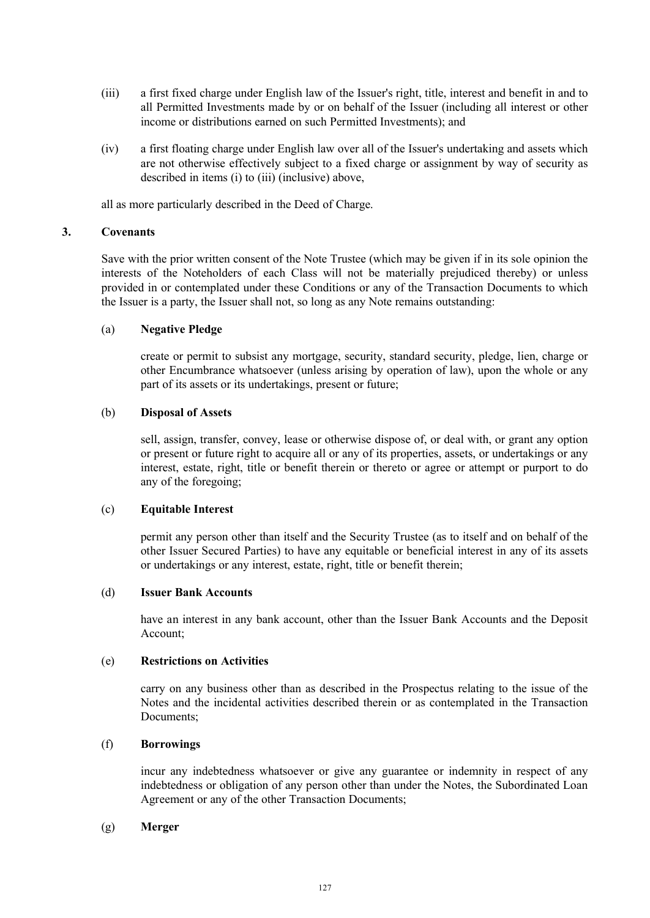(iii) a first fixed charge under English law of the Issuer's right, title, interest and benefit in and to all Permitted Investments made by or on behalf of the Issuer (including all interest or other income or distributions earned on such Permitted Investments); and

(iv) a first floating charge under English law over all of the Issuer's undertaking and assets which are not otherwise effectively subject to a fixed charge or assignment by way of security as described in items (i) to (iii) (inclusive) above,

all as more particularly described in the Deed of Charge.

## 3. Covenants

Save with the prior written consent of the Note Trustee (which may be given if in its sole opinion the interests of the Noteholders of each Class will not be materially prejudiced thereby) or unless provided in or contemplated under these Conditions or any of the Transaction Documents to which the Issuer is a party, the Issuer shall not, so long as any Note remains outstanding:

(a) **Negative Pledge**

create or permit to subsist any mortgage, security, standard security, pledge, lien, charge or other Encumbrance whatsoever (unless arising by operation of law), upon the whole or any part of its assets or its undertakings, present or future;

(b) **Disposal of Assets**

sell, assign, transfer, convey, lease or otherwise dispose of, or deal with, or grant any option or present or future right to acquire all or any of its properties, assets, or undertakings or any interest, estate, right, title or benefit therein or thereto or agree or attempt or purport to do any of the foregoing;

(c) **Equitable Interest**

permit any person other than itself and the Security Trustee (as to itself and on behalf of the other Issuer Secured Parties) to have any equitable or beneficial interest in any of its assets or undertakings or any interest, estate, right, title or benefit therein;

(d) **Issuer Bank Accounts**

have an interest in any bank account, other than the Issuer Bank Accounts and the Deposit Account;

(e) **Restrictions on Activities**

carry on any business other than as described in the Prospectus relating to the issue of the Notes and the incidental activities described therein or as contemplated in the Transaction Documents;

(f) **Borrowings**

incur any indebtedness whatsoever or give any guarantee or indemnity in respect of any indebtedness or obligation of any person other than under the Notes, the Subordinated Loan Agreement or any of the other Transaction Documents;

(g) **Merger**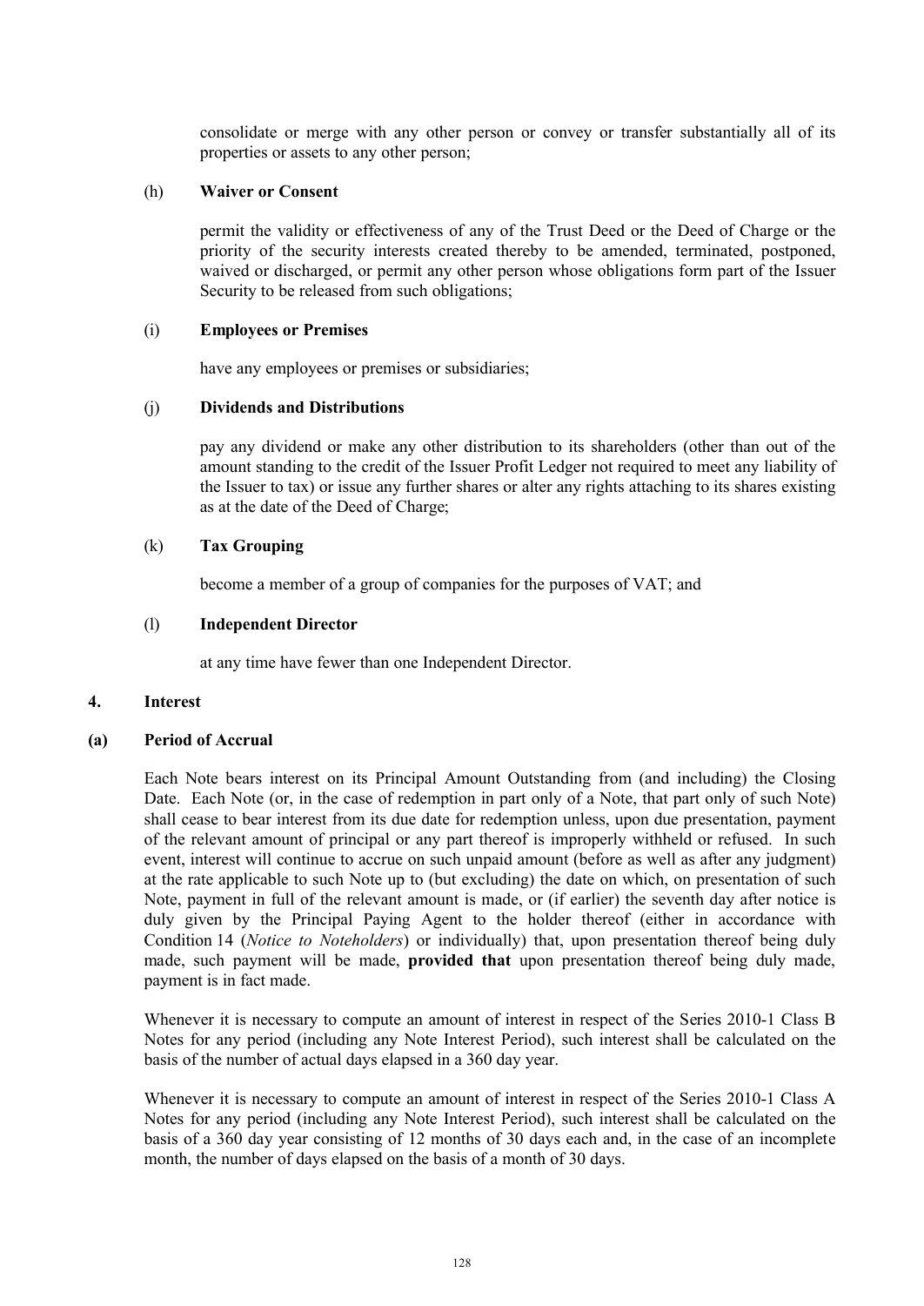consolidate or merge with any other person or convey or transfer substantially all of its properties or assets to any other person;

(h) **Waiver or Consent**

permit the validity or effectiveness of any of the Trust Deed or the Deed of Charge or the priority of the security interests created thereby to be amended, terminated, postponed, waived or discharged, or permit any other person whose obligations form part of the Issuer Security to be released from such obligations;

(i) **Employees or Premises**

have any employees or premises or subsidiaries;

(j) **Dividends and Distributions**

pay any dividend or make any other distribution to its shareholders (other than out of the amount standing to the credit of the Issuer Profit Ledger not required to meet any liability of the Issuer to tax) or issue any further shares or alter any rights attaching to its shares existing as at the date of the Deed of Charge;

(k) **Tax Grouping**

become a member of a group of companies for the purposes of VAT; and

(l) **Independent Director**

at any time have fewer than one Independent Director.

## 4. Interest

### (a) Period of Accrual

Each Note bears interest on its Principal Amount Outstanding from (and including) the Closing Date. Each Note (or, in the case of redemption in part only of a Note, that part only of such Note) shall cease to bear interest from its due date for redemption unless, upon due presentation, payment of the relevant amount of principal or any part thereof is improperly withheld or refused. In such event, interest will continue to accrue on such unpaid amount (before as well as after any judgment) at the rate applicable to such Note up to (but excluding) the date on which, on presentation of such Note, payment in full of the relevant amount is made, or (if earlier) the seventh day after notice is duly given by the Principal Paying Agent to the holder thereof (either in accordance with Condition 14 (*Notice to Noteholders*) or individually) that, upon presentation thereof being duly made, such payment will be made, **provided that** upon presentation thereof being duly made, payment is in fact made.

Whenever it is necessary to compute an amount of interest in respect of the Series 2010-1 Class B Notes for any period (including any Note Interest Period), such interest shall be calculated on the basis of the number of actual days elapsed in a 360 day year.

Whenever it is necessary to compute an amount of interest in respect of the Series 2010-1 Class A Notes for any period (including any Note Interest Period), such interest shall be calculated on the basis of a 360 day year consisting of 12 months of 30 days each and, in the case of an incomplete month, the number of days elapsed on the basis of a month of 30 days.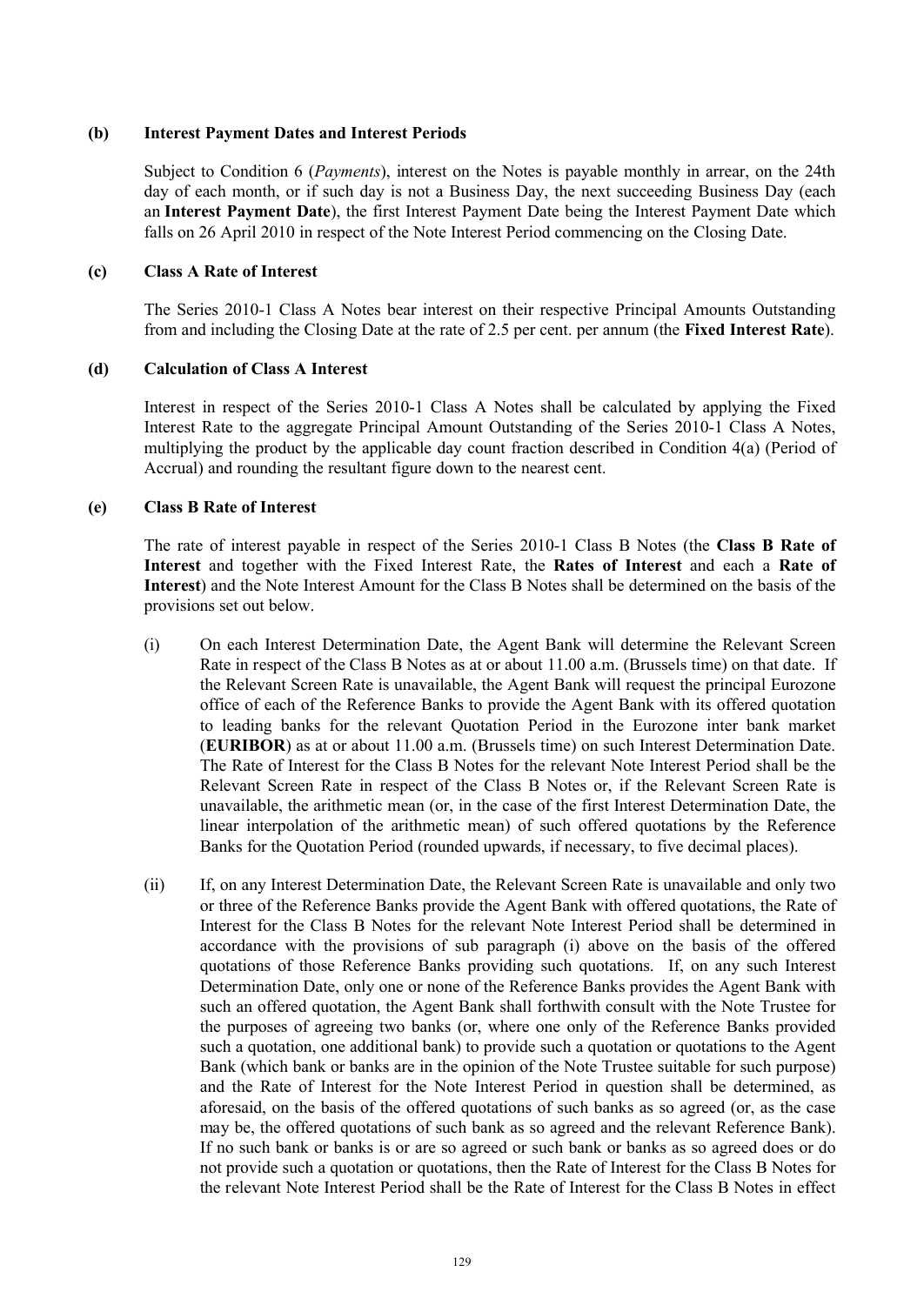**(b) Interest Payment Dates and Interest Periods**

Subject to Condition 6 (*Payments*), interest on the Notes is payable monthly in arrear, on the 24th day of each month, or if such day is not a Business Day, the next succeeding Business Day (each an **Interest Payment Date**), the first Interest Payment Date being the Interest Payment Date which falls on 26 April 2010 in respect of the Note Interest Period commencing on the Closing Date.

**(c) Class A Rate of Interest**

The Series 2010-1 Class A Notes bear interest on their respective Principal Amounts Outstanding from and including the Closing Date at the rate of 2.5 per cent. per annum (the **Fixed Interest Rate**).

**(d) Calculation of Class A Interest**

Interest in respect of the Series 2010-1 Class A Notes shall be calculated by applying the Fixed Interest Rate to the aggregate Principal Amount Outstanding of the Series 2010-1 Class A Notes, multiplying the product by the applicable day count fraction described in Condition 4(a) (Period of Accrual) and rounding the resultant figure down to the nearest cent.

**(e) Class B Rate of Interest**

The rate of interest payable in respect of the Series 2010-1 Class B Notes (the **Class B Rate of Interest** and together with the Fixed Interest Rate, the **Rates of Interest** and each a **Rate of Interest**) and the Note Interest Amount for the Class B Notes shall be determined on the basis of the provisions set out below.

(i) On each Interest Determination Date, the Agent Bank will determine the Relevant Screen Rate in respect of the Class B Notes as at or about 11.00 a.m. (Brussels time) on that date. If the Relevant Screen Rate is unavailable, the Agent Bank will request the principal Eurozone office of each of the Reference Banks to provide the Agent Bank with its offered quotation to leading banks for the relevant Quotation Period in the Eurozone inter bank market (**EURIBOR**) as at or about 11.00 a.m. (Brussels time) on such Interest Determination Date. The Rate of Interest for the Class B Notes for the relevant Note Interest Period shall be the Relevant Screen Rate in respect of the Class B Notes or, if the Relevant Screen Rate is unavailable, the arithmetic mean (or, in the case of the first Interest Determination Date, the linear interpolation of the arithmetic mean) of such offered quotations by the Reference Banks for the Quotation Period (rounded upwards, if necessary, to five decimal places).

(ii) If, on any Interest Determination Date, the Relevant Screen Rate is unavailable and only two or three of the Reference Banks provide the Agent Bank with offered quotations, the Rate of Interest for the Class B Notes for the relevant Note Interest Period shall be determined in accordance with the provisions of sub paragraph (i) above on the basis of the offered quotations of those Reference Banks providing such quotations. If, on any such Interest Determination Date, only one or none of the Reference Banks provides the Agent Bank with such an offered quotation, the Agent Bank shall forthwith consult with the Note Trustee for the purposes of agreeing two banks (or, where one only of the Reference Banks provided such a quotation, one additional bank) to provide such a quotation or quotations to the Agent Bank (which bank or banks are in the opinion of the Note Trustee suitable for such purpose) and the Rate of Interest for the Note Interest Period in question shall be determined, as aforesaid, on the basis of the offered quotations of such banks as so agreed (or, as the case may be, the offered quotations of such bank as so agreed and the relevant Reference Bank). If no such bank or banks is or are so agreed or such bank or banks as so agreed does or do not provide such a quotation or quotations, then the Rate of Interest for the Class B Notes for the relevant Note Interest Period shall be the Rate of Interest for the Class B Notes in effect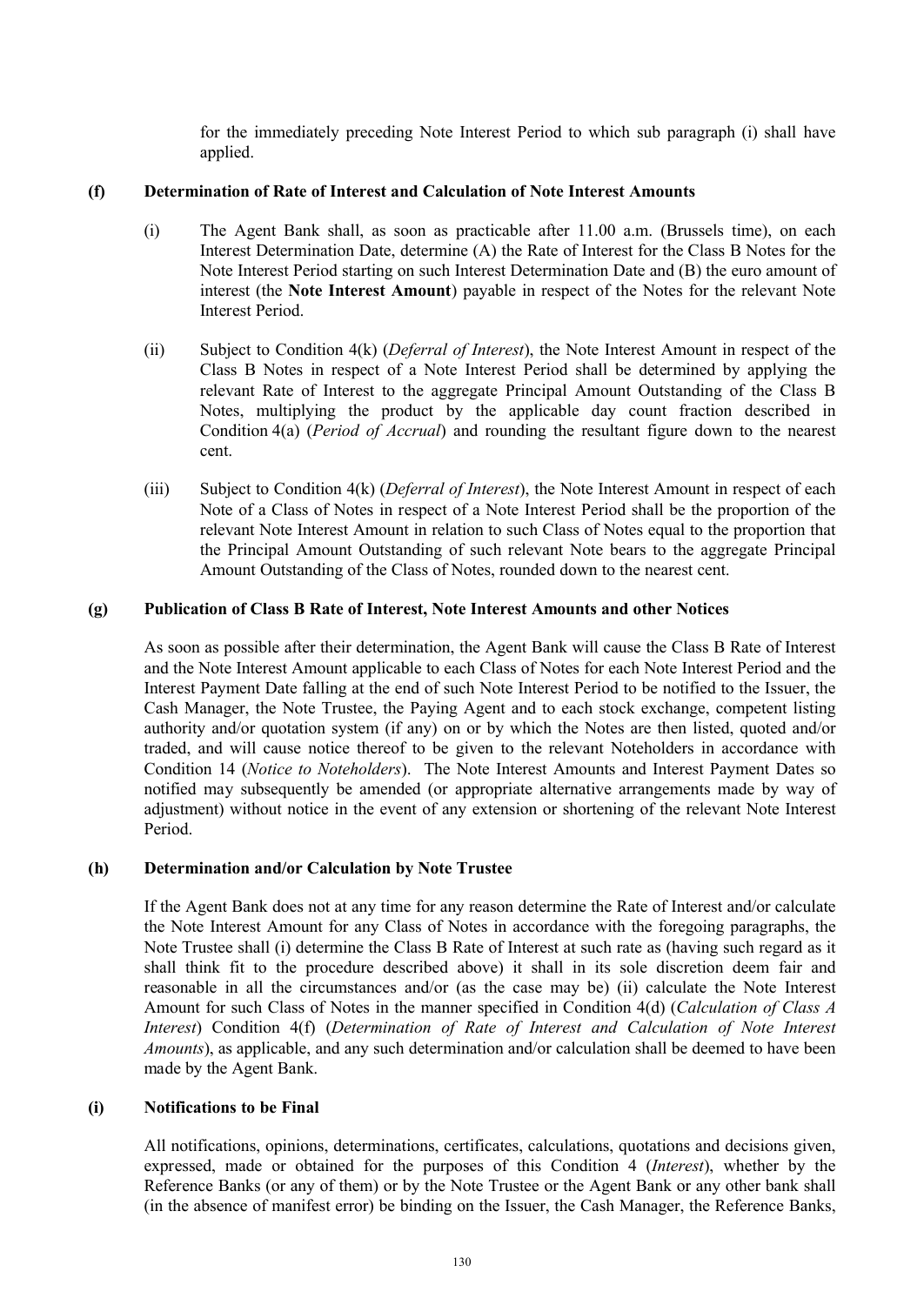for the immediately preceding Note Interest Period to which sub paragraph (i) shall have applied.

**(f) Determination of Rate of Interest and Calculation of Note Interest Amounts**

(i) The Agent Bank shall, as soon as practicable after 11.00 a.m. (Brussels time), on each Interest Determination Date, determine (A) the Rate of Interest for the Class B Notes for the Note Interest Period starting on such Interest Determination Date and (B) the euro amount of interest (the **Note Interest Amount**) payable in respect of the Notes for the relevant Note Interest Period.

(ii) Subject to Condition 4(k) (*Deferral of Interest*), the Note Interest Amount in respect of the Class B Notes in respect of a Note Interest Period shall be determined by applying the relevant Rate of Interest to the aggregate Principal Amount Outstanding of the Class B Notes, multiplying the product by the applicable day count fraction described in Condition 4(a) (*Period of Accrual*) and rounding the resultant figure down to the nearest cent.

(iii) Subject to Condition 4(k) (*Deferral of Interest*), the Note Interest Amount in respect of each Note of a Class of Notes in respect of a Note Interest Period shall be the proportion of the relevant Note Interest Amount in relation to such Class of Notes equal to the proportion that the Principal Amount Outstanding of such relevant Note bears to the aggregate Principal Amount Outstanding of the Class of Notes, rounded down to the nearest cent.

**(g) Publication of Class B Rate of Interest, Note Interest Amounts and other Notices**

As soon as possible after their determination, the Agent Bank will cause the Class B Rate of Interest and the Note Interest Amount applicable to each Class of Notes for each Note Interest Period and the Interest Payment Date falling at the end of such Note Interest Period to be notified to the Issuer, the Cash Manager, the Note Trustee, the Paying Agent and to each stock exchange, competent listing authority and/or quotation system (if any) on or by which the Notes are then listed, quoted and/or traded, and will cause notice thereof to be given to the relevant Noteholders in accordance with Condition 14 (*Notice to Noteholders*). The Note Interest Amounts and Interest Payment Dates so notified may subsequently be amended (or appropriate alternative arrangements made by way of adjustment) without notice in the event of any extension or shortening of the relevant Note Interest Period.

**(h) Determination and/or Calculation by Note Trustee**

If the Agent Bank does not at any time for any reason determine the Rate of Interest and/or calculate the Note Interest Amount for any Class of Notes in accordance with the foregoing paragraphs, the Note Trustee shall (i) determine the Class B Rate of Interest at such rate as (having such regard as it shall think fit to the procedure described above) it shall in its sole discretion deem fair and reasonable in all the circumstances and/or (as the case may be) (ii) calculate the Note Interest Amount for such Class of Notes in the manner specified in Condition 4(d) (*Calculation of Class A Interest*) Condition 4(f) (*Determination of Rate of Interest and Calculation of Note Interest Amounts*), as applicable, and any such determination and/or calculation shall be deemed to have been made by the Agent Bank.

**(i) Notifications to be Final**

All notifications, opinions, determinations, certificates, calculations, quotations and decisions given, expressed, made or obtained for the purposes of this Condition 4 (*Interest*), whether by the Reference Banks (or any of them) or by the Note Trustee or the Agent Bank or any other bank shall (in the absence of manifest error) be binding on the Issuer, the Cash Manager, the Reference Banks,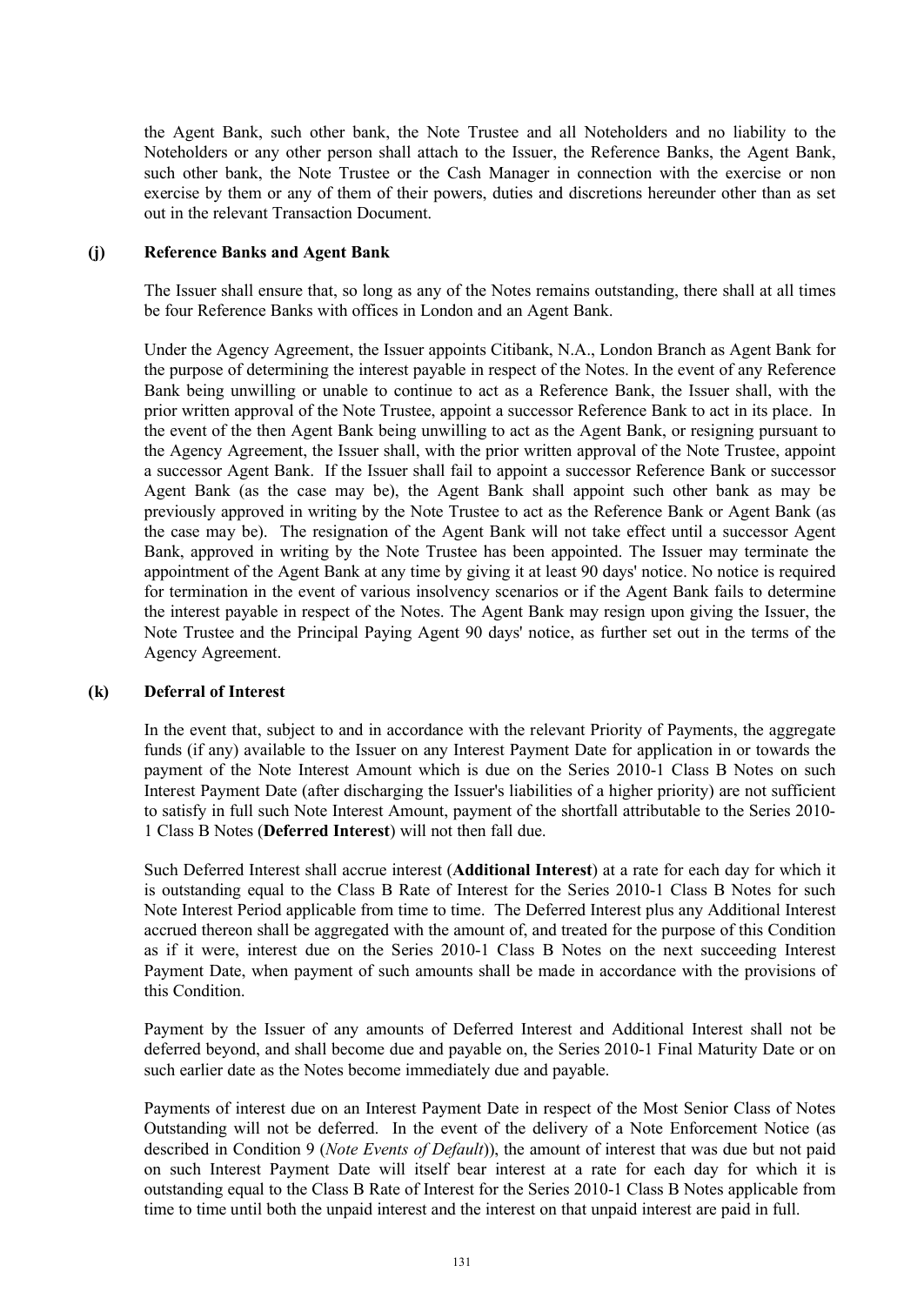the Agent Bank, such other bank, the Note Trustee and all Noteholders and no liability to the Noteholders or any other person shall attach to the Issuer, the Reference Banks, the Agent Bank, such other bank, the Note Trustee or the Cash Manager in connection with the exercise or non exercise by them or any of them of their powers, duties and discretions hereunder other than as set out in the relevant Transaction Document.

**(j) Reference Banks and Agent Bank**

The Issuer shall ensure that, so long as any of the Notes remains outstanding, there shall at all times be four Reference Banks with offices in London and an Agent Bank.

Under the Agency Agreement, the Issuer appoints Citibank, N.A., London Branch as Agent Bank for the purpose of determining the interest payable in respect of the Notes. In the event of any Reference Bank being unwilling or unable to continue to act as a Reference Bank, the Issuer shall, with the prior written approval of the Note Trustee, appoint a successor Reference Bank to act in its place. In the event of the then Agent Bank being unwilling to act as the Agent Bank, or resigning pursuant to the Agency Agreement, the Issuer shall, with the prior written approval of the Note Trustee, appoint a successor Agent Bank. If the Issuer shall fail to appoint a successor Reference Bank or successor Agent Bank (as the case may be), the Agent Bank shall appoint such other bank as may be previously approved in writing by the Note Trustee to act as the Reference Bank or Agent Bank (as the case may be). The resignation of the Agent Bank will not take effect until a successor Agent Bank, approved in writing by the Note Trustee has been appointed. The Issuer may terminate the appointment of the Agent Bank at any time by giving it at least 90 days' notice. No notice is required for termination in the event of various insolvency scenarios or if the Agent Bank fails to determine the interest payable in respect of the Notes. The Agent Bank may resign upon giving the Issuer, the Note Trustee and the Principal Paying Agent 90 days' notice, as further set out in the terms of the Agency Agreement.

**(k) Deferral of Interest**

In the event that, subject to and in accordance with the relevant Priority of Payments, the aggregate funds (if any) available to the Issuer on any Interest Payment Date for application in or towards the payment of the Note Interest Amount which is due on the Series 2010-1 Class B Notes on such Interest Payment Date (after discharging the Issuer's liabilities of a higher priority) are not sufficient to satisfy in full such Note Interest Amount, payment of the shortfall attributable to the Series 2010-1 Class B Notes (**Deferred Interest**) will not then fall due.

Such Deferred Interest shall accrue interest (**Additional Interest**) at a rate for each day for which it is outstanding equal to the Class B Rate of Interest for the Series 2010-1 Class B Notes for such Note Interest Period applicable from time to time. The Deferred Interest plus any Additional Interest accrued thereon shall be aggregated with the amount of, and treated for the purpose of this Condition as if it were, interest due on the Series 2010-1 Class B Notes on the next succeeding Interest Payment Date, when payment of such amounts shall be made in accordance with the provisions of this Condition.

Payment by the Issuer of any amounts of Deferred Interest and Additional Interest shall not be deferred beyond, and shall become due and payable on, the Series 2010-1 Final Maturity Date or on such earlier date as the Notes become immediately due and payable.

Payments of interest due on an Interest Payment Date in respect of the Most Senior Class of Notes Outstanding will not be deferred. In the event of the delivery of a Note Enforcement Notice (as described in Condition 9 (*Note Events of Default*)), the amount of interest that was due but not paid on such Interest Payment Date will itself bear interest at a rate for each day for which it is outstanding equal to the Class B Rate of Interest for the Series 2010-1 Class B Notes applicable from time to time until both the unpaid interest and the interest on that unpaid interest are paid in full.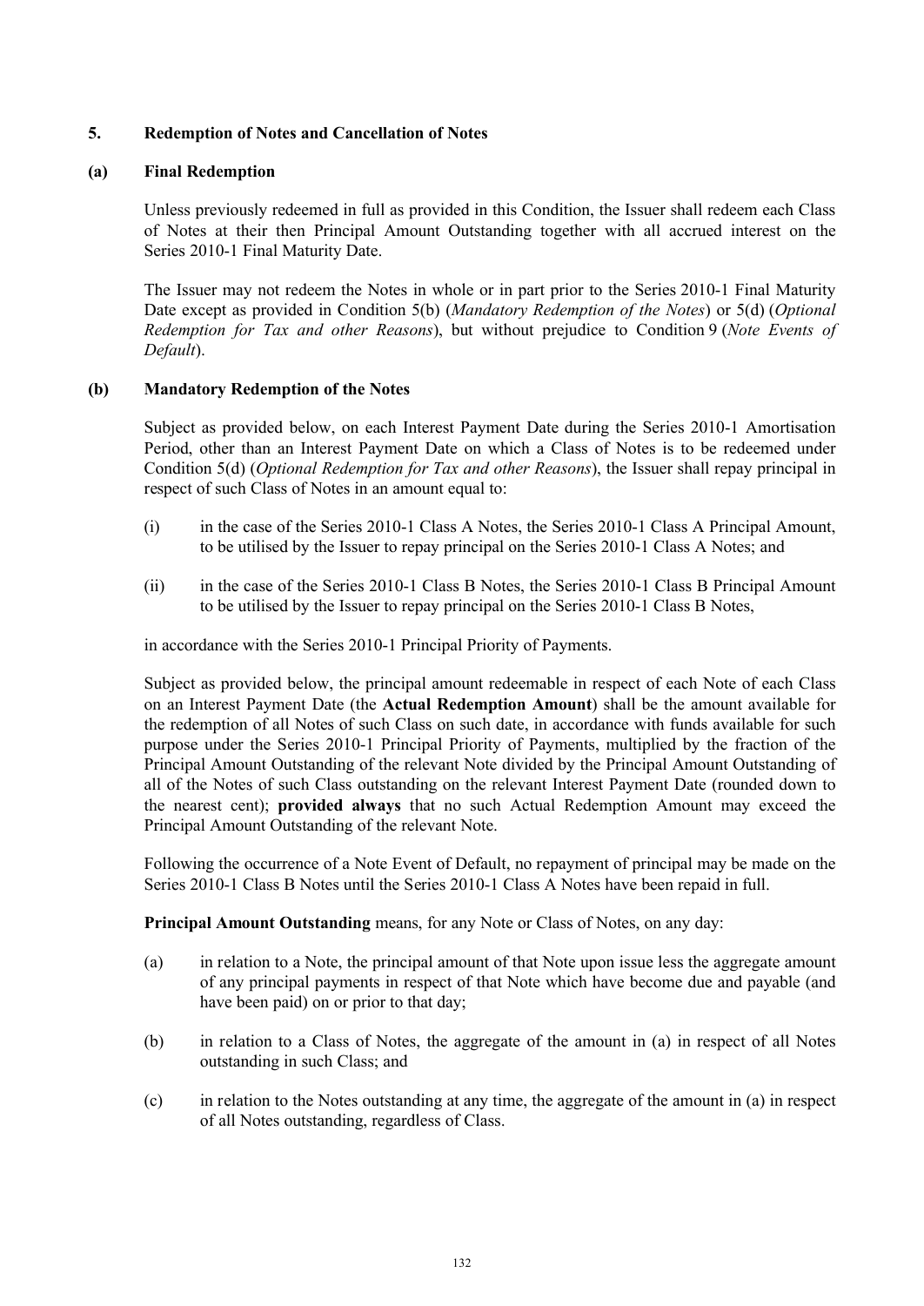## 5. Redemption of Notes and Cancellation of Notes

### (a) Final Redemption

Unless previously redeemed in full as provided in this Condition, the Issuer shall redeem each Class of Notes at their then Principal Amount Outstanding together with all accrued interest on the Series 2010-1 Final Maturity Date.

The Issuer may not redeem the Notes in whole or in part prior to the Series 2010-1 Final Maturity Date except as provided in Condition 5(b) (*Mandatory Redemption of the Notes*) or 5(d) (*Optional Redemption for Tax and other Reasons*), but without prejudice to Condition 9 (*Note Events of Default*).

### (b) Mandatory Redemption of the Notes

Subject as provided below, on each Interest Payment Date during the Series 2010-1 Amortisation Period, other than an Interest Payment Date on which a Class of Notes is to be redeemed under Condition 5(d) (*Optional Redemption for Tax and other Reasons*), the Issuer shall repay principal in respect of such Class of Notes in an amount equal to:

(i) in the case of the Series 2010-1 Class A Notes, the Series 2010-1 Class A Principal Amount, to be utilised by the Issuer to repay principal on the Series 2010-1 Class A Notes; and

(ii) in the case of the Series 2010-1 Class B Notes, the Series 2010-1 Class B Principal Amount to be utilised by the Issuer to repay principal on the Series 2010-1 Class B Notes,

in accordance with the Series 2010-1 Principal Priority of Payments.

Subject as provided below, the principal amount redeemable in respect of each Note of each Class on an Interest Payment Date (the **Actual Redemption Amount**) shall be the amount available for the redemption of all Notes of such Class on such date, in accordance with funds available for such purpose under the Series 2010-1 Principal Priority of Payments, multiplied by the fraction of the Principal Amount Outstanding of the relevant Note divided by the Principal Amount Outstanding of all of the Notes of such Class outstanding on the relevant Interest Payment Date (rounded down to the nearest cent); **provided always** that no such Actual Redemption Amount may exceed the Principal Amount Outstanding of the relevant Note.

Following the occurrence of a Note Event of Default, no repayment of principal may be made on the Series 2010-1 Class B Notes until the Series 2010-1 Class A Notes have been repaid in full.

**Principal Amount Outstanding** means, for any Note or Class of Notes, on any day:

(a) in relation to a Note, the principal amount of that Note upon issue less the aggregate amount of any principal payments in respect of that Note which have become due and payable (and have been paid) on or prior to that day;

(b) in relation to a Class of Notes, the aggregate of the amount in (a) in respect of all Notes outstanding in such Class; and

(c) in relation to the Notes outstanding at any time, the aggregate of the amount in (a) in respect of all Notes outstanding, regardless of Class.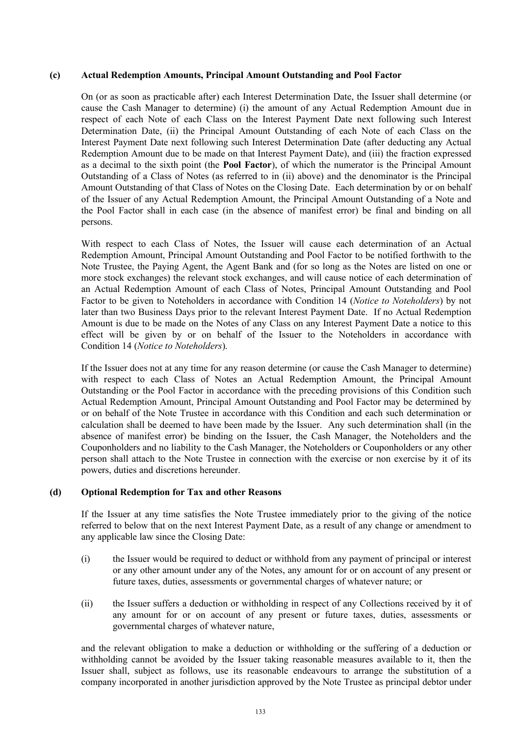**(c) Actual Redemption Amounts, Principal Amount Outstanding and Pool Factor**

On (or as soon as practicable after) each Interest Determination Date, the Issuer shall determine (or cause the Cash Manager to determine) (i) the amount of any Actual Redemption Amount due in respect of each Note of each Class on the Interest Payment Date next following such Interest Determination Date, (ii) the Principal Amount Outstanding of each Note of each Class on the Interest Payment Date next following such Interest Determination Date (after deducting any Actual Redemption Amount due to be made on that Interest Payment Date), and (iii) the fraction expressed as a decimal to the sixth point (the **Pool Factor**), of which the numerator is the Principal Amount Outstanding of a Class of Notes (as referred to in (ii) above) and the denominator is the Principal Amount Outstanding of that Class of Notes on the Closing Date. Each determination by or on behalf of the Issuer of any Actual Redemption Amount, the Principal Amount Outstanding of a Note and the Pool Factor shall in each case (in the absence of manifest error) be final and binding on all persons.

With respect to each Class of Notes, the Issuer will cause each determination of an Actual Redemption Amount, Principal Amount Outstanding and Pool Factor to be notified forthwith to the Note Trustee, the Paying Agent, the Agent Bank and (for so long as the Notes are listed on one or more stock exchanges) the relevant stock exchanges, and will cause notice of each determination of an Actual Redemption Amount of each Class of Notes, Principal Amount Outstanding and Pool Factor to be given to Noteholders in accordance with Condition 14 (*Notice to Noteholders*) by not later than two Business Days prior to the relevant Interest Payment Date. If no Actual Redemption Amount is due to be made on the Notes of any Class on any Interest Payment Date a notice to this effect will be given by or on behalf of the Issuer to the Noteholders in accordance with Condition 14 (*Notice to Noteholders*).

If the Issuer does not at any time for any reason determine (or cause the Cash Manager to determine) with respect to each Class of Notes an Actual Redemption Amount, the Principal Amount Outstanding or the Pool Factor in accordance with the preceding provisions of this Condition such Actual Redemption Amount, Principal Amount Outstanding and Pool Factor may be determined by or on behalf of the Note Trustee in accordance with this Condition and each such determination or calculation shall be deemed to have been made by the Issuer. Any such determination shall (in the absence of manifest error) be binding on the Issuer, the Cash Manager, the Noteholders and the Couponholders and no liability to the Cash Manager, the Noteholders or Couponholders or any other person shall attach to the Note Trustee in connection with the exercise or non exercise by it of its powers, duties and discretions hereunder.

**(d) Optional Redemption for Tax and other Reasons**

If the Issuer at any time satisfies the Note Trustee immediately prior to the giving of the notice referred to below that on the next Interest Payment Date, as a result of any change or amendment to any applicable law since the Closing Date:

(i) the Issuer would be required to deduct or withhold from any payment of principal or interest or any other amount under any of the Notes, any amount for or on account of any present or future taxes, duties, assessments or governmental charges of whatever nature; or

(ii) the Issuer suffers a deduction or withholding in respect of any Collections received by it of any amount for or on account of any present or future taxes, duties, assessments or governmental charges of whatever nature,

and the relevant obligation to make a deduction or withholding or the suffering of a deduction or withholding cannot be avoided by the Issuer taking reasonable measures available to it, then the Issuer shall, subject as follows, use its reasonable endeavours to arrange the substitution of a company incorporated in another jurisdiction approved by the Note Trustee as principal debtor under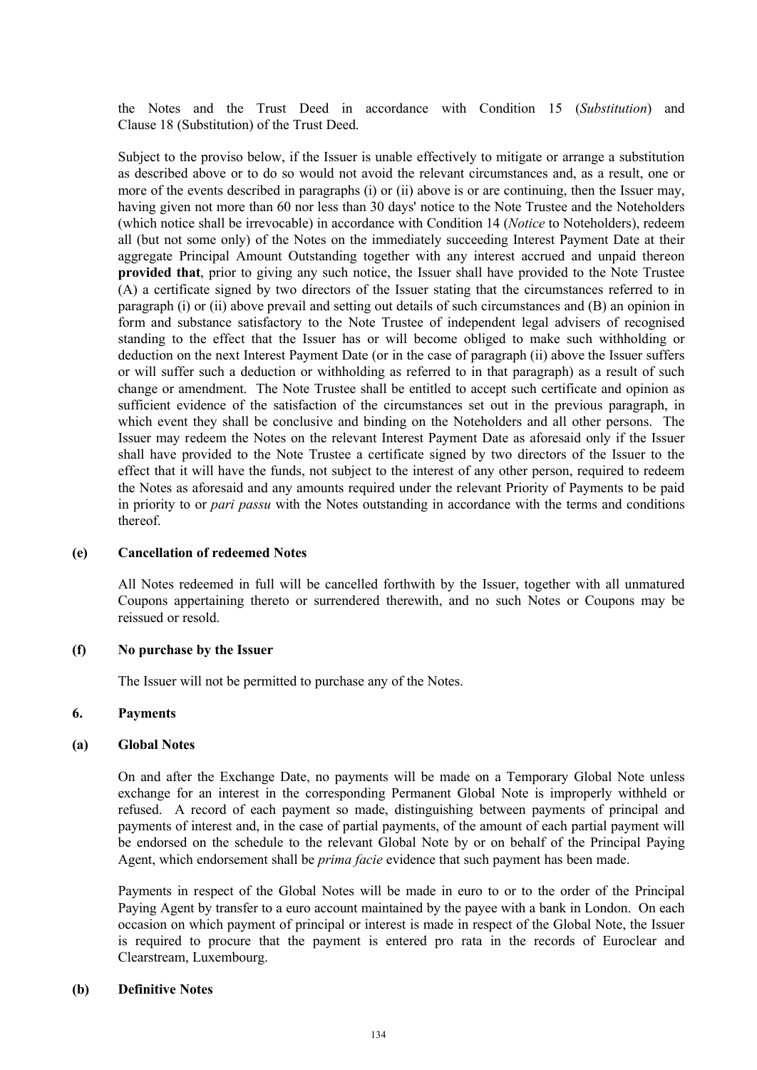the Notes and the Trust Deed in accordance with Condition 15 (*Substitution*) and Clause 18 (Substitution) of the Trust Deed.

Subject to the proviso below, if the Issuer is unable effectively to mitigate or arrange a substitution as described above or to do so would not avoid the relevant circumstances and, as a result, one or more of the events described in paragraphs (i) or (ii) above is or are continuing, then the Issuer may, having given not more than 60 nor less than 30 days' notice to the Note Trustee and the Noteholders (which notice shall be irrevocable) in accordance with Condition 14 (*Notice* to Noteholders), redeem all (but not some only) of the Notes on the immediately succeeding Interest Payment Date at their aggregate Principal Amount Outstanding together with any interest accrued and unpaid thereon **provided that**, prior to giving any such notice, the Issuer shall have provided to the Note Trustee (A) a certificate signed by two directors of the Issuer stating that the circumstances referred to in paragraph (i) or (ii) above prevail and setting out details of such circumstances and (B) an opinion in form and substance satisfactory to the Note Trustee of independent legal advisers of recognised standing to the effect that the Issuer has or will become obliged to make such withholding or deduction on the next Interest Payment Date (or in the case of paragraph (ii) above the Issuer suffers or will suffer such a deduction or withholding as referred to in that paragraph) as a result of such change or amendment. The Note Trustee shall be entitled to accept such certificate and opinion as sufficient evidence of the satisfaction of the circumstances set out in the previous paragraph, in which event they shall be conclusive and binding on the Noteholders and all other persons. The Issuer may redeem the Notes on the relevant Interest Payment Date as aforesaid only if the Issuer shall have provided to the Note Trustee a certificate signed by two directors of the Issuer to the effect that it will have the funds, not subject to the interest of any other person, required to redeem the Notes as aforesaid and any amounts required under the relevant Priority of Payments to be paid in priority to or *pari passu* with the Notes outstanding in accordance with the terms and conditions thereof.

**(e) Cancellation of redeemed Notes**

All Notes redeemed in full will be cancelled forthwith by the Issuer, together with all unmatured Coupons appertaining thereto or surrendered therewith, and no such Notes or Coupons may be reissued or resold.

**(f) No purchase by the Issuer**

The Issuer will not be permitted to purchase any of the Notes.

## 6. Payments

**(a) Global Notes**

On and after the Exchange Date, no payments will be made on a Temporary Global Note unless exchange for an interest in the corresponding Permanent Global Note is improperly withheld or refused. A record of each payment so made, distinguishing between payments of principal and payments of interest and, in the case of partial payments, of the amount of each partial payment will be endorsed on the schedule to the relevant Global Note by or on behalf of the Principal Paying Agent, which endorsement shall be *prima facie* evidence that such payment has been made.

Payments in respect of the Global Notes will be made in euro to or to the order of the Principal Paying Agent by transfer to a euro account maintained by the payee with a bank in London. On each occasion on which payment of principal or interest is made in respect of the Global Note, the Issuer is required to procure that the payment is entered pro rata in the records of Euroclear and Clearstream, Luxembourg.

**(b) Definitive Notes**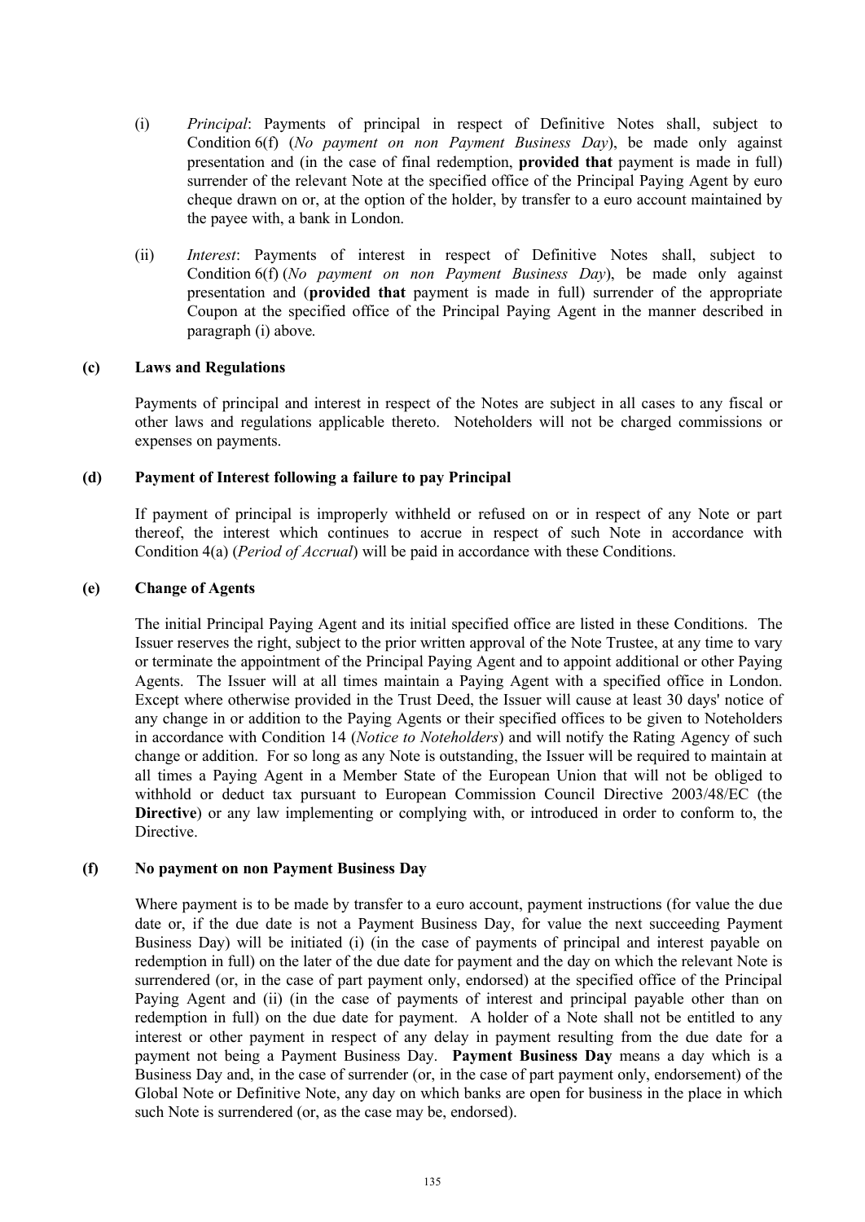(i) *Principal*: Payments of principal in respect of Definitive Notes shall, subject to Condition 6(f) (*No payment on non Payment Business Day*), be made only against presentation and (in the case of final redemption, **provided that** payment is made in full) surrender of the relevant Note at the specified office of the Principal Paying Agent by euro cheque drawn on or, at the option of the holder, by transfer to a euro account maintained by the payee with, a bank in London.

(ii) *Interest*: Payments of interest in respect of Definitive Notes shall, subject to Condition 6(f) (*No payment on non Payment Business Day*), be made only against presentation and (**provided that** payment is made in full) surrender of the appropriate Coupon at the specified office of the Principal Paying Agent in the manner described in paragraph (i) above.

**(c) Laws and Regulations**

Payments of principal and interest in respect of the Notes are subject in all cases to any fiscal or other laws and regulations applicable thereto. Noteholders will not be charged commissions or expenses on payments.

**(d) Payment of Interest following a failure to pay Principal**

If payment of principal is improperly withheld or refused on or in respect of any Note or part thereof, the interest which continues to accrue in respect of such Note in accordance with Condition 4(a) (*Period of Accrual*) will be paid in accordance with these Conditions.

**(e) Change of Agents**

The initial Principal Paying Agent and its initial specified office are listed in these Conditions. The Issuer reserves the right, subject to the prior written approval of the Note Trustee, at any time to vary or terminate the appointment of the Principal Paying Agent and to appoint additional or other Paying Agents. The Issuer will at all times maintain a Paying Agent with a specified office in London. Except where otherwise provided in the Trust Deed, the Issuer will cause at least 30 days' notice of any change in or addition to the Paying Agents or their specified offices to be given to Noteholders in accordance with Condition 14 (*Notice to Noteholders*) and will notify the Rating Agency of such change or addition. For so long as any Note is outstanding, the Issuer will be required to maintain at all times a Paying Agent in a Member State of the European Union that will not be obliged to withhold or deduct tax pursuant to European Commission Council Directive 2003/48/EC (the **Directive**) or any law implementing or complying with, or introduced in order to conform to, the Directive.

**(f) No payment on non Payment Business Day**

Where payment is to be made by transfer to a euro account, payment instructions (for value the due date or, if the due date is not a Payment Business Day, for value the next succeeding Payment Business Day) will be initiated (i) (in the case of payments of principal and interest payable on redemption in full) on the later of the due date for payment and the day on which the relevant Note is surrendered (or, in the case of part payment only, endorsed) at the specified office of the Principal Paying Agent and (ii) (in the case of payments of interest and principal payable other than on redemption in full) on the due date for payment. A holder of a Note shall not be entitled to any interest or other payment in respect of any delay in payment resulting from the due date for a payment not being a Payment Business Day. **Payment Business Day** means a day which is a Business Day and, in the case of surrender (or, in the case of part payment only, endorsement) of the Global Note or Definitive Note, any day on which banks are open for business in the place in which such Note is surrendered (or, as the case may be, endorsed).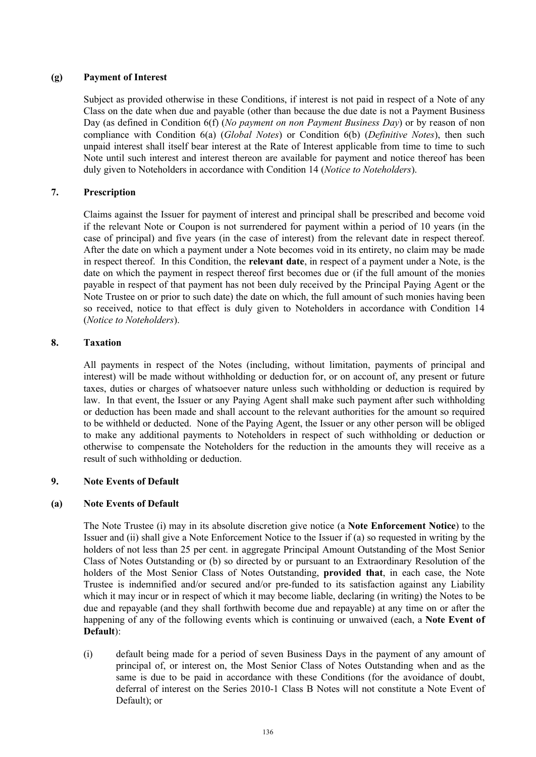**(g) Payment of Interest**

Subject as provided otherwise in these Conditions, if interest is not paid in respect of a Note of any Class on the date when due and payable (other than because the due date is not a Payment Business Day (as defined in Condition 6(f) (*No payment on non Payment Business Day*) or by reason of non compliance with Condition 6(a) (*Global Notes*) or Condition 6(b) (*Definitive Notes*), then such unpaid interest shall itself bear interest at the Rate of Interest applicable from time to time to such Note until such interest and interest thereon are available for payment and notice thereof has been duly given to Noteholders in accordance with Condition 14 (*Notice to Noteholders*).

## 7. Prescription

Claims against the Issuer for payment of interest and principal shall be prescribed and become void if the relevant Note or Coupon is not surrendered for payment within a period of 10 years (in the case of principal) and five years (in the case of interest) from the relevant date in respect thereof. After the date on which a payment under a Note becomes void in its entirety, no claim may be made in respect thereof. In this Condition, the **relevant date**, in respect of a payment under a Note, is the date on which the payment in respect thereof first becomes due or (if the full amount of the monies payable in respect of that payment has not been duly received by the Principal Paying Agent or the Note Trustee on or prior to such date) the date on which, the full amount of such monies having been so received, notice to that effect is duly given to Noteholders in accordance with Condition 14 (*Notice to Noteholders*).

## 8. Taxation

All payments in respect of the Notes (including, without limitation, payments of principal and interest) will be made without withholding or deduction for, or on account of, any present or future taxes, duties or charges of whatsoever nature unless such withholding or deduction is required by law. In that event, the Issuer or any Paying Agent shall make such payment after such withholding or deduction has been made and shall account to the relevant authorities for the amount so required to be withheld or deducted. None of the Paying Agent, the Issuer or any other person will be obliged to make any additional payments to Noteholders in respect of such withholding or deduction or otherwise to compensate the Noteholders for the reduction in the amounts they will receive as a result of such withholding or deduction.

## 9. Note Events of Default

**(a) Note Events of Default**

The Note Trustee (i) may in its absolute discretion give notice (a **Note Enforcement Notice**) to the Issuer and (ii) shall give a Note Enforcement Notice to the Issuer if (a) so requested in writing by the holders of not less than 25 per cent. in aggregate Principal Amount Outstanding of the Most Senior Class of Notes Outstanding or (b) so directed by or pursuant to an Extraordinary Resolution of the holders of the Most Senior Class of Notes Outstanding, **provided that**, in each case, the Note Trustee is indemnified and/or secured and/or pre-funded to its satisfaction against any Liability which it may incur or in respect of which it may become liable, declaring (in writing) the Notes to be due and repayable (and they shall forthwith become due and repayable) at any time on or after the happening of any of the following events which is continuing or unwaived (each, a **Note Event of Default**):

(i) default being made for a period of seven Business Days in the payment of any amount of principal of, or interest on, the Most Senior Class of Notes Outstanding when and as the same is due to be paid in accordance with these Conditions (for the avoidance of doubt, deferral of interest on the Series 2010-1 Class B Notes will not constitute a Note Event of Default); or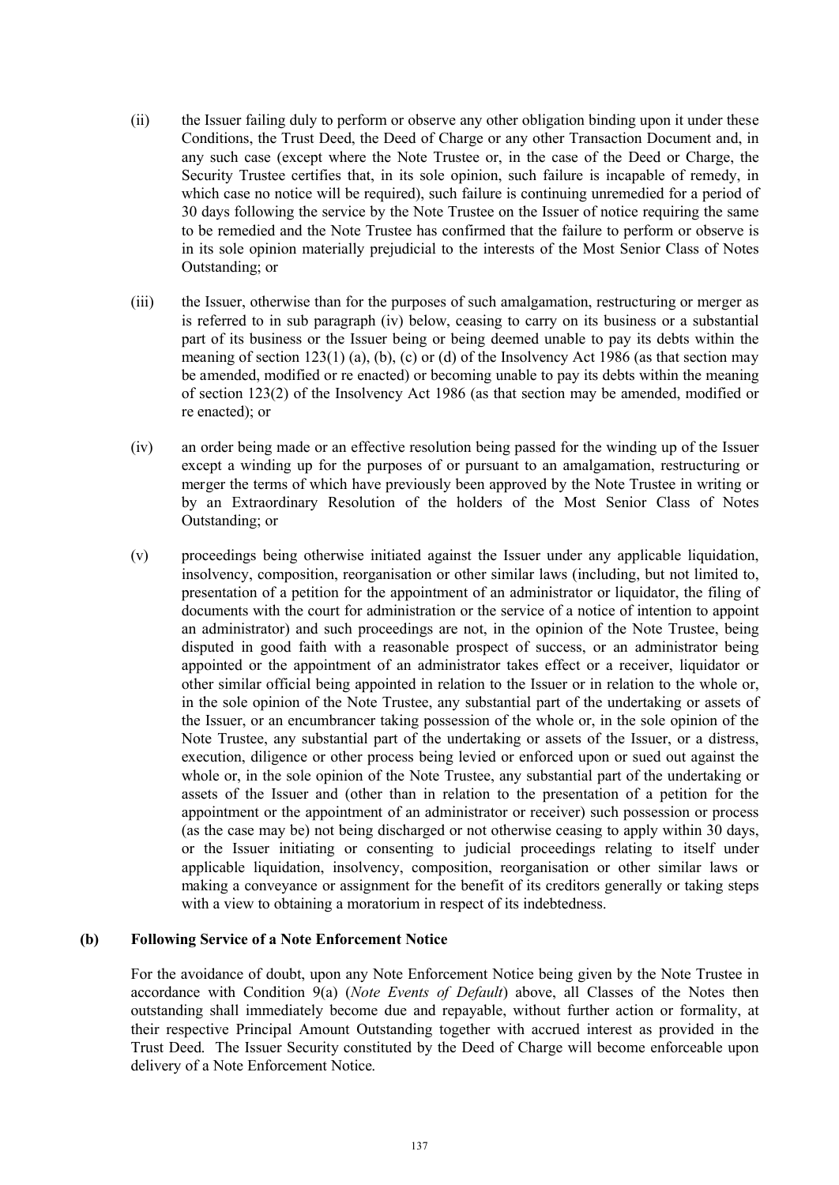(ii) the Issuer failing duly to perform or observe any other obligation binding upon it under these Conditions, the Trust Deed, the Deed of Charge or any other Transaction Document and, in any such case (except where the Note Trustee or, in the case of the Deed or Charge, the Security Trustee certifies that, in its sole opinion, such failure is incapable of remedy, in which case no notice will be required), such failure is continuing unremedied for a period of 30 days following the service by the Note Trustee on the Issuer of notice requiring the same to be remedied and the Note Trustee has confirmed that the failure to perform or observe is in its sole opinion materially prejudicial to the interests of the Most Senior Class of Notes Outstanding; or

(iii) the Issuer, otherwise than for the purposes of such amalgamation, restructuring or merger as is referred to in sub paragraph (iv) below, ceasing to carry on its business or a substantial part of its business or the Issuer being or being deemed unable to pay its debts within the meaning of section 123(1) (a), (b), (c) or (d) of the Insolvency Act 1986 (as that section may be amended, modified or re enacted) or becoming unable to pay its debts within the meaning of section 123(2) of the Insolvency Act 1986 (as that section may be amended, modified or re enacted); or

(iv) an order being made or an effective resolution being passed for the winding up of the Issuer except a winding up for the purposes of or pursuant to an amalgamation, restructuring or merger the terms of which have previously been approved by the Note Trustee in writing or by an Extraordinary Resolution of the holders of the Most Senior Class of Notes Outstanding; or

(v) proceedings being otherwise initiated against the Issuer under any applicable liquidation, insolvency, composition, reorganisation or other similar laws (including, but not limited to, presentation of a petition for the appointment of an administrator or liquidator, the filing of documents with the court for administration or the service of a notice of intention to appoint an administrator) and such proceedings are not, in the opinion of the Note Trustee, being disputed in good faith with a reasonable prospect of success, or an administrator being appointed or the appointment of an administrator takes effect or a receiver, liquidator or other similar official being appointed in relation to the Issuer or in relation to the whole or, in the sole opinion of the Note Trustee, any substantial part of the undertaking or assets of the Issuer, or an encumbrancer taking possession of the whole or, in the sole opinion of the Note Trustee, any substantial part of the undertaking or assets of the Issuer, or a distress, execution, diligence or other process being levied or enforced upon or sued out against the whole or, in the sole opinion of the Note Trustee, any substantial part of the undertaking or assets of the Issuer and (other than in relation to the presentation of a petition for the appointment or the appointment of an administrator or receiver) such possession or process (as the case may be) not being discharged or not otherwise ceasing to apply within 30 days, or the Issuer initiating or consenting to judicial proceedings relating to itself under applicable liquidation, insolvency, composition, reorganisation or other similar laws or making a conveyance or assignment for the benefit of its creditors generally or taking steps with a view to obtaining a moratorium in respect of its indebtedness.

**(b) Following Service of a Note Enforcement Notice**

For the avoidance of doubt, upon any Note Enforcement Notice being given by the Note Trustee in accordance with Condition 9(a) (*Note Events of Default*) above, all Classes of the Notes then outstanding shall immediately become due and repayable, without further action or formality, at their respective Principal Amount Outstanding together with accrued interest as provided in the Trust Deed. The Issuer Security constituted by the Deed of Charge will become enforceable upon delivery of a Note Enforcement Notice.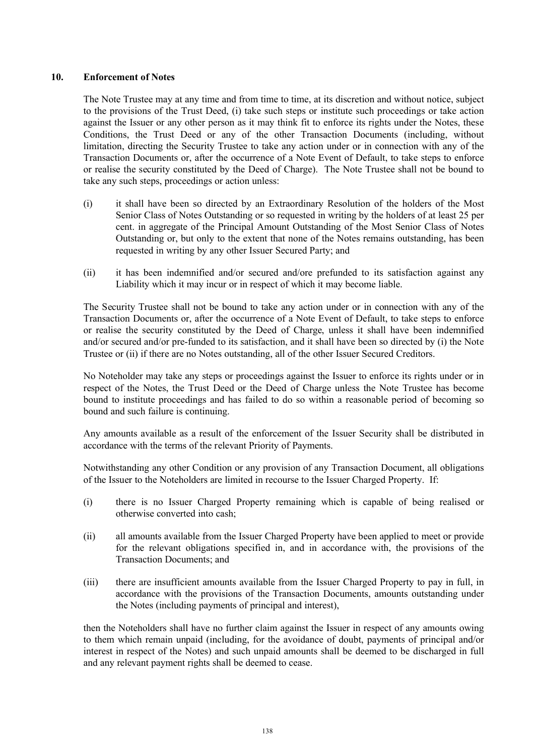## 10. Enforcement of Notes

The Note Trustee may at any time and from time to time, at its discretion and without notice, subject to the provisions of the Trust Deed, (i) take such steps or institute such proceedings or take action against the Issuer or any other person as it may think fit to enforce its rights under the Notes, these Conditions, the Trust Deed or any of the other Transaction Documents (including, without limitation, directing the Security Trustee to take any action under or in connection with any of the Transaction Documents or, after the occurrence of a Note Event of Default, to take steps to enforce or realise the security constituted by the Deed of Charge). The Note Trustee shall not be bound to take any such steps, proceedings or action unless:

(i) it shall have been so directed by an Extraordinary Resolution of the holders of the Most Senior Class of Notes Outstanding or so requested in writing by the holders of at least 25 per cent. in aggregate of the Principal Amount Outstanding of the Most Senior Class of Notes Outstanding or, but only to the extent that none of the Notes remains outstanding, has been requested in writing by any other Issuer Secured Party; and

(ii) it has been indemnified and/or secured and/ore prefunded to its satisfaction against any Liability which it may incur or in respect of which it may become liable.

The Security Trustee shall not be bound to take any action under or in connection with any of the Transaction Documents or, after the occurrence of a Note Event of Default, to take steps to enforce or realise the security constituted by the Deed of Charge, unless it shall have been indemnified and/or secured and/or pre-funded to its satisfaction, and it shall have been so directed by (i) the Note Trustee or (ii) if there are no Notes outstanding, all of the other Issuer Secured Creditors.

No Noteholder may take any steps or proceedings against the Issuer to enforce its rights under or in respect of the Notes, the Trust Deed or the Deed of Charge unless the Note Trustee has become bound to institute proceedings and has failed to do so within a reasonable period of becoming so bound and such failure is continuing.

Any amounts available as a result of the enforcement of the Issuer Security shall be distributed in accordance with the terms of the relevant Priority of Payments.

Notwithstanding any other Condition or any provision of any Transaction Document, all obligations of the Issuer to the Noteholders are limited in recourse to the Issuer Charged Property. If:

(i) there is no Issuer Charged Property remaining which is capable of being realised or otherwise converted into cash;

(ii) all amounts available from the Issuer Charged Property have been applied to meet or provide for the relevant obligations specified in, and in accordance with, the provisions of the Transaction Documents; and

(iii) there are insufficient amounts available from the Issuer Charged Property to pay in full, in accordance with the provisions of the Transaction Documents, amounts outstanding under the Notes (including payments of principal and interest),

then the Noteholders shall have no further claim against the Issuer in respect of any amounts owing to them which remain unpaid (including, for the avoidance of doubt, payments of principal and/or interest in respect of the Notes) and such unpaid amounts shall be deemed to be discharged in full and any relevant payment rights shall be deemed to cease.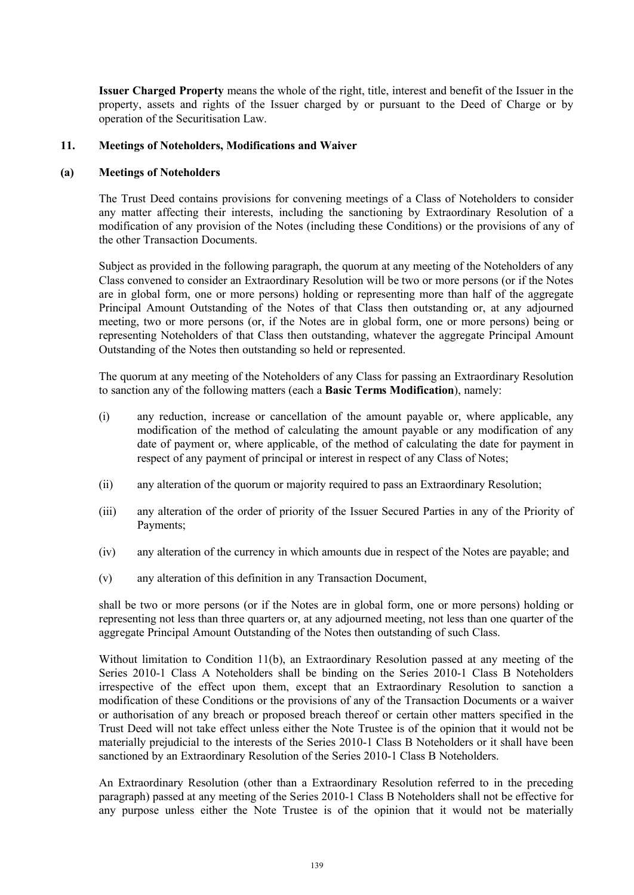**Issuer Charged Property** means the whole of the right, title, interest and benefit of the Issuer in the property, assets and rights of the Issuer charged by or pursuant to the Deed of Charge or by operation of the Securitisation Law.

## 11. Meetings of Noteholders, Modifications and Waiver

### (a) Meetings of Noteholders

The Trust Deed contains provisions for convening meetings of a Class of Noteholders to consider any matter affecting their interests, including the sanctioning by Extraordinary Resolution of a modification of any provision of the Notes (including these Conditions) or the provisions of any of the other Transaction Documents.

Subject as provided in the following paragraph, the quorum at any meeting of the Noteholders of any Class convened to consider an Extraordinary Resolution will be two or more persons (or if the Notes are in global form, one or more persons) holding or representing more than half of the aggregate Principal Amount Outstanding of the Notes of that Class then outstanding or, at any adjourned meeting, two or more persons (or, if the Notes are in global form, one or more persons) being or representing Noteholders of that Class then outstanding, whatever the aggregate Principal Amount Outstanding of the Notes then outstanding so held or represented.

The quorum at any meeting of the Noteholders of any Class for passing an Extraordinary Resolution to sanction any of the following matters (each a **Basic Terms Modification**), namely:

(i) any reduction, increase or cancellation of the amount payable or, where applicable, any modification of the method of calculating the amount payable or any modification of any date of payment or, where applicable, of the method of calculating the date for payment in respect of any payment of principal or interest in respect of any Class of Notes;

(ii) any alteration of the quorum or majority required to pass an Extraordinary Resolution;

(iii) any alteration of the order of priority of the Issuer Secured Parties in any of the Priority of Payments;

(iv) any alteration of the currency in which amounts due in respect of the Notes are payable; and

(v) any alteration of this definition in any Transaction Document,

shall be two or more persons (or if the Notes are in global form, one or more persons) holding or representing not less than three quarters or, at any adjourned meeting, not less than one quarter of the aggregate Principal Amount Outstanding of the Notes then outstanding of such Class.

Without limitation to Condition 11(b), an Extraordinary Resolution passed at any meeting of the Series 2010-1 Class A Noteholders shall be binding on the Series 2010-1 Class B Noteholders irrespective of the effect upon them, except that an Extraordinary Resolution to sanction a modification of these Conditions or the provisions of any of the Transaction Documents or a waiver or authorisation of any breach or proposed breach thereof or certain other matters specified in the Trust Deed will not take effect unless either the Note Trustee is of the opinion that it would not be materially prejudicial to the interests of the Series 2010-1 Class B Noteholders or it shall have been sanctioned by an Extraordinary Resolution of the Series 2010-1 Class B Noteholders.

An Extraordinary Resolution (other than a Extraordinary Resolution referred to in the preceding paragraph) passed at any meeting of the Series 2010-1 Class B Noteholders shall not be effective for any purpose unless either the Note Trustee is of the opinion that it would not be materially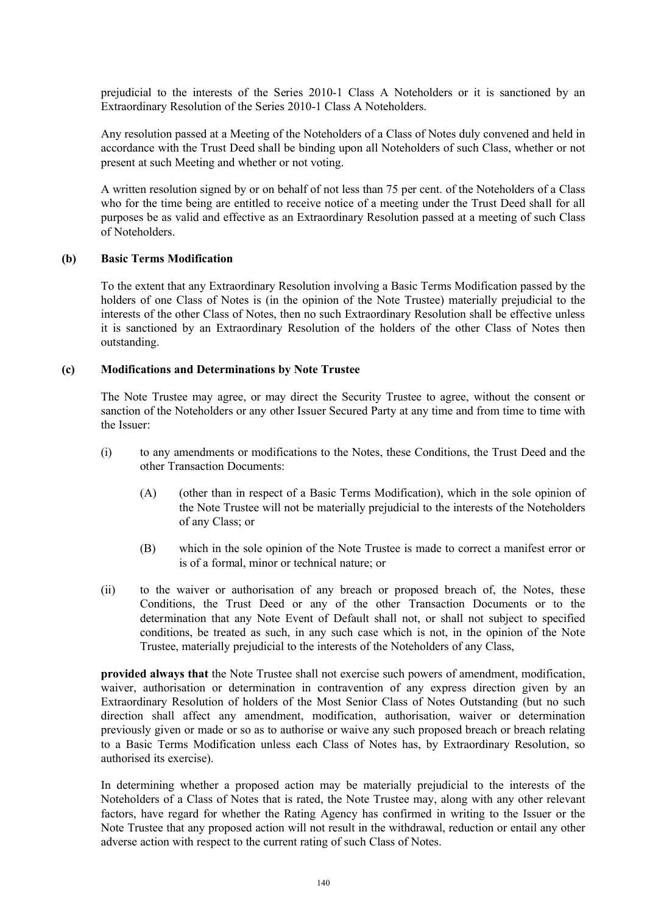prejudicial to the interests of the Series 2010-1 Class A Noteholders or it is sanctioned by an Extraordinary Resolution of the Series 2010-1 Class A Noteholders.

Any resolution passed at a Meeting of the Noteholders of a Class of Notes duly convened and held in accordance with the Trust Deed shall be binding upon all Noteholders of such Class, whether or not present at such Meeting and whether or not voting.

A written resolution signed by or on behalf of not less than 75 per cent. of the Noteholders of a Class who for the time being are entitled to receive notice of a meeting under the Trust Deed shall for all purposes be as valid and effective as an Extraordinary Resolution passed at a meeting of such Class of Noteholders.

**(b) Basic Terms Modification**

To the extent that any Extraordinary Resolution involving a Basic Terms Modification passed by the holders of one Class of Notes is (in the opinion of the Note Trustee) materially prejudicial to the interests of the other Class of Notes, then no such Extraordinary Resolution shall be effective unless it is sanctioned by an Extraordinary Resolution of the holders of the other Class of Notes then outstanding.

**(c) Modifications and Determinations by Note Trustee**

The Note Trustee may agree, or may direct the Security Trustee to agree, without the consent or sanction of the Noteholders or any other Issuer Secured Party at any time and from time to time with the Issuer:

(i) to any amendments or modifications to the Notes, these Conditions, the Trust Deed and the other Transaction Documents:

   (A) (other than in respect of a Basic Terms Modification), which in the sole opinion of the Note Trustee will not be materially prejudicial to the interests of the Noteholders of any Class; or

   (B) which in the sole opinion of the Note Trustee is made to correct a manifest error or is of a formal, minor or technical nature; or

(ii) to the waiver or authorisation of any breach or proposed breach of, the Notes, these Conditions, the Trust Deed or any of the other Transaction Documents or to the determination that any Note Event of Default shall not, or shall not subject to specified conditions, be treated as such, in any such case which is not, in the opinion of the Note Trustee, materially prejudicial to the interests of the Noteholders of any Class,

**provided always that** the Note Trustee shall not exercise such powers of amendment, modification, waiver, authorisation or determination in contravention of any express direction given by an Extraordinary Resolution of holders of the Most Senior Class of Notes Outstanding (but no such direction shall affect any amendment, modification, authorisation, waiver or determination previously given or made or so as to authorise or waive any such proposed breach or breach relating to a Basic Terms Modification unless each Class of Notes has, by Extraordinary Resolution, so authorised its exercise).

In determining whether a proposed action may be materially prejudicial to the interests of the Noteholders of a Class of Notes that is rated, the Note Trustee may, along with any other relevant factors, have regard for whether the Rating Agency has confirmed in writing to the Issuer or the Note Trustee that any proposed action will not result in the withdrawal, reduction or entail any other adverse action with respect to the current rating of such Class of Notes.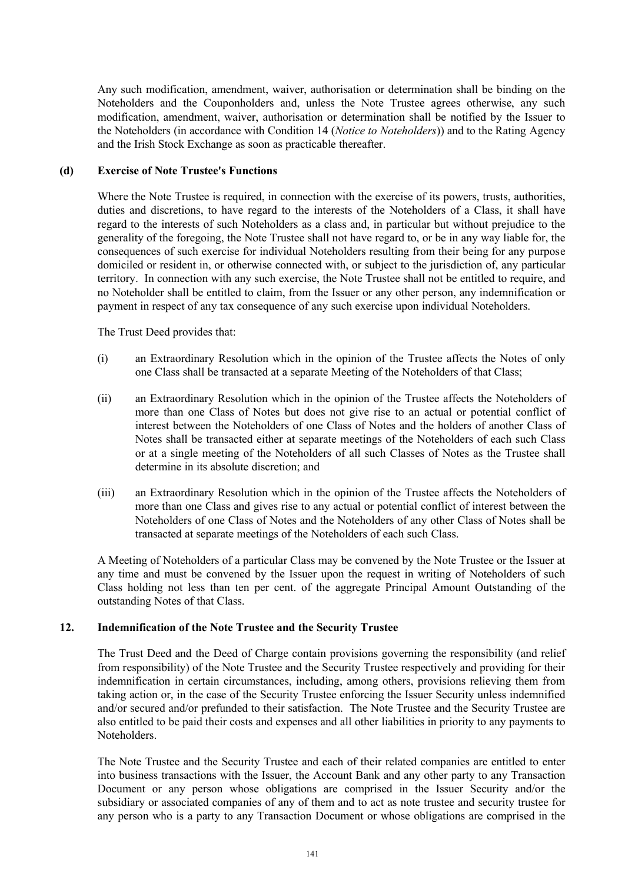Any such modification, amendment, waiver, authorisation or determination shall be binding on the Noteholders and the Couponholders and, unless the Note Trustee agrees otherwise, any such modification, amendment, waiver, authorisation or determination shall be notified by the Issuer to the Noteholders (in accordance with Condition 14 (*Notice to Noteholders*)) and to the Rating Agency and the Irish Stock Exchange as soon as practicable thereafter.

**(d) Exercise of Note Trustee's Functions**

Where the Note Trustee is required, in connection with the exercise of its powers, trusts, authorities, duties and discretions, to have regard to the interests of the Noteholders of a Class, it shall have regard to the interests of such Noteholders as a class and, in particular but without prejudice to the generality of the foregoing, the Note Trustee shall not have regard to, or be in any way liable for, the consequences of such exercise for individual Noteholders resulting from their being for any purpose domiciled or resident in, or otherwise connected with, or subject to the jurisdiction of, any particular territory. In connection with any such exercise, the Note Trustee shall not be entitled to require, and no Noteholder shall be entitled to claim, from the Issuer or any other person, any indemnification or payment in respect of any tax consequence of any such exercise upon individual Noteholders.

The Trust Deed provides that:

(i) an Extraordinary Resolution which in the opinion of the Trustee affects the Notes of only one Class shall be transacted at a separate Meeting of the Noteholders of that Class;

(ii) an Extraordinary Resolution which in the opinion of the Trustee affects the Noteholders of more than one Class of Notes but does not give rise to an actual or potential conflict of interest between the Noteholders of one Class of Notes and the holders of another Class of Notes shall be transacted either at separate meetings of the Noteholders of each such Class or at a single meeting of the Noteholders of all such Classes of Notes as the Trustee shall determine in its absolute discretion; and

(iii) an Extraordinary Resolution which in the opinion of the Trustee affects the Noteholders of more than one Class and gives rise to any actual or potential conflict of interest between the Noteholders of one Class of Notes and the Noteholders of any other Class of Notes shall be transacted at separate meetings of the Noteholders of each such Class.

A Meeting of Noteholders of a particular Class may be convened by the Note Trustee or the Issuer at any time and must be convened by the Issuer upon the request in writing of Noteholders of such Class holding not less than ten per cent. of the aggregate Principal Amount Outstanding of the outstanding Notes of that Class.

## 12. Indemnification of the Note Trustee and the Security Trustee

The Trust Deed and the Deed of Charge contain provisions governing the responsibility (and relief from responsibility) of the Note Trustee and the Security Trustee respectively and providing for their indemnification in certain circumstances, including, among others, provisions relieving them from taking action or, in the case of the Security Trustee enforcing the Issuer Security unless indemnified and/or secured and/or prefunded to their satisfaction. The Note Trustee and the Security Trustee are also entitled to be paid their costs and expenses and all other liabilities in priority to any payments to Noteholders.

The Note Trustee and the Security Trustee and each of their related companies are entitled to enter into business transactions with the Issuer, the Account Bank and any other party to any Transaction Document or any person whose obligations are comprised in the Issuer Security and/or the subsidiary or associated companies of any of them and to act as note trustee and security trustee for any person who is a party to any Transaction Document or whose obligations are comprised in the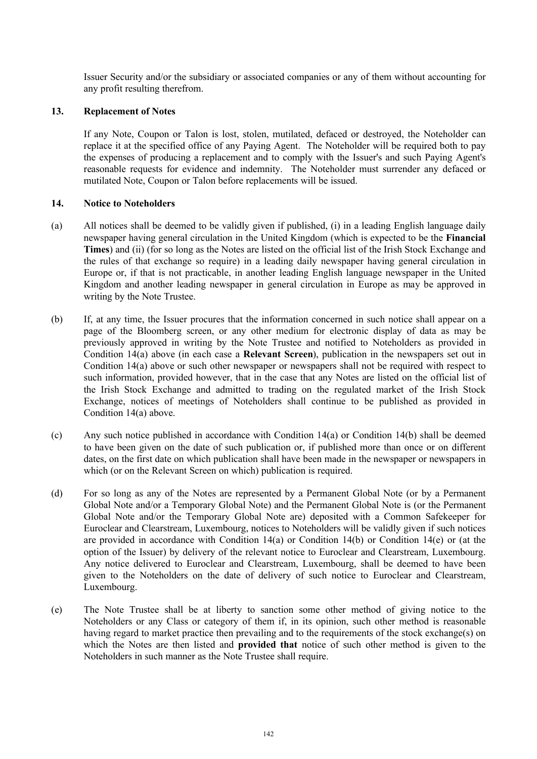Issuer Security and/or the subsidiary or associated companies or any of them without accounting for any profit resulting therefrom.

## 13. Replacement of Notes

If any Note, Coupon or Talon is lost, stolen, mutilated, defaced or destroyed, the Noteholder can replace it at the specified office of any Paying Agent. The Noteholder will be required both to pay the expenses of producing a replacement and to comply with the Issuer's and such Paying Agent's reasonable requests for evidence and indemnity. The Noteholder must surrender any defaced or mutilated Note, Coupon or Talon before replacements will be issued.

## 14. Notice to Noteholders

(a) All notices shall be deemed to be validly given if published, (i) in a leading English language daily newspaper having general circulation in the United Kingdom (which is expected to be the **Financial Times**) and (ii) (for so long as the Notes are listed on the official list of the Irish Stock Exchange and the rules of that exchange so require) in a leading daily newspaper having general circulation in Europe or, if that is not practicable, in another leading English language newspaper in the United Kingdom and another leading newspaper in general circulation in Europe as may be approved in writing by the Note Trustee.

(b) If, at any time, the Issuer procures that the information concerned in such notice shall appear on a page of the Bloomberg screen, or any other medium for electronic display of data as may be previously approved in writing by the Note Trustee and notified to Noteholders as provided in Condition 14(a) above (in each case a **Relevant Screen**), publication in the newspapers set out in Condition 14(a) above or such other newspaper or newspapers shall not be required with respect to such information, provided however, that in the case that any Notes are listed on the official list of the Irish Stock Exchange and admitted to trading on the regulated market of the Irish Stock Exchange, notices of meetings of Noteholders shall continue to be published as provided in Condition 14(a) above.

(c) Any such notice published in accordance with Condition 14(a) or Condition 14(b) shall be deemed to have been given on the date of such publication or, if published more than once or on different dates, on the first date on which publication shall have been made in the newspaper or newspapers in which (or on the Relevant Screen on which) publication is required.

(d) For so long as any of the Notes are represented by a Permanent Global Note (or by a Permanent Global Note and/or a Temporary Global Note) and the Permanent Global Note is (or the Permanent Global Note and/or the Temporary Global Note are) deposited with a Common Safekeeper for Euroclear and Clearstream, Luxembourg, notices to Noteholders will be validly given if such notices are provided in accordance with Condition 14(a) or Condition 14(b) or Condition 14(e) or (at the option of the Issuer) by delivery of the relevant notice to Euroclear and Clearstream, Luxembourg. Any notice delivered to Euroclear and Clearstream, Luxembourg, shall be deemed to have been given to the Noteholders on the date of delivery of such notice to Euroclear and Clearstream, Luxembourg.

(e) The Note Trustee shall be at liberty to sanction some other method of giving notice to the Noteholders or any Class or category of them if, in its opinion, such other method is reasonable having regard to market practice then prevailing and to the requirements of the stock exchange(s) on which the Notes are then listed and **provided that** notice of such other method is given to the Noteholders in such manner as the Note Trustee shall require.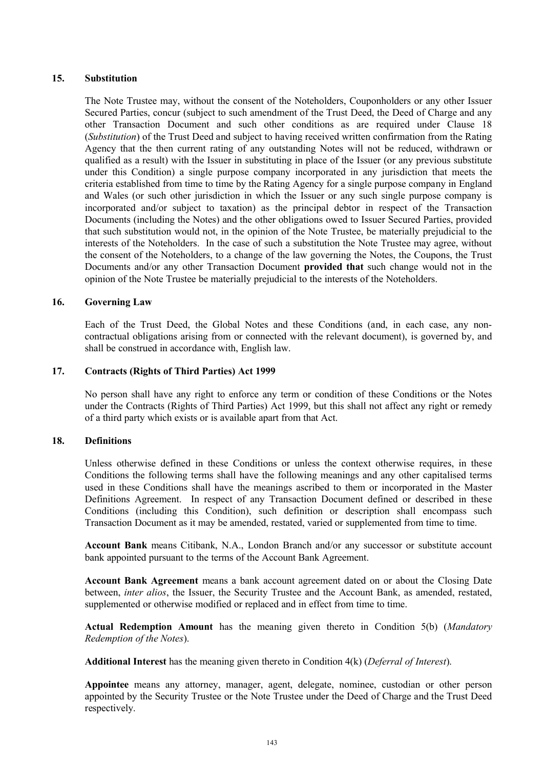## 15. Substitution

The Note Trustee may, without the consent of the Noteholders, Couponholders or any other Issuer Secured Parties, concur (subject to such amendment of the Trust Deed, the Deed of Charge and any other Transaction Document and such other conditions as are required under Clause 18 (*Substitution*) of the Trust Deed and subject to having received written confirmation from the Rating Agency that the then current rating of any outstanding Notes will not be reduced, withdrawn or qualified as a result) with the Issuer in substituting in place of the Issuer (or any previous substitute under this Condition) a single purpose company incorporated in any jurisdiction that meets the criteria established from time to time by the Rating Agency for a single purpose company in England and Wales (or such other jurisdiction in which the Issuer or any such single purpose company is incorporated and/or subject to taxation) as the principal debtor in respect of the Transaction Documents (including the Notes) and the other obligations owed to Issuer Secured Parties, provided that such substitution would not, in the opinion of the Note Trustee, be materially prejudicial to the interests of the Noteholders. In the case of such a substitution the Note Trustee may agree, without the consent of the Noteholders, to a change of the law governing the Notes, the Coupons, the Trust Documents and/or any other Transaction Document **provided that** such change would not in the opinion of the Note Trustee be materially prejudicial to the interests of the Noteholders.

## 16. Governing Law

Each of the Trust Deed, the Global Notes and these Conditions (and, in each case, any non-contractual obligations arising from or connected with the relevant document), is governed by, and shall be construed in accordance with, English law.

## 17. Contracts (Rights of Third Parties) Act 1999

No person shall have any right to enforce any term or condition of these Conditions or the Notes under the Contracts (Rights of Third Parties) Act 1999, but this shall not affect any right or remedy of a third party which exists or is available apart from that Act.

## 18. Definitions

Unless otherwise defined in these Conditions or unless the context otherwise requires, in these Conditions the following terms shall have the following meanings and any other capitalised terms used in these Conditions shall have the meanings ascribed to them or incorporated in the Master Definitions Agreement. In respect of any Transaction Document defined or described in these Conditions (including this Condition), such definition or description shall encompass such Transaction Document as it may be amended, restated, varied or supplemented from time to time.

**Account Bank** means Citibank, N.A., London Branch and/or any successor or substitute account bank appointed pursuant to the terms of the Account Bank Agreement.

**Account Bank Agreement** means a bank account agreement dated on or about the Closing Date between, *inter alios*, the Issuer, the Security Trustee and the Account Bank, as amended, restated, supplemented or otherwise modified or replaced and in effect from time to time.

**Actual Redemption Amount** has the meaning given thereto in Condition 5(b) (*Mandatory Redemption of the Notes*).

**Additional Interest** has the meaning given thereto in Condition 4(k) (*Deferral of Interest*).

**Appointee** means any attorney, manager, agent, delegate, nominee, custodian or other person appointed by the Security Trustee or the Note Trustee under the Deed of Charge and the Trust Deed respectively.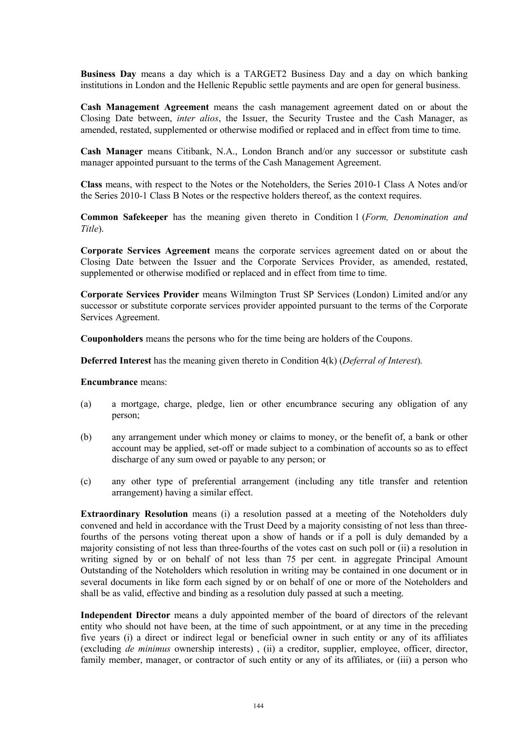**Business Day** means a day which is a TARGET2 Business Day and a day on which banking institutions in London and the Hellenic Republic settle payments and are open for general business.

**Cash Management Agreement** means the cash management agreement dated on or about the Closing Date between, *inter alios*, the Issuer, the Security Trustee and the Cash Manager, as amended, restated, supplemented or otherwise modified or replaced and in effect from time to time.

**Cash Manager** means Citibank, N.A., London Branch and/or any successor or substitute cash manager appointed pursuant to the terms of the Cash Management Agreement.

**Class** means, with respect to the Notes or the Noteholders, the Series 2010-1 Class A Notes and/or the Series 2010-1 Class B Notes or the respective holders thereof, as the context requires.

**Common Safekeeper** has the meaning given thereto in Condition 1 (*Form, Denomination and Title*).

**Corporate Services Agreement** means the corporate services agreement dated on or about the Closing Date between the Issuer and the Corporate Services Provider, as amended, restated, supplemented or otherwise modified or replaced and in effect from time to time.

**Corporate Services Provider** means Wilmington Trust SP Services (London) Limited and/or any successor or substitute corporate services provider appointed pursuant to the terms of the Corporate Services Agreement.

**Couponholders** means the persons who for the time being are holders of the Coupons.

**Deferred Interest** has the meaning given thereto in Condition 4(k) (*Deferral of Interest*).

**Encumbrance** means:

(a) a mortgage, charge, pledge, lien or other encumbrance securing any obligation of any person;

(b) any arrangement under which money or claims to money, or the benefit of, a bank or other account may be applied, set-off or made subject to a combination of accounts so as to effect discharge of any sum owed or payable to any person; or

(c) any other type of preferential arrangement (including any title transfer and retention arrangement) having a similar effect.

**Extraordinary Resolution** means (i) a resolution passed at a meeting of the Noteholders duly convened and held in accordance with the Trust Deed by a majority consisting of not less than three-fourths of the persons voting thereat upon a show of hands or if a poll is duly demanded by a majority consisting of not less than three-fourths of the votes cast on such poll or (ii) a resolution in writing signed by or on behalf of not less than 75 per cent. in aggregate Principal Amount Outstanding of the Noteholders which resolution in writing may be contained in one document or in several documents in like form each signed by or on behalf of one or more of the Noteholders and shall be as valid, effective and binding as a resolution duly passed at such a meeting.

**Independent Director** means a duly appointed member of the board of directors of the relevant entity who should not have been, at the time of such appointment, or at any time in the preceding five years (i) a direct or indirect legal or beneficial owner in such entity or any of its affiliates (excluding *de minimus* ownership interests) , (ii) a creditor, supplier, employee, officer, director, family member, manager, or contractor of such entity or any of its affiliates, or (iii) a person who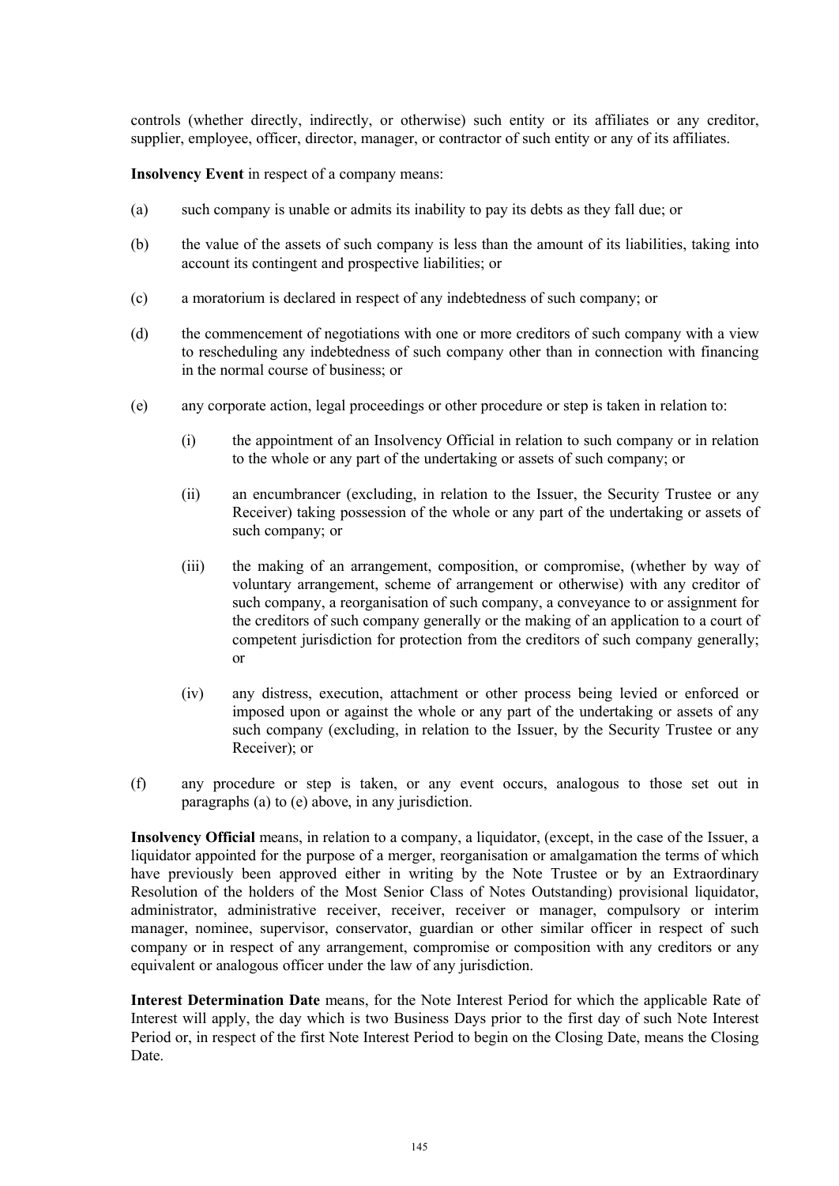controls (whether directly, indirectly, or otherwise) such entity or its affiliates or any creditor, supplier, employee, officer, director, manager, or contractor of such entity or any of its affiliates.

**Insolvency Event** in respect of a company means:

(a) such company is unable or admits its inability to pay its debts as they fall due; or

(b) the value of the assets of such company is less than the amount of its liabilities, taking into account its contingent and prospective liabilities; or

(c) a moratorium is declared in respect of any indebtedness of such company; or

(d) the commencement of negotiations with one or more creditors of such company with a view to rescheduling any indebtedness of such company other than in connection with financing in the normal course of business; or

(e) any corporate action, legal proceedings or other procedure or step is taken in relation to:

  (i) the appointment of an Insolvency Official in relation to such company or in relation to the whole or any part of the undertaking or assets of such company; or

  (ii) an encumbrancer (excluding, in relation to the Issuer, the Security Trustee or any Receiver) taking possession of the whole or any part of the undertaking or assets of such company; or

  (iii) the making of an arrangement, composition, or compromise, (whether by way of voluntary arrangement, scheme of arrangement or otherwise) with any creditor of such company, a reorganisation of such company, a conveyance to or assignment for the creditors of such company generally or the making of an application to a court of competent jurisdiction for protection from the creditors of such company generally; or

  (iv) any distress, execution, attachment or other process being levied or enforced or imposed upon or against the whole or any part of the undertaking or assets of any such company (excluding, in relation to the Issuer, by the Security Trustee or any Receiver); or

(f) any procedure or step is taken, or any event occurs, analogous to those set out in paragraphs (a) to (e) above, in any jurisdiction.

**Insolvency Official** means, in relation to a company, a liquidator, (except, in the case of the Issuer, a liquidator appointed for the purpose of a merger, reorganisation or amalgamation the terms of which have previously been approved either in writing by the Note Trustee or by an Extraordinary Resolution of the holders of the Most Senior Class of Notes Outstanding) provisional liquidator, administrator, administrative receiver, receiver, receiver or manager, compulsory or interim manager, nominee, supervisor, conservator, guardian or other similar officer in respect of such company or in respect of any arrangement, compromise or composition with any creditors or any equivalent or analogous officer under the law of any jurisdiction.

**Interest Determination Date** means, for the Note Interest Period for which the applicable Rate of Interest will apply, the day which is two Business Days prior to the first day of such Note Interest Period or, in respect of the first Note Interest Period to begin on the Closing Date, means the Closing Date.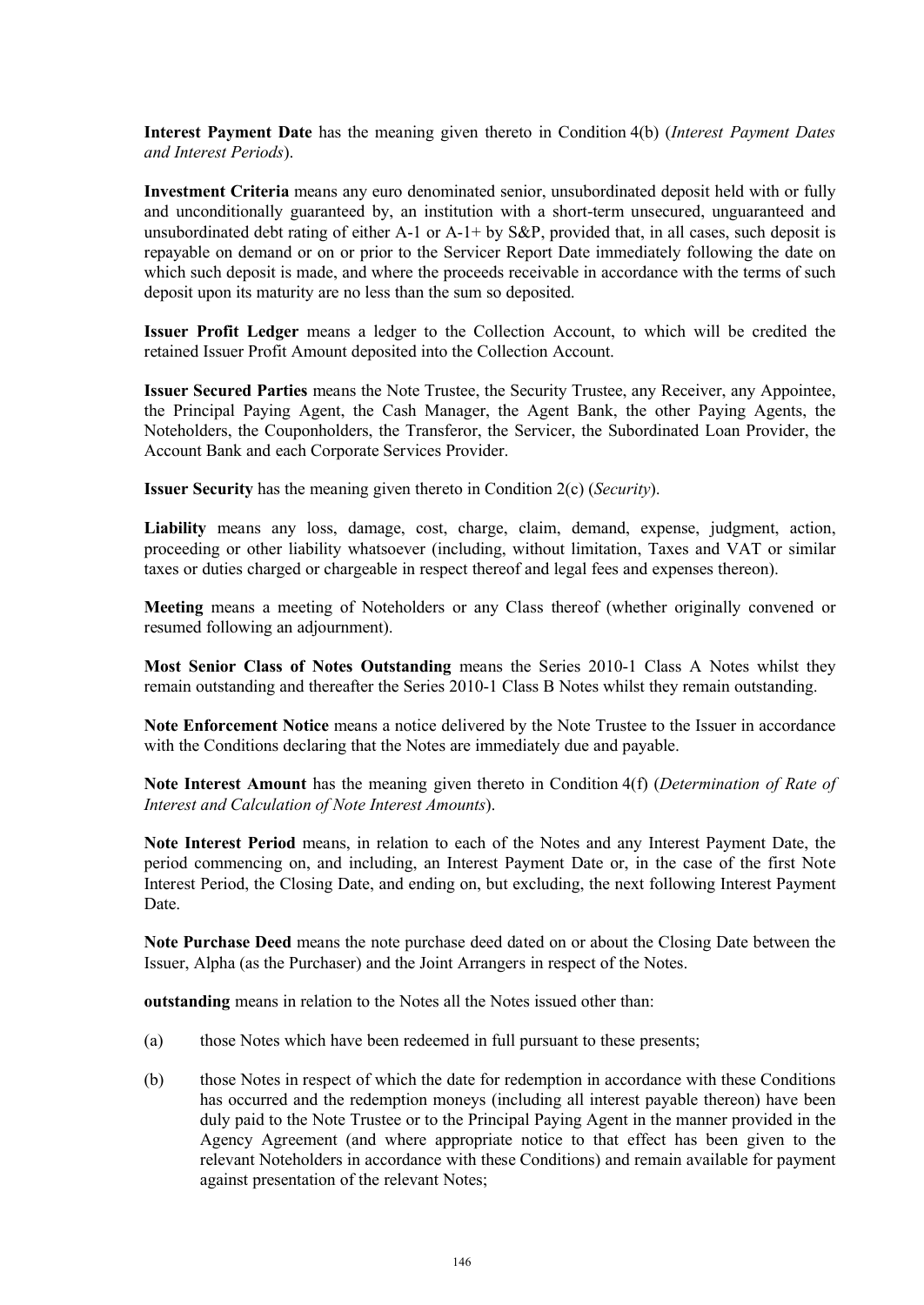**Interest Payment Date** has the meaning given thereto in Condition 4(b) (*Interest Payment Dates and Interest Periods*).

**Investment Criteria** means any euro denominated senior, unsubordinated deposit held with or fully and unconditionally guaranteed by, an institution with a short-term unsecured, unguaranteed and unsubordinated debt rating of either A-1 or A-1+ by S&P, provided that, in all cases, such deposit is repayable on demand or on or prior to the Servicer Report Date immediately following the date on which such deposit is made, and where the proceeds receivable in accordance with the terms of such deposit upon its maturity are no less than the sum so deposited.

**Issuer Profit Ledger** means a ledger to the Collection Account, to which will be credited the retained Issuer Profit Amount deposited into the Collection Account.

**Issuer Secured Parties** means the Note Trustee, the Security Trustee, any Receiver, any Appointee, the Principal Paying Agent, the Cash Manager, the Agent Bank, the other Paying Agents, the Noteholders, the Couponholders, the Transferor, the Servicer, the Subordinated Loan Provider, the Account Bank and each Corporate Services Provider.

**Issuer Security** has the meaning given thereto in Condition 2(c) (*Security*).

**Liability** means any loss, damage, cost, charge, claim, demand, expense, judgment, action, proceeding or other liability whatsoever (including, without limitation, Taxes and VAT or similar taxes or duties charged or chargeable in respect thereof and legal fees and expenses thereon).

**Meeting** means a meeting of Noteholders or any Class thereof (whether originally convened or resumed following an adjournment).

**Most Senior Class of Notes Outstanding** means the Series 2010-1 Class A Notes whilst they remain outstanding and thereafter the Series 2010-1 Class B Notes whilst they remain outstanding.

**Note Enforcement Notice** means a notice delivered by the Note Trustee to the Issuer in accordance with the Conditions declaring that the Notes are immediately due and payable.

**Note Interest Amount** has the meaning given thereto in Condition 4(f) (*Determination of Rate of Interest and Calculation of Note Interest Amounts*).

**Note Interest Period** means, in relation to each of the Notes and any Interest Payment Date, the period commencing on, and including, an Interest Payment Date or, in the case of the first Note Interest Period, the Closing Date, and ending on, but excluding, the next following Interest Payment Date.

**Note Purchase Deed** means the note purchase deed dated on or about the Closing Date between the Issuer, Alpha (as the Purchaser) and the Joint Arrangers in respect of the Notes.

**outstanding** means in relation to the Notes all the Notes issued other than:

(a) those Notes which have been redeemed in full pursuant to these presents;

(b) those Notes in respect of which the date for redemption in accordance with these Conditions has occurred and the redemption moneys (including all interest payable thereon) have been duly paid to the Note Trustee or to the Principal Paying Agent in the manner provided in the Agency Agreement (and where appropriate notice to that effect has been given to the relevant Noteholders in accordance with these Conditions) and remain available for payment against presentation of the relevant Notes;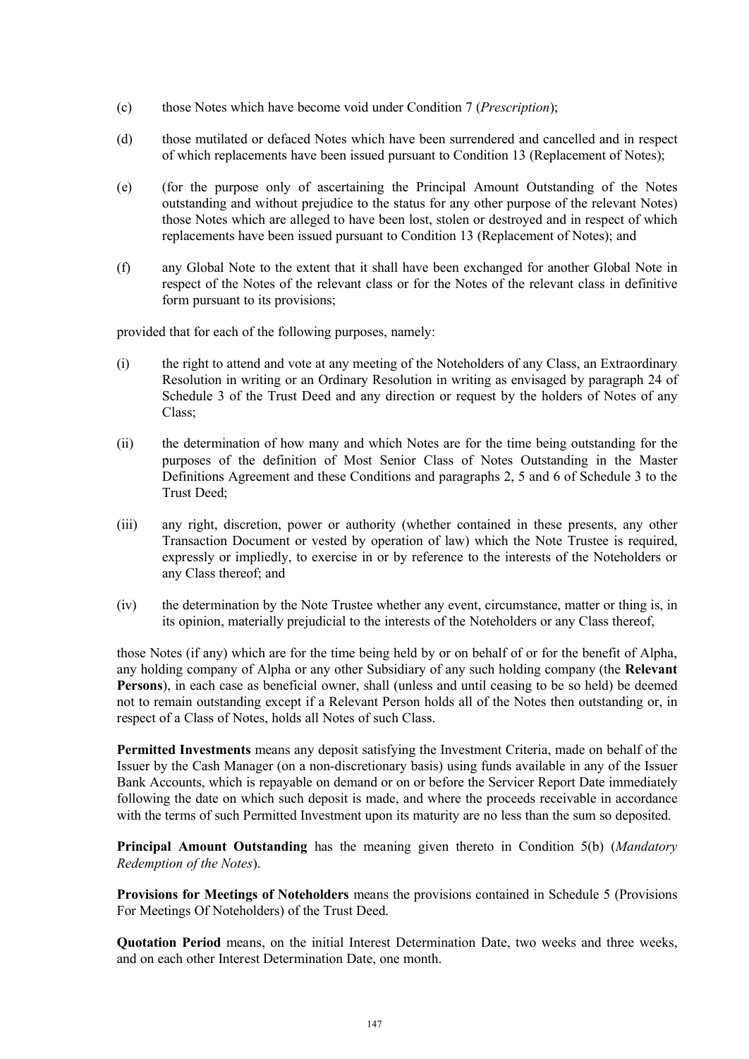(c) those Notes which have become void under Condition 7 (*Prescription*);

(d) those mutilated or defaced Notes which have been surrendered and cancelled and in respect of which replacements have been issued pursuant to Condition 13 (Replacement of Notes);

(e) (for the purpose only of ascertaining the Principal Amount Outstanding of the Notes outstanding and without prejudice to the status for any other purpose of the relevant Notes) those Notes which are alleged to have been lost, stolen or destroyed and in respect of which replacements have been issued pursuant to Condition 13 (Replacement of Notes); and

(f) any Global Note to the extent that it shall have been exchanged for another Global Note in respect of the Notes of the relevant class or for the Notes of the relevant class in definitive form pursuant to its provisions;

provided that for each of the following purposes, namely:

(i) the right to attend and vote at any meeting of the Noteholders of any Class, an Extraordinary Resolution in writing or an Ordinary Resolution in writing as envisaged by paragraph 24 of Schedule 3 of the Trust Deed and any direction or request by the holders of Notes of any Class;

(ii) the determination of how many and which Notes are for the time being outstanding for the purposes of the definition of Most Senior Class of Notes Outstanding in the Master Definitions Agreement and these Conditions and paragraphs 2, 5 and 6 of Schedule 3 to the Trust Deed;

(iii) any right, discretion, power or authority (whether contained in these presents, any other Transaction Document or vested by operation of law) which the Note Trustee is required, expressly or impliedly, to exercise in or by reference to the interests of the Noteholders or any Class thereof; and

(iv) the determination by the Note Trustee whether any event, circumstance, matter or thing is, in its opinion, materially prejudicial to the interests of the Noteholders or any Class thereof,

those Notes (if any) which are for the time being held by or on behalf of or for the benefit of Alpha, any holding company of Alpha or any other Subsidiary of any such holding company (the **Relevant Persons**), in each case as beneficial owner, shall (unless and until ceasing to be so held) be deemed not to remain outstanding except if a Relevant Person holds all of the Notes then outstanding or, in respect of a Class of Notes, holds all Notes of such Class.

**Permitted Investments** means any deposit satisfying the Investment Criteria, made on behalf of the Issuer by the Cash Manager (on a non-discretionary basis) using funds available in any of the Issuer Bank Accounts, which is repayable on demand or on or before the Servicer Report Date immediately following the date on which such deposit is made, and where the proceeds receivable in accordance with the terms of such Permitted Investment upon its maturity are no less than the sum so deposited.

**Principal Amount Outstanding** has the meaning given thereto in Condition 5(b) (*Mandatory Redemption of the Notes*).

**Provisions for Meetings of Noteholders** means the provisions contained in Schedule 5 (Provisions For Meetings Of Noteholders) of the Trust Deed.

**Quotation Period** means, on the initial Interest Determination Date, two weeks and three weeks, and on each other Interest Determination Date, one month.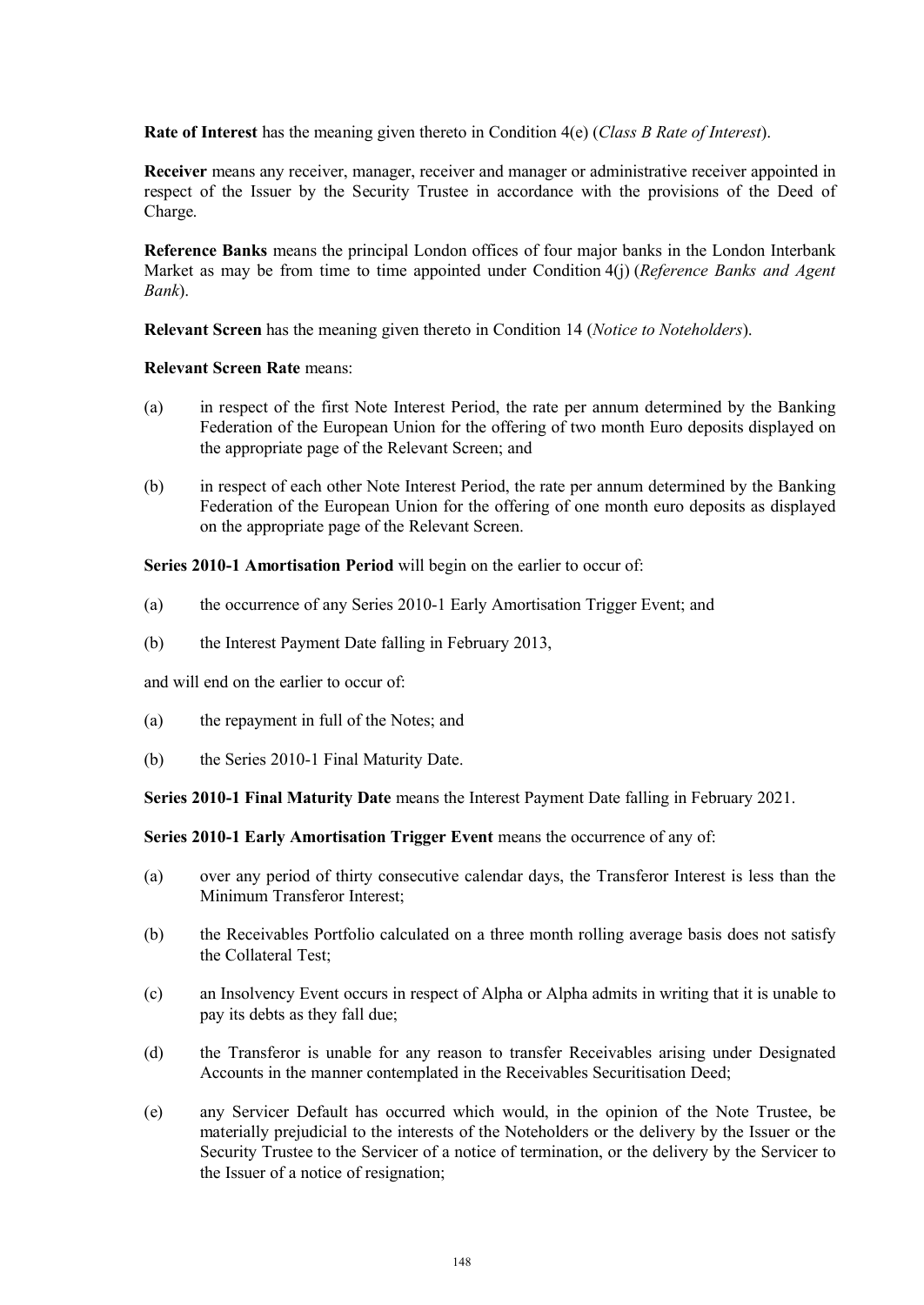**Rate of Interest** has the meaning given thereto in Condition 4(e) (*Class B Rate of Interest*).

**Receiver** means any receiver, manager, receiver and manager or administrative receiver appointed in respect of the Issuer by the Security Trustee in accordance with the provisions of the Deed of Charge.

**Reference Banks** means the principal London offices of four major banks in the London Interbank Market as may be from time to time appointed under Condition 4(j) (*Reference Banks and Agent Bank*).

**Relevant Screen** has the meaning given thereto in Condition 14 (*Notice to Noteholders*).

**Relevant Screen Rate** means:

(a) in respect of the first Note Interest Period, the rate per annum determined by the Banking Federation of the European Union for the offering of two month Euro deposits displayed on the appropriate page of the Relevant Screen; and

(b) in respect of each other Note Interest Period, the rate per annum determined by the Banking Federation of the European Union for the offering of one month euro deposits as displayed on the appropriate page of the Relevant Screen.

**Series 2010-1 Amortisation Period** will begin on the earlier to occur of:

(a) the occurrence of any Series 2010-1 Early Amortisation Trigger Event; and

(b) the Interest Payment Date falling in February 2013,

and will end on the earlier to occur of:

(a) the repayment in full of the Notes; and

(b) the Series 2010-1 Final Maturity Date.

**Series 2010-1 Final Maturity Date** means the Interest Payment Date falling in February 2021.

**Series 2010-1 Early Amortisation Trigger Event** means the occurrence of any of:

(a) over any period of thirty consecutive calendar days, the Transferor Interest is less than the Minimum Transferor Interest;

(b) the Receivables Portfolio calculated on a three month rolling average basis does not satisfy the Collateral Test;

(c) an Insolvency Event occurs in respect of Alpha or Alpha admits in writing that it is unable to pay its debts as they fall due;

(d) the Transferor is unable for any reason to transfer Receivables arising under Designated Accounts in the manner contemplated in the Receivables Securitisation Deed;

(e) any Servicer Default has occurred which would, in the opinion of the Note Trustee, be materially prejudicial to the interests of the Noteholders or the delivery by the Issuer or the Security Trustee to the Servicer of a notice of termination, or the delivery by the Servicer to the Issuer of a notice of resignation;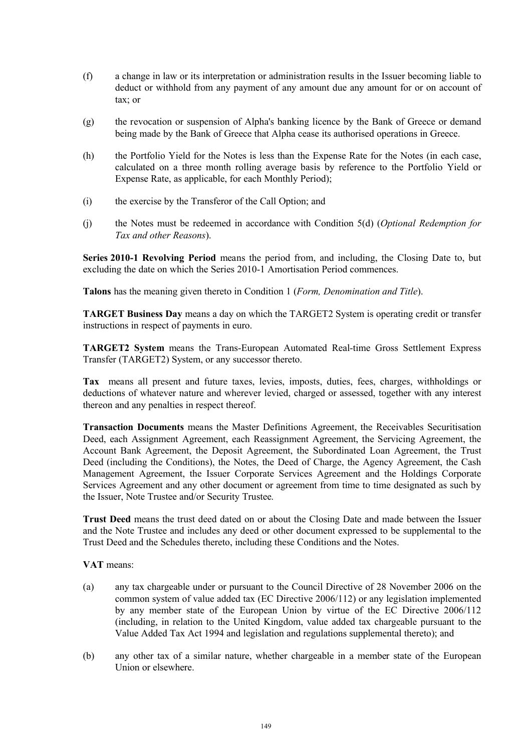(f) a change in law or its interpretation or administration results in the Issuer becoming liable to deduct or withhold from any payment of any amount due any amount for or on account of tax; or

(g) the revocation or suspension of Alpha's banking licence by the Bank of Greece or demand being made by the Bank of Greece that Alpha cease its authorised operations in Greece.

(h) the Portfolio Yield for the Notes is less than the Expense Rate for the Notes (in each case, calculated on a three month rolling average basis by reference to the Portfolio Yield or Expense Rate, as applicable, for each Monthly Period);

(i) the exercise by the Transferor of the Call Option; and

(j) the Notes must be redeemed in accordance with Condition 5(d) (*Optional Redemption for Tax and other Reasons*).

**Series 2010-1 Revolving Period** means the period from, and including, the Closing Date to, but excluding the date on which the Series 2010-1 Amortisation Period commences.

**Talons** has the meaning given thereto in Condition 1 (*Form, Denomination and Title*).

**TARGET Business Day** means a day on which the TARGET2 System is operating credit or transfer instructions in respect of payments in euro.

**TARGET2 System** means the Trans-European Automated Real-time Gross Settlement Express Transfer (TARGET2) System, or any successor thereto.

**Tax** means all present and future taxes, levies, imposts, duties, fees, charges, withholdings or deductions of whatever nature and wherever levied, charged or assessed, together with any interest thereon and any penalties in respect thereof.

**Transaction Documents** means the Master Definitions Agreement, the Receivables Securitisation Deed, each Assignment Agreement, each Reassignment Agreement, the Servicing Agreement, the Account Bank Agreement, the Deposit Agreement, the Subordinated Loan Agreement, the Trust Deed (including the Conditions), the Notes, the Deed of Charge, the Agency Agreement, the Cash Management Agreement, the Issuer Corporate Services Agreement and the Holdings Corporate Services Agreement and any other document or agreement from time to time designated as such by the Issuer, Note Trustee and/or Security Trustee.

**Trust Deed** means the trust deed dated on or about the Closing Date and made between the Issuer and the Note Trustee and includes any deed or other document expressed to be supplemental to the Trust Deed and the Schedules thereto, including these Conditions and the Notes.

**VAT** means:

(a) any tax chargeable under or pursuant to the Council Directive of 28 November 2006 on the common system of value added tax (EC Directive 2006/112) or any legislation implemented by any member state of the European Union by virtue of the EC Directive 2006/112 (including, in relation to the United Kingdom, value added tax chargeable pursuant to the Value Added Tax Act 1994 and legislation and regulations supplemental thereto); and

(b) any other tax of a similar nature, whether chargeable in a member state of the European Union or elsewhere.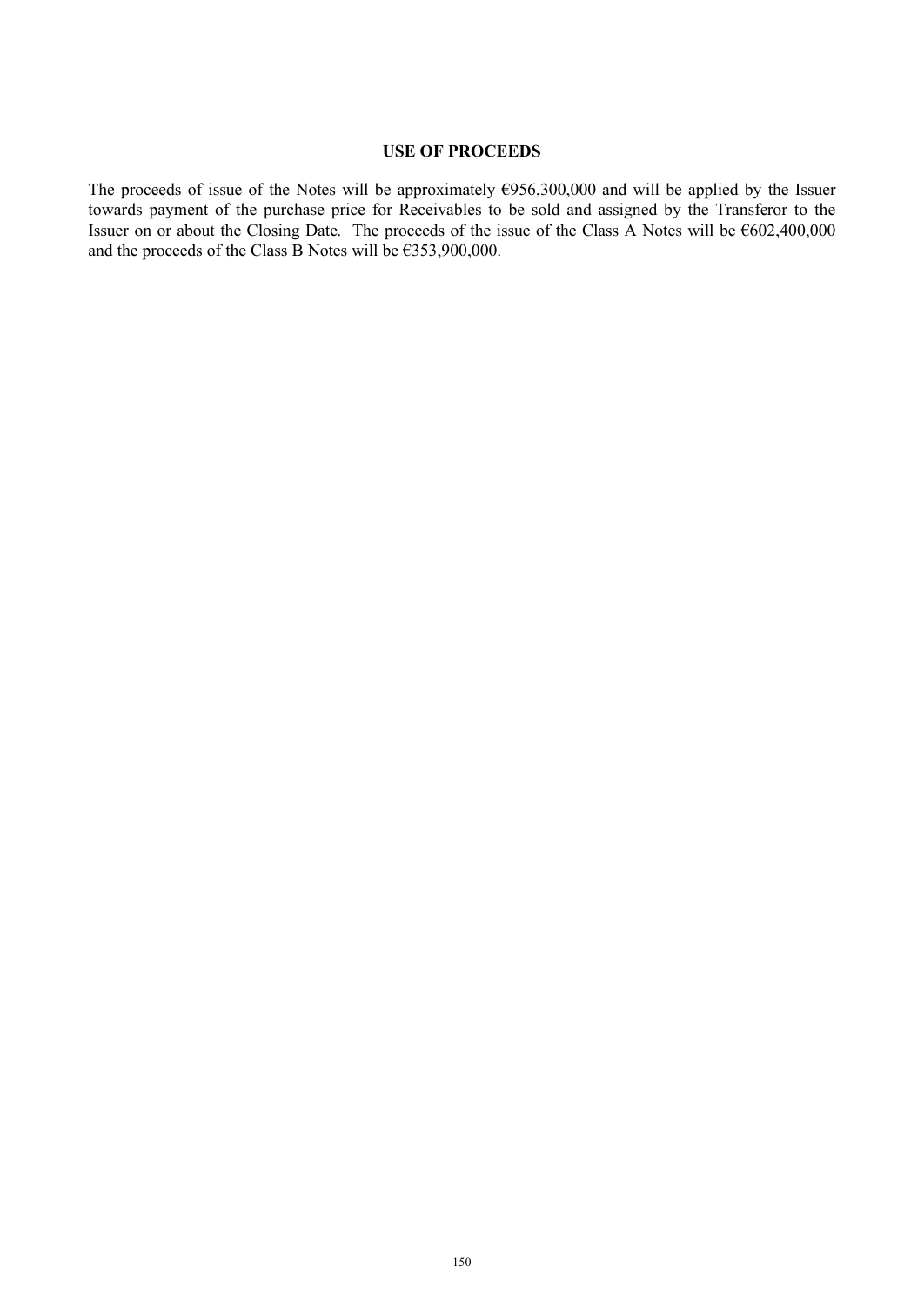## USE OF PROCEEDS

The proceeds of issue of the Notes will be approximately €956,300,000 and will be applied by the Issuer towards payment of the purchase price for Receivables to be sold and assigned by the Transferor to the Issuer on or about the Closing Date. The proceeds of the issue of the Class A Notes will be €602,400,000 and the proceeds of the Class B Notes will be €353,900,000.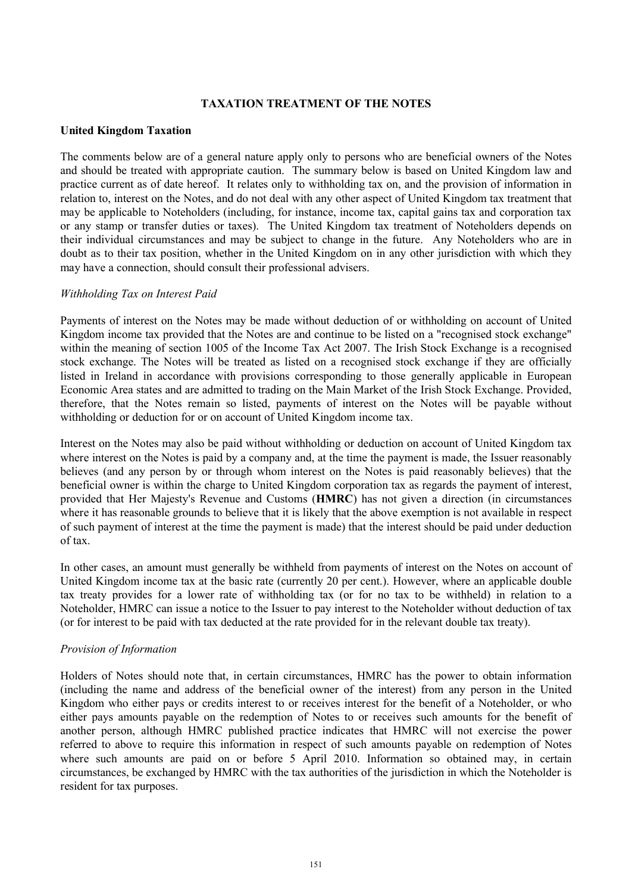## TAXATION TREATMENT OF THE NOTES

### United Kingdom Taxation

The comments below are of a general nature apply only to persons who are beneficial owners of the Notes and should be treated with appropriate caution. The summary below is based on United Kingdom law and practice current as of date hereof. It relates only to withholding tax on, and the provision of information in relation to, interest on the Notes, and do not deal with any other aspect of United Kingdom tax treatment that may be applicable to Noteholders (including, for instance, income tax, capital gains tax and corporation tax or any stamp or transfer duties or taxes). The United Kingdom tax treatment of Noteholders depends on their individual circumstances and may be subject to change in the future. Any Noteholders who are in doubt as to their tax position, whether in the United Kingdom on in any other jurisdiction with which they may have a connection, should consult their professional advisers.

*Withholding Tax on Interest Paid*

Payments of interest on the Notes may be made without deduction of or withholding on account of United Kingdom income tax provided that the Notes are and continue to be listed on a "recognised stock exchange" within the meaning of section 1005 of the Income Tax Act 2007. The Irish Stock Exchange is a recognised stock exchange. The Notes will be treated as listed on a recognised stock exchange if they are officially listed in Ireland in accordance with provisions corresponding to those generally applicable in European Economic Area states and are admitted to trading on the Main Market of the Irish Stock Exchange. Provided, therefore, that the Notes remain so listed, payments of interest on the Notes will be payable without withholding or deduction for or on account of United Kingdom income tax.

Interest on the Notes may also be paid without withholding or deduction on account of United Kingdom tax where interest on the Notes is paid by a company and, at the time the payment is made, the Issuer reasonably believes (and any person by or through whom interest on the Notes is paid reasonably believes) that the beneficial owner is within the charge to United Kingdom corporation tax as regards the payment of interest, provided that Her Majesty's Revenue and Customs (**HMRC**) has not given a direction (in circumstances where it has reasonable grounds to believe that it is likely that the above exemption is not available in respect of such payment of interest at the time the payment is made) that the interest should be paid under deduction of tax.

In other cases, an amount must generally be withheld from payments of interest on the Notes on account of United Kingdom income tax at the basic rate (currently 20 per cent.). However, where an applicable double tax treaty provides for a lower rate of withholding tax (or for no tax to be withheld) in relation to a Noteholder, HMRC can issue a notice to the Issuer to pay interest to the Noteholder without deduction of tax (or for interest to be paid with tax deducted at the rate provided for in the relevant double tax treaty).

*Provision of Information*

Holders of Notes should note that, in certain circumstances, HMRC has the power to obtain information (including the name and address of the beneficial owner of the interest) from any person in the United Kingdom who either pays or credits interest to or receives interest for the benefit of a Noteholder, or who either pays amounts payable on the redemption of Notes to or receives such amounts for the benefit of another person, although HMRC published practice indicates that HMRC will not exercise the power referred to above to require this information in respect of such amounts payable on redemption of Notes where such amounts are paid on or before 5 April 2010. Information so obtained may, in certain circumstances, be exchanged by HMRC with the tax authorities of the jurisdiction in which the Noteholder is resident for tax purposes.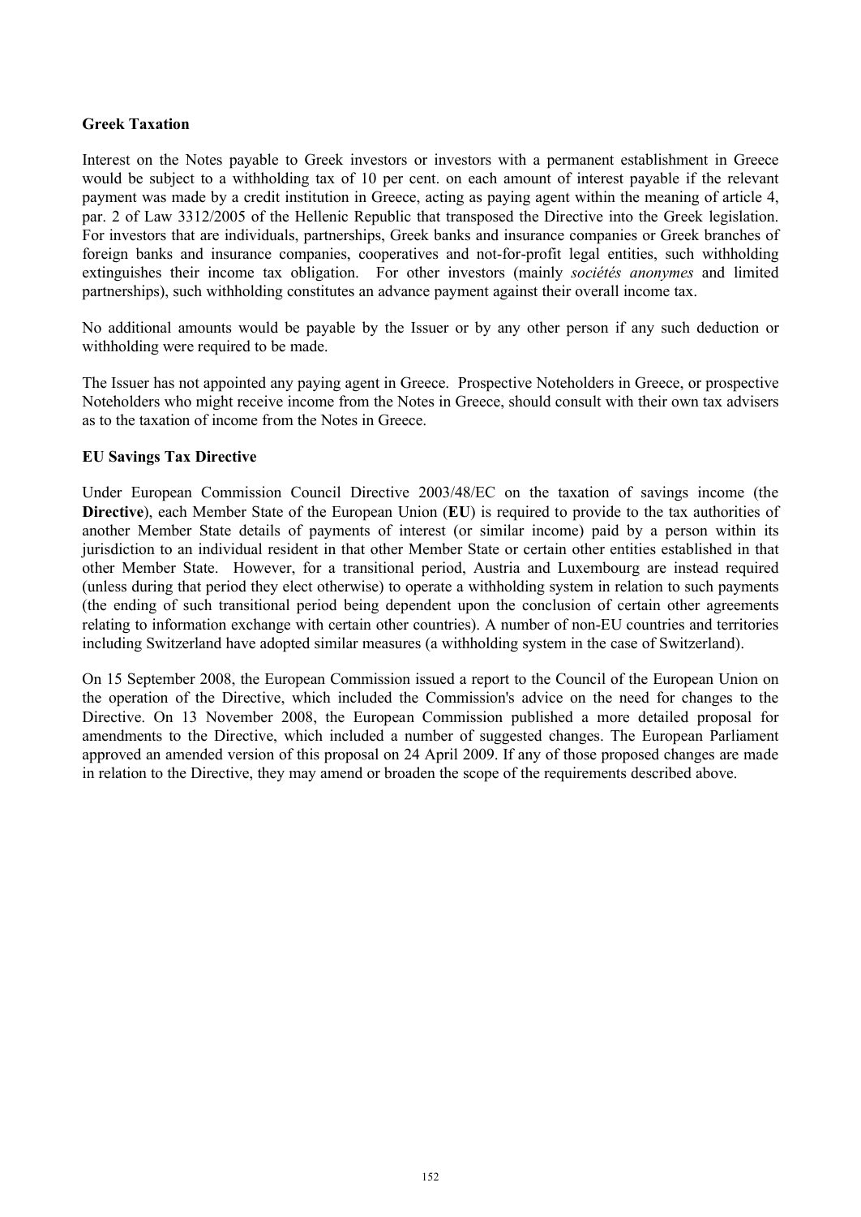**Greek Taxation**

Interest on the Notes payable to Greek investors or investors with a permanent establishment in Greece would be subject to a withholding tax of 10 per cent. on each amount of interest payable if the relevant payment was made by a credit institution in Greece, acting as paying agent within the meaning of article 4, par. 2 of Law 3312/2005 of the Hellenic Republic that transposed the Directive into the Greek legislation. For investors that are individuals, partnerships, Greek banks and insurance companies or Greek branches of foreign banks and insurance companies, cooperatives and not-for-profit legal entities, such withholding extinguishes their income tax obligation. For other investors (mainly *sociétés anonymes* and limited partnerships), such withholding constitutes an advance payment against their overall income tax.

No additional amounts would be payable by the Issuer or by any other person if any such deduction or withholding were required to be made.

The Issuer has not appointed any paying agent in Greece. Prospective Noteholders in Greece, or prospective Noteholders who might receive income from the Notes in Greece, should consult with their own tax advisers as to the taxation of income from the Notes in Greece.

**EU Savings Tax Directive**

Under European Commission Council Directive 2003/48/EC on the taxation of savings income (the **Directive**), each Member State of the European Union (**EU**) is required to provide to the tax authorities of another Member State details of payments of interest (or similar income) paid by a person within its jurisdiction to an individual resident in that other Member State or certain other entities established in that other Member State. However, for a transitional period, Austria and Luxembourg are instead required (unless during that period they elect otherwise) to operate a withholding system in relation to such payments (the ending of such transitional period being dependent upon the conclusion of certain other agreements relating to information exchange with certain other countries). A number of non-EU countries and territories including Switzerland have adopted similar measures (a withholding system in the case of Switzerland).

On 15 September 2008, the European Commission issued a report to the Council of the European Union on the operation of the Directive, which included the Commission's advice on the need for changes to the Directive. On 13 November 2008, the European Commission published a more detailed proposal for amendments to the Directive, which included a number of suggested changes. The European Parliament approved an amended version of this proposal on 24 April 2009. If any of those proposed changes are made in relation to the Directive, they may amend or broaden the scope of the requirements described above.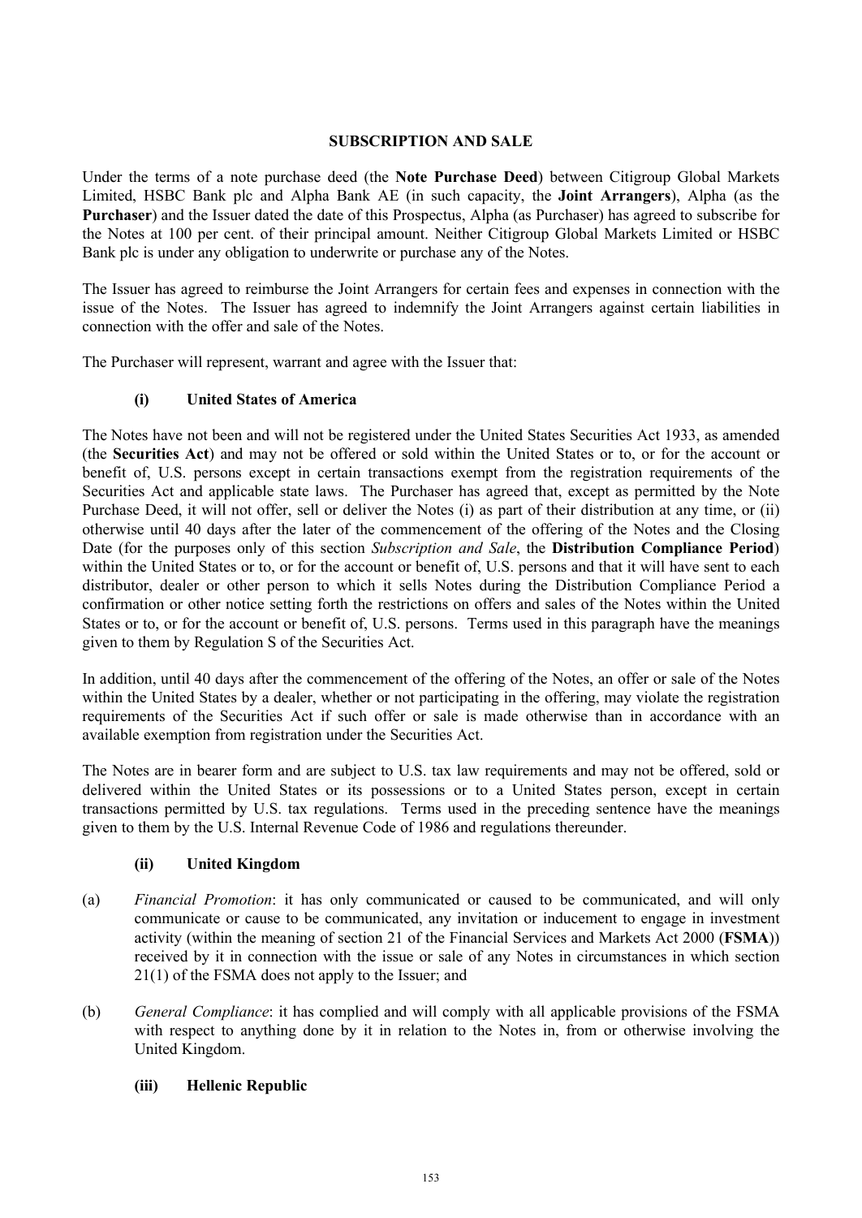## SUBSCRIPTION AND SALE

Under the terms of a note purchase deed (the **Note Purchase Deed**) between Citigroup Global Markets Limited, HSBC Bank plc and Alpha Bank AE (in such capacity, the **Joint Arrangers**), Alpha (as the **Purchaser**) and the Issuer dated the date of this Prospectus, Alpha (as Purchaser) has agreed to subscribe for the Notes at 100 per cent. of their principal amount. Neither Citigroup Global Markets Limited or HSBC Bank plc is under any obligation to underwrite or purchase any of the Notes.

The Issuer has agreed to reimburse the Joint Arrangers for certain fees and expenses in connection with the issue of the Notes. The Issuer has agreed to indemnify the Joint Arrangers against certain liabilities in connection with the offer and sale of the Notes.

The Purchaser will represent, warrant and agree with the Issuer that:

### (i) United States of America

The Notes have not been and will not be registered under the United States Securities Act 1933, as amended (the **Securities Act**) and may not be offered or sold within the United States or to, or for the account or benefit of, U.S. persons except in certain transactions exempt from the registration requirements of the Securities Act and applicable state laws. The Purchaser has agreed that, except as permitted by the Note Purchase Deed, it will not offer, sell or deliver the Notes (i) as part of their distribution at any time, or (ii) otherwise until 40 days after the later of the commencement of the offering of the Notes and the Closing Date (for the purposes only of this section *Subscription and Sale*, the **Distribution Compliance Period**) within the United States or to, or for the account or benefit of, U.S. persons and that it will have sent to each distributor, dealer or other person to which it sells Notes during the Distribution Compliance Period a confirmation or other notice setting forth the restrictions on offers and sales of the Notes within the United States or to, or for the account or benefit of, U.S. persons. Terms used in this paragraph have the meanings given to them by Regulation S of the Securities Act.

In addition, until 40 days after the commencement of the offering of the Notes, an offer or sale of the Notes within the United States by a dealer, whether or not participating in the offering, may violate the registration requirements of the Securities Act if such offer or sale is made otherwise than in accordance with an available exemption from registration under the Securities Act.

The Notes are in bearer form and are subject to U.S. tax law requirements and may not be offered, sold or delivered within the United States or its possessions or to a United States person, except in certain transactions permitted by U.S. tax regulations. Terms used in the preceding sentence have the meanings given to them by the U.S. Internal Revenue Code of 1986 and regulations thereunder.

### (ii) United Kingdom

(a) *Financial Promotion*: it has only communicated or caused to be communicated, and will only communicate or cause to be communicated, any invitation or inducement to engage in investment activity (within the meaning of section 21 of the Financial Services and Markets Act 2000 (**FSMA**)) received by it in connection with the issue or sale of any Notes in circumstances in which section 21(1) of the FSMA does not apply to the Issuer; and

(b) *General Compliance*: it has complied and will comply with all applicable provisions of the FSMA with respect to anything done by it in relation to the Notes in, from or otherwise involving the United Kingdom.

### (iii) Hellenic Republic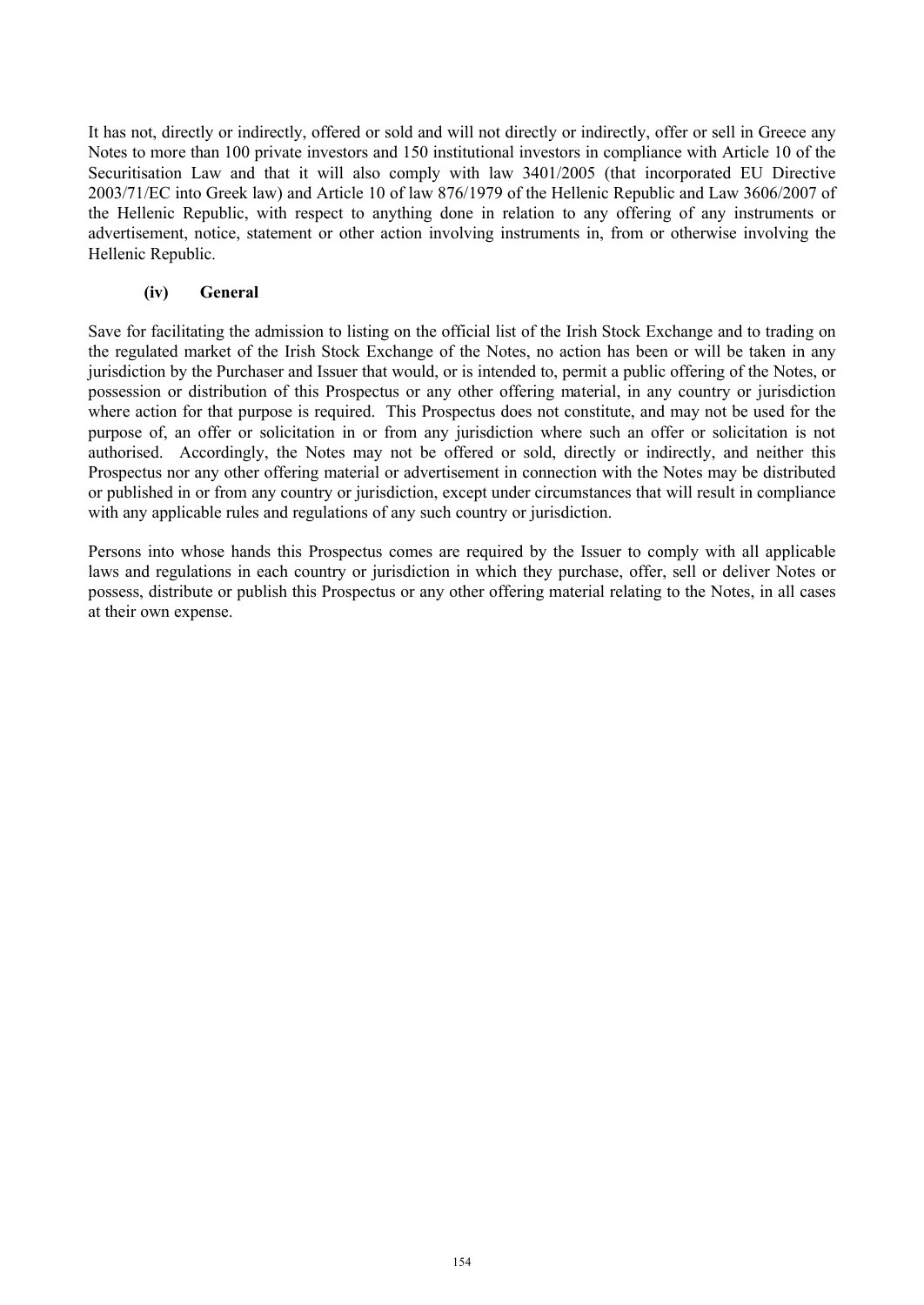It has not, directly or indirectly, offered or sold and will not directly or indirectly, offer or sell in Greece any Notes to more than 100 private investors and 150 institutional investors in compliance with Article 10 of the Securitisation Law and that it will also comply with law 3401/2005 (that incorporated EU Directive 2003/71/EC into Greek law) and Article 10 of law 876/1979 of the Hellenic Republic and Law 3606/2007 of the Hellenic Republic, with respect to anything done in relation to any offering of any instruments or advertisement, notice, statement or other action involving instruments in, from or otherwise involving the Hellenic Republic.

**(iv) General**

Save for facilitating the admission to listing on the official list of the Irish Stock Exchange and to trading on the regulated market of the Irish Stock Exchange of the Notes, no action has been or will be taken in any jurisdiction by the Purchaser and Issuer that would, or is intended to, permit a public offering of the Notes, or possession or distribution of this Prospectus or any other offering material, in any country or jurisdiction where action for that purpose is required. This Prospectus does not constitute, and may not be used for the purpose of, an offer or solicitation in or from any jurisdiction where such an offer or solicitation is not authorised. Accordingly, the Notes may not be offered or sold, directly or indirectly, and neither this Prospectus nor any other offering material or advertisement in connection with the Notes may be distributed or published in or from any country or jurisdiction, except under circumstances that will result in compliance with any applicable rules and regulations of any such country or jurisdiction.

Persons into whose hands this Prospectus comes are required by the Issuer to comply with all applicable laws and regulations in each country or jurisdiction in which they purchase, offer, sell or deliver Notes or possess, distribute or publish this Prospectus or any other offering material relating to the Notes, in all cases at their own expense.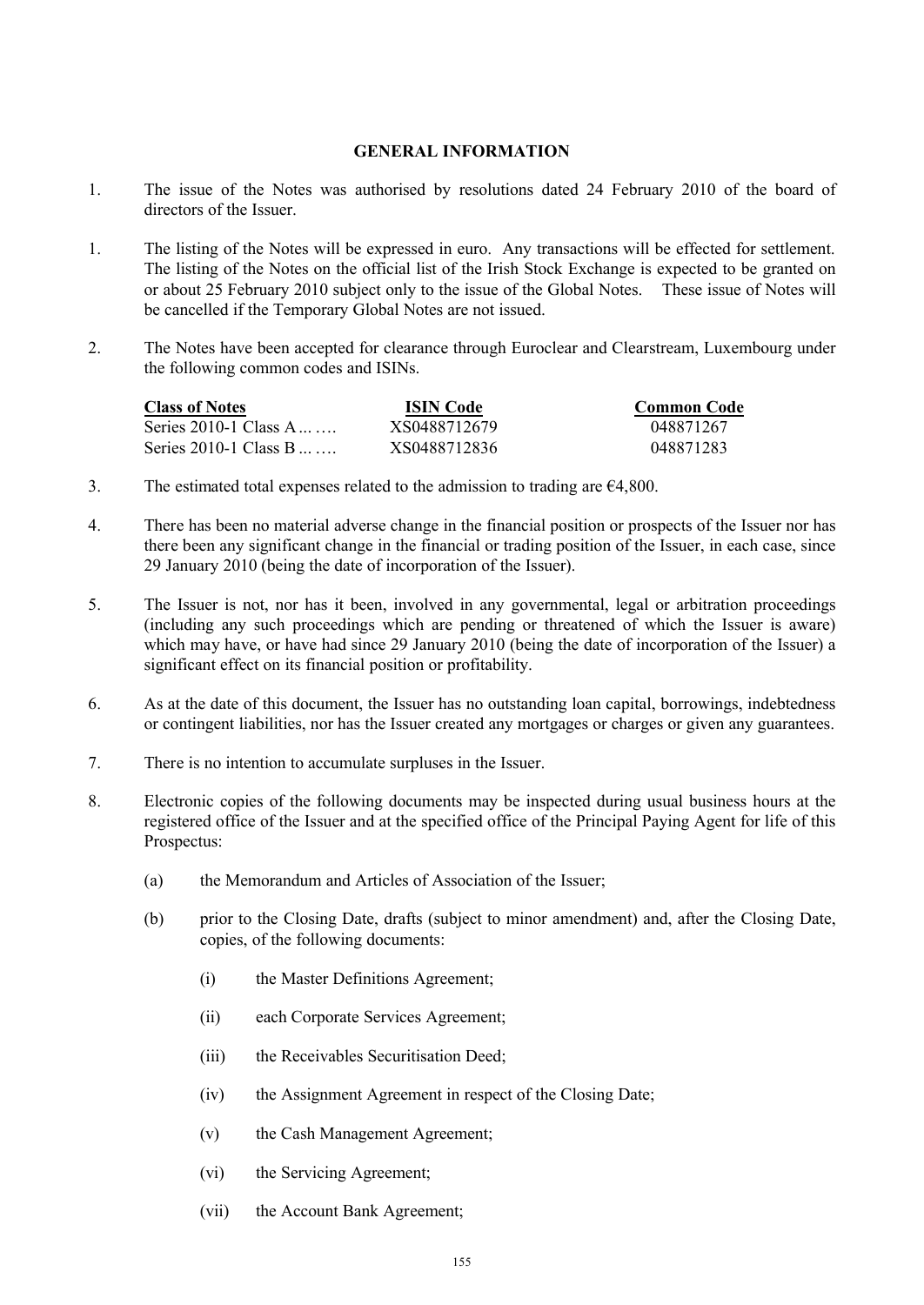## GENERAL INFORMATION

1. The issue of the Notes was authorised by resolutions dated 24 February 2010 of the board of directors of the Issuer.

1. The listing of the Notes will be expressed in euro. Any transactions will be effected for settlement. The listing of the Notes on the official list of the Irish Stock Exchange is expected to be granted on or about 25 February 2010 subject only to the issue of the Global Notes. These issue of Notes will be cancelled if the Temporary Global Notes are not issued.

2. The Notes have been accepted for clearance through Euroclear and Clearstream, Luxembourg under the following common codes and ISINs.

| Class of Notes | ISIN Code | Common Code |
|---|---|---|
| Series 2010-1 Class A ... …. | XS0488712679 | 048871267 |
| Series 2010-1 Class B ... …. | XS0488712836 | 048871283 |

3. The estimated total expenses related to the admission to trading are €4,800.

4. There has been no material adverse change in the financial position or prospects of the Issuer nor has there been any significant change in the financial or trading position of the Issuer, in each case, since 29 January 2010 (being the date of incorporation of the Issuer).

5. The Issuer is not, nor has it been, involved in any governmental, legal or arbitration proceedings (including any such proceedings which are pending or threatened of which the Issuer is aware) which may have, or have had since 29 January 2010 (being the date of incorporation of the Issuer) a significant effect on its financial position or profitability.

6. As at the date of this document, the Issuer has no outstanding loan capital, borrowings, indebtedness or contingent liabilities, nor has the Issuer created any mortgages or charges or given any guarantees.

7. There is no intention to accumulate surpluses in the Issuer.

8. Electronic copies of the following documents may be inspected during usual business hours at the registered office of the Issuer and at the specified office of the Principal Paying Agent for life of this Prospectus:

   (a) the Memorandum and Articles of Association of the Issuer;

   (b) prior to the Closing Date, drafts (subject to minor amendment) and, after the Closing Date, copies, of the following documents:

      (i) the Master Definitions Agreement;

      (ii) each Corporate Services Agreement;

      (iii) the Receivables Securitisation Deed;

      (iv) the Assignment Agreement in respect of the Closing Date;

      (v) the Cash Management Agreement;

      (vi) the Servicing Agreement;

      (vii) the Account Bank Agreement;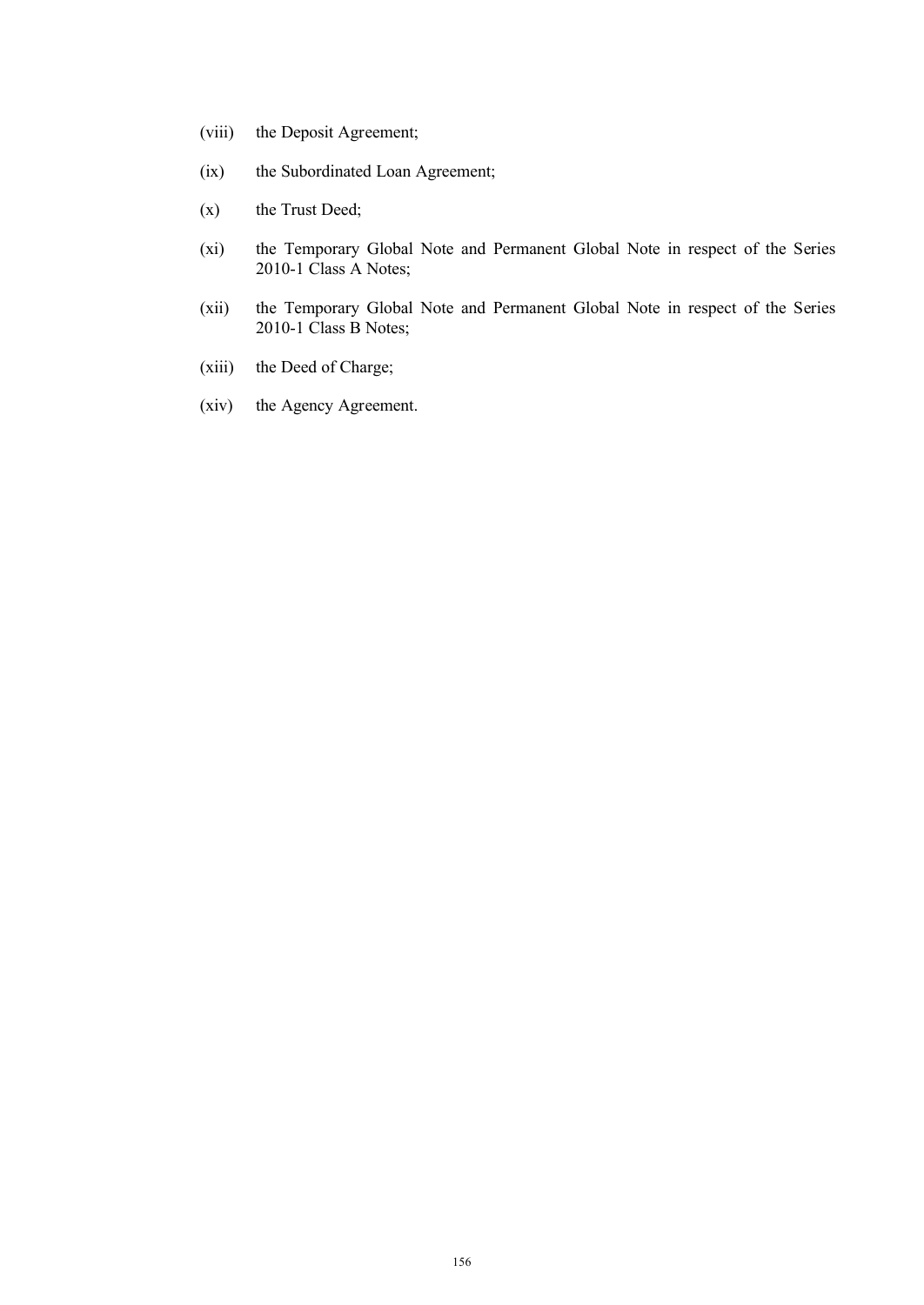(viii) the Deposit Agreement;

(ix) the Subordinated Loan Agreement;

(x) the Trust Deed;

(xi) the Temporary Global Note and Permanent Global Note in respect of the Series 2010-1 Class A Notes;

(xii) the Temporary Global Note and Permanent Global Note in respect of the Series 2010-1 Class B Notes;

(xiii) the Deed of Charge;

(xiv) the Agency Agreement.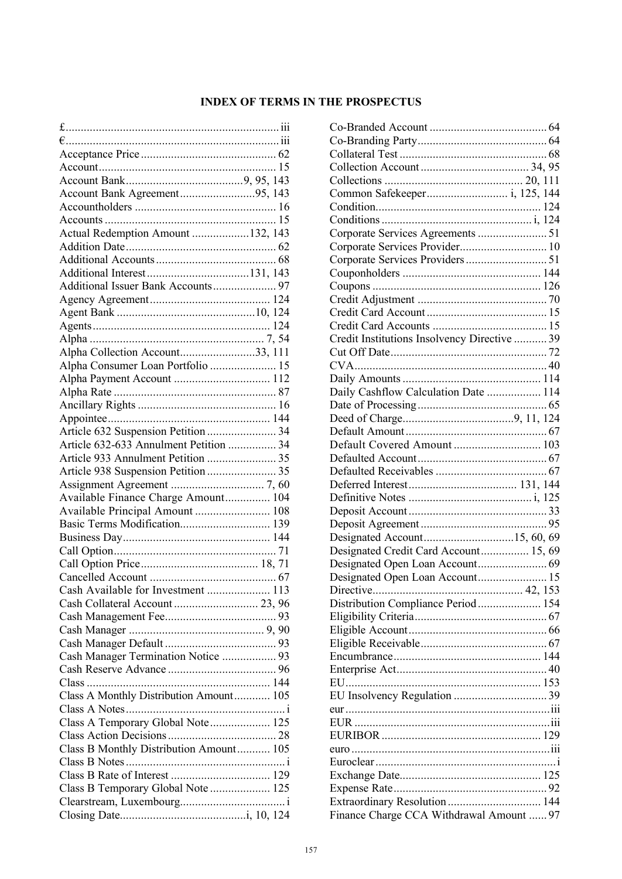# INDEX OF TERMS IN THE PROSPECTUS

£ iii
€ iii
Acceptance Price 62
Account 15
Account Bank 9, 95, 143
Account Bank Agreement 95, 143
Accountholders 16
Accounts 15
Actual Redemption Amount 132, 143
Addition Date 62
Additional Accounts 68
Additional Interest 131, 143
Additional Issuer Bank Accounts 97
Agency Agreement 124
Agent Bank 10, 124
Agents 124
Alpha 7, 54
Alpha Collection Account 33, 111
Alpha Consumer Loan Portfolio 15
Alpha Payment Account 112
Alpha Rate 87
Ancillary Rights 16
Appointee 144
Article 632 Suspension Petition 34
Article 632-633 Annulment Petition 34
Article 933 Annulment Petition 35
Article 938 Suspension Petition 35
Assignment Agreement 7, 60
Available Finance Charge Amount 104
Available Principal Amount 108
Basic Terms Modification 139
Business Day 144
Call Option 71
Call Option Price 18, 71
Cancelled Account 67
Cash Available for Investment 113
Cash Collateral Account 23, 96
Cash Management Fee 93
Cash Manager 9, 90
Cash Manager Default 93
Cash Manager Termination Notice 93
Cash Reserve Advance 96
Class 144
Class A Monthly Distribution Amount 105
Class A Notes i
Class A Temporary Global Note 125
Class Action Decisions 28
Class B Monthly Distribution Amount 105
Class B Notes i
Class B Rate of Interest 129
Class B Temporary Global Note 125
Clearstream, Luxembourg i
Closing Date i, 10, 124
Co-Branded Account 64
Co-Branding Party 64
Collateral Test 68
Collection Account 34, 95
Collections 20, 111
Common Safekeeper i, 125, 144
Condition 124
Conditions i, 124
Corporate Services Agreements 51
Corporate Services Provider 10
Corporate Services Providers 51
Couponholders 144
Coupons 126
Credit Adjustment 70
Credit Card Account 15
Credit Card Accounts 15
Credit Institutions Insolvency Directive 39
Cut Off Date 72
CVA 40
Daily Amounts 114
Daily Cashflow Calculation Date 114
Date of Processing 65
Deed of Charge 9, 11, 124
Default Amount 67
Default Covered Amount 103
Defaulted Account 67
Defaulted Receivables 67
Deferred Interest 131, 144
Definitive Notes i, 125
Deposit Account 33
Deposit Agreement 95
Designated Account 15, 60, 69
Designated Credit Card Account 15, 69
Designated Open Loan Account 69
Designated Open Loan Account 15
Directive 42, 153
Distribution Compliance Period 154
Eligibility Criteria 67
Eligible Account 66
Eligible Receivable 67
Encumbrance 144
Enterprise Act 40
EU 153
EU Insolvency Regulation 39
eur iii
EUR iii
EURIBOR 129
euro iii
Euroclear i
Exchange Date 125
Expense Rate 92
Extraordinary Resolution 144
Finance Charge CCA Withdrawal Amount 97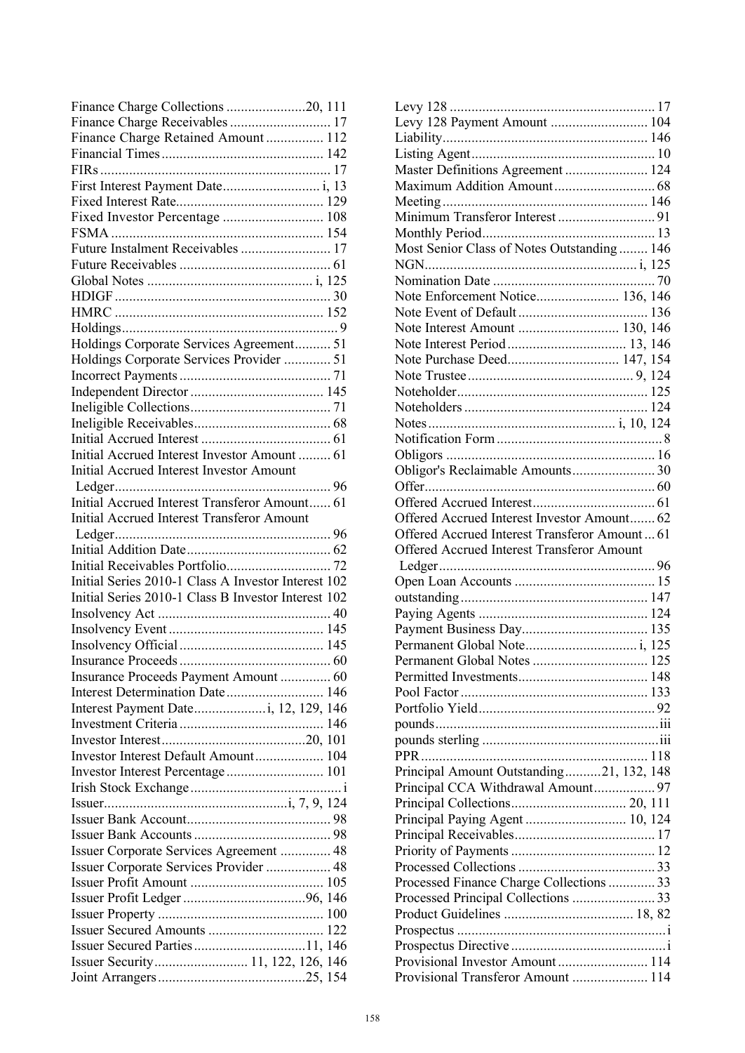Finance Charge Collections ......................20, 111
Finance Charge Receivables ............................ 17
Finance Charge Retained Amount ................ 112
Financial Times............................................. 142
FIRs................................................................ 17
First Interest Payment Date........................... i, 13
Fixed Interest Rate......................................... 129
Fixed Investor Percentage ............................ 108
FSMA ........................................................... 154
Future Instalment Receivables ......................... 17
Future Receivables .......................................... 61
Global Notes .............................................. i, 125
HDIGF ............................................................ 30
HMRC .......................................................... 152
Holdings............................................................ 9
Holdings Corporate Services Agreement.......... 51
Holdings Corporate Services Provider ............. 51
Incorrect Payments .......................................... 71
Independent Director ..................................... 145
Ineligible Collections....................................... 71
Ineligible Receivables...................................... 68
Initial Accrued Interest .................................... 61
Initial Accrued Interest Investor Amount ......... 61
Initial Accrued Interest Investor Amount Ledger............................................................ 96
Initial Accrued Interest Transferor Amount...... 61
Initial Accrued Interest Transferor Amount Ledger............................................................ 96
Initial Addition Date........................................ 62
Initial Receivables Portfolio............................. 72
Initial Series 2010-1 Class A Investor Interest 102
Initial Series 2010-1 Class B Investor Interest 102
Insolvency Act ................................................ 40
Insolvency Event ........................................... 145
Insolvency Official ........................................ 145
Insurance Proceeds .......................................... 60
Insurance Proceeds Payment Amount .............. 60
Interest Determination Date ........................... 146
Interest Payment Date....................i, 12, 129, 146
Investment Criteria ........................................ 146
Investor Interest........................................20, 101
Investor Interest Default Amount................... 104
Investor Interest Percentage ........................... 101
Irish Stock Exchange .......................................... i
Issuer...................................................i, 7, 9, 124
Issuer Bank Account........................................ 98
Issuer Bank Accounts ...................................... 98
Issuer Corporate Services Agreement .............. 48
Issuer Corporate Services Provider .................. 48
Issuer Profit Amount ..................................... 105
Issuer Profit Ledger ..................................96, 146
Issuer Property .............................................. 100
Issuer Secured Amounts ................................ 122
Issuer Secured Parties...............................11, 146
Issuer Security.......................... 11, 122, 126, 146
Joint Arrangers.........................................25, 154
Levy 128 ......................................................... 17
Levy 128 Payment Amount ........................... 104
Liability......................................................... 146
Listing Agent................................................... 10
Master Definitions Agreement ....................... 124
Maximum Addition Amount............................ 68
Meeting ......................................................... 146
Minimum Transferor Interest ........................... 91
Monthly Period................................................ 13
Most Senior Class of Notes Outstanding ........ 146
NGN........................................................... i, 125
Nomination Date ............................................. 70
Note Enforcement Notice....................... 136, 146
Note Event of Default .................................... 136
Note Interest Amount ............................ 130, 146
Note Interest Period ................................. 13, 146
Note Purchase Deed............................... 147, 154
Note Trustee .............................................. 9, 124
Noteholder..................................................... 125
Noteholders ................................................... 124
Notes .................................................... i, 10, 124
Notification Form .............................................. 8
Obligors .......................................................... 16
Obligor's Reclaimable Amounts....................... 30
Offer................................................................ 60
Offered Accrued Interest.................................. 61
Offered Accrued Interest Investor Amount....... 62
Offered Accrued Interest Transferor Amount ... 61
Offered Accrued Interest Transferor Amount Ledger............................................................ 96
Open Loan Accounts ....................................... 15
outstanding .................................................... 147
Paying Agents ............................................... 124
Payment Business Day................................... 135
Permanent Global Note............................... i, 125
Permanent Global Notes ................................ 125
Permitted Investments.................................... 148
Pool Factor .................................................... 133
Portfolio Yield................................................. 92
pounds..............................................................iii
pounds sterling .................................................iii
PPR................................................................ 118
Principal Amount Outstanding..........21, 132, 148
Principal CCA Withdrawal Amount................. 97
Principal Collections................................ 20, 111
Principal Paying Agent ............................ 10, 124
Principal Receivables....................................... 17
Priority of Payments ........................................ 12
Processed Collections ...................................... 33
Processed Finance Charge Collections ............. 33
Processed Principal Collections ....................... 33
Product Guidelines .................................... 18, 82
Prospectus .......................................................... i
Prospectus Directive ........................................... i
Provisional Investor Amount ......................... 114
Provisional Transferor Amount ..................... 114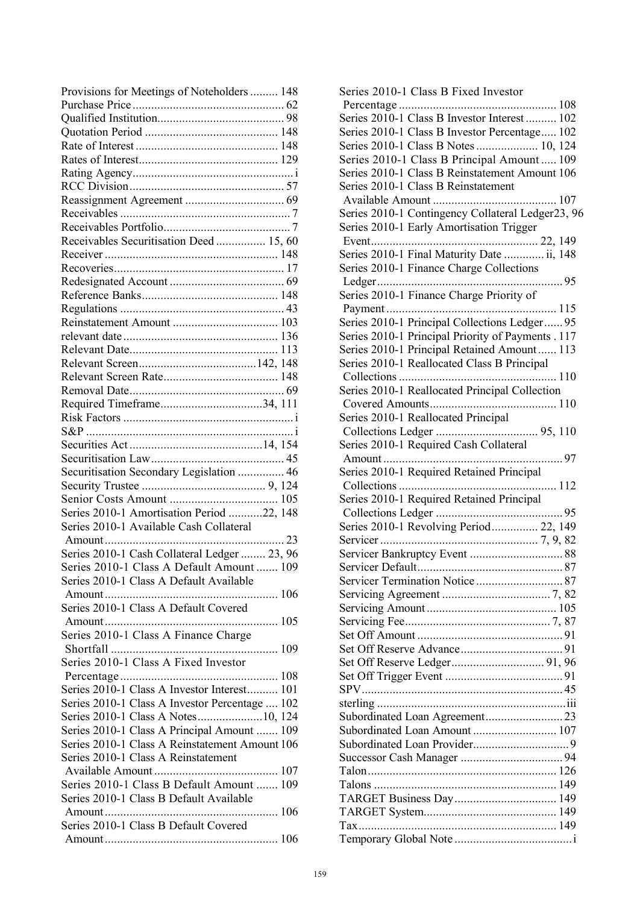Provisions for Meetings of Noteholders ......... 148
Purchase Price ................................................. 62
Qualified Institution......................................... 98
Quotation Period ........................................... 148
Rate of Interest .............................................. 148
Rates of Interest............................................. 129
Rating Agency.................................................... i
RCC Division .................................................. 57
Reassignment Agreement ................................ 69
Receivables ....................................................... 7
Receivables Portfolio......................................... 7
Receivables Securitisation Deed ................ 15, 60
Receiver ........................................................ 148
Recoveries....................................................... 17
Redesignated Account ..................................... 69
Reference Banks............................................ 148
Regulations ..................................................... 43
Reinstatement Amount .................................. 103
relevant date .................................................. 136
Relevant Date................................................ 113
Relevant Screen......................................142, 148
Relevant Screen Rate..................................... 148
Removal Date.................................................. 69
Required Timeframe.................................34, 111
Risk Factors ....................................................... i
S&P ................................................................... i
Securities Act ...........................................14, 154
Securitisation Law........................................... 45
Securitisation Secondary Legislation ............... 46
Security Trustee ........................................ 9, 124
Senior Costs Amount ................................... 105
Series 2010-1 Amortisation Period ...........22, 148
Series 2010-1 Available Cash Collateral Amount .......................................................... 23
Series 2010-1 Cash Collateral Ledger ........ 23, 96
Series 2010-1 Class A Default Amount ....... 109
Series 2010-1 Class A Default Available Amount ........................................................ 106
Series 2010-1 Class A Default Covered Amount ........................................................ 105
Series 2010-1 Class A Finance Charge Shortfall ...................................................... 109
Series 2010-1 Class A Fixed Investor Percentage ................................................... 108
Series 2010-1 Class A Investor Interest.......... 101
Series 2010-1 Class A Investor Percentage .... 102
Series 2010-1 Class A Notes.....................10, 124
Series 2010-1 Class A Principal Amount ....... 109
Series 2010-1 Class A Reinstatement Amount 106
Series 2010-1 Class A Reinstatement Available Amount ........................................ 107
Series 2010-1 Class B Default Amount ....... 109
Series 2010-1 Class B Default Available Amount ........................................................ 106
Series 2010-1 Class B Default Covered Amount ........................................................ 106
Series 2010-1 Class B Fixed Investor Percentage ................................................... 108
Series 2010-1 Class B Investor Interest .......... 102
Series 2010-1 Class B Investor Percentage..... 102
Series 2010-1 Class B Notes .................... 10, 124
Series 2010-1 Class B Principal Amount ..... 109
Series 2010-1 Class B Reinstatement Amount 106
Series 2010-1 Class B Reinstatement Available Amount ........................................ 107
Series 2010-1 Contingency Collateral Ledger23, 96
Series 2010-1 Early Amortisation Trigger Event...................................................... 22, 149
Series 2010-1 Final Maturity Date ............. ii, 148
Series 2010-1 Finance Charge Collections Ledger............................................................ 95
Series 2010-1 Finance Charge Priority of Payment ....................................................... 115
Series 2010-1 Principal Collections Ledger...... 95
Series 2010-1 Principal Priority of Payments . 117
Series 2010-1 Principal Retained Amount...... 113
Series 2010-1 Reallocated Class B Principal Collections ................................................... 110
Series 2010-1 Reallocated Principal Collection Covered Amounts......................................... 110
Series 2010-1 Reallocated Principal Collections Ledger ................................. 95, 110
Series 2010-1 Required Cash Collateral Amount .......................................................... 97
Series 2010-1 Required Retained Principal Collections ................................................... 112
Series 2010-1 Required Retained Principal Collections Ledger ......................................... 95
Series 2010-1 Revolving Period............... 22, 149
Servicer .................................................. 7, 9, 82
Servicer Bankruptcy Event ............................. 88
Servicer Default............................................... 87
Servicer Termination Notice ............................ 87
Servicing Agreement .................................. 7, 82
Servicing Amount .......................................... 105
Servicing Fee............................................... 7, 87
Set Off Amount ............................................... 91
Set Off Reserve Advance................................. 91
Set Off Reserve Ledger............................. 91, 96
Set Off Trigger Event ...................................... 91
SPV.................................................................. 45
sterling ............................................................. iii
Subordinated Loan Agreement......................... 23
Subordinated Loan Amount ........................... 107
Subordinated Loan Provider............................... 9
Successor Cash Manager ................................. 94
Talon............................................................. 126
Talons ........................................................... 149
TARGET Business Day................................. 149
TARGET System........................................... 149
Tax................................................................ 149
Temporary Global Note ...................................... i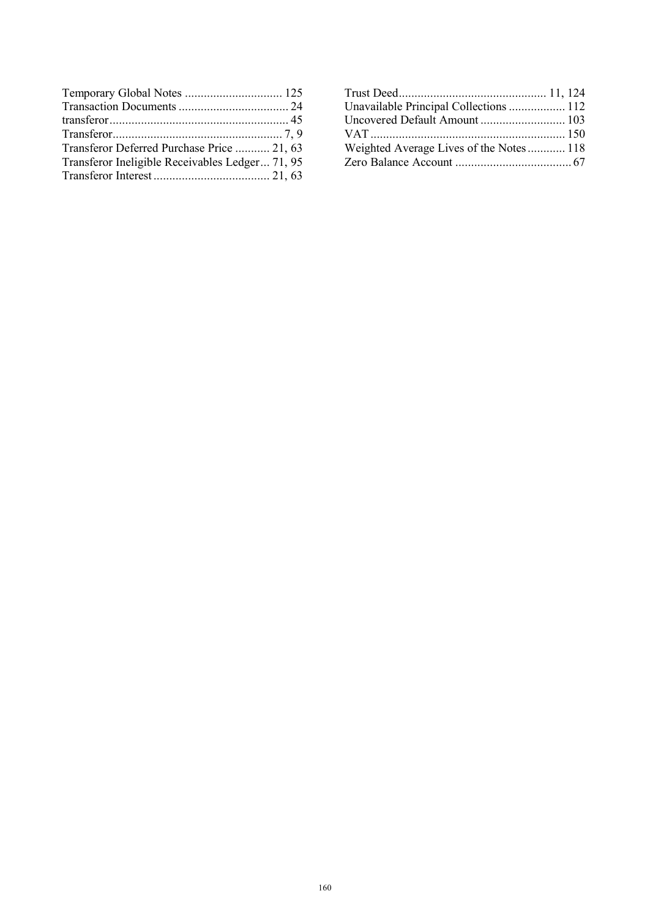Temporary Global Notes ............................... 125
Transaction Documents ................................... 24
transferor......................................................... 45
Transferor...................................................... 7, 9
Transferor Deferred Purchase Price ........... 21, 63
Transferor Ineligible Receivables Ledger... 71, 95
Transferor Interest..................................... 21, 63
Trust Deed.............................................. 11, 124
Unavailable Principal Collections .................. 112
Uncovered Default Amount ........................... 103
VAT............................................................. 150
Weighted Average Lives of the Notes............ 118
Zero Balance Account ..................................... 67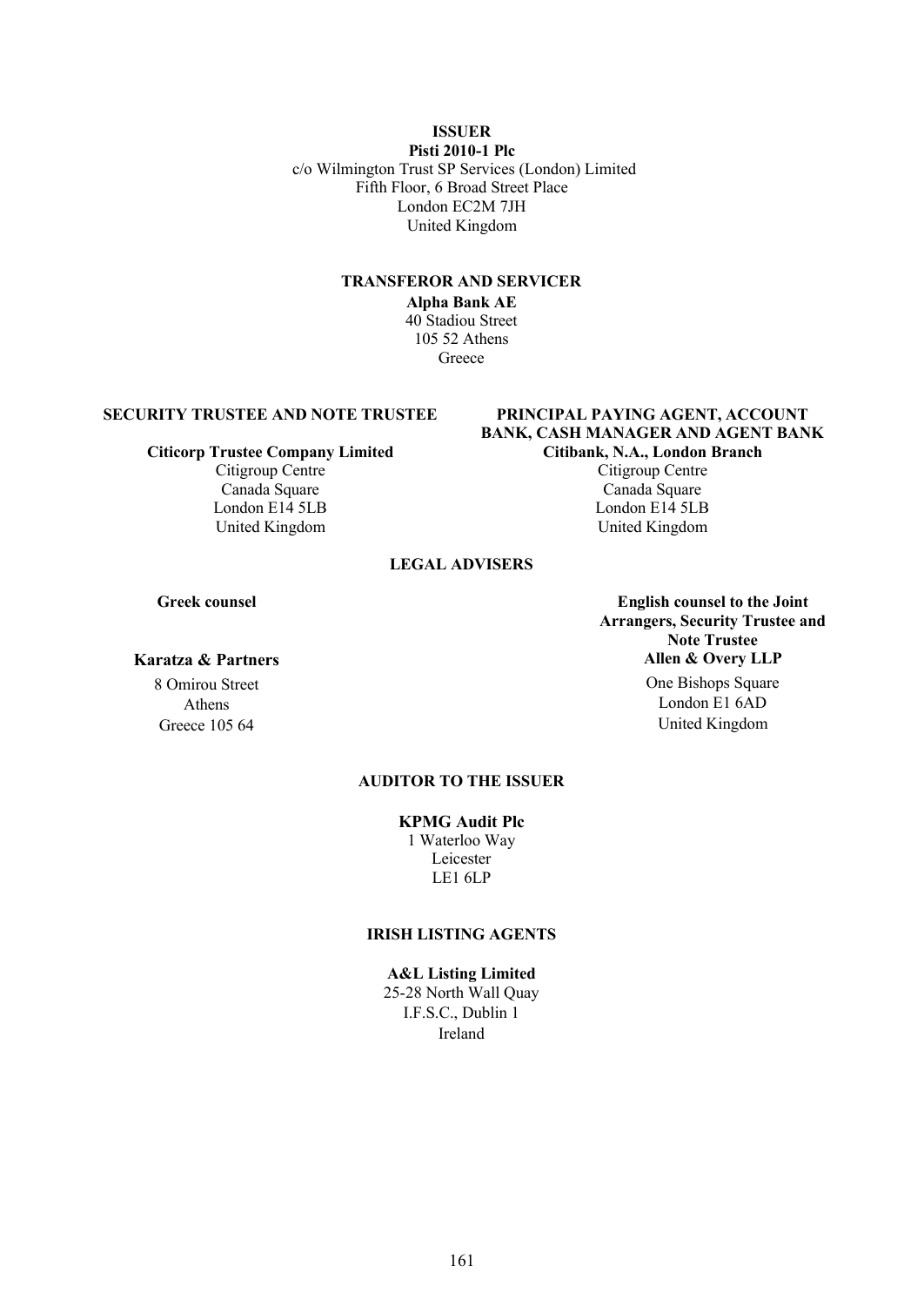**ISSUER**

**Pisti 2010-1 Plc**
c/o Wilmington Trust SP Services (London) Limited
Fifth Floor, 6 Broad Street Place
London EC2M 7JH
United Kingdom

**TRANSFEROR AND SERVICER**

**Alpha Bank AE**
40 Stadiou Street
105 52 Athens
Greece

**SECURITY TRUSTEE AND NOTE TRUSTEE**

**Citicorp Trustee Company Limited**
Citigroup Centre
Canada Square
London E14 5LB
United Kingdom

**PRINCIPAL PAYING AGENT, ACCOUNT BANK, CASH MANAGER AND AGENT BANK**

**Citibank, N.A., London Branch**
Citigroup Centre
Canada Square
London E14 5LB
United Kingdom

**LEGAL ADVISERS**

**Greek counsel**

**Karatza & Partners**
8 Omirou Street
Athens
Greece 105 64

**English counsel to the Joint Arrangers, Security Trustee and Note Trustee**

**Allen & Overy LLP**
One Bishops Square
London E1 6AD
United Kingdom

**AUDITOR TO THE ISSUER**

**KPMG Audit Plc**
1 Waterloo Way
Leicester
LE1 6LP

**IRISH LISTING AGENTS**

**A&L Listing Limited**
25-28 North Wall Quay
I.F.S.C., Dublin 1
Ireland